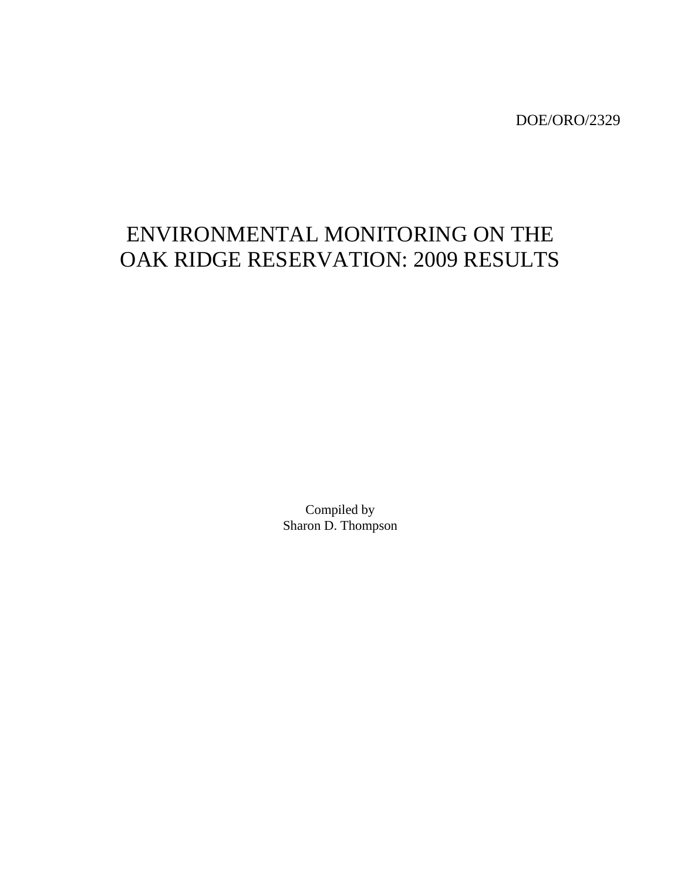DOE/ORO/2329

# ENVIRONMENTAL MONITORING ON THE OAK RIDGE RESERVATION: 2009 RESULTS

Compiled by
Sharon D. Thompson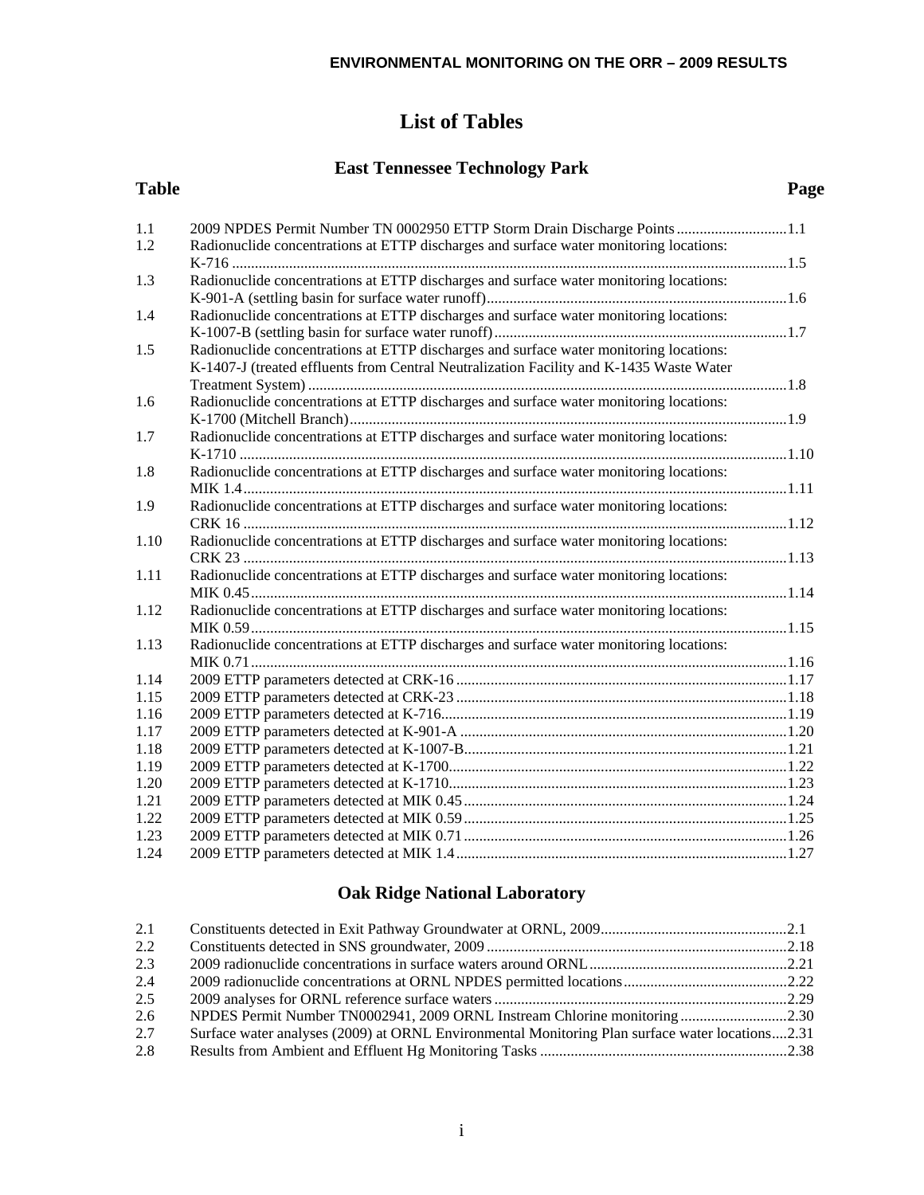# List of Tables

## East Tennessee Technology Park

| Table | | Page |
|---|---|---|
| 1.1 | 2009 NPDES Permit Number TN 0002950 ETTP Storm Drain Discharge Points | 1.1 |
| 1.2 | Radionuclide concentrations at ETTP discharges and surface water monitoring locations: K-716 | 1.5 |
| 1.3 | Radionuclide concentrations at ETTP discharges and surface water monitoring locations: K-901-A (settling basin for surface water runoff) | 1.6 |
| 1.4 | Radionuclide concentrations at ETTP discharges and surface water monitoring locations: K-1007-B (settling basin for surface water runoff) | 1.7 |
| 1.5 | Radionuclide concentrations at ETTP discharges and surface water monitoring locations: K-1407-J (treated effluents from Central Neutralization Facility and K-1435 Waste Water Treatment System) | 1.8 |
| 1.6 | Radionuclide concentrations at ETTP discharges and surface water monitoring locations: K-1700 (Mitchell Branch) | 1.9 |
| 1.7 | Radionuclide concentrations at ETTP discharges and surface water monitoring locations: K-1710 | 1.10 |
| 1.8 | Radionuclide concentrations at ETTP discharges and surface water monitoring locations: MIK 1.4 | 1.11 |
| 1.9 | Radionuclide concentrations at ETTP discharges and surface water monitoring locations: CRK 16 | 1.12 |
| 1.10 | Radionuclide concentrations at ETTP discharges and surface water monitoring locations: CRK 23 | 1.13 |
| 1.11 | Radionuclide concentrations at ETTP discharges and surface water monitoring locations: MIK 0.45 | 1.14 |
| 1.12 | Radionuclide concentrations at ETTP discharges and surface water monitoring locations: MIK 0.59 | 1.15 |
| 1.13 | Radionuclide concentrations at ETTP discharges and surface water monitoring locations: MIK 0.71 | 1.16 |
| 1.14 | 2009 ETTP parameters detected at CRK-16 | 1.17 |
| 1.15 | 2009 ETTP parameters detected at CRK-23 | 1.18 |
| 1.16 | 2009 ETTP parameters detected at K-716 | 1.19 |
| 1.17 | 2009 ETTP parameters detected at K-901-A | 1.20 |
| 1.18 | 2009 ETTP parameters detected at K-1007-B | 1.21 |
| 1.19 | 2009 ETTP parameters detected at K-1700 | 1.22 |
| 1.20 | 2009 ETTP parameters detected at K-1710 | 1.23 |
| 1.21 | 2009 ETTP parameters detected at MIK 0.45 | 1.24 |
| 1.22 | 2009 ETTP parameters detected at MIK 0.59 | 1.25 |
| 1.23 | 2009 ETTP parameters detected at MIK 0.71 | 1.26 |
| 1.24 | 2009 ETTP parameters detected at MIK 1.4 | 1.27 |

## Oak Ridge National Laboratory

| Table | | Page |
|---|---|---|
| 2.1 | Constituents detected in Exit Pathway Groundwater at ORNL, 2009 | 2.1 |
| 2.2 | Constituents detected in SNS groundwater, 2009 | 2.18 |
| 2.3 | 2009 radionuclide concentrations in surface waters around ORNL | 2.21 |
| 2.4 | 2009 radionuclide concentrations at ORNL NPDES permitted locations | 2.22 |
| 2.5 | 2009 analyses for ORNL reference surface waters | 2.29 |
| 2.6 | NPDES Permit Number TN0002941, 2009 ORNL Instream Chlorine monitoring | 2.30 |
| 2.7 | Surface water analyses (2009) at ORNL Environmental Monitoring Plan surface water locations | 2.31 |
| 2.8 | Results from Ambient and Effluent Hg Monitoring Tasks | 2.38 |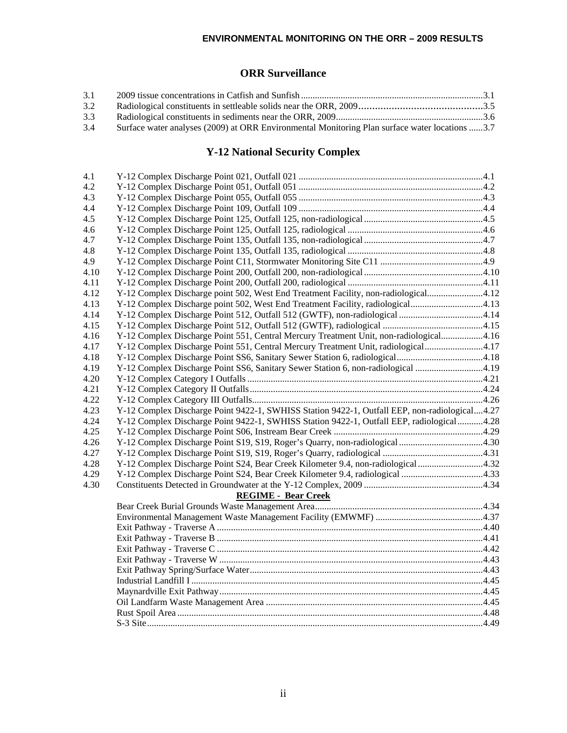## ORR Surveillance

| | | |
|---|---|---|
| 3.1 | 2009 tissue concentrations in Catfish and Sunfish | 3.1 |
| 3.2 | Radiological constituents in settleable solids near the ORR, 2009 | 3.5 |
| 3.3 | Radiological constituents in sediments near the ORR, 2009 | 3.6 |
| 3.4 | Surface water analyses (2009) at ORR Environmental Monitoring Plan surface water locations | 3.7 |

## Y-12 National Security Complex

| | | |
|---|---|---|
| 4.1 | Y-12 Complex Discharge Point 021, Outfall 021 | 4.1 |
| 4.2 | Y-12 Complex Discharge Point 051, Outfall 051 | 4.2 |
| 4.3 | Y-12 Complex Discharge Point 055, Outfall 055 | 4.3 |
| 4.4 | Y-12 Complex Discharge Point 109, Outfall 109 | 4.4 |
| 4.5 | Y-12 Complex Discharge Point 125, Outfall 125, non-radiological | 4.5 |
| 4.6 | Y-12 Complex Discharge Point 125, Outfall 125, radiological | 4.6 |
| 4.7 | Y-12 Complex Discharge Point 135, Outfall 135, non-radiological | 4.7 |
| 4.8 | Y-12 Complex Discharge Point 135, Outfall 135, radiological | 4.8 |
| 4.9 | Y-12 Complex Discharge Point C11, Stormwater Monitoring Site C11 | 4.9 |
| 4.10 | Y-12 Complex Discharge Point 200, Outfall 200, non-radiological | 4.10 |
| 4.11 | Y-12 Complex Discharge Point 200, Outfall 200, radiological | 4.11 |
| 4.12 | Y-12 Complex Discharge point 502, West End Treatment Facility, non-radiological | 4.12 |
| 4.13 | Y-12 Complex Discharge point 502, West End Treatment Facility, radiological | 4.13 |
| 4.14 | Y-12 Complex Discharge Point 512, Outfall 512 (GWTF), non-radiological | 4.14 |
| 4.15 | Y-12 Complex Discharge Point 512, Outfall 512 (GWTF), radiological | 4.15 |
| 4.16 | Y-12 Complex Discharge Point 551, Central Mercury Treatment Unit, non-radiological | 4.16 |
| 4.17 | Y-12 Complex Discharge Point 551, Central Mercury Treatment Unit, radiological | 4.17 |
| 4.18 | Y-12 Complex Discharge Point SS6, Sanitary Sewer Station 6, radiological | 4.18 |
| 4.19 | Y-12 Complex Discharge Point SS6, Sanitary Sewer Station 6, non-radiological | 4.19 |
| 4.20 | Y-12 Complex Category I Outfalls | 4.21 |
| 4.21 | Y-12 Complex Category II Outfalls | 4.24 |
| 4.22 | Y-12 Complex Category III Outfalls | 4.26 |
| 4.23 | Y-12 Complex Discharge Point 9422-1, SWHISS Station 9422-1, Outfall EEP, non-radiological | 4.27 |
| 4.24 | Y-12 Complex Discharge Point 9422-1, SWHISS Station 9422-1, Outfall EEP, radiological | 4.28 |
| 4.25 | Y-12 Complex Discharge Point S06, Instream Bear Creek | 4.29 |
| 4.26 | Y-12 Complex Discharge Point S19, S19, Roger's Quarry, non-radiological | 4.30 |
| 4.27 | Y-12 Complex Discharge Point S19, S19, Roger's Quarry, radiological | 4.31 |
| 4.28 | Y-12 Complex Discharge Point S24, Bear Creek Kilometer 9.4, non-radiological | 4.32 |
| 4.29 | Y-12 Complex Discharge Point S24, Bear Creek Kilometer 9.4, radiological | 4.33 |
| 4.30 | Constituents Detected in Groundwater at the Y-12 Complex, 2009 | 4.34 |
| | **REGIME - Bear Creek** | |
| | Bear Creek Burial Grounds Waste Management Area | 4.34 |
| | Environmental Management Waste Management Facility (EMWMF) | 4.37 |
| | Exit Pathway - Traverse A | 4.40 |
| | Exit Pathway - Traverse B | 4.41 |
| | Exit Pathway - Traverse C | 4.42 |
| | Exit Pathway - Traverse W | 4.43 |
| | Exit Pathway Spring/Surface Water | 4.43 |
| | Industrial Landfill I | 4.45 |
| | Maynardville Exit Pathway | 4.45 |
| | Oil Landfarm Waste Management Area | 4.45 |
| | Rust Spoil Area | 4.48 |
| | S-3 Site | 4.49 |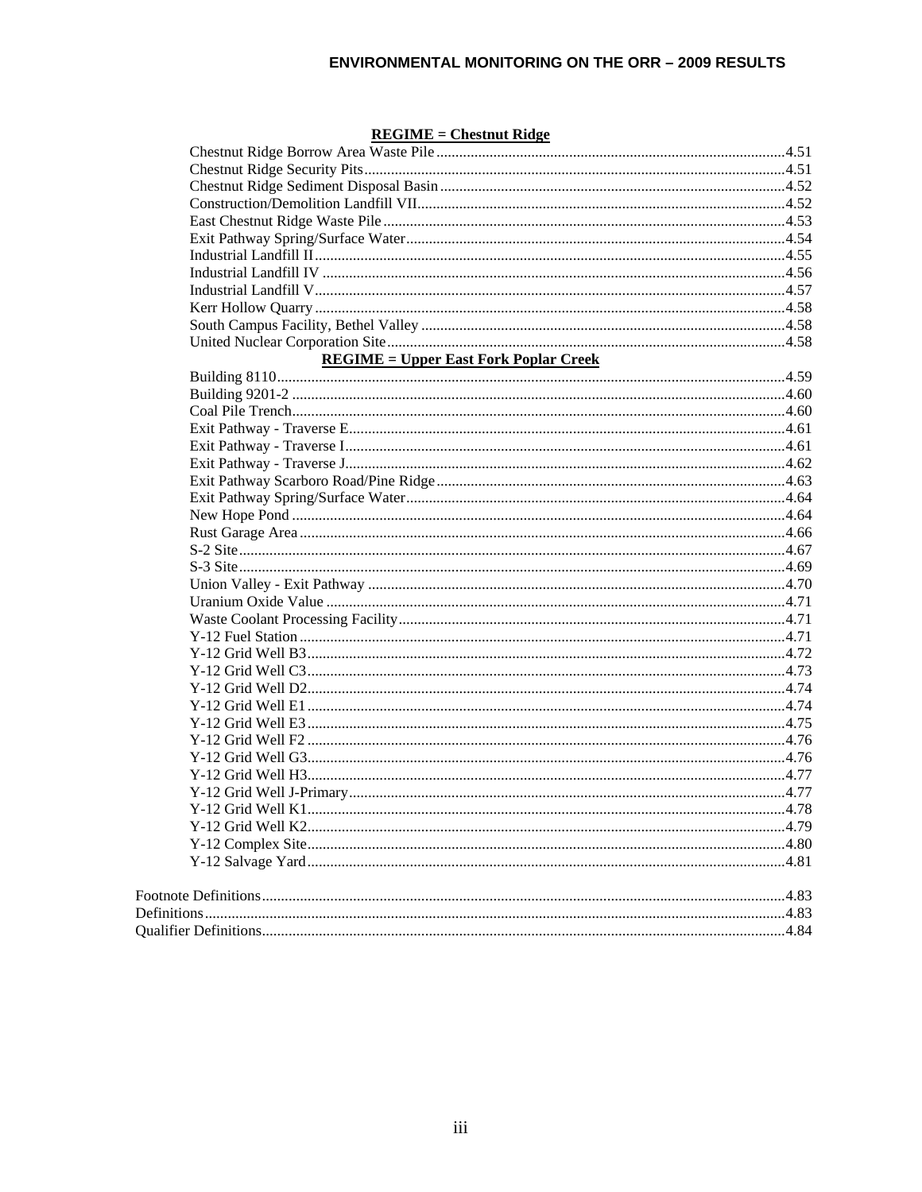**REGIME = Chestnut Ridge**

Chestnut Ridge Borrow Area Waste Pile....4.51
Chestnut Ridge Security Pits....4.51
Chestnut Ridge Sediment Disposal Basin....4.52
Construction/Demolition Landfill VII....4.52
East Chestnut Ridge Waste Pile....4.53
Exit Pathway Spring/Surface Water....4.54
Industrial Landfill II....4.55
Industrial Landfill IV....4.56
Industrial Landfill V....4.57
Kerr Hollow Quarry....4.58
South Campus Facility, Bethel Valley....4.58
United Nuclear Corporation Site....4.58

**REGIME = Upper East Fork Poplar Creek**

Building 8110....4.59
Building 9201-2....4.60
Coal Pile Trench....4.60
Exit Pathway - Traverse E....4.61
Exit Pathway - Traverse I....4.61
Exit Pathway - Traverse J....4.62
Exit Pathway Scarboro Road/Pine Ridge....4.63
Exit Pathway Spring/Surface Water....4.64
New Hope Pond....4.64
Rust Garage Area....4.66
S-2 Site....4.67
S-3 Site....4.69
Union Valley - Exit Pathway....4.70
Uranium Oxide Value....4.71
Waste Coolant Processing Facility....4.71
Y-12 Fuel Station....4.71
Y-12 Grid Well B3....4.72
Y-12 Grid Well C3....4.73
Y-12 Grid Well D2....4.74
Y-12 Grid Well E1....4.74
Y-12 Grid Well E3....4.75
Y-12 Grid Well F2....4.76
Y-12 Grid Well G3....4.76
Y-12 Grid Well H3....4.77
Y-12 Grid Well J-Primary....4.77
Y-12 Grid Well K1....4.78
Y-12 Grid Well K2....4.79
Y-12 Complex Site....4.80
Y-12 Salvage Yard....4.81

Footnote Definitions....4.83
Definitions....4.83
Qualifier Definitions....4.84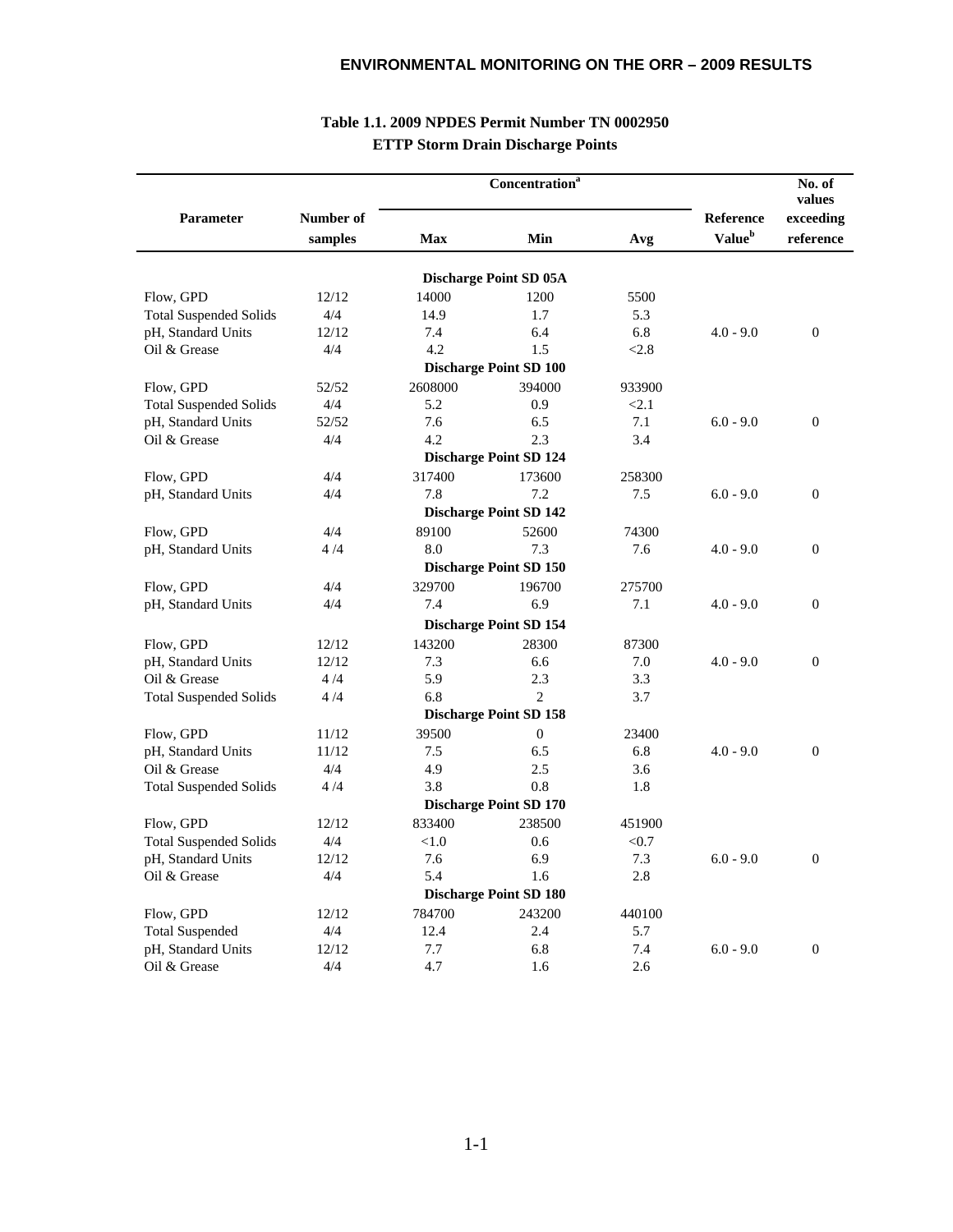**Table 1.1. 2009 NPDES Permit Number TN 0002950**
**ETTP Storm Drain Discharge Points**

| Parameter | Number of samples | Concentration[a] Max | Min | Avg | Reference Value[b] | No. of values exceeding reference |
|---|---|---|---|---|---|---|
| | | | **Discharge Point SD 05A** | | | |
| Flow, GPD | 12/12 | 14000 | 1200 | 5500 | | |
| Total Suspended Solids | 4/4 | 14.9 | 1.7 | 5.3 | | |
| pH, Standard Units | 12/12 | 7.4 | 6.4 | 6.8 | 4.0 - 9.0 | 0 |
| Oil & Grease | 4/4 | 4.2 | 1.5 | <2.8 | | |
| | | | **Discharge Point SD 100** | | | |
| Flow, GPD | 52/52 | 2608000 | 394000 | 933900 | | |
| Total Suspended Solids | 4/4 | 5.2 | 0.9 | <2.1 | | |
| pH, Standard Units | 52/52 | 7.6 | 6.5 | 7.1 | 6.0 - 9.0 | 0 |
| Oil & Grease | 4/4 | 4.2 | 2.3 | 3.4 | | |
| | | | **Discharge Point SD 124** | | | |
| Flow, GPD | 4/4 | 317400 | 173600 | 258300 | | |
| pH, Standard Units | 4/4 | 7.8 | 7.2 | 7.5 | 6.0 - 9.0 | 0 |
| | | | **Discharge Point SD 142** | | | |
| Flow, GPD | 4/4 | 89100 | 52600 | 74300 | | |
| pH, Standard Units | 4 /4 | 8.0 | 7.3 | 7.6 | 4.0 - 9.0 | 0 |
| | | | **Discharge Point SD 150** | | | |
| Flow, GPD | 4/4 | 329700 | 196700 | 275700 | | |
| pH, Standard Units | 4/4 | 7.4 | 6.9 | 7.1 | 4.0 - 9.0 | 0 |
| | | | **Discharge Point SD 154** | | | |
| Flow, GPD | 12/12 | 143200 | 28300 | 87300 | | |
| pH, Standard Units | 12/12 | 7.3 | 6.6 | 7.0 | 4.0 - 9.0 | 0 |
| Oil & Grease | 4 /4 | 5.9 | 2.3 | 3.3 | | |
| Total Suspended Solids | 4 /4 | 6.8 | 2 | 3.7 | | |
| | | | **Discharge Point SD 158** | | | |
| Flow, GPD | 11/12 | 39500 | 0 | 23400 | | |
| pH, Standard Units | 11/12 | 7.5 | 6.5 | 6.8 | 4.0 - 9.0 | 0 |
| Oil & Grease | 4/4 | 4.9 | 2.5 | 3.6 | | |
| Total Suspended Solids | 4 /4 | 3.8 | 0.8 | 1.8 | | |
| | | | **Discharge Point SD 170** | | | |
| Flow, GPD | 12/12 | 833400 | 238500 | 451900 | | |
| Total Suspended Solids | 4/4 | <1.0 | 0.6 | <0.7 | | |
| pH, Standard Units | 12/12 | 7.6 | 6.9 | 7.3 | 6.0 - 9.0 | 0 |
| Oil & Grease | 4/4 | 5.4 | 1.6 | 2.8 | | |
| | | | **Discharge Point SD 180** | | | |
| Flow, GPD | 12/12 | 784700 | 243200 | 440100 | | |
| Total Suspended | 4/4 | 12.4 | 2.4 | 5.7 | | |
| pH, Standard Units | 12/12 | 7.7 | 6.8 | 7.4 | 6.0 - 9.0 | 0 |
| Oil & Grease | 4/4 | 4.7 | 1.6 | 2.6 | | |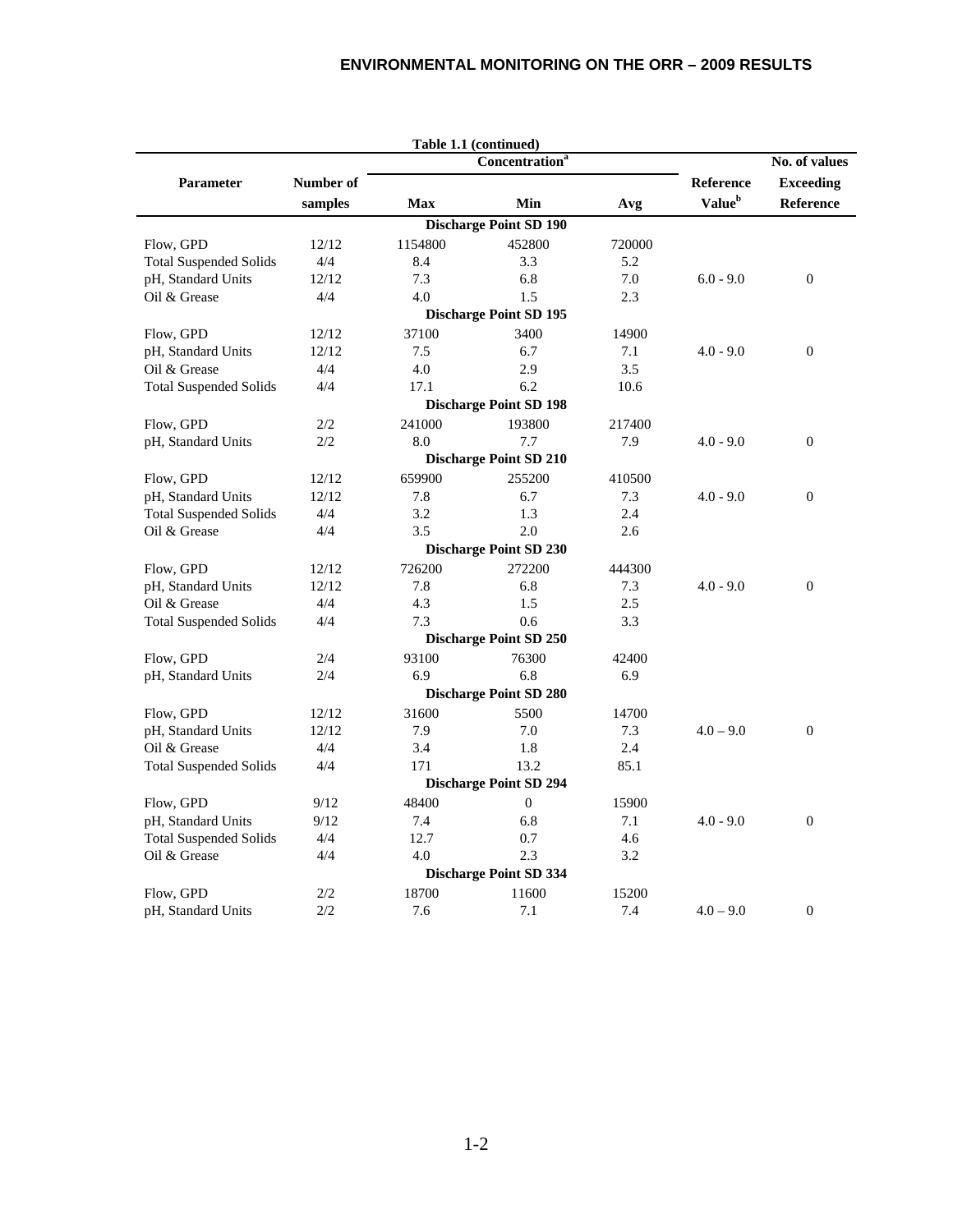Table 1.1 (continued)

| Parameter | Number of samples | Concentration[a] Max | Min | Avg | Reference Value[b] | No. of values Exceeding Reference |
|---|---|---|---|---|---|---|
| **Discharge Point SD 190** | | | | | | |
| Flow, GPD | 12/12 | 1154800 | 452800 | 720000 | | |
| Total Suspended Solids | 4/4 | 8.4 | 3.3 | 5.2 | | |
| pH, Standard Units | 12/12 | 7.3 | 6.8 | 7.0 | 6.0 - 9.0 | 0 |
| Oil & Grease | 4/4 | 4.0 | 1.5 | 2.3 | | |
| **Discharge Point SD 195** | | | | | | |
| Flow, GPD | 12/12 | 37100 | 3400 | 14900 | | |
| pH, Standard Units | 12/12 | 7.5 | 6.7 | 7.1 | 4.0 - 9.0 | 0 |
| Oil & Grease | 4/4 | 4.0 | 2.9 | 3.5 | | |
| Total Suspended Solids | 4/4 | 17.1 | 6.2 | 10.6 | | |
| **Discharge Point SD 198** | | | | | | |
| Flow, GPD | 2/2 | 241000 | 193800 | 217400 | | |
| pH, Standard Units | 2/2 | 8.0 | 7.7 | 7.9 | 4.0 - 9.0 | 0 |
| **Discharge Point SD 210** | | | | | | |
| Flow, GPD | 12/12 | 659900 | 255200 | 410500 | | |
| pH, Standard Units | 12/12 | 7.8 | 6.7 | 7.3 | 4.0 - 9.0 | 0 |
| Total Suspended Solids | 4/4 | 3.2 | 1.3 | 2.4 | | |
| Oil & Grease | 4/4 | 3.5 | 2.0 | 2.6 | | |
| **Discharge Point SD 230** | | | | | | |
| Flow, GPD | 12/12 | 726200 | 272200 | 444300 | | |
| pH, Standard Units | 12/12 | 7.8 | 6.8 | 7.3 | 4.0 - 9.0 | 0 |
| Oil & Grease | 4/4 | 4.3 | 1.5 | 2.5 | | |
| Total Suspended Solids | 4/4 | 7.3 | 0.6 | 3.3 | | |
| **Discharge Point SD 250** | | | | | | |
| Flow, GPD | 2/4 | 93100 | 76300 | 42400 | | |
| pH, Standard Units | 2/4 | 6.9 | 6.8 | 6.9 | | |
| **Discharge Point SD 280** | | | | | | |
| Flow, GPD | 12/12 | 31600 | 5500 | 14700 | | |
| pH, Standard Units | 12/12 | 7.9 | 7.0 | 7.3 | 4.0 – 9.0 | 0 |
| Oil & Grease | 4/4 | 3.4 | 1.8 | 2.4 | | |
| Total Suspended Solids | 4/4 | 171 | 13.2 | 85.1 | | |
| **Discharge Point SD 294** | | | | | | |
| Flow, GPD | 9/12 | 48400 | 0 | 15900 | | |
| pH, Standard Units | 9/12 | 7.4 | 6.8 | 7.1 | 4.0 - 9.0 | 0 |
| Total Suspended Solids | 4/4 | 12.7 | 0.7 | 4.6 | | |
| Oil & Grease | 4/4 | 4.0 | 2.3 | 3.2 | | |
| **Discharge Point SD 334** | | | | | | |
| Flow, GPD | 2/2 | 18700 | 11600 | 15200 | | |
| pH, Standard Units | 2/2 | 7.6 | 7.1 | 7.4 | 4.0 – 9.0 | 0 |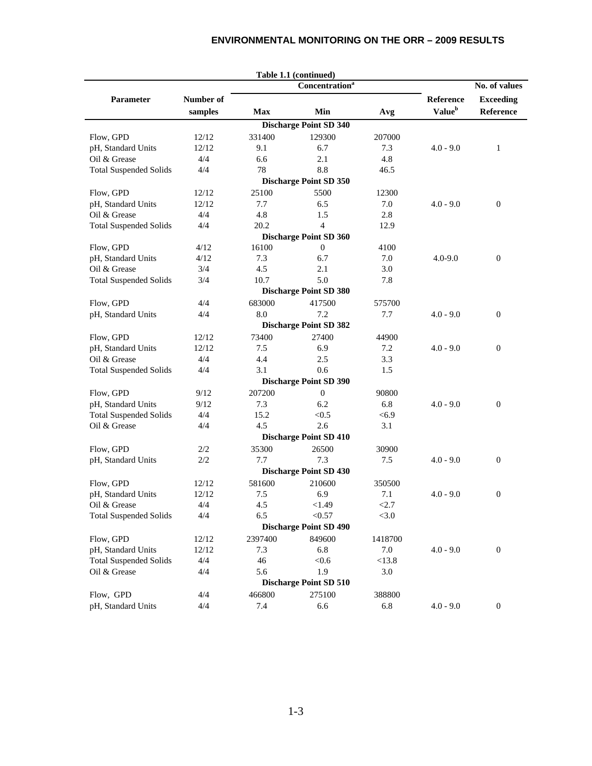**Table 1.1 (continued)**

| Parameter | Number of samples | Concentration[a] Max | Min | Avg | Reference Value[b] | No. of values Exceeding Reference |
|---|---|---|---|---|---|---|
| | | | **Discharge Point SD 340** | | | |
| Flow, GPD | 12/12 | 331400 | 129300 | 207000 | | |
| pH, Standard Units | 12/12 | 9.1 | 6.7 | 7.3 | 4.0 - 9.0 | 1 |
| Oil & Grease | 4/4 | 6.6 | 2.1 | 4.8 | | |
| Total Suspended Solids | 4/4 | 78 | 8.8 | 46.5 | | |
| | | | **Discharge Point SD 350** | | | |
| Flow, GPD | 12/12 | 25100 | 5500 | 12300 | | |
| pH, Standard Units | 12/12 | 7.7 | 6.5 | 7.0 | 4.0 - 9.0 | 0 |
| Oil & Grease | 4/4 | 4.8 | 1.5 | 2.8 | | |
| Total Suspended Solids | 4/4 | 20.2 | 4 | 12.9 | | |
| | | | **Discharge Point SD 360** | | | |
| Flow, GPD | 4/12 | 16100 | 0 | 4100 | | |
| pH, Standard Units | 4/12 | 7.3 | 6.7 | 7.0 | 4.0-9.0 | 0 |
| Oil & Grease | 3/4 | 4.5 | 2.1 | 3.0 | | |
| Total Suspended Solids | 3/4 | 10.7 | 5.0 | 7.8 | | |
| | | | **Discharge Point SD 380** | | | |
| Flow, GPD | 4/4 | 683000 | 417500 | 575700 | | |
| pH, Standard Units | 4/4 | 8.0 | 7.2 | 7.7 | 4.0 - 9.0 | 0 |
| | | | **Discharge Point SD 382** | | | |
| Flow, GPD | 12/12 | 73400 | 27400 | 44900 | | |
| pH, Standard Units | 12/12 | 7.5 | 6.9 | 7.2 | 4.0 - 9.0 | 0 |
| Oil & Grease | 4/4 | 4.4 | 2.5 | 3.3 | | |
| Total Suspended Solids | 4/4 | 3.1 | 0.6 | 1.5 | | |
| | | | **Discharge Point SD 390** | | | |
| Flow, GPD | 9/12 | 207200 | 0 | 90800 | | |
| pH, Standard Units | 9/12 | 7.3 | 6.2 | 6.8 | 4.0 - 9.0 | 0 |
| Total Suspended Solids | 4/4 | 15.2 | <0.5 | <6.9 | | |
| Oil & Grease | 4/4 | 4.5 | 2.6 | 3.1 | | |
| | | | **Discharge Point SD 410** | | | |
| Flow, GPD | 2/2 | 35300 | 26500 | 30900 | | |
| pH, Standard Units | 2/2 | 7.7 | 7.3 | 7.5 | 4.0 - 9.0 | 0 |
| | | | **Discharge Point SD 430** | | | |
| Flow, GPD | 12/12 | 581600 | 210600 | 350500 | | |
| pH, Standard Units | 12/12 | 7.5 | 6.9 | 7.1 | 4.0 - 9.0 | 0 |
| Oil & Grease | 4/4 | 4.5 | <1.49 | <2.7 | | |
| Total Suspended Solids | 4/4 | 6.5 | <0.57 | <3.0 | | |
| | | | **Discharge Point SD 490** | | | |
| Flow, GPD | 12/12 | 2397400 | 849600 | 1418700 | | |
| pH, Standard Units | 12/12 | 7.3 | 6.8 | 7.0 | 4.0 - 9.0 | 0 |
| Total Suspended Solids | 4/4 | 46 | <0.6 | <13.8 | | |
| Oil & Grease | 4/4 | 5.6 | 1.9 | 3.0 | | |
| | | | **Discharge Point SD 510** | | | |
| Flow, GPD | 4/4 | 466800 | 275100 | 388800 | | |
| pH, Standard Units | 4/4 | 7.4 | 6.6 | 6.8 | 4.0 - 9.0 | 0 |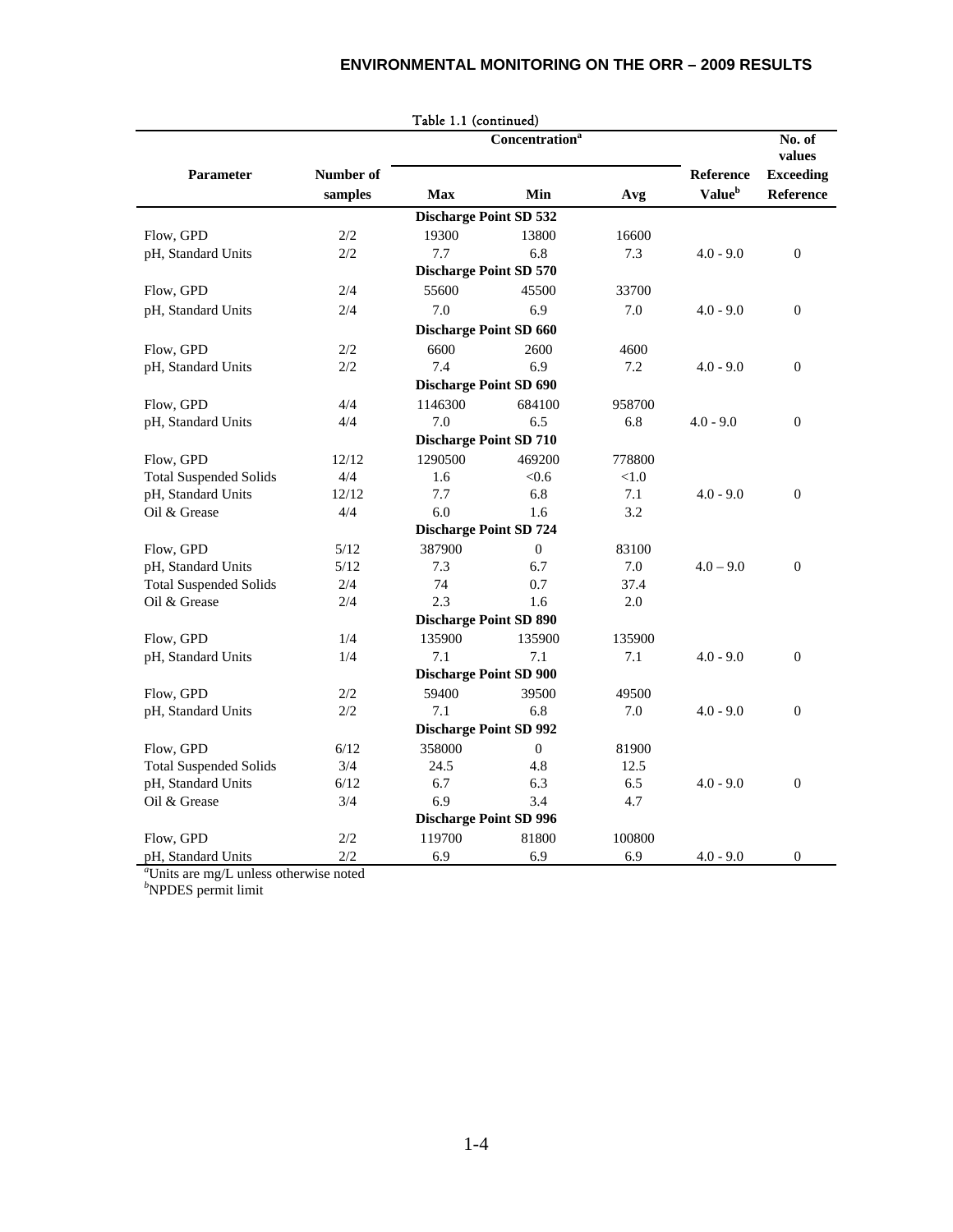Table 1.1 (continued)

| Parameter | Number of samples | Concentration[a] Max | Min | Avg | Reference Value[b] | No. of values Exceeding Reference |
|---|---|---|---|---|---|---|
| | | **Discharge Point SD 532** | | | | |
| Flow, GPD | 2/2 | 19300 | 13800 | 16600 | | |
| pH, Standard Units | 2/2 | 7.7 | 6.8 | 7.3 | 4.0 - 9.0 | 0 |
| | | **Discharge Point SD 570** | | | | |
| Flow, GPD | 2/4 | 55600 | 45500 | 33700 | | |
| pH, Standard Units | 2/4 | 7.0 | 6.9 | 7.0 | 4.0 - 9.0 | 0 |
| | | **Discharge Point SD 660** | | | | |
| Flow, GPD | 2/2 | 6600 | 2600 | 4600 | | |
| pH, Standard Units | 2/2 | 7.4 | 6.9 | 7.2 | 4.0 - 9.0 | 0 |
| | | **Discharge Point SD 690** | | | | |
| Flow, GPD | 4/4 | 1146300 | 684100 | 958700 | | |
| pH, Standard Units | 4/4 | 7.0 | 6.5 | 6.8 | 4.0 - 9.0 | 0 |
| | | **Discharge Point SD 710** | | | | |
| Flow, GPD | 12/12 | 1290500 | 469200 | 778800 | | |
| Total Suspended Solids | 4/4 | 1.6 | <0.6 | <1.0 | | |
| pH, Standard Units | 12/12 | 7.7 | 6.8 | 7.1 | 4.0 - 9.0 | 0 |
| Oil & Grease | 4/4 | 6.0 | 1.6 | 3.2 | | |
| | | **Discharge Point SD 724** | | | | |
| Flow, GPD | 5/12 | 387900 | 0 | 83100 | | |
| pH, Standard Units | 5/12 | 7.3 | 6.7 | 7.0 | 4.0 – 9.0 | 0 |
| Total Suspended Solids | 2/4 | 74 | 0.7 | 37.4 | | |
| Oil & Grease | 2/4 | 2.3 | 1.6 | 2.0 | | |
| | | **Discharge Point SD 890** | | | | |
| Flow, GPD | 1/4 | 135900 | 135900 | 135900 | | |
| pH, Standard Units | 1/4 | 7.1 | 7.1 | 7.1 | 4.0 - 9.0 | 0 |
| | | **Discharge Point SD 900** | | | | |
| Flow, GPD | 2/2 | 59400 | 39500 | 49500 | | |
| pH, Standard Units | 2/2 | 7.1 | 6.8 | 7.0 | 4.0 - 9.0 | 0 |
| | | **Discharge Point SD 992** | | | | |
| Flow, GPD | 6/12 | 358000 | 0 | 81900 | | |
| Total Suspended Solids | 3/4 | 24.5 | 4.8 | 12.5 | | |
| pH, Standard Units | 6/12 | 6.7 | 6.3 | 6.5 | 4.0 - 9.0 | 0 |
| Oil & Grease | 3/4 | 6.9 | 3.4 | 4.7 | | |
| | | **Discharge Point SD 996** | | | | |
| Flow, GPD | 2/2 | 119700 | 81800 | 100800 | | |
| pH, Standard Units | 2/2 | 6.9 | 6.9 | 6.9 | 4.0 - 9.0 | 0 |

[a]Units are mg/L unless otherwise noted
[b]NPDES permit limit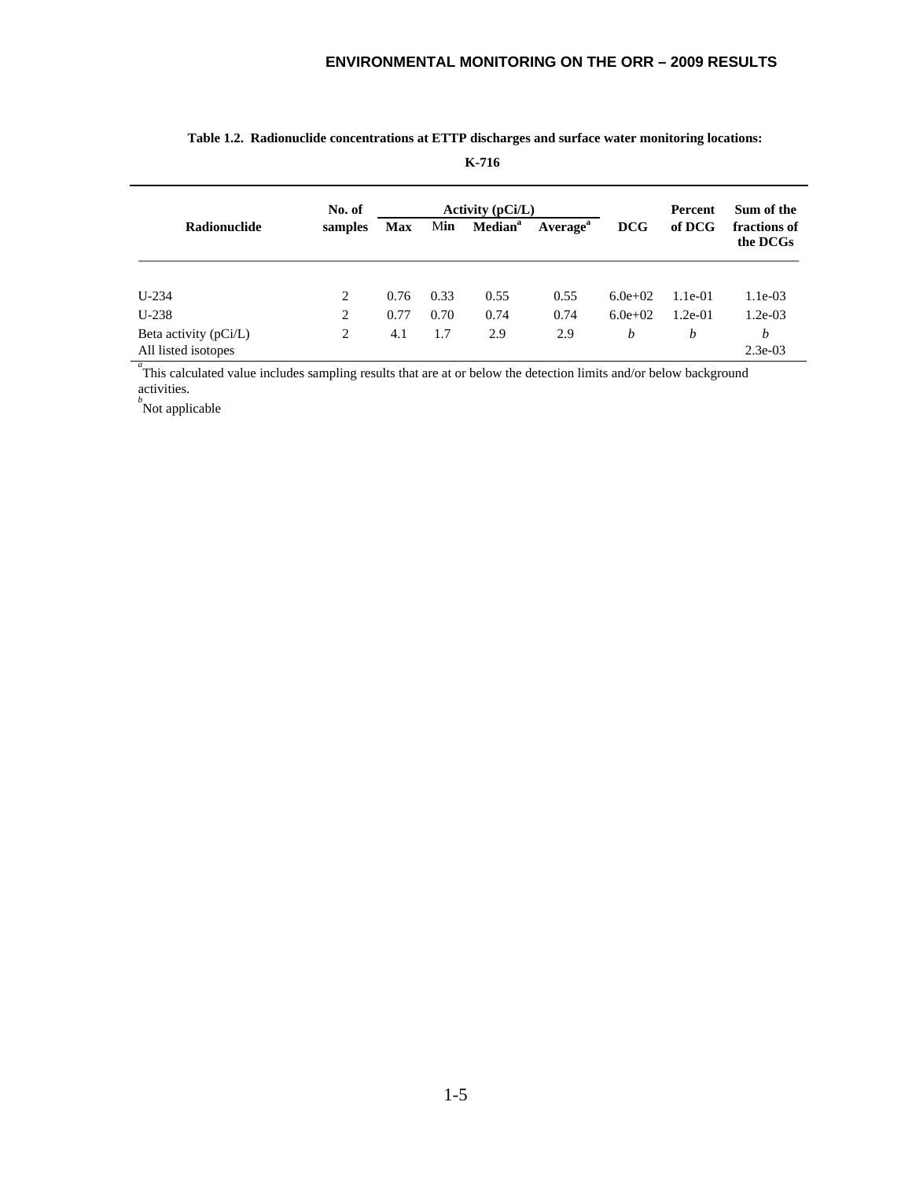**Table 1.2. Radionuclide concentrations at ETTP discharges and surface water monitoring locations:**

**K-716**

| Radionuclide | No. of samples | Activity (pCi/L) | | | | DCG | Percent of DCG | Sum of the fractions of the DCGs |
|---|---|---|---|---|---|---|---|---|
| | | Max | Min | Median[a] | Average[a] | | | |
| U-234 | 2 | 0.76 | 0.33 | 0.55 | 0.55 | 6.0e+02 | 1.1e-01 | 1.1e-03 |
| U-238 | 2 | 0.77 | 0.70 | 0.74 | 0.74 | 6.0e+02 | 1.2e-01 | 1.2e-03 |
| Beta activity (pCi/L) | 2 | 4.1 | 1.7 | 2.9 | 2.9 | *b* | *b* | *b* |
| All listed isotopes | | | | | | | | 2.3e-03 |

[a]This calculated value includes sampling results that are at or below the detection limits and/or below background activities.

[b]Not applicable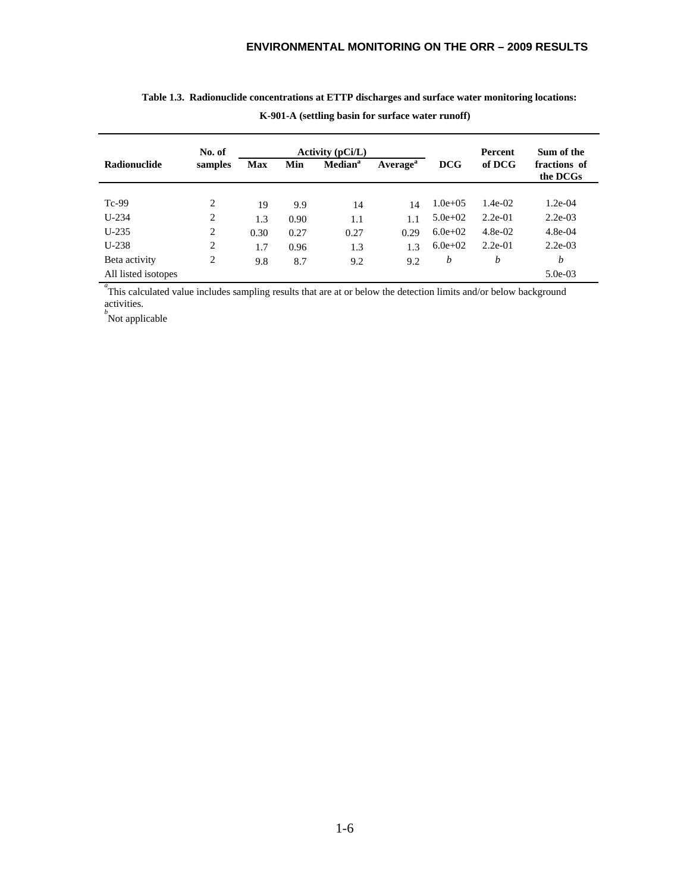**Table 1.3. Radionuclide concentrations at ETTP discharges and surface water monitoring locations: K-901-A (settling basin for surface water runoff)**

| Radionuclide | No. of samples | Activity (pCi/L) | | | | DCG | Percent of DCG | Sum of the fractions of the DCGs |
|---|---|---|---|---|---|---|---|---|
| | | Max | Min | Median[a] | Average[a] | | | |
| Tc-99 | 2 | 19 | 9.9 | 14 | 14 | 1.0e+05 | 1.4e-02 | 1.2e-04 |
| U-234 | 2 | 1.3 | 0.90 | 1.1 | 1.1 | 5.0e+02 | 2.2e-01 | 2.2e-03 |
| U-235 | 2 | 0.30 | 0.27 | 0.27 | 0.29 | 6.0e+02 | 4.8e-02 | 4.8e-04 |
| U-238 | 2 | 1.7 | 0.96 | 1.3 | 1.3 | 6.0e+02 | 2.2e-01 | 2.2e-03 |
| Beta activity | 2 | 9.8 | 8.7 | 9.2 | 9.2 | *b* | *b* | *b* |
| All listed isotopes | | | | | | | | 5.0e-03 |

[a] This calculated value includes sampling results that are at or below the detection limits and/or below background activities.

[b] Not applicable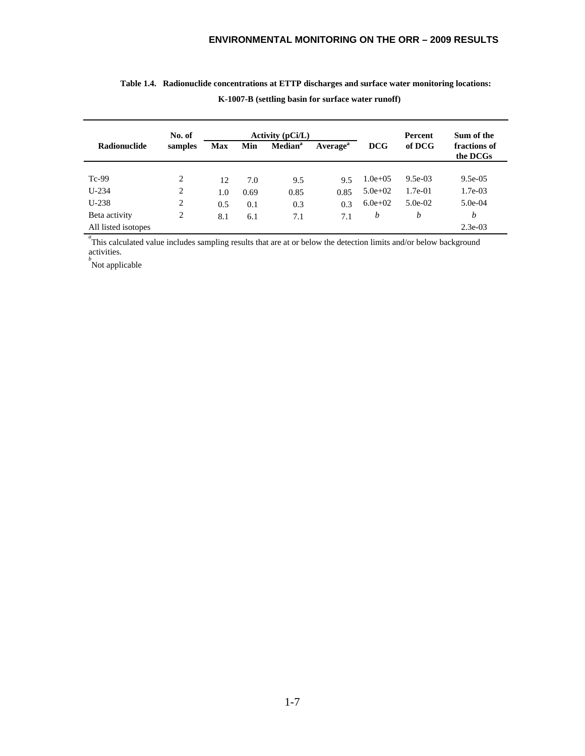**Table 1.4. Radionuclide concentrations at ETTP discharges and surface water monitoring locations: K-1007-B (settling basin for surface water runoff)**

| Radionuclide | No. of samples | Activity (pCi/L) | | | | DCG | Percent of DCG | Sum of the fractions of the DCGs |
|---|---|---|---|---|---|---|---|---|
| | | Max | Min | Median[a] | Average[a] | | | |
| Tc-99 | 2 | 12 | 7.0 | 9.5 | 9.5 | 1.0e+05 | 9.5e-03 | 9.5e-05 |
| U-234 | 2 | 1.0 | 0.69 | 0.85 | 0.85 | 5.0e+02 | 1.7e-01 | 1.7e-03 |
| U-238 | 2 | 0.5 | 0.1 | 0.3 | 0.3 | 6.0e+02 | 5.0e-02 | 5.0e-04 |
| Beta activity | 2 | 8.1 | 6.1 | 7.1 | 7.1 | *b* | *b* | *b* |
| All listed isotopes | | | | | | | | 2.3e-03 |

[a] This calculated value includes sampling results that are at or below the detection limits and/or below background activities.

[b] Not applicable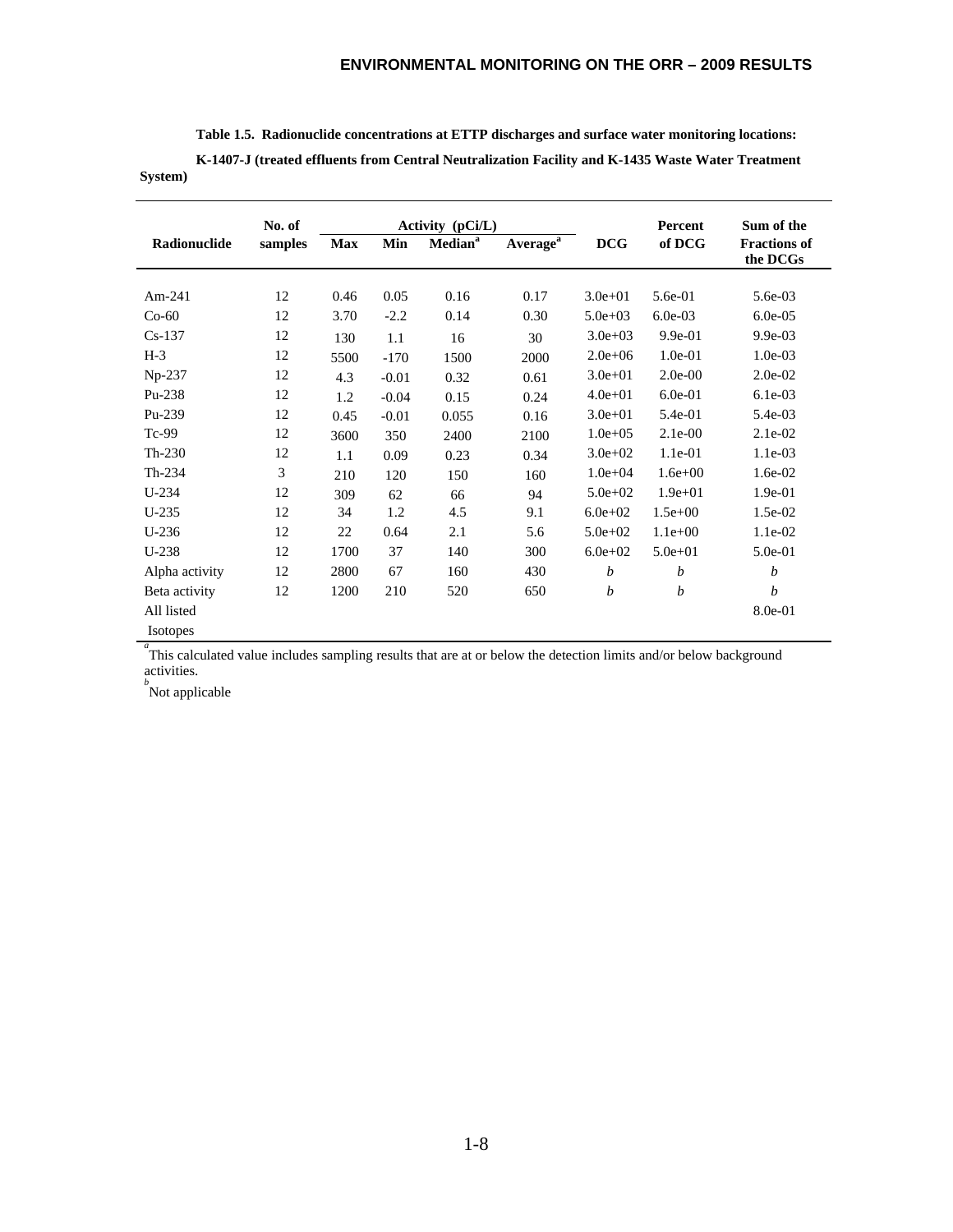**Table 1.5. Radionuclide concentrations at ETTP discharges and surface water monitoring locations: K-1407-J (treated effluents from Central Neutralization Facility and K-1435 Waste Water Treatment System)**

| Radionuclide | No. of samples | Activity (pCi/L) | | | | DCG | Percent of DCG | Sum of the Fractions of the DCGs |
|---|---|---|---|---|---|---|---|---|
| | | Max | Min | Median[a] | Average[a] | | | |
| Am-241 | 12 | 0.46 | 0.05 | 0.16 | 0.17 | 3.0e+01 | 5.6e-01 | 5.6e-03 |
| Co-60 | 12 | 3.70 | -2.2 | 0.14 | 0.30 | 5.0e+03 | 6.0e-03 | 6.0e-05 |
| Cs-137 | 12 | 130 | 1.1 | 16 | 30 | 3.0e+03 | 9.9e-01 | 9.9e-03 |
| H-3 | 12 | 5500 | -170 | 1500 | 2000 | 2.0e+06 | 1.0e-01 | 1.0e-03 |
| Np-237 | 12 | 4.3 | -0.01 | 0.32 | 0.61 | 3.0e+01 | 2.0e-00 | 2.0e-02 |
| Pu-238 | 12 | 1.2 | -0.04 | 0.15 | 0.24 | 4.0e+01 | 6.0e-01 | 6.1e-03 |
| Pu-239 | 12 | 0.45 | -0.01 | 0.055 | 0.16 | 3.0e+01 | 5.4e-01 | 5.4e-03 |
| Tc-99 | 12 | 3600 | 350 | 2400 | 2100 | 1.0e+05 | 2.1e-00 | 2.1e-02 |
| Th-230 | 12 | 1.1 | 0.09 | 0.23 | 0.34 | 3.0e+02 | 1.1e-01 | 1.1e-03 |
| Th-234 | 3 | 210 | 120 | 150 | 160 | 1.0e+04 | 1.6e+00 | 1.6e-02 |
| U-234 | 12 | 309 | 62 | 66 | 94 | 5.0e+02 | 1.9e+01 | 1.9e-01 |
| U-235 | 12 | 34 | 1.2 | 4.5 | 9.1 | 6.0e+02 | 1.5e+00 | 1.5e-02 |
| U-236 | 12 | 22 | 0.64 | 2.1 | 5.6 | 5.0e+02 | 1.1e+00 | 1.1e-02 |
| U-238 | 12 | 1700 | 37 | 140 | 300 | 6.0e+02 | 5.0e+01 | 5.0e-01 |
| Alpha activity | 12 | 2800 | 67 | 160 | 430 | *b* | *b* | *b* |
| Beta activity | 12 | 1200 | 210 | 520 | 650 | *b* | *b* | *b* |
| All listed Isotopes | | | | | | | | 8.0e-01 |

[a] This calculated value includes sampling results that are at or below the detection limits and/or below background activities.

[b] Not applicable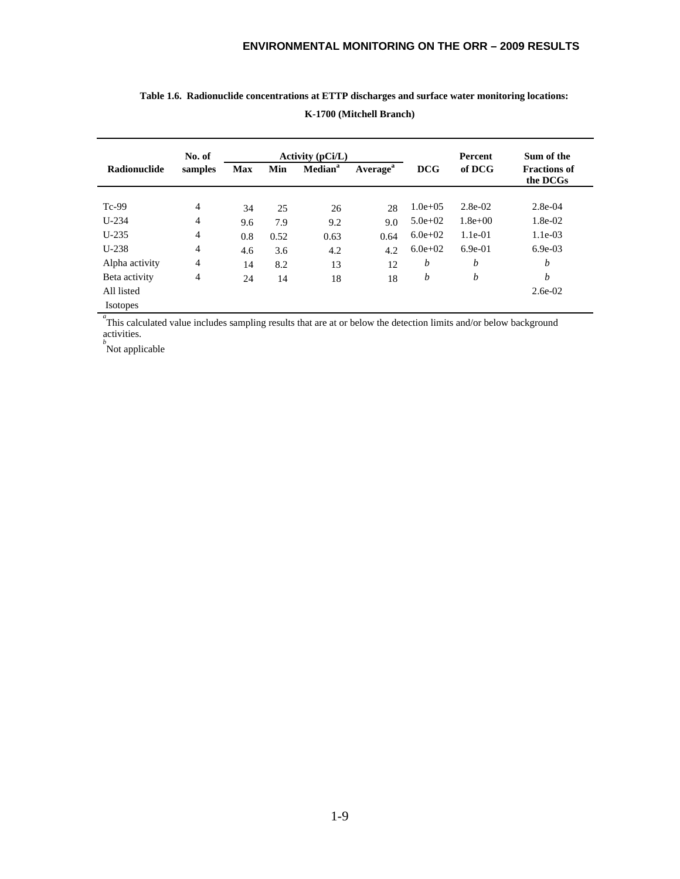**Table 1.6. Radionuclide concentrations at ETTP discharges and surface water monitoring locations: K-1700 (Mitchell Branch)**

| Radionuclide | No. of samples | Activity (pCi/L) | | | | DCG | Percent of DCG | Sum of the Fractions of the DCGs |
|---|---|---|---|---|---|---|---|---|
| | | Max | Min | Median[a] | Average[a] | | | |
| Tc-99 | 4 | 34 | 25 | 26 | 28 | 1.0e+05 | 2.8e-02 | 2.8e-04 |
| U-234 | 4 | 9.6 | 7.9 | 9.2 | 9.0 | 5.0e+02 | 1.8e+00 | 1.8e-02 |
| U-235 | 4 | 0.8 | 0.52 | 0.63 | 0.64 | 6.0e+02 | 1.1e-01 | 1.1e-03 |
| U-238 | 4 | 4.6 | 3.6 | 4.2 | 4.2 | 6.0e+02 | 6.9e-01 | 6.9e-03 |
| Alpha activity | 4 | 14 | 8.2 | 13 | 12 | *b* | *b* | *b* |
| Beta activity | 4 | 24 | 14 | 18 | 18 | *b* | *b* | *b* |
| All listed Isotopes | | | | | | | | 2.6e-02 |

[a] This calculated value includes sampling results that are at or below the detection limits and/or below background activities.

[b] Not applicable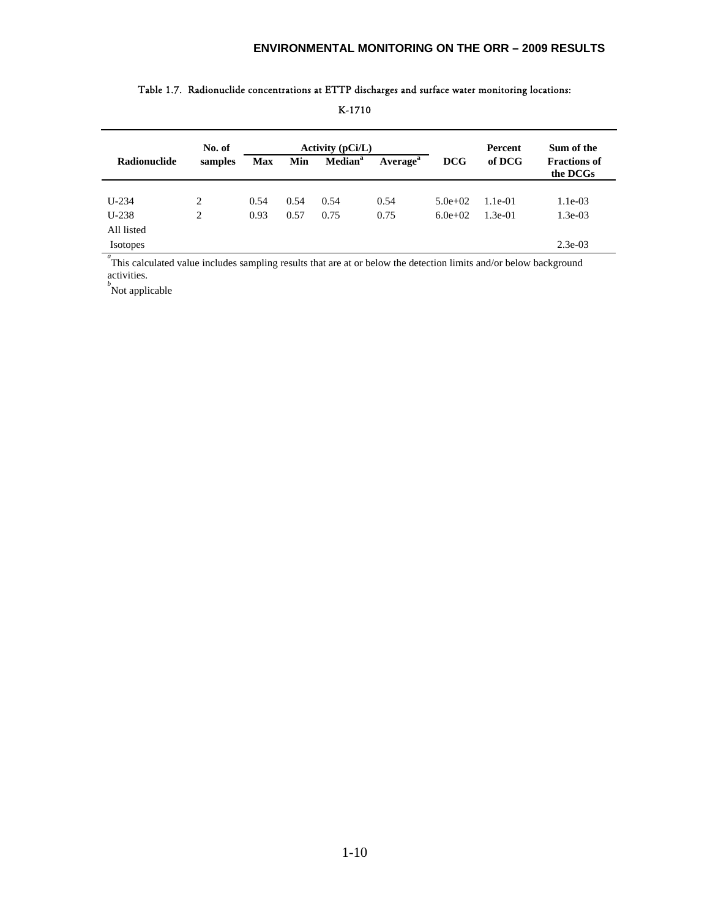Table 1.7. Radionuclide concentrations at ETTP discharges and surface water monitoring locations:

K-1710

| Radionuclide | No. of samples | Activity (pCi/L) | | | | DCG | Percent of DCG | Sum of the Fractions of the DCGs |
|---|---|---|---|---|---|---|---|---|
| | | Max | Min | Median[a] | Average[a] | | | |
| U-234 | 2 | 0.54 | 0.54 | 0.54 | 0.54 | 5.0e+02 | 1.1e-01 | 1.1e-03 |
| U-238 | 2 | 0.93 | 0.57 | 0.75 | 0.75 | 6.0e+02 | 1.3e-01 | 1.3e-03 |
| All listed Isotopes | | | | | | | | 2.3e-03 |

[a] This calculated value includes sampling results that are at or below the detection limits and/or below background activities.

[b] Not applicable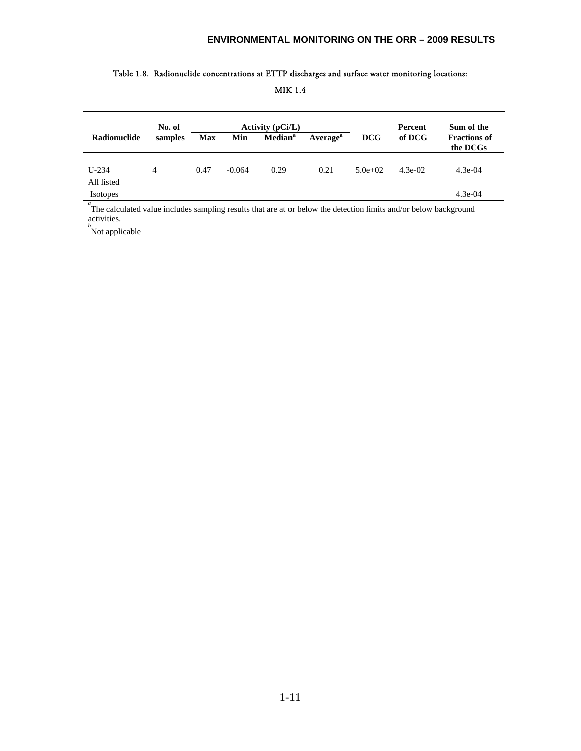Table 1.8. Radionuclide concentrations at ETTP discharges and surface water monitoring locations:

MIK 1.4

| Radionuclide | No. of samples | Activity (pCi/L) | | | | DCG | Percent of DCG | Sum of the Fractions of the DCGs |
|---|---|---|---|---|---|---|---|---|
| | | Max | Min | Median[a] | Average[a] | | | |
| U-234 | 4 | 0.47 | -0.064 | 0.29 | 0.21 | 5.0e+02 | 4.3e-02 | 4.3e-04 |
| All listed Isotopes | | | | | | | | 4.3e-04 |

[a] The calculated value includes sampling results that are at or below the detection limits and/or below background activities.

[b] Not applicable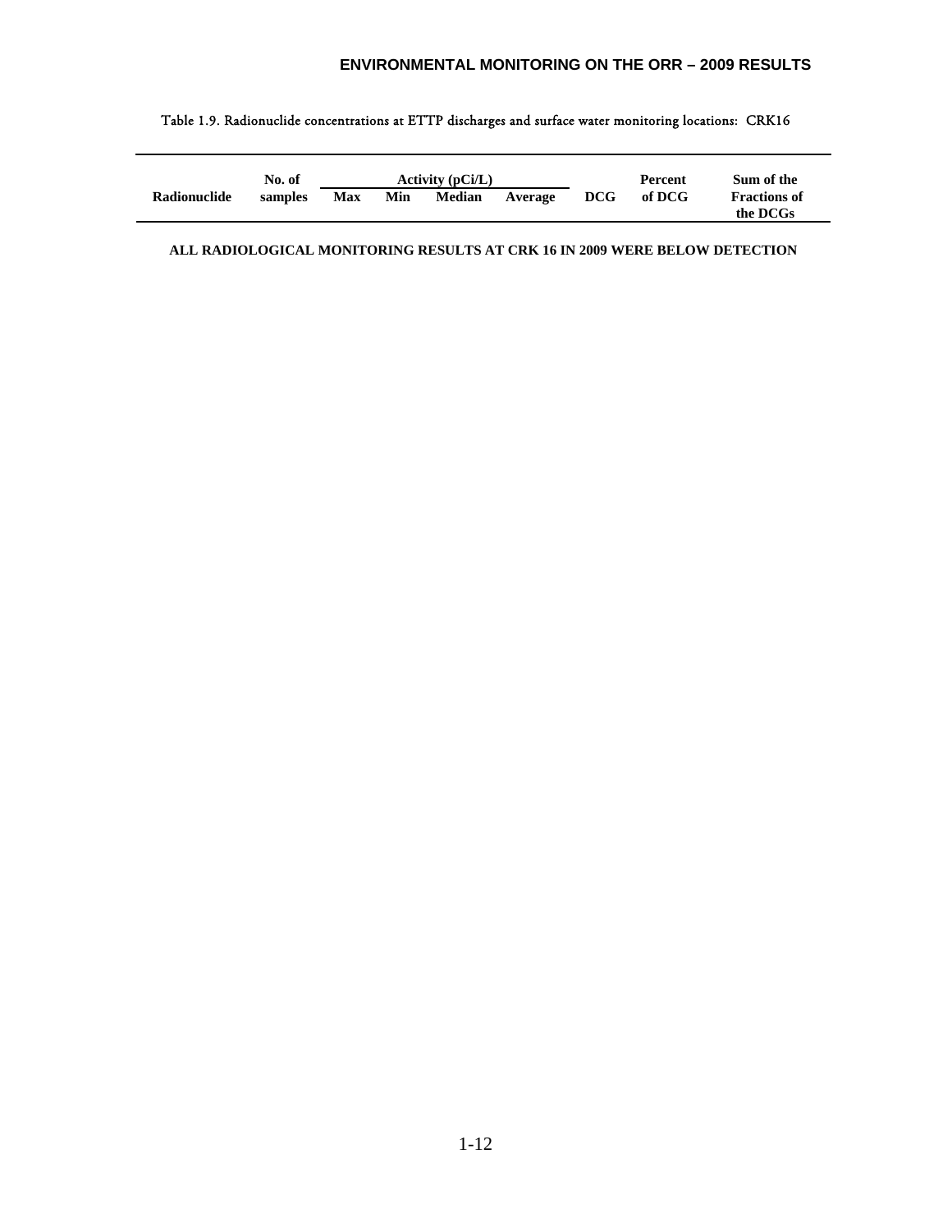Table 1.9. Radionuclide concentrations at ETTP discharges and surface water monitoring locations: CRK16

| Radionuclide | No. of samples | Activity (pCi/L) | | | | DCG | Percent of DCG | Sum of the Fractions of the DCGs |
|---|---|---|---|---|---|---|---|---|
| | | Max | Min | Median | Average | | | |

**ALL RADIOLOGICAL MONITORING RESULTS AT CRK 16 IN 2009 WERE BELOW DETECTION**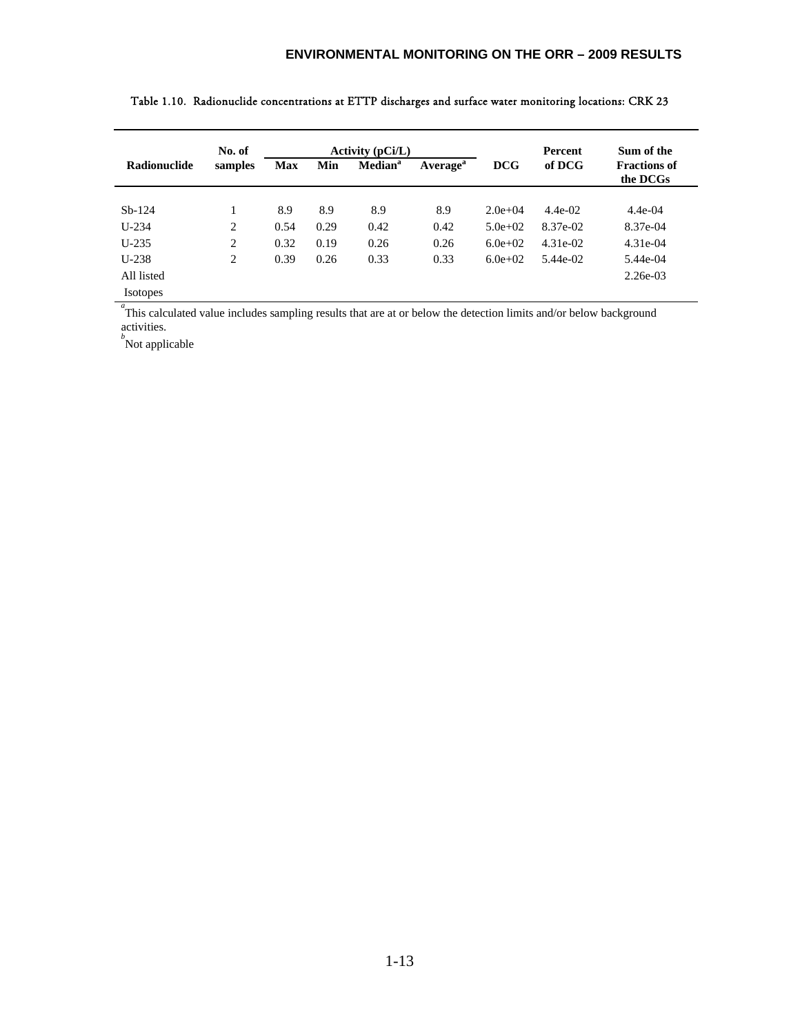Table 1.10. Radionuclide concentrations at ETTP discharges and surface water monitoring locations: CRK 23

| Radionuclide | No. of samples | Activity (pCi/L) Max | Min | Median[a] | Average[a] | DCG | Percent of DCG | Sum of the Fractions of the DCGs |
|---|---|---|---|---|---|---|---|---|
| Sb-124 | 1 | 8.9 | 8.9 | 8.9 | 8.9 | 2.0e+04 | 4.4e-02 | 4.4e-04 |
| U-234 | 2 | 0.54 | 0.29 | 0.42 | 0.42 | 5.0e+02 | 8.37e-02 | 8.37e-04 |
| U-235 | 2 | 0.32 | 0.19 | 0.26 | 0.26 | 6.0e+02 | 4.31e-02 | 4.31e-04 |
| U-238 | 2 | 0.39 | 0.26 | 0.33 | 0.33 | 6.0e+02 | 5.44e-02 | 5.44e-04 |
| All listed Isotopes | | | | | | | | 2.26e-03 |

[a]This calculated value includes sampling results that are at or below the detection limits and/or below background activities.

[b]Not applicable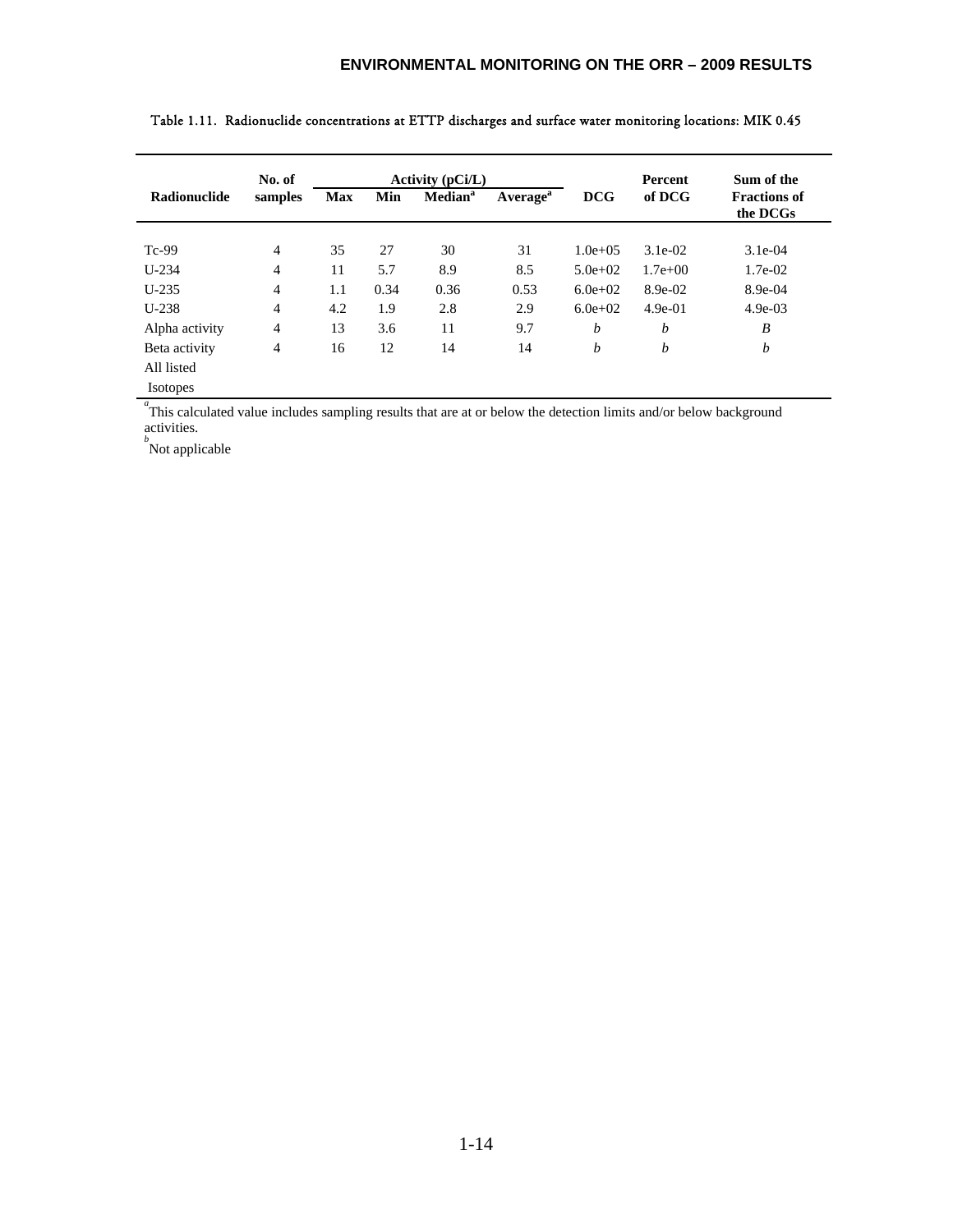Table 1.11. Radionuclide concentrations at ETTP discharges and surface water monitoring locations: MIK 0.45

| Radionuclide | No. of samples | Activity (pCi/L) | | | | DCG | Percent of DCG | Sum of the Fractions of the DCGs |
|---|---|---|---|---|---|---|---|---|
| | | Max | Min | Median[a] | Average[a] | | | |
| Tc-99 | 4 | 35 | 27 | 30 | 31 | 1.0e+05 | 3.1e-02 | 3.1e-04 |
| U-234 | 4 | 11 | 5.7 | 8.9 | 8.5 | 5.0e+02 | 1.7e+00 | 1.7e-02 |
| U-235 | 4 | 1.1 | 0.34 | 0.36 | 0.53 | 6.0e+02 | 8.9e-02 | 8.9e-04 |
| U-238 | 4 | 4.2 | 1.9 | 2.8 | 2.9 | 6.0e+02 | 4.9e-01 | 4.9e-03 |
| Alpha activity | 4 | 13 | 3.6 | 11 | 9.7 | *b* | *b* | *B* |
| Beta activity | 4 | 16 | 12 | 14 | 14 | *b* | *b* | *b* |
| All listed Isotopes | | | | | | | | |

[a]This calculated value includes sampling results that are at or below the detection limits and/or below background activities.

[b]Not applicable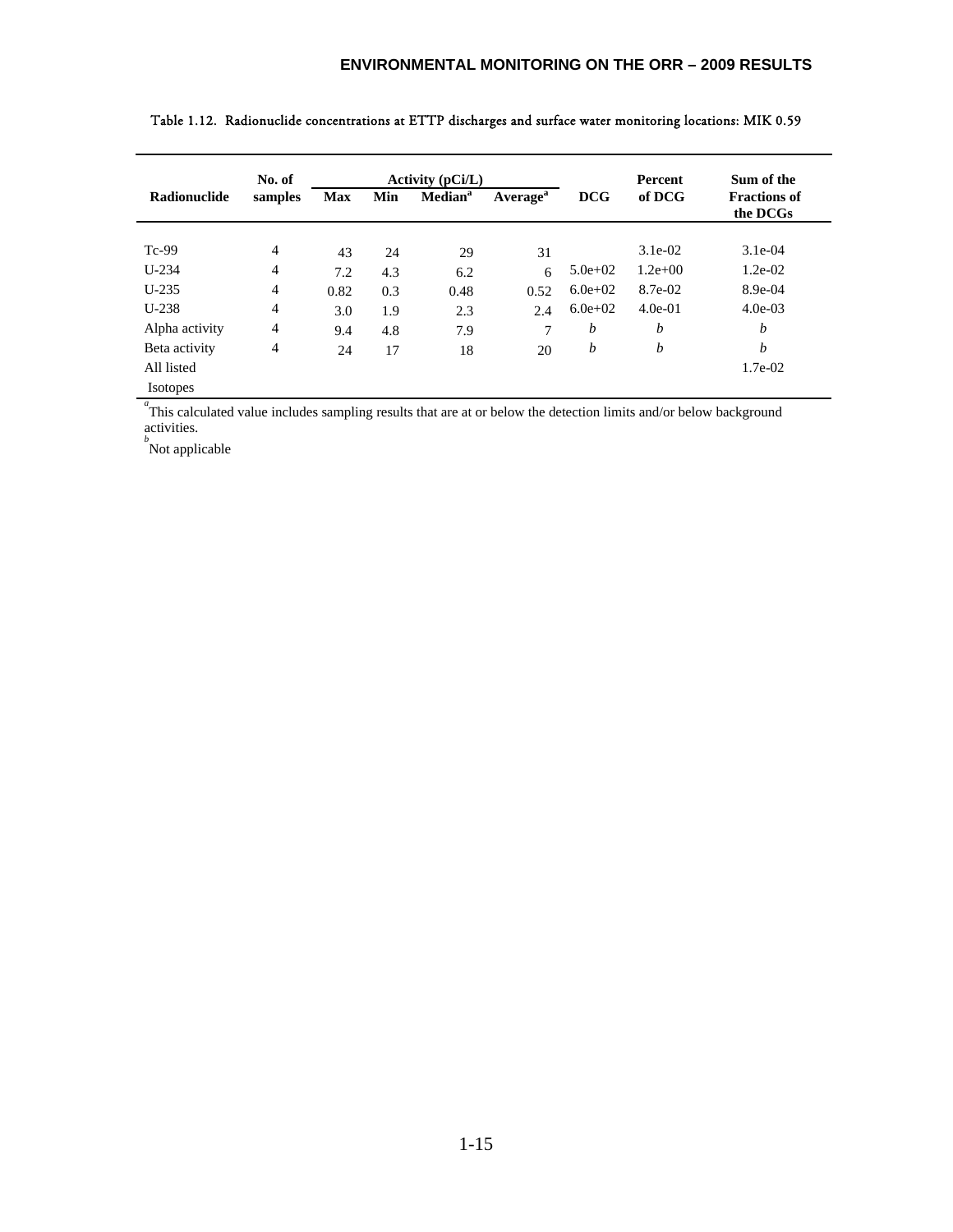Table 1.12. Radionuclide concentrations at ETTP discharges and surface water monitoring locations: MIK 0.59

| Radionuclide | No. of samples | Activity (pCi/L) | | | | DCG | Percent of DCG | Sum of the Fractions of the DCGs |
|---|---|---|---|---|---|---|---|---|
| | | Max | Min | Median[a] | Average[a] | | | |
| Tc-99 | 4 | 43 | 24 | 29 | 31 | | 3.1e-02 | 3.1e-04 |
| U-234 | 4 | 7.2 | 4.3 | 6.2 | 6 | 5.0e+02 | 1.2e+00 | 1.2e-02 |
| U-235 | 4 | 0.82 | 0.3 | 0.48 | 0.52 | 6.0e+02 | 8.7e-02 | 8.9e-04 |
| U-238 | 4 | 3.0 | 1.9 | 2.3 | 2.4 | 6.0e+02 | 4.0e-01 | 4.0e-03 |
| Alpha activity | 4 | 9.4 | 4.8 | 7.9 | 7 | *b* | *b* | *b* |
| Beta activity | 4 | 24 | 17 | 18 | 20 | *b* | *b* | *b* |
| All listed Isotopes | | | | | | | | 1.7e-02 |

[a]This calculated value includes sampling results that are at or below the detection limits and/or below background activities.
[b]Not applicable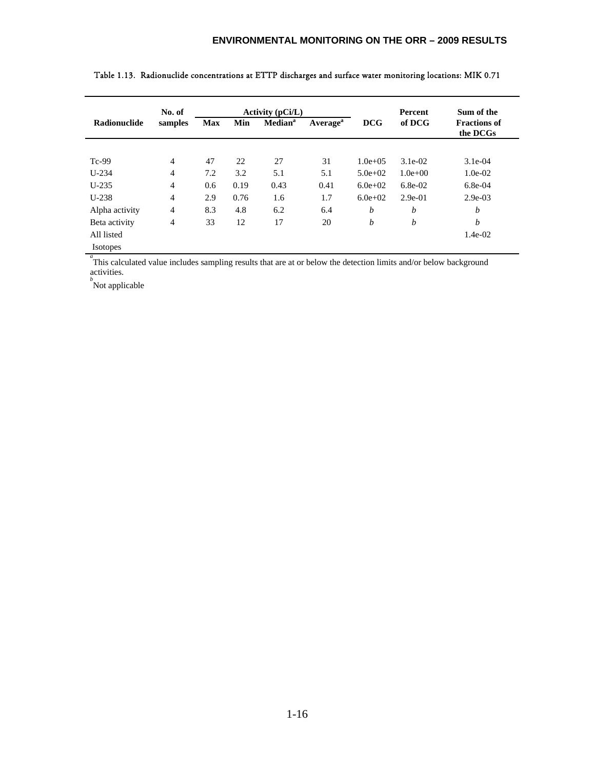Table 1.13. Radionuclide concentrations at ETTP discharges and surface water monitoring locations: MIK 0.71

| Radionuclide | No. of samples | Activity (pCi/L) | | | | DCG | Percent of DCG | Sum of the Fractions of the DCGs |
|---|---|---|---|---|---|---|---|---|
| | | Max | Min | Median[a] | Average[a] | | | |
| Tc-99 | 4 | 47 | 22 | 27 | 31 | 1.0e+05 | 3.1e-02 | 3.1e-04 |
| U-234 | 4 | 7.2 | 3.2 | 5.1 | 5.1 | 5.0e+02 | 1.0e+00 | 1.0e-02 |
| U-235 | 4 | 0.6 | 0.19 | 0.43 | 0.41 | 6.0e+02 | 6.8e-02 | 6.8e-04 |
| U-238 | 4 | 2.9 | 0.76 | 1.6 | 1.7 | 6.0e+02 | 2.9e-01 | 2.9e-03 |
| Alpha activity | 4 | 8.3 | 4.8 | 6.2 | 6.4 | *b* | *b* | *b* |
| Beta activity | 4 | 33 | 12 | 17 | 20 | *b* | *b* | *b* |
| All listed Isotopes | | | | | | | | 1.4e-02 |

[a] This calculated value includes sampling results that are at or below the detection limits and/or below background activities.

[b] Not applicable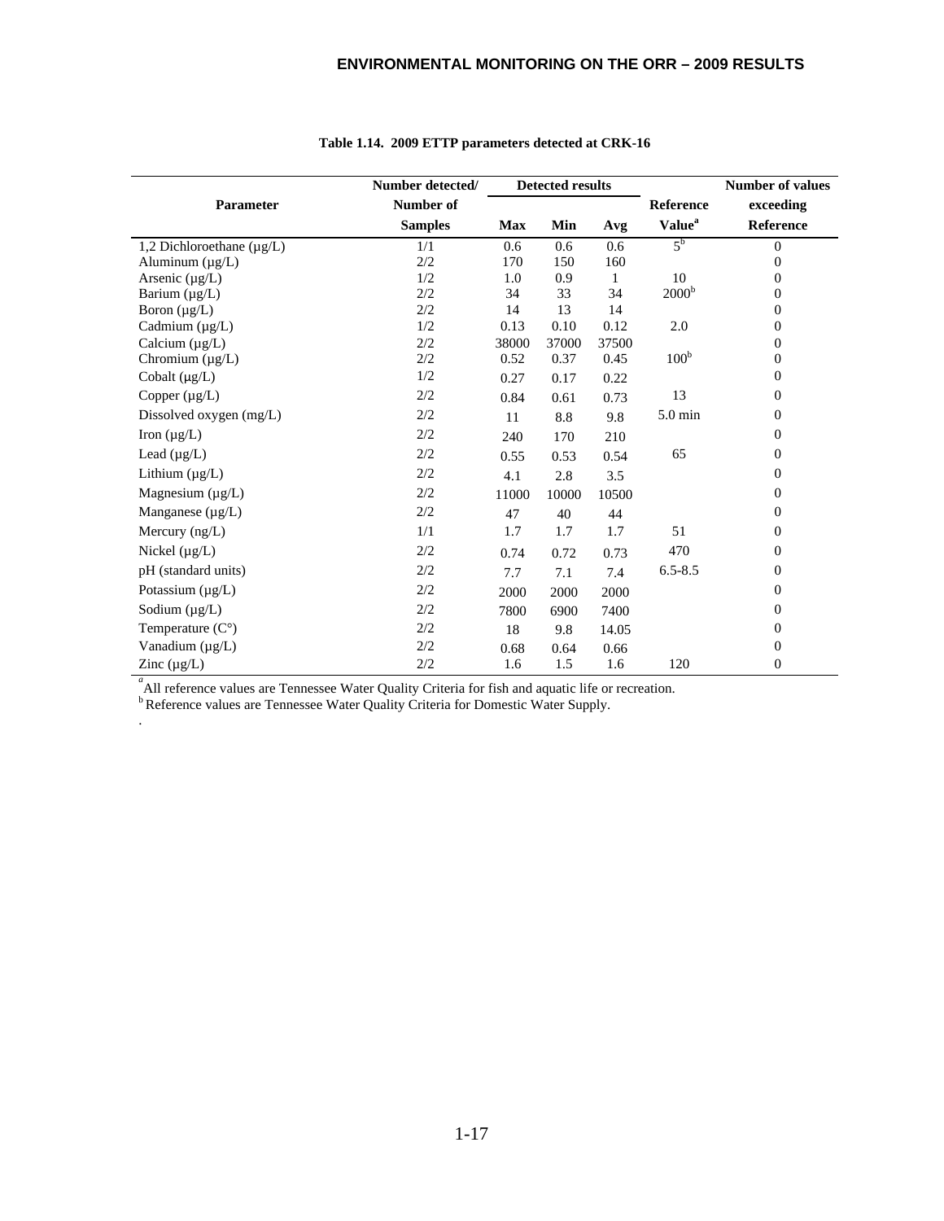**Table 1.14. 2009 ETTP parameters detected at CRK-16**

| Parameter | Number detected/ Number of Samples | Detected results Max | Min | Avg | Reference Value[a] | Number of values exceeding Reference |
|---|---|---|---|---|---|---|
| 1,2 Dichloroethane (µg/L) | 1/1 | 0.6 | 0.6 | 0.6 | 5[b] | 0 |
| Aluminum (µg/L) | 2/2 | 170 | 150 | 160 | | 0 |
| Arsenic (µg/L) | 1/2 | 1.0 | 0.9 | 1 | 10 | 0 |
| Barium (µg/L) | 2/2 | 34 | 33 | 34 | 2000[b] | 0 |
| Boron (µg/L) | 2/2 | 14 | 13 | 14 | | 0 |
| Cadmium (µg/L) | 1/2 | 0.13 | 0.10 | 0.12 | 2.0 | 0 |
| Calcium (µg/L) | 2/2 | 38000 | 37000 | 37500 | | 0 |
| Chromium (µg/L) | 2/2 | 0.52 | 0.37 | 0.45 | 100[b] | 0 |
| Cobalt (µg/L) | 1/2 | 0.27 | 0.17 | 0.22 | | 0 |
| Copper (µg/L) | 2/2 | 0.84 | 0.61 | 0.73 | 13 | 0 |
| Dissolved oxygen (mg/L) | 2/2 | 11 | 8.8 | 9.8 | 5.0 min | 0 |
| Iron (µg/L) | 2/2 | 240 | 170 | 210 | | 0 |
| Lead (µg/L) | 2/2 | 0.55 | 0.53 | 0.54 | 65 | 0 |
| Lithium (µg/L) | 2/2 | 4.1 | 2.8 | 3.5 | | 0 |
| Magnesium (µg/L) | 2/2 | 11000 | 10000 | 10500 | | 0 |
| Manganese (µg/L) | 2/2 | 47 | 40 | 44 | | 0 |
| Mercury (ng/L) | 1/1 | 1.7 | 1.7 | 1.7 | 51 | 0 |
| Nickel (µg/L) | 2/2 | 0.74 | 0.72 | 0.73 | 470 | 0 |
| pH (standard units) | 2/2 | 7.7 | 7.1 | 7.4 | 6.5-8.5 | 0 |
| Potassium (µg/L) | 2/2 | 2000 | 2000 | 2000 | | 0 |
| Sodium (µg/L) | 2/2 | 7800 | 6900 | 7400 | | 0 |
| Temperature (C°) | 2/2 | 18 | 9.8 | 14.05 | | 0 |
| Vanadium (µg/L) | 2/2 | 0.68 | 0.64 | 0.66 | | 0 |
| Zinc (µg/L) | 2/2 | 1.6 | 1.5 | 1.6 | 120 | 0 |

[a] All reference values are Tennessee Water Quality Criteria for fish and aquatic life or recreation.
[b] Reference values are Tennessee Water Quality Criteria for Domestic Water Supply.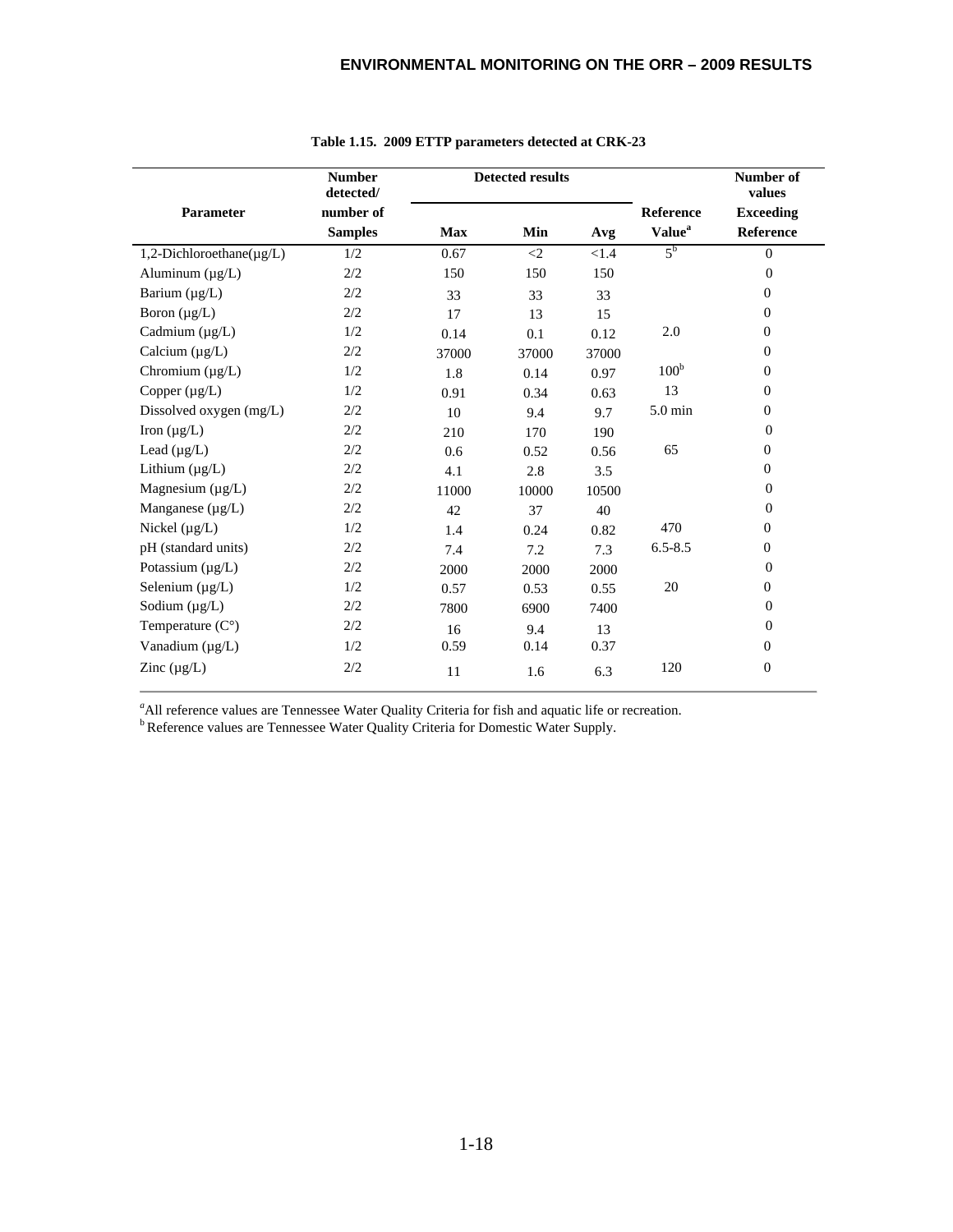**Table 1.15. 2009 ETTP parameters detected at CRK-23**

| Parameter | Number detected/ number of Samples | Detected results | | | Reference Value[a] | Number of values Exceeding Reference |
|---|---|---|---|---|---|---|
| | | Max | Min | Avg | | |
| 1,2-Dichloroethane(µg/L) | 1/2 | 0.67 | <2 | <1.4 | 5[b] | 0 |
| Aluminum (µg/L) | 2/2 | 150 | 150 | 150 | | 0 |
| Barium (µg/L) | 2/2 | 33 | 33 | 33 | | 0 |
| Boron (µg/L) | 2/2 | 17 | 13 | 15 | | 0 |
| Cadmium (µg/L) | 1/2 | 0.14 | 0.1 | 0.12 | 2.0 | 0 |
| Calcium (µg/L) | 2/2 | 37000 | 37000 | 37000 | | 0 |
| Chromium (µg/L) | 1/2 | 1.8 | 0.14 | 0.97 | 100[b] | 0 |
| Copper (µg/L) | 1/2 | 0.91 | 0.34 | 0.63 | 13 | 0 |
| Dissolved oxygen (mg/L) | 2/2 | 10 | 9.4 | 9.7 | 5.0 min | 0 |
| Iron (µg/L) | 2/2 | 210 | 170 | 190 | | 0 |
| Lead (µg/L) | 2/2 | 0.6 | 0.52 | 0.56 | 65 | 0 |
| Lithium (µg/L) | 2/2 | 4.1 | 2.8 | 3.5 | | 0 |
| Magnesium (µg/L) | 2/2 | 11000 | 10000 | 10500 | | 0 |
| Manganese (µg/L) | 2/2 | 42 | 37 | 40 | | 0 |
| Nickel (µg/L) | 1/2 | 1.4 | 0.24 | 0.82 | 470 | 0 |
| pH (standard units) | 2/2 | 7.4 | 7.2 | 7.3 | 6.5-8.5 | 0 |
| Potassium (µg/L) | 2/2 | 2000 | 2000 | 2000 | | 0 |
| Selenium (µg/L) | 1/2 | 0.57 | 0.53 | 0.55 | 20 | 0 |
| Sodium (µg/L) | 2/2 | 7800 | 6900 | 7400 | | 0 |
| Temperature (C°) | 2/2 | 16 | 9.4 | 13 | | 0 |
| Vanadium (µg/L) | 1/2 | 0.59 | 0.14 | 0.37 | | 0 |
| Zinc (µg/L) | 2/2 | 11 | 1.6 | 6.3 | 120 | 0 |

[a]All reference values are Tennessee Water Quality Criteria for fish and aquatic life or recreation.
[b] Reference values are Tennessee Water Quality Criteria for Domestic Water Supply.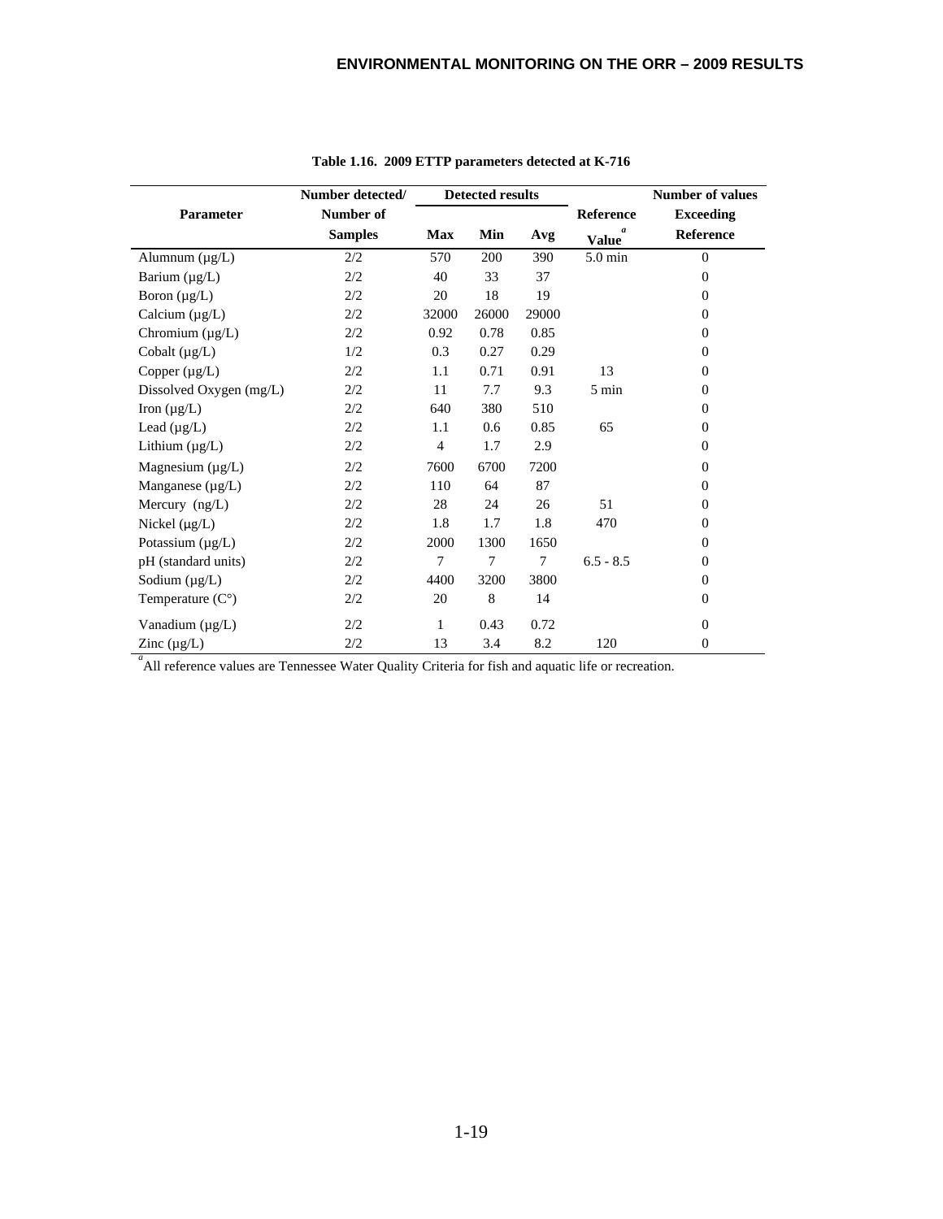**Table 1.16. 2009 ETTP parameters detected at K-716**

| Parameter | Number detected/ Number of Samples | Detected results Max | Min | Avg | Reference Value[a] | Number of values Exceeding Reference |
|---|---|---|---|---|---|---|
| Alumnum (µg/L) | 2/2 | 570 | 200 | 390 | 5.0 min | 0 |
| Barium (µg/L) | 2/2 | 40 | 33 | 37 | | 0 |
| Boron (µg/L) | 2/2 | 20 | 18 | 19 | | 0 |
| Calcium (µg/L) | 2/2 | 32000 | 26000 | 29000 | | 0 |
| Chromium (µg/L) | 2/2 | 0.92 | 0.78 | 0.85 | | 0 |
| Cobalt (µg/L) | 1/2 | 0.3 | 0.27 | 0.29 | | 0 |
| Copper (µg/L) | 2/2 | 1.1 | 0.71 | 0.91 | 13 | 0 |
| Dissolved Oxygen (mg/L) | 2/2 | 11 | 7.7 | 9.3 | 5 min | 0 |
| Iron (µg/L) | 2/2 | 640 | 380 | 510 | | 0 |
| Lead (µg/L) | 2/2 | 1.1 | 0.6 | 0.85 | 65 | 0 |
| Lithium (µg/L) | 2/2 | 4 | 1.7 | 2.9 | | 0 |
| Magnesium (µg/L) | 2/2 | 7600 | 6700 | 7200 | | 0 |
| Manganese (µg/L) | 2/2 | 110 | 64 | 87 | | 0 |
| Mercury (ng/L) | 2/2 | 28 | 24 | 26 | 51 | 0 |
| Nickel (µg/L) | 2/2 | 1.8 | 1.7 | 1.8 | 470 | 0 |
| Potassium (µg/L) | 2/2 | 2000 | 1300 | 1650 | | 0 |
| pH (standard units) | 2/2 | 7 | 7 | 7 | 6.5 - 8.5 | 0 |
| Sodium (µg/L) | 2/2 | 4400 | 3200 | 3800 | | 0 |
| Temperature (C°) | 2/2 | 20 | 8 | 14 | | 0 |
| Vanadium (µg/L) | 2/2 | 1 | 0.43 | 0.72 | | 0 |
| Zinc (µg/L) | 2/2 | 13 | 3.4 | 8.2 | 120 | 0 |

[a] All reference values are Tennessee Water Quality Criteria for fish and aquatic life or recreation.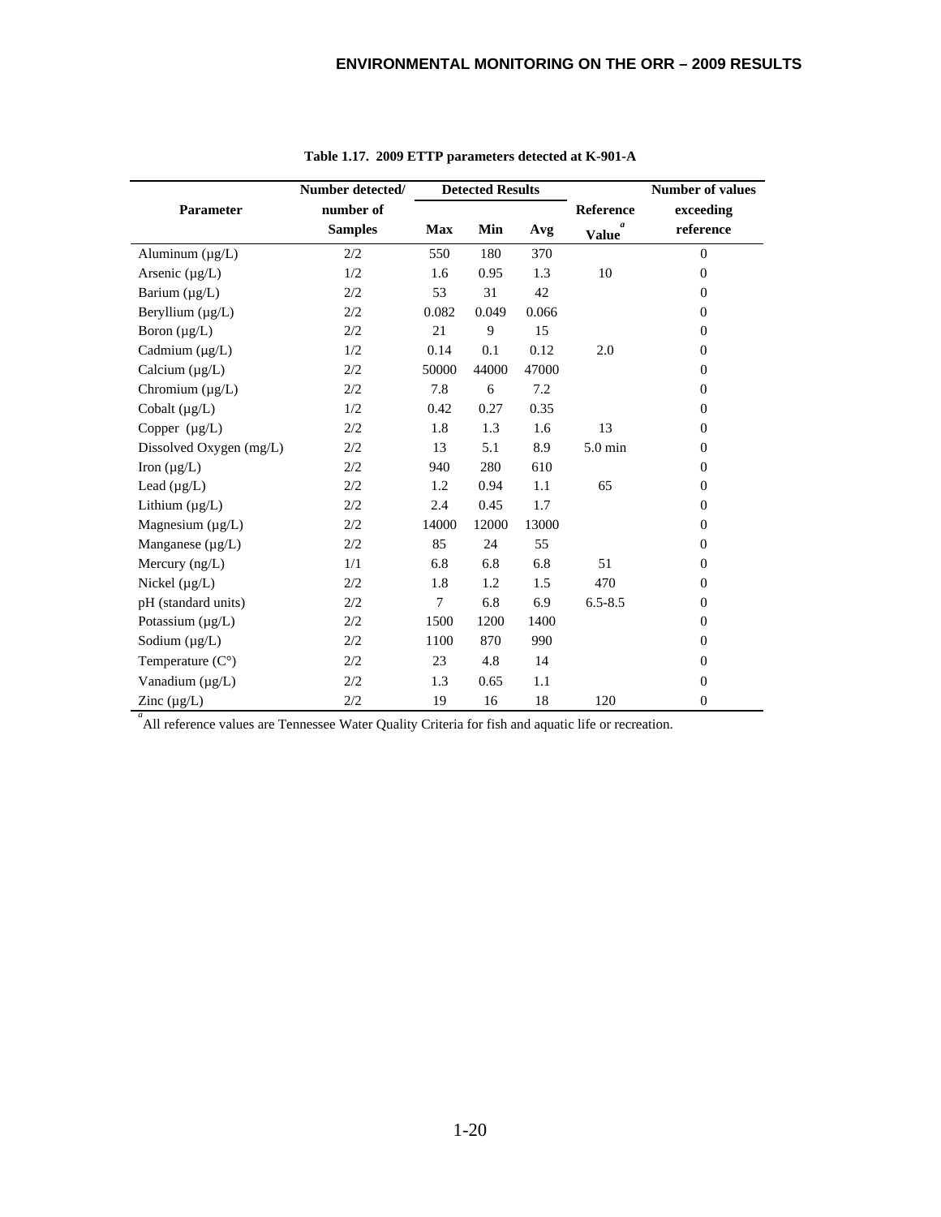**Table 1.17. 2009 ETTP parameters detected at K-901-A**

| Parameter | Number detected/ number of Samples | Detected Results | | | Reference Value[a] | Number of values exceeding reference |
|---|---|---|---|---|---|---|
| | | Max | Min | Avg | | |
| Aluminum (µg/L) | 2/2 | 550 | 180 | 370 | | 0 |
| Arsenic (µg/L) | 1/2 | 1.6 | 0.95 | 1.3 | 10 | 0 |
| Barium (µg/L) | 2/2 | 53 | 31 | 42 | | 0 |
| Beryllium (µg/L) | 2/2 | 0.082 | 0.049 | 0.066 | | 0 |
| Boron (µg/L) | 2/2 | 21 | 9 | 15 | | 0 |
| Cadmium (µg/L) | 1/2 | 0.14 | 0.1 | 0.12 | 2.0 | 0 |
| Calcium (µg/L) | 2/2 | 50000 | 44000 | 47000 | | 0 |
| Chromium (µg/L) | 2/2 | 7.8 | 6 | 7.2 | | 0 |
| Cobalt (µg/L) | 1/2 | 0.42 | 0.27 | 0.35 | | 0 |
| Copper (µg/L) | 2/2 | 1.8 | 1.3 | 1.6 | 13 | 0 |
| Dissolved Oxygen (mg/L) | 2/2 | 13 | 5.1 | 8.9 | 5.0 min | 0 |
| Iron (µg/L) | 2/2 | 940 | 280 | 610 | | 0 |
| Lead (µg/L) | 2/2 | 1.2 | 0.94 | 1.1 | 65 | 0 |
| Lithium (µg/L) | 2/2 | 2.4 | 0.45 | 1.7 | | 0 |
| Magnesium (µg/L) | 2/2 | 14000 | 12000 | 13000 | | 0 |
| Manganese (µg/L) | 2/2 | 85 | 24 | 55 | | 0 |
| Mercury (ng/L) | 1/1 | 6.8 | 6.8 | 6.8 | 51 | 0 |
| Nickel (µg/L) | 2/2 | 1.8 | 1.2 | 1.5 | 470 | 0 |
| pH (standard units) | 2/2 | 7 | 6.8 | 6.9 | 6.5-8.5 | 0 |
| Potassium (µg/L) | 2/2 | 1500 | 1200 | 1400 | | 0 |
| Sodium (µg/L) | 2/2 | 1100 | 870 | 990 | | 0 |
| Temperature (C°) | 2/2 | 23 | 4.8 | 14 | | 0 |
| Vanadium (µg/L) | 2/2 | 1.3 | 0.65 | 1.1 | | 0 |
| Zinc (µg/L) | 2/2 | 19 | 16 | 18 | 120 | 0 |

[a] All reference values are Tennessee Water Quality Criteria for fish and aquatic life or recreation.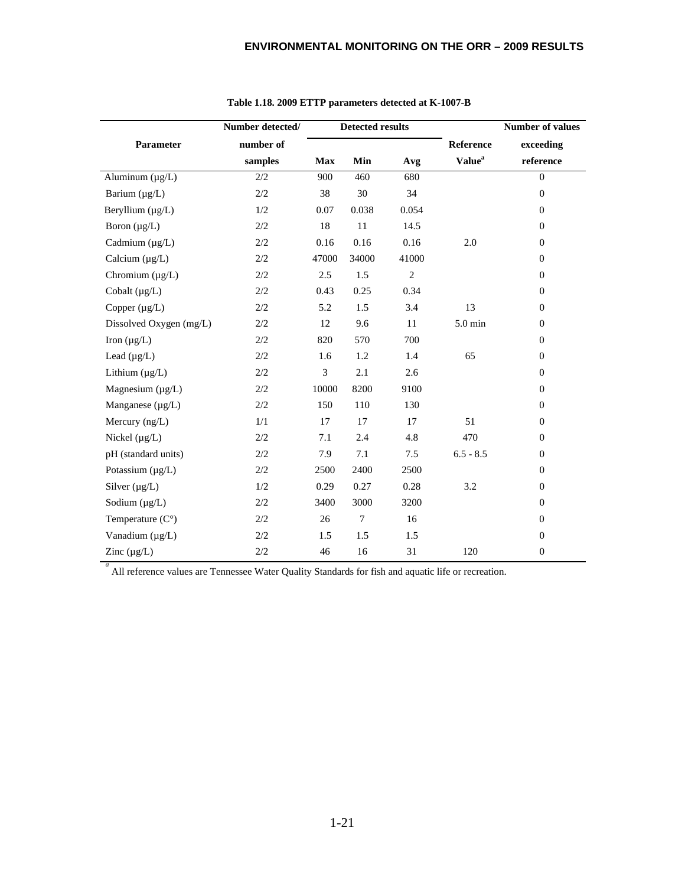**Table 1.18. 2009 ETTP parameters detected at K-1007-B**

| Parameter | Number detected/ number of samples | Detected results | | | Reference Value[a] | Number of values exceeding reference |
|---|---|---|---|---|---|---|
| | | Max | Min | Avg | | |
| Aluminum (µg/L) | 2/2 | 900 | 460 | 680 | | 0 |
| Barium (µg/L) | 2/2 | 38 | 30 | 34 | | 0 |
| Beryllium (µg/L) | 1/2 | 0.07 | 0.038 | 0.054 | | 0 |
| Boron (µg/L) | 2/2 | 18 | 11 | 14.5 | | 0 |
| Cadmium (µg/L) | 2/2 | 0.16 | 0.16 | 0.16 | 2.0 | 0 |
| Calcium (µg/L) | 2/2 | 47000 | 34000 | 41000 | | 0 |
| Chromium (µg/L) | 2/2 | 2.5 | 1.5 | 2 | | 0 |
| Cobalt (µg/L) | 2/2 | 0.43 | 0.25 | 0.34 | | 0 |
| Copper (µg/L) | 2/2 | 5.2 | 1.5 | 3.4 | 13 | 0 |
| Dissolved Oxygen (mg/L) | 2/2 | 12 | 9.6 | 11 | 5.0 min | 0 |
| Iron (µg/L) | 2/2 | 820 | 570 | 700 | | 0 |
| Lead (µg/L) | 2/2 | 1.6 | 1.2 | 1.4 | 65 | 0 |
| Lithium (µg/L) | 2/2 | 3 | 2.1 | 2.6 | | 0 |
| Magnesium (µg/L) | 2/2 | 10000 | 8200 | 9100 | | 0 |
| Manganese (µg/L) | 2/2 | 150 | 110 | 130 | | 0 |
| Mercury (ng/L) | 1/1 | 17 | 17 | 17 | 51 | 0 |
| Nickel (µg/L) | 2/2 | 7.1 | 2.4 | 4.8 | 470 | 0 |
| pH (standard units) | 2/2 | 7.9 | 7.1 | 7.5 | 6.5 - 8.5 | 0 |
| Potassium (µg/L) | 2/2 | 2500 | 2400 | 2500 | | 0 |
| Silver (µg/L) | 1/2 | 0.29 | 0.27 | 0.28 | 3.2 | 0 |
| Sodium (µg/L) | 2/2 | 3400 | 3000 | 3200 | | 0 |
| Temperature (C°) | 2/2 | 26 | 7 | 16 | | 0 |
| Vanadium (µg/L) | 2/2 | 1.5 | 1.5 | 1.5 | | 0 |
| Zinc (µg/L) | 2/2 | 46 | 16 | 31 | 120 | 0 |

[a] All reference values are Tennessee Water Quality Standards for fish and aquatic life or recreation.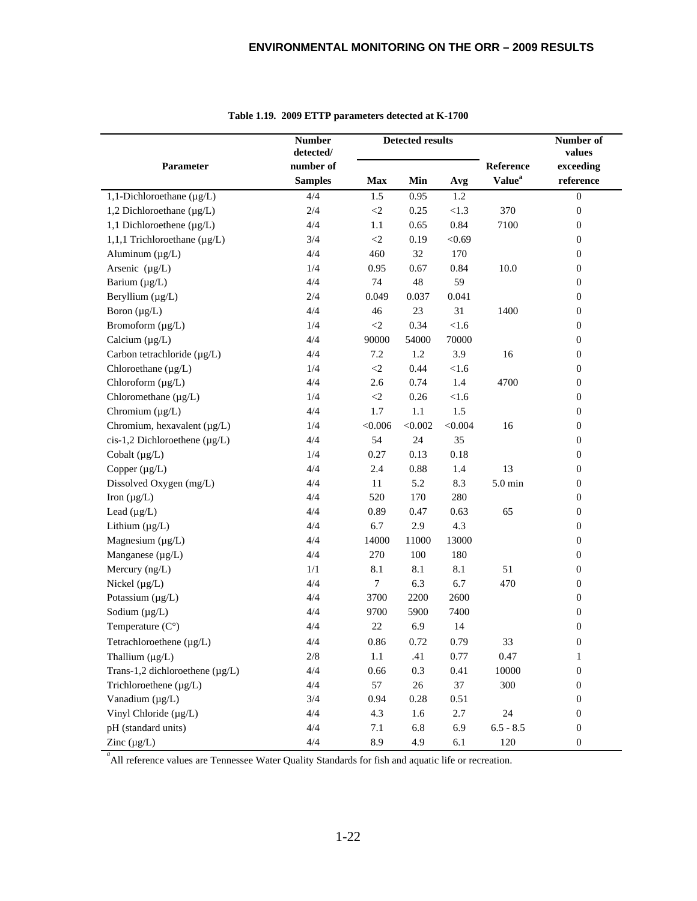**Table 1.19. 2009 ETTP parameters detected at K-1700**

| Parameter | Number detected/ number of Samples | Detected results | | | Reference Value[a] | Number of values exceeding reference |
|---|---|---|---|---|---|---|
| | | Max | Min | Avg | | |
| 1,1-Dichloroethane (µg/L) | 4/4 | 1.5 | 0.95 | 1.2 | | 0 |
| 1,2 Dichloroethane (µg/L) | 2/4 | <2 | 0.25 | <1.3 | 370 | 0 |
| 1,1 Dichloroethene (µg/L) | 4/4 | 1.1 | 0.65 | 0.84 | 7100 | 0 |
| 1,1,1 Trichloroethane (µg/L) | 3/4 | <2 | 0.19 | <0.69 | | 0 |
| Aluminum (µg/L) | 4/4 | 460 | 32 | 170 | | 0 |
| Arsenic (µg/L) | 1/4 | 0.95 | 0.67 | 0.84 | 10.0 | 0 |
| Barium (µg/L) | 4/4 | 74 | 48 | 59 | | 0 |
| Beryllium (µg/L) | 2/4 | 0.049 | 0.037 | 0.041 | | 0 |
| Boron (µg/L) | 4/4 | 46 | 23 | 31 | 1400 | 0 |
| Bromoform (µg/L) | 1/4 | <2 | 0.34 | <1.6 | | 0 |
| Calcium (µg/L) | 4/4 | 90000 | 54000 | 70000 | | 0 |
| Carbon tetrachloride (µg/L) | 4/4 | 7.2 | 1.2 | 3.9 | 16 | 0 |
| Chloroethane (µg/L) | 1/4 | <2 | 0.44 | <1.6 | | 0 |
| Chloroform (µg/L) | 4/4 | 2.6 | 0.74 | 1.4 | 4700 | 0 |
| Chloromethane (µg/L) | 1/4 | <2 | 0.26 | <1.6 | | 0 |
| Chromium (µg/L) | 4/4 | 1.7 | 1.1 | 1.5 | | 0 |
| Chromium, hexavalent (µg/L) | 1/4 | <0.006 | <0.002 | <0.004 | 16 | 0 |
| cis-1,2 Dichloroethene (µg/L) | 4/4 | 54 | 24 | 35 | | 0 |
| Cobalt (µg/L) | 1/4 | 0.27 | 0.13 | 0.18 | | 0 |
| Copper (µg/L) | 4/4 | 2.4 | 0.88 | 1.4 | 13 | 0 |
| Dissolved Oxygen (mg/L) | 4/4 | 11 | 5.2 | 8.3 | 5.0 min | 0 |
| Iron (µg/L) | 4/4 | 520 | 170 | 280 | | 0 |
| Lead (µg/L) | 4/4 | 0.89 | 0.47 | 0.63 | 65 | 0 |
| Lithium (µg/L) | 4/4 | 6.7 | 2.9 | 4.3 | | 0 |
| Magnesium (µg/L) | 4/4 | 14000 | 11000 | 13000 | | 0 |
| Manganese (µg/L) | 4/4 | 270 | 100 | 180 | | 0 |
| Mercury (ng/L) | 1/1 | 8.1 | 8.1 | 8.1 | 51 | 0 |
| Nickel (µg/L) | 4/4 | 7 | 6.3 | 6.7 | 470 | 0 |
| Potassium (µg/L) | 4/4 | 3700 | 2200 | 2600 | | 0 |
| Sodium (µg/L) | 4/4 | 9700 | 5900 | 7400 | | 0 |
| Temperature (C°) | 4/4 | 22 | 6.9 | 14 | | 0 |
| Tetrachloroethene (µg/L) | 4/4 | 0.86 | 0.72 | 0.79 | 33 | 0 |
| Thallium (µg/L) | 2/8 | 1.1 | .41 | 0.77 | 0.47 | 1 |
| Trans-1,2 dichloroethene (µg/L) | 4/4 | 0.66 | 0.3 | 0.41 | 10000 | 0 |
| Trichloroethene (µg/L) | 4/4 | 57 | 26 | 37 | 300 | 0 |
| Vanadium (µg/L) | 3/4 | 0.94 | 0.28 | 0.51 | | 0 |
| Vinyl Chloride (µg/L) | 4/4 | 4.3 | 1.6 | 2.7 | 24 | 0 |
| pH (standard units) | 4/4 | 7.1 | 6.8 | 6.9 | 6.5 - 8.5 | 0 |
| Zinc (µg/L) | 4/4 | 8.9 | 4.9 | 6.1 | 120 | 0 |

[a] All reference values are Tennessee Water Quality Standards for fish and aquatic life or recreation.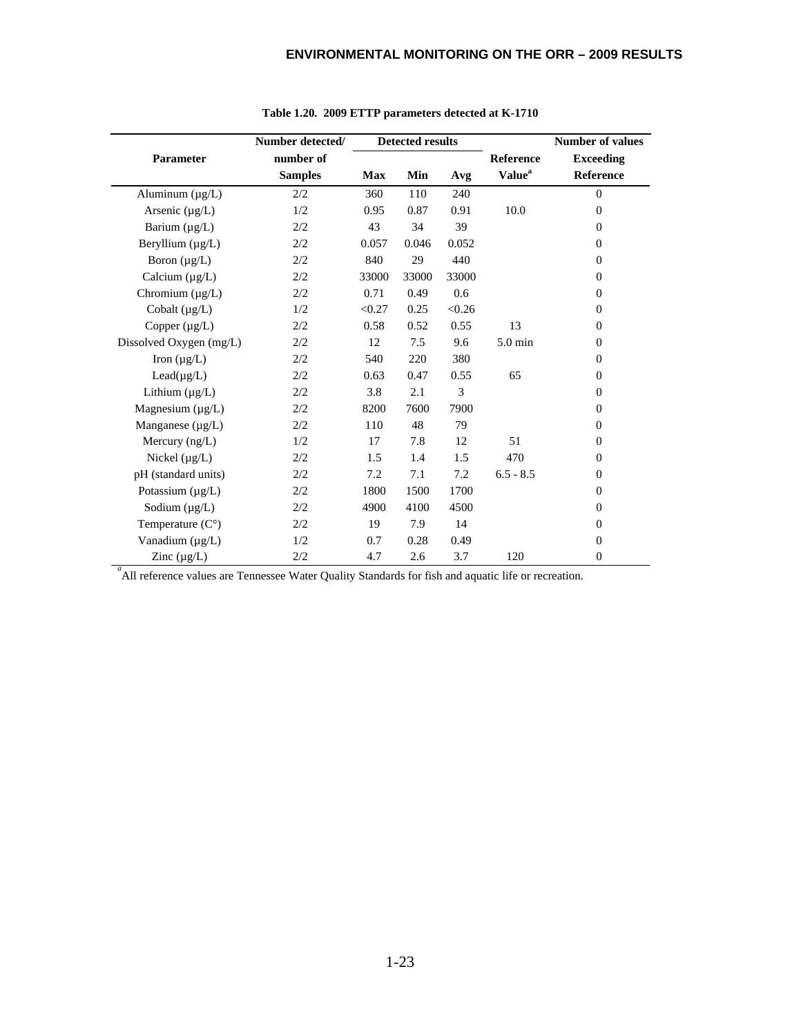**Table 1.20. 2009 ETTP parameters detected at K-1710**

| Parameter | Number detected/ number of Samples | Detected results | | | Reference Value[a] | Number of values Exceeding Reference |
|---|---|---|---|---|---|---|
| | | Max | Min | Avg | | |
| Aluminum (µg/L) | 2/2 | 360 | 110 | 240 | | 0 |
| Arsenic (µg/L) | 1/2 | 0.95 | 0.87 | 0.91 | 10.0 | 0 |
| Barium (µg/L) | 2/2 | 43 | 34 | 39 | | 0 |
| Beryllium (µg/L) | 2/2 | 0.057 | 0.046 | 0.052 | | 0 |
| Boron (µg/L) | 2/2 | 840 | 29 | 440 | | 0 |
| Calcium (µg/L) | 2/2 | 33000 | 33000 | 33000 | | 0 |
| Chromium (µg/L) | 2/2 | 0.71 | 0.49 | 0.6 | | 0 |
| Cobalt (µg/L) | 1/2 | <0.27 | 0.25 | <0.26 | | 0 |
| Copper (µg/L) | 2/2 | 0.58 | 0.52 | 0.55 | 13 | 0 |
| Dissolved Oxygen (mg/L) | 2/2 | 12 | 7.5 | 9.6 | 5.0 min | 0 |
| Iron (µg/L) | 2/2 | 540 | 220 | 380 | | 0 |
| Lead(µg/L) | 2/2 | 0.63 | 0.47 | 0.55 | 65 | 0 |
| Lithium (µg/L) | 2/2 | 3.8 | 2.1 | 3 | | 0 |
| Magnesium (µg/L) | 2/2 | 8200 | 7600 | 7900 | | 0 |
| Manganese (µg/L) | 2/2 | 110 | 48 | 79 | | 0 |
| Mercury (ng/L) | 1/2 | 17 | 7.8 | 12 | 51 | 0 |
| Nickel (µg/L) | 2/2 | 1.5 | 1.4 | 1.5 | 470 | 0 |
| pH (standard units) | 2/2 | 7.2 | 7.1 | 7.2 | 6.5 - 8.5 | 0 |
| Potassium (µg/L) | 2/2 | 1800 | 1500 | 1700 | | 0 |
| Sodium (µg/L) | 2/2 | 4900 | 4100 | 4500 | | 0 |
| Temperature (C°) | 2/2 | 19 | 7.9 | 14 | | 0 |
| Vanadium (µg/L) | 1/2 | 0.7 | 0.28 | 0.49 | | 0 |
| Zinc (µg/L) | 2/2 | 4.7 | 2.6 | 3.7 | 120 | 0 |

[a] All reference values are Tennessee Water Quality Standards for fish and aquatic life or recreation.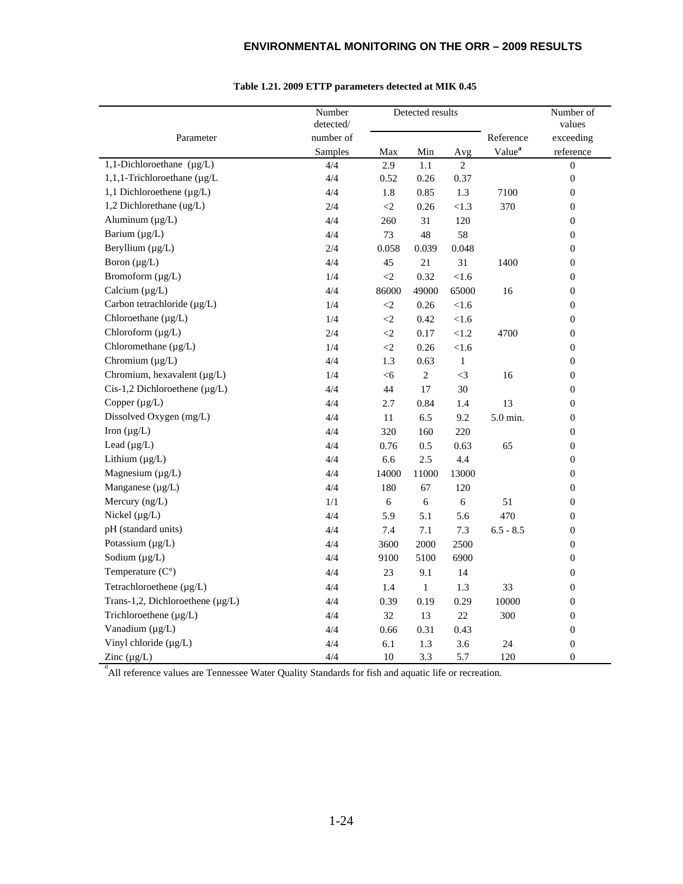**Table 1.21. 2009 ETTP parameters detected at MIK 0.45**

| Parameter | Number detected/ number of Samples | Detected results Max | Min | Avg | Reference Value[a] | Number of values exceeding reference |
|---|---|---|---|---|---|---|
| 1,1-Dichloroethane (µg/L) | 4/4 | 2.9 | 1.1 | 2 | | 0 |
| 1,1,1-Trichloroethane (µg/L | 4/4 | 0.52 | 0.26 | 0.37 | | 0 |
| 1,1 Dichloroethene (µg/L) | 4/4 | 1.8 | 0.85 | 1.3 | 7100 | 0 |
| 1,2 Dichlorethane (ug/L) | 2/4 | <2 | 0.26 | <1.3 | 370 | 0 |
| Aluminum (µg/L) | 4/4 | 260 | 31 | 120 | | 0 |
| Barium (µg/L) | 4/4 | 73 | 48 | 58 | | 0 |
| Beryllium (µg/L) | 2/4 | 0.058 | 0.039 | 0.048 | | 0 |
| Boron (µg/L) | 4/4 | 45 | 21 | 31 | 1400 | 0 |
| Bromoform (µg/L) | 1/4 | <2 | 0.32 | <1.6 | | 0 |
| Calcium (µg/L) | 4/4 | 86000 | 49000 | 65000 | 16 | 0 |
| Carbon tetrachloride (µg/L) | 1/4 | <2 | 0.26 | <1.6 | | 0 |
| Chloroethane (µg/L) | 1/4 | <2 | 0.42 | <1.6 | | 0 |
| Chloroform (µg/L) | 2/4 | <2 | 0.17 | <1.2 | 4700 | 0 |
| Chloromethane (µg/L) | 1/4 | <2 | 0.26 | <1.6 | | 0 |
| Chromium (µg/L) | 4/4 | 1.3 | 0.63 | 1 | | 0 |
| Chromium, hexavalent (µg/L) | 1/4 | <6 | 2 | <3 | 16 | 0 |
| Cis-1,2 Dichloroethene (µg/L) | 4/4 | 44 | 17 | 30 | | 0 |
| Copper (µg/L) | 4/4 | 2.7 | 0.84 | 1.4 | 13 | 0 |
| Dissolved Oxygen (mg/L) | 4/4 | 11 | 6.5 | 9.2 | 5.0 min. | 0 |
| Iron (µg/L) | 4/4 | 320 | 160 | 220 | | 0 |
| Lead (µg/L) | 4/4 | 0.76 | 0.5 | 0.63 | 65 | 0 |
| Lithium (µg/L) | 4/4 | 6.6 | 2.5 | 4.4 | | 0 |
| Magnesium (µg/L) | 4/4 | 14000 | 11000 | 13000 | | 0 |
| Manganese (µg/L) | 4/4 | 180 | 67 | 120 | | 0 |
| Mercury (ng/L) | 1/1 | 6 | 6 | 6 | 51 | 0 |
| Nickel (µg/L) | 4/4 | 5.9 | 5.1 | 5.6 | 470 | 0 |
| pH (standard units) | 4/4 | 7.4 | 7.1 | 7.3 | 6.5 - 8.5 | 0 |
| Potassium (µg/L) | 4/4 | 3600 | 2000 | 2500 | | 0 |
| Sodium (µg/L) | 4/4 | 9100 | 5100 | 6900 | | 0 |
| Temperature (C°) | 4/4 | 23 | 9.1 | 14 | | 0 |
| Tetrachloroethene (µg/L) | 4/4 | 1.4 | 1 | 1.3 | 33 | 0 |
| Trans-1,2, Dichloroethene (µg/L) | 4/4 | 0.39 | 0.19 | 0.29 | 10000 | 0 |
| Trichloroethene (µg/L) | 4/4 | 32 | 13 | 22 | 300 | 0 |
| Vanadium (µg/L) | 4/4 | 0.66 | 0.31 | 0.43 | | 0 |
| Vinyl chloride (µg/L) | 4/4 | 6.1 | 1.3 | 3.6 | 24 | 0 |
| Zinc (µg/L) | 4/4 | 10 | 3.3 | 5.7 | 120 | 0 |

[a] All reference values are Tennessee Water Quality Standards for fish and aquatic life or recreation.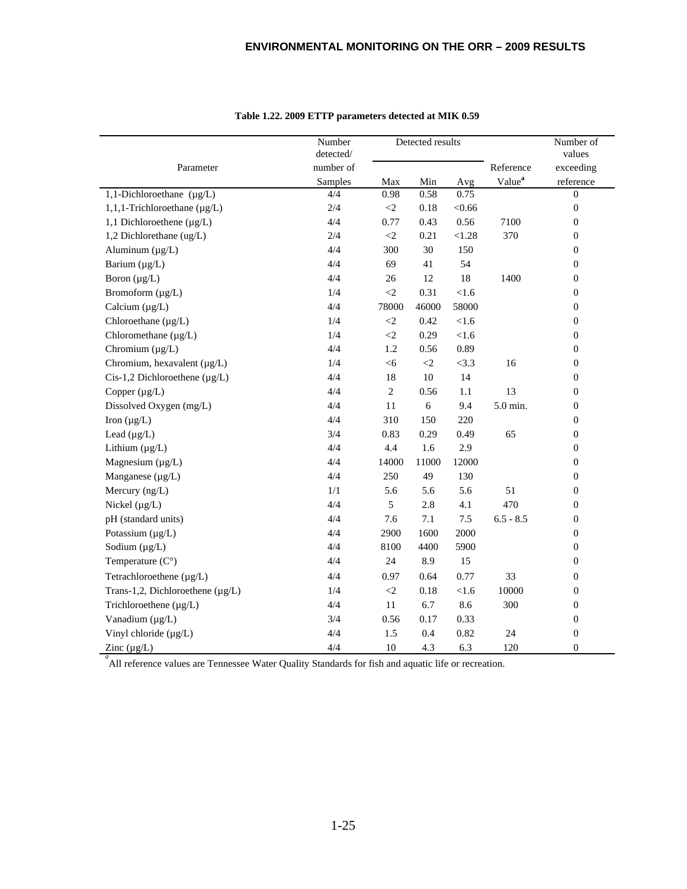**Table 1.22. 2009 ETTP parameters detected at MIK 0.59**

| Parameter | Number detected/ number of Samples | Detected results Max | Min | Avg | Reference Value[a] | Number of values exceeding reference |
|---|---|---|---|---|---|---|
| 1,1-Dichloroethane (µg/L) | 4/4 | 0.98 | 0.58 | 0.75 | | 0 |
| 1,1,1-Trichloroethane (µg/L) | 2/4 | <2 | 0.18 | <0.66 | | 0 |
| 1,1 Dichloroethene (µg/L) | 4/4 | 0.77 | 0.43 | 0.56 | 7100 | 0 |
| 1,2 Dichlorethane (ug/L) | 2/4 | <2 | 0.21 | <1.28 | 370 | 0 |
| Aluminum (µg/L) | 4/4 | 300 | 30 | 150 | | 0 |
| Barium (µg/L) | 4/4 | 69 | 41 | 54 | | 0 |
| Boron (µg/L) | 4/4 | 26 | 12 | 18 | 1400 | 0 |
| Bromoform (µg/L) | 1/4 | <2 | 0.31 | <1.6 | | 0 |
| Calcium (µg/L) | 4/4 | 78000 | 46000 | 58000 | | 0 |
| Chloroethane (µg/L) | 1/4 | <2 | 0.42 | <1.6 | | 0 |
| Chloromethane (µg/L) | 1/4 | <2 | 0.29 | <1.6 | | 0 |
| Chromium (µg/L) | 4/4 | 1.2 | 0.56 | 0.89 | | 0 |
| Chromium, hexavalent (µg/L) | 1/4 | <6 | <2 | <3.3 | 16 | 0 |
| Cis-1,2 Dichloroethene (µg/L) | 4/4 | 18 | 10 | 14 | | 0 |
| Copper (µg/L) | 4/4 | 2 | 0.56 | 1.1 | 13 | 0 |
| Dissolved Oxygen (mg/L) | 4/4 | 11 | 6 | 9.4 | 5.0 min. | 0 |
| Iron (µg/L) | 4/4 | 310 | 150 | 220 | | 0 |
| Lead (µg/L) | 3/4 | 0.83 | 0.29 | 0.49 | 65 | 0 |
| Lithium (µg/L) | 4/4 | 4.4 | 1.6 | 2.9 | | 0 |
| Magnesium (µg/L) | 4/4 | 14000 | 11000 | 12000 | | 0 |
| Manganese (µg/L) | 4/4 | 250 | 49 | 130 | | 0 |
| Mercury (ng/L) | 1/1 | 5.6 | 5.6 | 5.6 | 51 | 0 |
| Nickel (µg/L) | 4/4 | 5 | 2.8 | 4.1 | 470 | 0 |
| pH (standard units) | 4/4 | 7.6 | 7.1 | 7.5 | 6.5 - 8.5 | 0 |
| Potassium (µg/L) | 4/4 | 2900 | 1600 | 2000 | | 0 |
| Sodium (µg/L) | 4/4 | 8100 | 4400 | 5900 | | 0 |
| Temperature (C°) | 4/4 | 24 | 8.9 | 15 | | 0 |
| Tetrachloroethene (µg/L) | 4/4 | 0.97 | 0.64 | 0.77 | 33 | 0 |
| Trans-1,2, Dichloroethene (µg/L) | 1/4 | <2 | 0.18 | <1.6 | 10000 | 0 |
| Trichloroethene (µg/L) | 4/4 | 11 | 6.7 | 8.6 | 300 | 0 |
| Vanadium (µg/L) | 3/4 | 0.56 | 0.17 | 0.33 | | 0 |
| Vinyl chloride (µg/L) | 4/4 | 1.5 | 0.4 | 0.82 | 24 | 0 |
| Zinc (µg/L) | 4/4 | 10 | 4.3 | 6.3 | 120 | 0 |

[a] All reference values are Tennessee Water Quality Standards for fish and aquatic life or recreation.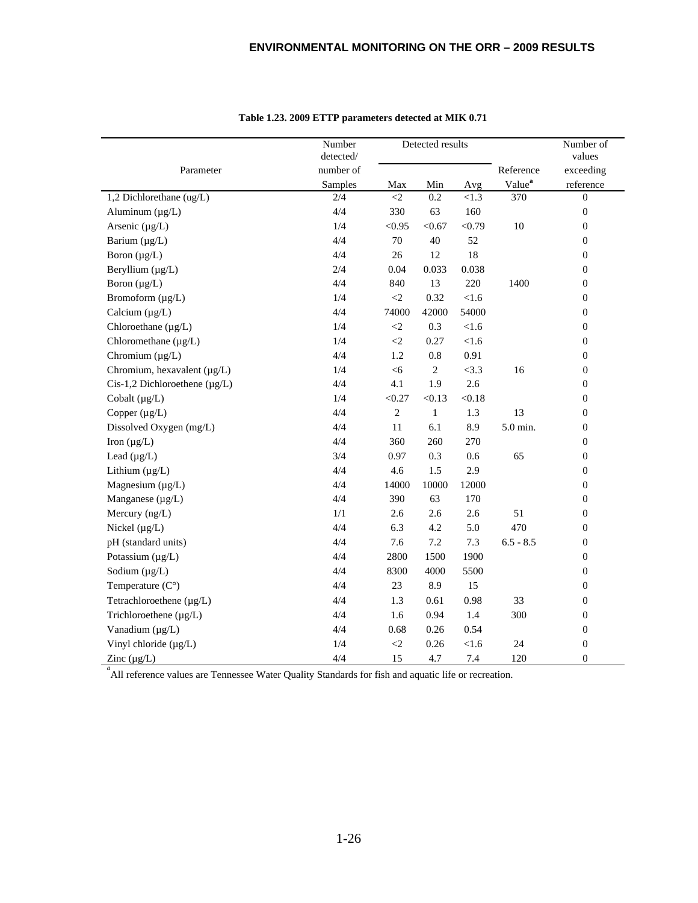**Table 1.23. 2009 ETTP parameters detected at MIK 0.71**

| Parameter | Number detected/ number of Samples | Detected results | | | Reference Value[a] | Number of values exceeding reference |
|---|---|---|---|---|---|---|
| | | Max | Min | Avg | | |
| 1,2 Dichlorethane (ug/L) | 2/4 | <2 | 0.2 | <1.3 | 370 | 0 |
| Aluminum (µg/L) | 4/4 | 330 | 63 | 160 | | 0 |
| Arsenic (µg/L) | 1/4 | <0.95 | <0.67 | <0.79 | 10 | 0 |
| Barium (µg/L) | 4/4 | 70 | 40 | 52 | | 0 |
| Boron (µg/L) | 4/4 | 26 | 12 | 18 | | 0 |
| Beryllium (µg/L) | 2/4 | 0.04 | 0.033 | 0.038 | | 0 |
| Boron (µg/L) | 4/4 | 840 | 13 | 220 | 1400 | 0 |
| Bromoform (µg/L) | 1/4 | <2 | 0.32 | <1.6 | | 0 |
| Calcium (µg/L) | 4/4 | 74000 | 42000 | 54000 | | 0 |
| Chloroethane (µg/L) | 1/4 | <2 | 0.3 | <1.6 | | 0 |
| Chloromethane (µg/L) | 1/4 | <2 | 0.27 | <1.6 | | 0 |
| Chromium (µg/L) | 4/4 | 1.2 | 0.8 | 0.91 | | 0 |
| Chromium, hexavalent (µg/L) | 1/4 | <6 | 2 | <3.3 | 16 | 0 |
| Cis-1,2 Dichloroethene (µg/L) | 4/4 | 4.1 | 1.9 | 2.6 | | 0 |
| Cobalt (µg/L) | 1/4 | <0.27 | <0.13 | <0.18 | | 0 |
| Copper (µg/L) | 4/4 | 2 | 1 | 1.3 | 13 | 0 |
| Dissolved Oxygen (mg/L) | 4/4 | 11 | 6.1 | 8.9 | 5.0 min. | 0 |
| Iron (µg/L) | 4/4 | 360 | 260 | 270 | | 0 |
| Lead (µg/L) | 3/4 | 0.97 | 0.3 | 0.6 | 65 | 0 |
| Lithium (µg/L) | 4/4 | 4.6 | 1.5 | 2.9 | | 0 |
| Magnesium (µg/L) | 4/4 | 14000 | 10000 | 12000 | | 0 |
| Manganese (µg/L) | 4/4 | 390 | 63 | 170 | | 0 |
| Mercury (ng/L) | 1/1 | 2.6 | 2.6 | 2.6 | 51 | 0 |
| Nickel (µg/L) | 4/4 | 6.3 | 4.2 | 5.0 | 470 | 0 |
| pH (standard units) | 4/4 | 7.6 | 7.2 | 7.3 | 6.5 - 8.5 | 0 |
| Potassium (µg/L) | 4/4 | 2800 | 1500 | 1900 | | 0 |
| Sodium (µg/L) | 4/4 | 8300 | 4000 | 5500 | | 0 |
| Temperature (C°) | 4/4 | 23 | 8.9 | 15 | | 0 |
| Tetrachloroethene (µg/L) | 4/4 | 1.3 | 0.61 | 0.98 | 33 | 0 |
| Trichloroethene (µg/L) | 4/4 | 1.6 | 0.94 | 1.4 | 300 | 0 |
| Vanadium (µg/L) | 4/4 | 0.68 | 0.26 | 0.54 | | 0 |
| Vinyl chloride (µg/L) | 1/4 | <2 | 0.26 | <1.6 | 24 | 0 |
| Zinc (µg/L) | 4/4 | 15 | 4.7 | 7.4 | 120 | 0 |

[a] All reference values are Tennessee Water Quality Standards for fish and aquatic life or recreation.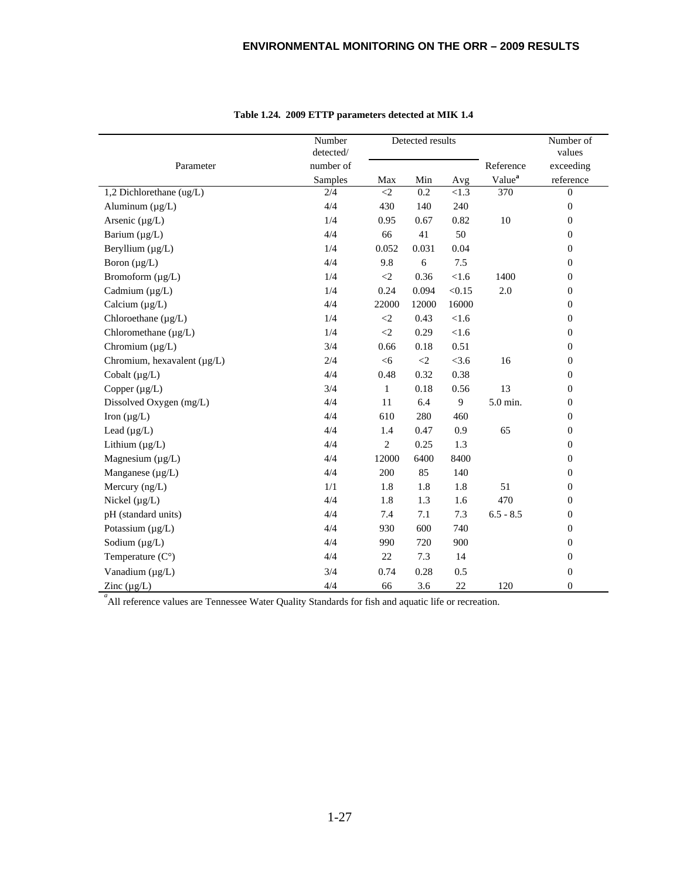**Table 1.24. 2009 ETTP parameters detected at MIK 1.4**

| Parameter | Number detected/ number of Samples | Detected results | | | Reference Value[a] | Number of values exceeding reference |
|---|---|---|---|---|---|---|
| | | Max | Min | Avg | | |
| 1,2 Dichlorethane (ug/L) | 2/4 | <2 | 0.2 | <1.3 | 370 | 0 |
| Aluminum (µg/L) | 4/4 | 430 | 140 | 240 | | 0 |
| Arsenic (µg/L) | 1/4 | 0.95 | 0.67 | 0.82 | 10 | 0 |
| Barium (µg/L) | 4/4 | 66 | 41 | 50 | | 0 |
| Beryllium (µg/L) | 1/4 | 0.052 | 0.031 | 0.04 | | 0 |
| Boron (µg/L) | 4/4 | 9.8 | 6 | 7.5 | | 0 |
| Bromoform (µg/L) | 1/4 | <2 | 0.36 | <1.6 | 1400 | 0 |
| Cadmium (µg/L) | 1/4 | 0.24 | 0.094 | <0.15 | 2.0 | 0 |
| Calcium (µg/L) | 4/4 | 22000 | 12000 | 16000 | | 0 |
| Chloroethane (µg/L) | 1/4 | <2 | 0.43 | <1.6 | | 0 |
| Chloromethane (µg/L) | 1/4 | <2 | 0.29 | <1.6 | | 0 |
| Chromium (µg/L) | 3/4 | 0.66 | 0.18 | 0.51 | | 0 |
| Chromium, hexavalent (µg/L) | 2/4 | <6 | <2 | <3.6 | 16 | 0 |
| Cobalt (µg/L) | 4/4 | 0.48 | 0.32 | 0.38 | | 0 |
| Copper (µg/L) | 3/4 | 1 | 0.18 | 0.56 | 13 | 0 |
| Dissolved Oxygen (mg/L) | 4/4 | 11 | 6.4 | 9 | 5.0 min. | 0 |
| Iron (µg/L) | 4/4 | 610 | 280 | 460 | | 0 |
| Lead (µg/L) | 4/4 | 1.4 | 0.47 | 0.9 | 65 | 0 |
| Lithium (µg/L) | 4/4 | 2 | 0.25 | 1.3 | | 0 |
| Magnesium (µg/L) | 4/4 | 12000 | 6400 | 8400 | | 0 |
| Manganese (µg/L) | 4/4 | 200 | 85 | 140 | | 0 |
| Mercury (ng/L) | 1/1 | 1.8 | 1.8 | 1.8 | 51 | 0 |
| Nickel (µg/L) | 4/4 | 1.8 | 1.3 | 1.6 | 470 | 0 |
| pH (standard units) | 4/4 | 7.4 | 7.1 | 7.3 | 6.5 - 8.5 | 0 |
| Potassium (µg/L) | 4/4 | 930 | 600 | 740 | | 0 |
| Sodium (µg/L) | 4/4 | 990 | 720 | 900 | | 0 |
| Temperature (C°) | 4/4 | 22 | 7.3 | 14 | | 0 |
| Vanadium (µg/L) | 3/4 | 0.74 | 0.28 | 0.5 | | 0 |
| Zinc (µg/L) | 4/4 | 66 | 3.6 | 22 | 120 | 0 |

[a] All reference values are Tennessee Water Quality Standards for fish and aquatic life or recreation.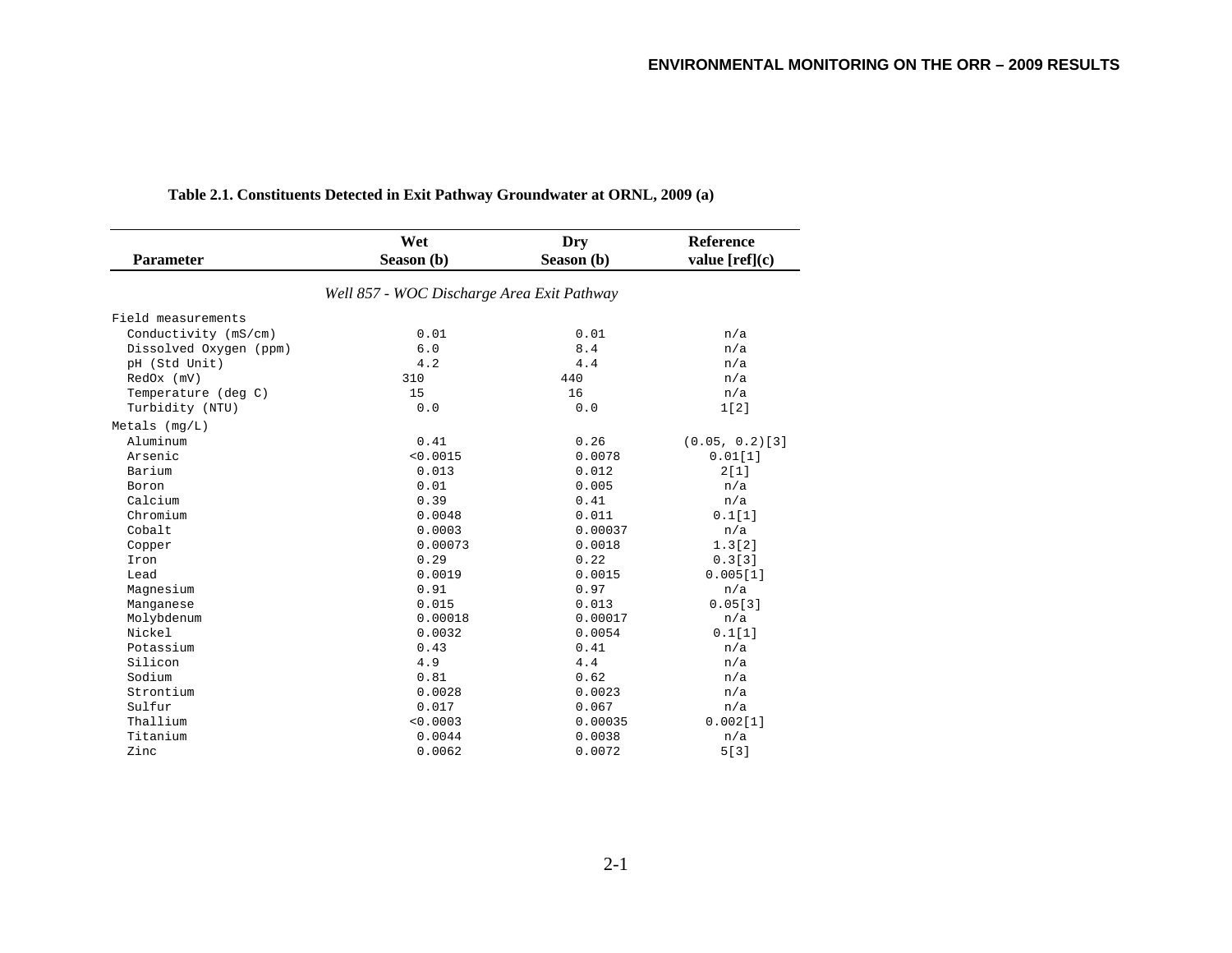**Table 2.1. Constituents Detected in Exit Pathway Groundwater at ORNL, 2009 (a)**

| Parameter | Wet Season (b) | Dry Season (b) | Reference value [ref](c) |
|---|---|---|---|
| *Well 857 - WOC Discharge Area Exit Pathway* | | | |
| Field measurements | | | |
| Conductivity (mS/cm) | 0.01 | 0.01 | n/a |
| Dissolved Oxygen (ppm) | 6.0 | 8.4 | n/a |
| pH (Std Unit) | 4.2 | 4.4 | n/a |
| RedOx (mV) | 310 | 440 | n/a |
| Temperature (deg C) | 15 | 16 | n/a |
| Turbidity (NTU) | 0.0 | 0.0 | 1[2] |
| Metals (mg/L) | | | |
| Aluminum | 0.41 | 0.26 | (0.05, 0.2)[3] |
| Arsenic | <0.0015 | 0.0078 | 0.01[1] |
| Barium | 0.013 | 0.012 | 2[1] |
| Boron | 0.01 | 0.005 | n/a |
| Calcium | 0.39 | 0.41 | n/a |
| Chromium | 0.0048 | 0.011 | 0.1[1] |
| Cobalt | 0.0003 | 0.00037 | n/a |
| Copper | 0.00073 | 0.0018 | 1.3[2] |
| Iron | 0.29 | 0.22 | 0.3[3] |
| Lead | 0.0019 | 0.0015 | 0.005[1] |
| Magnesium | 0.91 | 0.97 | n/a |
| Manganese | 0.015 | 0.013 | 0.05[3] |
| Molybdenum | 0.00018 | 0.00017 | n/a |
| Nickel | 0.0032 | 0.0054 | 0.1[1] |
| Potassium | 0.43 | 0.41 | n/a |
| Silicon | 4.9 | 4.4 | n/a |
| Sodium | 0.81 | 0.62 | n/a |
| Strontium | 0.0028 | 0.0023 | n/a |
| Sulfur | 0.017 | 0.067 | n/a |
| Thallium | <0.0003 | 0.00035 | 0.002[1] |
| Titanium | 0.0044 | 0.0038 | n/a |
| Zinc | 0.0062 | 0.0072 | 5[3] |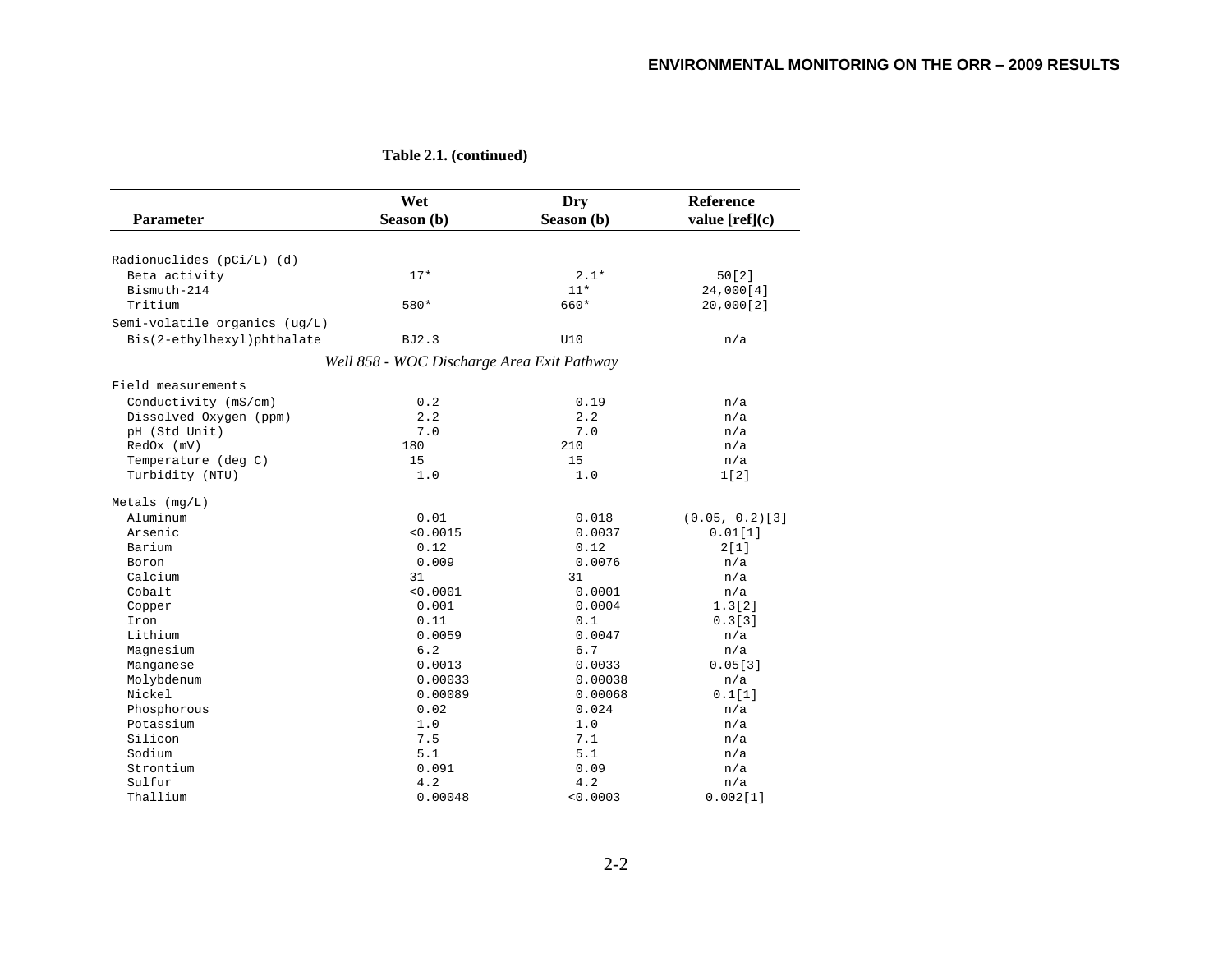**Table 2.1. (continued)**

| Parameter | Wet Season (b) | Dry Season (b) | Reference value [ref](c) |
|---|---|---|---|
| Radionuclides (pCi/L) (d) | | | |
| Beta activity | 17* | 2.1* | 50[2] |
| Bismuth-214 | | 11* | 24,000[4] |
| Tritium | 580* | 660* | 20,000[2] |
| Semi-volatile organics (ug/L) | | | |
| Bis(2-ethylhexyl)phthalate | BJ2.3 | U10 | n/a |
| *Well 858 - WOC Discharge Area Exit Pathway* | | | |
| Field measurements | | | |
| Conductivity (mS/cm) | 0.2 | 0.19 | n/a |
| Dissolved Oxygen (ppm) | 2.2 | 2.2 | n/a |
| pH (Std Unit) | 7.0 | 7.0 | n/a |
| RedOx (mV) | 180 | 210 | n/a |
| Temperature (deg C) | 15 | 15 | n/a |
| Turbidity (NTU) | 1.0 | 1.0 | 1[2] |
| Metals (mg/L) | | | |
| Aluminum | 0.01 | 0.018 | (0.05, 0.2)[3] |
| Arsenic | <0.0015 | 0.0037 | 0.01[1] |
| Barium | 0.12 | 0.12 | 2[1] |
| Boron | 0.009 | 0.0076 | n/a |
| Calcium | 31 | 31 | n/a |
| Cobalt | <0.0001 | 0.0001 | n/a |
| Copper | 0.001 | 0.0004 | 1.3[2] |
| Iron | 0.11 | 0.1 | 0.3[3] |
| Lithium | 0.0059 | 0.0047 | n/a |
| Magnesium | 6.2 | 6.7 | n/a |
| Manganese | 0.0013 | 0.0033 | 0.05[3] |
| Molybdenum | 0.00033 | 0.00038 | n/a |
| Nickel | 0.00089 | 0.00068 | 0.1[1] |
| Phosphorous | 0.02 | 0.024 | n/a |
| Potassium | 1.0 | 1.0 | n/a |
| Silicon | 7.5 | 7.1 | n/a |
| Sodium | 5.1 | 5.1 | n/a |
| Strontium | 0.091 | 0.09 | n/a |
| Sulfur | 4.2 | 4.2 | n/a |
| Thallium | 0.00048 | <0.0003 | 0.002[1] |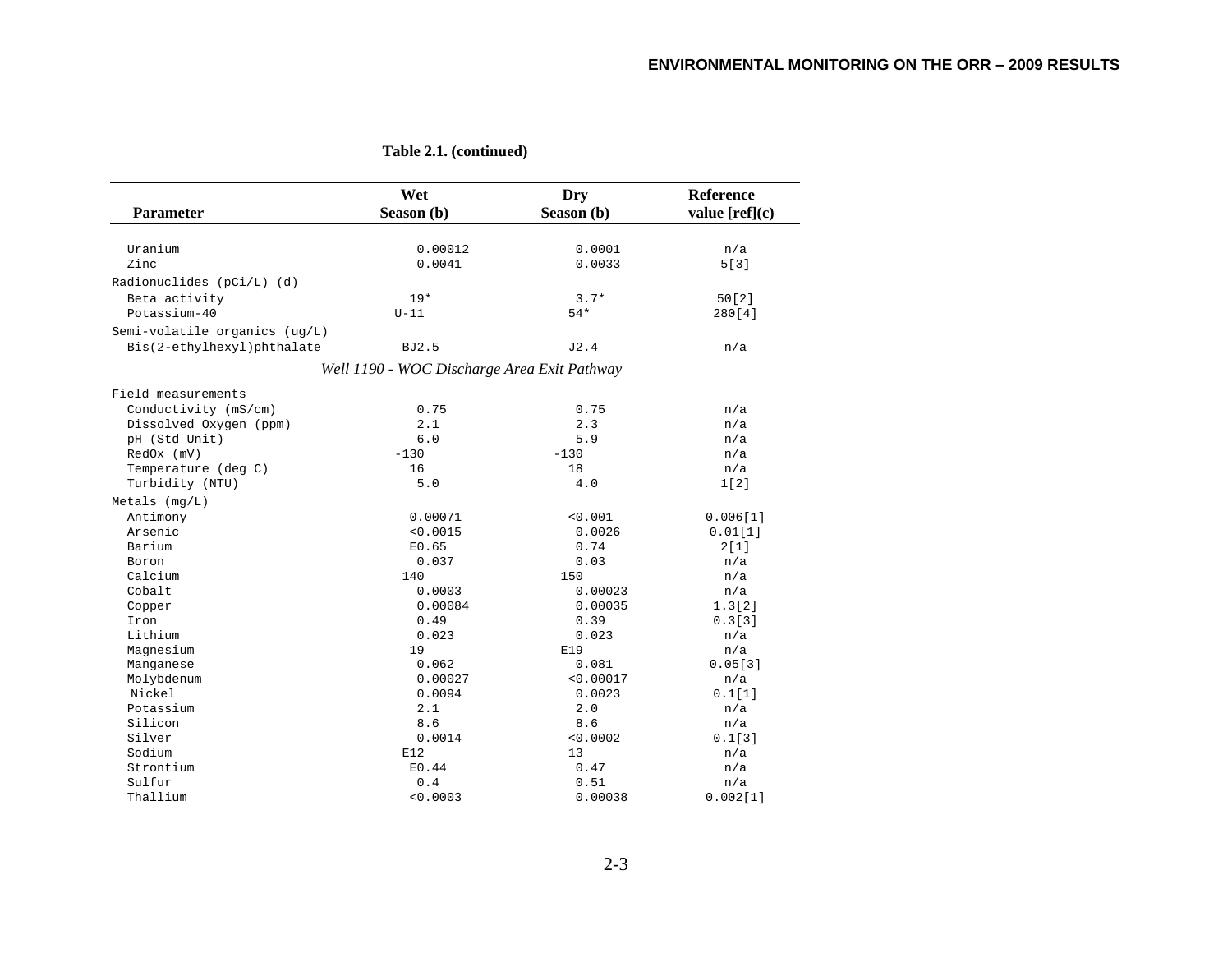**Table 2.1. (continued)**

| Parameter | Wet Season (b) | Dry Season (b) | Reference value [ref](c) |
|---|---|---|---|
| Uranium | 0.00012 | 0.0001 | n/a |
| Zinc | 0.0041 | 0.0033 | 5[3] |
| Radionuclides (pCi/L) (d) | | | |
| Beta activity | 19* | 3.7* | 50[2] |
| Potassium-40 | U-11 | 54* | 280[4] |
| Semi-volatile organics (ug/L) | | | |
| Bis(2-ethylhexyl)phthalate | BJ2.5 | J2.4 | n/a |
| *Well 1190 - WOC Discharge Area Exit Pathway* | | | |
| Field measurements | | | |
| Conductivity (mS/cm) | 0.75 | 0.75 | n/a |
| Dissolved Oxygen (ppm) | 2.1 | 2.3 | n/a |
| pH (Std Unit) | 6.0 | 5.9 | n/a |
| RedOx (mV) | -130 | -130 | n/a |
| Temperature (deg C) | 16 | 18 | n/a |
| Turbidity (NTU) | 5.0 | 4.0 | 1[2] |
| Metals (mg/L) | | | |
| Antimony | 0.00071 | <0.001 | 0.006[1] |
| Arsenic | <0.0015 | 0.0026 | 0.01[1] |
| Barium | E0.65 | 0.74 | 2[1] |
| Boron | 0.037 | 0.03 | n/a |
| Calcium | 140 | 150 | n/a |
| Cobalt | 0.0003 | 0.00023 | n/a |
| Copper | 0.00084 | 0.00035 | 1.3[2] |
| Iron | 0.49 | 0.39 | 0.3[3] |
| Lithium | 0.023 | 0.023 | n/a |
| Magnesium | 19 | E19 | n/a |
| Manganese | 0.062 | 0.081 | 0.05[3] |
| Molybdenum | 0.00027 | <0.00017 | n/a |
| Nickel | 0.0094 | 0.0023 | 0.1[1] |
| Potassium | 2.1 | 2.0 | n/a |
| Silicon | 8.6 | 8.6 | n/a |
| Silver | 0.0014 | <0.0002 | 0.1[3] |
| Sodium | E12 | 13 | n/a |
| Strontium | E0.44 | 0.47 | n/a |
| Sulfur | 0.4 | 0.51 | n/a |
| Thallium | <0.0003 | 0.00038 | 0.002[1] |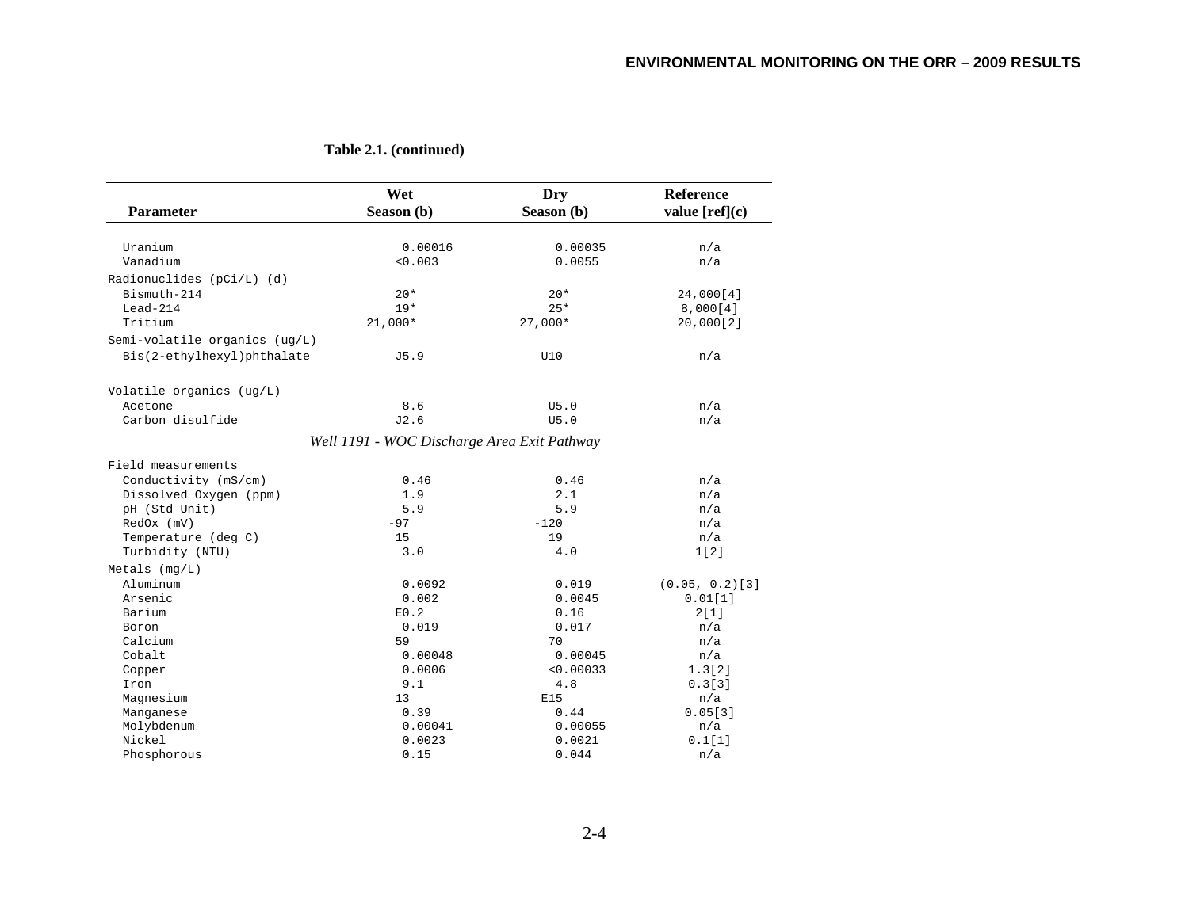**Table 2.1. (continued)**

| Parameter | Wet Season (b) | Dry Season (b) | Reference value [ref](c) |
|---|---|---|---|
| Uranium | 0.00016 | 0.00035 | n/a |
| Vanadium | <0.003 | 0.0055 | n/a |
| Radionuclides (pCi/L) (d) | | | |
| Bismuth-214 | 20* | 20* | 24,000[4] |
| Lead-214 | 19* | 25* | 8,000[4] |
| Tritium | 21,000* | 27,000* | 20,000[2] |
| Semi-volatile organics (ug/L) | | | |
| Bis(2-ethylhexyl)phthalate | J5.9 | U10 | n/a |
| Volatile organics (ug/L) | | | |
| Acetone | 8.6 | U5.0 | n/a |
| Carbon disulfide | J2.6 | U5.0 | n/a |
| *Well 1191 - WOC Discharge Area Exit Pathway* | | | |
| Field measurements | | | |
| Conductivity (mS/cm) | 0.46 | 0.46 | n/a |
| Dissolved Oxygen (ppm) | 1.9 | 2.1 | n/a |
| pH (Std Unit) | 5.9 | 5.9 | n/a |
| RedOx (mV) | -97 | -120 | n/a |
| Temperature (deg C) | 15 | 19 | n/a |
| Turbidity (NTU) | 3.0 | 4.0 | 1[2] |
| Metals (mg/L) | | | |
| Aluminum | 0.0092 | 0.019 | (0.05, 0.2)[3] |
| Arsenic | 0.002 | 0.0045 | 0.01[1] |
| Barium | E0.2 | 0.16 | 2[1] |
| Boron | 0.019 | 0.017 | n/a |
| Calcium | 59 | 70 | n/a |
| Cobalt | 0.00048 | 0.00045 | n/a |
| Copper | 0.0006 | <0.00033 | 1.3[2] |
| Iron | 9.1 | 4.8 | 0.3[3] |
| Magnesium | 13 | E15 | n/a |
| Manganese | 0.39 | 0.44 | 0.05[3] |
| Molybdenum | 0.00041 | 0.00055 | n/a |
| Nickel | 0.0023 | 0.0021 | 0.1[1] |
| Phosphorous | 0.15 | 0.044 | n/a |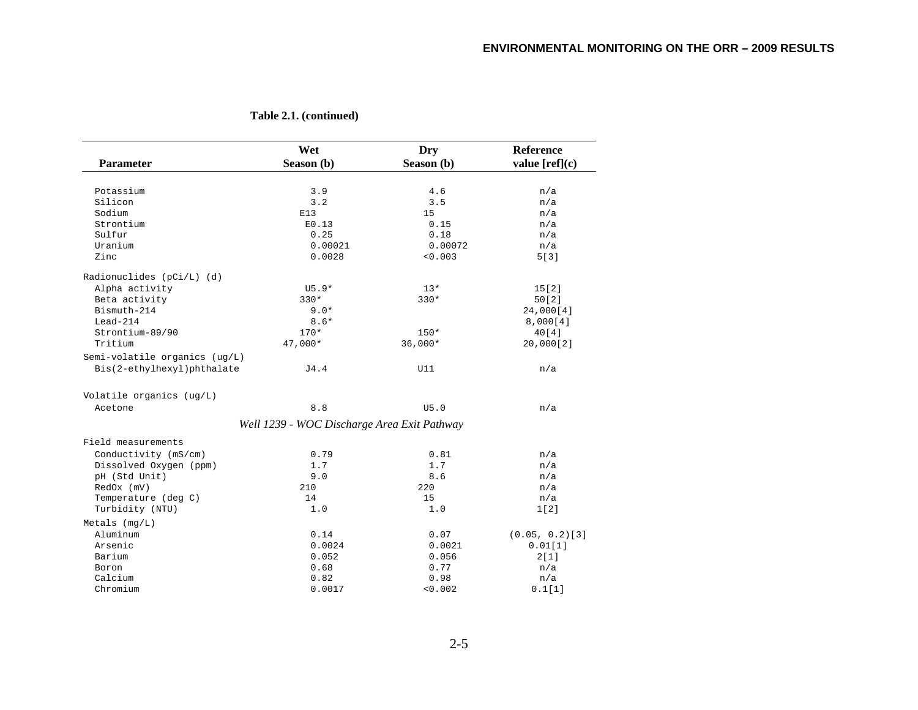**Table 2.1. (continued)**

| Parameter | Wet Season (b) | Dry Season (b) | Reference value [ref](c) |
|---|---|---|---|
| Potassium | 3.9 | 4.6 | n/a |
| Silicon | 3.2 | 3.5 | n/a |
| Sodium | E13 | 15 | n/a |
| Strontium | E0.13 | 0.15 | n/a |
| Sulfur | 0.25 | 0.18 | n/a |
| Uranium | 0.00021 | 0.00072 | n/a |
| Zinc | 0.0028 | <0.003 | 5[3] |
| Radionuclides (pCi/L) (d) | | | |
| Alpha activity | U5.9* | 13* | 15[2] |
| Beta activity | 330* | 330* | 50[2] |
| Bismuth-214 | 9.0* | | 24,000[4] |
| Lead-214 | 8.6* | | 8,000[4] |
| Strontium-89/90 | 170* | 150* | 40[4] |
| Tritium | 47,000* | 36,000* | 20,000[2] |
| Semi-volatile organics (ug/L) | | | |
| Bis(2-ethylhexyl)phthalate | J4.4 | U11 | n/a |
| Volatile organics (ug/L) | | | |
| Acetone | 8.8 | U5.0 | n/a |
| *Well 1239 - WOC Discharge Area Exit Pathway* | | | |
| Field measurements | | | |
| Conductivity (mS/cm) | 0.79 | 0.81 | n/a |
| Dissolved Oxygen (ppm) | 1.7 | 1.7 | n/a |
| pH (Std Unit) | 9.0 | 8.6 | n/a |
| RedOx (mV) | 210 | 220 | n/a |
| Temperature (deg C) | 14 | 15 | n/a |
| Turbidity (NTU) | 1.0 | 1.0 | 1[2] |
| Metals (mg/L) | | | |
| Aluminum | 0.14 | 0.07 | (0.05, 0.2)[3] |
| Arsenic | 0.0024 | 0.0021 | 0.01[1] |
| Barium | 0.052 | 0.056 | 2[1] |
| Boron | 0.68 | 0.77 | n/a |
| Calcium | 0.82 | 0.98 | n/a |
| Chromium | 0.0017 | <0.002 | 0.1[1] |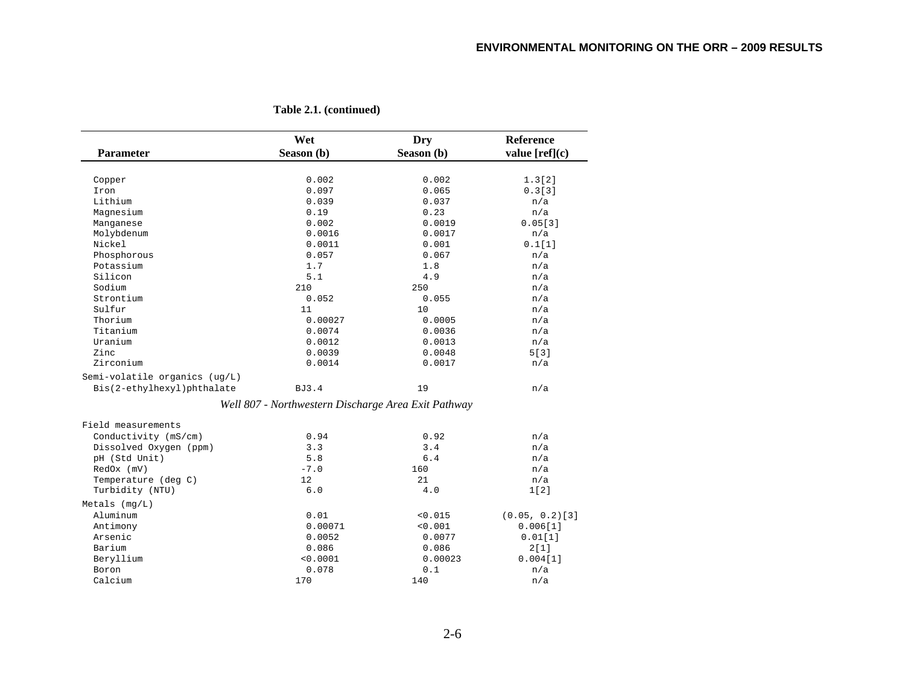**Table 2.1. (continued)**

| Parameter | Wet Season (b) | Dry Season (b) | Reference value [ref](c) |
|---|---|---|---|
| Copper | 0.002 | 0.002 | 1.3[2] |
| Iron | 0.097 | 0.065 | 0.3[3] |
| Lithium | 0.039 | 0.037 | n/a |
| Magnesium | 0.19 | 0.23 | n/a |
| Manganese | 0.002 | 0.0019 | 0.05[3] |
| Molybdenum | 0.0016 | 0.0017 | n/a |
| Nickel | 0.0011 | 0.001 | 0.1[1] |
| Phosphorous | 0.057 | 0.067 | n/a |
| Potassium | 1.7 | 1.8 | n/a |
| Silicon | 5.1 | 4.9 | n/a |
| Sodium | 210 | 250 | n/a |
| Strontium | 0.052 | 0.055 | n/a |
| Sulfur | 11 | 10 | n/a |
| Thorium | 0.00027 | 0.0005 | n/a |
| Titanium | 0.0074 | 0.0036 | n/a |
| Uranium | 0.0012 | 0.0013 | n/a |
| Zinc | 0.0039 | 0.0048 | 5[3] |
| Zirconium | 0.0014 | 0.0017 | n/a |
| Semi-volatile organics (ug/L) | | | |
| Bis(2-ethylhexyl)phthalate | BJ3.4 | 19 | n/a |
| *Well 807 - Northwestern Discharge Area Exit Pathway* | | | |
| Field measurements | | | |
| Conductivity (mS/cm) | 0.94 | 0.92 | n/a |
| Dissolved Oxygen (ppm) | 3.3 | 3.4 | n/a |
| pH (Std Unit) | 5.8 | 6.4 | n/a |
| RedOx (mV) | -7.0 | 160 | n/a |
| Temperature (deg C) | 12 | 21 | n/a |
| Turbidity (NTU) | 6.0 | 4.0 | 1[2] |
| Metals (mg/L) | | | |
| Aluminum | 0.01 | <0.015 | (0.05, 0.2)[3] |
| Antimony | 0.00071 | <0.001 | 0.006[1] |
| Arsenic | 0.0052 | 0.0077 | 0.01[1] |
| Barium | 0.086 | 0.086 | 2[1] |
| Beryllium | <0.0001 | 0.00023 | 0.004[1] |
| Boron | 0.078 | 0.1 | n/a |
| Calcium | 170 | 140 | n/a |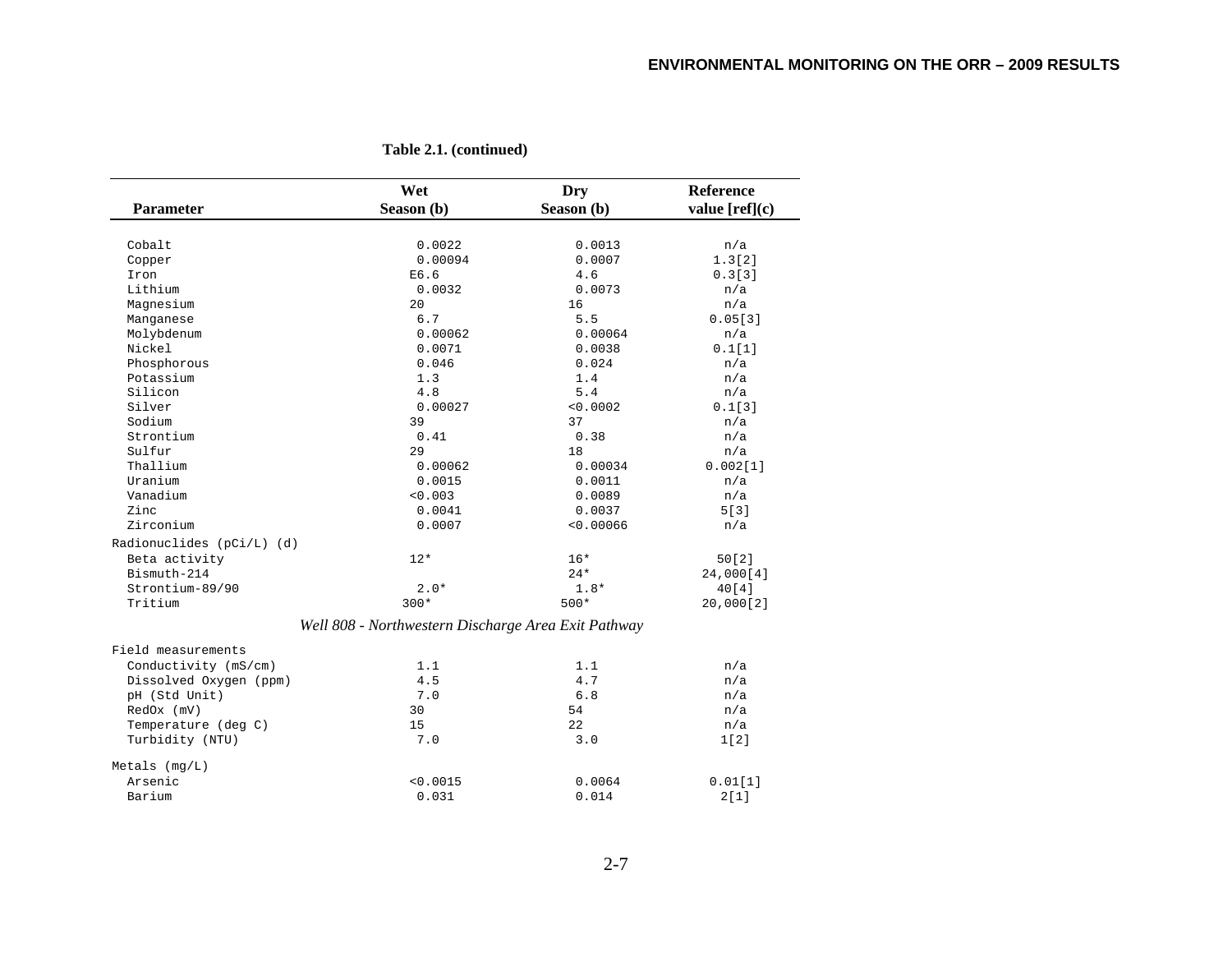**Table 2.1. (continued)**

| Parameter | Wet Season (b) | Dry Season (b) | Reference value [ref](c) |
|---|---|---|---|
| Cobalt | 0.0022 | 0.0013 | n/a |
| Copper | 0.00094 | 0.0007 | 1.3[2] |
| Iron | E6.6 | 4.6 | 0.3[3] |
| Lithium | 0.0032 | 0.0073 | n/a |
| Magnesium | 20 | 16 | n/a |
| Manganese | 6.7 | 5.5 | 0.05[3] |
| Molybdenum | 0.00062 | 0.00064 | n/a |
| Nickel | 0.0071 | 0.0038 | 0.1[1] |
| Phosphorous | 0.046 | 0.024 | n/a |
| Potassium | 1.3 | 1.4 | n/a |
| Silicon | 4.8 | 5.4 | n/a |
| Silver | 0.00027 | <0.0002 | 0.1[3] |
| Sodium | 39 | 37 | n/a |
| Strontium | 0.41 | 0.38 | n/a |
| Sulfur | 29 | 18 | n/a |
| Thallium | 0.00062 | 0.00034 | 0.002[1] |
| Uranium | 0.0015 | 0.0011 | n/a |
| Vanadium | <0.003 | 0.0089 | n/a |
| Zinc | 0.0041 | 0.0037 | 5[3] |
| Zirconium | 0.0007 | <0.00066 | n/a |
| Radionuclides (pCi/L) (d) | | | |
| Beta activity | 12* | 16* | 50[2] |
| Bismuth-214 | | 24* | 24,000[4] |
| Strontium-89/90 | 2.0* | 1.8* | 40[4] |
| Tritium | 300* | 500* | 20,000[2] |
| *Well 808 - Northwestern Discharge Area Exit Pathway* | | | |
| Field measurements | | | |
| Conductivity (mS/cm) | 1.1 | 1.1 | n/a |
| Dissolved Oxygen (ppm) | 4.5 | 4.7 | n/a |
| pH (Std Unit) | 7.0 | 6.8 | n/a |
| RedOx (mV) | 30 | 54 | n/a |
| Temperature (deg C) | 15 | 22 | n/a |
| Turbidity (NTU) | 7.0 | 3.0 | 1[2] |
| Metals (mg/L) | | | |
| Arsenic | <0.0015 | 0.0064 | 0.01[1] |
| Barium | 0.031 | 0.014 | 2[1] |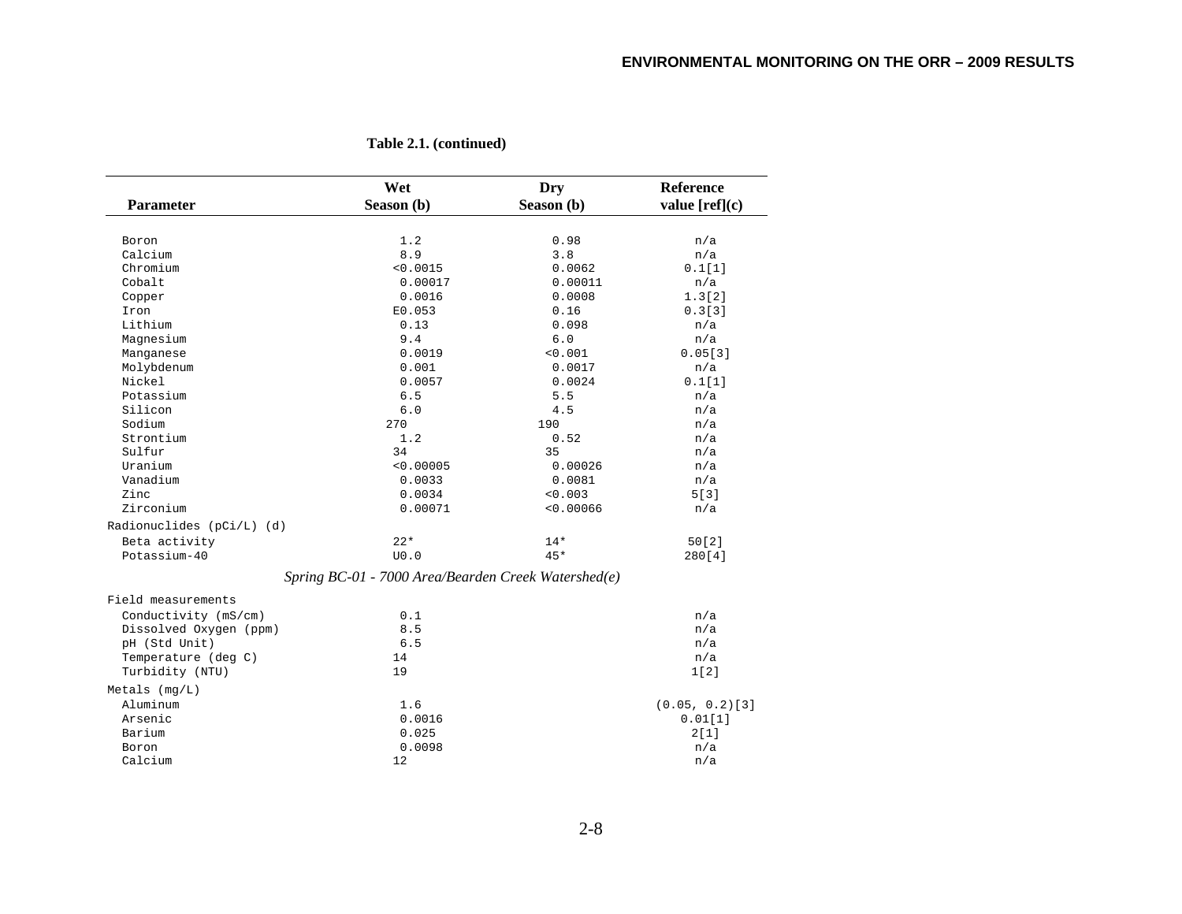**Table 2.1. (continued)**

| Parameter | Wet Season (b) | Dry Season (b) | Reference value [ref](c) |
|---|---|---|---|
| Boron | 1.2 | 0.98 | n/a |
| Calcium | 8.9 | 3.8 | n/a |
| Chromium | <0.0015 | 0.0062 | 0.1[1] |
| Cobalt | 0.00017 | 0.00011 | n/a |
| Copper | 0.0016 | 0.0008 | 1.3[2] |
| Iron | E0.053 | 0.16 | 0.3[3] |
| Lithium | 0.13 | 0.098 | n/a |
| Magnesium | 9.4 | 6.0 | n/a |
| Manganese | 0.0019 | <0.001 | 0.05[3] |
| Molybdenum | 0.001 | 0.0017 | n/a |
| Nickel | 0.0057 | 0.0024 | 0.1[1] |
| Potassium | 6.5 | 5.5 | n/a |
| Silicon | 6.0 | 4.5 | n/a |
| Sodium | 270 | 190 | n/a |
| Strontium | 1.2 | 0.52 | n/a |
| Sulfur | 34 | 35 | n/a |
| Uranium | <0.00005 | 0.00026 | n/a |
| Vanadium | 0.0033 | 0.0081 | n/a |
| Zinc | 0.0034 | <0.003 | 5[3] |
| Zirconium | 0.00071 | <0.00066 | n/a |
| Radionuclides (pCi/L) (d) | | | |
| Beta activity | 22* | 14* | 50[2] |
| Potassium-40 | U0.0 | 45* | 280[4] |
| *Spring BC-01 - 7000 Area/Bearden Creek Watershed(e)* | | | |
| Field measurements | | | |
| Conductivity (mS/cm) | 0.1 | | n/a |
| Dissolved Oxygen (ppm) | 8.5 | | n/a |
| pH (Std Unit) | 6.5 | | n/a |
| Temperature (deg C) | 14 | | n/a |
| Turbidity (NTU) | 19 | | 1[2] |
| Metals (mg/L) | | | |
| Aluminum | 1.6 | | (0.05, 0.2)[3] |
| Arsenic | 0.0016 | | 0.01[1] |
| Barium | 0.025 | | 2[1] |
| Boron | 0.0098 | | n/a |
| Calcium | 12 | | n/a |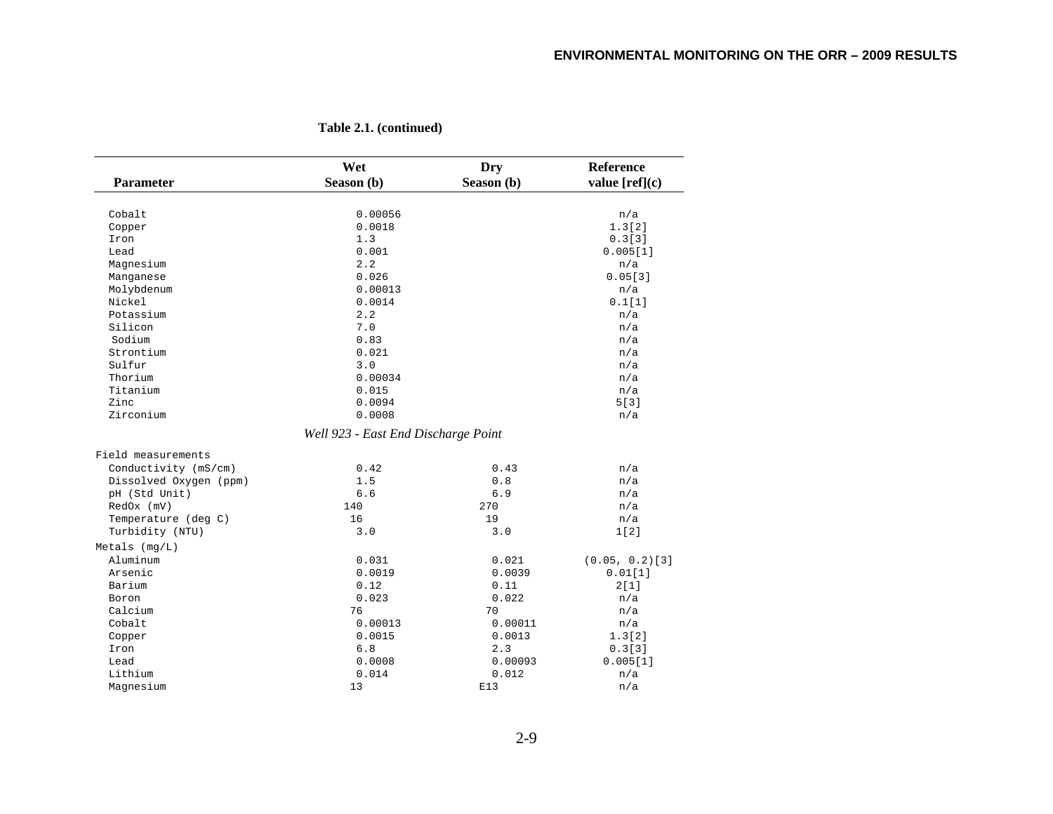**Table 2.1. (continued)**

| Parameter | Wet Season (b) | Dry Season (b) | Reference value [ref](c) |
|---|---|---|---|
| Cobalt | 0.00056 | | n/a |
| Copper | 0.0018 | | 1.3[2] |
| Iron | 1.3 | | 0.3[3] |
| Lead | 0.001 | | 0.005[1] |
| Magnesium | 2.2 | | n/a |
| Manganese | 0.026 | | 0.05[3] |
| Molybdenum | 0.00013 | | n/a |
| Nickel | 0.0014 | | 0.1[1] |
| Potassium | 2.2 | | n/a |
| Silicon | 7.0 | | n/a |
| Sodium | 0.83 | | n/a |
| Strontium | 0.021 | | n/a |
| Sulfur | 3.0 | | n/a |
| Thorium | 0.00034 | | n/a |
| Titanium | 0.015 | | n/a |
| Zinc | 0.0094 | | 5[3] |
| Zirconium | 0.0008 | | n/a |
| *Well 923 - East End Discharge Point* | | | |
| Field measurements | | | |
| Conductivity (mS/cm) | 0.42 | 0.43 | n/a |
| Dissolved Oxygen (ppm) | 1.5 | 0.8 | n/a |
| pH (Std Unit) | 6.6 | 6.9 | n/a |
| RedOx (mV) | 140 | 270 | n/a |
| Temperature (deg C) | 16 | 19 | n/a |
| Turbidity (NTU) | 3.0 | 3.0 | 1[2] |
| Metals (mg/L) | | | |
| Aluminum | 0.031 | 0.021 | (0.05, 0.2)[3] |
| Arsenic | 0.0019 | 0.0039 | 0.01[1] |
| Barium | 0.12 | 0.11 | 2[1] |
| Boron | 0.023 | 0.022 | n/a |
| Calcium | 76 | 70 | n/a |
| Cobalt | 0.00013 | 0.00011 | n/a |
| Copper | 0.0015 | 0.0013 | 1.3[2] |
| Iron | 6.8 | 2.3 | 0.3[3] |
| Lead | 0.0008 | 0.00093 | 0.005[1] |
| Lithium | 0.014 | 0.012 | n/a |
| Magnesium | 13 | E13 | n/a |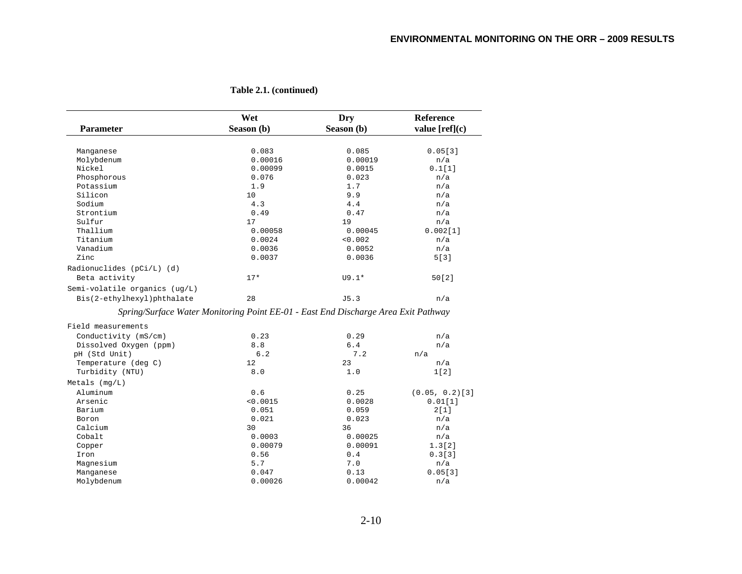**Table 2.1. (continued)**

| Parameter | Wet Season (b) | Dry Season (b) | Reference value [ref](c) |
|---|---|---|---|
| Manganese | 0.083 | 0.085 | 0.05[3] |
| Molybdenum | 0.00016 | 0.00019 | n/a |
| Nickel | 0.00099 | 0.0015 | 0.1[1] |
| Phosphorous | 0.076 | 0.023 | n/a |
| Potassium | 1.9 | 1.7 | n/a |
| Silicon | 10 | 9.9 | n/a |
| Sodium | 4.3 | 4.4 | n/a |
| Strontium | 0.49 | 0.47 | n/a |
| Sulfur | 17 | 19 | n/a |
| Thallium | 0.00058 | 0.00045 | 0.002[1] |
| Titanium | 0.0024 | <0.002 | n/a |
| Vanadium | 0.0036 | 0.0052 | n/a |
| Zinc | 0.0037 | 0.0036 | 5[3] |
| Radionuclides (pCi/L) (d) | | | |
| Beta activity | 17* | U9.1* | 50[2] |
| Semi-volatile organics (ug/L) | | | |
| Bis(2-ethylhexyl)phthalate | 28 | J5.3 | n/a |
| *Spring/Surface Water Monitoring Point EE-01 - East End Discharge Area Exit Pathway* | | | |
| Field measurements | | | |
| Conductivity (mS/cm) | 0.23 | 0.29 | n/a |
| Dissolved Oxygen (ppm) | 8.8 | 6.4 | n/a |
| pH (Std Unit) | 6.2 | 7.2 | n/a |
| Temperature (deg C) | 12 | 23 | n/a |
| Turbidity (NTU) | 8.0 | 1.0 | 1[2] |
| Metals (mg/L) | | | |
| Aluminum | 0.6 | 0.25 | (0.05, 0.2)[3] |
| Arsenic | <0.0015 | 0.0028 | 0.01[1] |
| Barium | 0.051 | 0.059 | 2[1] |
| Boron | 0.021 | 0.023 | n/a |
| Calcium | 30 | 36 | n/a |
| Cobalt | 0.0003 | 0.00025 | n/a |
| Copper | 0.00079 | 0.00091 | 1.3[2] |
| Iron | 0.56 | 0.4 | 0.3[3] |
| Magnesium | 5.7 | 7.0 | n/a |
| Manganese | 0.047 | 0.13 | 0.05[3] |
| Molybdenum | 0.00026 | 0.00042 | n/a |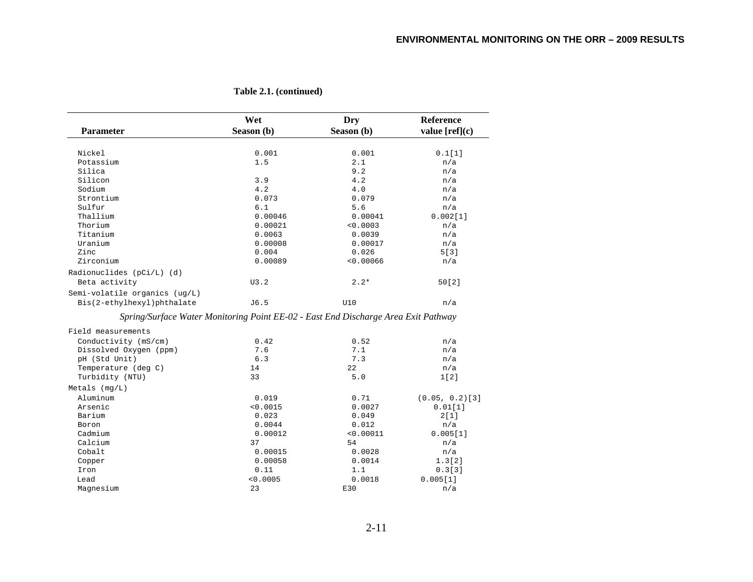**Table 2.1. (continued)**

| Parameter | Wet Season (b) | Dry Season (b) | Reference value [ref](c) |
|---|---|---|---|
| Nickel | 0.001 | 0.001 | 0.1[1] |
| Potassium | 1.5 | 2.1 | n/a |
| Silica | | 9.2 | n/a |
| Silicon | 3.9 | 4.2 | n/a |
| Sodium | 4.2 | 4.0 | n/a |
| Strontium | 0.073 | 0.079 | n/a |
| Sulfur | 6.1 | 5.6 | n/a |
| Thallium | 0.00046 | 0.00041 | 0.002[1] |
| Thorium | 0.00021 | <0.0003 | n/a |
| Titanium | 0.0063 | 0.0039 | n/a |
| Uranium | 0.00008 | 0.00017 | n/a |
| Zinc | 0.004 | 0.026 | 5[3] |
| Zirconium | 0.00089 | <0.00066 | n/a |
| Radionuclides (pCi/L) (d) | | | |
| Beta activity | U3.2 | 2.2* | 50[2] |
| Semi-volatile organics (ug/L) | | | |
| Bis(2-ethylhexyl)phthalate | J6.5 | U10 | n/a |
| *Spring/Surface Water Monitoring Point EE-02 - East End Discharge Area Exit Pathway* | | | |
| Field measurements | | | |
| Conductivity (mS/cm) | 0.42 | 0.52 | n/a |
| Dissolved Oxygen (ppm) | 7.6 | 7.1 | n/a |
| pH (Std Unit) | 6.3 | 7.3 | n/a |
| Temperature (deg C) | 14 | 22 | n/a |
| Turbidity (NTU) | 33 | 5.0 | 1[2] |
| Metals (mg/L) | | | |
| Aluminum | 0.019 | 0.71 | (0.05, 0.2)[3] |
| Arsenic | <0.0015 | 0.0027 | 0.01[1] |
| Barium | 0.023 | 0.049 | 2[1] |
| Boron | 0.0044 | 0.012 | n/a |
| Cadmium | 0.00012 | <0.00011 | 0.005[1] |
| Calcium | 37 | 54 | n/a |
| Cobalt | 0.00015 | 0.0028 | n/a |
| Copper | 0.00058 | 0.0014 | 1.3[2] |
| Iron | 0.11 | 1.1 | 0.3[3] |
| Lead | <0.0005 | 0.0018 | 0.005[1] |
| Magnesium | 23 | E30 | n/a |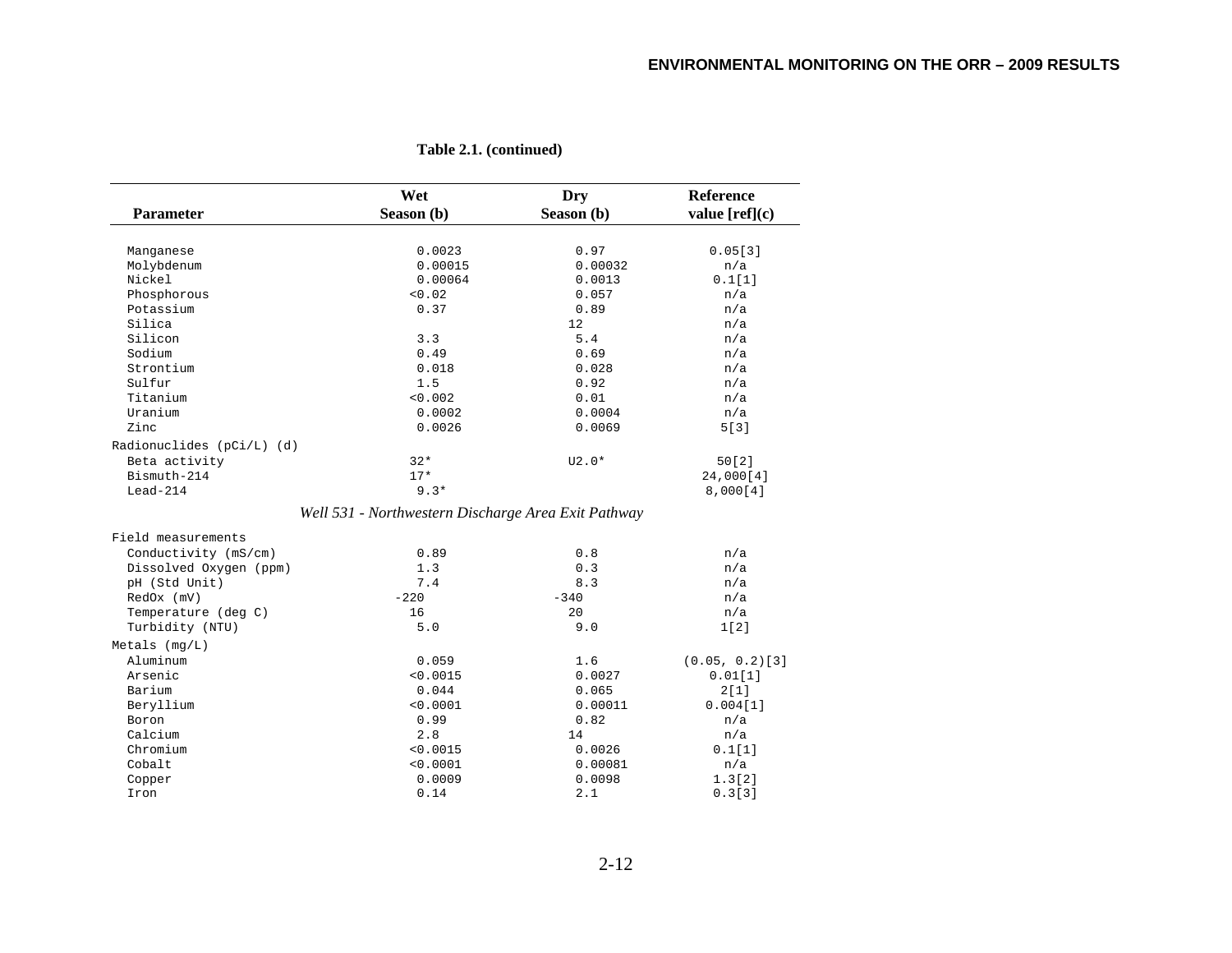**Table 2.1. (continued)**

| Parameter | Wet Season (b) | Dry Season (b) | Reference value [ref](c) |
|---|---|---|---|
| Manganese | 0.0023 | 0.97 | 0.05[3] |
| Molybdenum | 0.00015 | 0.00032 | n/a |
| Nickel | 0.00064 | 0.0013 | 0.1[1] |
| Phosphorous | <0.02 | 0.057 | n/a |
| Potassium | 0.37 | 0.89 | n/a |
| Silica | | 12 | n/a |
| Silicon | 3.3 | 5.4 | n/a |
| Sodium | 0.49 | 0.69 | n/a |
| Strontium | 0.018 | 0.028 | n/a |
| Sulfur | 1.5 | 0.92 | n/a |
| Titanium | <0.002 | 0.01 | n/a |
| Uranium | 0.0002 | 0.0004 | n/a |
| Zinc | 0.0026 | 0.0069 | 5[3] |
| Radionuclides (pCi/L) (d) | | | |
| Beta activity | 32* | U2.0* | 50[2] |
| Bismuth-214 | 17* | | 24,000[4] |
| Lead-214 | 9.3* | | 8,000[4] |
| *Well 531 - Northwestern Discharge Area Exit Pathway* | | | |
| Field measurements | | | |
| Conductivity (mS/cm) | 0.89 | 0.8 | n/a |
| Dissolved Oxygen (ppm) | 1.3 | 0.3 | n/a |
| pH (Std Unit) | 7.4 | 8.3 | n/a |
| RedOx (mV) | -220 | -340 | n/a |
| Temperature (deg C) | 16 | 20 | n/a |
| Turbidity (NTU) | 5.0 | 9.0 | 1[2] |
| Metals (mg/L) | | | |
| Aluminum | 0.059 | 1.6 | (0.05, 0.2)[3] |
| Arsenic | <0.0015 | 0.0027 | 0.01[1] |
| Barium | 0.044 | 0.065 | 2[1] |
| Beryllium | <0.0001 | 0.00011 | 0.004[1] |
| Boron | 0.99 | 0.82 | n/a |
| Calcium | 2.8 | 14 | n/a |
| Chromium | <0.0015 | 0.0026 | 0.1[1] |
| Cobalt | <0.0001 | 0.00081 | n/a |
| Copper | 0.0009 | 0.0098 | 1.3[2] |
| Iron | 0.14 | 2.1 | 0.3[3] |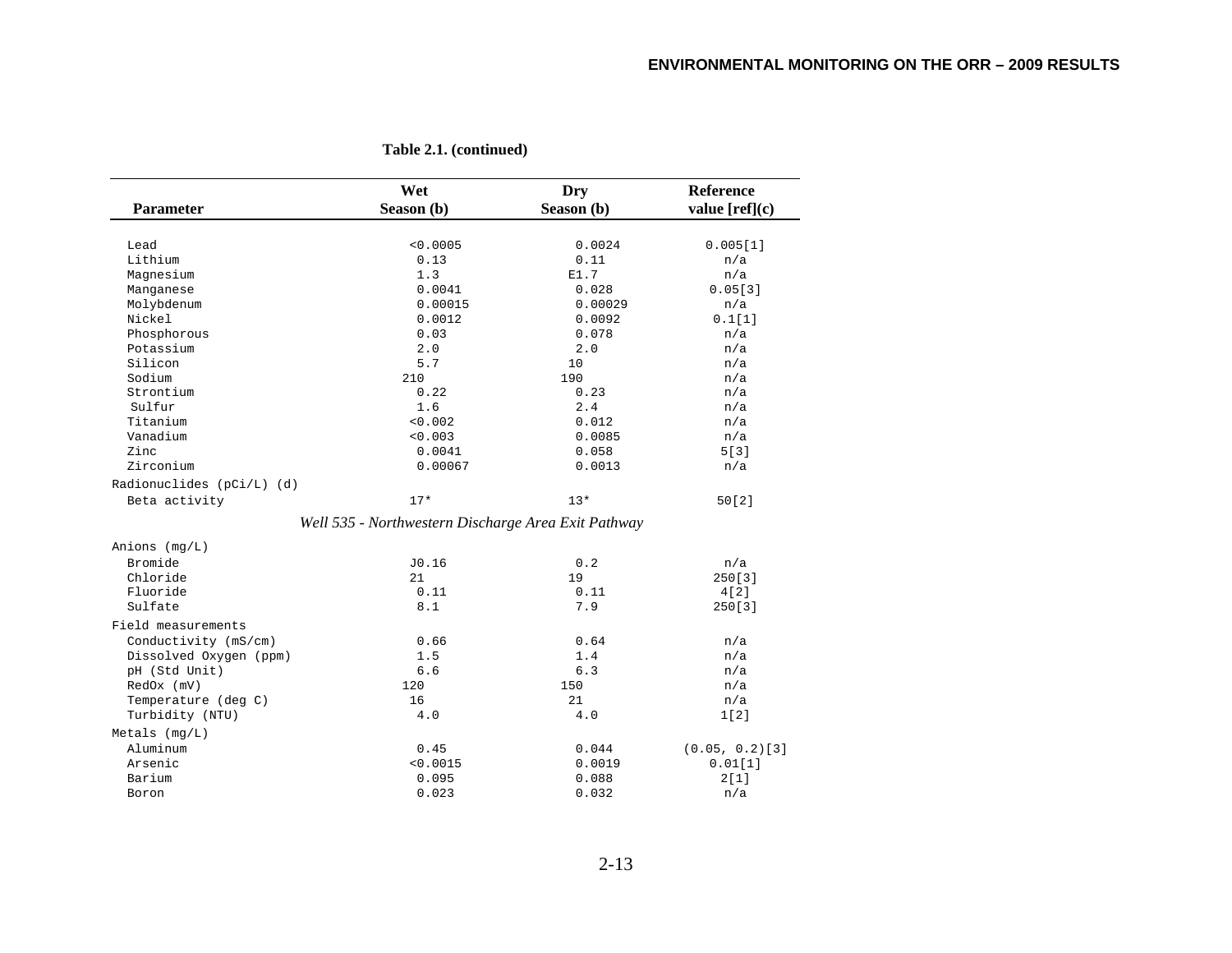**Table 2.1. (continued)**

| Parameter | Wet Season (b) | Dry Season (b) | Reference value [ref](c) |
|---|---|---|---|
| Lead | <0.0005 | 0.0024 | 0.005[1] |
| Lithium | 0.13 | 0.11 | n/a |
| Magnesium | 1.3 | E1.7 | n/a |
| Manganese | 0.0041 | 0.028 | 0.05[3] |
| Molybdenum | 0.00015 | 0.00029 | n/a |
| Nickel | 0.0012 | 0.0092 | 0.1[1] |
| Phosphorous | 0.03 | 0.078 | n/a |
| Potassium | 2.0 | 2.0 | n/a |
| Silicon | 5.7 | 10 | n/a |
| Sodium | 210 | 190 | n/a |
| Strontium | 0.22 | 0.23 | n/a |
| Sulfur | 1.6 | 2.4 | n/a |
| Titanium | <0.002 | 0.012 | n/a |
| Vanadium | <0.003 | 0.0085 | n/a |
| Zinc | 0.0041 | 0.058 | 5[3] |
| Zirconium | 0.00067 | 0.0013 | n/a |
| Radionuclides (pCi/L) (d) | | | |
| Beta activity | 17* | 13* | 50[2] |
| *Well 535 - Northwestern Discharge Area Exit Pathway* | | | |
| Anions (mg/L) | | | |
| Bromide | J0.16 | 0.2 | n/a |
| Chloride | 21 | 19 | 250[3] |
| Fluoride | 0.11 | 0.11 | 4[2] |
| Sulfate | 8.1 | 7.9 | 250[3] |
| Field measurements | | | |
| Conductivity (mS/cm) | 0.66 | 0.64 | n/a |
| Dissolved Oxygen (ppm) | 1.5 | 1.4 | n/a |
| pH (Std Unit) | 6.6 | 6.3 | n/a |
| RedOx (mV) | 120 | 150 | n/a |
| Temperature (deg C) | 16 | 21 | n/a |
| Turbidity (NTU) | 4.0 | 4.0 | 1[2] |
| Metals (mg/L) | | | |
| Aluminum | 0.45 | 0.044 | (0.05, 0.2)[3] |
| Arsenic | <0.0015 | 0.0019 | 0.01[1] |
| Barium | 0.095 | 0.088 | 2[1] |
| Boron | 0.023 | 0.032 | n/a |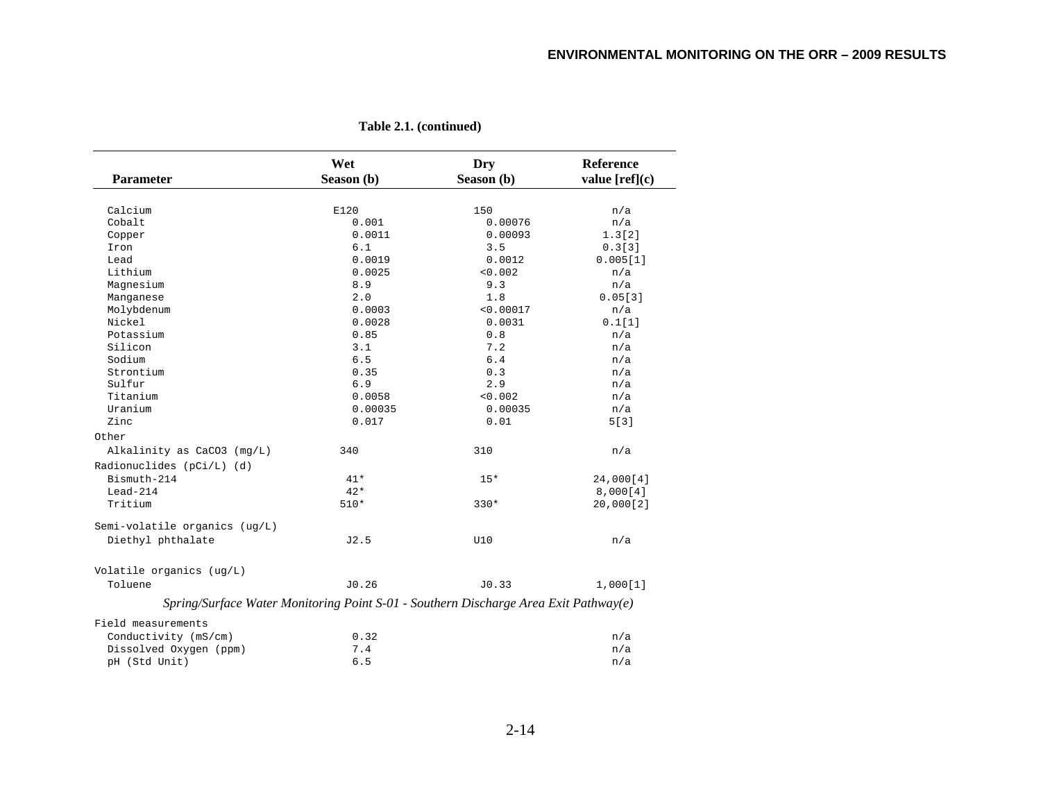**Table 2.1. (continued)**

| Parameter | Wet Season (b) | Dry Season (b) | Reference value [ref](c) |
|---|---|---|---|
| Calcium | E120 | 150 | n/a |
| Cobalt | 0.001 | 0.00076 | n/a |
| Copper | 0.0011 | 0.00093 | 1.3[2] |
| Iron | 6.1 | 3.5 | 0.3[3] |
| Lead | 0.0019 | 0.0012 | 0.005[1] |
| Lithium | 0.0025 | <0.002 | n/a |
| Magnesium | 8.9 | 9.3 | n/a |
| Manganese | 2.0 | 1.8 | 0.05[3] |
| Molybdenum | 0.0003 | <0.00017 | n/a |
| Nickel | 0.0028 | 0.0031 | 0.1[1] |
| Potassium | 0.85 | 0.8 | n/a |
| Silicon | 3.1 | 7.2 | n/a |
| Sodium | 6.5 | 6.4 | n/a |
| Strontium | 0.35 | 0.3 | n/a |
| Sulfur | 6.9 | 2.9 | n/a |
| Titanium | 0.0058 | <0.002 | n/a |
| Uranium | 0.00035 | 0.00035 | n/a |
| Zinc | 0.017 | 0.01 | 5[3] |
| Other | | | |
| Alkalinity as CaCO3 (mg/L) | 340 | 310 | n/a |
| Radionuclides (pCi/L) (d) | | | |
| Bismuth-214 | 41* | 15* | 24,000[4] |
| Lead-214 | 42* | | 8,000[4] |
| Tritium | 510* | 330* | 20,000[2] |
| Semi-volatile organics (ug/L) | | | |
| Diethyl phthalate | J2.5 | U10 | n/a |
| Volatile organics (ug/L) | | | |
| Toluene | J0.26 | J0.33 | 1,000[1] |
| *Spring/Surface Water Monitoring Point S-01 - Southern Discharge Area Exit Pathway(e)* | | | |
| Field measurements | | | |
| Conductivity (mS/cm) | 0.32 | | n/a |
| Dissolved Oxygen (ppm) | 7.4 | | n/a |
| pH (Std Unit) | 6.5 | | n/a |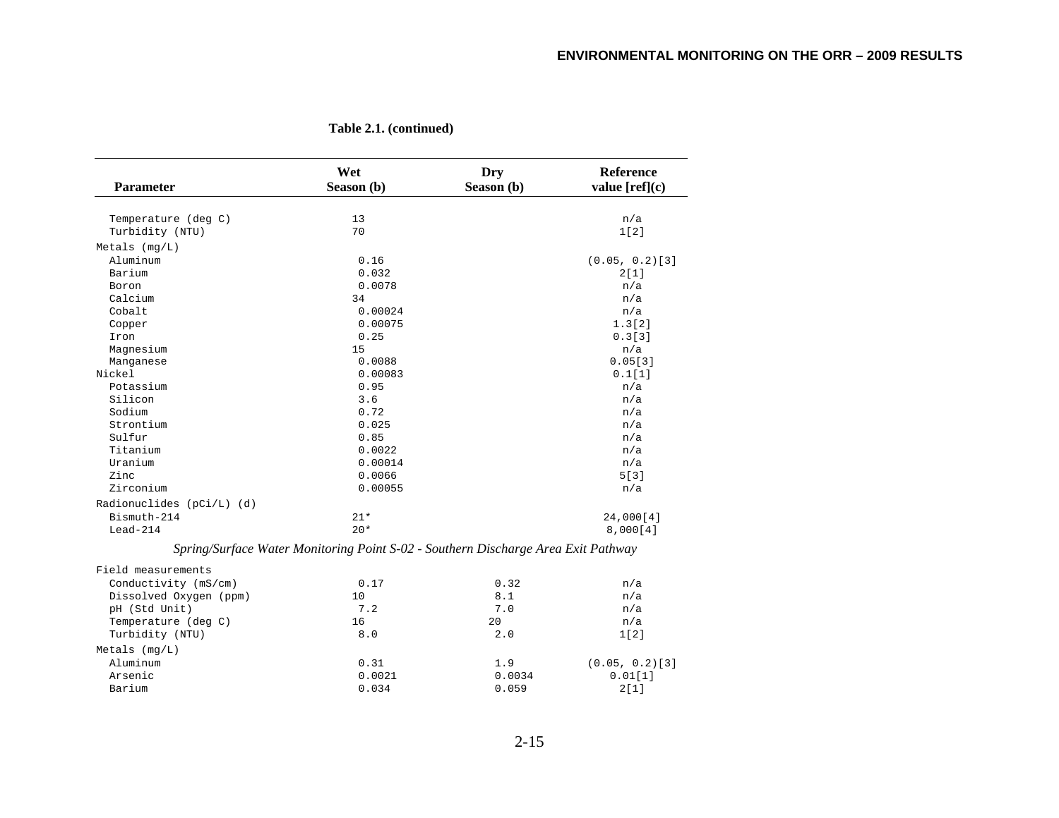**Table 2.1. (continued)**

| Parameter | Wet Season (b) | Dry Season (b) | Reference value [ref](c) |
|---|---|---|---|
| Temperature (deg C) | 13 | | n/a |
| Turbidity (NTU) | 70 | | 1[2] |
| Metals (mg/L) | | | |
| Aluminum | 0.16 | | (0.05, 0.2)[3] |
| Barium | 0.032 | | 2[1] |
| Boron | 0.0078 | | n/a |
| Calcium | 34 | | n/a |
| Cobalt | 0.00024 | | n/a |
| Copper | 0.00075 | | 1.3[2] |
| Iron | 0.25 | | 0.3[3] |
| Magnesium | 15 | | n/a |
| Manganese | 0.0088 | | 0.05[3] |
| Nickel | 0.00083 | | 0.1[1] |
| Potassium | 0.95 | | n/a |
| Silicon | 3.6 | | n/a |
| Sodium | 0.72 | | n/a |
| Strontium | 0.025 | | n/a |
| Sulfur | 0.85 | | n/a |
| Titanium | 0.0022 | | n/a |
| Uranium | 0.00014 | | n/a |
| Zinc | 0.0066 | | 5[3] |
| Zirconium | 0.00055 | | n/a |
| Radionuclides (pCi/L) (d) | | | |
| Bismuth-214 | 21* | | 24,000[4] |
| Lead-214 | 20* | | 8,000[4] |
| *Spring/Surface Water Monitoring Point S-02 - Southern Discharge Area Exit Pathway* | | | |
| Field measurements | | | |
| Conductivity (mS/cm) | 0.17 | 0.32 | n/a |
| Dissolved Oxygen (ppm) | 10 | 8.1 | n/a |
| pH (Std Unit) | 7.2 | 7.0 | n/a |
| Temperature (deg C) | 16 | 20 | n/a |
| Turbidity (NTU) | 8.0 | 2.0 | 1[2] |
| Metals (mg/L) | | | |
| Aluminum | 0.31 | 1.9 | (0.05, 0.2)[3] |
| Arsenic | 0.0021 | 0.0034 | 0.01[1] |
| Barium | 0.034 | 0.059 | 2[1] |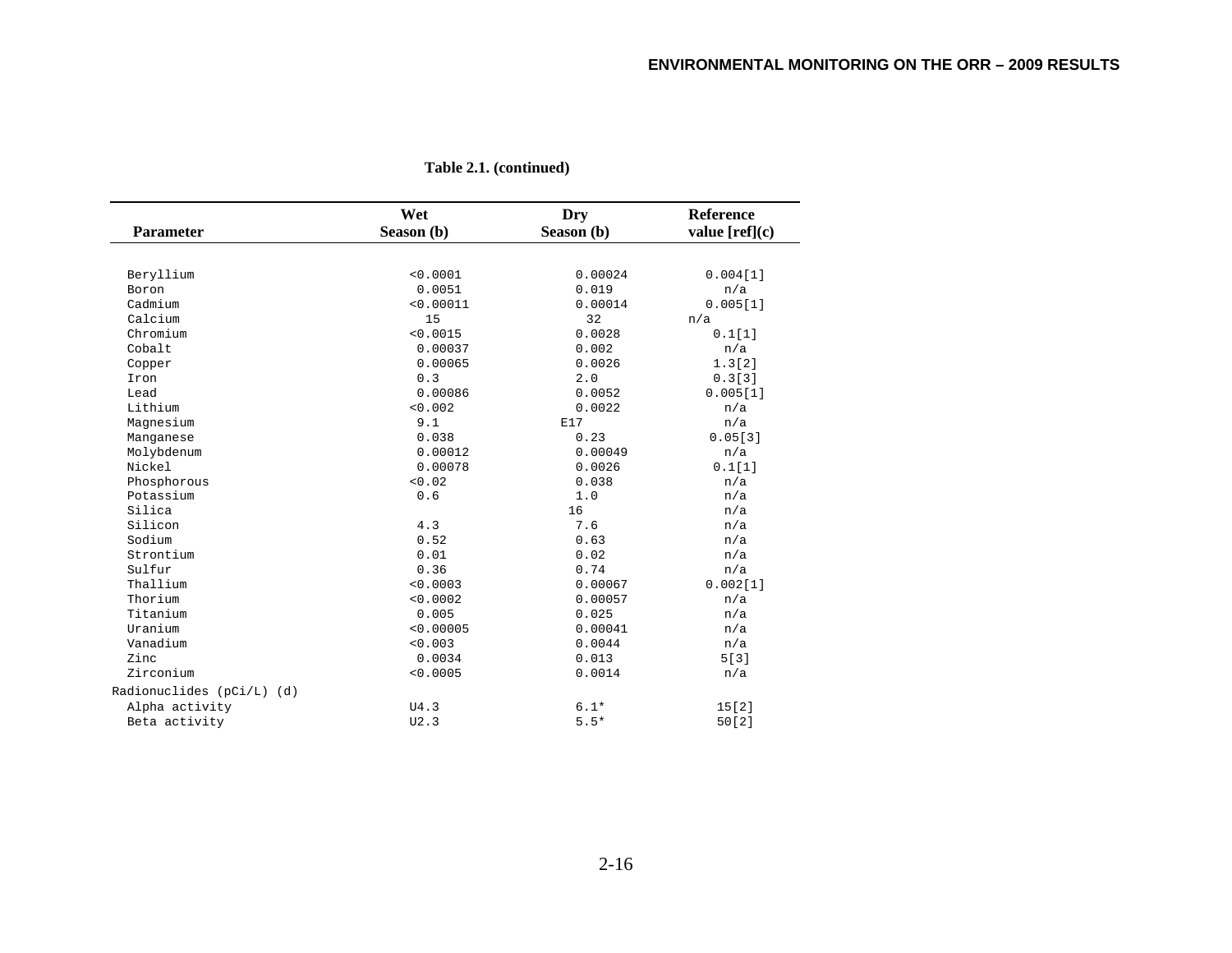**Table 2.1. (continued)**

| Parameter | Wet Season (b) | Dry Season (b) | Reference value [ref](c) |
|---|---|---|---|
| Beryllium | <0.0001 | 0.00024 | 0.004[1] |
| Boron | 0.0051 | 0.019 | n/a |
| Cadmium | <0.00011 | 0.00014 | 0.005[1] |
| Calcium | 15 | 32 | n/a |
| Chromium | <0.0015 | 0.0028 | 0.1[1] |
| Cobalt | 0.00037 | 0.002 | n/a |
| Copper | 0.00065 | 0.0026 | 1.3[2] |
| Iron | 0.3 | 2.0 | 0.3[3] |
| Lead | 0.00086 | 0.0052 | 0.005[1] |
| Lithium | <0.002 | 0.0022 | n/a |
| Magnesium | 9.1 | E17 | n/a |
| Manganese | 0.038 | 0.23 | 0.05[3] |
| Molybdenum | 0.00012 | 0.00049 | n/a |
| Nickel | 0.00078 | 0.0026 | 0.1[1] |
| Phosphorous | <0.02 | 0.038 | n/a |
| Potassium | 0.6 | 1.0 | n/a |
| Silica | | 16 | n/a |
| Silicon | 4.3 | 7.6 | n/a |
| Sodium | 0.52 | 0.63 | n/a |
| Strontium | 0.01 | 0.02 | n/a |
| Sulfur | 0.36 | 0.74 | n/a |
| Thallium | <0.0003 | 0.00067 | 0.002[1] |
| Thorium | <0.0002 | 0.00057 | n/a |
| Titanium | 0.005 | 0.025 | n/a |
| Uranium | <0.00005 | 0.00041 | n/a |
| Vanadium | <0.003 | 0.0044 | n/a |
| Zinc | 0.0034 | 0.013 | 5[3] |
| Zirconium | <0.0005 | 0.0014 | n/a |
| Radionuclides (pCi/L) (d) | | | |
| Alpha activity | U4.3 | 6.1* | 15[2] |
| Beta activity | U2.3 | 5.5* | 50[2] |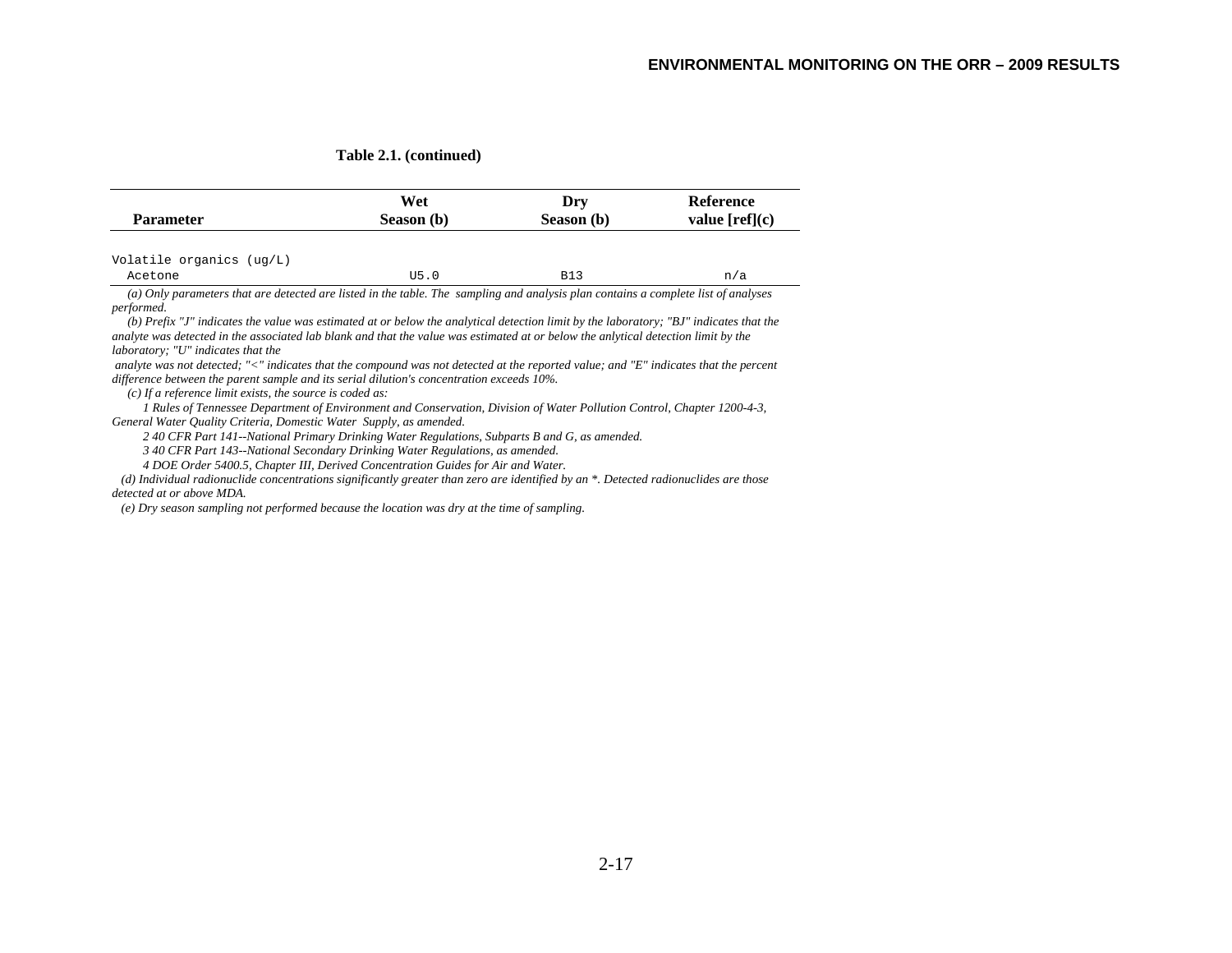**Table 2.1. (continued)**

| Parameter | Wet Season (b) | Dry Season (b) | Reference value [ref](c) |
|---|---|---|---|
| Volatile organics (ug/L) | | | |
| Acetone | U5.0 | B13 | n/a |

*(a) Only parameters that are detected are listed in the table. The sampling and analysis plan contains a complete list of analyses performed.*

*(b) Prefix "J" indicates the value was estimated at or below the analytical detection limit by the laboratory; "BJ" indicates that the analyte was detected in the associated lab blank and that the value was estimated at or below the anlytical detection limit by the laboratory; "U" indicates that the analyte was not detected; "<" indicates that the compound was not detected at the reported value; and "E" indicates that the percent difference between the parent sample and its serial dilution's concentration exceeds 10%.*

*(c) If a reference limit exists, the source is coded as:*

*1 Rules of Tennessee Department of Environment and Conservation, Division of Water Pollution Control, Chapter 1200-4-3, General Water Quality Criteria, Domestic Water Supply, as amended.*

*2 40 CFR Part 141--National Primary Drinking Water Regulations, Subparts B and G, as amended.*

*3 40 CFR Part 143--National Secondary Drinking Water Regulations, as amended.*

*4 DOE Order 5400.5, Chapter III, Derived Concentration Guides for Air and Water.*

*(d) Individual radionuclide concentrations significantly greater than zero are identified by an *. Detected radionuclides are those detected at or above MDA.*

*(e) Dry season sampling not performed because the location was dry at the time of sampling.*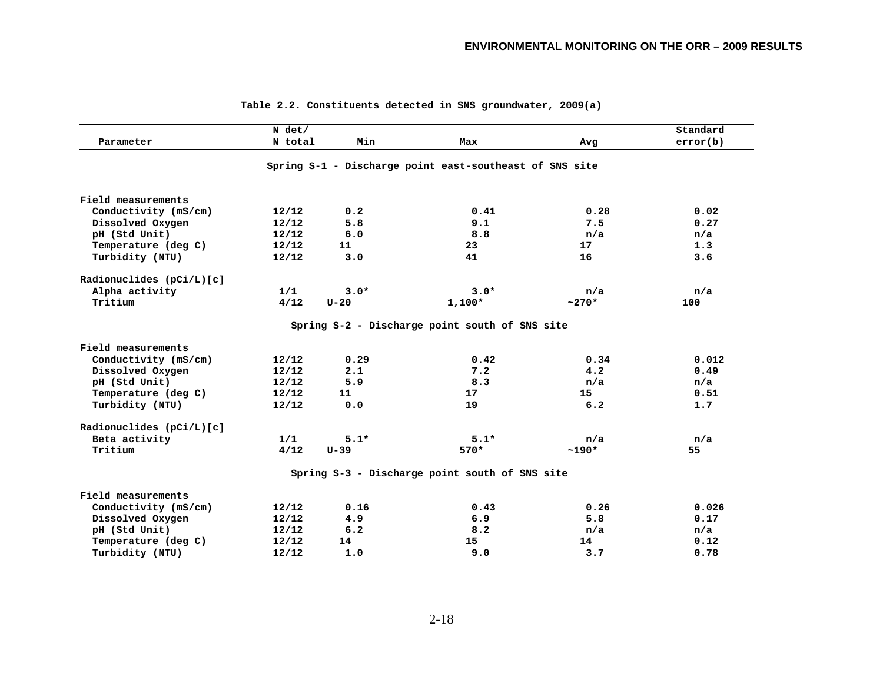Table 2.2. Constituents detected in SNS groundwater, 2009(a)

| Parameter | N det/ N total | Min | Max | Avg | Standard error(b) |
|---|---|---|---|---|---|
| **Spring S-1 - Discharge point east-southeast of SNS site** | | | | | |
| Field measurements | | | | | |
| Conductivity (mS/cm) | 12/12 | 0.2 | 0.41 | 0.28 | 0.02 |
| Dissolved Oxygen | 12/12 | 5.8 | 9.1 | 7.5 | 0.27 |
| pH (Std Unit) | 12/12 | 6.0 | 8.8 | n/a | n/a |
| Temperature (deg C) | 12/12 | 11 | 23 | 17 | 1.3 |
| Turbidity (NTU) | 12/12 | 3.0 | 41 | 16 | 3.6 |
| Radionuclides (pCi/L)[c] | | | | | |
| Alpha activity | 1/1 | 3.0* | 3.0* | n/a | n/a |
| Tritium | 4/12 | U-20 | 1,100* | ~270* | 100 |
| **Spring S-2 - Discharge point south of SNS site** | | | | | |
| Field measurements | | | | | |
| Conductivity (mS/cm) | 12/12 | 0.29 | 0.42 | 0.34 | 0.012 |
| Dissolved Oxygen | 12/12 | 2.1 | 7.2 | 4.2 | 0.49 |
| pH (Std Unit) | 12/12 | 5.9 | 8.3 | n/a | n/a |
| Temperature (deg C) | 12/12 | 11 | 17 | 15 | 0.51 |
| Turbidity (NTU) | 12/12 | 0.0 | 19 | 6.2 | 1.7 |
| Radionuclides (pCi/L)[c] | | | | | |
| Beta activity | 1/1 | 5.1* | 5.1* | n/a | n/a |
| Tritium | 4/12 | U-39 | 570* | ~190* | 55 |
| **Spring S-3 - Discharge point south of SNS site** | | | | | |
| Field measurements | | | | | |
| Conductivity (mS/cm) | 12/12 | 0.16 | 0.43 | 0.26 | 0.026 |
| Dissolved Oxygen | 12/12 | 4.9 | 6.9 | 5.8 | 0.17 |
| pH (Std Unit) | 12/12 | 6.2 | 8.2 | n/a | n/a |
| Temperature (deg C) | 12/12 | 14 | 15 | 14 | 0.12 |
| Turbidity (NTU) | 12/12 | 1.0 | 9.0 | 3.7 | 0.78 |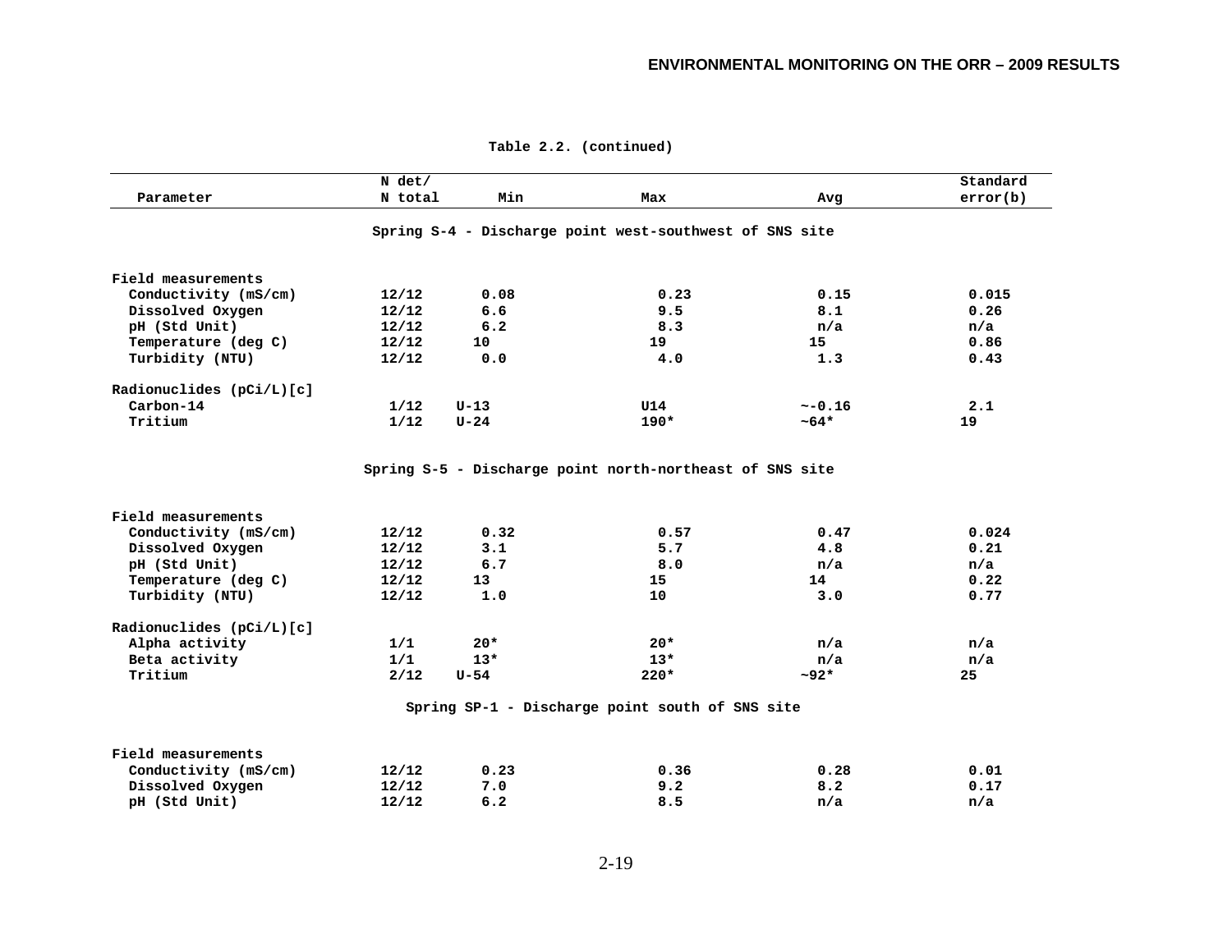**Table 2.2. (continued)**

| Parameter | N det/ N total | Min | Max | Avg | Standard error(b) |
|---|---|---|---|---|---|
| **Spring S-4 - Discharge point west-southwest of SNS site** | | | | | |
| Field measurements | | | | | |
| Conductivity (mS/cm) | 12/12 | 0.08 | 0.23 | 0.15 | 0.015 |
| Dissolved Oxygen | 12/12 | 6.6 | 9.5 | 8.1 | 0.26 |
| pH (Std Unit) | 12/12 | 6.2 | 8.3 | n/a | n/a |
| Temperature (deg C) | 12/12 | 10 | 19 | 15 | 0.86 |
| Turbidity (NTU) | 12/12 | 0.0 | 4.0 | 1.3 | 0.43 |
| Radionuclides (pCi/L)[c] | | | | | |
| Carbon-14 | 1/12 | U-13 | U14 | ~-0.16 | 2.1 |
| Tritium | 1/12 | U-24 | 190* | ~64* | 19 |
| **Spring S-5 - Discharge point north-northeast of SNS site** | | | | | |
| Field measurements | | | | | |
| Conductivity (mS/cm) | 12/12 | 0.32 | 0.57 | 0.47 | 0.024 |
| Dissolved Oxygen | 12/12 | 3.1 | 5.7 | 4.8 | 0.21 |
| pH (Std Unit) | 12/12 | 6.7 | 8.0 | n/a | n/a |
| Temperature (deg C) | 12/12 | 13 | 15 | 14 | 0.22 |
| Turbidity (NTU) | 12/12 | 1.0 | 10 | 3.0 | 0.77 |
| Radionuclides (pCi/L)[c] | | | | | |
| Alpha activity | 1/1 | 20* | 20* | n/a | n/a |
| Beta activity | 1/1 | 13* | 13* | n/a | n/a |
| Tritium | 2/12 | U-54 | 220* | ~92* | 25 |
| **Spring SP-1 - Discharge point south of SNS site** | | | | | |
| Field measurements | | | | | |
| Conductivity (mS/cm) | 12/12 | 0.23 | 0.36 | 0.28 | 0.01 |
| Dissolved Oxygen | 12/12 | 7.0 | 9.2 | 8.2 | 0.17 |
| pH (Std Unit) | 12/12 | 6.2 | 8.5 | n/a | n/a |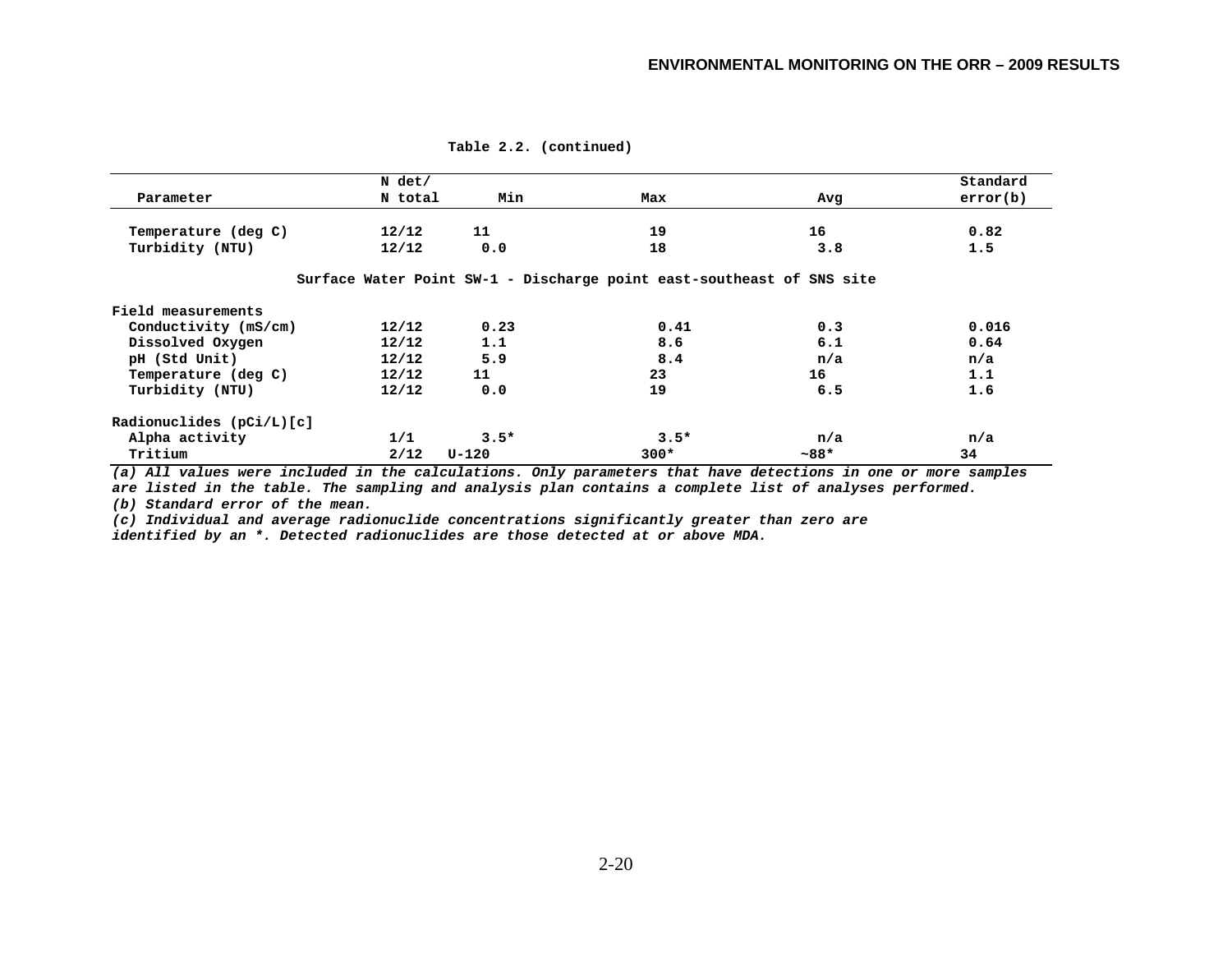**Table 2.2. (continued)**

| Parameter | N det/ N total | Min | Max | Avg | Standard error(b) |
|---|---|---|---|---|---|
| Temperature (deg C) | 12/12 | 11 | 19 | 16 | 0.82 |
| Turbidity (NTU) | 12/12 | 0.0 | 18 | 3.8 | 1.5 |
| **Surface Water Point SW-1 - Discharge point east-southeast of SNS site** | | | | | |
| Field measurements | | | | | |
| Conductivity (mS/cm) | 12/12 | 0.23 | 0.41 | 0.3 | 0.016 |
| Dissolved Oxygen | 12/12 | 1.1 | 8.6 | 6.1 | 0.64 |
| pH (Std Unit) | 12/12 | 5.9 | 8.4 | n/a | n/a |
| Temperature (deg C) | 12/12 | 11 | 23 | 16 | 1.1 |
| Turbidity (NTU) | 12/12 | 0.0 | 19 | 6.5 | 1.6 |
| Radionuclides (pCi/L)[c] | | | | | |
| Alpha activity | 1/1 | 3.5* | 3.5* | n/a | n/a |
| Tritium | 2/12 | U-120 | 300* | ~88* | 34 |

*(a) All values were included in the calculations. Only parameters that have detections in one or more samples are listed in the table. The sampling and analysis plan contains a complete list of analyses performed.*

*(b) Standard error of the mean.*

*(c) Individual and average radionuclide concentrations significantly greater than zero are identified by an *. Detected radionuclides are those detected at or above MDA.*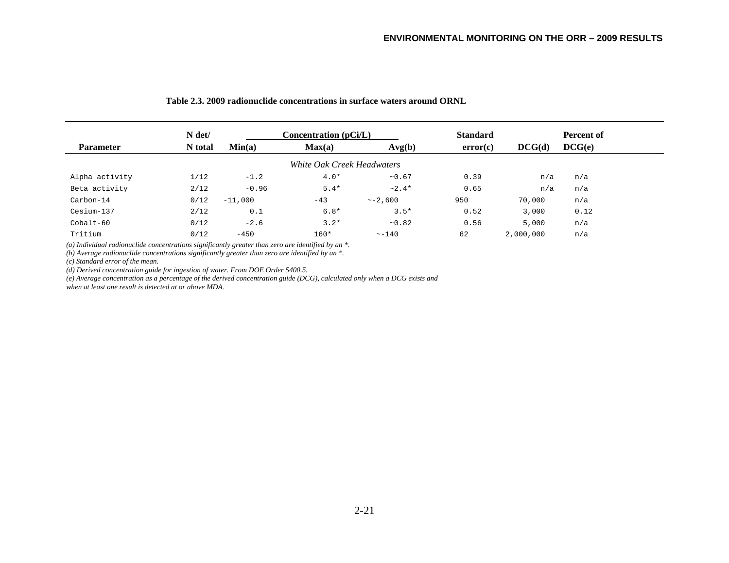**Table 2.3. 2009 radionuclide concentrations in surface waters around ORNL**

| Parameter | N det/ N total | Concentration (pCi/L) Min(a) | Max(a) | Avg(b) | Standard error(c) | DCG(d) | Percent of DCG(e) |
|---|---|---|---|---|---|---|---|
| *White Oak Creek Headwaters* | | | | | | | |
| Alpha activity | 1/12 | -1.2 | 4.0* | ~0.67 | 0.39 | n/a | n/a |
| Beta activity | 2/12 | -0.96 | 5.4* | ~2.4* | 0.65 | n/a | n/a |
| Carbon-14 | 0/12 | -11,000 | -43 | ~-2,600 | 950 | 70,000 | n/a |
| Cesium-137 | 2/12 | 0.1 | 6.8* | 3.5* | 0.52 | 3,000 | 0.12 |
| Cobalt-60 | 0/12 | -2.6 | 3.2* | ~0.82 | 0.56 | 5,000 | n/a |
| Tritium | 0/12 | -450 | 160* | ~-140 | 62 | 2,000,000 | n/a |

*(a) Individual radionuclide concentrations significantly greater than zero are identified by an *.*

*(b) Average radionuclide concentrations significantly greater than zero are identified by an *.*

*(c) Standard error of the mean.*

*(d) Derived concentration guide for ingestion of water. From DOE Order 5400.5.*

*(e) Average concentration as a percentage of the derived concentration guide (DCG), calculated only when a DCG exists and when at least one result is detected at or above MDA.*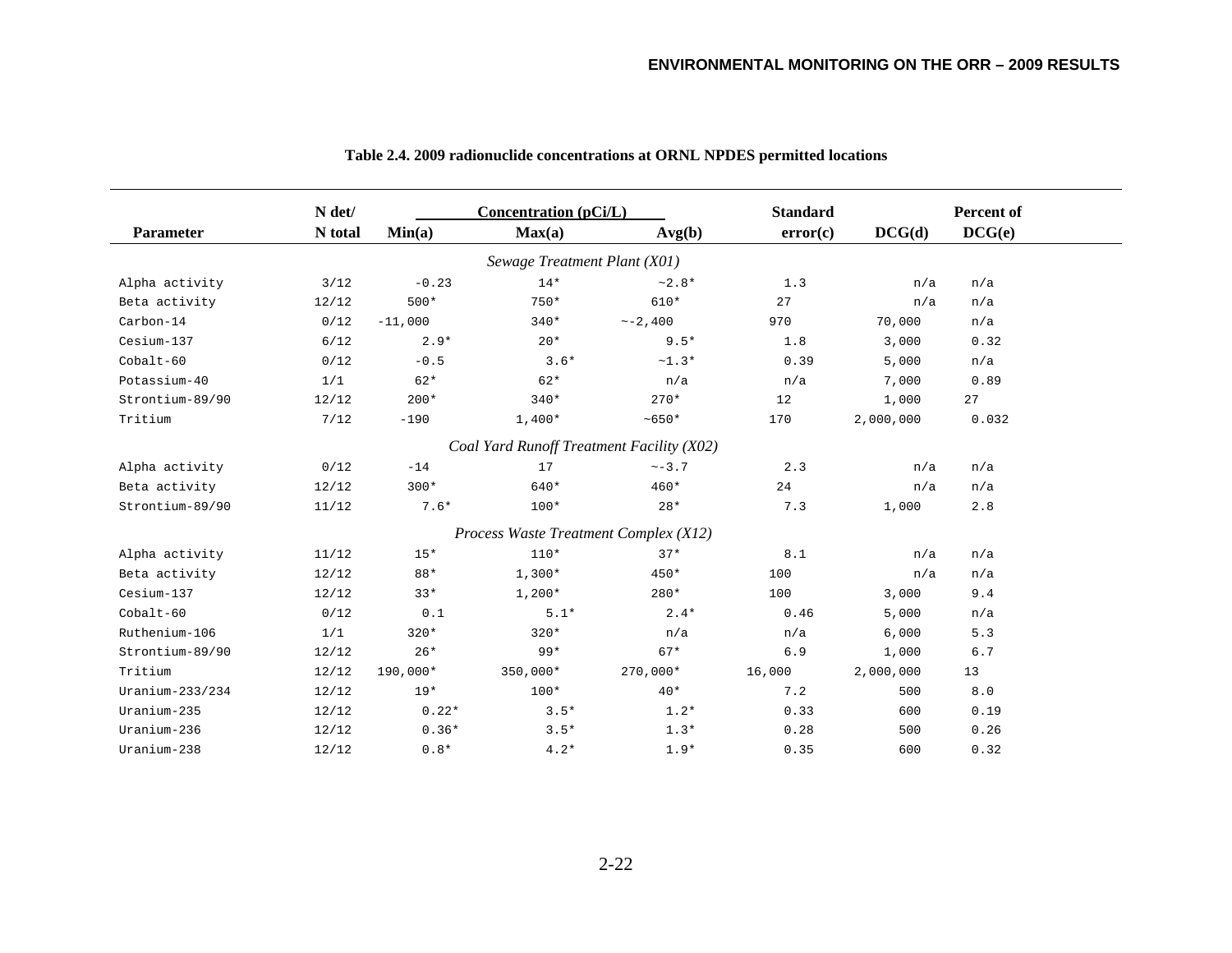**Table 2.4. 2009 radionuclide concentrations at ORNL NPDES permitted locations**

| Parameter | N det/ N total | Concentration (pCi/L) Min(a) | Max(a) | Avg(b) | Standard error(c) | DCG(d) | Percent of DCG(e) |
|---|---|---|---|---|---|---|---|
| *Sewage Treatment Plant (X01)* | | | | | | | |
| Alpha activity | 3/12 | -0.23 | 14* | ~2.8* | 1.3 | n/a | n/a |
| Beta activity | 12/12 | 500* | 750* | 610* | 27 | n/a | n/a |
| Carbon-14 | 0/12 | -11,000 | 340* | ~-2,400 | 970 | 70,000 | n/a |
| Cesium-137 | 6/12 | 2.9* | 20* | 9.5* | 1.8 | 3,000 | 0.32 |
| Cobalt-60 | 0/12 | -0.5 | 3.6* | ~1.3* | 0.39 | 5,000 | n/a |
| Potassium-40 | 1/1 | 62* | 62* | n/a | n/a | 7,000 | 0.89 |
| Strontium-89/90 | 12/12 | 200* | 340* | 270* | 12 | 1,000 | 27 |
| Tritium | 7/12 | -190 | 1,400* | ~650* | 170 | 2,000,000 | 0.032 |
| *Coal Yard Runoff Treatment Facility (X02)* | | | | | | | |
| Alpha activity | 0/12 | -14 | 17 | ~-3.7 | 2.3 | n/a | n/a |
| Beta activity | 12/12 | 300* | 640* | 460* | 24 | n/a | n/a |
| Strontium-89/90 | 11/12 | 7.6* | 100* | 28* | 7.3 | 1,000 | 2.8 |
| *Process Waste Treatment Complex (X12)* | | | | | | | |
| Alpha activity | 11/12 | 15* | 110* | 37* | 8.1 | n/a | n/a |
| Beta activity | 12/12 | 88* | 1,300* | 450* | 100 | n/a | n/a |
| Cesium-137 | 12/12 | 33* | 1,200* | 280* | 100 | 3,000 | 9.4 |
| Cobalt-60 | 0/12 | 0.1 | 5.1* | 2.4* | 0.46 | 5,000 | n/a |
| Ruthenium-106 | 1/1 | 320* | 320* | n/a | n/a | 6,000 | 5.3 |
| Strontium-89/90 | 12/12 | 26* | 99* | 67* | 6.9 | 1,000 | 6.7 |
| Tritium | 12/12 | 190,000* | 350,000* | 270,000* | 16,000 | 2,000,000 | 13 |
| Uranium-233/234 | 12/12 | 19* | 100* | 40* | 7.2 | 500 | 8.0 |
| Uranium-235 | 12/12 | 0.22* | 3.5* | 1.2* | 0.33 | 600 | 0.19 |
| Uranium-236 | 12/12 | 0.36* | 3.5* | 1.3* | 0.28 | 500 | 0.26 |
| Uranium-238 | 12/12 | 0.8* | 4.2* | 1.9* | 0.35 | 600 | 0.32 |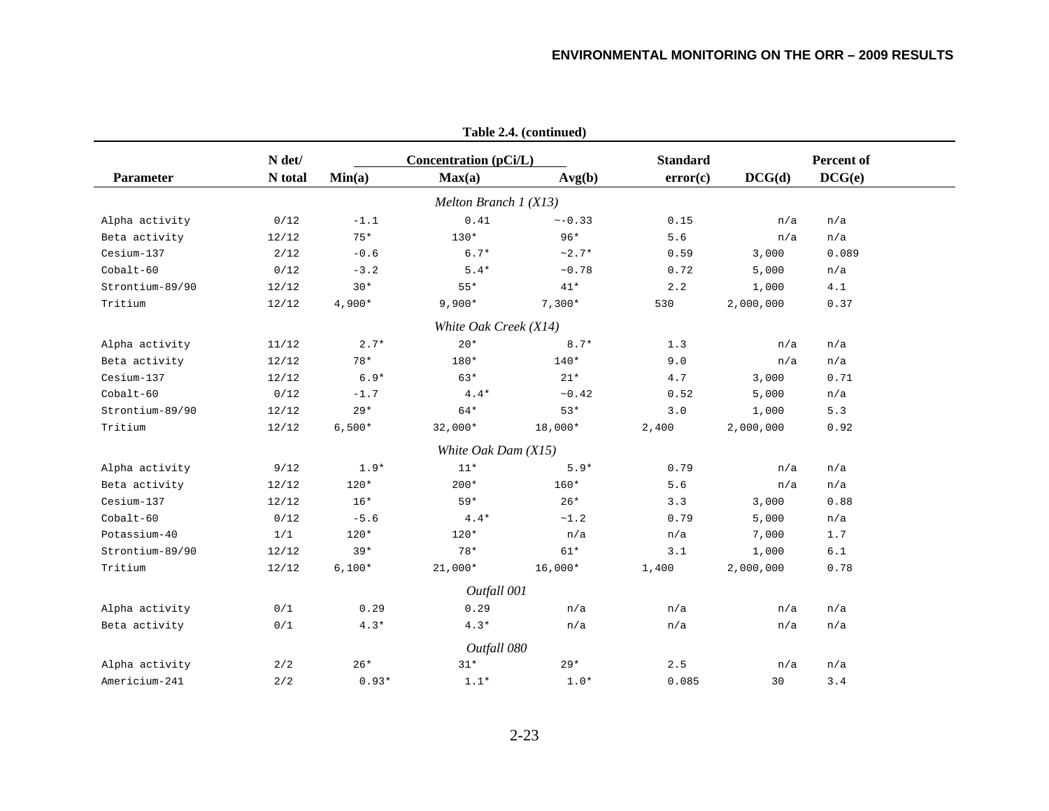**Table 2.4. (continued)**

| Parameter | N det/ N total | Concentration (pCi/L) Min(a) | Max(a) | Avg(b) | Standard error(c) | DCG(d) | Percent of DCG(e) |
|---|---|---|---|---|---|---|---|
| *Melton Branch 1 (X13)* | | | | | | | |
| Alpha activity | 0/12 | -1.1 | 0.41 | ~-0.33 | 0.15 | n/a | n/a |
| Beta activity | 12/12 | 75* | 130* | 96* | 5.6 | n/a | n/a |
| Cesium-137 | 2/12 | -0.6 | 6.7* | ~2.7* | 0.59 | 3,000 | 0.089 |
| Cobalt-60 | 0/12 | -3.2 | 5.4* | ~0.78 | 0.72 | 5,000 | n/a |
| Strontium-89/90 | 12/12 | 30* | 55* | 41* | 2.2 | 1,000 | 4.1 |
| Tritium | 12/12 | 4,900* | 9,900* | 7,300* | 530 | 2,000,000 | 0.37 |
| *White Oak Creek (X14)* | | | | | | | |
| Alpha activity | 11/12 | 2.7* | 20* | 8.7* | 1.3 | n/a | n/a |
| Beta activity | 12/12 | 78* | 180* | 140* | 9.0 | n/a | n/a |
| Cesium-137 | 12/12 | 6.9* | 63* | 21* | 4.7 | 3,000 | 0.71 |
| Cobalt-60 | 0/12 | -1.7 | 4.4* | ~0.42 | 0.52 | 5,000 | n/a |
| Strontium-89/90 | 12/12 | 29* | 64* | 53* | 3.0 | 1,000 | 5.3 |
| Tritium | 12/12 | 6,500* | 32,000* | 18,000* | 2,400 | 2,000,000 | 0.92 |
| *White Oak Dam (X15)* | | | | | | | |
| Alpha activity | 9/12 | 1.9* | 11* | 5.9* | 0.79 | n/a | n/a |
| Beta activity | 12/12 | 120* | 200* | 160* | 5.6 | n/a | n/a |
| Cesium-137 | 12/12 | 16* | 59* | 26* | 3.3 | 3,000 | 0.88 |
| Cobalt-60 | 0/12 | -5.6 | 4.4* | ~1.2 | 0.79 | 5,000 | n/a |
| Potassium-40 | 1/1 | 120* | 120* | n/a | n/a | 7,000 | 1.7 |
| Strontium-89/90 | 12/12 | 39* | 78* | 61* | 3.1 | 1,000 | 6.1 |
| Tritium | 12/12 | 6,100* | 21,000* | 16,000* | 1,400 | 2,000,000 | 0.78 |
| *Outfall 001* | | | | | | | |
| Alpha activity | 0/1 | 0.29 | 0.29 | n/a | n/a | n/a | n/a |
| Beta activity | 0/1 | 4.3* | 4.3* | n/a | n/a | n/a | n/a |
| *Outfall 080* | | | | | | | |
| Alpha activity | 2/2 | 26* | 31* | 29* | 2.5 | n/a | n/a |
| Americium-241 | 2/2 | 0.93* | 1.1* | 1.0* | 0.085 | 30 | 3.4 |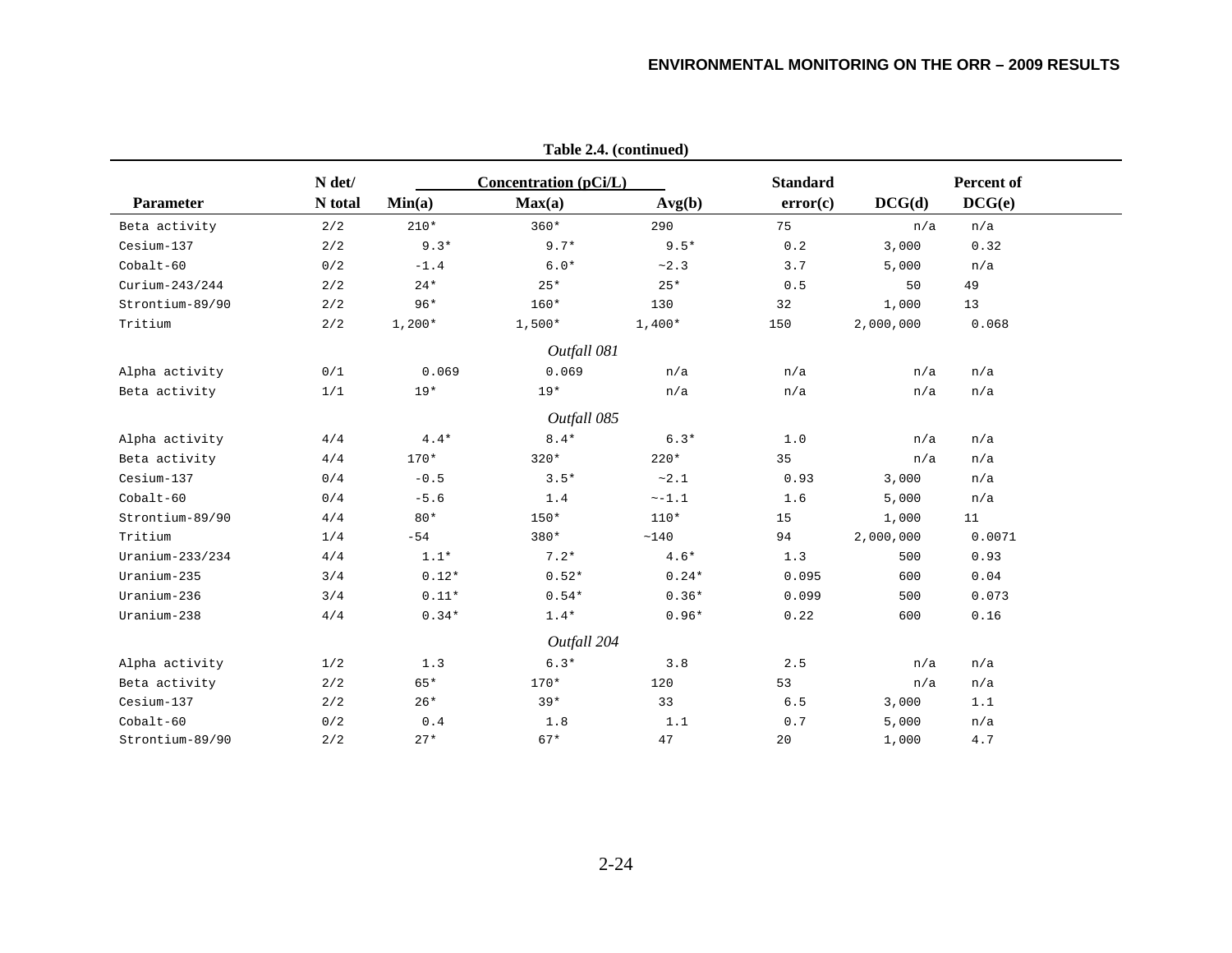**Table 2.4. (continued)**

| Parameter | N det/ N total | Concentration (pCi/L) Min(a) | Max(a) | Avg(b) | Standard error(c) | DCG(d) | Percent of DCG(e) |
|---|---|---|---|---|---|---|---|
| Beta activity | 2/2 | 210* | 360* | 290 | 75 | n/a | n/a |
| Cesium-137 | 2/2 | 9.3* | 9.7* | 9.5* | 0.2 | 3,000 | 0.32 |
| Cobalt-60 | 0/2 | -1.4 | 6.0* | ~2.3 | 3.7 | 5,000 | n/a |
| Curium-243/244 | 2/2 | 24* | 25* | 25* | 0.5 | 50 | 49 |
| Strontium-89/90 | 2/2 | 96* | 160* | 130 | 32 | 1,000 | 13 |
| Tritium | 2/2 | 1,200* | 1,500* | 1,400* | 150 | 2,000,000 | 0.068 |
| | | | *Outfall 081* | | | | |
| Alpha activity | 0/1 | 0.069 | 0.069 | n/a | n/a | n/a | n/a |
| Beta activity | 1/1 | 19* | 19* | n/a | n/a | n/a | n/a |
| | | | *Outfall 085* | | | | |
| Alpha activity | 4/4 | 4.4* | 8.4* | 6.3* | 1.0 | n/a | n/a |
| Beta activity | 4/4 | 170* | 320* | 220* | 35 | n/a | n/a |
| Cesium-137 | 0/4 | -0.5 | 3.5* | ~2.1 | 0.93 | 3,000 | n/a |
| Cobalt-60 | 0/4 | -5.6 | 1.4 | ~-1.1 | 1.6 | 5,000 | n/a |
| Strontium-89/90 | 4/4 | 80* | 150* | 110* | 15 | 1,000 | 11 |
| Tritium | 1/4 | -54 | 380* | ~140 | 94 | 2,000,000 | 0.0071 |
| Uranium-233/234 | 4/4 | 1.1* | 7.2* | 4.6* | 1.3 | 500 | 0.93 |
| Uranium-235 | 3/4 | 0.12* | 0.52* | 0.24* | 0.095 | 600 | 0.04 |
| Uranium-236 | 3/4 | 0.11* | 0.54* | 0.36* | 0.099 | 500 | 0.073 |
| Uranium-238 | 4/4 | 0.34* | 1.4* | 0.96* | 0.22 | 600 | 0.16 |
| | | | *Outfall 204* | | | | |
| Alpha activity | 1/2 | 1.3 | 6.3* | 3.8 | 2.5 | n/a | n/a |
| Beta activity | 2/2 | 65* | 170* | 120 | 53 | n/a | n/a |
| Cesium-137 | 2/2 | 26* | 39* | 33 | 6.5 | 3,000 | 1.1 |
| Cobalt-60 | 0/2 | 0.4 | 1.8 | 1.1 | 0.7 | 5,000 | n/a |
| Strontium-89/90 | 2/2 | 27* | 67* | 47 | 20 | 1,000 | 4.7 |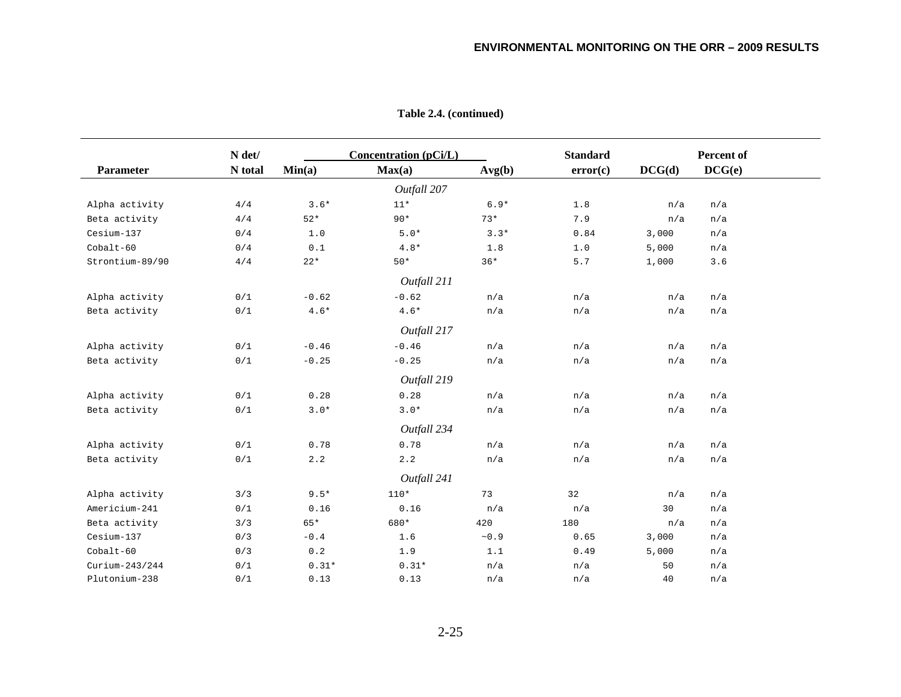**Table 2.4. (continued)**

| Parameter | N det/ N total | Concentration (pCi/L) Min(a) | Max(a) | Avg(b) | Standard error(c) | DCG(d) | Percent of DCG(e) |
|---|---|---|---|---|---|---|---|
| | | | *Outfall 207* | | | | |
| Alpha activity | 4/4 | 3.6* | 11* | 6.9* | 1.8 | n/a | n/a |
| Beta activity | 4/4 | 52* | 90* | 73* | 7.9 | n/a | n/a |
| Cesium-137 | 0/4 | 1.0 | 5.0* | 3.3* | 0.84 | 3,000 | n/a |
| Cobalt-60 | 0/4 | 0.1 | 4.8* | 1.8 | 1.0 | 5,000 | n/a |
| Strontium-89/90 | 4/4 | 22* | 50* | 36* | 5.7 | 1,000 | 3.6 |
| | | | *Outfall 211* | | | | |
| Alpha activity | 0/1 | -0.62 | -0.62 | n/a | n/a | n/a | n/a |
| Beta activity | 0/1 | 4.6* | 4.6* | n/a | n/a | n/a | n/a |
| | | | *Outfall 217* | | | | |
| Alpha activity | 0/1 | -0.46 | -0.46 | n/a | n/a | n/a | n/a |
| Beta activity | 0/1 | -0.25 | -0.25 | n/a | n/a | n/a | n/a |
| | | | *Outfall 219* | | | | |
| Alpha activity | 0/1 | 0.28 | 0.28 | n/a | n/a | n/a | n/a |
| Beta activity | 0/1 | 3.0* | 3.0* | n/a | n/a | n/a | n/a |
| | | | *Outfall 234* | | | | |
| Alpha activity | 0/1 | 0.78 | 0.78 | n/a | n/a | n/a | n/a |
| Beta activity | 0/1 | 2.2 | 2.2 | n/a | n/a | n/a | n/a |
| | | | *Outfall 241* | | | | |
| Alpha activity | 3/3 | 9.5* | 110* | 73 | 32 | n/a | n/a |
| Americium-241 | 0/1 | 0.16 | 0.16 | n/a | n/a | 30 | n/a |
| Beta activity | 3/3 | 65* | 680* | 420 | 180 | n/a | n/a |
| Cesium-137 | 0/3 | -0.4 | 1.6 | ~0.9 | 0.65 | 3,000 | n/a |
| Cobalt-60 | 0/3 | 0.2 | 1.9 | 1.1 | 0.49 | 5,000 | n/a |
| Curium-243/244 | 0/1 | 0.31* | 0.31* | n/a | n/a | 50 | n/a |
| Plutonium-238 | 0/1 | 0.13 | 0.13 | n/a | n/a | 40 | n/a |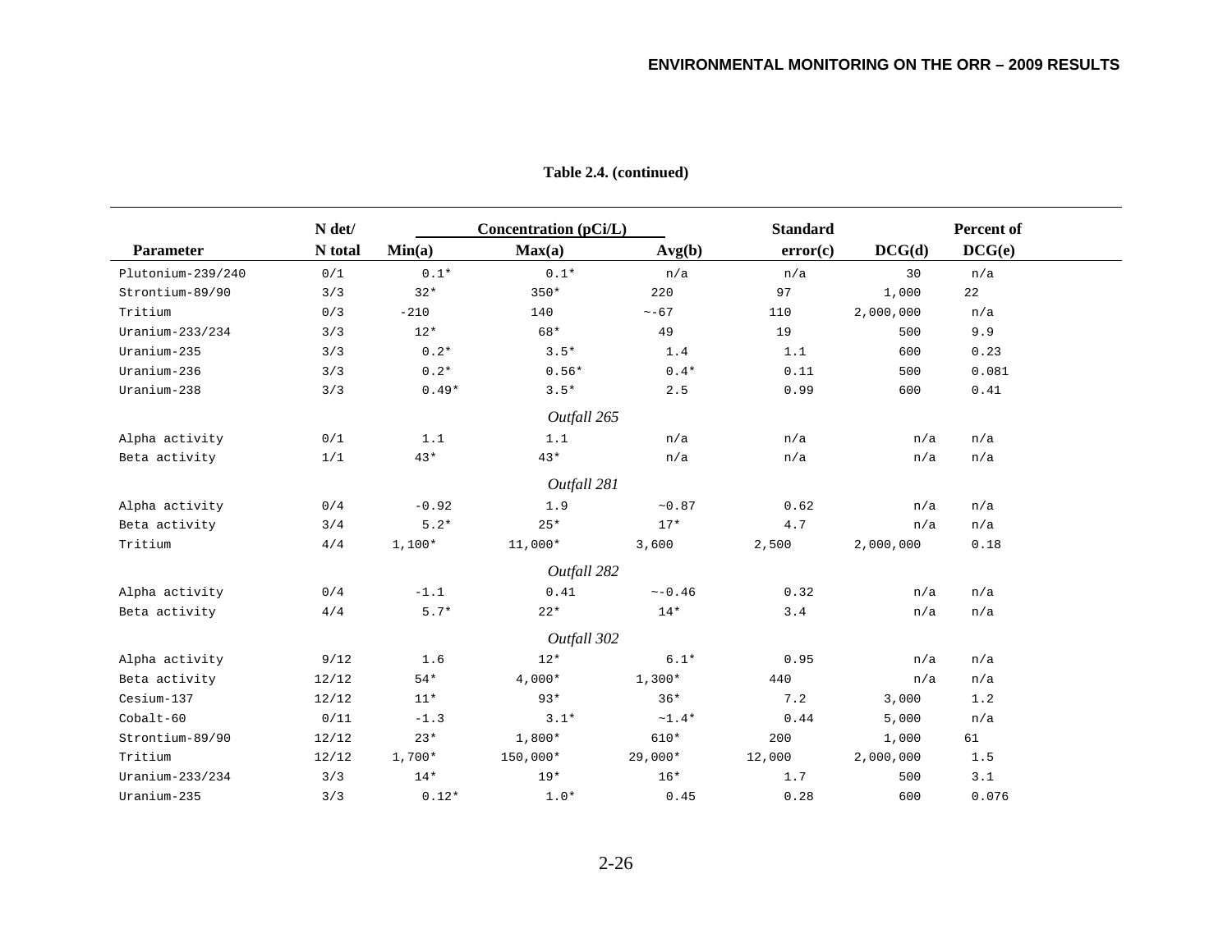**Table 2.4. (continued)**

| Parameter | N det/ N total | Concentration (pCi/L) Min(a) | Max(a) | Avg(b) | Standard error(c) | DCG(d) | Percent of DCG(e) |
|---|---|---|---|---|---|---|---|
| Plutonium-239/240 | 0/1 | 0.1* | 0.1* | n/a | n/a | 30 | n/a |
| Strontium-89/90 | 3/3 | 32* | 350* | 220 | 97 | 1,000 | 22 |
| Tritium | 0/3 | -210 | 140 | ~-67 | 110 | 2,000,000 | n/a |
| Uranium-233/234 | 3/3 | 12* | 68* | 49 | 19 | 500 | 9.9 |
| Uranium-235 | 3/3 | 0.2* | 3.5* | 1.4 | 1.1 | 600 | 0.23 |
| Uranium-236 | 3/3 | 0.2* | 0.56* | 0.4* | 0.11 | 500 | 0.081 |
| Uranium-238 | 3/3 | 0.49* | 3.5* | 2.5 | 0.99 | 600 | 0.41 |
| | | | *Outfall 265* | | | | |
| Alpha activity | 0/1 | 1.1 | 1.1 | n/a | n/a | n/a | n/a |
| Beta activity | 1/1 | 43* | 43* | n/a | n/a | n/a | n/a |
| | | | *Outfall 281* | | | | |
| Alpha activity | 0/4 | -0.92 | 1.9 | ~0.87 | 0.62 | n/a | n/a |
| Beta activity | 3/4 | 5.2* | 25* | 17* | 4.7 | n/a | n/a |
| Tritium | 4/4 | 1,100* | 11,000* | 3,600 | 2,500 | 2,000,000 | 0.18 |
| | | | *Outfall 282* | | | | |
| Alpha activity | 0/4 | -1.1 | 0.41 | ~-0.46 | 0.32 | n/a | n/a |
| Beta activity | 4/4 | 5.7* | 22* | 14* | 3.4 | n/a | n/a |
| | | | *Outfall 302* | | | | |
| Alpha activity | 9/12 | 1.6 | 12* | 6.1* | 0.95 | n/a | n/a |
| Beta activity | 12/12 | 54* | 4,000* | 1,300* | 440 | n/a | n/a |
| Cesium-137 | 12/12 | 11* | 93* | 36* | 7.2 | 3,000 | 1.2 |
| Cobalt-60 | 0/11 | -1.3 | 3.1* | ~1.4* | 0.44 | 5,000 | n/a |
| Strontium-89/90 | 12/12 | 23* | 1,800* | 610* | 200 | 1,000 | 61 |
| Tritium | 12/12 | 1,700* | 150,000* | 29,000* | 12,000 | 2,000,000 | 1.5 |
| Uranium-233/234 | 3/3 | 14* | 19* | 16* | 1.7 | 500 | 3.1 |
| Uranium-235 | 3/3 | 0.12* | 1.0* | 0.45 | 0.28 | 600 | 0.076 |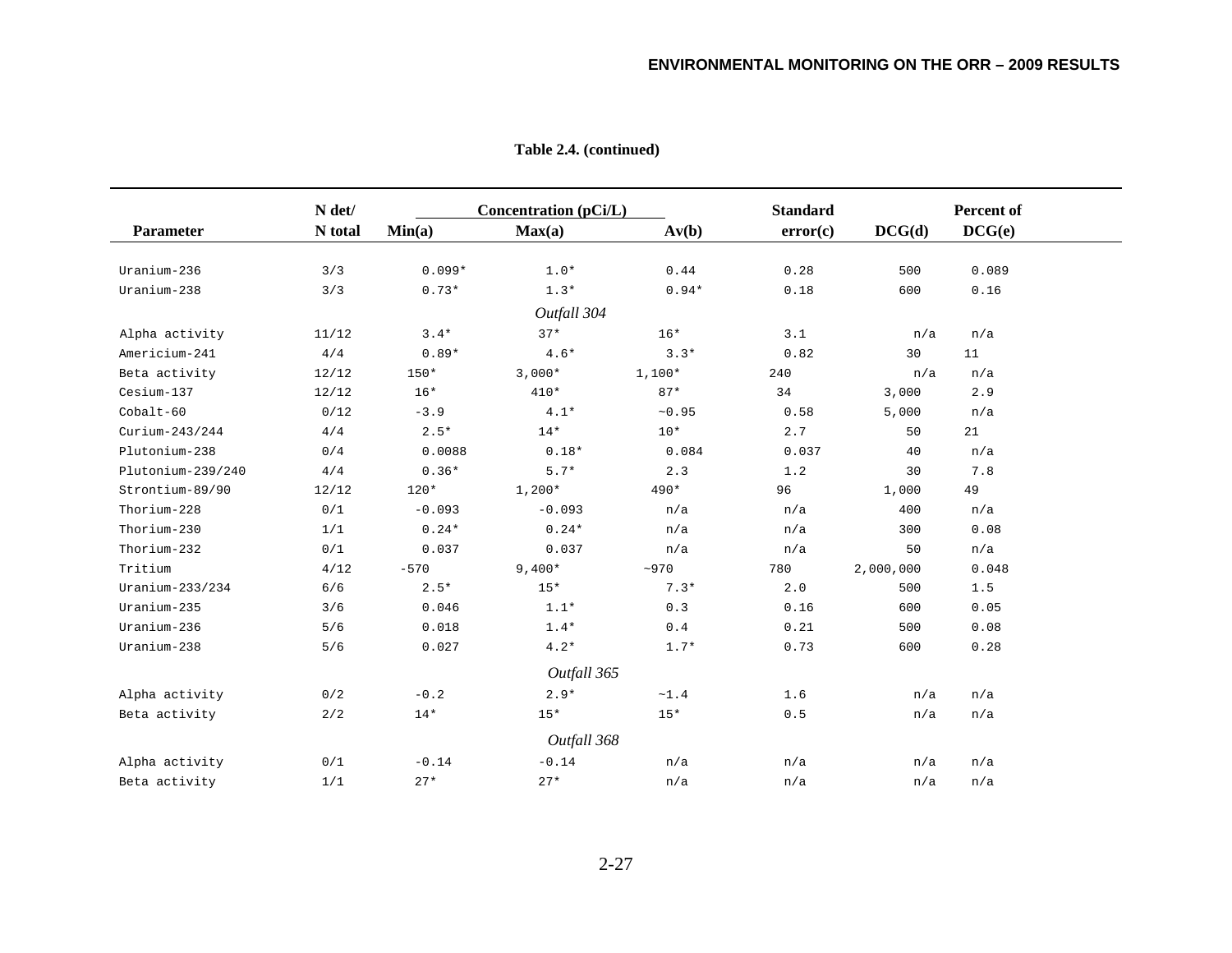**Table 2.4. (continued)**

| Parameter | N det/ N total | Concentration (pCi/L) Min(a) | Max(a) | Av(b) | Standard error(c) | DCG(d) | Percent of DCG(e) |
|---|---|---|---|---|---|---|---|
| Uranium-236 | 3/3 | 0.099* | 1.0* | 0.44 | 0.28 | 500 | 0.089 |
| Uranium-238 | 3/3 | 0.73* | 1.3* | 0.94* | 0.18 | 600 | 0.16 |
| | | | *Outfall 304* | | | | |
| Alpha activity | 11/12 | 3.4* | 37* | 16* | 3.1 | n/a | n/a |
| Americium-241 | 4/4 | 0.89* | 4.6* | 3.3* | 0.82 | 30 | 11 |
| Beta activity | 12/12 | 150* | 3,000* | 1,100* | 240 | n/a | n/a |
| Cesium-137 | 12/12 | 16* | 410* | 87* | 34 | 3,000 | 2.9 |
| Cobalt-60 | 0/12 | -3.9 | 4.1* | ~0.95 | 0.58 | 5,000 | n/a |
| Curium-243/244 | 4/4 | 2.5* | 14* | 10* | 2.7 | 50 | 21 |
| Plutonium-238 | 0/4 | 0.0088 | 0.18* | 0.084 | 0.037 | 40 | n/a |
| Plutonium-239/240 | 4/4 | 0.36* | 5.7* | 2.3 | 1.2 | 30 | 7.8 |
| Strontium-89/90 | 12/12 | 120* | 1,200* | 490* | 96 | 1,000 | 49 |
| Thorium-228 | 0/1 | -0.093 | -0.093 | n/a | n/a | 400 | n/a |
| Thorium-230 | 1/1 | 0.24* | 0.24* | n/a | n/a | 300 | 0.08 |
| Thorium-232 | 0/1 | 0.037 | 0.037 | n/a | n/a | 50 | n/a |
| Tritium | 4/12 | -570 | 9,400* | ~970 | 780 | 2,000,000 | 0.048 |
| Uranium-233/234 | 6/6 | 2.5* | 15* | 7.3* | 2.0 | 500 | 1.5 |
| Uranium-235 | 3/6 | 0.046 | 1.1* | 0.3 | 0.16 | 600 | 0.05 |
| Uranium-236 | 5/6 | 0.018 | 1.4* | 0.4 | 0.21 | 500 | 0.08 |
| Uranium-238 | 5/6 | 0.027 | 4.2* | 1.7* | 0.73 | 600 | 0.28 |
| | | | *Outfall 365* | | | | |
| Alpha activity | 0/2 | -0.2 | 2.9* | ~1.4 | 1.6 | n/a | n/a |
| Beta activity | 2/2 | 14* | 15* | 15* | 0.5 | n/a | n/a |
| | | | *Outfall 368* | | | | |
| Alpha activity | 0/1 | -0.14 | -0.14 | n/a | n/a | n/a | n/a |
| Beta activity | 1/1 | 27* | 27* | n/a | n/a | n/a | n/a |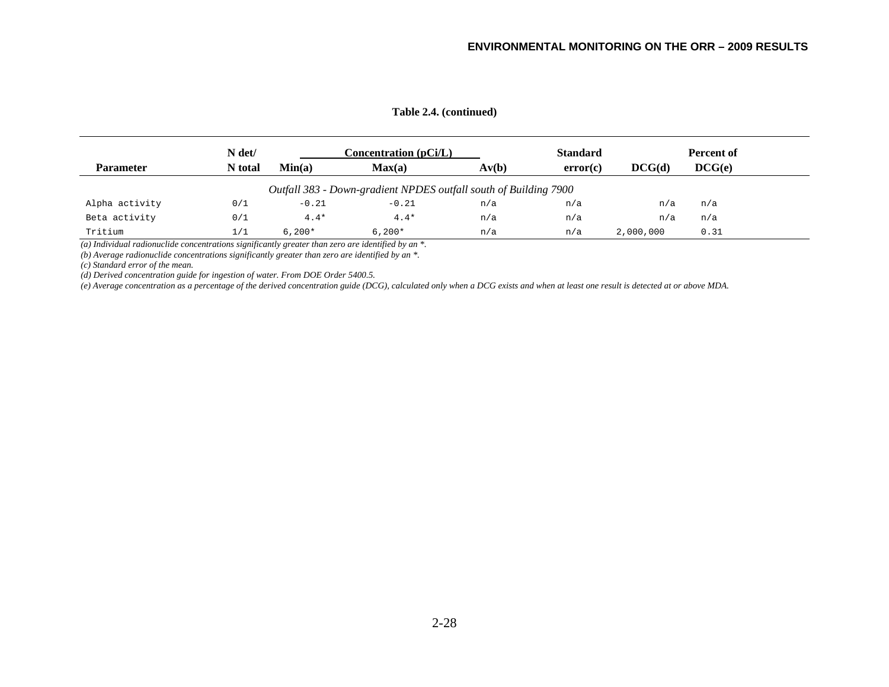**Table 2.4. (continued)**

| Parameter | N det/ N total | Concentration (pCi/L) Min(a) | Max(a) | Av(b) | Standard error(c) | DCG(d) | Percent of DCG(e) |
|---|---|---|---|---|---|---|---|
| *Outfall 383 - Down-gradient NPDES outfall south of Building 7900* | | | | | | | |
| Alpha activity | 0/1 | -0.21 | -0.21 | n/a | n/a | n/a | n/a |
| Beta activity | 0/1 | 4.4* | 4.4* | n/a | n/a | n/a | n/a |
| Tritium | 1/1 | 6,200* | 6,200* | n/a | n/a | 2,000,000 | 0.31 |

*(a) Individual radionuclide concentrations significantly greater than zero are identified by an *.*
*(b) Average radionuclide concentrations significantly greater than zero are identified by an *.*
*(c) Standard error of the mean.*
*(d) Derived concentration guide for ingestion of water. From DOE Order 5400.5.*
*(e) Average concentration as a percentage of the derived concentration guide (DCG), calculated only when a DCG exists and when at least one result is detected at or above MDA.*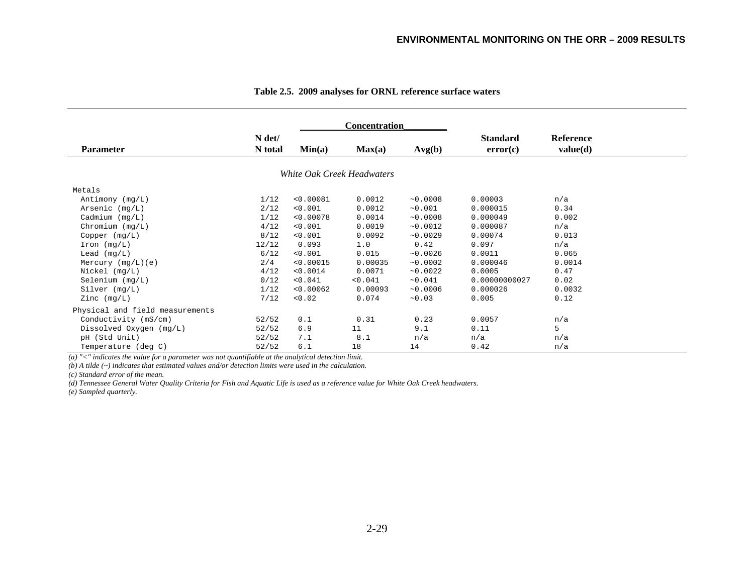**Table 2.5. 2009 analyses for ORNL reference surface waters**

| Parameter | N det/ N total | Concentration | | | Standard error(c) | Reference value(d) |
|---|---|---|---|---|---|---|
| | | Min(a) | Max(a) | Avg(b) | | |
| *White Oak Creek Headwaters* | | | | | | |
| Metals | | | | | | |
| Antimony (mg/L) | 1/12 | <0.00081 | 0.0012 | ~0.0008 | 0.00003 | n/a |
| Arsenic (mg/L) | 2/12 | <0.001 | 0.0012 | ~0.001 | 0.000015 | 0.34 |
| Cadmium (mg/L) | 1/12 | <0.00078 | 0.0014 | ~0.0008 | 0.000049 | 0.002 |
| Chromium (mg/L) | 4/12 | <0.001 | 0.0019 | ~0.0012 | 0.000087 | n/a |
| Copper (mg/L) | 8/12 | <0.001 | 0.0092 | ~0.0029 | 0.00074 | 0.013 |
| Iron (mg/L) | 12/12 | 0.093 | 1.0 | 0.42 | 0.097 | n/a |
| Lead (mg/L) | 6/12 | <0.001 | 0.015 | ~0.0026 | 0.0011 | 0.065 |
| Mercury (mg/L)(e) | 2/4 | <0.00015 | 0.00035 | ~0.0002 | 0.000046 | 0.0014 |
| Nickel (mg/L) | 4/12 | <0.0014 | 0.0071 | ~0.0022 | 0.0005 | 0.47 |
| Selenium (mg/L) | 0/12 | <0.041 | <0.041 | ~0.041 | 0.00000000027 | 0.02 |
| Silver (mg/L) | 1/12 | <0.00062 | 0.00093 | ~0.0006 | 0.000026 | 0.0032 |
| Zinc (mg/L) | 7/12 | <0.02 | 0.074 | ~0.03 | 0.005 | 0.12 |
| Physical and field measurements | | | | | | |
| Conductivity (mS/cm) | 52/52 | 0.1 | 0.31 | 0.23 | 0.0057 | n/a |
| Dissolved Oxygen (mg/L) | 52/52 | 6.9 | 11 | 9.1 | 0.11 | 5 |
| pH (Std Unit) | 52/52 | 7.1 | 8.1 | n/a | n/a | n/a |
| Temperature (deg C) | 52/52 | 6.1 | 18 | 14 | 0.42 | n/a |

*(a) "<" indicates the value for a parameter was not quantifiable at the analytical detection limit.*
*(b) A tilde (~) indicates that estimated values and/or detection limits were used in the calculation.*
*(c) Standard error of the mean.*
*(d) Tennessee General Water Quality Criteria for Fish and Aquatic Life is used as a reference value for White Oak Creek headwaters.*
*(e) Sampled quarterly.*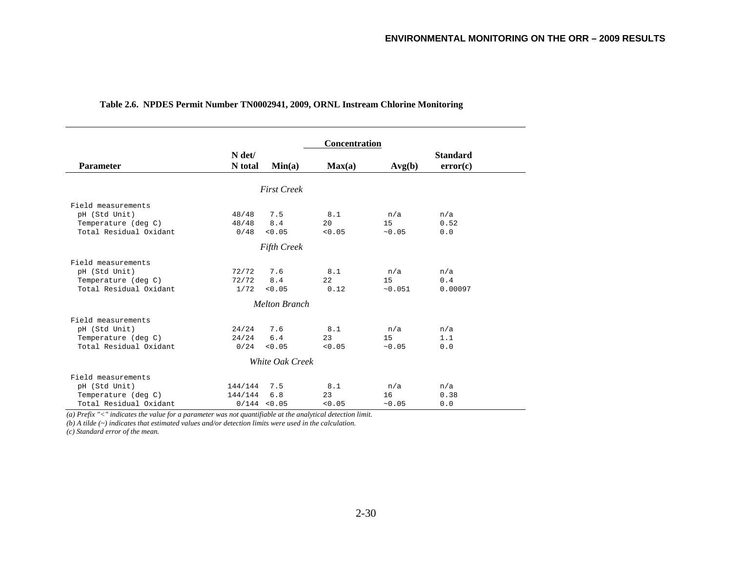**Table 2.6. NPDES Permit Number TN0002941, 2009, ORNL Instream Chlorine Monitoring**

| Parameter | N det/ N total | Concentration Min(a) | Max(a) | Avg(b) | Standard error(c) |
|---|---|---|---|---|---|
| ***First Creek*** | | | | | |
| Field measurements | | | | | |
| pH (Std Unit) | 48/48 | 7.5 | 8.1 | n/a | n/a |
| Temperature (deg C) | 48/48 | 8.4 | 20 | 15 | 0.52 |
| Total Residual Oxidant | 0/48 | <0.05 | <0.05 | ~0.05 | 0.0 |
| ***Fifth Creek*** | | | | | |
| Field measurements | | | | | |
| pH (Std Unit) | 72/72 | 7.6 | 8.1 | n/a | n/a |
| Temperature (deg C) | 72/72 | 8.4 | 22 | 15 | 0.4 |
| Total Residual Oxidant | 1/72 | <0.05 | 0.12 | ~0.051 | 0.00097 |
| ***Melton Branch*** | | | | | |
| Field measurements | | | | | |
| pH (Std Unit) | 24/24 | 7.6 | 8.1 | n/a | n/a |
| Temperature (deg C) | 24/24 | 6.4 | 23 | 15 | 1.1 |
| Total Residual Oxidant | 0/24 | <0.05 | <0.05 | ~0.05 | 0.0 |
| ***White Oak Creek*** | | | | | |
| Field measurements | | | | | |
| pH (Std Unit) | 144/144 | 7.5 | 8.1 | n/a | n/a |
| Temperature (deg C) | 144/144 | 6.8 | 23 | 16 | 0.38 |
| Total Residual Oxidant | 0/144 | <0.05 | <0.05 | ~0.05 | 0.0 |

*(a) Prefix "<" indicates the value for a parameter was not quantifiable at the analytical detection limit.*

*(b) A tilde (~) indicates that estimated values and/or detection limits were used in the calculation.*

*(c) Standard error of the mean.*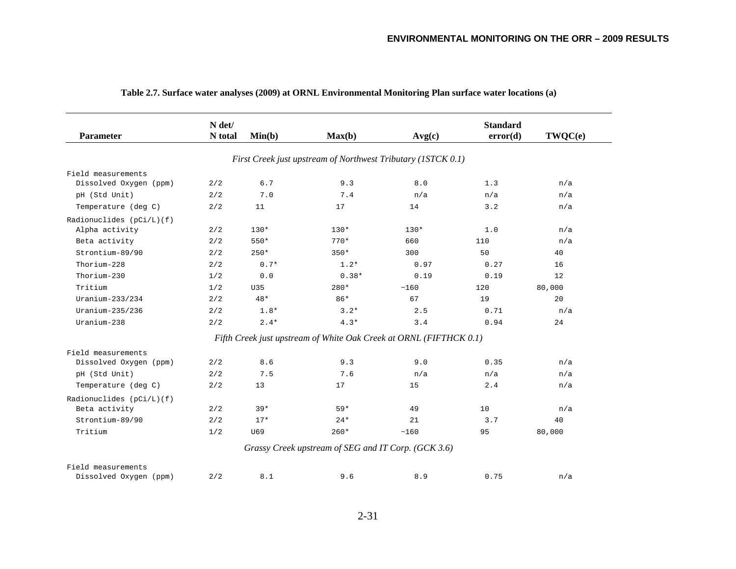**Table 2.7. Surface water analyses (2009) at ORNL Environmental Monitoring Plan surface water locations (a)**

| Parameter | N det/ N total | Min(b) | Max(b) | Avg(c) | Standard error(d) | TWQC(e) |
|---|---|---|---|---|---|---|
| *First Creek just upstream of Northwest Tributary (1STCK 0.1)* | | | | | | |
| Field measurements | | | | | | |
| Dissolved Oxygen (ppm) | 2/2 | 6.7 | 9.3 | 8.0 | 1.3 | n/a |
| pH (Std Unit) | 2/2 | 7.0 | 7.4 | n/a | n/a | n/a |
| Temperature (deg C) | 2/2 | 11 | 17 | 14 | 3.2 | n/a |
| Radionuclides (pCi/L)(f) | | | | | | |
| Alpha activity | 2/2 | 130* | 130* | 130* | 1.0 | n/a |
| Beta activity | 2/2 | 550* | 770* | 660 | 110 | n/a |
| Strontium-89/90 | 2/2 | 250* | 350* | 300 | 50 | 40 |
| Thorium-228 | 2/2 | 0.7* | 1.2* | 0.97 | 0.27 | 16 |
| Thorium-230 | 1/2 | 0.0 | 0.38* | 0.19 | 0.19 | 12 |
| Tritium | 1/2 | U35 | 280* | ~160 | 120 | 80,000 |
| Uranium-233/234 | 2/2 | 48* | 86* | 67 | 19 | 20 |
| Uranium-235/236 | 2/2 | 1.8* | 3.2* | 2.5 | 0.71 | n/a |
| Uranium-238 | 2/2 | 2.4* | 4.3* | 3.4 | 0.94 | 24 |
| *Fifth Creek just upstream of White Oak Creek at ORNL (FIFTHCK 0.1)* | | | | | | |
| Field measurements | | | | | | |
| Dissolved Oxygen (ppm) | 2/2 | 8.6 | 9.3 | 9.0 | 0.35 | n/a |
| pH (Std Unit) | 2/2 | 7.5 | 7.6 | n/a | n/a | n/a |
| Temperature (deg C) | 2/2 | 13 | 17 | 15 | 2.4 | n/a |
| Radionuclides (pCi/L)(f) | | | | | | |
| Beta activity | 2/2 | 39* | 59* | 49 | 10 | n/a |
| Strontium-89/90 | 2/2 | 17* | 24* | 21 | 3.7 | 40 |
| Tritium | 1/2 | U69 | 260* | ~160 | 95 | 80,000 |
| *Grassy Creek upstream of SEG and IT Corp. (GCK 3.6)* | | | | | | |
| Field measurements | | | | | | |
| Dissolved Oxygen (ppm) | 2/2 | 8.1 | 9.6 | 8.9 | 0.75 | n/a |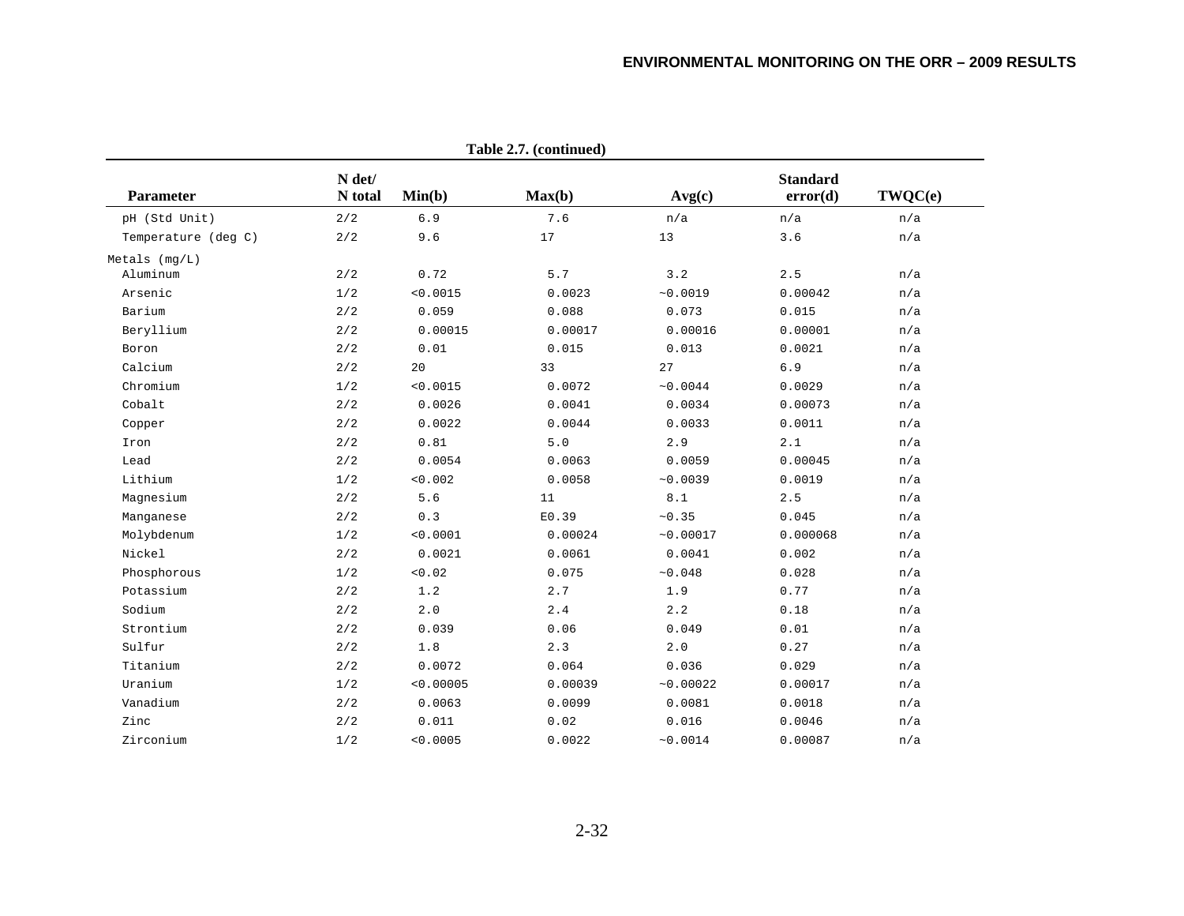**Table 2.7. (continued)**

| Parameter | N det/ N total | Min(b) | Max(b) | Avg(c) | Standard error(d) | TWQC(e) |
|---|---|---|---|---|---|---|
| pH (Std Unit) | 2/2 | 6.9 | 7.6 | n/a | n/a | n/a |
| Temperature (deg C) | 2/2 | 9.6 | 17 | 13 | 3.6 | n/a |
| Metals (mg/L) | | | | | | |
| Aluminum | 2/2 | 0.72 | 5.7 | 3.2 | 2.5 | n/a |
| Arsenic | 1/2 | <0.0015 | 0.0023 | ~0.0019 | 0.00042 | n/a |
| Barium | 2/2 | 0.059 | 0.088 | 0.073 | 0.015 | n/a |
| Beryllium | 2/2 | 0.00015 | 0.00017 | 0.00016 | 0.00001 | n/a |
| Boron | 2/2 | 0.01 | 0.015 | 0.013 | 0.0021 | n/a |
| Calcium | 2/2 | 20 | 33 | 27 | 6.9 | n/a |
| Chromium | 1/2 | <0.0015 | 0.0072 | ~0.0044 | 0.0029 | n/a |
| Cobalt | 2/2 | 0.0026 | 0.0041 | 0.0034 | 0.00073 | n/a |
| Copper | 2/2 | 0.0022 | 0.0044 | 0.0033 | 0.0011 | n/a |
| Iron | 2/2 | 0.81 | 5.0 | 2.9 | 2.1 | n/a |
| Lead | 2/2 | 0.0054 | 0.0063 | 0.0059 | 0.00045 | n/a |
| Lithium | 1/2 | <0.002 | 0.0058 | ~0.0039 | 0.0019 | n/a |
| Magnesium | 2/2 | 5.6 | 11 | 8.1 | 2.5 | n/a |
| Manganese | 2/2 | 0.3 | E0.39 | ~0.35 | 0.045 | n/a |
| Molybdenum | 1/2 | <0.0001 | 0.00024 | ~0.00017 | 0.000068 | n/a |
| Nickel | 2/2 | 0.0021 | 0.0061 | 0.0041 | 0.002 | n/a |
| Phosphorous | 1/2 | <0.02 | 0.075 | ~0.048 | 0.028 | n/a |
| Potassium | 2/2 | 1.2 | 2.7 | 1.9 | 0.77 | n/a |
| Sodium | 2/2 | 2.0 | 2.4 | 2.2 | 0.18 | n/a |
| Strontium | 2/2 | 0.039 | 0.06 | 0.049 | 0.01 | n/a |
| Sulfur | 2/2 | 1.8 | 2.3 | 2.0 | 0.27 | n/a |
| Titanium | 2/2 | 0.0072 | 0.064 | 0.036 | 0.029 | n/a |
| Uranium | 1/2 | <0.00005 | 0.00039 | ~0.00022 | 0.00017 | n/a |
| Vanadium | 2/2 | 0.0063 | 0.0099 | 0.0081 | 0.0018 | n/a |
| Zinc | 2/2 | 0.011 | 0.02 | 0.016 | 0.0046 | n/a |
| Zirconium | 1/2 | <0.0005 | 0.0022 | ~0.0014 | 0.00087 | n/a |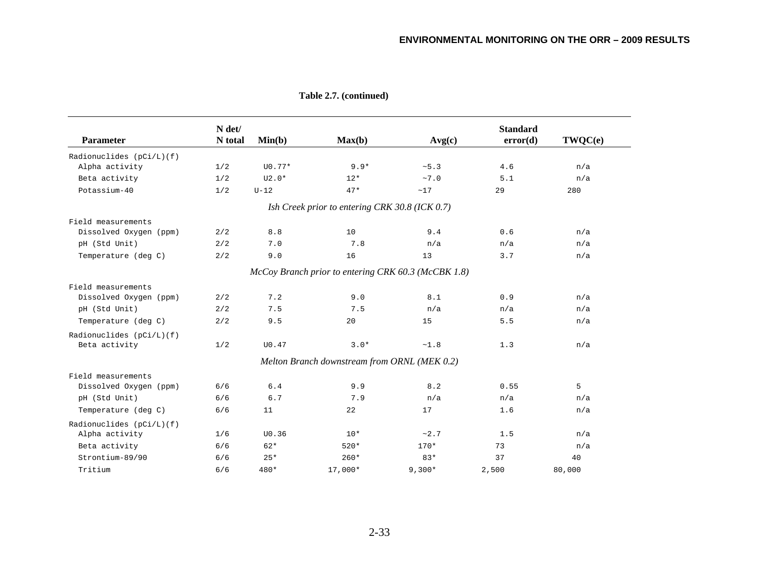**Table 2.7. (continued)**

| Parameter | N det/ N total | Min(b) | Max(b) | Avg(c) | Standard error(d) | TWQC(e) |
|---|---|---|---|---|---|---|
| Radionuclides (pCi/L)(f) | | | | | | |
| Alpha activity | 1/2 | U0.77* | 9.9* | ~5.3 | 4.6 | n/a |
| Beta activity | 1/2 | U2.0* | 12* | ~7.0 | 5.1 | n/a |
| Potassium-40 | 1/2 | U-12 | 47* | ~17 | 29 | 280 |
| *Ish Creek prior to entering CRK 30.8 (ICK 0.7)* | | | | | | |
| Field measurements | | | | | | |
| Dissolved Oxygen (ppm) | 2/2 | 8.8 | 10 | 9.4 | 0.6 | n/a |
| pH (Std Unit) | 2/2 | 7.0 | 7.8 | n/a | n/a | n/a |
| Temperature (deg C) | 2/2 | 9.0 | 16 | 13 | 3.7 | n/a |
| *McCoy Branch prior to entering CRK 60.3 (McCBK 1.8)* | | | | | | |
| Field measurements | | | | | | |
| Dissolved Oxygen (ppm) | 2/2 | 7.2 | 9.0 | 8.1 | 0.9 | n/a |
| pH (Std Unit) | 2/2 | 7.5 | 7.5 | n/a | n/a | n/a |
| Temperature (deg C) | 2/2 | 9.5 | 20 | 15 | 5.5 | n/a |
| Radionuclides (pCi/L)(f) | | | | | | |
| Beta activity | 1/2 | U0.47 | 3.0* | ~1.8 | 1.3 | n/a |
| *Melton Branch downstream from ORNL (MEK 0.2)* | | | | | | |
| Field measurements | | | | | | |
| Dissolved Oxygen (ppm) | 6/6 | 6.4 | 9.9 | 8.2 | 0.55 | 5 |
| pH (Std Unit) | 6/6 | 6.7 | 7.9 | n/a | n/a | n/a |
| Temperature (deg C) | 6/6 | 11 | 22 | 17 | 1.6 | n/a |
| Radionuclides (pCi/L)(f) | | | | | | |
| Alpha activity | 1/6 | U0.36 | 10* | ~2.7 | 1.5 | n/a |
| Beta activity | 6/6 | 62* | 520* | 170* | 73 | n/a |
| Strontium-89/90 | 6/6 | 25* | 260* | 83* | 37 | 40 |
| Tritium | 6/6 | 480* | 17,000* | 9,300* | 2,500 | 80,000 |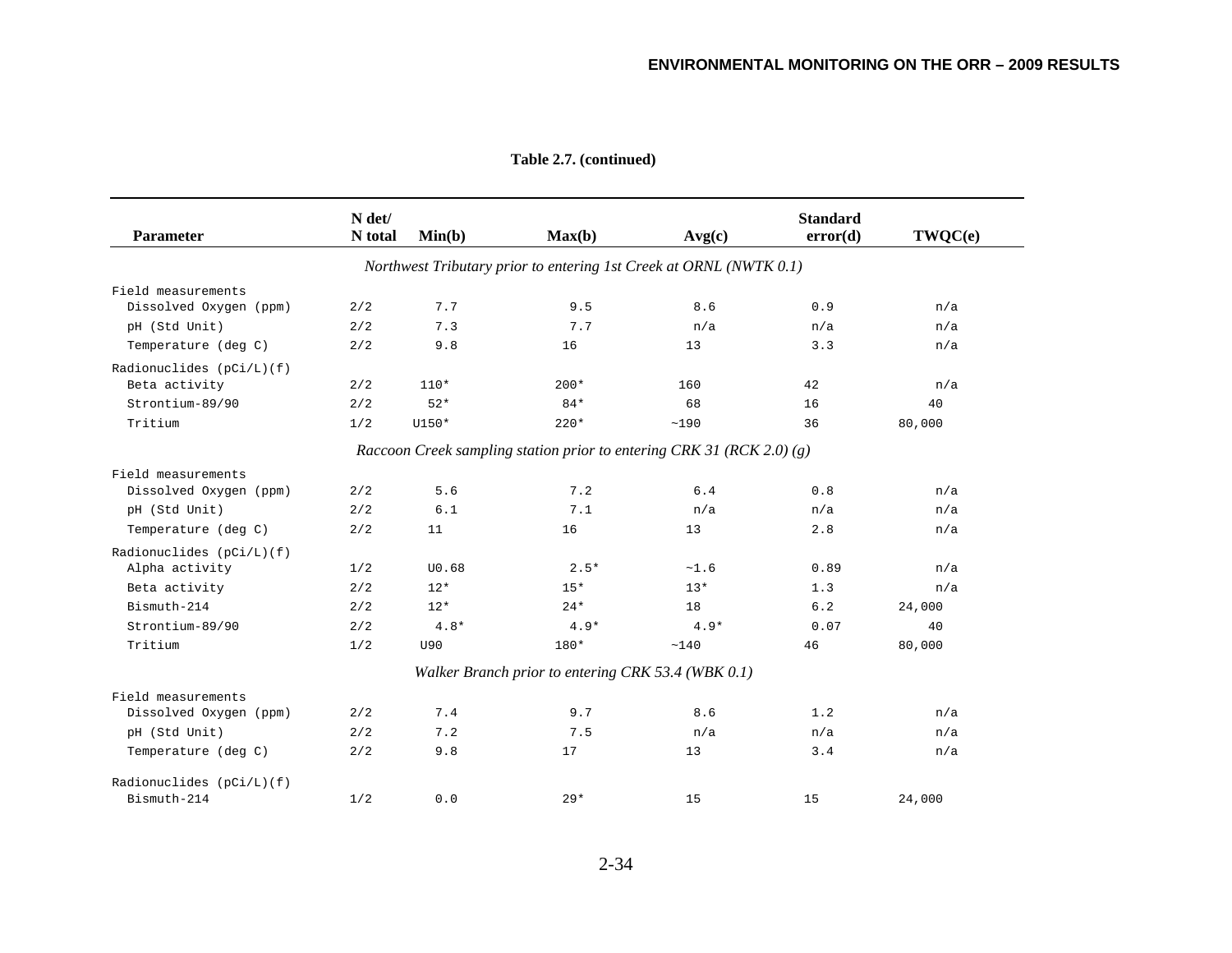**Table 2.7. (continued)**

| Parameter | N det/ N total | Min(b) | Max(b) | Avg(c) | Standard error(d) | TWQC(e) |
|---|---|---|---|---|---|---|
| *Northwest Tributary prior to entering 1st Creek at ORNL (NWTK 0.1)* | | | | | | |
| Field measurements | | | | | | |
| Dissolved Oxygen (ppm) | 2/2 | 7.7 | 9.5 | 8.6 | 0.9 | n/a |
| pH (Std Unit) | 2/2 | 7.3 | 7.7 | n/a | n/a | n/a |
| Temperature (deg C) | 2/2 | 9.8 | 16 | 13 | 3.3 | n/a |
| Radionuclides (pCi/L)(f) | | | | | | |
| Beta activity | 2/2 | 110* | 200* | 160 | 42 | n/a |
| Strontium-89/90 | 2/2 | 52* | 84* | 68 | 16 | 40 |
| Tritium | 1/2 | U150* | 220* | ~190 | 36 | 80,000 |
| *Raccoon Creek sampling station prior to entering CRK 31 (RCK 2.0) (g)* | | | | | | |
| Field measurements | | | | | | |
| Dissolved Oxygen (ppm) | 2/2 | 5.6 | 7.2 | 6.4 | 0.8 | n/a |
| pH (Std Unit) | 2/2 | 6.1 | 7.1 | n/a | n/a | n/a |
| Temperature (deg C) | 2/2 | 11 | 16 | 13 | 2.8 | n/a |
| Radionuclides (pCi/L)(f) | | | | | | |
| Alpha activity | 1/2 | U0.68 | 2.5* | ~1.6 | 0.89 | n/a |
| Beta activity | 2/2 | 12* | 15* | 13* | 1.3 | n/a |
| Bismuth-214 | 2/2 | 12* | 24* | 18 | 6.2 | 24,000 |
| Strontium-89/90 | 2/2 | 4.8* | 4.9* | 4.9* | 0.07 | 40 |
| Tritium | 1/2 | U90 | 180* | ~140 | 46 | 80,000 |
| *Walker Branch prior to entering CRK 53.4 (WBK 0.1)* | | | | | | |
| Field measurements | | | | | | |
| Dissolved Oxygen (ppm) | 2/2 | 7.4 | 9.7 | 8.6 | 1.2 | n/a |
| pH (Std Unit) | 2/2 | 7.2 | 7.5 | n/a | n/a | n/a |
| Temperature (deg C) | 2/2 | 9.8 | 17 | 13 | 3.4 | n/a |
| Radionuclides (pCi/L)(f) | | | | | | |
| Bismuth-214 | 1/2 | 0.0 | 29* | 15 | 15 | 24,000 |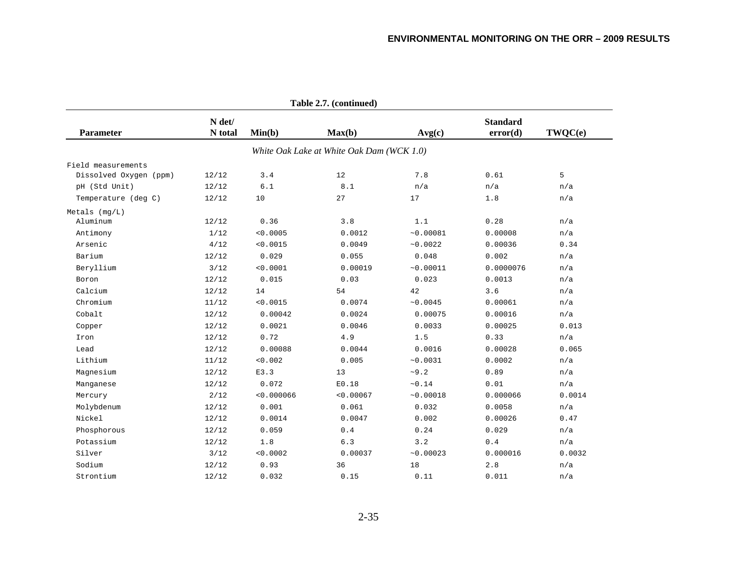**Table 2.7. (continued)**

| Parameter | N det/ N total | Min(b) | Max(b) | Avg(c) | Standard error(d) | TWQC(e) |
|---|---|---|---|---|---|---|
| | | | *White Oak Lake at White Oak Dam (WCK 1.0)* | | | |
| Field measurements | | | | | | |
| Dissolved Oxygen (ppm) | 12/12 | 3.4 | 12 | 7.8 | 0.61 | 5 |
| pH (Std Unit) | 12/12 | 6.1 | 8.1 | n/a | n/a | n/a |
| Temperature (deg C) | 12/12 | 10 | 27 | 17 | 1.8 | n/a |
| Metals (mg/L) | | | | | | |
| Aluminum | 12/12 | 0.36 | 3.8 | 1.1 | 0.28 | n/a |
| Antimony | 1/12 | <0.0005 | 0.0012 | ~0.00081 | 0.00008 | n/a |
| Arsenic | 4/12 | <0.0015 | 0.0049 | ~0.0022 | 0.00036 | 0.34 |
| Barium | 12/12 | 0.029 | 0.055 | 0.048 | 0.002 | n/a |
| Beryllium | 3/12 | <0.0001 | 0.00019 | ~0.00011 | 0.0000076 | n/a |
| Boron | 12/12 | 0.015 | 0.03 | 0.023 | 0.0013 | n/a |
| Calcium | 12/12 | 14 | 54 | 42 | 3.6 | n/a |
| Chromium | 11/12 | <0.0015 | 0.0074 | ~0.0045 | 0.00061 | n/a |
| Cobalt | 12/12 | 0.00042 | 0.0024 | 0.00075 | 0.00016 | n/a |
| Copper | 12/12 | 0.0021 | 0.0046 | 0.0033 | 0.00025 | 0.013 |
| Iron | 12/12 | 0.72 | 4.9 | 1.5 | 0.33 | n/a |
| Lead | 12/12 | 0.00088 | 0.0044 | 0.0016 | 0.00028 | 0.065 |
| Lithium | 11/12 | <0.002 | 0.005 | ~0.0031 | 0.0002 | n/a |
| Magnesium | 12/12 | E3.3 | 13 | ~9.2 | 0.89 | n/a |
| Manganese | 12/12 | 0.072 | E0.18 | ~0.14 | 0.01 | n/a |
| Mercury | 2/12 | <0.000066 | <0.00067 | ~0.00018 | 0.000066 | 0.0014 |
| Molybdenum | 12/12 | 0.001 | 0.061 | 0.032 | 0.0058 | n/a |
| Nickel | 12/12 | 0.0014 | 0.0047 | 0.002 | 0.00026 | 0.47 |
| Phosphorous | 12/12 | 0.059 | 0.4 | 0.24 | 0.029 | n/a |
| Potassium | 12/12 | 1.8 | 6.3 | 3.2 | 0.4 | n/a |
| Silver | 3/12 | <0.0002 | 0.00037 | ~0.00023 | 0.000016 | 0.0032 |
| Sodium | 12/12 | 0.93 | 36 | 18 | 2.8 | n/a |
| Strontium | 12/12 | 0.032 | 0.15 | 0.11 | 0.011 | n/a |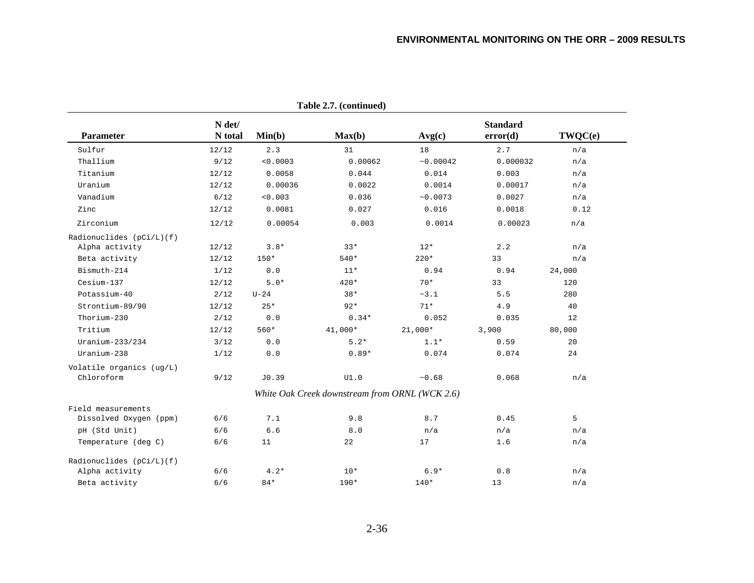**Table 2.7. (continued)**

| Parameter | N det/ N total | Min(b) | Max(b) | Avg(c) | Standard error(d) | TWQC(e) |
|---|---|---|---|---|---|---|
| Sulfur | 12/12 | 2.3 | 31 | 18 | 2.7 | n/a |
| Thallium | 9/12 | <0.0003 | 0.00062 | ~0.00042 | 0.000032 | n/a |
| Titanium | 12/12 | 0.0058 | 0.044 | 0.014 | 0.003 | n/a |
| Uranium | 12/12 | 0.00036 | 0.0022 | 0.0014 | 0.00017 | n/a |
| Vanadium | 6/12 | <0.003 | 0.036 | ~0.0073 | 0.0027 | n/a |
| Zinc | 12/12 | 0.0081 | 0.027 | 0.016 | 0.0018 | 0.12 |
| Zirconium | 12/12 | 0.00054 | 0.003 | 0.0014 | 0.00023 | n/a |
| Radionuclides (pCi/L)(f) | | | | | | |
| Alpha activity | 12/12 | 3.8* | 33* | 12* | 2.2 | n/a |
| Beta activity | 12/12 | 150* | 540* | 220* | 33 | n/a |
| Bismuth-214 | 1/12 | 0.0 | 11* | 0.94 | 0.94 | 24,000 |
| Cesium-137 | 12/12 | 5.0* | 420* | 70* | 33 | 120 |
| Potassium-40 | 2/12 | U-24 | 38* | ~3.1 | 5.5 | 280 |
| Strontium-89/90 | 12/12 | 25* | 92* | 71* | 4.9 | 40 |
| Thorium-230 | 2/12 | 0.0 | 0.34* | 0.052 | 0.035 | 12 |
| Tritium | 12/12 | 560* | 41,000* | 21,000* | 3,900 | 80,000 |
| Uranium-233/234 | 3/12 | 0.0 | 5.2* | 1.1* | 0.59 | 20 |
| Uranium-238 | 1/12 | 0.0 | 0.89* | 0.074 | 0.074 | 24 |
| Volatile organics (ug/L) | | | | | | |
| Chloroform | 9/12 | J0.39 | U1.0 | ~0.68 | 0.068 | n/a |
| *White Oak Creek downstream from ORNL (WCK 2.6)* | | | | | | |
| Field measurements | | | | | | |
| Dissolved Oxygen (ppm) | 6/6 | 7.1 | 9.8 | 8.7 | 0.45 | 5 |
| pH (Std Unit) | 6/6 | 6.6 | 8.0 | n/a | n/a | n/a |
| Temperature (deg C) | 6/6 | 11 | 22 | 17 | 1.6 | n/a |
| Radionuclides (pCi/L)(f) | | | | | | |
| Alpha activity | 6/6 | 4.2* | 10* | 6.9* | 0.8 | n/a |
| Beta activity | 6/6 | 84* | 190* | 140* | 13 | n/a |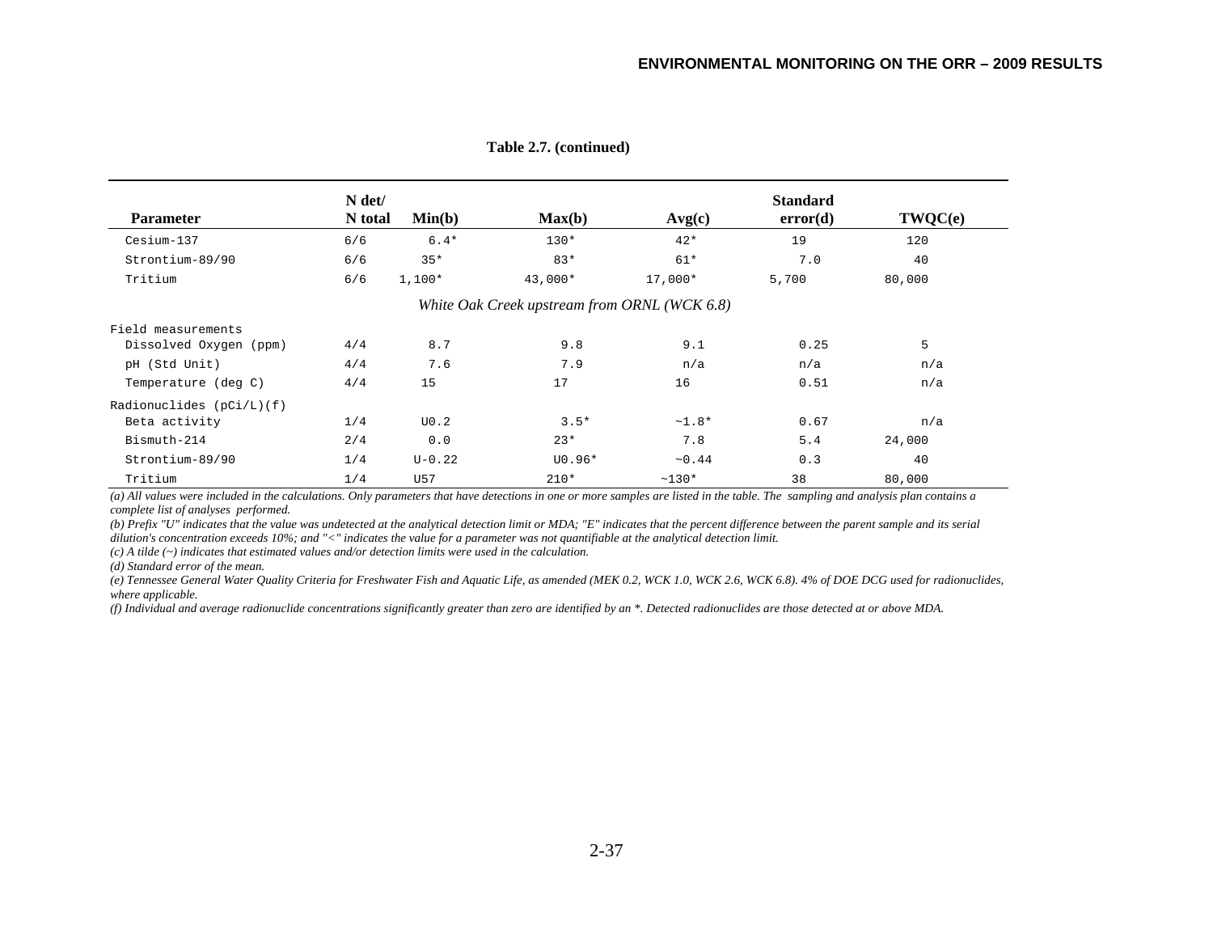**Table 2.7. (continued)**

| Parameter | N det/ N total | Min(b) | Max(b) | Avg(c) | Standard error(d) | TWQC(e) |
|---|---|---|---|---|---|---|
| Cesium-137 | 6/6 | 6.4* | 130* | 42* | 19 | 120 |
| Strontium-89/90 | 6/6 | 35* | 83* | 61* | 7.0 | 40 |
| Tritium | 6/6 | 1,100* | 43,000* | 17,000* | 5,700 | 80,000 |
| | | | *White Oak Creek upstream from ORNL (WCK 6.8)* | | | |
| Field measurements | | | | | | |
| Dissolved Oxygen (ppm) | 4/4 | 8.7 | 9.8 | 9.1 | 0.25 | 5 |
| pH (Std Unit) | 4/4 | 7.6 | 7.9 | n/a | n/a | n/a |
| Temperature (deg C) | 4/4 | 15 | 17 | 16 | 0.51 | n/a |
| Radionuclides (pCi/L)(f) | | | | | | |
| Beta activity | 1/4 | U0.2 | 3.5* | ~1.8* | 0.67 | n/a |
| Bismuth-214 | 2/4 | 0.0 | 23* | 7.8 | 5.4 | 24,000 |
| Strontium-89/90 | 1/4 | U-0.22 | U0.96* | ~0.44 | 0.3 | 40 |
| Tritium | 1/4 | U57 | 210* | ~130* | 38 | 80,000 |

*(a) All values were included in the calculations. Only parameters that have detections in one or more samples are listed in the table. The sampling and analysis plan contains a complete list of analyses performed.*

*(b) Prefix "U" indicates that the value was undetected at the analytical detection limit or MDA; "E" indicates that the percent difference between the parent sample and its serial dilution's concentration exceeds 10%; and "<" indicates the value for a parameter was not quantifiable at the analytical detection limit.*

*(c) A tilde (~) indicates that estimated values and/or detection limits were used in the calculation.*

*(d) Standard error of the mean.*

*(e) Tennessee General Water Quality Criteria for Freshwater Fish and Aquatic Life, as amended (MEK 0.2, WCK 1.0, WCK 2.6, WCK 6.8). 4% of DOE DCG used for radionuclides, where applicable.*

*(f) Individual and average radionuclide concentrations significantly greater than zero are identified by an *. Detected radionuclides are those detected at or above MDA.*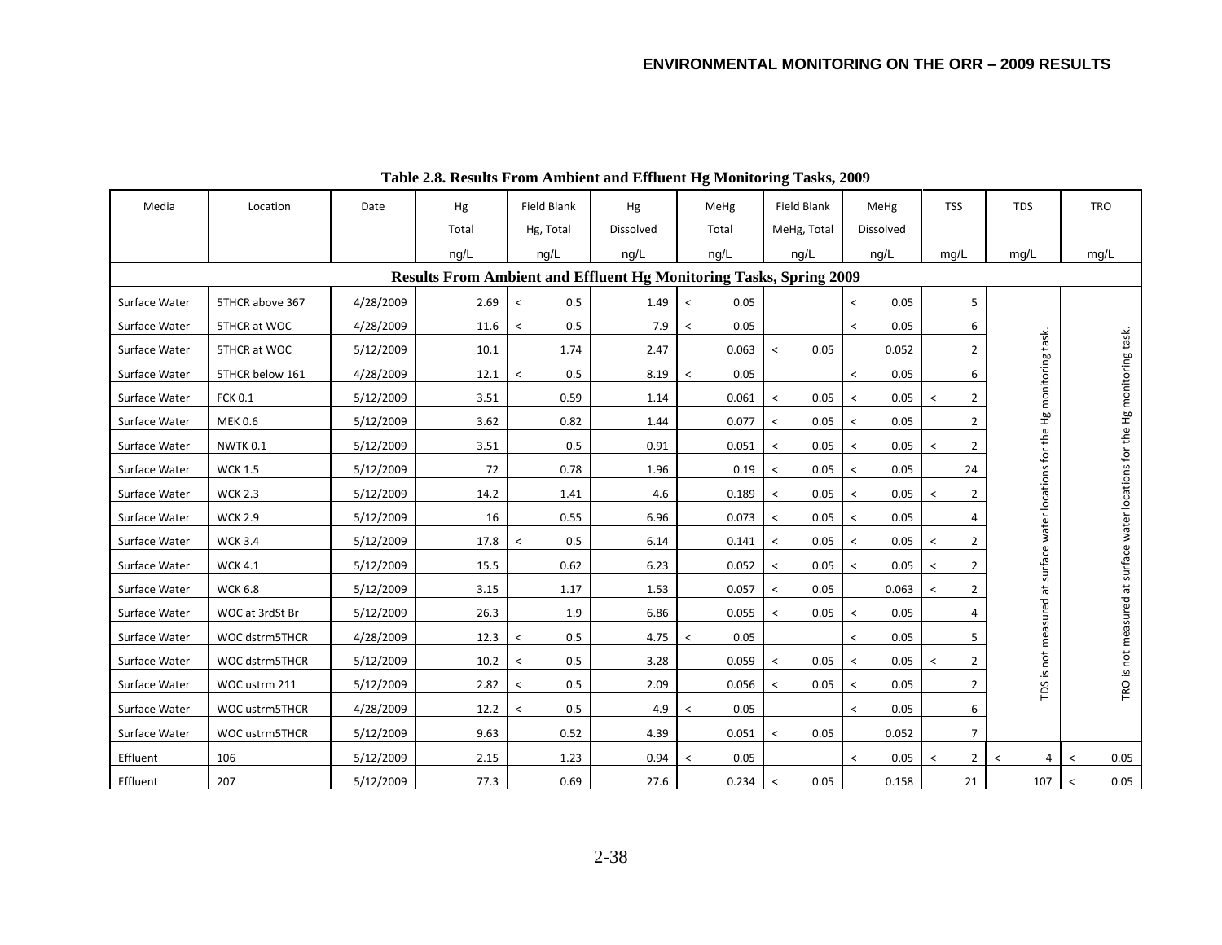**Table 2.8. Results From Ambient and Effluent Hg Monitoring Tasks, 2009**

| Media | Location | Date | Hg Total ng/L | Field Blank Hg, Total ng/L | Hg Dissolved ng/L | MeHg Total ng/L | Field Blank MeHg, Total ng/L | MeHg Dissolved ng/L | TSS mg/L | TDS mg/L | TRO mg/L |
|---|---|---|---|---|---|---|---|---|---|---|---|
| **Results From Ambient and Effluent Hg Monitoring Tasks, Spring 2009** | | | | | | | | | | | |
| Surface Water | 5THCR above 367 | 4/28/2009 | 2.69 | < 0.5 | 1.49 | < 0.05 | | < 0.05 | 5 | TDS is not measured at surface water locations for the Hg monitoring task. | TRO is not measured at surface water locations for the Hg monitoring task. |
| Surface Water | 5THCR at WOC | 4/28/2009 | 11.6 | < 0.5 | 7.9 | < 0.05 | | < 0.05 | 6 | | |
| Surface Water | 5THCR at WOC | 5/12/2009 | 10.1 | 1.74 | 2.47 | 0.063 | < 0.05 | 0.052 | 2 | | |
| Surface Water | 5THCR below 161 | 4/28/2009 | 12.1 | < 0.5 | 8.19 | < 0.05 | | < 0.05 | 6 | | |
| Surface Water | FCK 0.1 | 5/12/2009 | 3.51 | 0.59 | 1.14 | 0.061 | < 0.05 | < 0.05 | < 2 | | |
| Surface Water | MEK 0.6 | 5/12/2009 | 3.62 | 0.82 | 1.44 | 0.077 | < 0.05 | < 0.05 | 2 | | |
| Surface Water | NWTK 0.1 | 5/12/2009 | 3.51 | 0.5 | 0.91 | 0.051 | < 0.05 | < 0.05 | < 2 | | |
| Surface Water | WCK 1.5 | 5/12/2009 | 72 | 0.78 | 1.96 | 0.19 | < 0.05 | < 0.05 | 24 | | |
| Surface Water | WCK 2.3 | 5/12/2009 | 14.2 | 1.41 | 4.6 | 0.189 | < 0.05 | < 0.05 | < 2 | | |
| Surface Water | WCK 2.9 | 5/12/2009 | 16 | 0.55 | 6.96 | 0.073 | < 0.05 | < 0.05 | 4 | | |
| Surface Water | WCK 3.4 | 5/12/2009 | 17.8 | < 0.5 | 6.14 | 0.141 | < 0.05 | < 0.05 | < 2 | | |
| Surface Water | WCK 4.1 | 5/12/2009 | 15.5 | 0.62 | 6.23 | 0.052 | < 0.05 | < 0.05 | < 2 | | |
| Surface Water | WCK 6.8 | 5/12/2009 | 3.15 | 1.17 | 1.53 | 0.057 | < 0.05 | 0.063 | < 2 | | |
| Surface Water | WOC at 3rdSt Br | 5/12/2009 | 26.3 | 1.9 | 6.86 | 0.055 | < 0.05 | < 0.05 | 4 | | |
| Surface Water | WOC dstrm5THCR | 4/28/2009 | 12.3 | < 0.5 | 4.75 | < 0.05 | | < 0.05 | 5 | | |
| Surface Water | WOC dstrm5THCR | 5/12/2009 | 10.2 | < 0.5 | 3.28 | 0.059 | < 0.05 | < 0.05 | < 2 | | |
| Surface Water | WOC ustrm 211 | 5/12/2009 | 2.82 | < 0.5 | 2.09 | 0.056 | < 0.05 | < 0.05 | 2 | | |
| Surface Water | WOC ustrm5THCR | 4/28/2009 | 12.2 | < 0.5 | 4.9 | < 0.05 | | < 0.05 | 6 | | |
| Surface Water | WOC ustrm5THCR | 5/12/2009 | 9.63 | 0.52 | 4.39 | 0.051 | < 0.05 | 0.052 | 7 | | |
| Effluent | 106 | 5/12/2009 | 2.15 | 1.23 | 0.94 | < 0.05 | | < 0.05 | < 2 | < 4 | < 0.05 |
| Effluent | 207 | 5/12/2009 | 77.3 | 0.69 | 27.6 | 0.234 | < 0.05 | 0.158 | 21 | 107 | < 0.05 |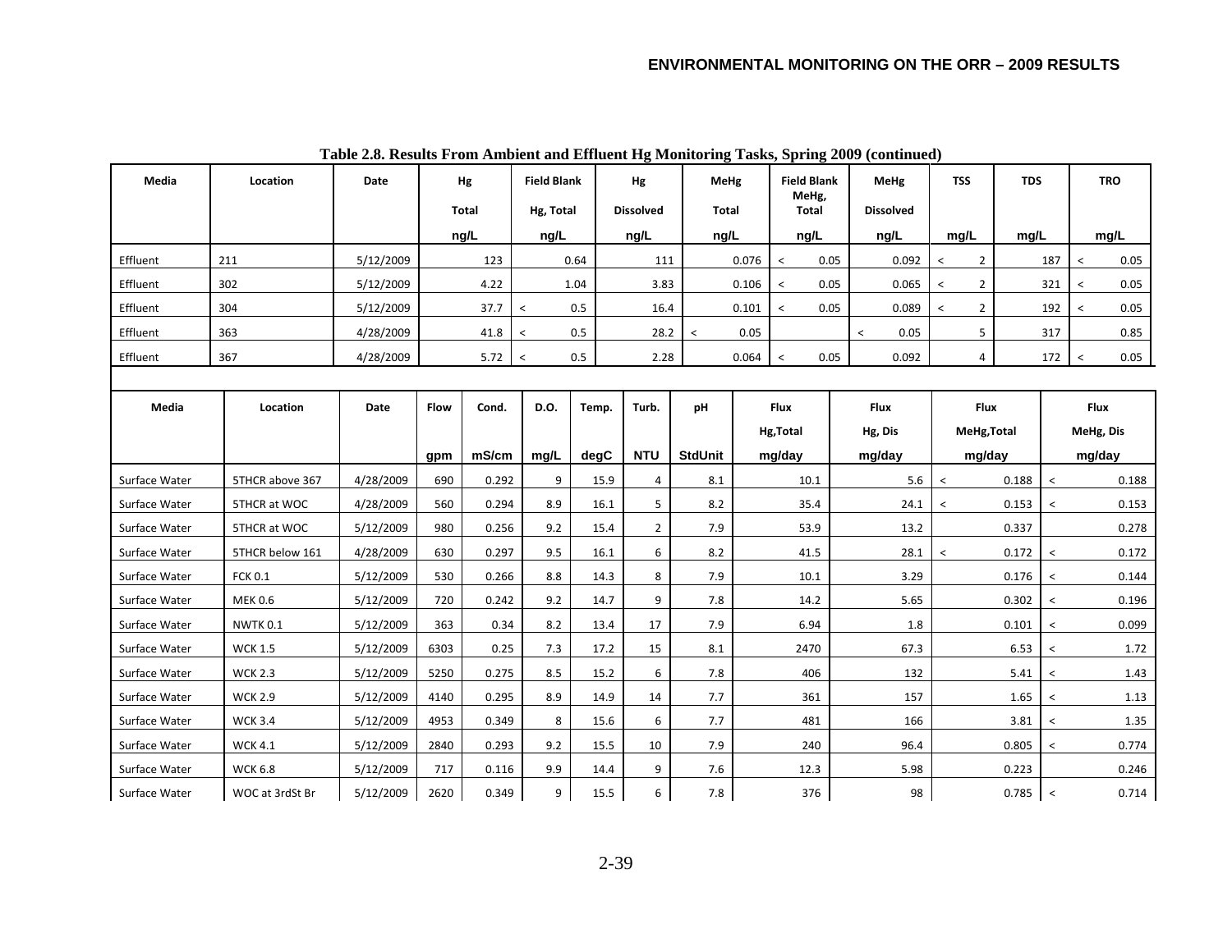**Table 2.8. Results From Ambient and Effluent Hg Monitoring Tasks, Spring 2009 (continued)**

| Media | Location | Date | Hg Total ng/L | Field Blank Hg, Total ng/L | Hg Dissolved ng/L | MeHg Total ng/L | Field Blank MeHg, Total ng/L | MeHg Dissolved ng/L | TSS mg/L | TDS mg/L | TRO mg/L |
|---|---|---|---|---|---|---|---|---|---|---|---|
| Effluent | 211 | 5/12/2009 | 123 | 0.64 | 111 | 0.076 | < 0.05 | 0.092 | < 2 | 187 | < 0.05 |
| Effluent | 302 | 5/12/2009 | 4.22 | 1.04 | 3.83 | 0.106 | < 0.05 | 0.065 | < 2 | 321 | < 0.05 |
| Effluent | 304 | 5/12/2009 | 37.7 | < 0.5 | 16.4 | 0.101 | < 0.05 | 0.089 | < 2 | 192 | < 0.05 |
| Effluent | 363 | 4/28/2009 | 41.8 | < 0.5 | 28.2 | < 0.05 | | < 0.05 | 5 | 317 | 0.85 |
| Effluent | 367 | 4/28/2009 | 5.72 | < 0.5 | 2.28 | 0.064 | < 0.05 | 0.092 | 4 | 172 | < 0.05 |

| Media | Location | Date | Flow gpm | Cond. mS/cm | D.O. mg/L | Temp. degC | Turb. NTU | pH StdUnit | Flux Hg,Total mg/day | Flux Hg, Dis mg/day | Flux MeHg,Total mg/day | Flux MeHg, Dis mg/day |
|---|---|---|---|---|---|---|---|---|---|---|---|---|
| Surface Water | 5THCR above 367 | 4/28/2009 | 690 | 0.292 | 9 | 15.9 | 4 | 8.1 | 10.1 | 5.6 | < 0.188 | < 0.188 |
| Surface Water | 5THCR at WOC | 4/28/2009 | 560 | 0.294 | 8.9 | 16.1 | 5 | 8.2 | 35.4 | 24.1 | < 0.153 | < 0.153 |
| Surface Water | 5THCR at WOC | 5/12/2009 | 980 | 0.256 | 9.2 | 15.4 | 2 | 7.9 | 53.9 | 13.2 | 0.337 | 0.278 |
| Surface Water | 5THCR below 161 | 4/28/2009 | 630 | 0.297 | 9.5 | 16.1 | 6 | 8.2 | 41.5 | 28.1 | < 0.172 | < 0.172 |
| Surface Water | FCK 0.1 | 5/12/2009 | 530 | 0.266 | 8.8 | 14.3 | 8 | 7.9 | 10.1 | 3.29 | 0.176 | < 0.144 |
| Surface Water | MEK 0.6 | 5/12/2009 | 720 | 0.242 | 9.2 | 14.7 | 9 | 7.8 | 14.2 | 5.65 | 0.302 | < 0.196 |
| Surface Water | NWTK 0.1 | 5/12/2009 | 363 | 0.34 | 8.2 | 13.4 | 17 | 7.9 | 6.94 | 1.8 | 0.101 | < 0.099 |
| Surface Water | WCK 1.5 | 5/12/2009 | 6303 | 0.25 | 7.3 | 17.2 | 15 | 8.1 | 2470 | 67.3 | 6.53 | < 1.72 |
| Surface Water | WCK 2.3 | 5/12/2009 | 5250 | 0.275 | 8.5 | 15.2 | 6 | 7.8 | 406 | 132 | 5.41 | < 1.43 |
| Surface Water | WCK 2.9 | 5/12/2009 | 4140 | 0.295 | 8.9 | 14.9 | 14 | 7.7 | 361 | 157 | 1.65 | < 1.13 |
| Surface Water | WCK 3.4 | 5/12/2009 | 4953 | 0.349 | 8 | 15.6 | 6 | 7.7 | 481 | 166 | 3.81 | < 1.35 |
| Surface Water | WCK 4.1 | 5/12/2009 | 2840 | 0.293 | 9.2 | 15.5 | 10 | 7.9 | 240 | 96.4 | 0.805 | < 0.774 |
| Surface Water | WCK 6.8 | 5/12/2009 | 717 | 0.116 | 9.9 | 14.4 | 9 | 7.6 | 12.3 | 5.98 | 0.223 | 0.246 |
| Surface Water | WOC at 3rdSt Br | 5/12/2009 | 2620 | 0.349 | 9 | 15.5 | 6 | 7.8 | 376 | 98 | 0.785 | < 0.714 |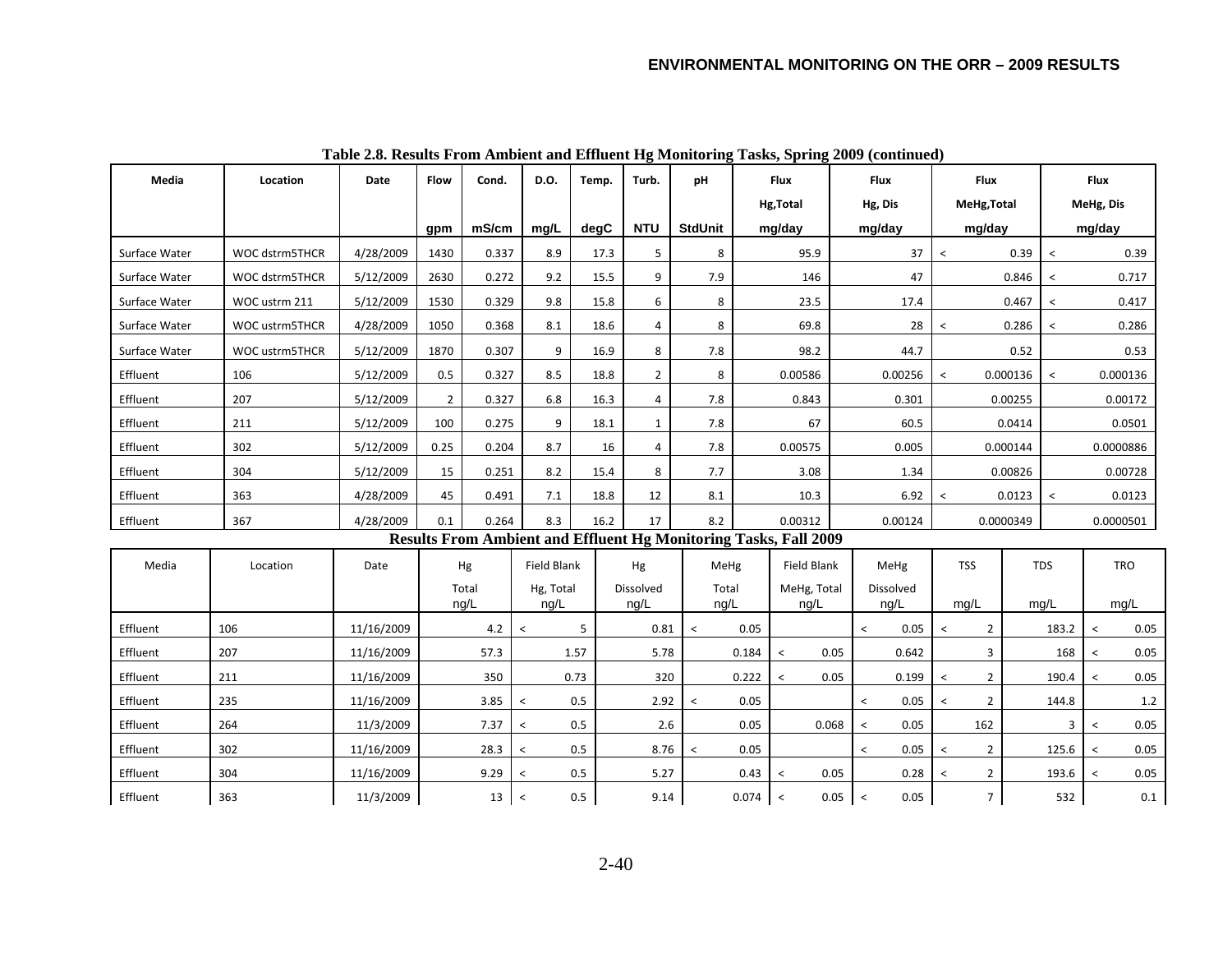**Table 2.8. Results From Ambient and Effluent Hg Monitoring Tasks, Spring 2009 (continued)**

| Media | Location | Date | Flow | Cond. | D.O. | Temp. | Turb. | pH | Flux Hg,Total | Flux Hg, Dis | Flux MeHg,Total | Flux MeHg, Dis |
|---|---|---|---|---|---|---|---|---|---|---|---|---|
| | | | gpm | mS/cm | mg/L | degC | NTU | StdUnit | mg/day | mg/day | mg/day | mg/day |
| Surface Water | WOC dstrm5THCR | 4/28/2009 | 1430 | 0.337 | 8.9 | 17.3 | 5 | 8 | 95.9 | 37 | < 0.39 | < 0.39 |
| Surface Water | WOC dstrm5THCR | 5/12/2009 | 2630 | 0.272 | 9.2 | 15.5 | 9 | 7.9 | 146 | 47 | 0.846 | < 0.717 |
| Surface Water | WOC ustrm 211 | 5/12/2009 | 1530 | 0.329 | 9.8 | 15.8 | 6 | 8 | 23.5 | 17.4 | 0.467 | < 0.417 |
| Surface Water | WOC ustrm5THCR | 4/28/2009 | 1050 | 0.368 | 8.1 | 18.6 | 4 | 8 | 69.8 | 28 | < 0.286 | < 0.286 |
| Surface Water | WOC ustrm5THCR | 5/12/2009 | 1870 | 0.307 | 9 | 16.9 | 8 | 7.8 | 98.2 | 44.7 | 0.52 | 0.53 |
| Effluent | 106 | 5/12/2009 | 0.5 | 0.327 | 8.5 | 18.8 | 2 | 8 | 0.00586 | 0.00256 | < 0.000136 | < 0.000136 |
| Effluent | 207 | 5/12/2009 | 2 | 0.327 | 6.8 | 16.3 | 4 | 7.8 | 0.843 | 0.301 | 0.00255 | 0.00172 |
| Effluent | 211 | 5/12/2009 | 100 | 0.275 | 9 | 18.1 | 1 | 7.8 | 67 | 60.5 | 0.0414 | 0.0501 |
| Effluent | 302 | 5/12/2009 | 0.25 | 0.204 | 8.7 | 16 | 4 | 7.8 | 0.00575 | 0.005 | 0.000144 | 0.0000886 |
| Effluent | 304 | 5/12/2009 | 15 | 0.251 | 8.2 | 15.4 | 8 | 7.7 | 3.08 | 1.34 | 0.00826 | 0.00728 |
| Effluent | 363 | 4/28/2009 | 45 | 0.491 | 7.1 | 18.8 | 12 | 8.1 | 10.3 | 6.92 | < 0.0123 | < 0.0123 |
| Effluent | 367 | 4/28/2009 | 0.1 | 0.264 | 8.3 | 16.2 | 17 | 8.2 | 0.00312 | 0.00124 | 0.0000349 | 0.0000501 |

**Results From Ambient and Effluent Hg Monitoring Tasks, Fall 2009**

| Media | Location | Date | Hg Total | Field Blank Hg, Total | Hg Dissolved | MeHg Total | Field Blank MeHg, Total | MeHg Dissolved | TSS | TDS | TRO |
|---|---|---|---|---|---|---|---|---|---|---|---|
| | | | ng/L | ng/L | ng/L | ng/L | ng/L | ng/L | mg/L | mg/L | mg/L |
| Effluent | 106 | 11/16/2009 | 4.2 | < 5 | 0.81 | < 0.05 | | < 0.05 | < 2 | 183.2 | < 0.05 |
| Effluent | 207 | 11/16/2009 | 57.3 | 1.57 | 5.78 | 0.184 | < 0.05 | 0.642 | 3 | 168 | < 0.05 |
| Effluent | 211 | 11/16/2009 | 350 | 0.73 | 320 | 0.222 | < 0.05 | 0.199 | < 2 | 190.4 | < 0.05 |
| Effluent | 235 | 11/16/2009 | 3.85 | < 0.5 | 2.92 | < 0.05 | | < 0.05 | < 2 | 144.8 | 1.2 |
| Effluent | 264 | 11/3/2009 | 7.37 | < 0.5 | 2.6 | 0.05 | 0.068 | < 0.05 | 162 | 3 | < 0.05 |
| Effluent | 302 | 11/16/2009 | 28.3 | < 0.5 | 8.76 | < 0.05 | | < 0.05 | < 2 | 125.6 | < 0.05 |
| Effluent | 304 | 11/16/2009 | 9.29 | < 0.5 | 5.27 | 0.43 | < 0.05 | 0.28 | < 2 | 193.6 | < 0.05 |
| Effluent | 363 | 11/3/2009 | 13 | < 0.5 | 9.14 | 0.074 | < 0.05 | < 0.05 | 7 | 532 | 0.1 |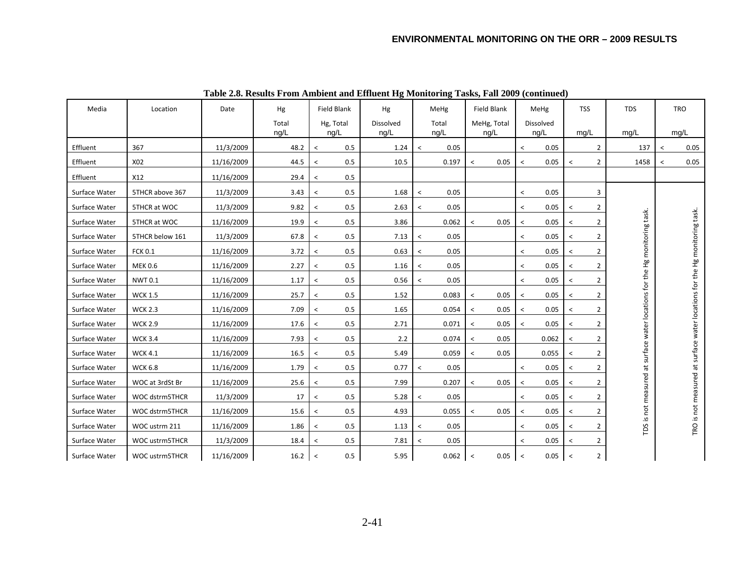**Table 2.8. Results From Ambient and Effluent Hg Monitoring Tasks, Fall 2009 (continued)**

| Media | Location | Date | Hg Total ng/L | Field Blank Hg, Total ng/L | Hg Dissolved ng/L | MeHg Total ng/L | Field Blank MeHg, Total ng/L | MeHg Dissolved ng/L | TSS mg/L | TDS mg/L | TRO mg/L |
|---|---|---|---|---|---|---|---|---|---|---|---|
| Effluent | 367 | 11/3/2009 | 48.2 | < 0.5 | 1.24 | < 0.05 | | < 0.05 | 2 | 137 | < 0.05 |
| Effluent | X02 | 11/16/2009 | 44.5 | < 0.5 | 10.5 | 0.197 | < 0.05 | < 0.05 | < 2 | 1458 | < 0.05 |
| Effluent | X12 | 11/16/2009 | 29.4 | < 0.5 | | | | | | | |
| Surface Water | 5THCR above 367 | 11/3/2009 | 3.43 | < 0.5 | 1.68 | < 0.05 | | < 0.05 | 3 | TDS is not measured at surface water locations for the Hg monitoring task. | TRO is not measured at surface water locations for the Hg monitoring task. |
| Surface Water | 5THCR at WOC | 11/3/2009 | 9.82 | < 0.5 | 2.63 | < 0.05 | | < 0.05 | < 2 | | |
| Surface Water | 5THCR at WOC | 11/16/2009 | 19.9 | < 0.5 | 3.86 | 0.062 | < 0.05 | < 0.05 | < 2 | | |
| Surface Water | 5THCR below 161 | 11/3/2009 | 67.8 | < 0.5 | 7.13 | < 0.05 | | < 0.05 | < 2 | | |
| Surface Water | FCK 0.1 | 11/16/2009 | 3.72 | < 0.5 | 0.63 | < 0.05 | | < 0.05 | < 2 | | |
| Surface Water | MEK 0.6 | 11/16/2009 | 2.27 | < 0.5 | 1.16 | < 0.05 | | < 0.05 | < 2 | | |
| Surface Water | NWT 0.1 | 11/16/2009 | 1.17 | < 0.5 | 0.56 | < 0.05 | | < 0.05 | < 2 | | |
| Surface Water | WCK 1.5 | 11/16/2009 | 25.7 | < 0.5 | 1.52 | 0.083 | < 0.05 | < 0.05 | < 2 | | |
| Surface Water | WCK 2.3 | 11/16/2009 | 7.09 | < 0.5 | 1.65 | 0.054 | < 0.05 | < 0.05 | < 2 | | |
| Surface Water | WCK 2.9 | 11/16/2009 | 17.6 | < 0.5 | 2.71 | 0.071 | < 0.05 | < 0.05 | < 2 | | |
| Surface Water | WCK 3.4 | 11/16/2009 | 7.93 | < 0.5 | 2.2 | 0.074 | < 0.05 | 0.062 | < 2 | | |
| Surface Water | WCK 4.1 | 11/16/2009 | 16.5 | < 0.5 | 5.49 | 0.059 | < 0.05 | 0.055 | < 2 | | |
| Surface Water | WCK 6.8 | 11/16/2009 | 1.79 | < 0.5 | 0.77 | < 0.05 | | < 0.05 | < 2 | | |
| Surface Water | WOC at 3rdSt Br | 11/16/2009 | 25.6 | < 0.5 | 7.99 | 0.207 | < 0.05 | < 0.05 | < 2 | | |
| Surface Water | WOC dstrm5THCR | 11/3/2009 | 17 | < 0.5 | 5.28 | < 0.05 | | < 0.05 | < 2 | | |
| Surface Water | WOC dstrm5THCR | 11/16/2009 | 15.6 | < 0.5 | 4.93 | 0.055 | < 0.05 | < 0.05 | < 2 | | |
| Surface Water | WOC ustrm 211 | 11/16/2009 | 1.86 | < 0.5 | 1.13 | < 0.05 | | < 0.05 | < 2 | | |
| Surface Water | WOC ustrm5THCR | 11/3/2009 | 18.4 | < 0.5 | 7.81 | < 0.05 | | < 0.05 | < 2 | | |
| Surface Water | WOC ustrm5THCR | 11/16/2009 | 16.2 | < 0.5 | 5.95 | 0.062 | < 0.05 | < 0.05 | < 2 | | |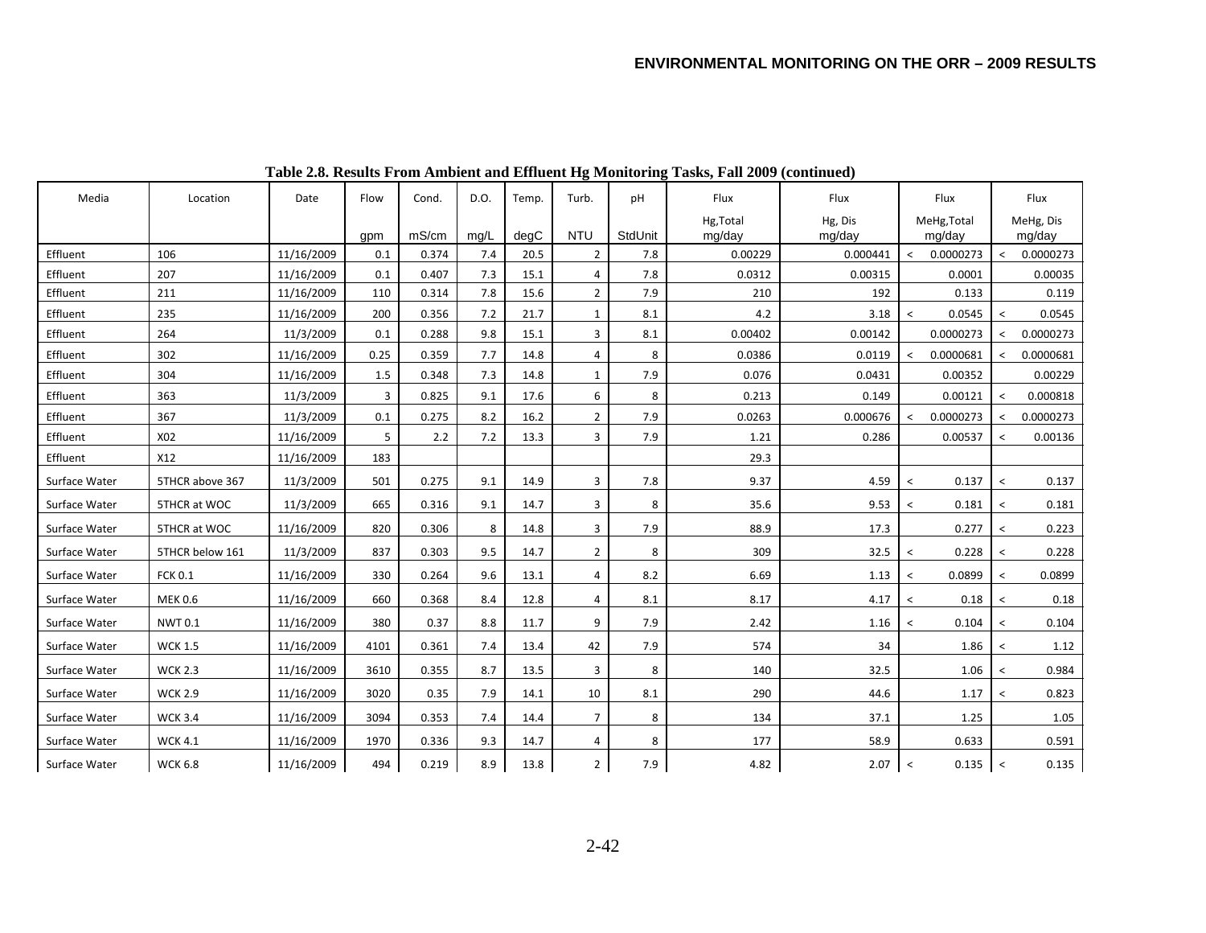**Table 2.8. Results From Ambient and Effluent Hg Monitoring Tasks, Fall 2009 (continued)**

| Media | Location | Date | Flow | Cond. | D.O. | Temp. | Turb. | pH | Flux | Flux | Flux | Flux |
|---|---|---|---|---|---|---|---|---|---|---|---|---|
| | | | gpm | mS/cm | mg/L | degC | NTU | StdUnit | Hg,Total mg/day | Hg, Dis mg/day | MeHg,Total mg/day | MeHg, Dis mg/day |
| Effluent | 106 | 11/16/2009 | 0.1 | 0.374 | 7.4 | 20.5 | 2 | 7.8 | 0.00229 | 0.000441 | < 0.0000273 | < 0.0000273 |
| Effluent | 207 | 11/16/2009 | 0.1 | 0.407 | 7.3 | 15.1 | 4 | 7.8 | 0.0312 | 0.00315 | 0.0001 | 0.00035 |
| Effluent | 211 | 11/16/2009 | 110 | 0.314 | 7.8 | 15.6 | 2 | 7.9 | 210 | 192 | 0.133 | 0.119 |
| Effluent | 235 | 11/16/2009 | 200 | 0.356 | 7.2 | 21.7 | 1 | 8.1 | 4.2 | 3.18 | < 0.0545 | < 0.0545 |
| Effluent | 264 | 11/3/2009 | 0.1 | 0.288 | 9.8 | 15.1 | 3 | 8.1 | 0.00402 | 0.00142 | 0.0000273 | < 0.0000273 |
| Effluent | 302 | 11/16/2009 | 0.25 | 0.359 | 7.7 | 14.8 | 4 | 8 | 0.0386 | 0.0119 | < 0.0000681 | < 0.0000681 |
| Effluent | 304 | 11/16/2009 | 1.5 | 0.348 | 7.3 | 14.8 | 1 | 7.9 | 0.076 | 0.0431 | 0.00352 | 0.00229 |
| Effluent | 363 | 11/3/2009 | 3 | 0.825 | 9.1 | 17.6 | 6 | 8 | 0.213 | 0.149 | 0.00121 | < 0.000818 |
| Effluent | 367 | 11/3/2009 | 0.1 | 0.275 | 8.2 | 16.2 | 2 | 7.9 | 0.0263 | 0.000676 | < 0.0000273 | < 0.0000273 |
| Effluent | X02 | 11/16/2009 | 5 | 2.2 | 7.2 | 13.3 | 3 | 7.9 | 1.21 | 0.286 | 0.00537 | < 0.00136 |
| Effluent | X12 | 11/16/2009 | 183 | | | | | | 29.3 | | | |
| Surface Water | 5THCR above 367 | 11/3/2009 | 501 | 0.275 | 9.1 | 14.9 | 3 | 7.8 | 9.37 | 4.59 | < 0.137 | < 0.137 |
| Surface Water | 5THCR at WOC | 11/3/2009 | 665 | 0.316 | 9.1 | 14.7 | 3 | 8 | 35.6 | 9.53 | < 0.181 | < 0.181 |
| Surface Water | 5THCR at WOC | 11/16/2009 | 820 | 0.306 | 8 | 14.8 | 3 | 7.9 | 88.9 | 17.3 | 0.277 | < 0.223 |
| Surface Water | 5THCR below 161 | 11/3/2009 | 837 | 0.303 | 9.5 | 14.7 | 2 | 8 | 309 | 32.5 | < 0.228 | < 0.228 |
| Surface Water | FCK 0.1 | 11/16/2009 | 330 | 0.264 | 9.6 | 13.1 | 4 | 8.2 | 6.69 | 1.13 | < 0.0899 | < 0.0899 |
| Surface Water | MEK 0.6 | 11/16/2009 | 660 | 0.368 | 8.4 | 12.8 | 4 | 8.1 | 8.17 | 4.17 | < 0.18 | < 0.18 |
| Surface Water | NWT 0.1 | 11/16/2009 | 380 | 0.37 | 8.8 | 11.7 | 9 | 7.9 | 2.42 | 1.16 | < 0.104 | < 0.104 |
| Surface Water | WCK 1.5 | 11/16/2009 | 4101 | 0.361 | 7.4 | 13.4 | 42 | 7.9 | 574 | 34 | 1.86 | < 1.12 |
| Surface Water | WCK 2.3 | 11/16/2009 | 3610 | 0.355 | 8.7 | 13.5 | 3 | 8 | 140 | 32.5 | 1.06 | < 0.984 |
| Surface Water | WCK 2.9 | 11/16/2009 | 3020 | 0.35 | 7.9 | 14.1 | 10 | 8.1 | 290 | 44.6 | 1.17 | < 0.823 |
| Surface Water | WCK 3.4 | 11/16/2009 | 3094 | 0.353 | 7.4 | 14.4 | 7 | 8 | 134 | 37.1 | 1.25 | 1.05 |
| Surface Water | WCK 4.1 | 11/16/2009 | 1970 | 0.336 | 9.3 | 14.7 | 4 | 8 | 177 | 58.9 | 0.633 | 0.591 |
| Surface Water | WCK 6.8 | 11/16/2009 | 494 | 0.219 | 8.9 | 13.8 | 2 | 7.9 | 4.82 | 2.07 | < 0.135 | < 0.135 |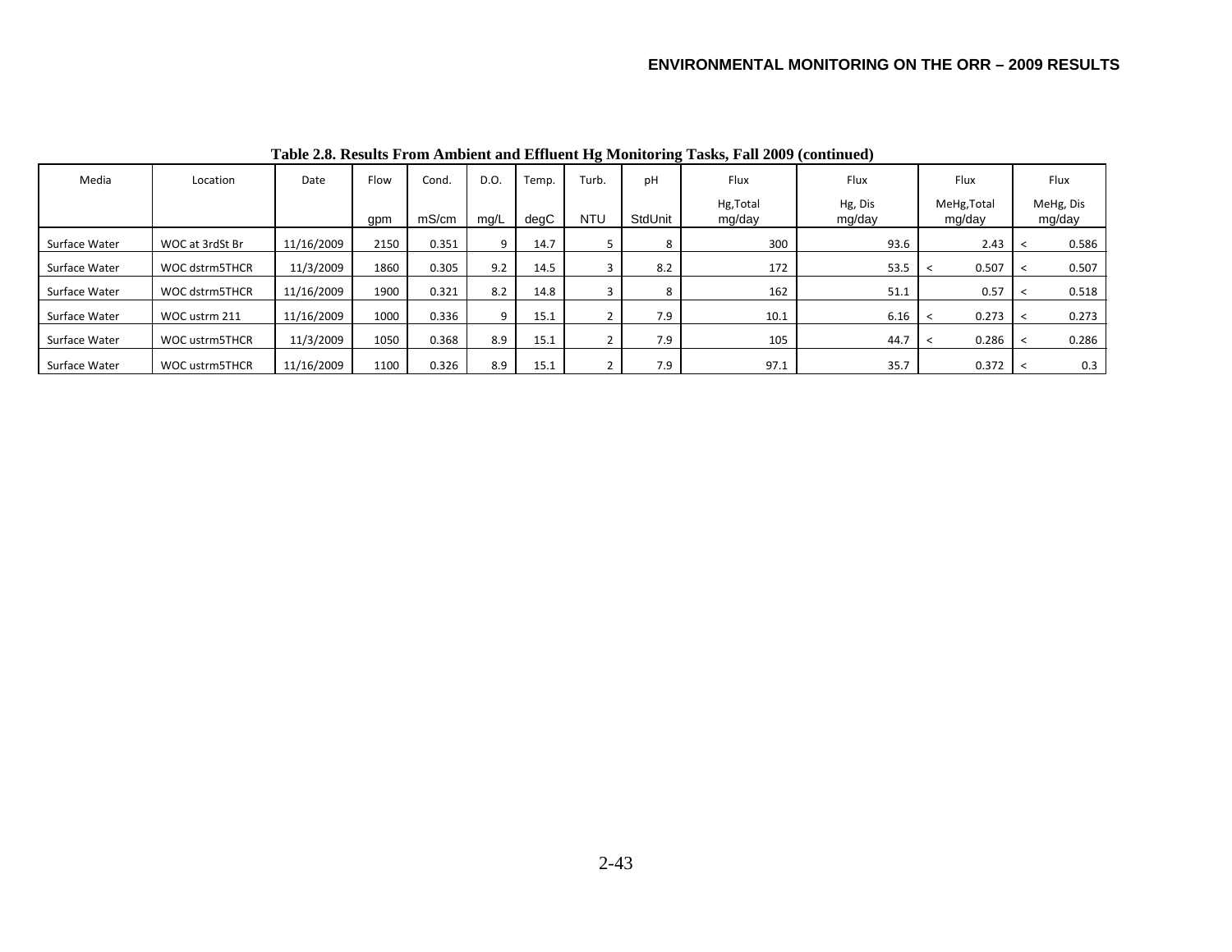**Table 2.8. Results From Ambient and Effluent Hg Monitoring Tasks, Fall 2009 (continued)**

| Media | Location | Date | Flow | Cond. | D.O. | Temp. | Turb. | pH | Flux | Flux | Flux | Flux |
|---|---|---|---|---|---|---|---|---|---|---|---|---|
| | | | gpm | mS/cm | mg/L | degC | NTU | StdUnit | Hg,Total mg/day | Hg, Dis mg/day | MeHg,Total mg/day | MeHg, Dis mg/day |
| Surface Water | WOC at 3rdSt Br | 11/16/2009 | 2150 | 0.351 | 9 | 14.7 | 5 | 8 | 300 | 93.6 | 2.43 | < 0.586 |
| Surface Water | WOC dstrm5THCR | 11/3/2009 | 1860 | 0.305 | 9.2 | 14.5 | 3 | 8.2 | 172 | 53.5 | < 0.507 | < 0.507 |
| Surface Water | WOC dstrm5THCR | 11/16/2009 | 1900 | 0.321 | 8.2 | 14.8 | 3 | 8 | 162 | 51.1 | 0.57 | < 0.518 |
| Surface Water | WOC ustrm 211 | 11/16/2009 | 1000 | 0.336 | 9 | 15.1 | 2 | 7.9 | 10.1 | 6.16 | < 0.273 | < 0.273 |
| Surface Water | WOC ustrm5THCR | 11/3/2009 | 1050 | 0.368 | 8.9 | 15.1 | 2 | 7.9 | 105 | 44.7 | < 0.286 | < 0.286 |
| Surface Water | WOC ustrm5THCR | 11/16/2009 | 1100 | 0.326 | 8.9 | 15.1 | 2 | 7.9 | 97.1 | 35.7 | 0.372 | < 0.3 |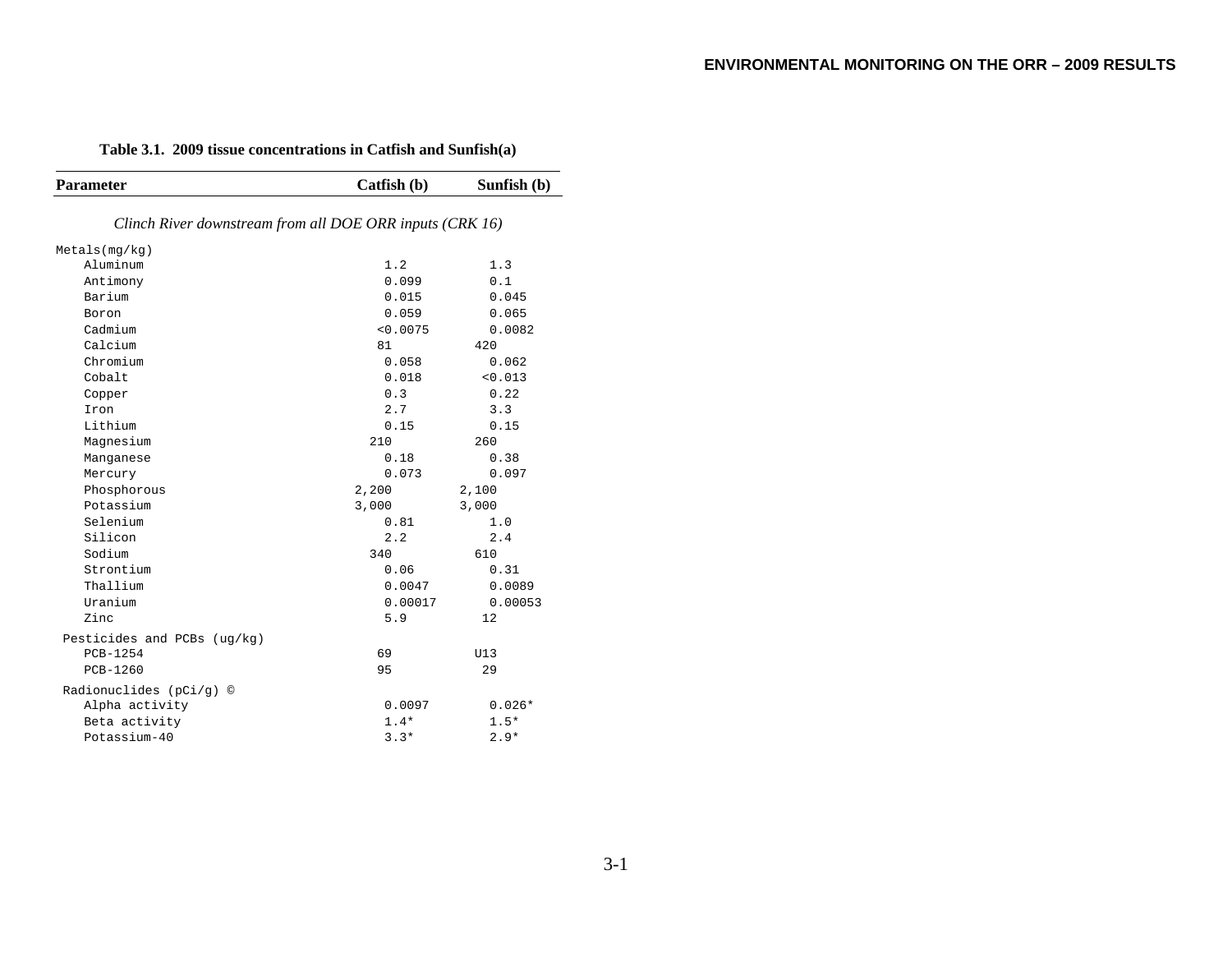**Table 3.1. 2009 tissue concentrations in Catfish and Sunfish(a)**

| Parameter | Catfish (b) | Sunfish (b) |
|---|---|---|
| *Clinch River downstream from all DOE ORR inputs (CRK 16)* | | |
| Metals(mg/kg) | | |
| Aluminum | 1.2 | 1.3 |
| Antimony | 0.099 | 0.1 |
| Barium | 0.015 | 0.045 |
| Boron | 0.059 | 0.065 |
| Cadmium | <0.0075 | 0.0082 |
| Calcium | 81 | 420 |
| Chromium | 0.058 | 0.062 |
| Cobalt | 0.018 | <0.013 |
| Copper | 0.3 | 0.22 |
| Iron | 2.7 | 3.3 |
| Lithium | 0.15 | 0.15 |
| Magnesium | 210 | 260 |
| Manganese | 0.18 | 0.38 |
| Mercury | 0.073 | 0.097 |
| Phosphorous | 2,200 | 2,100 |
| Potassium | 3,000 | 3,000 |
| Selenium | 0.81 | 1.0 |
| Silicon | 2.2 | 2.4 |
| Sodium | 340 | 610 |
| Strontium | 0.06 | 0.31 |
| Thallium | 0.0047 | 0.0089 |
| Uranium | 0.00017 | 0.00053 |
| Zinc | 5.9 | 12 |
| Pesticides and PCBs (ug/kg) | | |
| PCB-1254 | 69 | U13 |
| PCB-1260 | 95 | 29 |
| Radionuclides (pCi/g) © | | |
| Alpha activity | 0.0097 | 0.026* |
| Beta activity | 1.4* | 1.5* |
| Potassium-40 | 3.3* | 2.9* |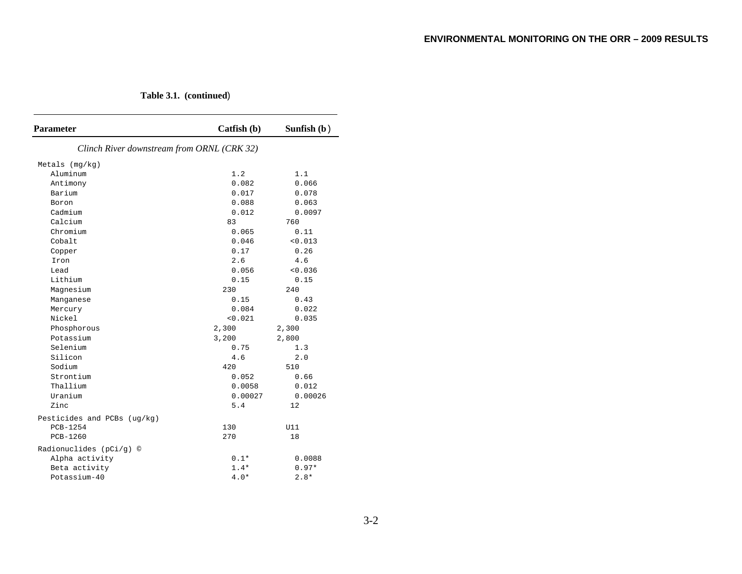**Table 3.1. (continued)**

| Parameter | Catfish (b) | Sunfish (b) |
|---|---|---|
| *Clinch River downstream from ORNL (CRK 32)* | | |
| Metals (mg/kg) | | |
| Aluminum | 1.2 | 1.1 |
| Antimony | 0.082 | 0.066 |
| Barium | 0.017 | 0.078 |
| Boron | 0.088 | 0.063 |
| Cadmium | 0.012 | 0.0097 |
| Calcium | 83 | 760 |
| Chromium | 0.065 | 0.11 |
| Cobalt | 0.046 | <0.013 |
| Copper | 0.17 | 0.26 |
| Iron | 2.6 | 4.6 |
| Lead | 0.056 | <0.036 |
| Lithium | 0.15 | 0.15 |
| Magnesium | 230 | 240 |
| Manganese | 0.15 | 0.43 |
| Mercury | 0.084 | 0.022 |
| Nickel | <0.021 | 0.035 |
| Phosphorous | 2,300 | 2,300 |
| Potassium | 3,200 | 2,800 |
| Selenium | 0.75 | 1.3 |
| Silicon | 4.6 | 2.0 |
| Sodium | 420 | 510 |
| Strontium | 0.052 | 0.66 |
| Thallium | 0.0058 | 0.012 |
| Uranium | 0.00027 | 0.00026 |
| Zinc | 5.4 | 12 |
| Pesticides and PCBs (ug/kg) | | |
| PCB-1254 | 130 | U11 |
| PCB-1260 | 270 | 18 |
| Radionuclides (pCi/g) © | | |
| Alpha activity | 0.1* | 0.0088 |
| Beta activity | 1.4* | 0.97* |
| Potassium-40 | 4.0* | 2.8* |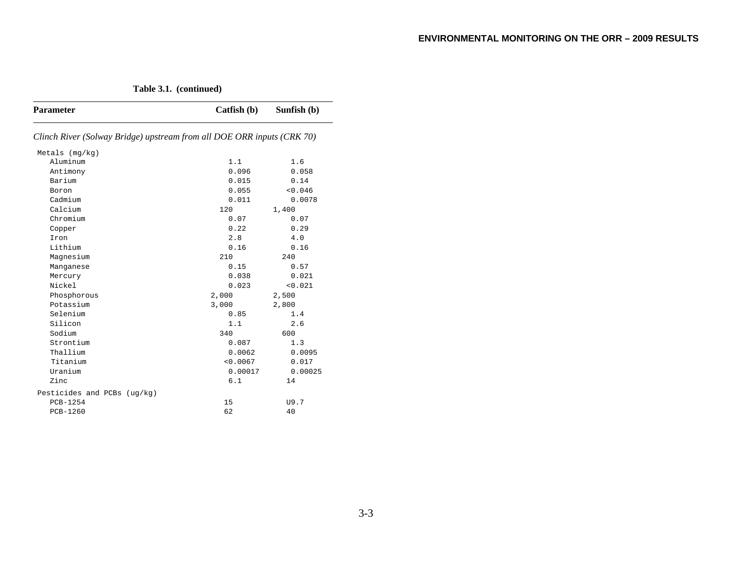**Table 3.1. (continued)**

| Parameter | Catfish (b) | Sunfish (b) |
|---|---|---|
| *Clinch River (Solway Bridge) upstream from all DOE ORR inputs (CRK 70)* | | |
| Metals (mg/kg) | | |
| Aluminum | 1.1 | 1.6 |
| Antimony | 0.096 | 0.058 |
| Barium | 0.015 | 0.14 |
| Boron | 0.055 | <0.046 |
| Cadmium | 0.011 | 0.0078 |
| Calcium | 120 | 1,400 |
| Chromium | 0.07 | 0.07 |
| Copper | 0.22 | 0.29 |
| Iron | 2.8 | 4.0 |
| Lithium | 0.16 | 0.16 |
| Magnesium | 210 | 240 |
| Manganese | 0.15 | 0.57 |
| Mercury | 0.038 | 0.021 |
| Nickel | 0.023 | <0.021 |
| Phosphorous | 2,000 | 2,500 |
| Potassium | 3,000 | 2,800 |
| Selenium | 0.85 | 1.4 |
| Silicon | 1.1 | 2.6 |
| Sodium | 340 | 600 |
| Strontium | 0.087 | 1.3 |
| Thallium | 0.0062 | 0.0095 |
| Titanium | <0.0067 | 0.017 |
| Uranium | 0.00017 | 0.00025 |
| Zinc | 6.1 | 14 |
| Pesticides and PCBs (ug/kg) | | |
| PCB-1254 | 15 | U9.7 |
| PCB-1260 | 62 | 40 |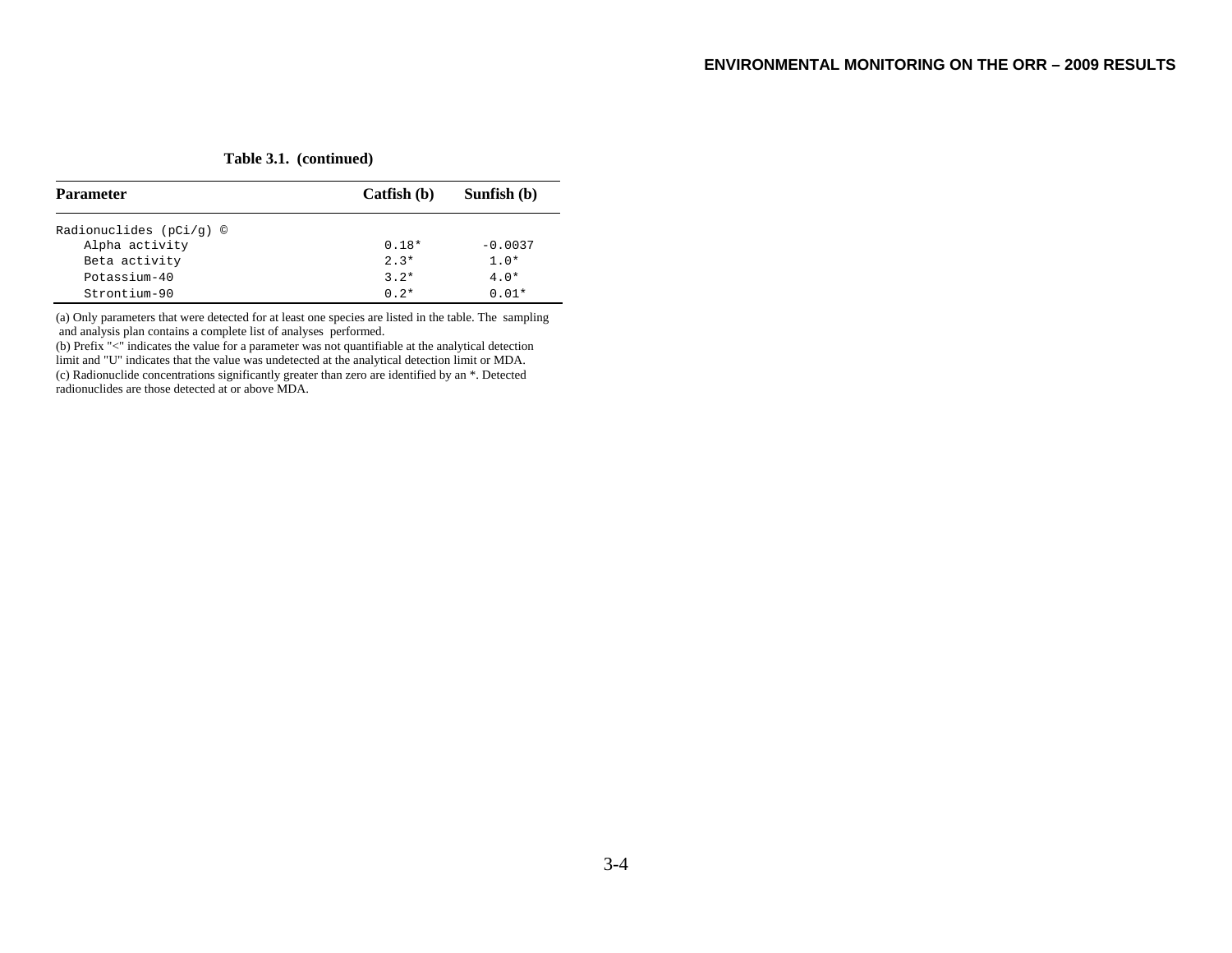**Table 3.1. (continued)**

| Parameter | Catfish (b) | Sunfish (b) |
|---|---|---|
| Radionuclides (pCi/g) © | | |
| Alpha activity | 0.18* | -0.0037 |
| Beta activity | 2.3* | 1.0* |
| Potassium-40 | 3.2* | 4.0* |
| Strontium-90 | 0.2* | 0.01* |

(a) Only parameters that were detected for at least one species are listed in the table. The sampling and analysis plan contains a complete list of analyses performed.
(b) Prefix "<" indicates the value for a parameter was not quantifiable at the analytical detection limit and "U" indicates that the value was undetected at the analytical detection limit or MDA.
(c) Radionuclide concentrations significantly greater than zero are identified by an *. Detected radionuclides are those detected at or above MDA.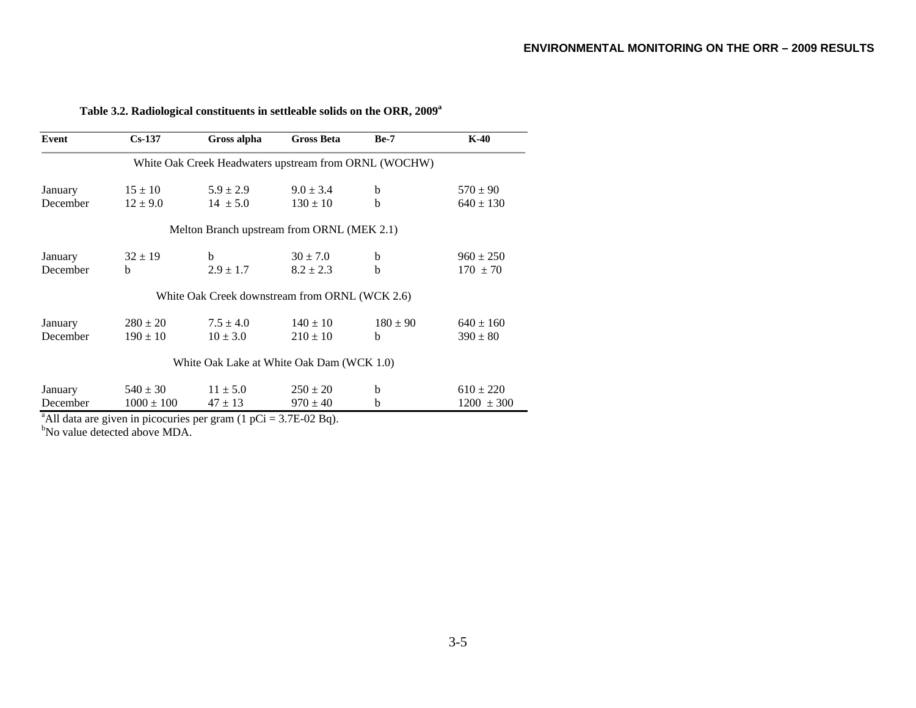**Table 3.2. Radiological constituents in settleable solids on the ORR, 2009[a]**

| Event | Cs-137 | Gross alpha | Gross Beta | Be-7 | K-40 |
|---|---|---|---|---|---|
| White Oak Creek Headwaters upstream from ORNL (WOCHW) | | | | | |
| January | 15 ± 10 | 5.9 ± 2.9 | 9.0 ± 3.4 | b | 570 ± 90 |
| December | 12 ± 9.0 | 14 ± 5.0 | 130 ± 10 | b | 640 ± 130 |
| Melton Branch upstream from ORNL (MEK 2.1) | | | | | |
| January | 32 ± 19 | b | 30 ± 7.0 | b | 960 ± 250 |
| December | b | 2.9 ± 1.7 | 8.2 ± 2.3 | b | 170 ± 70 |
| White Oak Creek downstream from ORNL (WCK 2.6) | | | | | |
| January | 280 ± 20 | 7.5 ± 4.0 | 140 ± 10 | 180 ± 90 | 640 ± 160 |
| December | 190 ± 10 | 10 ± 3.0 | 210 ± 10 | b | 390 ± 80 |
| White Oak Lake at White Oak Dam (WCK 1.0) | | | | | |
| January | 540 ± 30 | 11 ± 5.0 | 250 ± 20 | b | 610 ± 220 |
| December | 1000 ± 100 | 47 ± 13 | 970 ± 40 | b | 1200 ± 300 |

[a]All data are given in picocuries per gram (1 pCi = 3.7E-02 Bq).
[b]No value detected above MDA.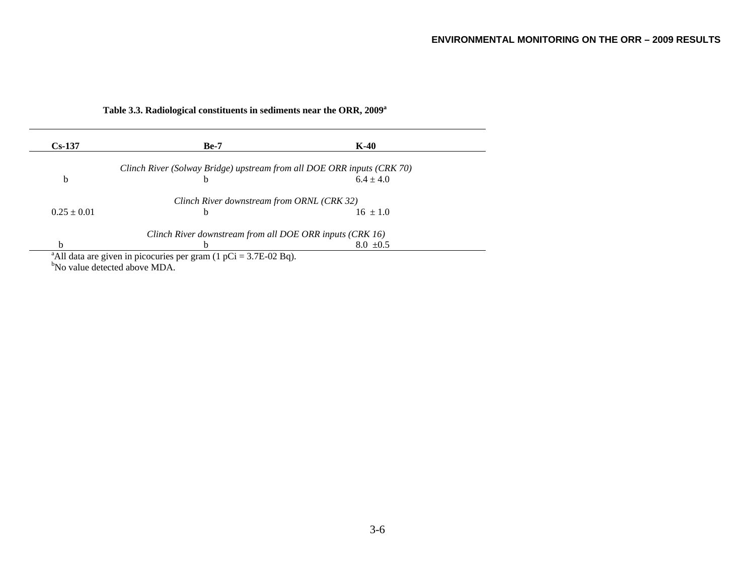**Table 3.3. Radiological constituents in sediments near the ORR, 2009[a]**

| Cs-137 | Be-7 | K-40 |
|---|---|---|
| *Clinch River (Solway Bridge) upstream from all DOE ORR inputs (CRK 70)* | | |
| b | b | 6.4 ± 4.0 |
| *Clinch River downstream from ORNL (CRK 32)* | | |
| 0.25 ± 0.01 | b | 16 ± 1.0 |
| *Clinch River downstream from all DOE ORR inputs (CRK 16)* | | |
| b | b | 8.0 ±0.5 |

[a]All data are given in picocuries per gram (1 pCi = 3.7E-02 Bq).
[b]No value detected above MDA.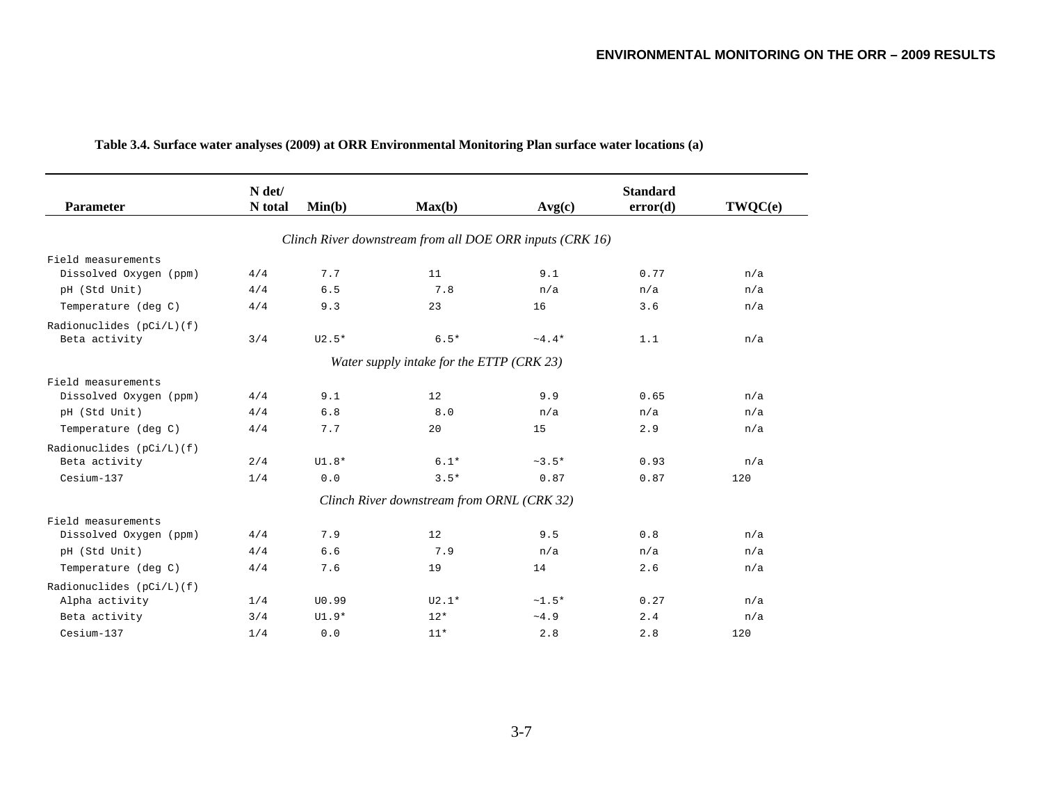**Table 3.4. Surface water analyses (2009) at ORR Environmental Monitoring Plan surface water locations (a)**

| Parameter | N det/ N total | Min(b) | Max(b) | Avg(c) | Standard error(d) | TWQC(e) |
|---|---|---|---|---|---|---|
| *Clinch River downstream from all DOE ORR inputs (CRK 16)* | | | | | | |
| Field measurements | | | | | | |
| Dissolved Oxygen (ppm) | 4/4 | 7.7 | 11 | 9.1 | 0.77 | n/a |
| pH (Std Unit) | 4/4 | 6.5 | 7.8 | n/a | n/a | n/a |
| Temperature (deg C) | 4/4 | 9.3 | 23 | 16 | 3.6 | n/a |
| Radionuclides (pCi/L)(f) | | | | | | |
| Beta activity | 3/4 | U2.5* | 6.5* | ~4.4* | 1.1 | n/a |
| *Water supply intake for the ETTP (CRK 23)* | | | | | | |
| Field measurements | | | | | | |
| Dissolved Oxygen (ppm) | 4/4 | 9.1 | 12 | 9.9 | 0.65 | n/a |
| pH (Std Unit) | 4/4 | 6.8 | 8.0 | n/a | n/a | n/a |
| Temperature (deg C) | 4/4 | 7.7 | 20 | 15 | 2.9 | n/a |
| Radionuclides (pCi/L)(f) | | | | | | |
| Beta activity | 2/4 | U1.8* | 6.1* | ~3.5* | 0.93 | n/a |
| Cesium-137 | 1/4 | 0.0 | 3.5* | 0.87 | 0.87 | 120 |
| *Clinch River downstream from ORNL (CRK 32)* | | | | | | |
| Field measurements | | | | | | |
| Dissolved Oxygen (ppm) | 4/4 | 7.9 | 12 | 9.5 | 0.8 | n/a |
| pH (Std Unit) | 4/4 | 6.6 | 7.9 | n/a | n/a | n/a |
| Temperature (deg C) | 4/4 | 7.6 | 19 | 14 | 2.6 | n/a |
| Radionuclides (pCi/L)(f) | | | | | | |
| Alpha activity | 1/4 | U0.99 | U2.1* | ~1.5* | 0.27 | n/a |
| Beta activity | 3/4 | U1.9* | 12* | ~4.9 | 2.4 | n/a |
| Cesium-137 | 1/4 | 0.0 | 11* | 2.8 | 2.8 | 120 |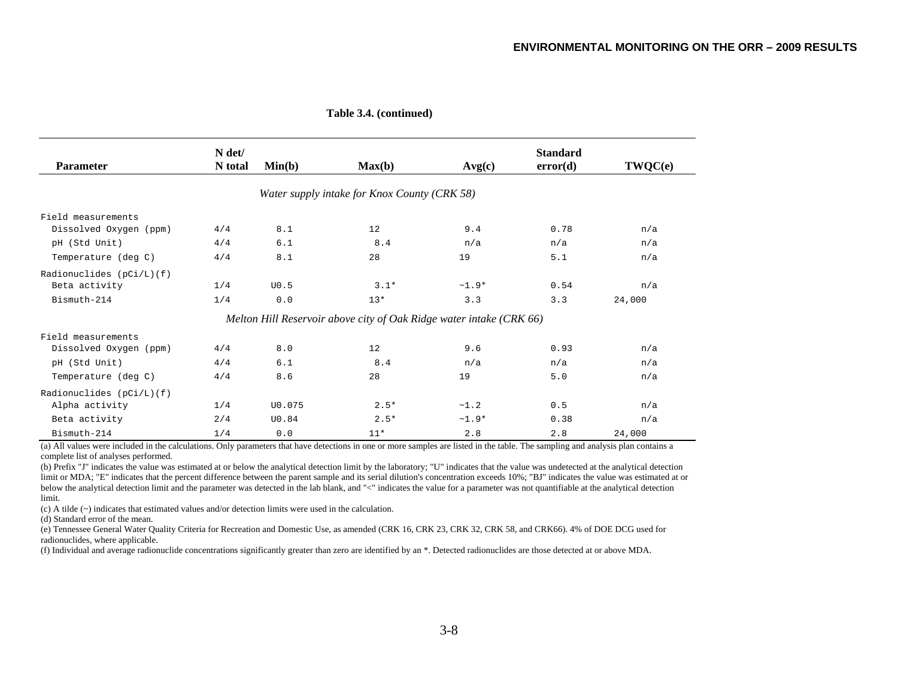**Table 3.4. (continued)**

| Parameter | N det/ N total | Min(b) | Max(b) | Avg(c) | Standard error(d) | TWQC(e) |
|---|---|---|---|---|---|---|
| *Water supply intake for Knox County (CRK 58)* | | | | | | |
| Field measurements | | | | | | |
| Dissolved Oxygen (ppm) | 4/4 | 8.1 | 12 | 9.4 | 0.78 | n/a |
| pH (Std Unit) | 4/4 | 6.1 | 8.4 | n/a | n/a | n/a |
| Temperature (deg C) | 4/4 | 8.1 | 28 | 19 | 5.1 | n/a |
| Radionuclides (pCi/L)(f) | | | | | | |
| Beta activity | 1/4 | U0.5 | 3.1* | ~1.9* | 0.54 | n/a |
| Bismuth-214 | 1/4 | 0.0 | 13* | 3.3 | 3.3 | 24,000 |
| *Melton Hill Reservoir above city of Oak Ridge water intake (CRK 66)* | | | | | | |
| Field measurements | | | | | | |
| Dissolved Oxygen (ppm) | 4/4 | 8.0 | 12 | 9.6 | 0.93 | n/a |
| pH (Std Unit) | 4/4 | 6.1 | 8.4 | n/a | n/a | n/a |
| Temperature (deg C) | 4/4 | 8.6 | 28 | 19 | 5.0 | n/a |
| Radionuclides (pCi/L)(f) | | | | | | |
| Alpha activity | 1/4 | U0.075 | 2.5* | ~1.2 | 0.5 | n/a |
| Beta activity | 2/4 | U0.84 | 2.5* | ~1.9* | 0.38 | n/a |
| Bismuth-214 | 1/4 | 0.0 | 11* | 2.8 | 2.8 | 24,000 |

(a) All values were included in the calculations. Only parameters that have detections in one or more samples are listed in the table. The sampling and analysis plan contains a complete list of analyses performed.

(b) Prefix "J" indicates the value was estimated at or below the analytical detection limit by the laboratory; "U" indicates that the value was undetected at the analytical detection limit or MDA; "E" indicates that the percent difference between the parent sample and its serial dilution's concentration exceeds 10%; "BJ" indicates the value was estimated at or below the analytical detection limit and the parameter was detected in the lab blank, and "<" indicates the value for a parameter was not quantifiable at the analytical detection limit.

(c) A tilde (~) indicates that estimated values and/or detection limits were used in the calculation.

(d) Standard error of the mean.

(e) Tennessee General Water Quality Criteria for Recreation and Domestic Use, as amended (CRK 16, CRK 23, CRK 32, CRK 58, and CRK66). 4% of DOE DCG used for radionuclides, where applicable.

(f) Individual and average radionuclide concentrations significantly greater than zero are identified by an *. Detected radionuclides are those detected at or above MDA.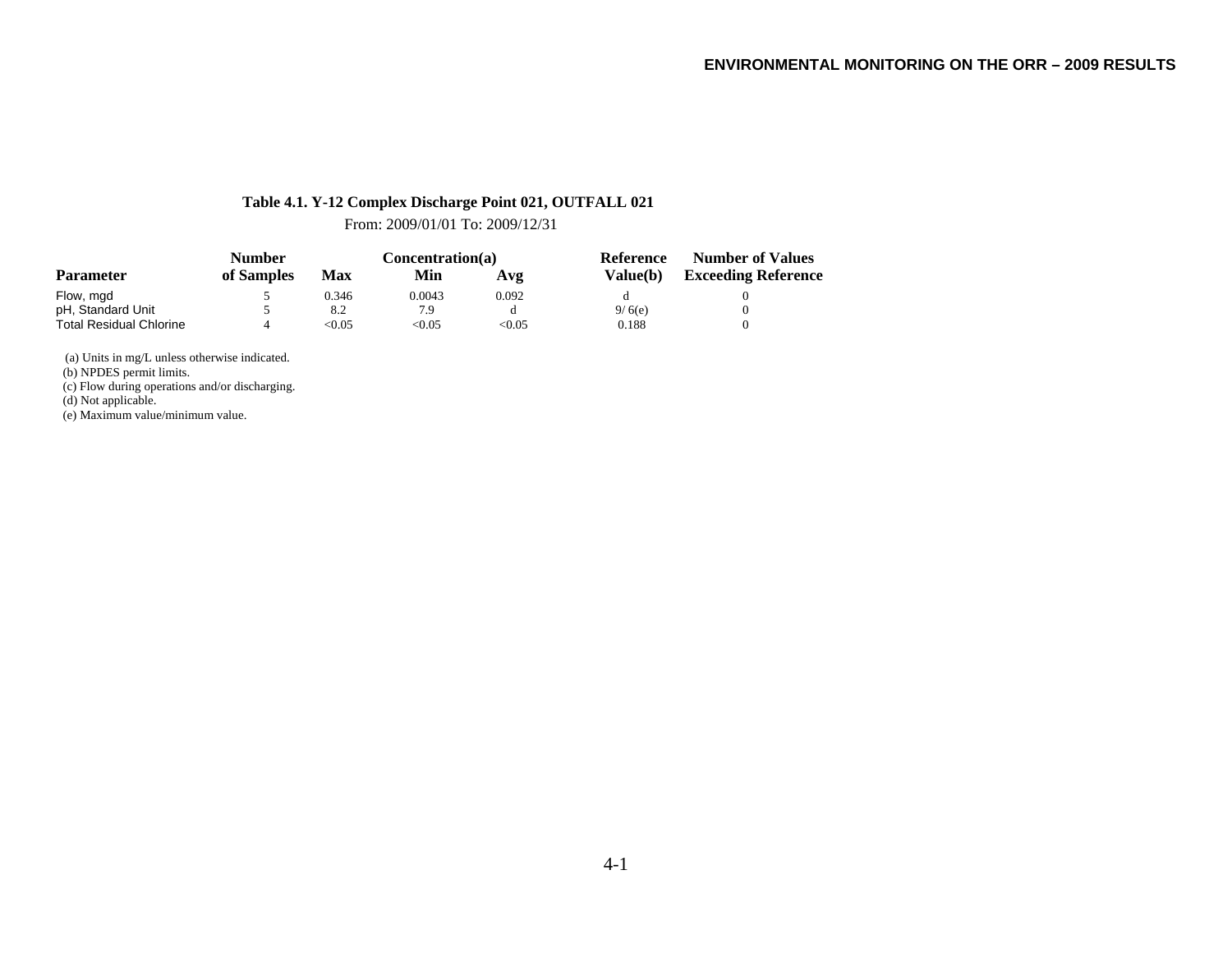**Table 4.1. Y-12 Complex Discharge Point 021, OUTFALL 021**

From: 2009/01/01 To: 2009/12/31

| Parameter | Number of Samples | Concentration(a) Max | Min | Avg | Reference Value(b) | Number of Values Exceeding Reference |
|---|---|---|---|---|---|---|
| Flow, mgd | 5 | 0.346 | 0.0043 | 0.092 | d | 0 |
| pH, Standard Unit | 5 | 8.2 | 7.9 | d | 9/ 6(e) | 0 |
| Total Residual Chlorine | 4 | <0.05 | <0.05 | <0.05 | 0.188 | 0 |

(a) Units in mg/L unless otherwise indicated.
(b) NPDES permit limits.
(c) Flow during operations and/or discharging.
(d) Not applicable.
(e) Maximum value/minimum value.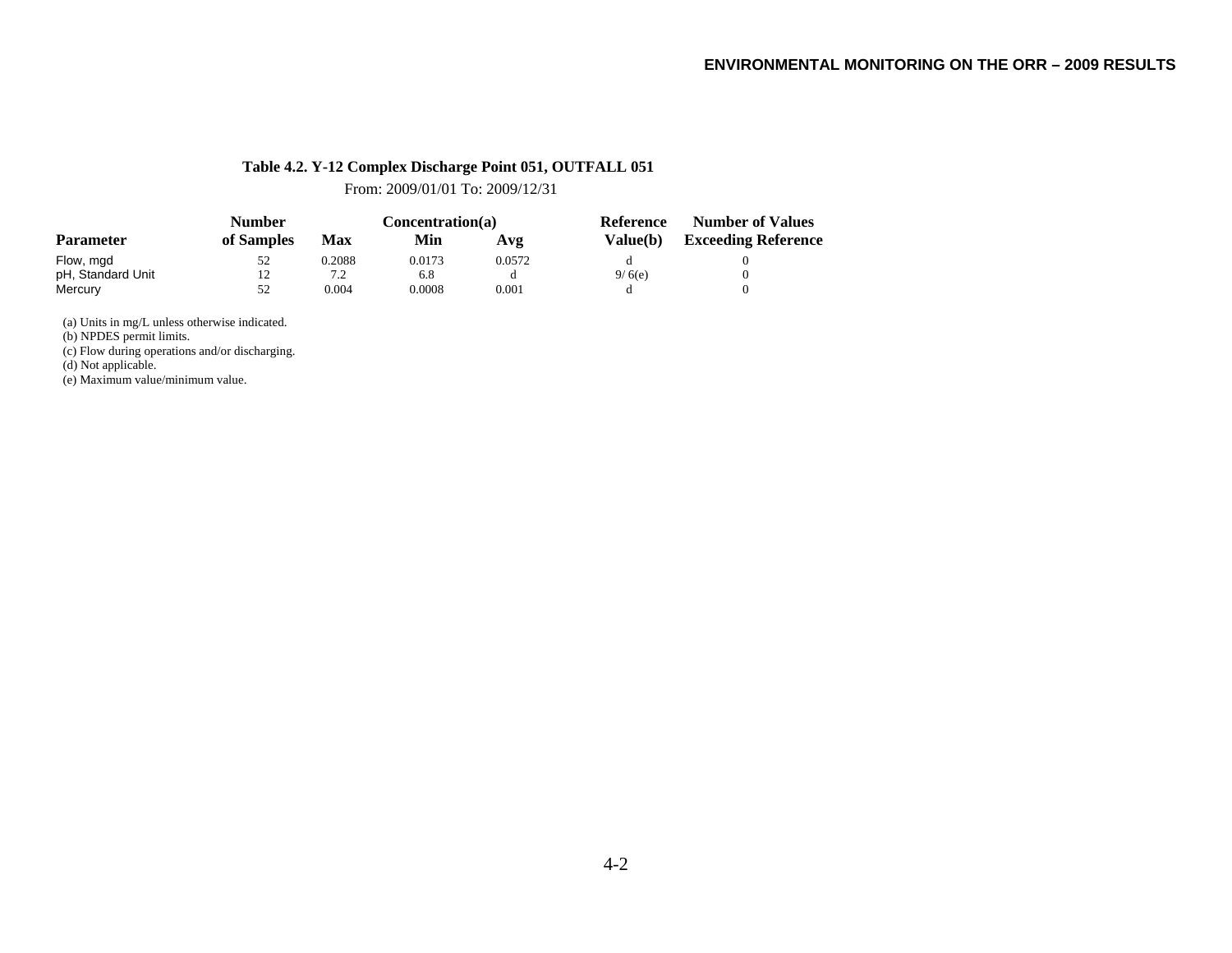**Table 4.2. Y-12 Complex Discharge Point 051, OUTFALL 051**

From: 2009/01/01 To: 2009/12/31

| Parameter | Number of Samples | Concentration(a) Max | Min | Avg | Reference Value(b) | Number of Values Exceeding Reference |
|---|---|---|---|---|---|---|
| Flow, mgd | 52 | 0.2088 | 0.0173 | 0.0572 | d | 0 |
| pH, Standard Unit | 12 | 7.2 | 6.8 | d | 9/ 6(e) | 0 |
| Mercury | 52 | 0.004 | 0.0008 | 0.001 | d | 0 |

(a) Units in mg/L unless otherwise indicated.
(b) NPDES permit limits.
(c) Flow during operations and/or discharging.
(d) Not applicable.
(e) Maximum value/minimum value.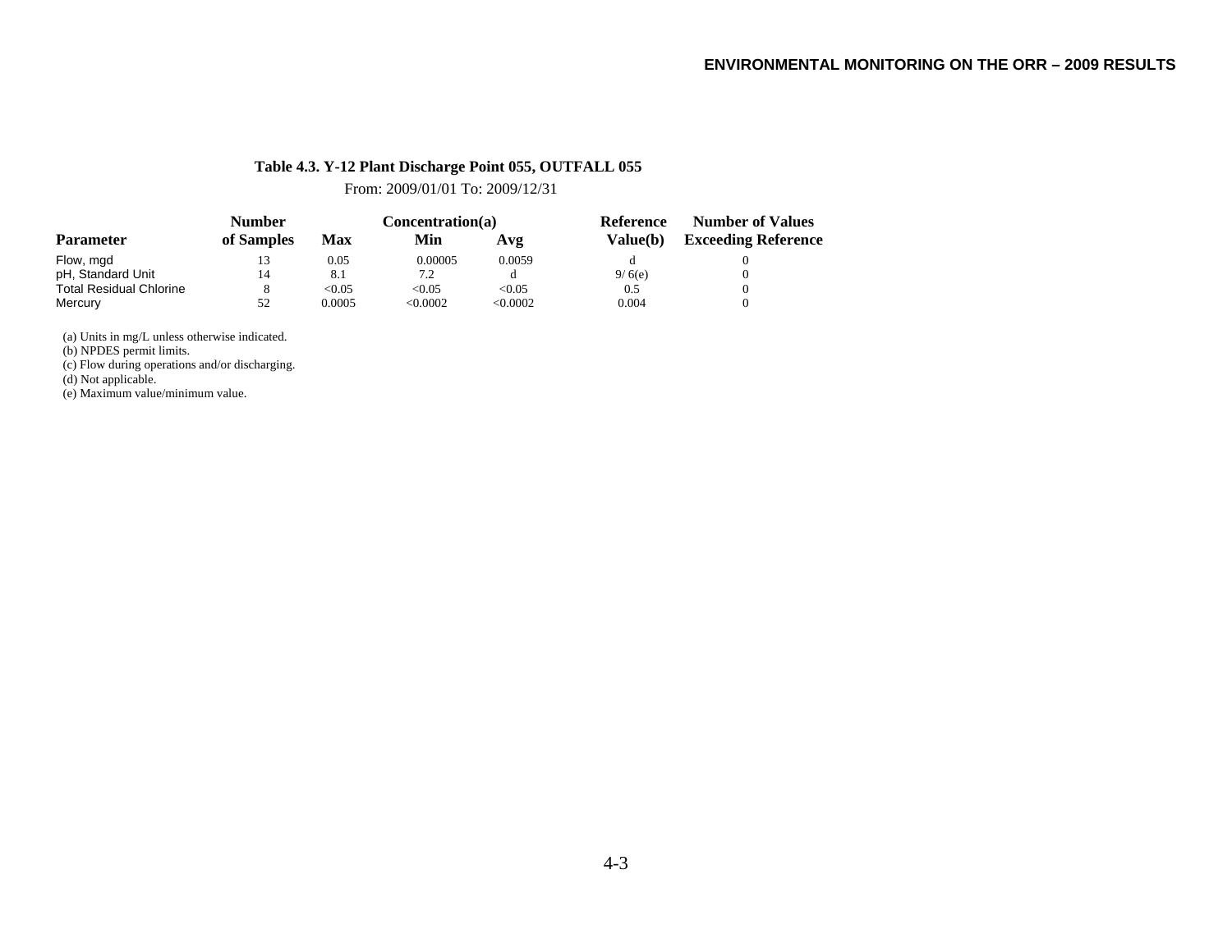**Table 4.3. Y-12 Plant Discharge Point 055, OUTFALL 055**

From: 2009/01/01 To: 2009/12/31

| Parameter | Number of Samples | Concentration(a) Max | Min | Avg | Reference Value(b) | Number of Values Exceeding Reference |
|---|---|---|---|---|---|---|
| Flow, mgd | 13 | 0.05 | 0.00005 | 0.0059 | d | 0 |
| pH, Standard Unit | 14 | 8.1 | 7.2 | d | 9/ 6(e) | 0 |
| Total Residual Chlorine | 8 | <0.05 | <0.05 | <0.05 | 0.5 | 0 |
| Mercury | 52 | 0.0005 | <0.0002 | <0.0002 | 0.004 | 0 |

(a) Units in mg/L unless otherwise indicated.
(b) NPDES permit limits.
(c) Flow during operations and/or discharging.
(d) Not applicable.
(e) Maximum value/minimum value.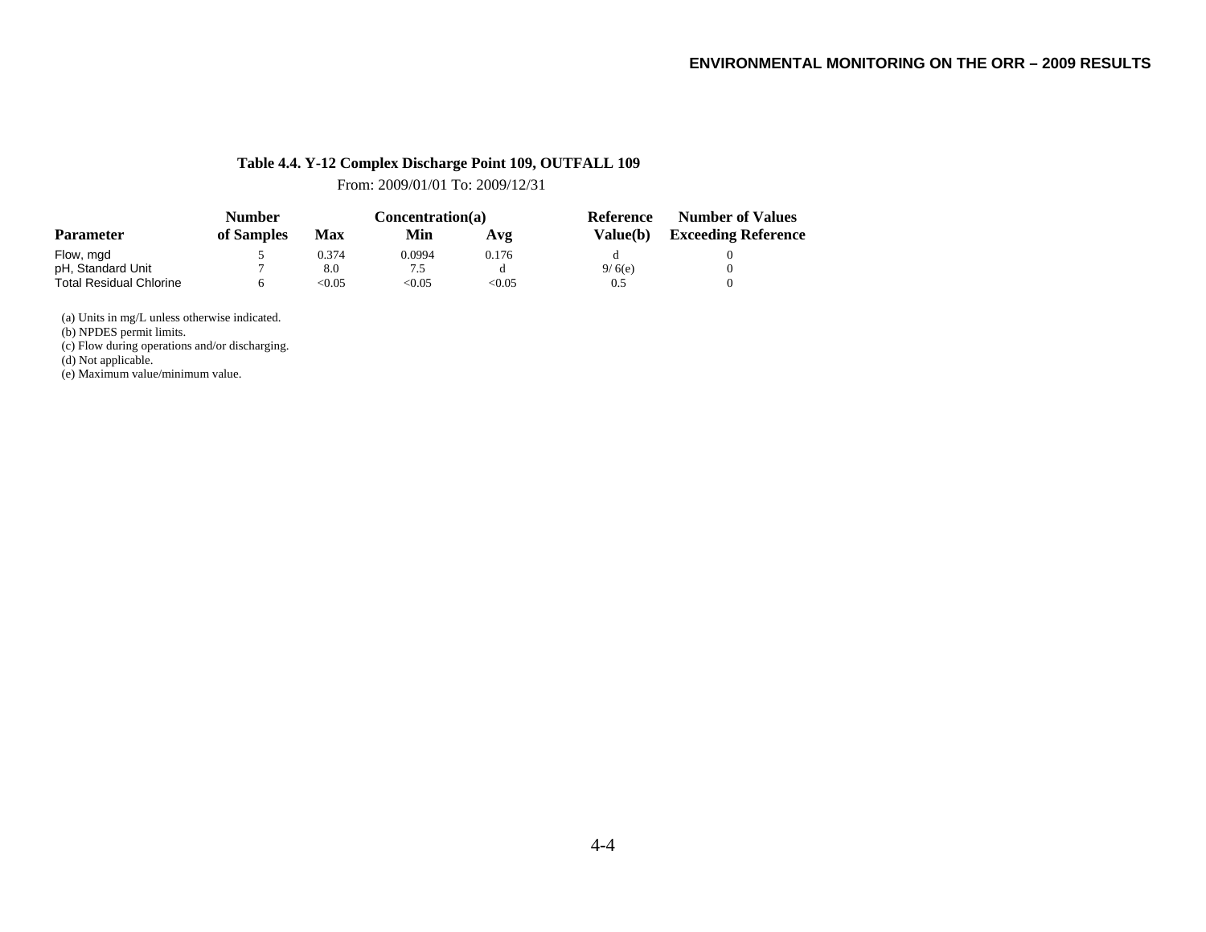**Table 4.4. Y-12 Complex Discharge Point 109, OUTFALL 109**

From: 2009/01/01 To: 2009/12/31

| Parameter | Number of Samples | Concentration(a) Max | Min | Avg | Reference Value(b) | Number of Values Exceeding Reference |
|---|---|---|---|---|---|---|
| Flow, mgd | 5 | 0.374 | 0.0994 | 0.176 | d | 0 |
| pH, Standard Unit | 7 | 8.0 | 7.5 | d | 9/ 6(e) | 0 |
| Total Residual Chlorine | 6 | <0.05 | <0.05 | <0.05 | 0.5 | 0 |

(a) Units in mg/L unless otherwise indicated.
(b) NPDES permit limits.
(c) Flow during operations and/or discharging.
(d) Not applicable.
(e) Maximum value/minimum value.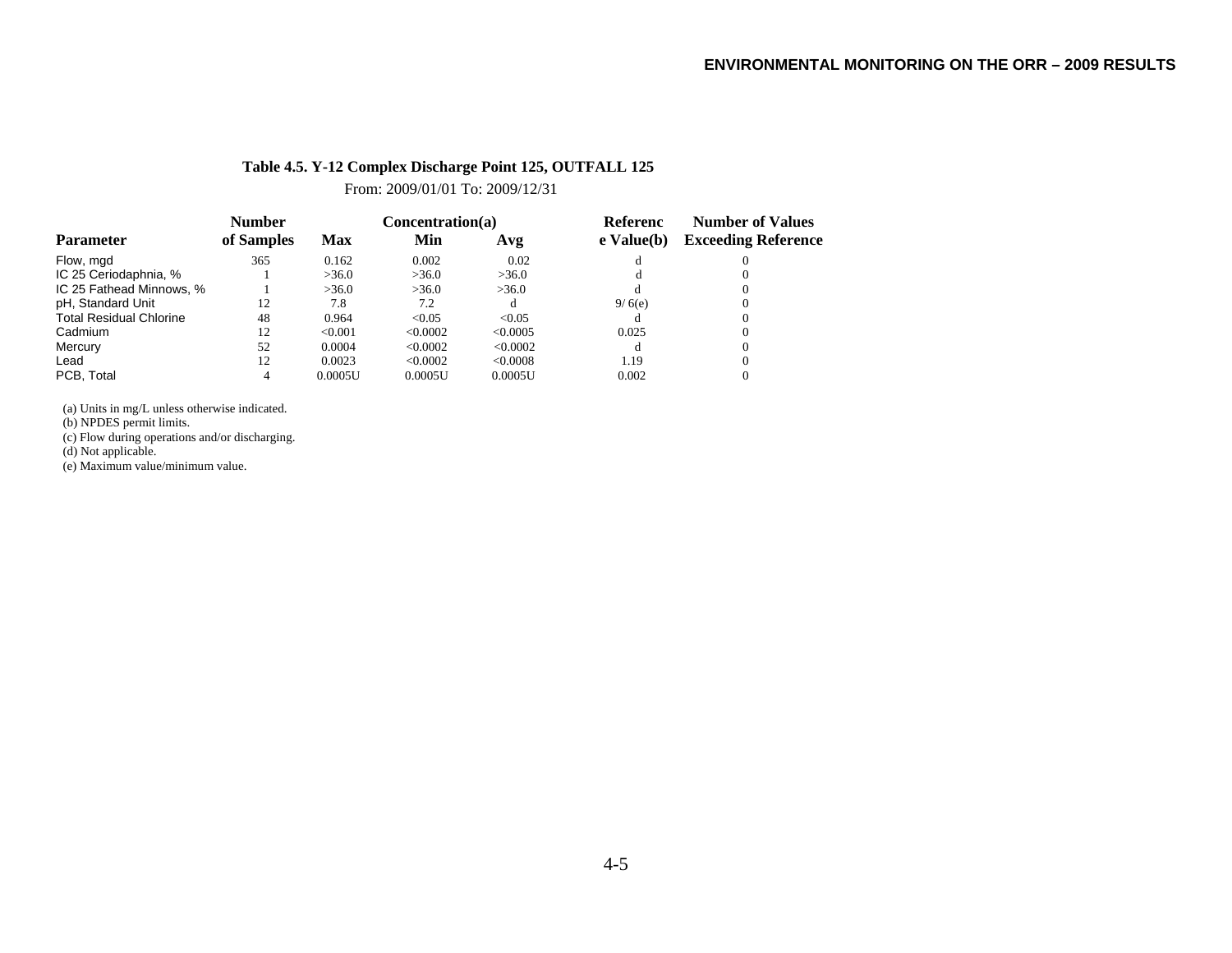**Table 4.5. Y-12 Complex Discharge Point 125, OUTFALL 125**

From: 2009/01/01 To: 2009/12/31

| Parameter | Number of Samples | Concentration(a) Max | Min | Avg | Reference Value(b) | Number of Values Exceeding Reference |
|---|---|---|---|---|---|---|
| Flow, mgd | 365 | 0.162 | 0.002 | 0.02 | d | 0 |
| IC 25 Ceriodaphnia, % | 1 | >36.0 | >36.0 | >36.0 | d | 0 |
| IC 25 Fathead Minnows, % | 1 | >36.0 | >36.0 | >36.0 | d | 0 |
| pH, Standard Unit | 12 | 7.8 | 7.2 | d | 9/ 6(e) | 0 |
| Total Residual Chlorine | 48 | 0.964 | <0.05 | <0.05 | d | 0 |
| Cadmium | 12 | <0.001 | <0.0002 | <0.0005 | 0.025 | 0 |
| Mercury | 52 | 0.0004 | <0.0002 | <0.0002 | d | 0 |
| Lead | 12 | 0.0023 | <0.0002 | <0.0008 | 1.19 | 0 |
| PCB, Total | 4 | 0.0005U | 0.0005U | 0.0005U | 0.002 | 0 |

(a) Units in mg/L unless otherwise indicated.
(b) NPDES permit limits.
(c) Flow during operations and/or discharging.
(d) Not applicable.
(e) Maximum value/minimum value.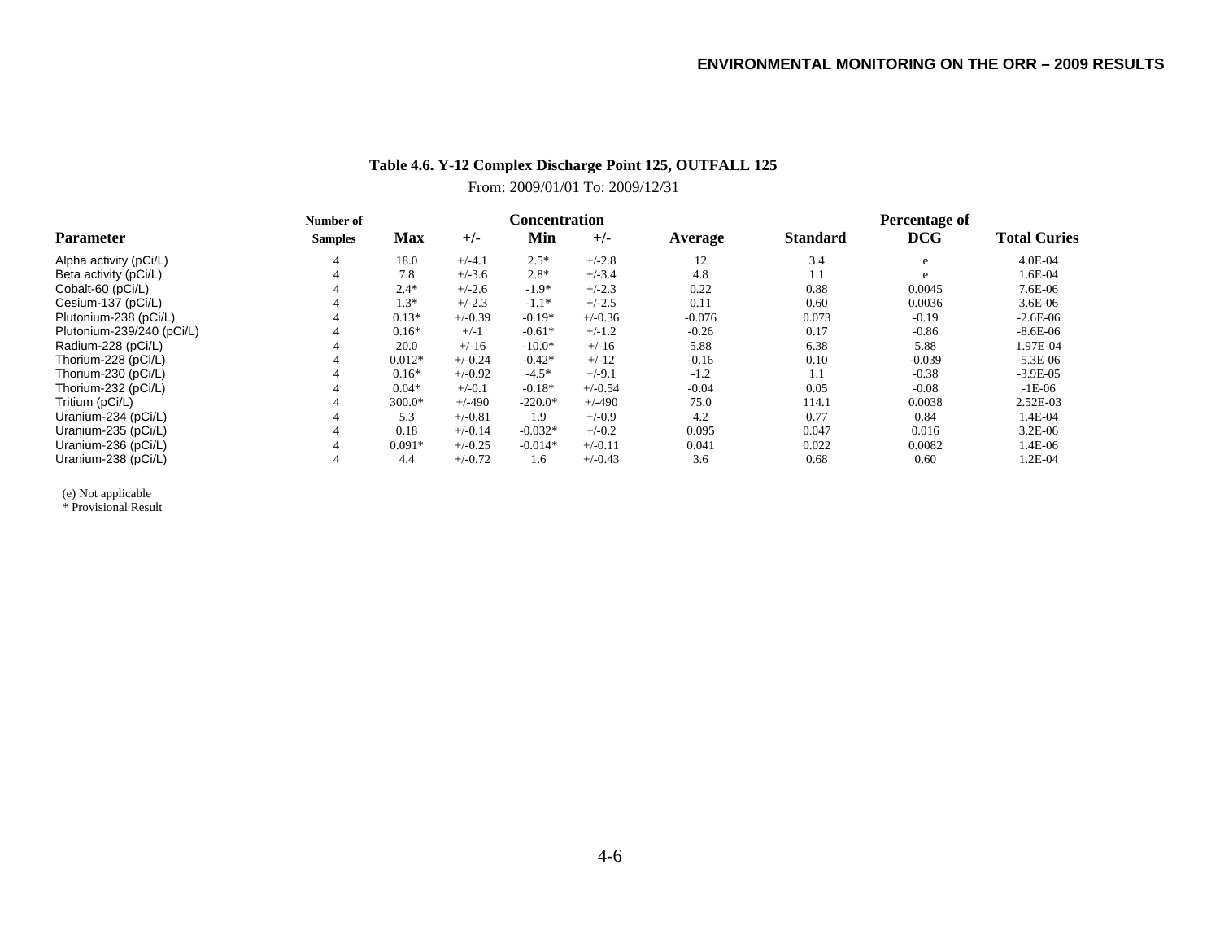**Table 4.6. Y-12 Complex Discharge Point 125, OUTFALL 125**

From: 2009/01/01 To: 2009/12/31

| Parameter | Number of Samples | Concentration Max | +/- | Min | +/- | Average | Standard | Percentage of DCG | Total Curies |
|---|---|---|---|---|---|---|---|---|---|
| Alpha activity (pCi/L) | 4 | 18.0 | +/-4.1 | 2.5* | +/-2.8 | 12 | 3.4 | e | 4.0E-04 |
| Beta activity (pCi/L) | 4 | 7.8 | +/-3.6 | 2.8* | +/-3.4 | 4.8 | 1.1 | e | 1.6E-04 |
| Cobalt-60 (pCi/L) | 4 | 2.4* | +/-2.6 | -1.9* | +/-2.3 | 0.22 | 0.88 | 0.0045 | 7.6E-06 |
| Cesium-137 (pCi/L) | 4 | 1.3* | +/-2.3 | -1.1* | +/-2.5 | 0.11 | 0.60 | 0.0036 | 3.6E-06 |
| Plutonium-238 (pCi/L) | 4 | 0.13* | +/-0.39 | -0.19* | +/-0.36 | -0.076 | 0.073 | -0.19 | -2.6E-06 |
| Plutonium-239/240 (pCi/L) | 4 | 0.16* | +/-1 | -0.61* | +/-1.2 | -0.26 | 0.17 | -0.86 | -8.6E-06 |
| Radium-228 (pCi/L) | 4 | 20.0 | +/-16 | -10.0* | +/-16 | 5.88 | 6.38 | 5.88 | 1.97E-04 |
| Thorium-228 (pCi/L) | 4 | 0.012* | +/-0.24 | -0.42* | +/-12 | -0.16 | 0.10 | -0.039 | -5.3E-06 |
| Thorium-230 (pCi/L) | 4 | 0.16* | +/-0.92 | -4.5* | +/-9.1 | -1.2 | 1.1 | -0.38 | -3.9E-05 |
| Thorium-232 (pCi/L) | 4 | 0.04* | +/-0.1 | -0.18* | +/-0.54 | -0.04 | 0.05 | -0.08 | -1E-06 |
| Tritium (pCi/L) | 4 | 300.0* | +/-490 | -220.0* | +/-490 | 75.0 | 114.1 | 0.0038 | 2.52E-03 |
| Uranium-234 (pCi/L) | 4 | 5.3 | +/-0.81 | 1.9 | +/-0.9 | 4.2 | 0.77 | 0.84 | 1.4E-04 |
| Uranium-235 (pCi/L) | 4 | 0.18 | +/-0.14 | -0.032* | +/-0.2 | 0.095 | 0.047 | 0.016 | 3.2E-06 |
| Uranium-236 (pCi/L) | 4 | 0.091* | +/-0.25 | -0.014* | +/-0.11 | 0.041 | 0.022 | 0.0082 | 1.4E-06 |
| Uranium-238 (pCi/L) | 4 | 4.4 | +/-0.72 | 1.6 | +/-0.43 | 3.6 | 0.68 | 0.60 | 1.2E-04 |

(e) Not applicable
\* Provisional Result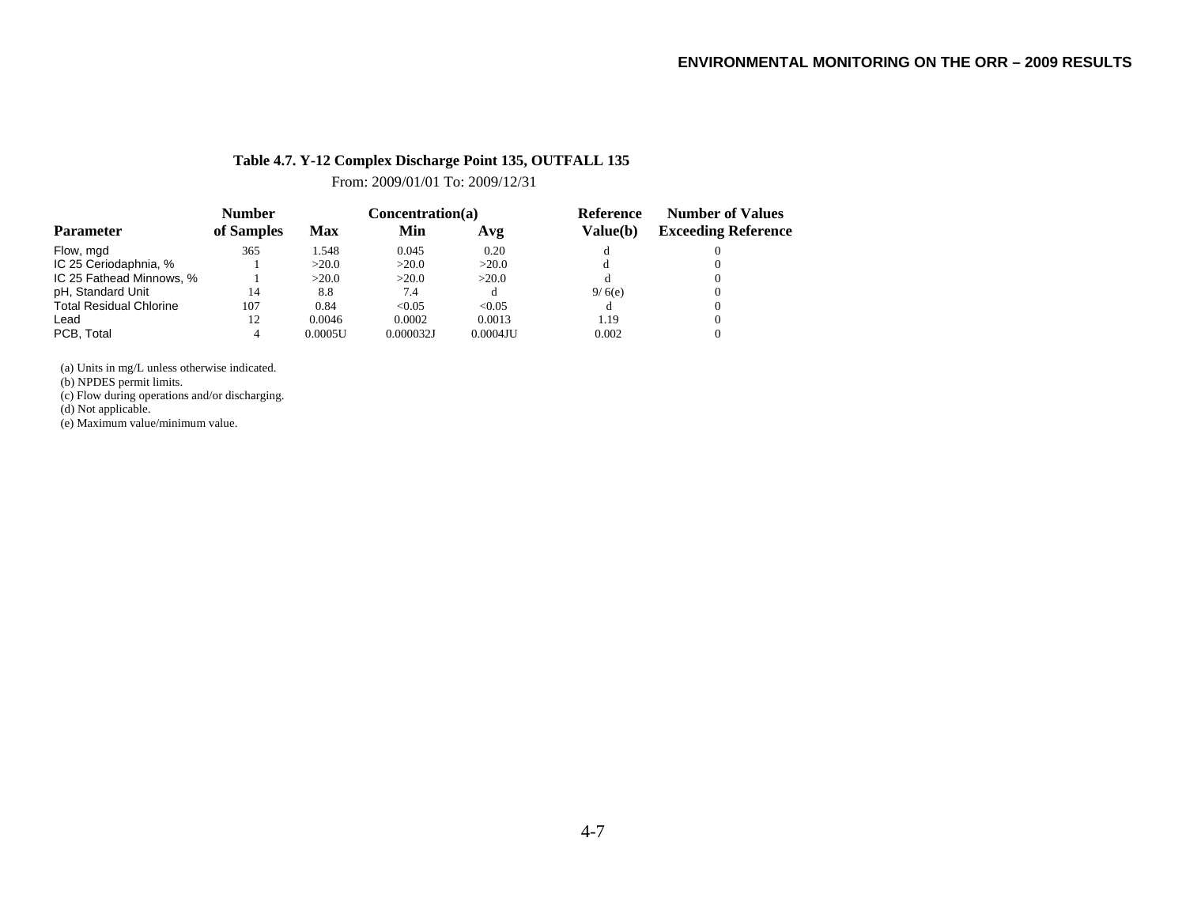**Table 4.7. Y-12 Complex Discharge Point 135, OUTFALL 135**

From: 2009/01/01 To: 2009/12/31

| Parameter | Number of Samples | Concentration(a) Max | Min | Avg | Reference Value(b) | Number of Values Exceeding Reference |
|---|---|---|---|---|---|---|
| Flow, mgd | 365 | 1.548 | 0.045 | 0.20 | d | 0 |
| IC 25 Ceriodaphnia, % | 1 | >20.0 | >20.0 | >20.0 | d | 0 |
| IC 25 Fathead Minnows, % | 1 | >20.0 | >20.0 | >20.0 | d | 0 |
| pH, Standard Unit | 14 | 8.8 | 7.4 | d | 9/ 6(e) | 0 |
| Total Residual Chlorine | 107 | 0.84 | <0.05 | <0.05 | d | 0 |
| Lead | 12 | 0.0046 | 0.0002 | 0.0013 | 1.19 | 0 |
| PCB, Total | 4 | 0.0005U | 0.000032J | 0.0004JU | 0.002 | 0 |

(a) Units in mg/L unless otherwise indicated.
(b) NPDES permit limits.
(c) Flow during operations and/or discharging.
(d) Not applicable.
(e) Maximum value/minimum value.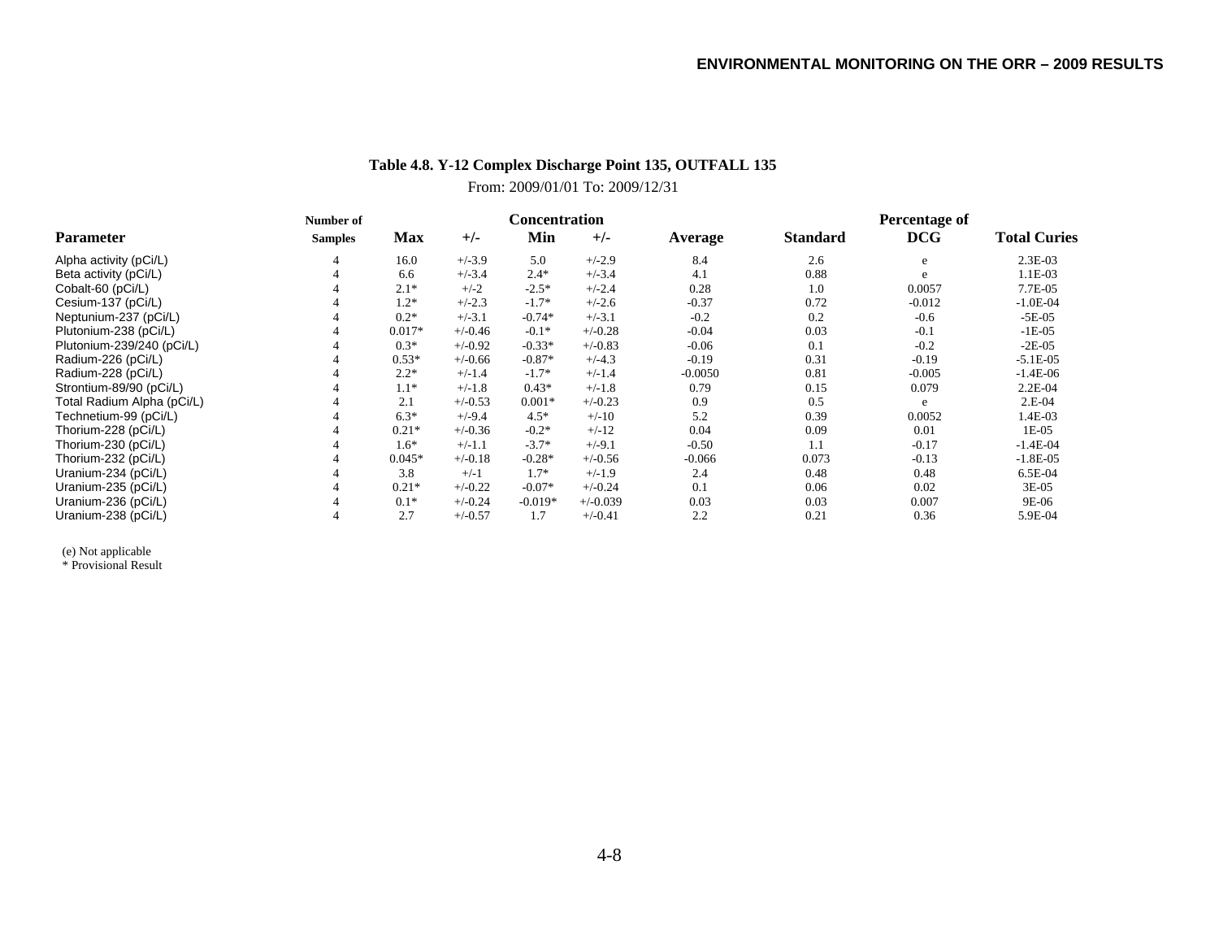**Table 4.8. Y-12 Complex Discharge Point 135, OUTFALL 135**

From: 2009/01/01 To: 2009/12/31

| Parameter | Number of Samples | Concentration Max | +/- | Min | +/- | Average | Standard | Percentage of DCG | Total Curies |
|---|---|---|---|---|---|---|---|---|---|
| Alpha activity (pCi/L) | 4 | 16.0 | +/-3.9 | 5.0 | +/-2.9 | 8.4 | 2.6 | e | 2.3E-03 |
| Beta activity (pCi/L) | 4 | 6.6 | +/-3.4 | 2.4* | +/-3.4 | 4.1 | 0.88 | e | 1.1E-03 |
| Cobalt-60 (pCi/L) | 4 | 2.1* | +/-2 | -2.5* | +/-2.4 | 0.28 | 1.0 | 0.0057 | 7.7E-05 |
| Cesium-137 (pCi/L) | 4 | 1.2* | +/-2.3 | -1.7* | +/-2.6 | -0.37 | 0.72 | -0.012 | -1.0E-04 |
| Neptunium-237 (pCi/L) | 4 | 0.2* | +/-3.1 | -0.74* | +/-3.1 | -0.2 | 0.2 | -0.6 | -5E-05 |
| Plutonium-238 (pCi/L) | 4 | 0.017* | +/-0.46 | -0.1* | +/-0.28 | -0.04 | 0.03 | -0.1 | -1E-05 |
| Plutonium-239/240 (pCi/L) | 4 | 0.3* | +/-0.92 | -0.33* | +/-0.83 | -0.06 | 0.1 | -0.2 | -2E-05 |
| Radium-226 (pCi/L) | 4 | 0.53* | +/-0.66 | -0.87* | +/-4.3 | -0.19 | 0.31 | -0.19 | -5.1E-05 |
| Radium-228 (pCi/L) | 4 | 2.2* | +/-1.4 | -1.7* | +/-1.4 | -0.0050 | 0.81 | -0.005 | -1.4E-06 |
| Strontium-89/90 (pCi/L) | 4 | 1.1* | +/-1.8 | 0.43* | +/-1.8 | 0.79 | 0.15 | 0.079 | 2.2E-04 |
| Total Radium Alpha (pCi/L) | 4 | 2.1 | +/-0.53 | 0.001* | +/-0.23 | 0.9 | 0.5 | e | 2.E-04 |
| Technetium-99 (pCi/L) | 4 | 6.3* | +/-9.4 | 4.5* | +/-10 | 5.2 | 0.39 | 0.0052 | 1.4E-03 |
| Thorium-228 (pCi/L) | 4 | 0.21* | +/-0.36 | -0.2* | +/-12 | 0.04 | 0.09 | 0.01 | 1E-05 |
| Thorium-230 (pCi/L) | 4 | 1.6* | +/-1.1 | -3.7* | +/-9.1 | -0.50 | 1.1 | -0.17 | -1.4E-04 |
| Thorium-232 (pCi/L) | 4 | 0.045* | +/-0.18 | -0.28* | +/-0.56 | -0.066 | 0.073 | -0.13 | -1.8E-05 |
| Uranium-234 (pCi/L) | 4 | 3.8 | +/-1 | 1.7* | +/-1.9 | 2.4 | 0.48 | 0.48 | 6.5E-04 |
| Uranium-235 (pCi/L) | 4 | 0.21* | +/-0.22 | -0.07* | +/-0.24 | 0.1 | 0.06 | 0.02 | 3E-05 |
| Uranium-236 (pCi/L) | 4 | 0.1* | +/-0.24 | -0.019* | +/-0.039 | 0.03 | 0.03 | 0.007 | 9E-06 |
| Uranium-238 (pCi/L) | 4 | 2.7 | +/-0.57 | 1.7 | +/-0.41 | 2.2 | 0.21 | 0.36 | 5.9E-04 |

(e) Not applicable
* Provisional Result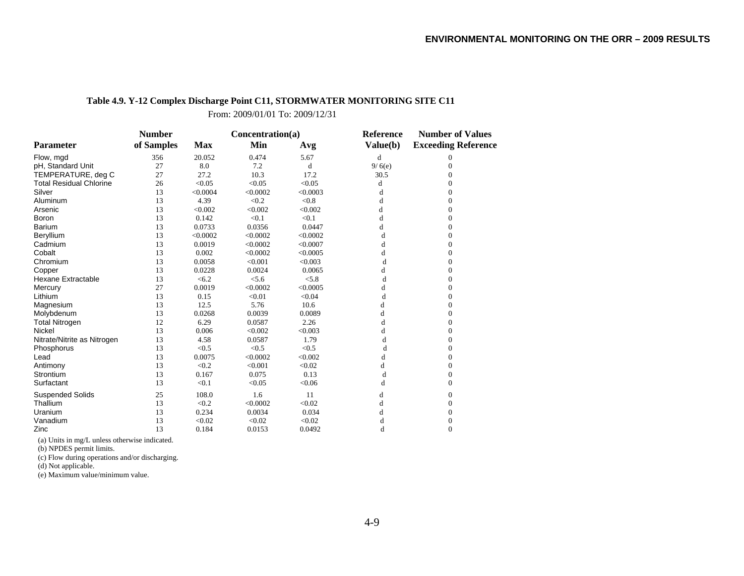**Table 4.9. Y-12 Complex Discharge Point C11, STORMWATER MONITORING SITE C11**

From: 2009/01/01 To: 2009/12/31

| Parameter | Number of Samples | Concentration(a) Max | Min | Avg | Reference Value(b) | Number of Values Exceeding Reference |
|---|---|---|---|---|---|---|
| Flow, mgd | 356 | 20.052 | 0.474 | 5.67 | d | 0 |
| pH, Standard Unit | 27 | 8.0 | 7.2 | d | 9/ 6(e) | 0 |
| TEMPERATURE, deg C | 27 | 27.2 | 10.3 | 17.2 | 30.5 | 0 |
| Total Residual Chlorine | 26 | <0.05 | <0.05 | <0.05 | d | 0 |
| Silver | 13 | <0.0004 | <0.0002 | <0.0003 | d | 0 |
| Aluminum | 13 | 4.39 | <0.2 | <0.8 | d | 0 |
| Arsenic | 13 | <0.002 | <0.002 | <0.002 | d | 0 |
| Boron | 13 | 0.142 | <0.1 | <0.1 | d | 0 |
| Barium | 13 | 0.0733 | 0.0356 | 0.0447 | d | 0 |
| Beryllium | 13 | <0.0002 | <0.0002 | <0.0002 | d | 0 |
| Cadmium | 13 | 0.0019 | <0.0002 | <0.0007 | d | 0 |
| Cobalt | 13 | 0.002 | <0.0002 | <0.0005 | d | 0 |
| Chromium | 13 | 0.0058 | <0.001 | <0.003 | d | 0 |
| Copper | 13 | 0.0228 | 0.0024 | 0.0065 | d | 0 |
| Hexane Extractable | 13 | <6.2 | <5.6 | <5.8 | d | 0 |
| Mercury | 27 | 0.0019 | <0.0002 | <0.0005 | d | 0 |
| Lithium | 13 | 0.15 | <0.01 | <0.04 | d | 0 |
| Magnesium | 13 | 12.5 | 5.76 | 10.6 | d | 0 |
| Molybdenum | 13 | 0.0268 | 0.0039 | 0.0089 | d | 0 |
| Total Nitrogen | 12 | 6.29 | 0.0587 | 2.26 | d | 0 |
| Nickel | 13 | 0.006 | <0.002 | <0.003 | d | 0 |
| Nitrate/Nitrite as Nitrogen | 13 | 4.58 | 0.0587 | 1.79 | d | 0 |
| Phosphorus | 13 | <0.5 | <0.5 | <0.5 | d | 0 |
| Lead | 13 | 0.0075 | <0.0002 | <0.002 | d | 0 |
| Antimony | 13 | <0.2 | <0.001 | <0.02 | d | 0 |
| Strontium | 13 | 0.167 | 0.075 | 0.13 | d | 0 |
| Surfactant | 13 | <0.1 | <0.05 | <0.06 | d | 0 |
| Suspended Solids | 25 | 108.0 | 1.6 | 11 | d | 0 |
| Thallium | 13 | <0.2 | <0.0002 | <0.02 | d | 0 |
| Uranium | 13 | 0.234 | 0.0034 | 0.034 | d | 0 |
| Vanadium | 13 | <0.02 | <0.02 | <0.02 | d | 0 |
| Zinc | 13 | 0.184 | 0.0153 | 0.0492 | d | 0 |

(a) Units in mg/L unless otherwise indicated.

(b) NPDES permit limits.

(c) Flow during operations and/or discharging.

(d) Not applicable.

(e) Maximum value/minimum value.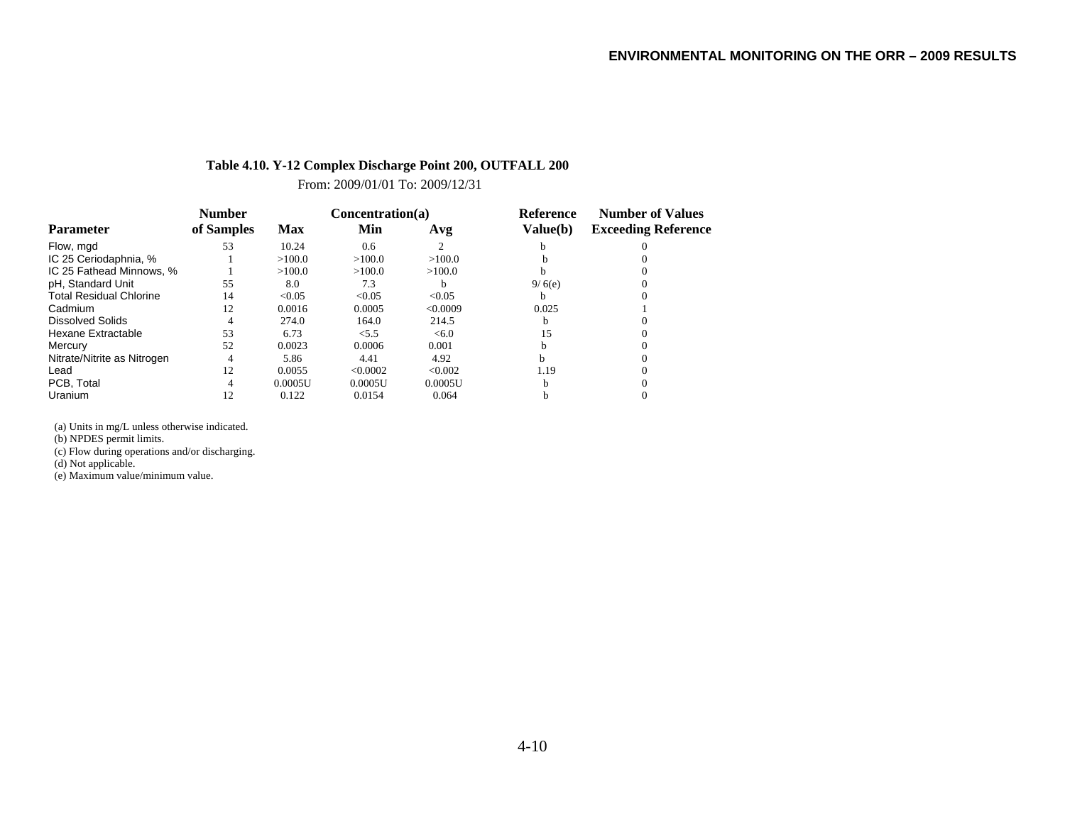**Table 4.10. Y-12 Complex Discharge Point 200, OUTFALL 200**

From: 2009/01/01 To: 2009/12/31

| Parameter | Number of Samples | Concentration(a) Max | Min | Avg | Reference Value(b) | Number of Values Exceeding Reference |
|---|---|---|---|---|---|---|
| Flow, mgd | 53 | 10.24 | 0.6 | 2 | b | 0 |
| IC 25 Ceriodaphnia, % | 1 | >100.0 | >100.0 | >100.0 | b | 0 |
| IC 25 Fathead Minnows, % | 1 | >100.0 | >100.0 | >100.0 | b | 0 |
| pH, Standard Unit | 55 | 8.0 | 7.3 | b | 9/ 6(e) | 0 |
| Total Residual Chlorine | 14 | <0.05 | <0.05 | <0.05 | b | 0 |
| Cadmium | 12 | 0.0016 | 0.0005 | <0.0009 | 0.025 | 1 |
| Dissolved Solids | 4 | 274.0 | 164.0 | 214.5 | b | 0 |
| Hexane Extractable | 53 | 6.73 | <5.5 | <6.0 | 15 | 0 |
| Mercury | 52 | 0.0023 | 0.0006 | 0.001 | b | 0 |
| Nitrate/Nitrite as Nitrogen | 4 | 5.86 | 4.41 | 4.92 | b | 0 |
| Lead | 12 | 0.0055 | <0.0002 | <0.002 | 1.19 | 0 |
| PCB, Total | 4 | 0.0005U | 0.0005U | 0.0005U | b | 0 |
| Uranium | 12 | 0.122 | 0.0154 | 0.064 | b | 0 |

(a) Units in mg/L unless otherwise indicated.
(b) NPDES permit limits.
(c) Flow during operations and/or discharging.
(d) Not applicable.
(e) Maximum value/minimum value.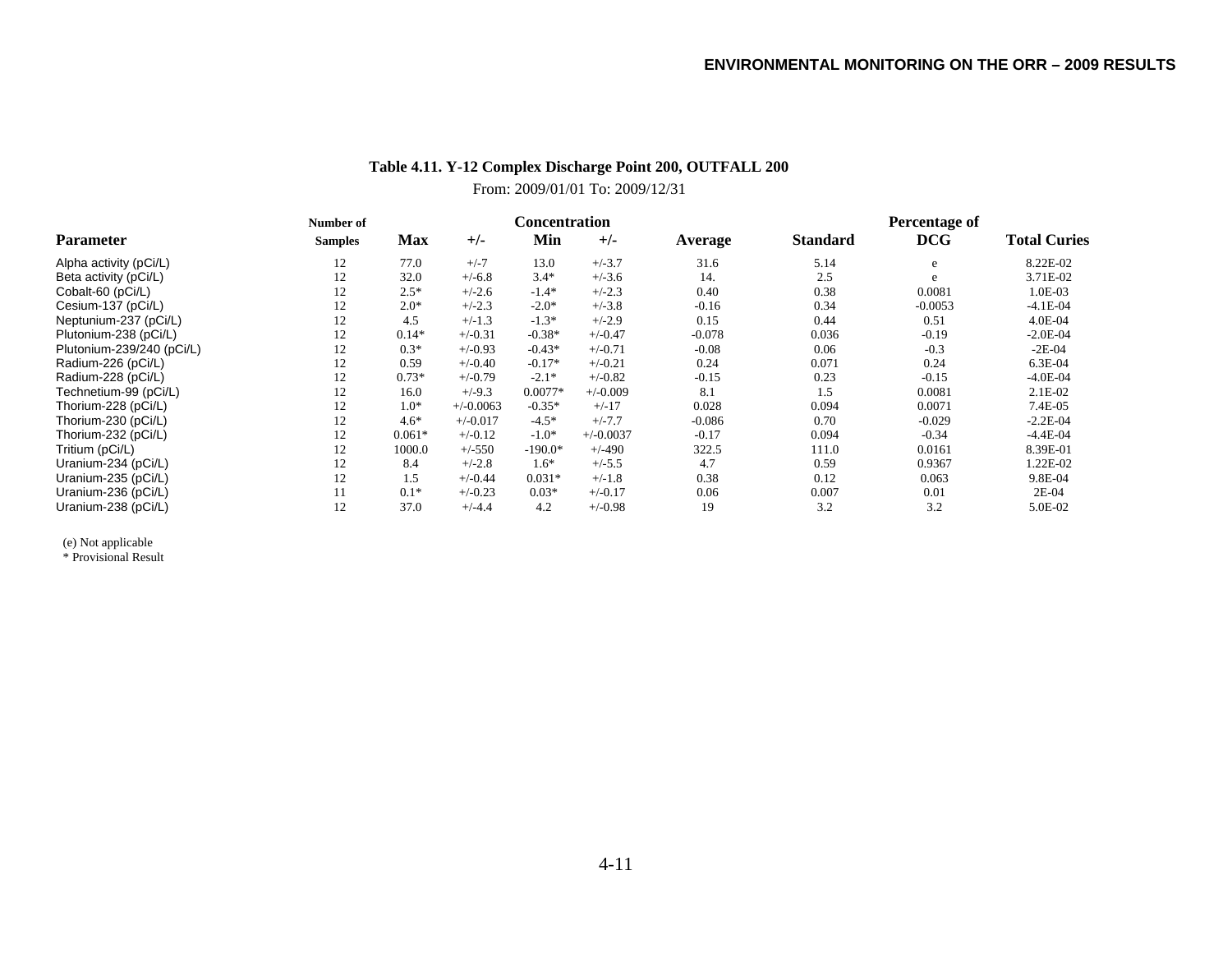## Table 4.11. Y-12 Complex Discharge Point 200, OUTFALL 200

From: 2009/01/01 To: 2009/12/31

| Parameter | Number of Samples | Concentration Max | +/- | Min | +/- | Average | Standard | Percentage of DCG | Total Curies |
|---|---|---|---|---|---|---|---|---|---|
| Alpha activity (pCi/L) | 12 | 77.0 | +/-7 | 13.0 | +/-3.7 | 31.6 | 5.14 | e | 8.22E-02 |
| Beta activity (pCi/L) | 12 | 32.0 | +/-6.8 | 3.4* | +/-3.6 | 14. | 2.5 | e | 3.71E-02 |
| Cobalt-60 (pCi/L) | 12 | 2.5* | +/-2.6 | -1.4* | +/-2.3 | 0.40 | 0.38 | 0.0081 | 1.0E-03 |
| Cesium-137 (pCi/L) | 12 | 2.0* | +/-2.3 | -2.0* | +/-3.8 | -0.16 | 0.34 | -0.0053 | -4.1E-04 |
| Neptunium-237 (pCi/L) | 12 | 4.5 | +/-1.3 | -1.3* | +/-2.9 | 0.15 | 0.44 | 0.51 | 4.0E-04 |
| Plutonium-238 (pCi/L) | 12 | 0.14* | +/-0.31 | -0.38* | +/-0.47 | -0.078 | 0.036 | -0.19 | -2.0E-04 |
| Plutonium-239/240 (pCi/L) | 12 | 0.3* | +/-0.93 | -0.43* | +/-0.71 | -0.08 | 0.06 | -0.3 | -2E-04 |
| Radium-226 (pCi/L) | 12 | 0.59 | +/-0.40 | -0.17* | +/-0.21 | 0.24 | 0.071 | 0.24 | 6.3E-04 |
| Radium-228 (pCi/L) | 12 | 0.73* | +/-0.79 | -2.1* | +/-0.82 | -0.15 | 0.23 | -0.15 | -4.0E-04 |
| Technetium-99 (pCi/L) | 12 | 16.0 | +/-9.3 | 0.0077* | +/-0.009 | 8.1 | 1.5 | 0.0081 | 2.1E-02 |
| Thorium-228 (pCi/L) | 12 | 1.0* | +/-0.0063 | -0.35* | +/-17 | 0.028 | 0.094 | 0.0071 | 7.4E-05 |
| Thorium-230 (pCi/L) | 12 | 4.6* | +/-0.017 | -4.5* | +/-7.7 | -0.086 | 0.70 | -0.029 | -2.2E-04 |
| Thorium-232 (pCi/L) | 12 | 0.061* | +/-0.12 | -1.0* | +/-0.0037 | -0.17 | 0.094 | -0.34 | -4.4E-04 |
| Tritium (pCi/L) | 12 | 1000.0 | +/-550 | -190.0* | +/-490 | 322.5 | 111.0 | 0.0161 | 8.39E-01 |
| Uranium-234 (pCi/L) | 12 | 8.4 | +/-2.8 | 1.6* | +/-5.5 | 4.7 | 0.59 | 0.9367 | 1.22E-02 |
| Uranium-235 (pCi/L) | 12 | 1.5 | +/-0.44 | 0.031* | +/-1.8 | 0.38 | 0.12 | 0.063 | 9.8E-04 |
| Uranium-236 (pCi/L) | 11 | 0.1* | +/-0.23 | 0.03* | +/-0.17 | 0.06 | 0.007 | 0.01 | 2E-04 |
| Uranium-238 (pCi/L) | 12 | 37.0 | +/-4.4 | 4.2 | +/-0.98 | 19 | 3.2 | 3.2 | 5.0E-02 |

(e) Not applicable
\* Provisional Result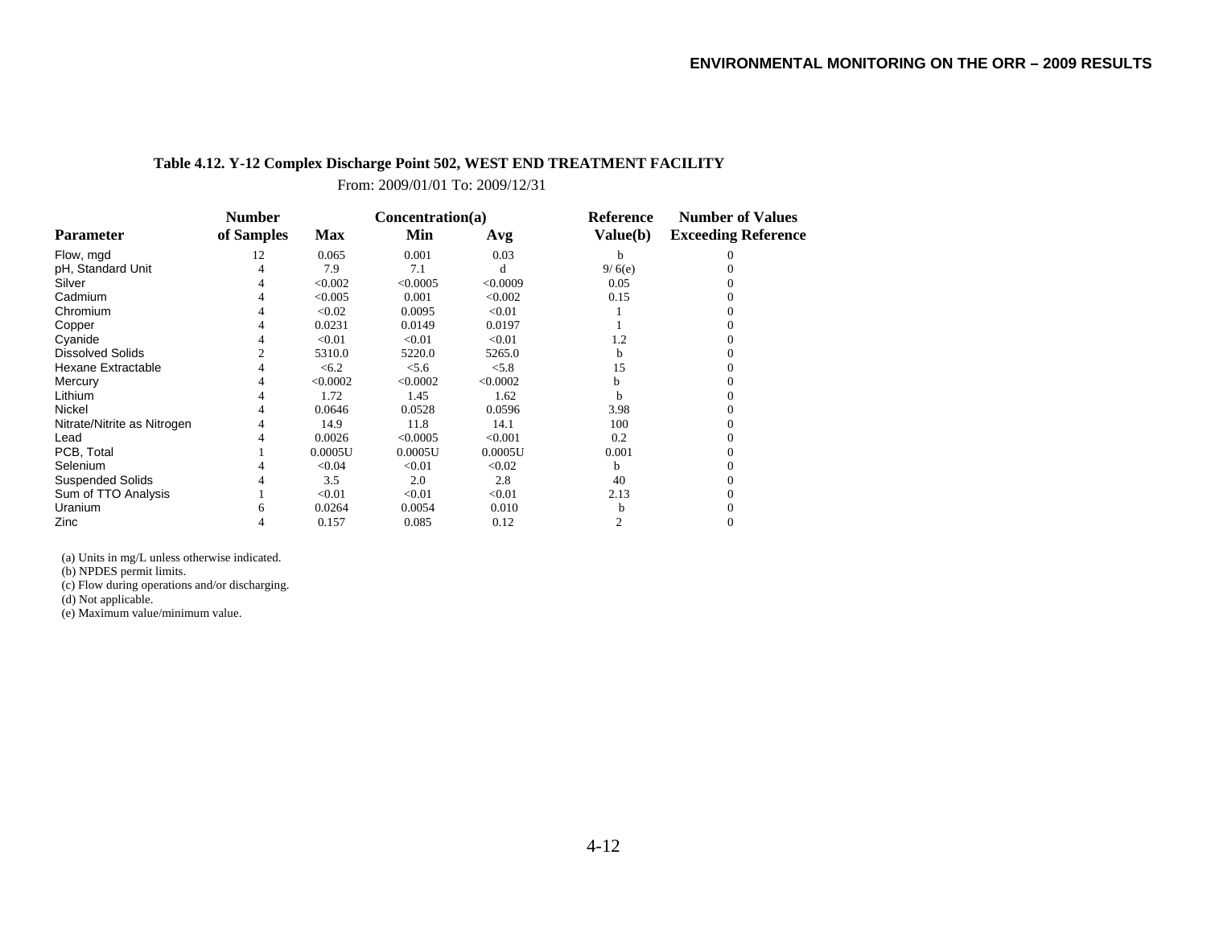**Table 4.12. Y-12 Complex Discharge Point 502, WEST END TREATMENT FACILITY**

From: 2009/01/01 To: 2009/12/31

| Parameter | Number of Samples | Concentration(a) Max | Min | Avg | Reference Value(b) | Number of Values Exceeding Reference |
|---|---|---|---|---|---|---|
| Flow, mgd | 12 | 0.065 | 0.001 | 0.03 | b | 0 |
| pH, Standard Unit | 4 | 7.9 | 7.1 | d | 9/ 6(e) | 0 |
| Silver | 4 | <0.002 | <0.0005 | <0.0009 | 0.05 | 0 |
| Cadmium | 4 | <0.005 | 0.001 | <0.002 | 0.15 | 0 |
| Chromium | 4 | <0.02 | 0.0095 | <0.01 | 1 | 0 |
| Copper | 4 | 0.0231 | 0.0149 | 0.0197 | 1 | 0 |
| Cyanide | 4 | <0.01 | <0.01 | <0.01 | 1.2 | 0 |
| Dissolved Solids | 2 | 5310.0 | 5220.0 | 5265.0 | b | 0 |
| Hexane Extractable | 4 | <6.2 | <5.6 | <5.8 | 15 | 0 |
| Mercury | 4 | <0.0002 | <0.0002 | <0.0002 | b | 0 |
| Lithium | 4 | 1.72 | 1.45 | 1.62 | b | 0 |
| Nickel | 4 | 0.0646 | 0.0528 | 0.0596 | 3.98 | 0 |
| Nitrate/Nitrite as Nitrogen | 4 | 14.9 | 11.8 | 14.1 | 100 | 0 |
| Lead | 4 | 0.0026 | <0.0005 | <0.001 | 0.2 | 0 |
| PCB, Total | 1 | 0.0005U | 0.0005U | 0.0005U | 0.001 | 0 |
| Selenium | 4 | <0.04 | <0.01 | <0.02 | b | 0 |
| Suspended Solids | 4 | 3.5 | 2.0 | 2.8 | 40 | 0 |
| Sum of TTO Analysis | 1 | <0.01 | <0.01 | <0.01 | 2.13 | 0 |
| Uranium | 6 | 0.0264 | 0.0054 | 0.010 | b | 0 |
| Zinc | 4 | 0.157 | 0.085 | 0.12 | 2 | 0 |

(a) Units in mg/L unless otherwise indicated.
(b) NPDES permit limits.
(c) Flow during operations and/or discharging.
(d) Not applicable.
(e) Maximum value/minimum value.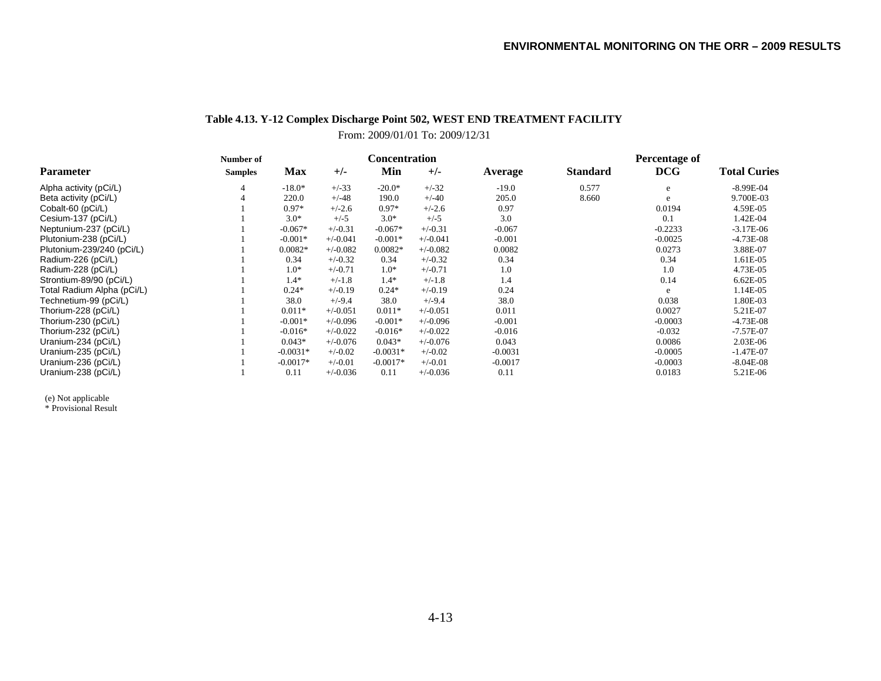**Table 4.13. Y-12 Complex Discharge Point 502, WEST END TREATMENT FACILITY**

From: 2009/01/01 To: 2009/12/31

| Parameter | Number of Samples | Concentration Max | +/- | Min | +/- | Average | Standard | Percentage of DCG | Total Curies |
|---|---|---|---|---|---|---|---|---|---|
| Alpha activity (pCi/L) | 4 | -18.0* | +/-33 | -20.0* | +/-32 | -19.0 | 0.577 | e | -8.99E-04 |
| Beta activity (pCi/L) | 4 | 220.0 | +/-48 | 190.0 | +/-40 | 205.0 | 8.660 | e | 9.700E-03 |
| Cobalt-60 (pCi/L) | 1 | 0.97* | +/-2.6 | 0.97* | +/-2.6 | 0.97 | | 0.0194 | 4.59E-05 |
| Cesium-137 (pCi/L) | 1 | 3.0* | +/-5 | 3.0* | +/-5 | 3.0 | | 0.1 | 1.42E-04 |
| Neptunium-237 (pCi/L) | 1 | -0.067* | +/-0.31 | -0.067* | +/-0.31 | -0.067 | | -0.2233 | -3.17E-06 |
| Plutonium-238 (pCi/L) | 1 | -0.001* | +/-0.041 | -0.001* | +/-0.041 | -0.001 | | -0.0025 | -4.73E-08 |
| Plutonium-239/240 (pCi/L) | 1 | 0.0082* | +/-0.082 | 0.0082* | +/-0.082 | 0.0082 | | 0.0273 | 3.88E-07 |
| Radium-226 (pCi/L) | 1 | 0.34 | +/-0.32 | 0.34 | +/-0.32 | 0.34 | | 0.34 | 1.61E-05 |
| Radium-228 (pCi/L) | 1 | 1.0* | +/-0.71 | 1.0* | +/-0.71 | 1.0 | | 1.0 | 4.73E-05 |
| Strontium-89/90 (pCi/L) | 1 | 1.4* | +/-1.8 | 1.4* | +/-1.8 | 1.4 | | 0.14 | 6.62E-05 |
| Total Radium Alpha (pCi/L) | 1 | 0.24* | +/-0.19 | 0.24* | +/-0.19 | 0.24 | | e | 1.14E-05 |
| Technetium-99 (pCi/L) | 1 | 38.0 | +/-9.4 | 38.0 | +/-9.4 | 38.0 | | 0.038 | 1.80E-03 |
| Thorium-228 (pCi/L) | 1 | 0.011* | +/-0.051 | 0.011* | +/-0.051 | 0.011 | | 0.0027 | 5.21E-07 |
| Thorium-230 (pCi/L) | 1 | -0.001* | +/-0.096 | -0.001* | +/-0.096 | -0.001 | | -0.0003 | -4.73E-08 |
| Thorium-232 (pCi/L) | 1 | -0.016* | +/-0.022 | -0.016* | +/-0.022 | -0.016 | | -0.032 | -7.57E-07 |
| Uranium-234 (pCi/L) | 1 | 0.043* | +/-0.076 | 0.043* | +/-0.076 | 0.043 | | 0.0086 | 2.03E-06 |
| Uranium-235 (pCi/L) | 1 | -0.0031* | +/-0.02 | -0.0031* | +/-0.02 | -0.0031 | | -0.0005 | -1.47E-07 |
| Uranium-236 (pCi/L) | 1 | -0.0017* | +/-0.01 | -0.0017* | +/-0.01 | -0.0017 | | -0.0003 | -8.04E-08 |
| Uranium-238 (pCi/L) | 1 | 0.11 | +/-0.036 | 0.11 | +/-0.036 | 0.11 | | 0.0183 | 5.21E-06 |

(e) Not applicable

* Provisional Result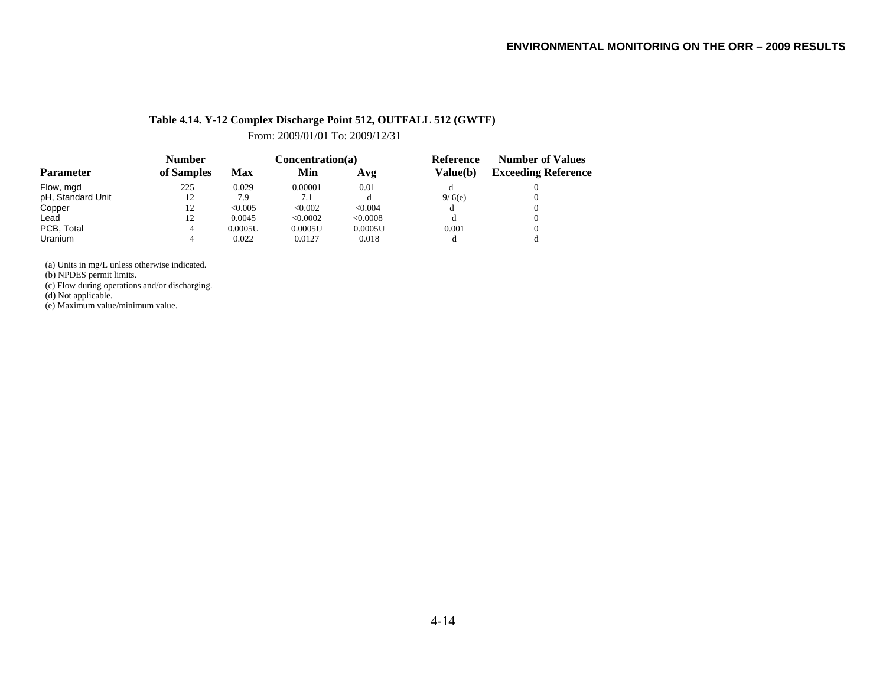**Table 4.14. Y-12 Complex Discharge Point 512, OUTFALL 512 (GWTF)**

From: 2009/01/01 To: 2009/12/31

| Parameter | Number of Samples | Concentration(a) Max | Min | Avg | Reference Value(b) | Number of Values Exceeding Reference |
|---|---|---|---|---|---|---|
| Flow, mgd | 225 | 0.029 | 0.00001 | 0.01 | d | 0 |
| pH, Standard Unit | 12 | 7.9 | 7.1 | d | 9/ 6(e) | 0 |
| Copper | 12 | <0.005 | <0.002 | <0.004 | d | 0 |
| Lead | 12 | 0.0045 | <0.0002 | <0.0008 | d | 0 |
| PCB, Total | 4 | 0.0005U | 0.0005U | 0.0005U | 0.001 | 0 |
| Uranium | 4 | 0.022 | 0.0127 | 0.018 | d | d |

(a) Units in mg/L unless otherwise indicated.
(b) NPDES permit limits.
(c) Flow during operations and/or discharging.
(d) Not applicable.
(e) Maximum value/minimum value.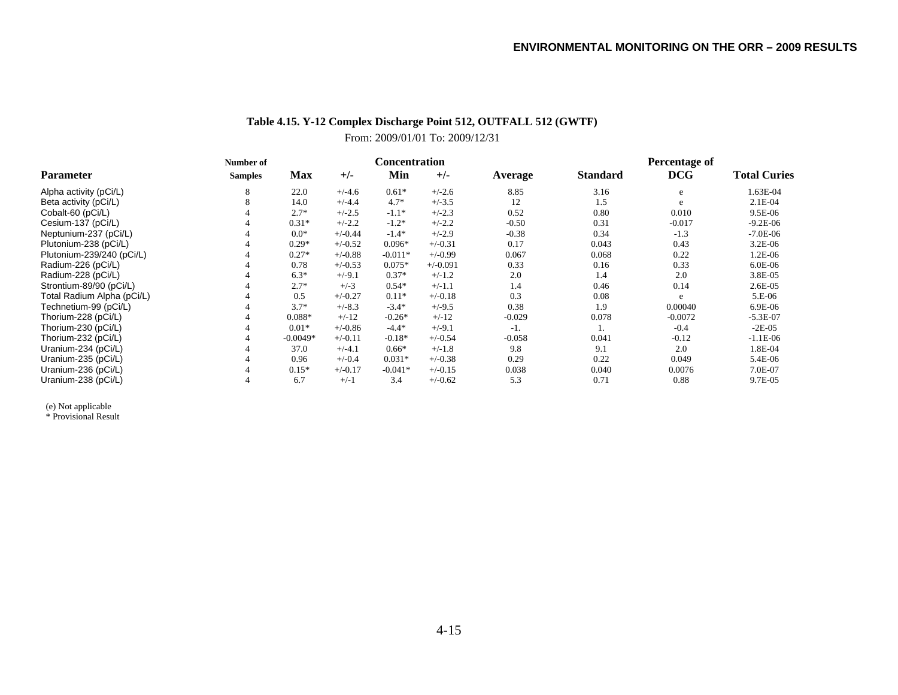**Table 4.15. Y-12 Complex Discharge Point 512, OUTFALL 512 (GWTF)**

From: 2009/01/01 To: 2009/12/31

| Parameter | Number of Samples | Concentration Max | +/- | Min | +/- | Average | Standard | Percentage of DCG | Total Curies |
|---|---|---|---|---|---|---|---|---|---|
| Alpha activity (pCi/L) | 8 | 22.0 | +/-4.6 | 0.61* | +/-2.6 | 8.85 | 3.16 | e | 1.63E-04 |
| Beta activity (pCi/L) | 8 | 14.0 | +/-4.4 | 4.7* | +/-3.5 | 12 | 1.5 | e | 2.1E-04 |
| Cobalt-60 (pCi/L) | 4 | 2.7* | +/-2.5 | -1.1* | +/-2.3 | 0.52 | 0.80 | 0.010 | 9.5E-06 |
| Cesium-137 (pCi/L) | 4 | 0.31* | +/-2.2 | -1.2* | +/-2.2 | -0.50 | 0.31 | -0.017 | -9.2E-06 |
| Neptunium-237 (pCi/L) | 4 | 0.0* | +/-0.44 | -1.4* | +/-2.9 | -0.38 | 0.34 | -1.3 | -7.0E-06 |
| Plutonium-238 (pCi/L) | 4 | 0.29* | +/-0.52 | 0.096* | +/-0.31 | 0.17 | 0.043 | 0.43 | 3.2E-06 |
| Plutonium-239/240 (pCi/L) | 4 | 0.27* | +/-0.88 | -0.011* | +/-0.99 | 0.067 | 0.068 | 0.22 | 1.2E-06 |
| Radium-226 (pCi/L) | 4 | 0.78 | +/-0.53 | 0.075* | +/-0.091 | 0.33 | 0.16 | 0.33 | 6.0E-06 |
| Radium-228 (pCi/L) | 4 | 6.3* | +/-9.1 | 0.37* | +/-1.2 | 2.0 | 1.4 | 2.0 | 3.8E-05 |
| Strontium-89/90 (pCi/L) | 4 | 2.7* | +/-3 | 0.54* | +/-1.1 | 1.4 | 0.46 | 0.14 | 2.6E-05 |
| Total Radium Alpha (pCi/L) | 4 | 0.5 | +/-0.27 | 0.11* | +/-0.18 | 0.3 | 0.08 | e | 5.E-06 |
| Technetium-99 (pCi/L) | 4 | 3.7* | +/-8.3 | -3.4* | +/-9.5 | 0.38 | 1.9 | 0.00040 | 6.9E-06 |
| Thorium-228 (pCi/L) | 4 | 0.088* | +/-12 | -0.26* | +/-12 | -0.029 | 0.078 | -0.0072 | -5.3E-07 |
| Thorium-230 (pCi/L) | 4 | 0.01* | +/-0.86 | -4.4* | +/-9.1 | -1. | 1. | -0.4 | -2E-05 |
| Thorium-232 (pCi/L) | 4 | -0.0049* | +/-0.11 | -0.18* | +/-0.54 | -0.058 | 0.041 | -0.12 | -1.1E-06 |
| Uranium-234 (pCi/L) | 4 | 37.0 | +/-4.1 | 0.66* | +/-1.8 | 9.8 | 9.1 | 2.0 | 1.8E-04 |
| Uranium-235 (pCi/L) | 4 | 0.96 | +/-0.4 | 0.031* | +/-0.38 | 0.29 | 0.22 | 0.049 | 5.4E-06 |
| Uranium-236 (pCi/L) | 4 | 0.15* | +/-0.17 | -0.041* | +/-0.15 | 0.038 | 0.040 | 0.0076 | 7.0E-07 |
| Uranium-238 (pCi/L) | 4 | 6.7 | +/-1 | 3.4 | +/-0.62 | 5.3 | 0.71 | 0.88 | 9.7E-05 |

(e) Not applicable

* Provisional Result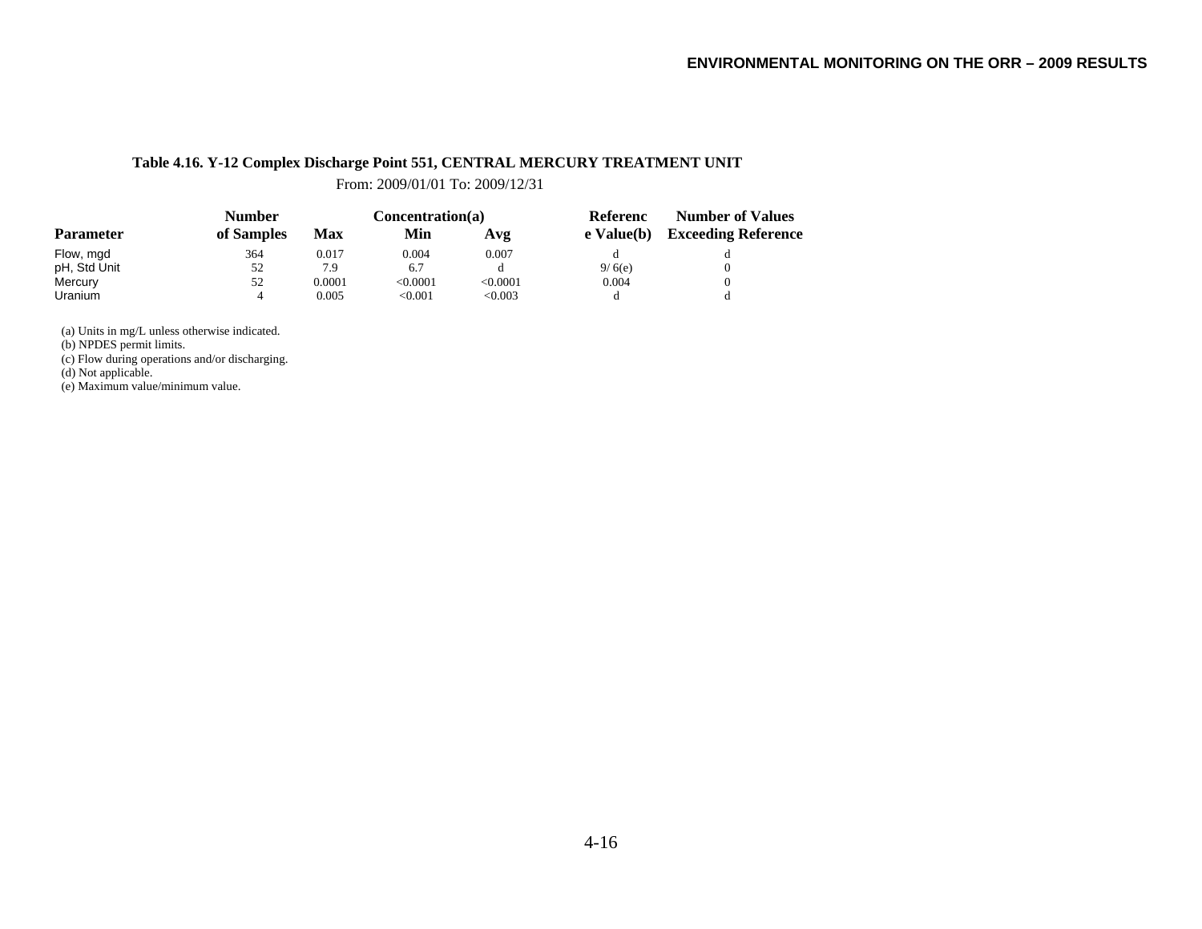**Table 4.16. Y-12 Complex Discharge Point 551, CENTRAL MERCURY TREATMENT UNIT**

From: 2009/01/01 To: 2009/12/31

| Parameter | Number of Samples | Concentration(a) Max | Min | Avg | Reference Value(b) | Number of Values Exceeding Reference |
|---|---|---|---|---|---|---|
| Flow, mgd | 364 | 0.017 | 0.004 | 0.007 | d | d |
| pH, Std Unit | 52 | 7.9 | 6.7 | d | 9/ 6(e) | 0 |
| Mercury | 52 | 0.0001 | <0.0001 | <0.0001 | 0.004 | 0 |
| Uranium | 4 | 0.005 | <0.001 | <0.003 | d | d |

(a) Units in mg/L unless otherwise indicated.
(b) NPDES permit limits.
(c) Flow during operations and/or discharging.
(d) Not applicable.
(e) Maximum value/minimum value.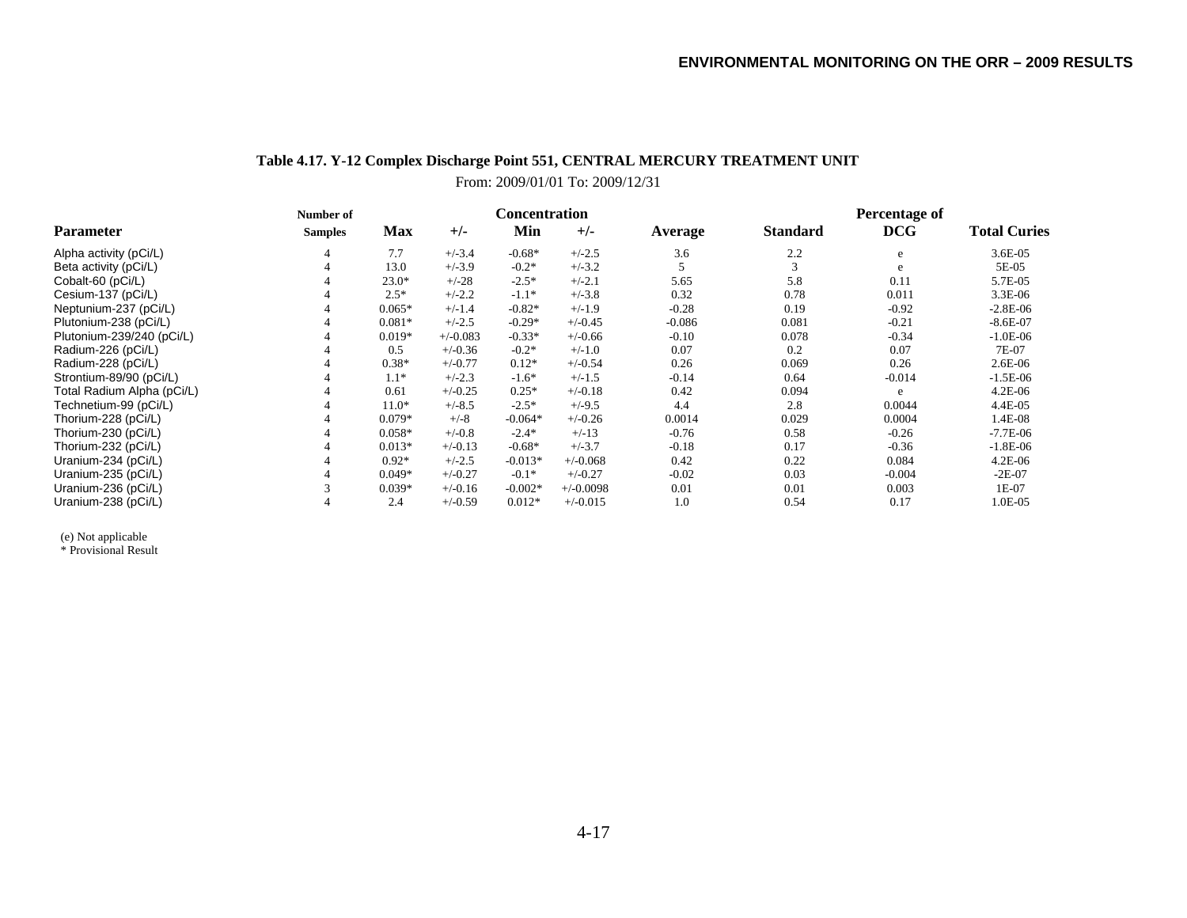## Table 4.17. Y-12 Complex Discharge Point 551, CENTRAL MERCURY TREATMENT UNIT

From: 2009/01/01 To: 2009/12/31

| Parameter | Number of Samples | Concentration Max | +/- | Min | +/- | Average | Standard | Percentage of DCG | Total Curies |
|---|---|---|---|---|---|---|---|---|---|
| Alpha activity (pCi/L) | 4 | 7.7 | +/-3.4 | -0.68* | +/-2.5 | 3.6 | 2.2 | e | 3.6E-05 |
| Beta activity (pCi/L) | 4 | 13.0 | +/-3.9 | -0.2* | +/-3.2 | 5 | 3 | e | 5E-05 |
| Cobalt-60 (pCi/L) | 4 | 23.0* | +/-28 | -2.5* | +/-2.1 | 5.65 | 5.8 | 0.11 | 5.7E-05 |
| Cesium-137 (pCi/L) | 4 | 2.5* | +/-2.2 | -1.1* | +/-3.8 | 0.32 | 0.78 | 0.011 | 3.3E-06 |
| Neptunium-237 (pCi/L) | 4 | 0.065* | +/-1.4 | -0.82* | +/-1.9 | -0.28 | 0.19 | -0.92 | -2.8E-06 |
| Plutonium-238 (pCi/L) | 4 | 0.081* | +/-2.5 | -0.29* | +/-0.45 | -0.086 | 0.081 | -0.21 | -8.6E-07 |
| Plutonium-239/240 (pCi/L) | 4 | 0.019* | +/-0.083 | -0.33* | +/-0.66 | -0.10 | 0.078 | -0.34 | -1.0E-06 |
| Radium-226 (pCi/L) | 4 | 0.5 | +/-0.36 | -0.2* | +/-1.0 | 0.07 | 0.2 | 0.07 | 7E-07 |
| Radium-228 (pCi/L) | 4 | 0.38* | +/-0.77 | 0.12* | +/-0.54 | 0.26 | 0.069 | 0.26 | 2.6E-06 |
| Strontium-89/90 (pCi/L) | 4 | 1.1* | +/-2.3 | -1.6* | +/-1.5 | -0.14 | 0.64 | -0.014 | -1.5E-06 |
| Total Radium Alpha (pCi/L) | 4 | 0.61 | +/-0.25 | 0.25* | +/-0.18 | 0.42 | 0.094 | e | 4.2E-06 |
| Technetium-99 (pCi/L) | 4 | 11.0* | +/-8.5 | -2.5* | +/-9.5 | 4.4 | 2.8 | 0.0044 | 4.4E-05 |
| Thorium-228 (pCi/L) | 4 | 0.079* | +/-8 | -0.064* | +/-0.26 | 0.0014 | 0.029 | 0.0004 | 1.4E-08 |
| Thorium-230 (pCi/L) | 4 | 0.058* | +/-0.8 | -2.4* | +/-13 | -0.76 | 0.58 | -0.26 | -7.7E-06 |
| Thorium-232 (pCi/L) | 4 | 0.013* | +/-0.13 | -0.68* | +/-3.7 | -0.18 | 0.17 | -0.36 | -1.8E-06 |
| Uranium-234 (pCi/L) | 4 | 0.92* | +/-2.5 | -0.013* | +/-0.068 | 0.42 | 0.22 | 0.084 | 4.2E-06 |
| Uranium-235 (pCi/L) | 4 | 0.049* | +/-0.27 | -0.1* | +/-0.27 | -0.02 | 0.03 | -0.004 | -2E-07 |
| Uranium-236 (pCi/L) | 3 | 0.039* | +/-0.16 | -0.002* | +/-0.0098 | 0.01 | 0.01 | 0.003 | 1E-07 |
| Uranium-238 (pCi/L) | 4 | 2.4 | +/-0.59 | 0.012* | +/-0.015 | 1.0 | 0.54 | 0.17 | 1.0E-05 |

(e) Not applicable

* Provisional Result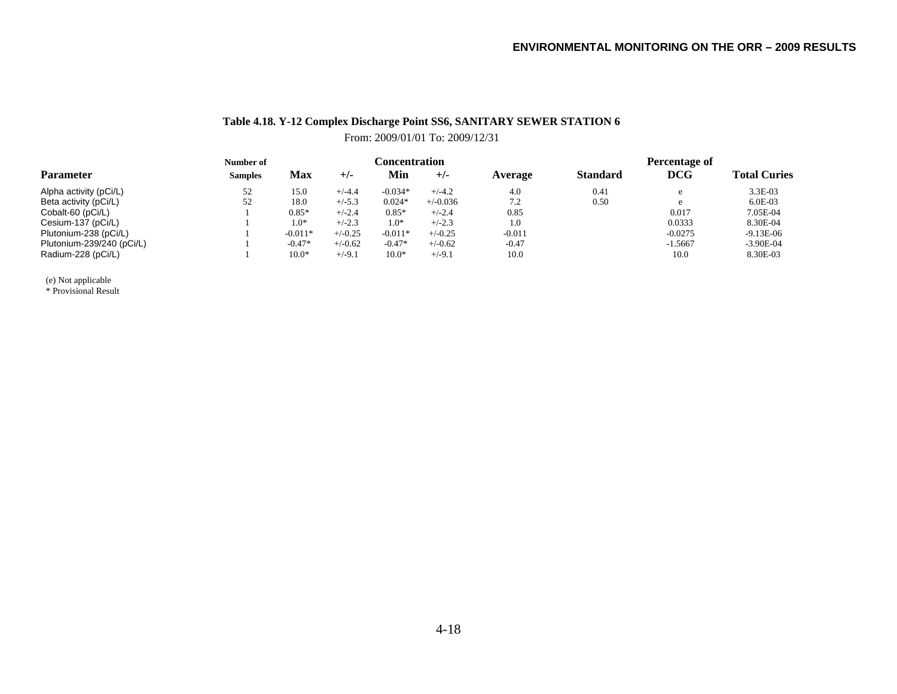**Table 4.18. Y-12 Complex Discharge Point SS6, SANITARY SEWER STATION 6**

From: 2009/01/01 To: 2009/12/31

| Parameter | Number of Samples | Concentration Max | +/- | Min | +/- | Average | Standard | Percentage of DCG | Total Curies |
|---|---|---|---|---|---|---|---|---|---|
| Alpha activity (pCi/L) | 52 | 15.0 | +/-4.4 | -0.034* | +/-4.2 | 4.0 | 0.41 | e | 3.3E-03 |
| Beta activity (pCi/L) | 52 | 18.0 | +/-5.3 | 0.024* | +/-0.036 | 7.2 | 0.50 | e | 6.0E-03 |
| Cobalt-60 (pCi/L) | 1 | 0.85* | +/-2.4 | 0.85* | +/-2.4 | 0.85 | | 0.017 | 7.05E-04 |
| Cesium-137 (pCi/L) | 1 | 1.0* | +/-2.3 | 1.0* | +/-2.3 | 1.0 | | 0.0333 | 8.30E-04 |
| Plutonium-238 (pCi/L) | 1 | -0.011* | +/-0.25 | -0.011* | +/-0.25 | -0.011 | | -0.0275 | -9.13E-06 |
| Plutonium-239/240 (pCi/L) | 1 | -0.47* | +/-0.62 | -0.47* | +/-0.62 | -0.47 | | -1.5667 | -3.90E-04 |
| Radium-228 (pCi/L) | 1 | 10.0* | +/-9.1 | 10.0* | +/-9.1 | 10.0 | | 10.0 | 8.30E-03 |

(e) Not applicable

\* Provisional Result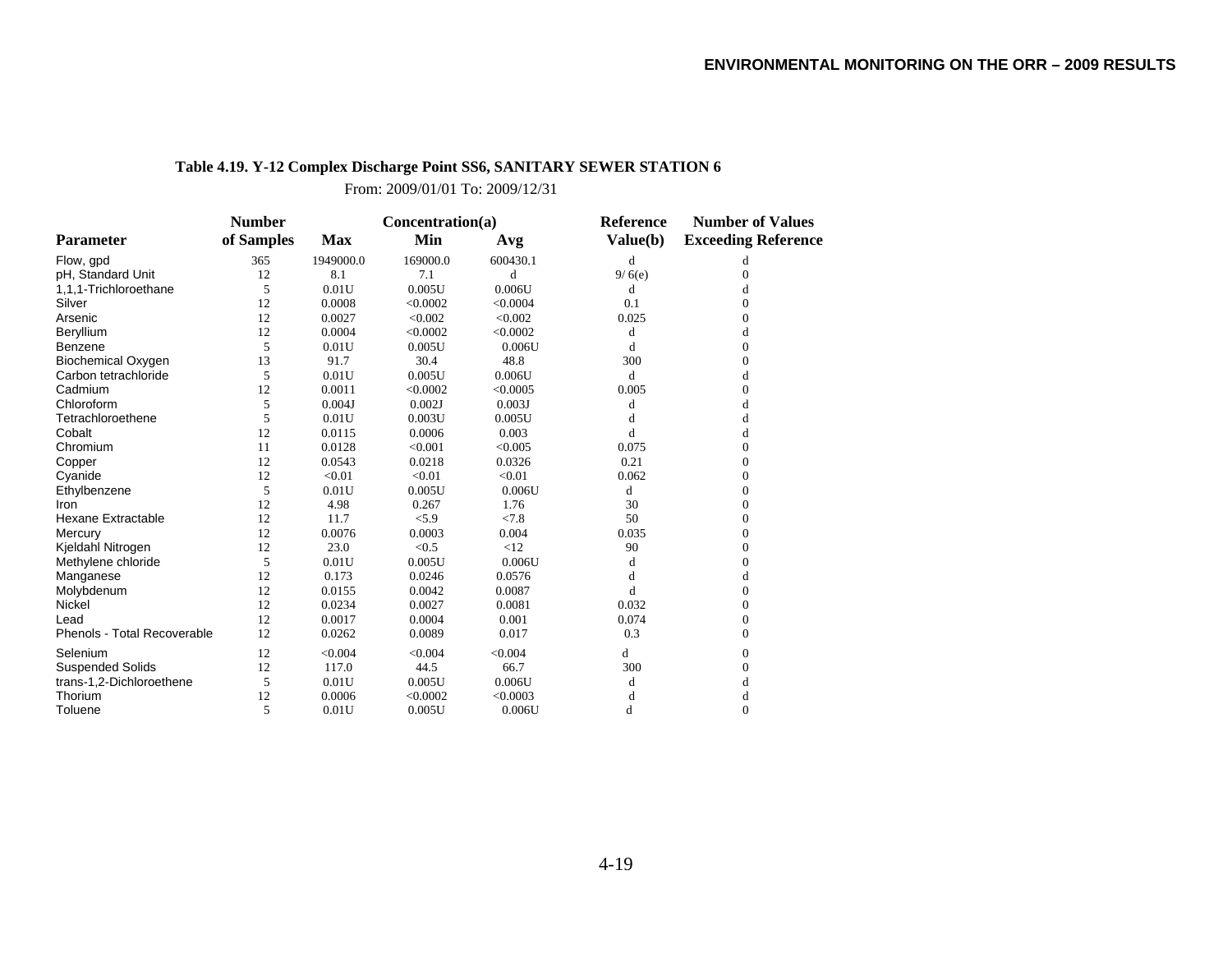**Table 4.19. Y-12 Complex Discharge Point SS6, SANITARY SEWER STATION 6**

From: 2009/01/01 To: 2009/12/31

| Parameter | Number of Samples | Concentration(a) Max | Min | Avg | Reference Value(b) | Number of Values Exceeding Reference |
|---|---|---|---|---|---|---|
| Flow, gpd | 365 | 1949000.0 | 169000.0 | 600430.1 | d | d |
| pH, Standard Unit | 12 | 8.1 | 7.1 | d | 9/ 6(e) | 0 |
| 1,1,1-Trichloroethane | 5 | 0.01U | 0.005U | 0.006U | d | d |
| Silver | 12 | 0.0008 | <0.0002 | <0.0004 | 0.1 | 0 |
| Arsenic | 12 | 0.0027 | <0.002 | <0.002 | 0.025 | 0 |
| Beryllium | 12 | 0.0004 | <0.0002 | <0.0002 | d | d |
| Benzene | 5 | 0.01U | 0.005U | 0.006U | d | 0 |
| Biochemical Oxygen | 13 | 91.7 | 30.4 | 48.8 | 300 | 0 |
| Carbon tetrachloride | 5 | 0.01U | 0.005U | 0.006U | d | d |
| Cadmium | 12 | 0.0011 | <0.0002 | <0.0005 | 0.005 | 0 |
| Chloroform | 5 | 0.004J | 0.002J | 0.003J | d | d |
| Tetrachloroethene | 5 | 0.01U | 0.003U | 0.005U | d | d |
| Cobalt | 12 | 0.0115 | 0.0006 | 0.003 | d | d |
| Chromium | 11 | 0.0128 | <0.001 | <0.005 | 0.075 | 0 |
| Copper | 12 | 0.0543 | 0.0218 | 0.0326 | 0.21 | 0 |
| Cyanide | 12 | <0.01 | <0.01 | <0.01 | 0.062 | 0 |
| Ethylbenzene | 5 | 0.01U | 0.005U | 0.006U | d | 0 |
| Iron | 12 | 4.98 | 0.267 | 1.76 | 30 | 0 |
| Hexane Extractable | 12 | 11.7 | <5.9 | <7.8 | 50 | 0 |
| Mercury | 12 | 0.0076 | 0.0003 | 0.004 | 0.035 | 0 |
| Kjeldahl Nitrogen | 12 | 23.0 | <0.5 | <12 | 90 | 0 |
| Methylene chloride | 5 | 0.01U | 0.005U | 0.006U | d | 0 |
| Manganese | 12 | 0.173 | 0.0246 | 0.0576 | d | d |
| Molybdenum | 12 | 0.0155 | 0.0042 | 0.0087 | d | 0 |
| Nickel | 12 | 0.0234 | 0.0027 | 0.0081 | 0.032 | 0 |
| Lead | 12 | 0.0017 | 0.0004 | 0.001 | 0.074 | 0 |
| Phenols - Total Recoverable | 12 | 0.0262 | 0.0089 | 0.017 | 0.3 | 0 |
| Selenium | 12 | <0.004 | <0.004 | <0.004 | d | 0 |
| Suspended Solids | 12 | 117.0 | 44.5 | 66.7 | 300 | 0 |
| trans-1,2-Dichloroethene | 5 | 0.01U | 0.005U | 0.006U | d | d |
| Thorium | 12 | 0.0006 | <0.0002 | <0.0003 | d | d |
| Toluene | 5 | 0.01U | 0.005U | 0.006U | d | 0 |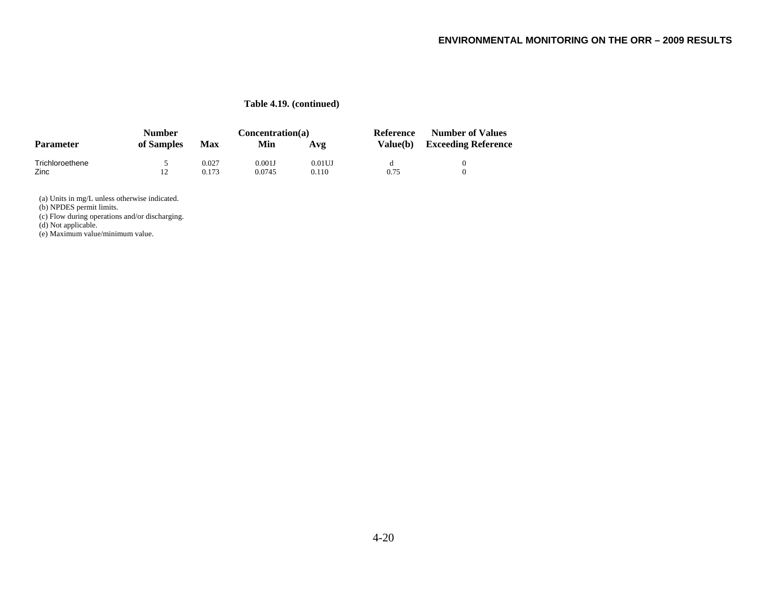**Table 4.19. (continued)**

| Parameter | Number of Samples | Concentration(a) | | | Reference Value(b) | Number of Values Exceeding Reference |
|---|---|---|---|---|---|---|
| | | Max | Min | Avg | | |
| Trichloroethene | 5 | 0.027 | 0.001J | 0.01UJ | d | 0 |
| Zinc | 12 | 0.173 | 0.0745 | 0.110 | 0.75 | 0 |

(a) Units in mg/L unless otherwise indicated.
(b) NPDES permit limits.
(c) Flow during operations and/or discharging.
(d) Not applicable.
(e) Maximum value/minimum value.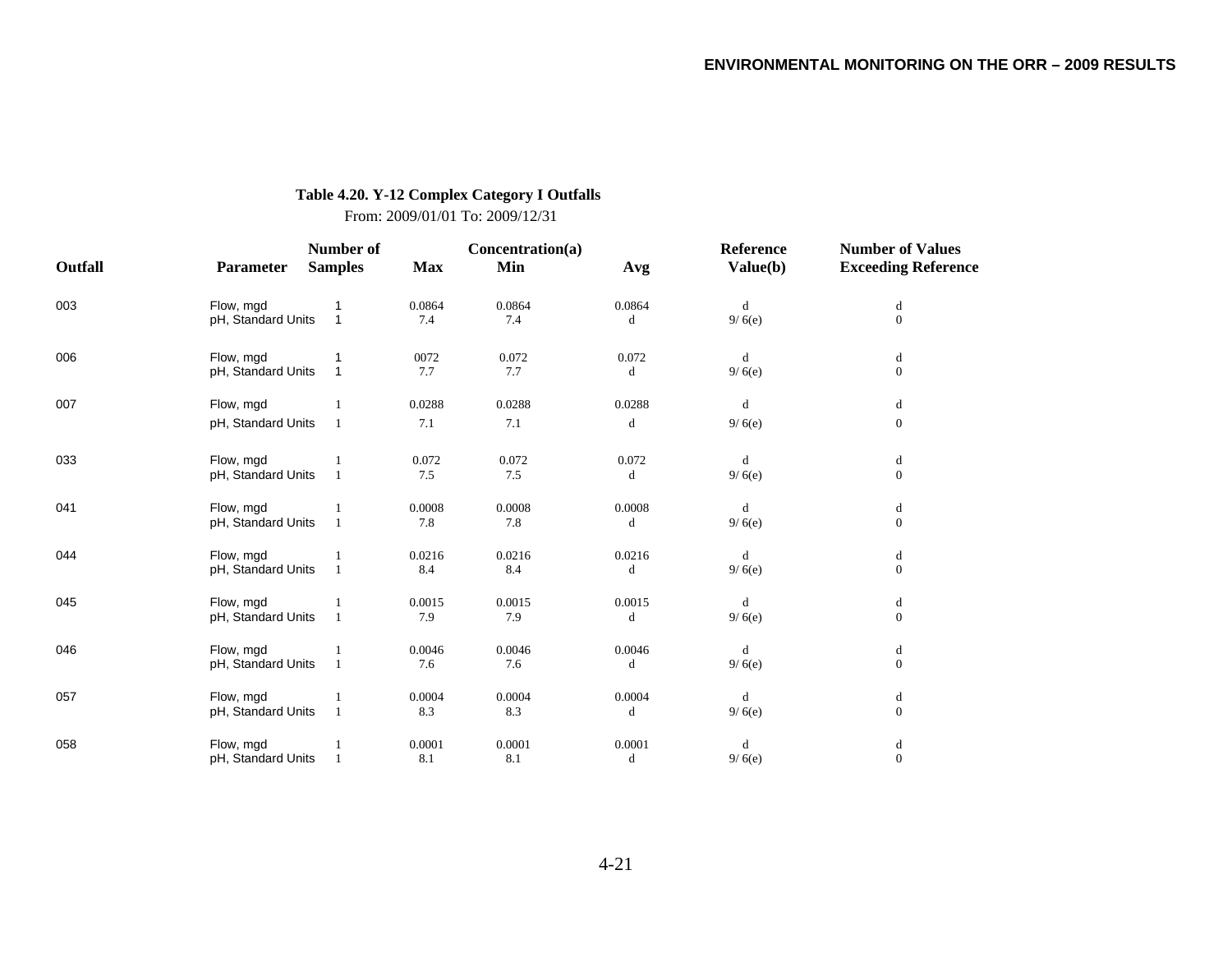**Table 4.20. Y-12 Complex Category I Outfalls**

From: 2009/01/01 To: 2009/12/31

| Outfall | Parameter | Number of Samples | Concentration(a) Max | Min | Avg | Reference Value(b) | Number of Values Exceeding Reference |
|---|---|---|---|---|---|---|---|
| 003 | Flow, mgd | 1 | 0.0864 | 0.0864 | 0.0864 | d | d |
| | pH, Standard Units | 1 | 7.4 | 7.4 | d | 9/ 6(e) | 0 |
| 006 | Flow, mgd | 1 | 0072 | 0.072 | 0.072 | d | d |
| | pH, Standard Units | 1 | 7.7 | 7.7 | d | 9/ 6(e) | 0 |
| 007 | Flow, mgd | 1 | 0.0288 | 0.0288 | 0.0288 | d | d |
| | pH, Standard Units | 1 | 7.1 | 7.1 | d | 9/ 6(e) | 0 |
| 033 | Flow, mgd | 1 | 0.072 | 0.072 | 0.072 | d | d |
| | pH, Standard Units | 1 | 7.5 | 7.5 | d | 9/ 6(e) | 0 |
| 041 | Flow, mgd | 1 | 0.0008 | 0.0008 | 0.0008 | d | d |
| | pH, Standard Units | 1 | 7.8 | 7.8 | d | 9/ 6(e) | 0 |
| 044 | Flow, mgd | 1 | 0.0216 | 0.0216 | 0.0216 | d | d |
| | pH, Standard Units | 1 | 8.4 | 8.4 | d | 9/ 6(e) | 0 |
| 045 | Flow, mgd | 1 | 0.0015 | 0.0015 | 0.0015 | d | d |
| | pH, Standard Units | 1 | 7.9 | 7.9 | d | 9/ 6(e) | 0 |
| 046 | Flow, mgd | 1 | 0.0046 | 0.0046 | 0.0046 | d | d |
| | pH, Standard Units | 1 | 7.6 | 7.6 | d | 9/ 6(e) | 0 |
| 057 | Flow, mgd | 1 | 0.0004 | 0.0004 | 0.0004 | d | d |
| | pH, Standard Units | 1 | 8.3 | 8.3 | d | 9/ 6(e) | 0 |
| 058 | Flow, mgd | 1 | 0.0001 | 0.0001 | 0.0001 | d | d |
| | pH, Standard Units | 1 | 8.1 | 8.1 | d | 9/ 6(e) | 0 |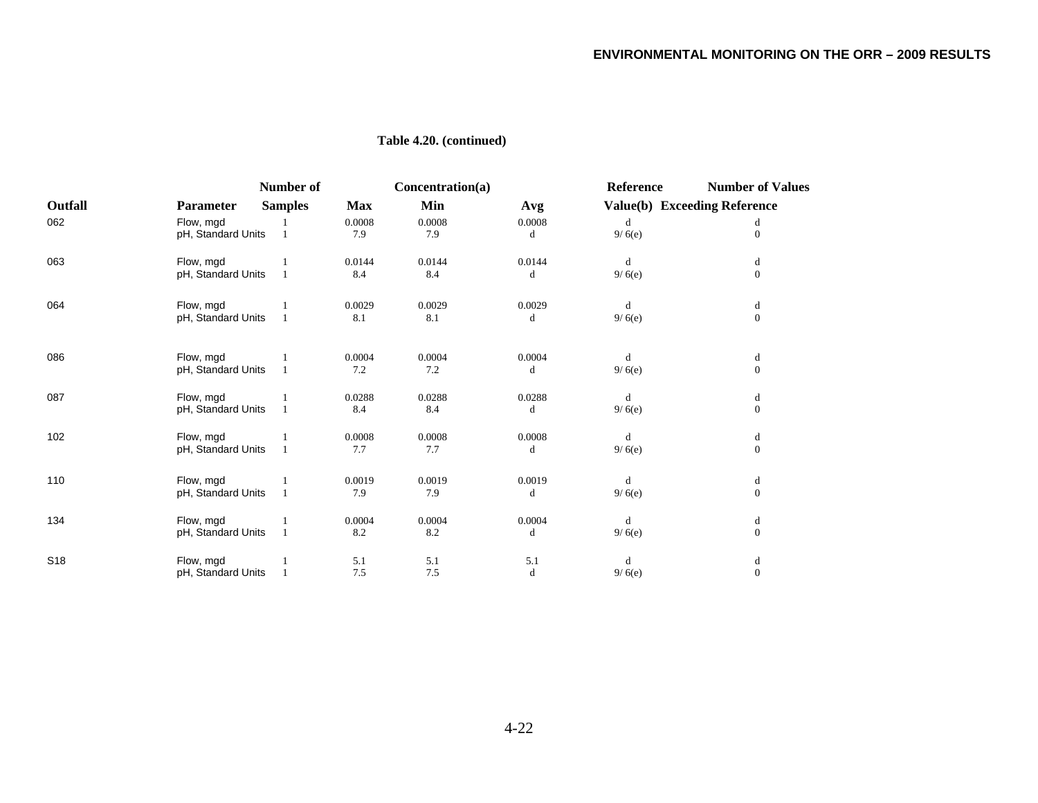**Table 4.20. (continued)**

| Outfall | Parameter | Number of Samples | Concentration(a) Max | Min | Avg | Reference Value(b) | Number of Values Exceeding Reference |
|---|---|---|---|---|---|---|---|
| 062 | Flow, mgd | 1 | 0.0008 | 0.0008 | 0.0008 | d | d |
| | pH, Standard Units | 1 | 7.9 | 7.9 | d | 9/ 6(e) | 0 |
| 063 | Flow, mgd | 1 | 0.0144 | 0.0144 | 0.0144 | d | d |
| | pH, Standard Units | 1 | 8.4 | 8.4 | d | 9/ 6(e) | 0 |
| 064 | Flow, mgd | 1 | 0.0029 | 0.0029 | 0.0029 | d | d |
| | pH, Standard Units | 1 | 8.1 | 8.1 | d | 9/ 6(e) | 0 |
| 086 | Flow, mgd | 1 | 0.0004 | 0.0004 | 0.0004 | d | d |
| | pH, Standard Units | 1 | 7.2 | 7.2 | d | 9/ 6(e) | 0 |
| 087 | Flow, mgd | 1 | 0.0288 | 0.0288 | 0.0288 | d | d |
| | pH, Standard Units | 1 | 8.4 | 8.4 | d | 9/ 6(e) | 0 |
| 102 | Flow, mgd | 1 | 0.0008 | 0.0008 | 0.0008 | d | d |
| | pH, Standard Units | 1 | 7.7 | 7.7 | d | 9/ 6(e) | 0 |
| 110 | Flow, mgd | 1 | 0.0019 | 0.0019 | 0.0019 | d | d |
| | pH, Standard Units | 1 | 7.9 | 7.9 | d | 9/ 6(e) | 0 |
| 134 | Flow, mgd | 1 | 0.0004 | 0.0004 | 0.0004 | d | d |
| | pH, Standard Units | 1 | 8.2 | 8.2 | d | 9/ 6(e) | 0 |
| S18 | Flow, mgd | 1 | 5.1 | 5.1 | 5.1 | d | d |
| | pH, Standard Units | 1 | 7.5 | 7.5 | d | 9/ 6(e) | 0 |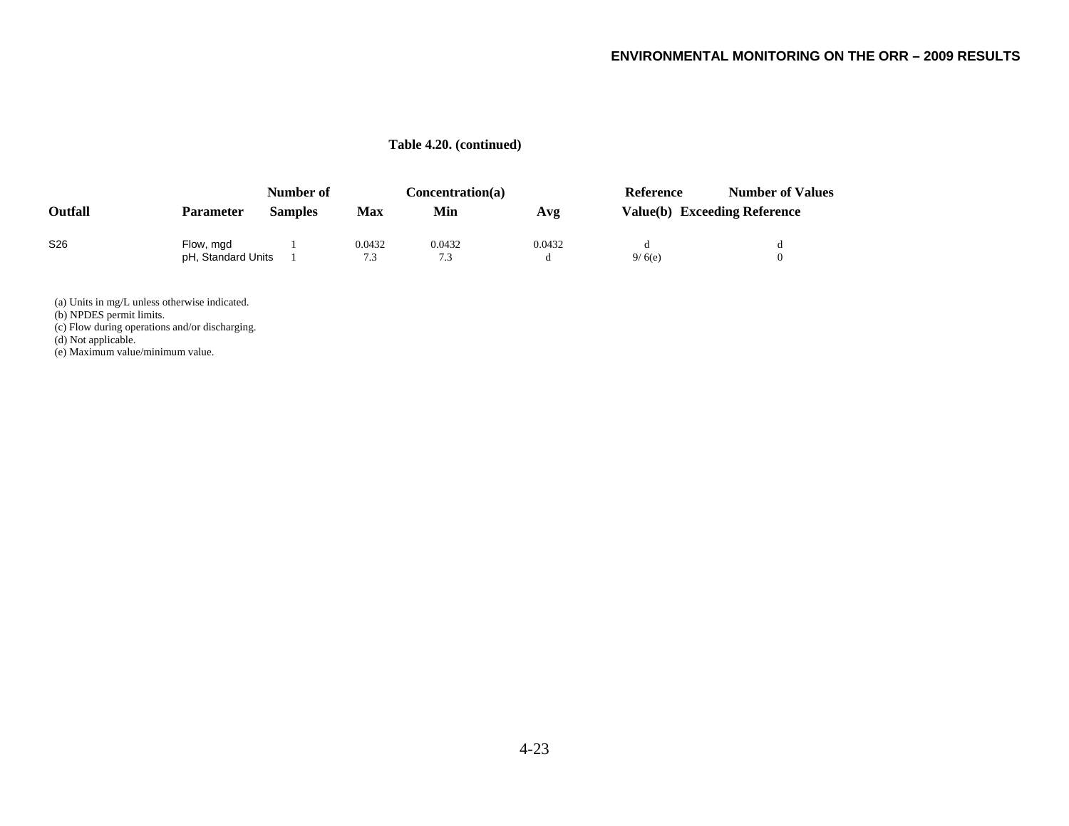**Table 4.20. (continued)**

| Outfall | Parameter | Number of Samples | Concentration(a) Max | Min | Avg | Reference Value(b) | Number of Values Exceeding Reference |
|---|---|---|---|---|---|---|---|
| S26 | Flow, mgd | 1 | 0.0432 | 0.0432 | 0.0432 | d | d |
| | pH, Standard Units | 1 | 7.3 | 7.3 | d | 9/ 6(e) | 0 |

(a) Units in mg/L unless otherwise indicated.
(b) NPDES permit limits.
(c) Flow during operations and/or discharging.
(d) Not applicable.
(e) Maximum value/minimum value.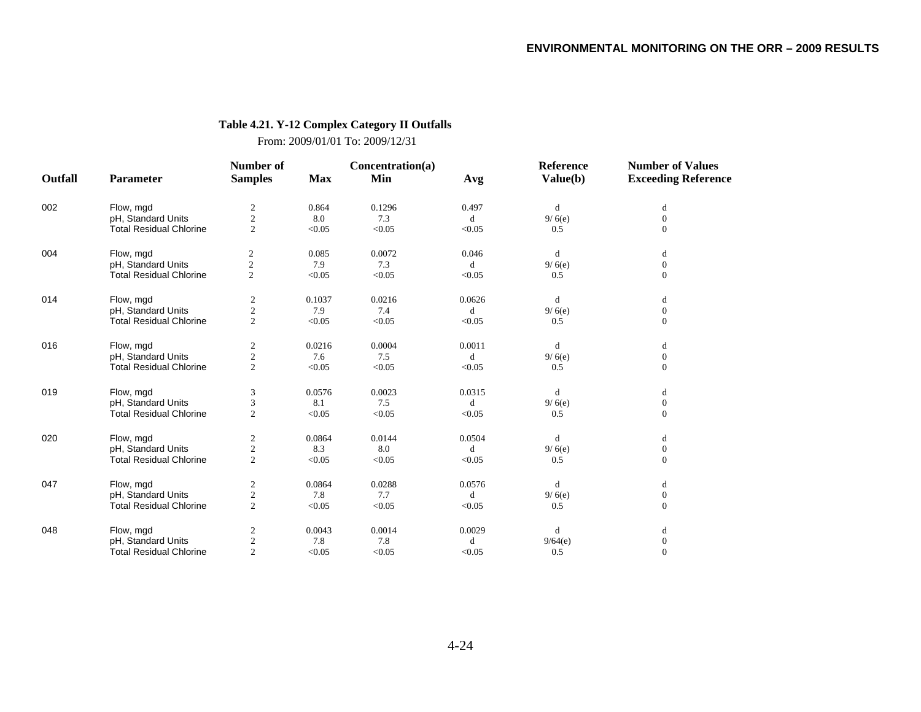**Table 4.21. Y-12 Complex Category II Outfalls**

From: 2009/01/01 To: 2009/12/31

| Outfall | Parameter | Number of Samples | Concentration(a) Max | Min | Avg | Reference Value(b) | Number of Values Exceeding Reference |
|---|---|---|---|---|---|---|---|
| 002 | Flow, mgd | 2 | 0.864 | 0.1296 | 0.497 | d | d |
| | pH, Standard Units | 2 | 8.0 | 7.3 | d | 9/ 6(e) | 0 |
| | Total Residual Chlorine | 2 | <0.05 | <0.05 | <0.05 | 0.5 | 0 |
| 004 | Flow, mgd | 2 | 0.085 | 0.0072 | 0.046 | d | d |
| | pH, Standard Units | 2 | 7.9 | 7.3 | d | 9/ 6(e) | 0 |
| | Total Residual Chlorine | 2 | <0.05 | <0.05 | <0.05 | 0.5 | 0 |
| 014 | Flow, mgd | 2 | 0.1037 | 0.0216 | 0.0626 | d | d |
| | pH, Standard Units | 2 | 7.9 | 7.4 | d | 9/ 6(e) | 0 |
| | Total Residual Chlorine | 2 | <0.05 | <0.05 | <0.05 | 0.5 | 0 |
| 016 | Flow, mgd | 2 | 0.0216 | 0.0004 | 0.0011 | d | d |
| | pH, Standard Units | 2 | 7.6 | 7.5 | d | 9/ 6(e) | 0 |
| | Total Residual Chlorine | 2 | <0.05 | <0.05 | <0.05 | 0.5 | 0 |
| 019 | Flow, mgd | 3 | 0.0576 | 0.0023 | 0.0315 | d | d |
| | pH, Standard Units | 3 | 8.1 | 7.5 | d | 9/ 6(e) | 0 |
| | Total Residual Chlorine | 2 | <0.05 | <0.05 | <0.05 | 0.5 | 0 |
| 020 | Flow, mgd | 2 | 0.0864 | 0.0144 | 0.0504 | d | d |
| | pH, Standard Units | 2 | 8.3 | 8.0 | d | 9/ 6(e) | 0 |
| | Total Residual Chlorine | 2 | <0.05 | <0.05 | <0.05 | 0.5 | 0 |
| 047 | Flow, mgd | 2 | 0.0864 | 0.0288 | 0.0576 | d | d |
| | pH, Standard Units | 2 | 7.8 | 7.7 | d | 9/ 6(e) | 0 |
| | Total Residual Chlorine | 2 | <0.05 | <0.05 | <0.05 | 0.5 | 0 |
| 048 | Flow, mgd | 2 | 0.0043 | 0.0014 | 0.0029 | d | d |
| | pH, Standard Units | 2 | 7.8 | 7.8 | d | 9/64(e) | 0 |
| | Total Residual Chlorine | 2 | <0.05 | <0.05 | <0.05 | 0.5 | 0 |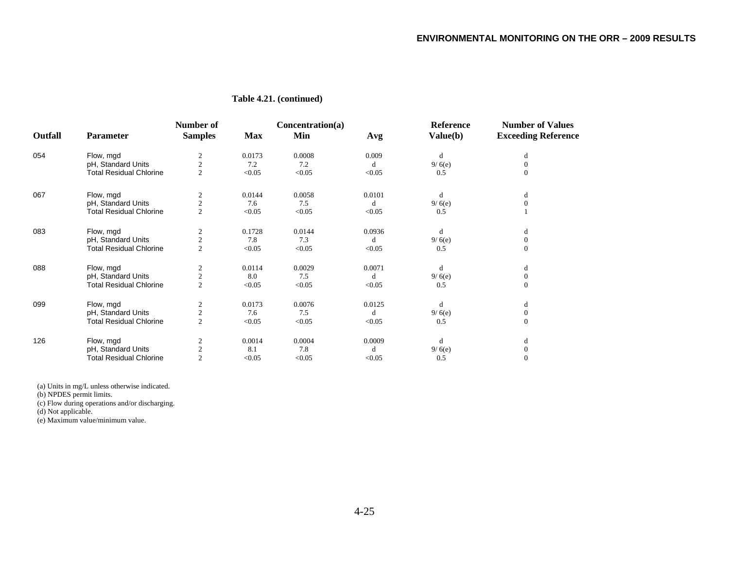**Table 4.21. (continued)**

| Outfall | Parameter | Number of Samples | Concentration(a) Max | Min | Avg | Reference Value(b) | Number of Values Exceeding Reference |
|---|---|---|---|---|---|---|---|
| 054 | Flow, mgd | 2 | 0.0173 | 0.0008 | 0.009 | d | d |
| | pH, Standard Units | 2 | 7.2 | 7.2 | d | 9/ 6(e) | 0 |
| | Total Residual Chlorine | 2 | <0.05 | <0.05 | <0.05 | 0.5 | 0 |
| 067 | Flow, mgd | 2 | 0.0144 | 0.0058 | 0.0101 | d | d |
| | pH, Standard Units | 2 | 7.6 | 7.5 | d | 9/ 6(e) | 0 |
| | Total Residual Chlorine | 2 | <0.05 | <0.05 | <0.05 | 0.5 | 1 |
| 083 | Flow, mgd | 2 | 0.1728 | 0.0144 | 0.0936 | d | d |
| | pH, Standard Units | 2 | 7.8 | 7.3 | d | 9/ 6(e) | 0 |
| | Total Residual Chlorine | 2 | <0.05 | <0.05 | <0.05 | 0.5 | 0 |
| 088 | Flow, mgd | 2 | 0.0114 | 0.0029 | 0.0071 | d | d |
| | pH, Standard Units | 2 | 8.0 | 7.5 | d | 9/ 6(e) | 0 |
| | Total Residual Chlorine | 2 | <0.05 | <0.05 | <0.05 | 0.5 | 0 |
| 099 | Flow, mgd | 2 | 0.0173 | 0.0076 | 0.0125 | d | d |
| | pH, Standard Units | 2 | 7.6 | 7.5 | d | 9/ 6(e) | 0 |
| | Total Residual Chlorine | 2 | <0.05 | <0.05 | <0.05 | 0.5 | 0 |
| 126 | Flow, mgd | 2 | 0.0014 | 0.0004 | 0.0009 | d | d |
| | pH, Standard Units | 2 | 8.1 | 7.8 | d | 9/ 6(e) | 0 |
| | Total Residual Chlorine | 2 | <0.05 | <0.05 | <0.05 | 0.5 | 0 |

(a) Units in mg/L unless otherwise indicated.
(b) NPDES permit limits.
(c) Flow during operations and/or discharging.
(d) Not applicable.
(e) Maximum value/minimum value.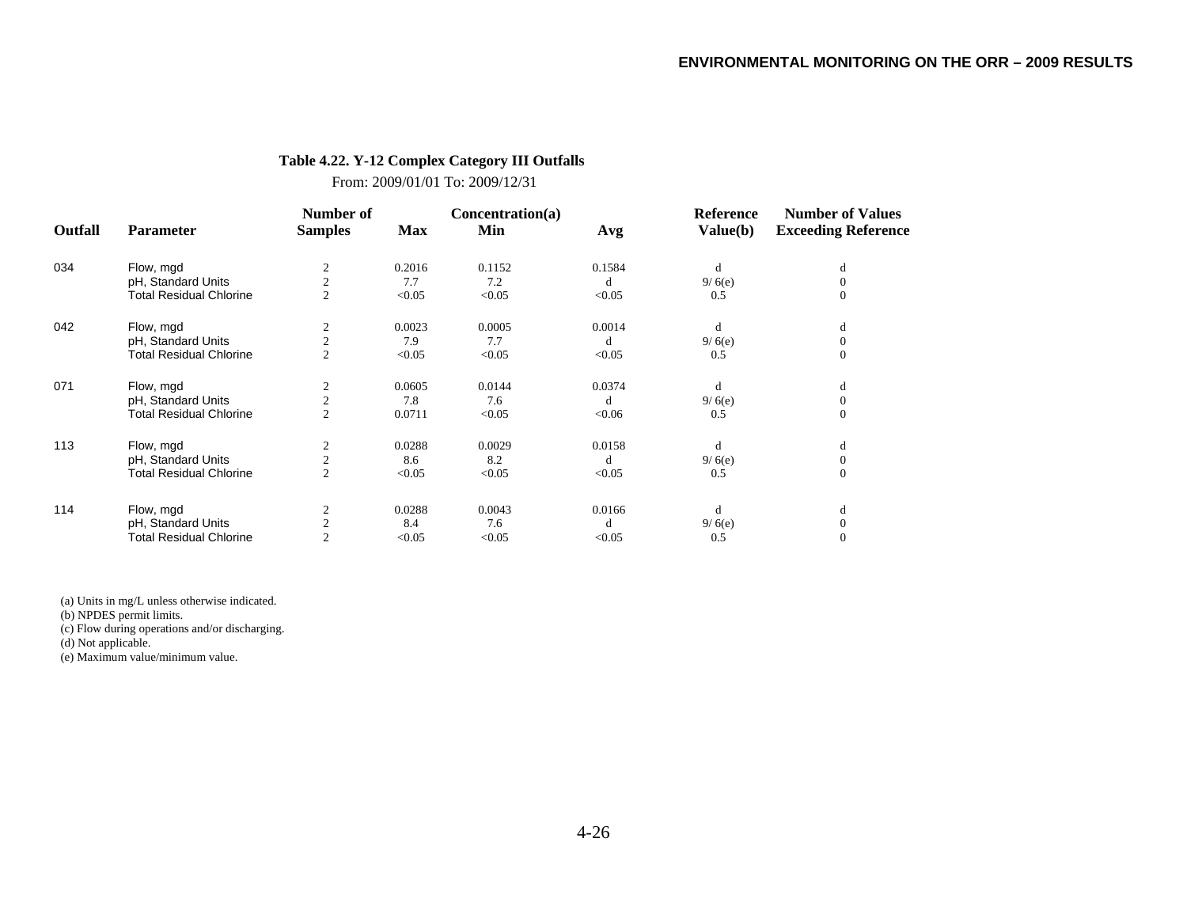**Table 4.22. Y-12 Complex Category III Outfalls**

From: 2009/01/01 To: 2009/12/31

| Outfall | Parameter | Number of Samples | Concentration(a) Max | Min | Avg | Reference Value(b) | Number of Values Exceeding Reference |
|---|---|---|---|---|---|---|---|
| 034 | Flow, mgd | 2 | 0.2016 | 0.1152 | 0.1584 | d | d |
| | pH, Standard Units | 2 | 7.7 | 7.2 | d | 9/ 6(e) | 0 |
| | Total Residual Chlorine | 2 | <0.05 | <0.05 | <0.05 | 0.5 | 0 |
| 042 | Flow, mgd | 2 | 0.0023 | 0.0005 | 0.0014 | d | d |
| | pH, Standard Units | 2 | 7.9 | 7.7 | d | 9/ 6(e) | 0 |
| | Total Residual Chlorine | 2 | <0.05 | <0.05 | <0.05 | 0.5 | 0 |
| 071 | Flow, mgd | 2 | 0.0605 | 0.0144 | 0.0374 | d | d |
| | pH, Standard Units | 2 | 7.8 | 7.6 | d | 9/ 6(e) | 0 |
| | Total Residual Chlorine | 2 | 0.0711 | <0.05 | <0.06 | 0.5 | 0 |
| 113 | Flow, mgd | 2 | 0.0288 | 0.0029 | 0.0158 | d | d |
| | pH, Standard Units | 2 | 8.6 | 8.2 | d | 9/ 6(e) | 0 |
| | Total Residual Chlorine | 2 | <0.05 | <0.05 | <0.05 | 0.5 | 0 |
| 114 | Flow, mgd | 2 | 0.0288 | 0.0043 | 0.0166 | d | d |
| | pH, Standard Units | 2 | 8.4 | 7.6 | d | 9/ 6(e) | 0 |
| | Total Residual Chlorine | 2 | <0.05 | <0.05 | <0.05 | 0.5 | 0 |

(a) Units in mg/L unless otherwise indicated.
(b) NPDES permit limits.
(c) Flow during operations and/or discharging.
(d) Not applicable.
(e) Maximum value/minimum value.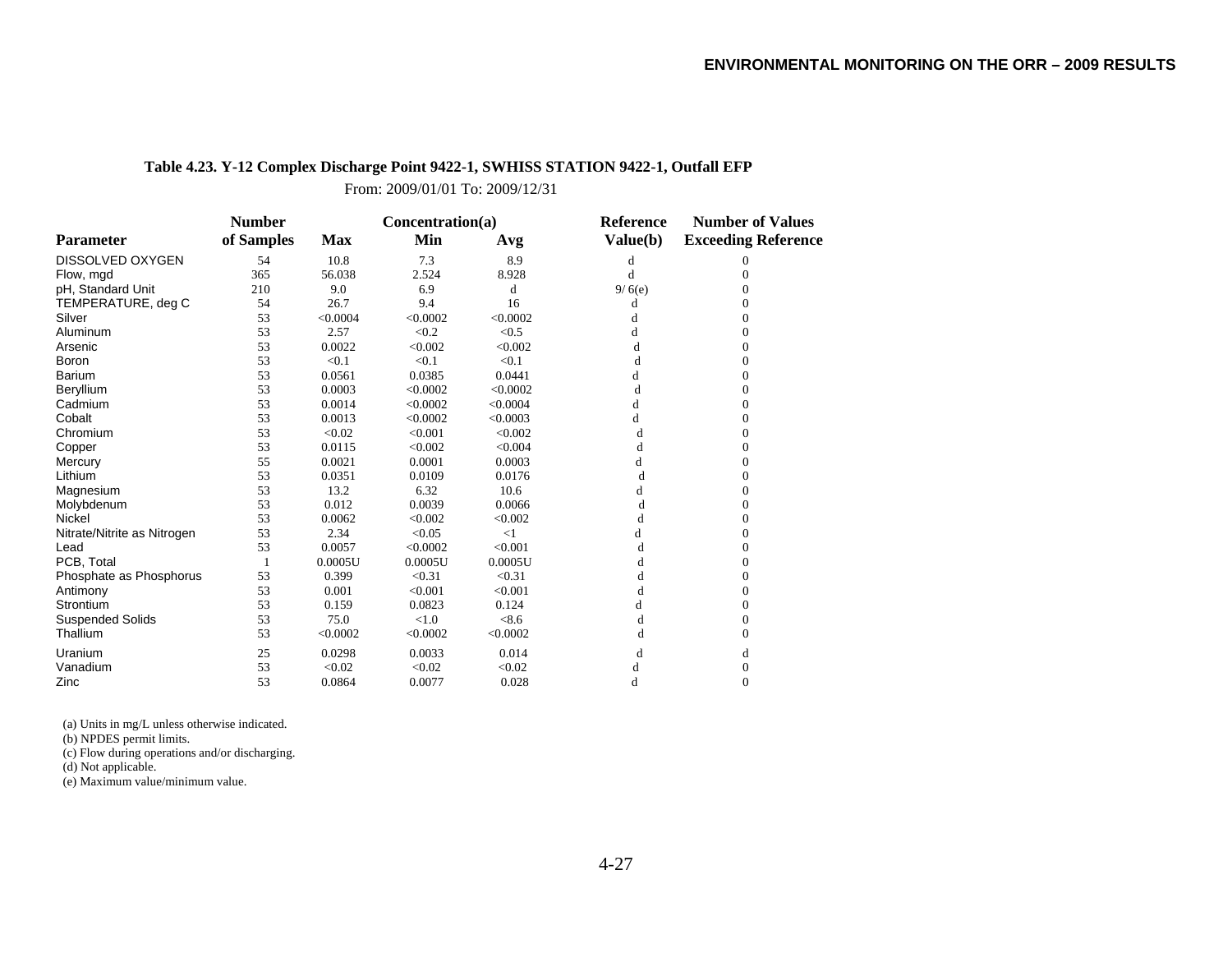**Table 4.23. Y-12 Complex Discharge Point 9422-1, SWHISS STATION 9422-1, Outfall EFP**

From: 2009/01/01 To: 2009/12/31

| Parameter | Number of Samples | Concentration(a) Max | Min | Avg | Reference Value(b) | Number of Values Exceeding Reference |
|---|---|---|---|---|---|---|
| DISSOLVED OXYGEN | 54 | 10.8 | 7.3 | 8.9 | d | 0 |
| Flow, mgd | 365 | 56.038 | 2.524 | 8.928 | d | 0 |
| pH, Standard Unit | 210 | 9.0 | 6.9 | d | 9/ 6(e) | 0 |
| TEMPERATURE, deg C | 54 | 26.7 | 9.4 | 16 | d | 0 |
| Silver | 53 | <0.0004 | <0.0002 | <0.0002 | d | 0 |
| Aluminum | 53 | 2.57 | <0.2 | <0.5 | d | 0 |
| Arsenic | 53 | 0.0022 | <0.002 | <0.002 | d | 0 |
| Boron | 53 | <0.1 | <0.1 | <0.1 | d | 0 |
| Barium | 53 | 0.0561 | 0.0385 | 0.0441 | d | 0 |
| Beryllium | 53 | 0.0003 | <0.0002 | <0.0002 | d | 0 |
| Cadmium | 53 | 0.0014 | <0.0002 | <0.0004 | d | 0 |
| Cobalt | 53 | 0.0013 | <0.0002 | <0.0003 | d | 0 |
| Chromium | 53 | <0.02 | <0.001 | <0.002 | d | 0 |
| Copper | 53 | 0.0115 | <0.002 | <0.004 | d | 0 |
| Mercury | 55 | 0.0021 | 0.0001 | 0.0003 | d | 0 |
| Lithium | 53 | 0.0351 | 0.0109 | 0.0176 | d | 0 |
| Magnesium | 53 | 13.2 | 6.32 | 10.6 | d | 0 |
| Molybdenum | 53 | 0.012 | 0.0039 | 0.0066 | d | 0 |
| Nickel | 53 | 0.0062 | <0.002 | <0.002 | d | 0 |
| Nitrate/Nitrite as Nitrogen | 53 | 2.34 | <0.05 | <1 | d | 0 |
| Lead | 53 | 0.0057 | <0.0002 | <0.001 | d | 0 |
| PCB, Total | 1 | 0.0005U | 0.0005U | 0.0005U | d | 0 |
| Phosphate as Phosphorus | 53 | 0.399 | <0.31 | <0.31 | d | 0 |
| Antimony | 53 | 0.001 | <0.001 | <0.001 | d | 0 |
| Strontium | 53 | 0.159 | 0.0823 | 0.124 | d | 0 |
| Suspended Solids | 53 | 75.0 | <1.0 | <8.6 | d | 0 |
| Thallium | 53 | <0.0002 | <0.0002 | <0.0002 | d | 0 |
| Uranium | 25 | 0.0298 | 0.0033 | 0.014 | d | d |
| Vanadium | 53 | <0.02 | <0.02 | <0.02 | d | 0 |
| Zinc | 53 | 0.0864 | 0.0077 | 0.028 | d | 0 |

(a) Units in mg/L unless otherwise indicated.
(b) NPDES permit limits.
(c) Flow during operations and/or discharging.
(d) Not applicable.
(e) Maximum value/minimum value.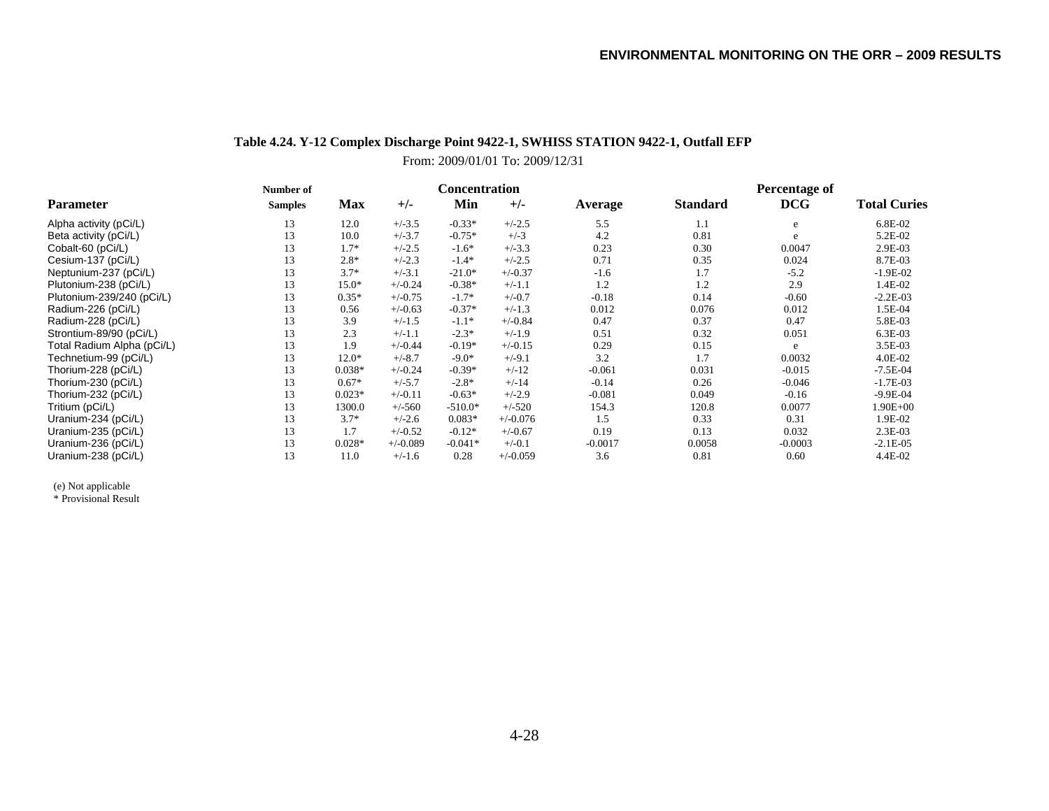**Table 4.24. Y-12 Complex Discharge Point 9422-1, SWHISS STATION 9422-1, Outfall EFP**

From: 2009/01/01 To: 2009/12/31

| Parameter | Number of Samples | Concentration Max | +/- | Min | +/- | Average | Standard | Percentage of DCG | Total Curies |
|---|---|---|---|---|---|---|---|---|---|
| Alpha activity (pCi/L) | 13 | 12.0 | +/-3.5 | -0.33* | +/-2.5 | 5.5 | 1.1 | e | 6.8E-02 |
| Beta activity (pCi/L) | 13 | 10.0 | +/-3.7 | -0.75* | +/-3 | 4.2 | 0.81 | e | 5.2E-02 |
| Cobalt-60 (pCi/L) | 13 | 1.7* | +/-2.5 | -1.6* | +/-3.3 | 0.23 | 0.30 | 0.0047 | 2.9E-03 |
| Cesium-137 (pCi/L) | 13 | 2.8* | +/-2.3 | -1.4* | +/-2.5 | 0.71 | 0.35 | 0.024 | 8.7E-03 |
| Neptunium-237 (pCi/L) | 13 | 3.7* | +/-3.1 | -21.0* | +/-0.37 | -1.6 | 1.7 | -5.2 | -1.9E-02 |
| Plutonium-238 (pCi/L) | 13 | 15.0* | +/-0.24 | -0.38* | +/-1.1 | 1.2 | 1.2 | 2.9 | 1.4E-02 |
| Plutonium-239/240 (pCi/L) | 13 | 0.35* | +/-0.75 | -1.7* | +/-0.7 | -0.18 | 0.14 | -0.60 | -2.2E-03 |
| Radium-226 (pCi/L) | 13 | 0.56 | +/-0.63 | -0.37* | +/-1.3 | 0.012 | 0.076 | 0.012 | 1.5E-04 |
| Radium-228 (pCi/L) | 13 | 3.9 | +/-1.5 | -1.1* | +/-0.84 | 0.47 | 0.37 | 0.47 | 5.8E-03 |
| Strontium-89/90 (pCi/L) | 13 | 2.3 | +/-1.1 | -2.3* | +/-1.9 | 0.51 | 0.32 | 0.051 | 6.3E-03 |
| Total Radium Alpha (pCi/L) | 13 | 1.9 | +/-0.44 | -0.19* | +/-0.15 | 0.29 | 0.15 | e | 3.5E-03 |
| Technetium-99 (pCi/L) | 13 | 12.0* | +/-8.7 | -9.0* | +/-9.1 | 3.2 | 1.7 | 0.0032 | 4.0E-02 |
| Thorium-228 (pCi/L) | 13 | 0.038* | +/-0.24 | -0.39* | +/-12 | -0.061 | 0.031 | -0.015 | -7.5E-04 |
| Thorium-230 (pCi/L) | 13 | 0.67* | +/-5.7 | -2.8* | +/-14 | -0.14 | 0.26 | -0.046 | -1.7E-03 |
| Thorium-232 (pCi/L) | 13 | 0.023* | +/-0.11 | -0.63* | +/-2.9 | -0.081 | 0.049 | -0.16 | -9.9E-04 |
| Tritium (pCi/L) | 13 | 1300.0 | +/-560 | -510.0* | +/-520 | 154.3 | 120.8 | 0.0077 | 1.90E+00 |
| Uranium-234 (pCi/L) | 13 | 3.7* | +/-2.6 | 0.083* | +/-0.076 | 1.5 | 0.33 | 0.31 | 1.9E-02 |
| Uranium-235 (pCi/L) | 13 | 1.7 | +/-0.52 | -0.12* | +/-0.67 | 0.19 | 0.13 | 0.032 | 2.3E-03 |
| Uranium-236 (pCi/L) | 13 | 0.028* | +/-0.089 | -0.041* | +/-0.1 | -0.0017 | 0.0058 | -0.0003 | -2.1E-05 |
| Uranium-238 (pCi/L) | 13 | 11.0 | +/-1.6 | 0.28 | +/-0.059 | 3.6 | 0.81 | 0.60 | 4.4E-02 |

(e) Not applicable
* Provisional Result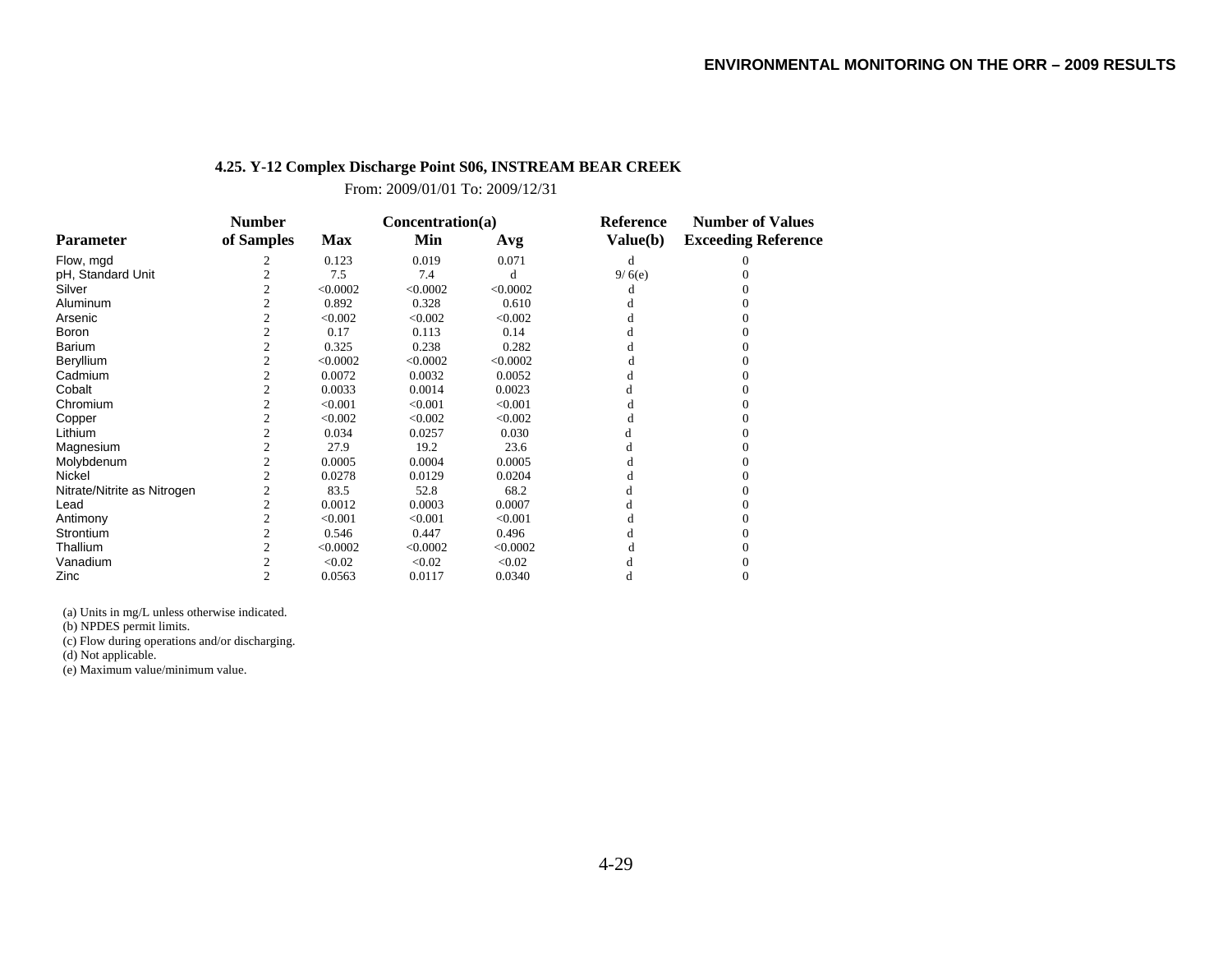**4.25. Y-12 Complex Discharge Point S06, INSTREAM BEAR CREEK**

From: 2009/01/01 To: 2009/12/31

| Parameter | Number of Samples | Concentration(a) Max | Min | Avg | Reference Value(b) | Number of Values Exceeding Reference |
|---|---|---|---|---|---|---|
| Flow, mgd | 2 | 0.123 | 0.019 | 0.071 | d | 0 |
| pH, Standard Unit | 2 | 7.5 | 7.4 | d | 9/ 6(e) | 0 |
| Silver | 2 | <0.0002 | <0.0002 | <0.0002 | d | 0 |
| Aluminum | 2 | 0.892 | 0.328 | 0.610 | d | 0 |
| Arsenic | 2 | <0.002 | <0.002 | <0.002 | d | 0 |
| Boron | 2 | 0.17 | 0.113 | 0.14 | d | 0 |
| Barium | 2 | 0.325 | 0.238 | 0.282 | d | 0 |
| Beryllium | 2 | <0.0002 | <0.0002 | <0.0002 | d | 0 |
| Cadmium | 2 | 0.0072 | 0.0032 | 0.0052 | d | 0 |
| Cobalt | 2 | 0.0033 | 0.0014 | 0.0023 | d | 0 |
| Chromium | 2 | <0.001 | <0.001 | <0.001 | d | 0 |
| Copper | 2 | <0.002 | <0.002 | <0.002 | d | 0 |
| Lithium | 2 | 0.034 | 0.0257 | 0.030 | d | 0 |
| Magnesium | 2 | 27.9 | 19.2 | 23.6 | d | 0 |
| Molybdenum | 2 | 0.0005 | 0.0004 | 0.0005 | d | 0 |
| Nickel | 2 | 0.0278 | 0.0129 | 0.0204 | d | 0 |
| Nitrate/Nitrite as Nitrogen | 2 | 83.5 | 52.8 | 68.2 | d | 0 |
| Lead | 2 | 0.0012 | 0.0003 | 0.0007 | d | 0 |
| Antimony | 2 | <0.001 | <0.001 | <0.001 | d | 0 |
| Strontium | 2 | 0.546 | 0.447 | 0.496 | d | 0 |
| Thallium | 2 | <0.0002 | <0.0002 | <0.0002 | d | 0 |
| Vanadium | 2 | <0.02 | <0.02 | <0.02 | d | 0 |
| Zinc | 2 | 0.0563 | 0.0117 | 0.0340 | d | 0 |

(a) Units in mg/L unless otherwise indicated.
(b) NPDES permit limits.
(c) Flow during operations and/or discharging.
(d) Not applicable.
(e) Maximum value/minimum value.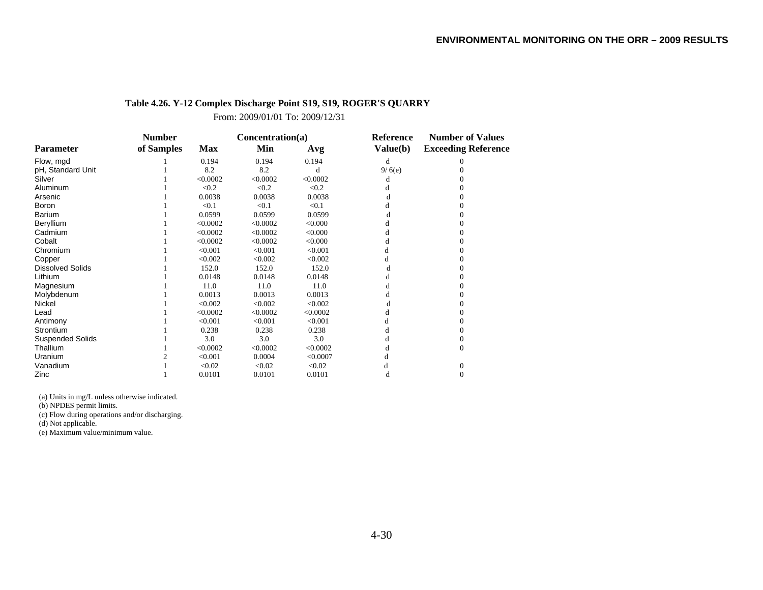**Table 4.26. Y-12 Complex Discharge Point S19, S19, ROGER'S QUARRY**

From: 2009/01/01 To: 2009/12/31

| Parameter | Number of Samples | Concentration(a) Max | Min | Avg | Reference Value(b) | Number of Values Exceeding Reference |
|---|---|---|---|---|---|---|
| Flow, mgd | 1 | 0.194 | 0.194 | 0.194 | d | 0 |
| pH, Standard Unit | 1 | 8.2 | 8.2 | d | 9/ 6(e) | 0 |
| Silver | 1 | <0.0002 | <0.0002 | <0.0002 | d | 0 |
| Aluminum | 1 | <0.2 | <0.2 | <0.2 | d | 0 |
| Arsenic | 1 | 0.0038 | 0.0038 | 0.0038 | d | 0 |
| Boron | 1 | <0.1 | <0.1 | <0.1 | d | 0 |
| Barium | 1 | 0.0599 | 0.0599 | 0.0599 | d | 0 |
| Beryllium | 1 | <0.0002 | <0.0002 | <0.000 | d | 0 |
| Cadmium | 1 | <0.0002 | <0.0002 | <0.000 | d | 0 |
| Cobalt | 1 | <0.0002 | <0.0002 | <0.000 | d | 0 |
| Chromium | 1 | <0.001 | <0.001 | <0.001 | d | 0 |
| Copper | 1 | <0.002 | <0.002 | <0.002 | d | 0 |
| Dissolved Solids | 1 | 152.0 | 152.0 | 152.0 | d | 0 |
| Lithium | 1 | 0.0148 | 0.0148 | 0.0148 | d | 0 |
| Magnesium | 1 | 11.0 | 11.0 | 11.0 | d | 0 |
| Molybdenum | 1 | 0.0013 | 0.0013 | 0.0013 | d | 0 |
| Nickel | 1 | <0.002 | <0.002 | <0.002 | d | 0 |
| Lead | 1 | <0.0002 | <0.0002 | <0.0002 | d | 0 |
| Antimony | 1 | <0.001 | <0.001 | <0.001 | d | 0 |
| Strontium | 1 | 0.238 | 0.238 | 0.238 | d | 0 |
| Suspended Solids | 1 | 3.0 | 3.0 | 3.0 | d | 0 |
| Thallium | 1 | <0.0002 | <0.0002 | <0.0002 | d | 0 |
| Uranium | 2 | <0.001 | 0.0004 | <0.0007 | d | |
| Vanadium | 1 | <0.02 | <0.02 | <0.02 | d | 0 |
| Zinc | 1 | 0.0101 | 0.0101 | 0.0101 | d | 0 |

(a) Units in mg/L unless otherwise indicated.
(b) NPDES permit limits.
(c) Flow during operations and/or discharging.
(d) Not applicable.
(e) Maximum value/minimum value.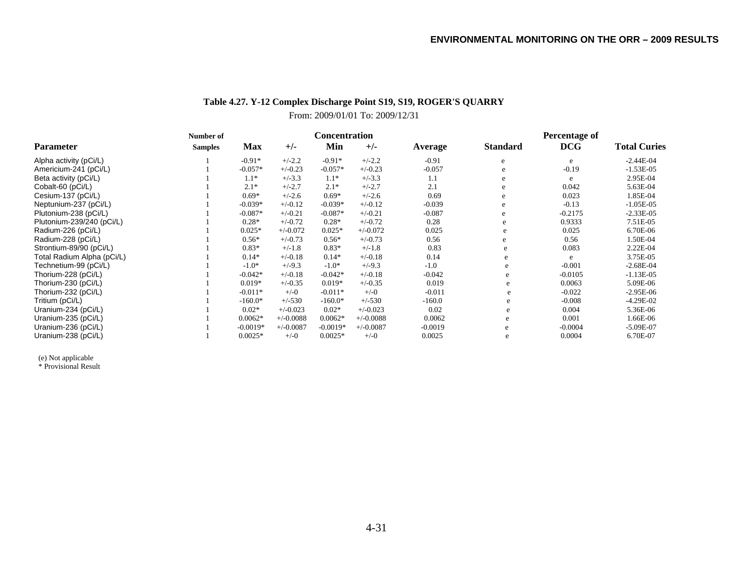**Table 4.27. Y-12 Complex Discharge Point S19, S19, ROGER'S QUARRY**

From: 2009/01/01 To: 2009/12/31

| Parameter | Number of Samples | Concentration Max | +/- | Min | +/- | Average | Standard | Percentage of DCG | Total Curies |
|---|---|---|---|---|---|---|---|---|---|
| Alpha activity (pCi/L) | 1 | -0.91* | +/-2.2 | -0.91* | +/-2.2 | -0.91 | e | e | -2.44E-04 |
| Americium-241 (pCi/L) | 1 | -0.057* | +/-0.23 | -0.057* | +/-0.23 | -0.057 | e | -0.19 | -1.53E-05 |
| Beta activity (pCi/L) | 1 | 1.1* | +/-3.3 | 1.1* | +/-3.3 | 1.1 | e | e | 2.95E-04 |
| Cobalt-60 (pCi/L) | 1 | 2.1* | +/-2.7 | 2.1* | +/-2.7 | 2.1 | e | 0.042 | 5.63E-04 |
| Cesium-137 (pCi/L) | 1 | 0.69* | +/-2.6 | 0.69* | +/-2.6 | 0.69 | e | 0.023 | 1.85E-04 |
| Neptunium-237 (pCi/L) | 1 | -0.039* | +/-0.12 | -0.039* | +/-0.12 | -0.039 | e | -0.13 | -1.05E-05 |
| Plutonium-238 (pCi/L) | 1 | -0.087* | +/-0.21 | -0.087* | +/-0.21 | -0.087 | e | -0.2175 | -2.33E-05 |
| Plutonium-239/240 (pCi/L) | 1 | 0.28* | +/-0.72 | 0.28* | +/-0.72 | 0.28 | e | 0.9333 | 7.51E-05 |
| Radium-226 (pCi/L) | 1 | 0.025* | +/-0.072 | 0.025* | +/-0.072 | 0.025 | e | 0.025 | 6.70E-06 |
| Radium-228 (pCi/L) | 1 | 0.56* | +/-0.73 | 0.56* | +/-0.73 | 0.56 | e | 0.56 | 1.50E-04 |
| Strontium-89/90 (pCi/L) | 1 | 0.83* | +/-1.8 | 0.83* | +/-1.8 | 0.83 | e | 0.083 | 2.22E-04 |
| Total Radium Alpha (pCi/L) | 1 | 0.14* | +/-0.18 | 0.14* | +/-0.18 | 0.14 | e | e | 3.75E-05 |
| Technetium-99 (pCi/L) | 1 | -1.0* | +/-9.3 | -1.0* | +/-9.3 | -1.0 | e | -0.001 | -2.68E-04 |
| Thorium-228 (pCi/L) | 1 | -0.042* | +/-0.18 | -0.042* | +/-0.18 | -0.042 | e | -0.0105 | -1.13E-05 |
| Thorium-230 (pCi/L) | 1 | 0.019* | +/-0.35 | 0.019* | +/-0.35 | 0.019 | e | 0.0063 | 5.09E-06 |
| Thorium-232 (pCi/L) | 1 | -0.011* | +/-0 | -0.011* | +/-0 | -0.011 | e | -0.022 | -2.95E-06 |
| Tritium (pCi/L) | 1 | -160.0* | +/-530 | -160.0* | +/-530 | -160.0 | e | -0.008 | -4.29E-02 |
| Uranium-234 (pCi/L) | 1 | 0.02* | +/-0.023 | 0.02* | +/-0.023 | 0.02 | e | 0.004 | 5.36E-06 |
| Uranium-235 (pCi/L) | 1 | 0.0062* | +/-0.0088 | 0.0062* | +/-0.0088 | 0.0062 | e | 0.001 | 1.66E-06 |
| Uranium-236 (pCi/L) | 1 | -0.0019* | +/-0.0087 | -0.0019* | +/-0.0087 | -0.0019 | e | -0.0004 | -5.09E-07 |
| Uranium-238 (pCi/L) | 1 | 0.0025* | +/-0 | 0.0025* | +/-0 | 0.0025 | e | 0.0004 | 6.70E-07 |

(e) Not applicable
* Provisional Result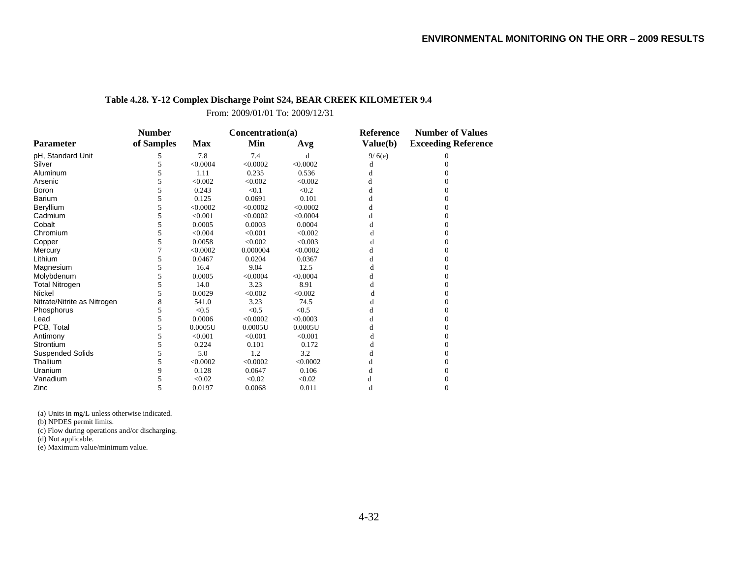**Table 4.28. Y-12 Complex Discharge Point S24, BEAR CREEK KILOMETER 9.4**

From: 2009/01/01 To: 2009/12/31

| Parameter | Number of Samples | Concentration(a) Max | Min | Avg | Reference Value(b) | Number of Values Exceeding Reference |
|---|---|---|---|---|---|---|
| pH, Standard Unit | 5 | 7.8 | 7.4 | d | 9/ 6(e) | 0 |
| Silver | 5 | <0.0004 | <0.0002 | <0.0002 | d | 0 |
| Aluminum | 5 | 1.11 | 0.235 | 0.536 | d | 0 |
| Arsenic | 5 | <0.002 | <0.002 | <0.002 | d | 0 |
| Boron | 5 | 0.243 | <0.1 | <0.2 | d | 0 |
| Barium | 5 | 0.125 | 0.0691 | 0.101 | d | 0 |
| Beryllium | 5 | <0.0002 | <0.0002 | <0.0002 | d | 0 |
| Cadmium | 5 | <0.001 | <0.0002 | <0.0004 | d | 0 |
| Cobalt | 5 | 0.0005 | 0.0003 | 0.0004 | d | 0 |
| Chromium | 5 | <0.004 | <0.001 | <0.002 | d | 0 |
| Copper | 5 | 0.0058 | <0.002 | <0.003 | d | 0 |
| Mercury | 7 | <0.0002 | 0.000004 | <0.0002 | d | 0 |
| Lithium | 5 | 0.0467 | 0.0204 | 0.0367 | d | 0 |
| Magnesium | 5 | 16.4 | 9.04 | 12.5 | d | 0 |
| Molybdenum | 5 | 0.0005 | <0.0004 | <0.0004 | d | 0 |
| Total Nitrogen | 5 | 14.0 | 3.23 | 8.91 | d | 0 |
| Nickel | 5 | 0.0029 | <0.002 | <0.002 | d | 0 |
| Nitrate/Nitrite as Nitrogen | 8 | 541.0 | 3.23 | 74.5 | d | 0 |
| Phosphorus | 5 | <0.5 | <0.5 | <0.5 | d | 0 |
| Lead | 5 | 0.0006 | <0.0002 | <0.0003 | d | 0 |
| PCB, Total | 5 | 0.0005U | 0.0005U | 0.0005U | d | 0 |
| Antimony | 5 | <0.001 | <0.001 | <0.001 | d | 0 |
| Strontium | 5 | 0.224 | 0.101 | 0.172 | d | 0 |
| Suspended Solids | 5 | 5.0 | 1.2 | 3.2 | d | 0 |
| Thallium | 5 | <0.0002 | <0.0002 | <0.0002 | d | 0 |
| Uranium | 9 | 0.128 | 0.0647 | 0.106 | d | 0 |
| Vanadium | 5 | <0.02 | <0.02 | <0.02 | d | 0 |
| Zinc | 5 | 0.0197 | 0.0068 | 0.011 | d | 0 |

(a) Units in mg/L unless otherwise indicated.
(b) NPDES permit limits.
(c) Flow during operations and/or discharging.
(d) Not applicable.
(e) Maximum value/minimum value.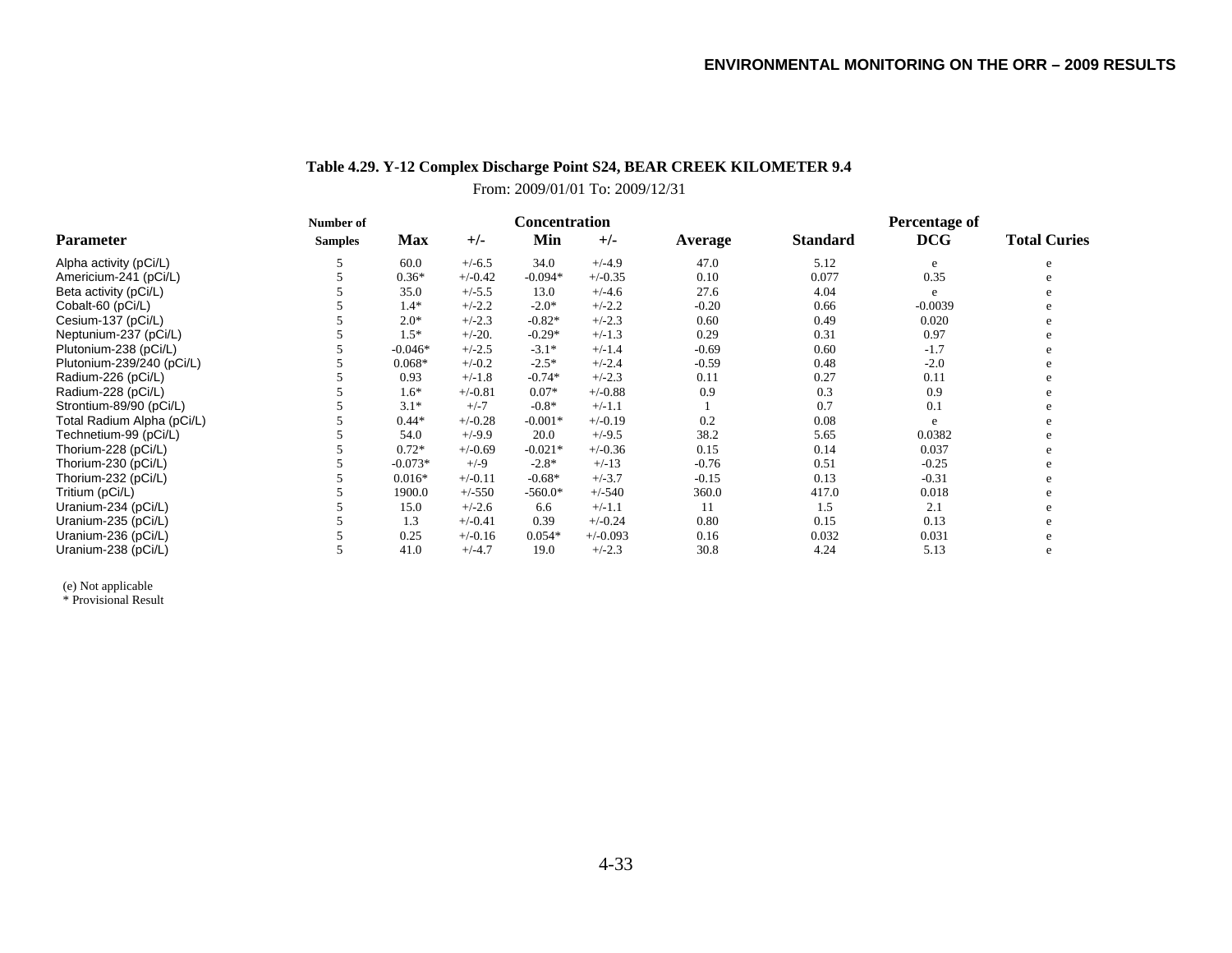## Table 4.29. Y-12 Complex Discharge Point S24, BEAR CREEK KILOMETER 9.4

From: 2009/01/01 To: 2009/12/31

| Parameter | Number of Samples | Concentration Max | +/- | Min | +/- | Average | Standard | Percentage of DCG | Total Curies |
|---|---|---|---|---|---|---|---|---|---|
| Alpha activity (pCi/L) | 5 | 60.0 | +/-6.5 | 34.0 | +/-4.9 | 47.0 | 5.12 | e | e |
| Americium-241 (pCi/L) | 5 | 0.36* | +/-0.42 | -0.094* | +/-0.35 | 0.10 | 0.077 | 0.35 | e |
| Beta activity (pCi/L) | 5 | 35.0 | +/-5.5 | 13.0 | +/-4.6 | 27.6 | 4.04 | e | e |
| Cobalt-60 (pCi/L) | 5 | 1.4* | +/-2.2 | -2.0* | +/-2.2 | -0.20 | 0.66 | -0.0039 | e |
| Cesium-137 (pCi/L) | 5 | 2.0* | +/-2.3 | -0.82* | +/-2.3 | 0.60 | 0.49 | 0.020 | e |
| Neptunium-237 (pCi/L) | 5 | 1.5* | +/-20. | -0.29* | +/-1.3 | 0.29 | 0.31 | 0.97 | e |
| Plutonium-238 (pCi/L) | 5 | -0.046* | +/-2.5 | -3.1* | +/-1.4 | -0.69 | 0.60 | -1.7 | e |
| Plutonium-239/240 (pCi/L) | 5 | 0.068* | +/-0.2 | -2.5* | +/-2.4 | -0.59 | 0.48 | -2.0 | e |
| Radium-226 (pCi/L) | 5 | 0.93 | +/-1.8 | -0.74* | +/-2.3 | 0.11 | 0.27 | 0.11 | e |
| Radium-228 (pCi/L) | 5 | 1.6* | +/-0.81 | 0.07* | +/-0.88 | 0.9 | 0.3 | 0.9 | e |
| Strontium-89/90 (pCi/L) | 5 | 3.1* | +/-7 | -0.8* | +/-1.1 | 1 | 0.7 | 0.1 | e |
| Total Radium Alpha (pCi/L) | 5 | 0.44* | +/-0.28 | -0.001* | +/-0.19 | 0.2 | 0.08 | e | e |
| Technetium-99 (pCi/L) | 5 | 54.0 | +/-9.9 | 20.0 | +/-9.5 | 38.2 | 5.65 | 0.0382 | e |
| Thorium-228 (pCi/L) | 5 | 0.72* | +/-0.69 | -0.021* | +/-0.36 | 0.15 | 0.14 | 0.037 | e |
| Thorium-230 (pCi/L) | 5 | -0.073* | +/-9 | -2.8* | +/-13 | -0.76 | 0.51 | -0.25 | e |
| Thorium-232 (pCi/L) | 5 | 0.016* | +/-0.11 | -0.68* | +/-3.7 | -0.15 | 0.13 | -0.31 | e |
| Tritium (pCi/L) | 5 | 1900.0 | +/-550 | -560.0* | +/-540 | 360.0 | 417.0 | 0.018 | e |
| Uranium-234 (pCi/L) | 5 | 15.0 | +/-2.6 | 6.6 | +/-1.1 | 11 | 1.5 | 2.1 | e |
| Uranium-235 (pCi/L) | 5 | 1.3 | +/-0.41 | 0.39 | +/-0.24 | 0.80 | 0.15 | 0.13 | e |
| Uranium-236 (pCi/L) | 5 | 0.25 | +/-0.16 | 0.054* | +/-0.093 | 0.16 | 0.032 | 0.031 | e |
| Uranium-238 (pCi/L) | 5 | 41.0 | +/-4.7 | 19.0 | +/-2.3 | 30.8 | 4.24 | 5.13 | e |

(e) Not applicable
* Provisional Result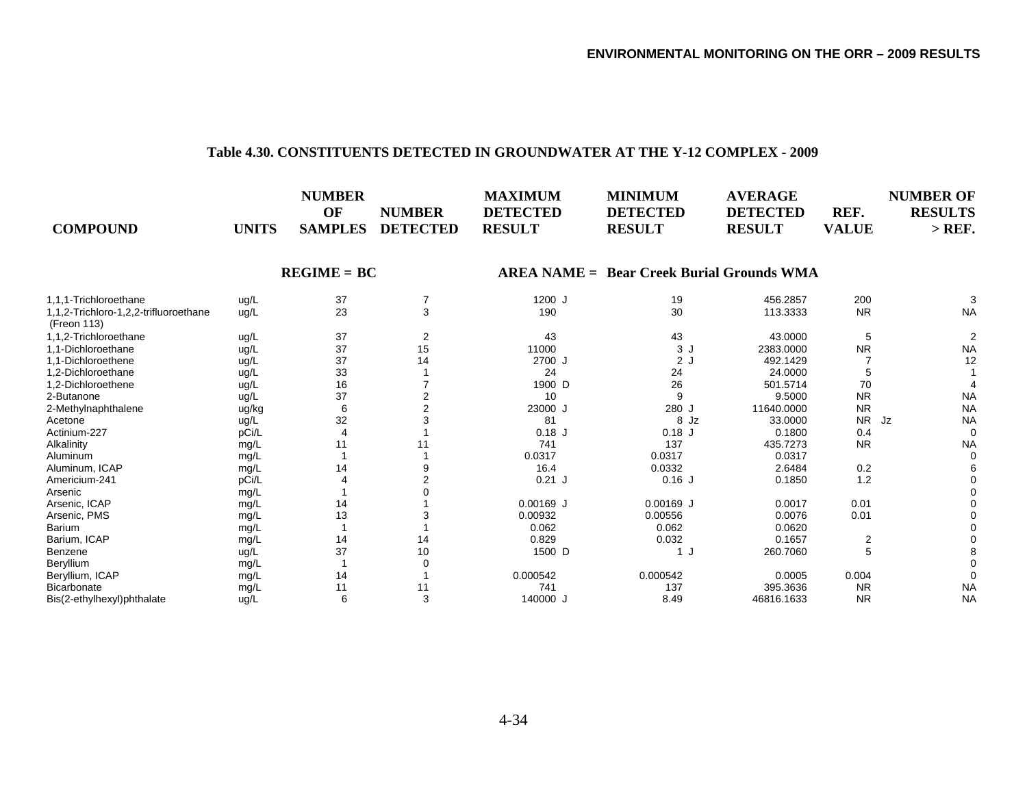## Table 4.30. CONSTITUENTS DETECTED IN GROUNDWATER AT THE Y-12 COMPLEX - 2009

| COMPOUND | UNITS | NUMBER OF SAMPLES | NUMBER DETECTED | MAXIMUM DETECTED RESULT | MINIMUM DETECTED RESULT | AVERAGE DETECTED RESULT | REF. VALUE | NUMBER OF RESULTS > REF. |
|---|---|---|---|---|---|---|---|---|
| **REGIME = BC** | | | | **AREA NAME = Bear Creek Burial Grounds WMA** | | | | |
| 1,1,1-Trichloroethane | ug/L | 37 | 7 | 1200 J | 19 | 456.2857 | 200 | 3 |
| 1,1,2-Trichloro-1,2,2-trifluoroethane (Freon 113) | ug/L | 23 | 3 | 190 | 30 | 113.3333 | NR | NA |
| 1,1,2-Trichloroethane | ug/L | 37 | 2 | 43 | 43 | 43.0000 | 5 | 2 |
| 1,1-Dichloroethane | ug/L | 37 | 15 | 11000 | 3 J | 2383.0000 | NR | NA |
| 1,1-Dichloroethene | ug/L | 37 | 14 | 2700 J | 2 J | 492.1429 | 7 | 12 |
| 1,2-Dichloroethane | ug/L | 33 | 1 | 24 | 24 | 24.0000 | 5 | 1 |
| 1,2-Dichloroethene | ug/L | 16 | 7 | 1900 D | 26 | 501.5714 | 70 | 4 |
| 2-Butanone | ug/L | 37 | 2 | 10 | 9 | 9.5000 | NR | NA |
| 2-Methylnaphthalene | ug/kg | 6 | 2 | 23000 J | 280 J | 11640.0000 | NR | NA |
| Acetone | ug/L | 32 | 3 | 81 | 8 Jz | 33.0000 | NR Jz | NA |
| Actinium-227 | pCi/L | 4 | 1 | 0.18 J | 0.18 J | 0.1800 | 0.4 | 0 |
| Alkalinity | mg/L | 11 | 11 | 741 | 137 | 435.7273 | NR | NA |
| Aluminum | mg/L | 1 | 1 | 0.0317 | 0.0317 | 0.0317 | | 0 |
| Aluminum, ICAP | mg/L | 14 | 9 | 16.4 | 0.0332 | 2.6484 | 0.2 | 6 |
| Americium-241 | pCi/L | 4 | 2 | 0.21 J | 0.16 J | 0.1850 | 1.2 | 0 |
| Arsenic | mg/L | 1 | 0 | | | | | 0 |
| Arsenic, ICAP | mg/L | 14 | 1 | 0.00169 J | 0.00169 J | 0.0017 | 0.01 | 0 |
| Arsenic, PMS | mg/L | 13 | 3 | 0.00932 | 0.00556 | 0.0076 | 0.01 | 0 |
| Barium | mg/L | 1 | 1 | 0.062 | 0.062 | 0.0620 | | 0 |
| Barium, ICAP | mg/L | 14 | 14 | 0.829 | 0.032 | 0.1657 | 2 | 0 |
| Benzene | ug/L | 37 | 10 | 1500 D | 1 J | 260.7060 | 5 | 8 |
| Beryllium | mg/L | 1 | 0 | | | | | 0 |
| Beryllium, ICAP | mg/L | 14 | 1 | 0.000542 | 0.000542 | 0.0005 | 0.004 | 0 |
| Bicarbonate | mg/L | 11 | 11 | 741 | 137 | 395.3636 | NR | NA |
| Bis(2-ethylhexyl)phthalate | ug/L | 6 | 3 | 140000 J | 8.49 | 46816.1633 | NR | NA |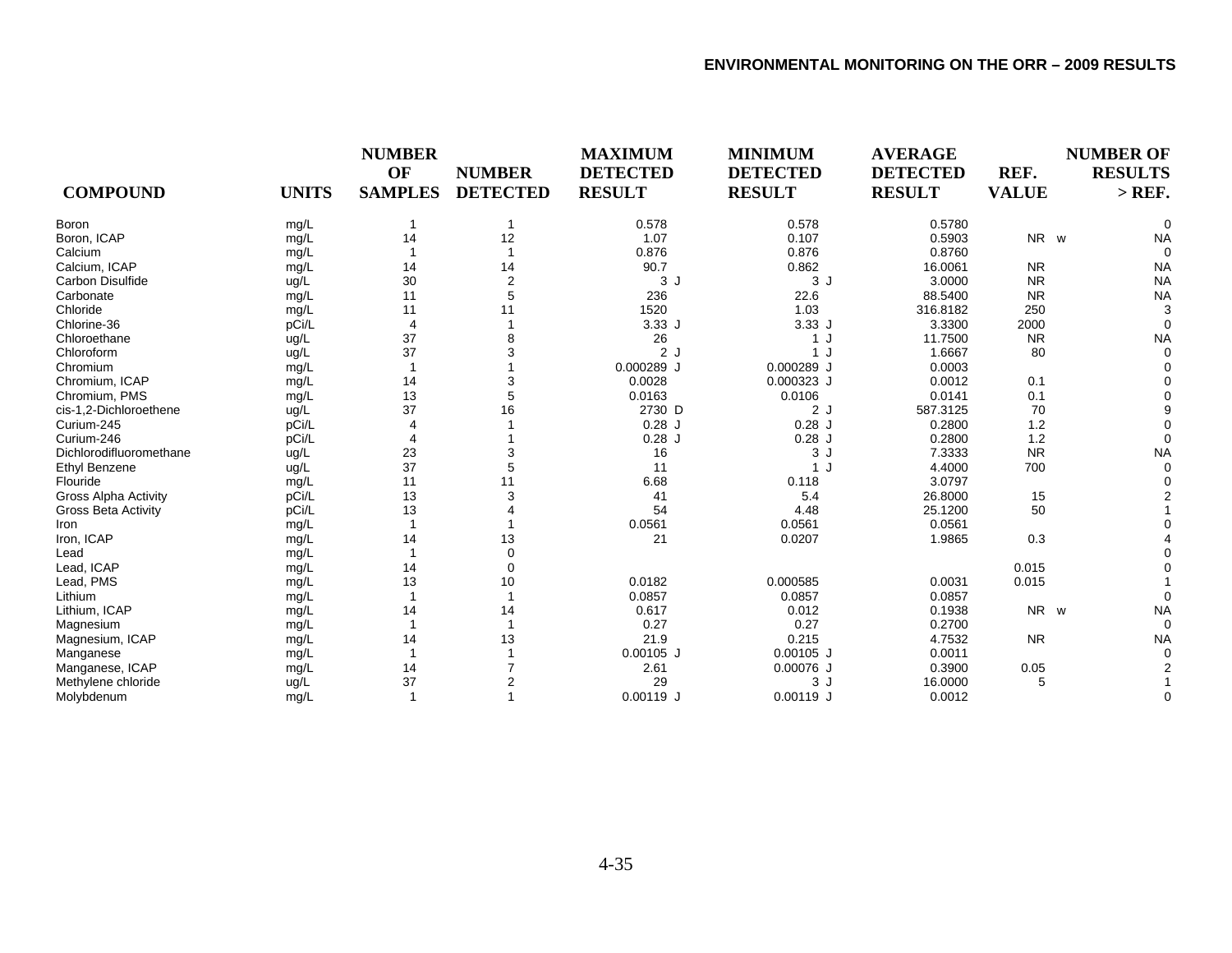| COMPOUND | UNITS | NUMBER OF SAMPLES | NUMBER DETECTED | MAXIMUM DETECTED RESULT | MINIMUM DETECTED RESULT | AVERAGE DETECTED RESULT | REF. VALUE | NUMBER OF RESULTS > REF. |
|---|---|---|---|---|---|---|---|---|
| Boron | mg/L | 1 | 1 | 0.578 | 0.578 | 0.5780 | | 0 |
| Boron, ICAP | mg/L | 14 | 12 | 1.07 | 0.107 | 0.5903 | NR w | NA |
| Calcium | mg/L | 1 | 1 | 0.876 | 0.876 | 0.8760 | | 0 |
| Calcium, ICAP | mg/L | 14 | 14 | 90.7 | 0.862 | 16.0061 | NR | NA |
| Carbon Disulfide | ug/L | 30 | 2 | 3 J | 3 J | 3.0000 | NR | NA |
| Carbonate | mg/L | 11 | 5 | 236 | 22.6 | 88.5400 | NR | NA |
| Chloride | mg/L | 11 | 11 | 1520 | 1.03 | 316.8182 | 250 | 3 |
| Chlorine-36 | pCi/L | 4 | 1 | 3.33 J | 3.33 J | 3.3300 | 2000 | 0 |
| Chloroethane | ug/L | 37 | 8 | 26 | 1 J | 11.7500 | NR | NA |
| Chloroform | ug/L | 37 | 3 | 2 J | 1 J | 1.6667 | 80 | 0 |
| Chromium | mg/L | 1 | 1 | 0.000289 J | 0.000289 J | 0.0003 | | 0 |
| Chromium, ICAP | mg/L | 14 | 3 | 0.0028 | 0.000323 J | 0.0012 | 0.1 | 0 |
| Chromium, PMS | mg/L | 13 | 5 | 0.0163 | 0.0106 | 0.0141 | 0.1 | 0 |
| cis-1,2-Dichloroethene | ug/L | 37 | 16 | 2730 D | 2 J | 587.3125 | 70 | 9 |
| Curium-245 | pCi/L | 4 | 1 | 0.28 J | 0.28 J | 0.2800 | 1.2 | 0 |
| Curium-246 | pCi/L | 4 | 1 | 0.28 J | 0.28 J | 0.2800 | 1.2 | 0 |
| Dichlorodifluoromethane | ug/L | 23 | 3 | 16 | 3 J | 7.3333 | NR | NA |
| Ethyl Benzene | ug/L | 37 | 5 | 11 | 1 J | 4.4000 | 700 | 0 |
| Flouride | mg/L | 11 | 11 | 6.68 | 0.118 | 3.0797 | | 0 |
| Gross Alpha Activity | pCi/L | 13 | 3 | 41 | 5.4 | 26.8000 | 15 | 2 |
| Gross Beta Activity | pCi/L | 13 | 4 | 54 | 4.48 | 25.1200 | 50 | 1 |
| Iron | mg/L | 1 | 1 | 0.0561 | 0.0561 | 0.0561 | | 0 |
| Iron, ICAP | mg/L | 14 | 13 | 21 | 0.0207 | 1.9865 | 0.3 | 4 |
| Lead | mg/L | 1 | 0 | | | | | 0 |
| Lead, ICAP | mg/L | 14 | 0 | | | | 0.015 | 0 |
| Lead, PMS | mg/L | 13 | 10 | 0.0182 | 0.000585 | 0.0031 | 0.015 | 1 |
| Lithium | mg/L | 1 | 1 | 0.0857 | 0.0857 | 0.0857 | | 0 |
| Lithium, ICAP | mg/L | 14 | 14 | 0.617 | 0.012 | 0.1938 | NR w | NA |
| Magnesium | mg/L | 1 | 1 | 0.27 | 0.27 | 0.2700 | | 0 |
| Magnesium, ICAP | mg/L | 14 | 13 | 21.9 | 0.215 | 4.7532 | NR | NA |
| Manganese | mg/L | 1 | 1 | 0.00105 J | 0.00105 J | 0.0011 | | 0 |
| Manganese, ICAP | mg/L | 14 | 7 | 2.61 | 0.00076 J | 0.3900 | 0.05 | 2 |
| Methylene chloride | ug/L | 37 | 2 | 29 | 3 J | 16.0000 | 5 | 1 |
| Molybdenum | mg/L | 1 | 1 | 0.00119 J | 0.00119 J | 0.0012 | | 0 |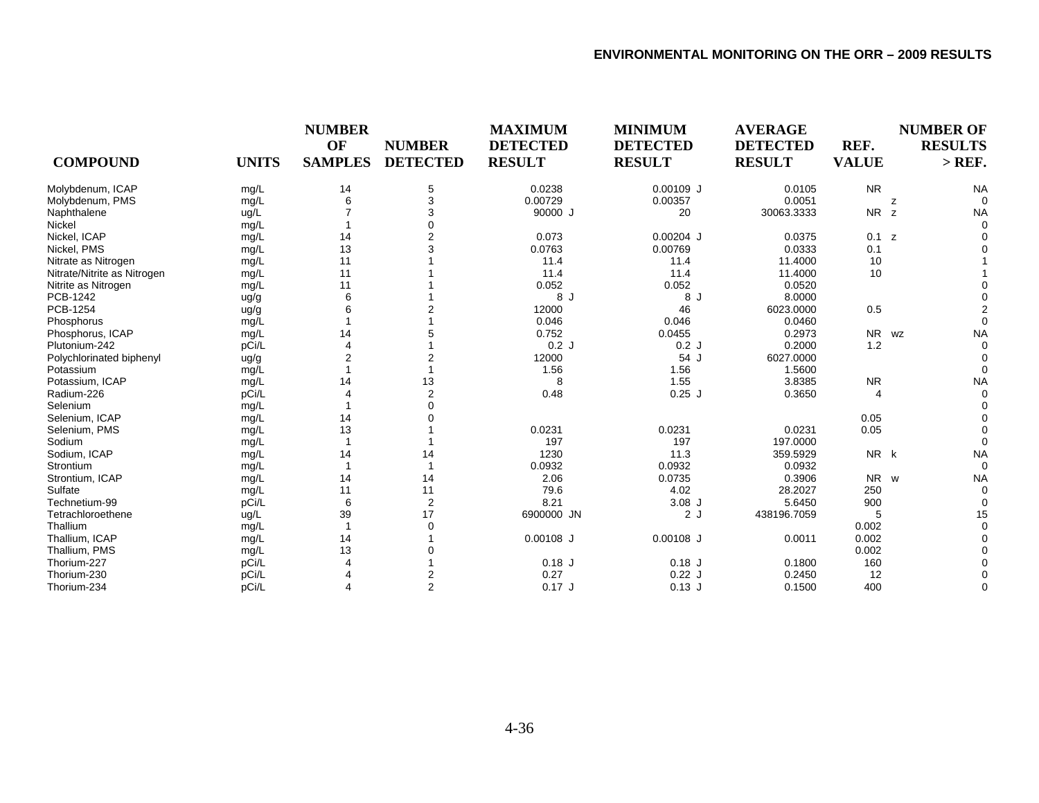| COMPOUND | UNITS | NUMBER OF SAMPLES | NUMBER DETECTED | MAXIMUM DETECTED RESULT | MINIMUM DETECTED RESULT | AVERAGE DETECTED RESULT | REF. VALUE | NUMBER OF RESULTS > REF. |
|---|---|---|---|---|---|---|---|---|
| Molybdenum, ICAP | mg/L | 14 | 5 | 0.0238 | 0.00109 J | 0.0105 | NR | NA |
| Molybdenum, PMS | mg/L | 6 | 3 | 0.00729 | 0.00357 | 0.0051 | z | 0 |
| Naphthalene | ug/L | 7 | 3 | 90000 J | 20 | 30063.3333 | NR z | NA |
| Nickel | mg/L | 1 | 0 | | | | | 0 |
| Nickel, ICAP | mg/L | 14 | 2 | 0.073 | 0.00204 J | 0.0375 | 0.1 z | 0 |
| Nickel, PMS | mg/L | 13 | 3 | 0.0763 | 0.00769 | 0.0333 | 0.1 | 0 |
| Nitrate as Nitrogen | mg/L | 11 | 1 | 11.4 | 11.4 | 11.4000 | 10 | 1 |
| Nitrate/Nitrite as Nitrogen | mg/L | 11 | 1 | 11.4 | 11.4 | 11.4000 | 10 | 1 |
| Nitrite as Nitrogen | mg/L | 11 | 1 | 0.052 | 0.052 | 0.0520 | | 0 |
| PCB-1242 | ug/g | 6 | 1 | 8 J | 8 J | 8.0000 | | 0 |
| PCB-1254 | ug/g | 6 | 2 | 12000 | 46 | 6023.0000 | 0.5 | 2 |
| Phosphorus | mg/L | 1 | 1 | 0.046 | 0.046 | 0.0460 | | 0 |
| Phosphorus, ICAP | mg/L | 14 | 5 | 0.752 | 0.0455 | 0.2973 | NR wz | NA |
| Plutonium-242 | pCi/L | 4 | 1 | 0.2 J | 0.2 J | 0.2000 | 1.2 | 0 |
| Polychlorinated biphenyl | ug/g | 2 | 2 | 12000 | 54 J | 6027.0000 | | 0 |
| Potassium | mg/L | 1 | 1 | 1.56 | 1.56 | 1.5600 | | 0 |
| Potassium, ICAP | mg/L | 14 | 13 | 8 | 1.55 | 3.8385 | NR | NA |
| Radium-226 | pCi/L | 4 | 2 | 0.48 | 0.25 J | 0.3650 | 4 | 0 |
| Selenium | mg/L | 1 | 0 | | | | | 0 |
| Selenium, ICAP | mg/L | 14 | 0 | | | | 0.05 | 0 |
| Selenium, PMS | mg/L | 13 | 1 | 0.0231 | 0.0231 | 0.0231 | 0.05 | 0 |
| Sodium | mg/L | 1 | 1 | 197 | 197 | 197.0000 | | 0 |
| Sodium, ICAP | mg/L | 14 | 14 | 1230 | 11.3 | 359.5929 | NR k | NA |
| Strontium | mg/L | 1 | 1 | 0.0932 | 0.0932 | 0.0932 | | 0 |
| Strontium, ICAP | mg/L | 14 | 14 | 2.06 | 0.0735 | 0.3906 | NR w | NA |
| Sulfate | mg/L | 11 | 11 | 79.6 | 4.02 | 28.2027 | 250 | 0 |
| Technetium-99 | pCi/L | 6 | 2 | 8.21 | 3.08 J | 5.6450 | 900 | 0 |
| Tetrachloroethene | ug/L | 39 | 17 | 6900000 JN | 2 J | 438196.7059 | 5 | 15 |
| Thallium | mg/L | 1 | 0 | | | | 0.002 | 0 |
| Thallium, ICAP | mg/L | 14 | 1 | 0.00108 J | 0.00108 J | 0.0011 | 0.002 | 0 |
| Thallium, PMS | mg/L | 13 | 0 | | | | 0.002 | 0 |
| Thorium-227 | pCi/L | 4 | 1 | 0.18 J | 0.18 J | 0.1800 | 160 | 0 |
| Thorium-230 | pCi/L | 4 | 2 | 0.27 | 0.22 J | 0.2450 | 12 | 0 |
| Thorium-234 | pCi/L | 4 | 2 | 0.17 J | 0.13 J | 0.1500 | 400 | 0 |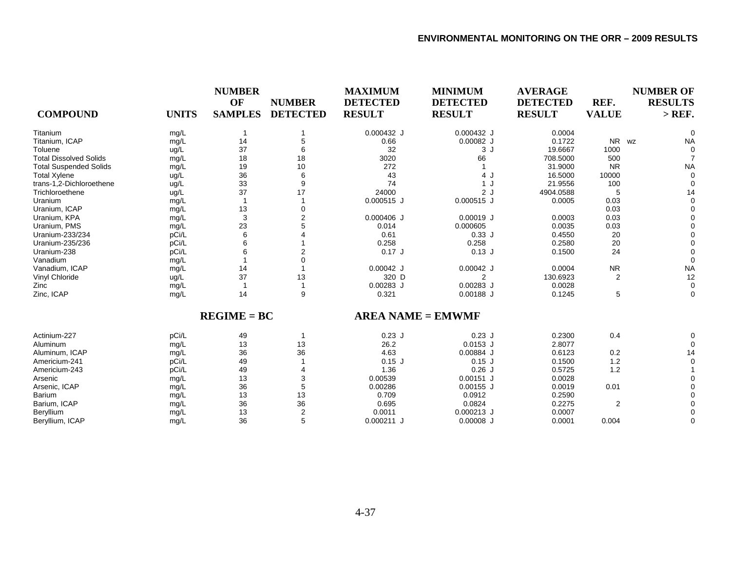| COMPOUND | UNITS | NUMBER OF SAMPLES | NUMBER DETECTED | MAXIMUM DETECTED RESULT | MINIMUM DETECTED RESULT | AVERAGE DETECTED RESULT | REF. VALUE | NUMBER OF RESULTS > REF. |
|---|---|---|---|---|---|---|---|---|
| Titanium | mg/L | 1 | 1 | 0.000432 J | 0.000432 J | 0.0004 | | 0 |
| Titanium, ICAP | mg/L | 14 | 5 | 0.66 | 0.00082 J | 0.1722 | NR wz | NA |
| Toluene | ug/L | 37 | 6 | 32 | 3 J | 19.6667 | 1000 | 0 |
| Total Dissolved Solids | mg/L | 18 | 18 | 3020 | 66 | 708.5000 | 500 | 7 |
| Total Suspended Solids | mg/L | 19 | 10 | 272 | 1 | 31.9000 | NR | NA |
| Total Xylene | ug/L | 36 | 6 | 43 | 4 J | 16.5000 | 10000 | 0 |
| trans-1,2-Dichloroethene | ug/L | 33 | 9 | 74 | 1 J | 21.9556 | 100 | 0 |
| Trichloroethene | ug/L | 37 | 17 | 24000 | 2 J | 4904.0588 | 5 | 14 |
| Uranium | mg/L | 1 | 1 | 0.000515 J | 0.000515 J | 0.0005 | 0.03 | 0 |
| Uranium, ICAP | mg/L | 13 | 0 | | | | 0.03 | 0 |
| Uranium, KPA | mg/L | 3 | 2 | 0.000406 J | 0.00019 J | 0.0003 | 0.03 | 0 |
| Uranium, PMS | mg/L | 23 | 5 | 0.014 | 0.000605 | 0.0035 | 0.03 | 0 |
| Uranium-233/234 | pCi/L | 6 | 4 | 0.61 | 0.33 J | 0.4550 | 20 | 0 |
| Uranium-235/236 | pCi/L | 6 | 1 | 0.258 | 0.258 | 0.2580 | 20 | 0 |
| Uranium-238 | pCi/L | 6 | 2 | 0.17 J | 0.13 J | 0.1500 | 24 | 0 |
| Vanadium | mg/L | 1 | 0 | | | | | 0 |
| Vanadium, ICAP | mg/L | 14 | 1 | 0.00042 J | 0.00042 J | 0.0004 | NR | NA |
| Vinyl Chloride | ug/L | 37 | 13 | 320 D | 2 | 130.6923 | 2 | 12 |
| Zinc | mg/L | 1 | 1 | 0.00283 J | 0.00283 J | 0.0028 | | 0 |
| Zinc, ICAP | mg/L | 14 | 9 | 0.321 | 0.00188 J | 0.1245 | 5 | 0 |

**REGIME = BC** **AREA NAME = EMWMF**

| COMPOUND | UNITS | NUMBER OF SAMPLES | NUMBER DETECTED | MAXIMUM DETECTED RESULT | MINIMUM DETECTED RESULT | AVERAGE DETECTED RESULT | REF. VALUE | NUMBER OF RESULTS > REF. |
|---|---|---|---|---|---|---|---|---|
| Actinium-227 | pCi/L | 49 | 1 | 0.23 J | 0.23 J | 0.2300 | 0.4 | 0 |
| Aluminum | mg/L | 13 | 13 | 26.2 | 0.0153 J | 2.8077 | | 0 |
| Aluminum, ICAP | mg/L | 36 | 36 | 4.63 | 0.00884 J | 0.6123 | 0.2 | 14 |
| Americium-241 | pCi/L | 49 | 1 | 0.15 J | 0.15 J | 0.1500 | 1.2 | 0 |
| Americium-243 | pCi/L | 49 | 4 | 1.36 | 0.26 J | 0.5725 | 1.2 | 1 |
| Arsenic | mg/L | 13 | 3 | 0.00539 | 0.00151 J | 0.0028 | | 0 |
| Arsenic, ICAP | mg/L | 36 | 5 | 0.00286 | 0.00155 J | 0.0019 | 0.01 | 0 |
| Barium | mg/L | 13 | 13 | 0.709 | 0.0912 | 0.2590 | | 0 |
| Barium, ICAP | mg/L | 36 | 36 | 0.695 | 0.0824 | 0.2275 | 2 | 0 |
| Beryllium | mg/L | 13 | 2 | 0.0011 | 0.000213 J | 0.0007 | | 0 |
| Beryllium, ICAP | mg/L | 36 | 5 | 0.000211 J | 0.00008 J | 0.0001 | 0.004 | 0 |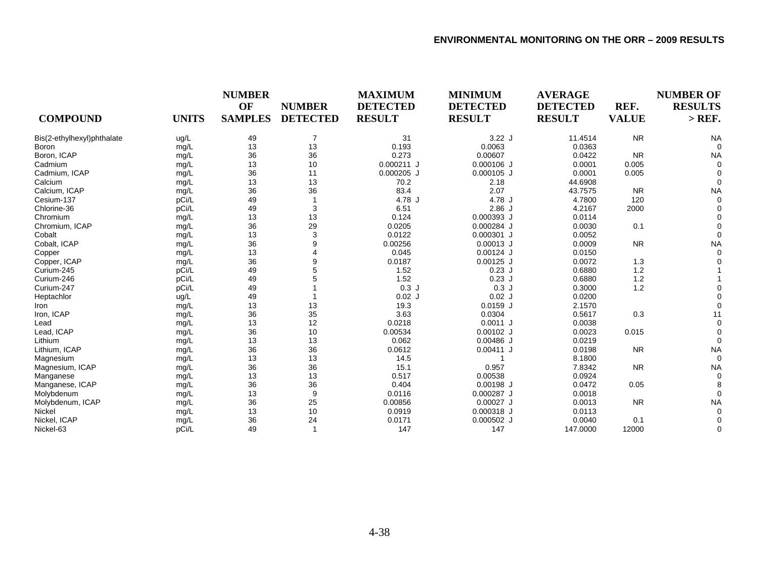| COMPOUND | UNITS | NUMBER OF SAMPLES | NUMBER DETECTED | MAXIMUM DETECTED RESULT | MINIMUM DETECTED RESULT | AVERAGE DETECTED RESULT | REF. VALUE | NUMBER OF RESULTS > REF. |
|---|---|---|---|---|---|---|---|---|
| Bis(2-ethylhexyl)phthalate | ug/L | 49 | 7 | 31 | 3.22 J | 11.4514 | NR | NA |
| Boron | mg/L | 13 | 13 | 0.193 | 0.0063 | 0.0363 | | 0 |
| Boron, ICAP | mg/L | 36 | 36 | 0.273 | 0.00607 | 0.0422 | NR | NA |
| Cadmium | mg/L | 13 | 10 | 0.000211 J | 0.000106 J | 0.0001 | 0.005 | 0 |
| Cadmium, ICAP | mg/L | 36 | 11 | 0.000205 J | 0.000105 J | 0.0001 | 0.005 | 0 |
| Calcium | mg/L | 13 | 13 | 70.2 | 2.18 | 44.6908 | | 0 |
| Calcium, ICAP | mg/L | 36 | 36 | 83.4 | 2.07 | 43.7575 | NR | NA |
| Cesium-137 | pCi/L | 49 | 1 | 4.78 J | 4.78 J | 4.7800 | 120 | 0 |
| Chlorine-36 | pCi/L | 49 | 3 | 6.51 | 2.86 J | 4.2167 | 2000 | 0 |
| Chromium | mg/L | 13 | 13 | 0.124 | 0.000393 J | 0.0114 | | 0 |
| Chromium, ICAP | mg/L | 36 | 29 | 0.0205 | 0.000284 J | 0.0030 | 0.1 | 0 |
| Cobalt | mg/L | 13 | 3 | 0.0122 | 0.000301 J | 0.0052 | | 0 |
| Cobalt, ICAP | mg/L | 36 | 9 | 0.00256 | 0.00013 J | 0.0009 | NR | NA |
| Copper | mg/L | 13 | 4 | 0.045 | 0.00124 J | 0.0150 | | 0 |
| Copper, ICAP | mg/L | 36 | 9 | 0.0187 | 0.00125 J | 0.0072 | 1.3 | 0 |
| Curium-245 | pCi/L | 49 | 5 | 1.52 | 0.23 J | 0.6880 | 1.2 | 1 |
| Curium-246 | pCi/L | 49 | 5 | 1.52 | 0.23 J | 0.6880 | 1.2 | 1 |
| Curium-247 | pCi/L | 49 | 1 | 0.3 J | 0.3 J | 0.3000 | 1.2 | 0 |
| Heptachlor | ug/L | 49 | 1 | 0.02 J | 0.02 J | 0.0200 | | 0 |
| Iron | mg/L | 13 | 13 | 19.3 | 0.0159 J | 2.1570 | | 0 |
| Iron, ICAP | mg/L | 36 | 35 | 3.63 | 0.0304 | 0.5617 | 0.3 | 11 |
| Lead | mg/L | 13 | 12 | 0.0218 | 0.0011 J | 0.0038 | | 0 |
| Lead, ICAP | mg/L | 36 | 10 | 0.00534 | 0.00102 J | 0.0023 | 0.015 | 0 |
| Lithium | mg/L | 13 | 13 | 0.062 | 0.00486 J | 0.0219 | | 0 |
| Lithium, ICAP | mg/L | 36 | 36 | 0.0612 | 0.00411 J | 0.0198 | NR | NA |
| Magnesium | mg/L | 13 | 13 | 14.5 | 1 | 8.1800 | | 0 |
| Magnesium, ICAP | mg/L | 36 | 36 | 15.1 | 0.957 | 7.8342 | NR | NA |
| Manganese | mg/L | 13 | 13 | 0.517 | 0.00538 | 0.0924 | | 0 |
| Manganese, ICAP | mg/L | 36 | 36 | 0.404 | 0.00198 J | 0.0472 | 0.05 | 8 |
| Molybdenum | mg/L | 13 | 9 | 0.0116 | 0.000287 J | 0.0018 | | 0 |
| Molybdenum, ICAP | mg/L | 36 | 25 | 0.00856 | 0.00027 J | 0.0013 | NR | NA |
| Nickel | mg/L | 13 | 10 | 0.0919 | 0.000318 J | 0.0113 | | 0 |
| Nickel, ICAP | mg/L | 36 | 24 | 0.0171 | 0.000502 J | 0.0040 | 0.1 | 0 |
| Nickel-63 | pCi/L | 49 | 1 | 147 | 147 | 147.0000 | 12000 | 0 |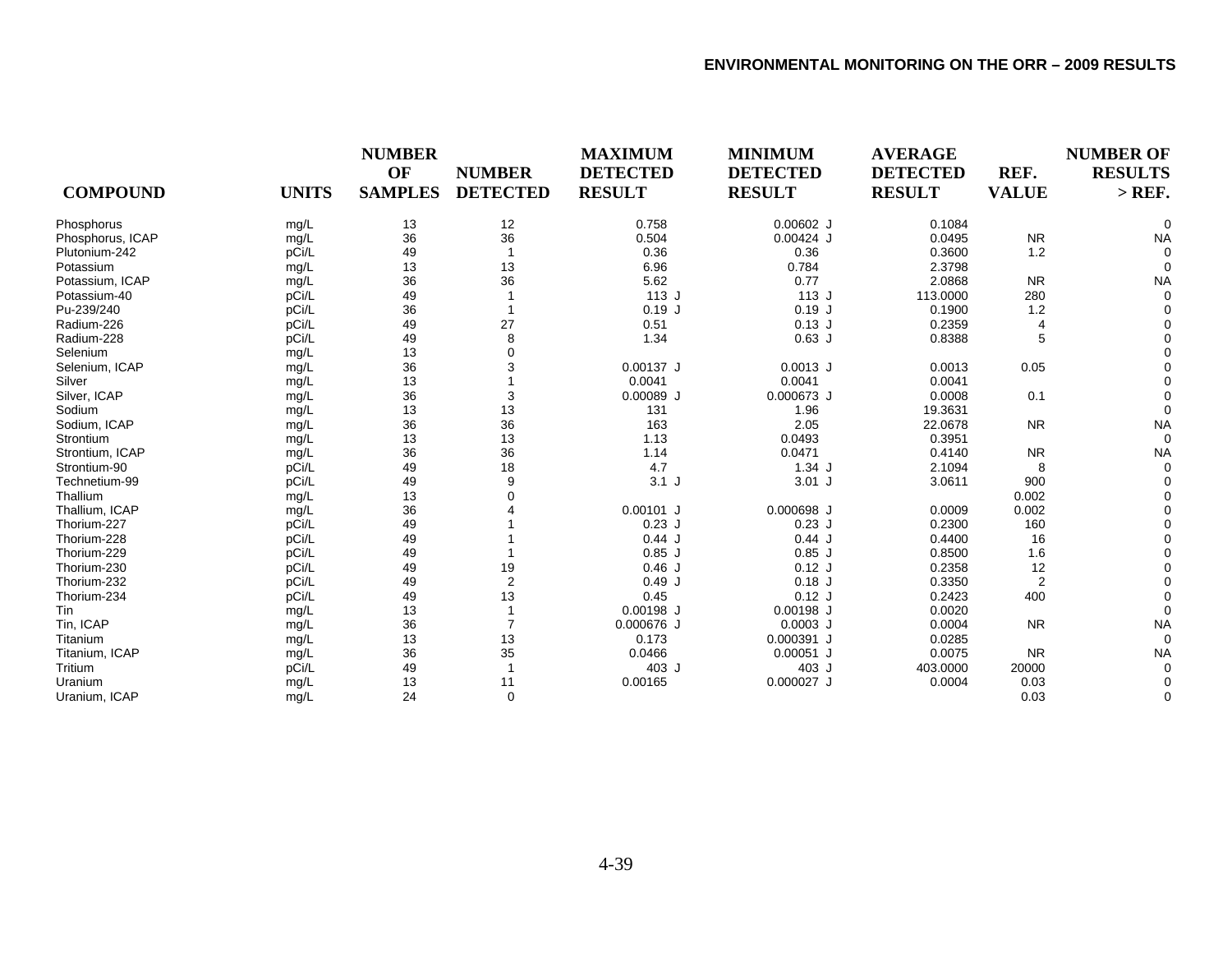| COMPOUND | UNITS | NUMBER OF SAMPLES | NUMBER DETECTED | MAXIMUM DETECTED RESULT | MINIMUM DETECTED RESULT | AVERAGE DETECTED RESULT | REF. VALUE | NUMBER OF RESULTS > REF. |
|---|---|---|---|---|---|---|---|---|
| Phosphorus | mg/L | 13 | 12 | 0.758 | 0.00602 J | 0.1084 | | 0 |
| Phosphorus, ICAP | mg/L | 36 | 36 | 0.504 | 0.00424 J | 0.0495 | NR | NA |
| Plutonium-242 | pCi/L | 49 | 1 | 0.36 | 0.36 | 0.3600 | 1.2 | 0 |
| Potassium | mg/L | 13 | 13 | 6.96 | 0.784 | 2.3798 | | 0 |
| Potassium, ICAP | mg/L | 36 | 36 | 5.62 | 0.77 | 2.0868 | NR | NA |
| Potassium-40 | pCi/L | 49 | 1 | 113 J | 113 J | 113.0000 | 280 | 0 |
| Pu-239/240 | pCi/L | 36 | 1 | 0.19 J | 0.19 J | 0.1900 | 1.2 | 0 |
| Radium-226 | pCi/L | 49 | 27 | 0.51 | 0.13 J | 0.2359 | 4 | 0 |
| Radium-228 | pCi/L | 49 | 8 | 1.34 | 0.63 J | 0.8388 | 5 | 0 |
| Selenium | mg/L | 13 | 0 | | | | | 0 |
| Selenium, ICAP | mg/L | 36 | 3 | 0.00137 J | 0.0013 J | 0.0013 | 0.05 | 0 |
| Silver | mg/L | 13 | 1 | 0.0041 | 0.0041 | 0.0041 | | 0 |
| Silver, ICAP | mg/L | 36 | 3 | 0.00089 J | 0.000673 J | 0.0008 | 0.1 | 0 |
| Sodium | mg/L | 13 | 13 | 131 | 1.96 | 19.3631 | | 0 |
| Sodium, ICAP | mg/L | 36 | 36 | 163 | 2.05 | 22.0678 | NR | NA |
| Strontium | mg/L | 13 | 13 | 1.13 | 0.0493 | 0.3951 | | 0 |
| Strontium, ICAP | mg/L | 36 | 36 | 1.14 | 0.0471 | 0.4140 | NR | NA |
| Strontium-90 | pCi/L | 49 | 18 | 4.7 | 1.34 J | 2.1094 | 8 | 0 |
| Technetium-99 | pCi/L | 49 | 9 | 3.1 J | 3.01 J | 3.0611 | 900 | 0 |
| Thallium | mg/L | 13 | 0 | | | | 0.002 | 0 |
| Thallium, ICAP | mg/L | 36 | 4 | 0.00101 J | 0.000698 J | 0.0009 | 0.002 | 0 |
| Thorium-227 | pCi/L | 49 | 1 | 0.23 J | 0.23 J | 0.2300 | 160 | 0 |
| Thorium-228 | pCi/L | 49 | 1 | 0.44 J | 0.44 J | 0.4400 | 16 | 0 |
| Thorium-229 | pCi/L | 49 | 1 | 0.85 J | 0.85 J | 0.8500 | 1.6 | 0 |
| Thorium-230 | pCi/L | 49 | 19 | 0.46 J | 0.12 J | 0.2358 | 12 | 0 |
| Thorium-232 | pCi/L | 49 | 2 | 0.49 J | 0.18 J | 0.3350 | 2 | 0 |
| Thorium-234 | pCi/L | 49 | 13 | 0.45 | 0.12 J | 0.2423 | 400 | 0 |
| Tin | mg/L | 13 | 1 | 0.00198 J | 0.00198 J | 0.0020 | | 0 |
| Tin, ICAP | mg/L | 36 | 7 | 0.000676 J | 0.0003 J | 0.0004 | NR | NA |
| Titanium | mg/L | 13 | 13 | 0.173 | 0.000391 J | 0.0285 | | 0 |
| Titanium, ICAP | mg/L | 36 | 35 | 0.0466 | 0.00051 J | 0.0075 | NR | NA |
| Tritium | pCi/L | 49 | 1 | 403 J | 403 J | 403.0000 | 20000 | 0 |
| Uranium | mg/L | 13 | 11 | 0.00165 | 0.000027 J | 0.0004 | 0.03 | 0 |
| Uranium, ICAP | mg/L | 24 | 0 | | | | 0.03 | 0 |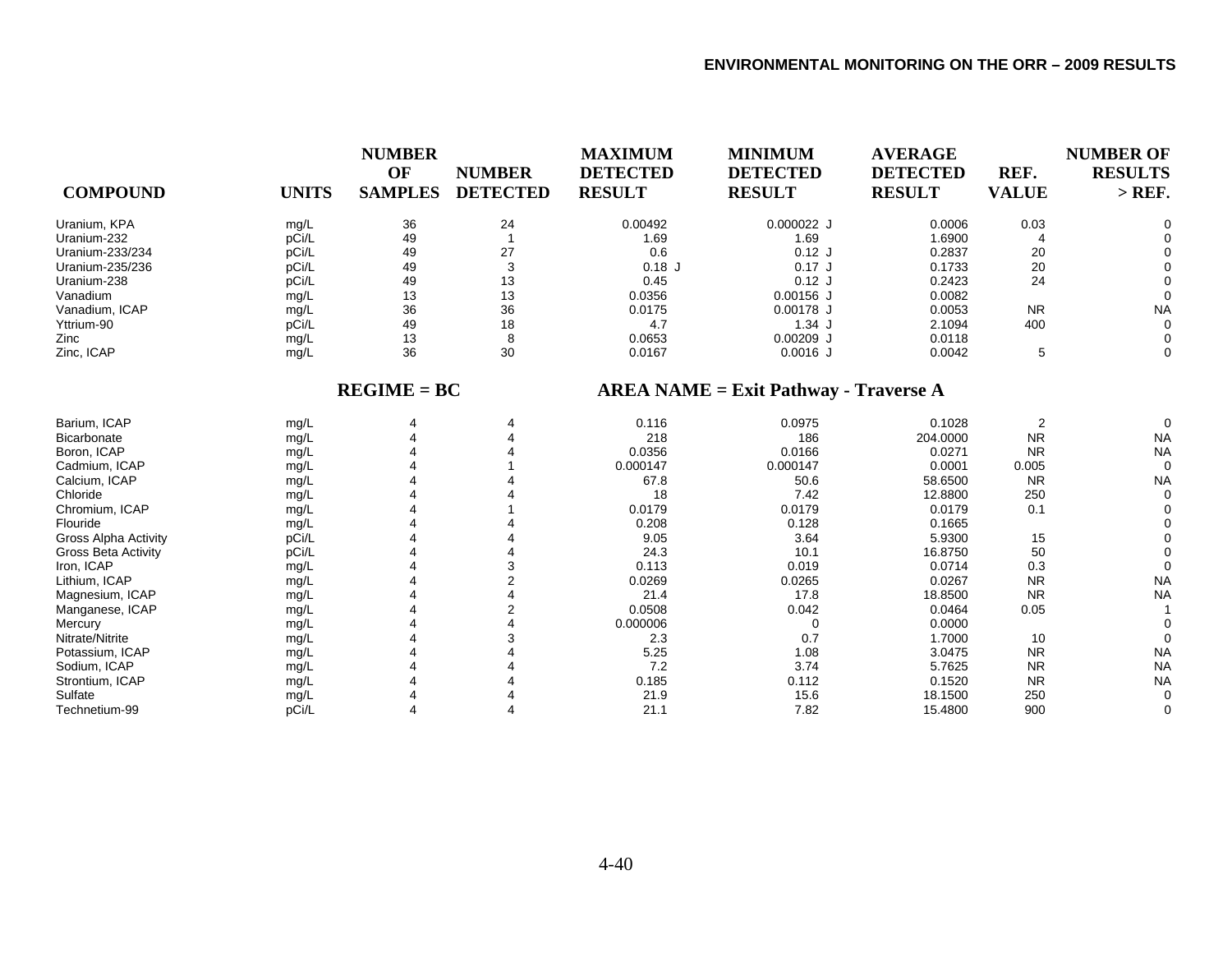| COMPOUND | UNITS | NUMBER OF SAMPLES | NUMBER DETECTED | MAXIMUM DETECTED RESULT | MINIMUM DETECTED RESULT | AVERAGE DETECTED RESULT | REF. VALUE | NUMBER OF RESULTS > REF. |
|---|---|---|---|---|---|---|---|---|
| Uranium, KPA | mg/L | 36 | 24 | 0.00492 | 0.000022 J | 0.0006 | 0.03 | 0 |
| Uranium-232 | pCi/L | 49 | 1 | 1.69 | 1.69 | 1.6900 | 4 | 0 |
| Uranium-233/234 | pCi/L | 49 | 27 | 0.6 | 0.12 J | 0.2837 | 20 | 0 |
| Uranium-235/236 | pCi/L | 49 | 3 | 0.18 J | 0.17 J | 0.1733 | 20 | 0 |
| Uranium-238 | pCi/L | 49 | 13 | 0.45 | 0.12 J | 0.2423 | 24 | 0 |
| Vanadium | mg/L | 13 | 13 | 0.0356 | 0.00156 J | 0.0082 | | 0 |
| Vanadium, ICAP | mg/L | 36 | 36 | 0.0175 | 0.00178 J | 0.0053 | NR | NA |
| Yttrium-90 | pCi/L | 49 | 18 | 4.7 | 1.34 J | 2.1094 | 400 | 0 |
| Zinc | mg/L | 13 | 8 | 0.0653 | 0.00209 J | 0.0118 | | 0 |
| Zinc, ICAP | mg/L | 36 | 30 | 0.0167 | 0.0016 J | 0.0042 | 5 | 0 |

**REGIME = BC** **AREA NAME = Exit Pathway - Traverse A**

| COMPOUND | UNITS | NUMBER OF SAMPLES | NUMBER DETECTED | MAXIMUM DETECTED RESULT | MINIMUM DETECTED RESULT | AVERAGE DETECTED RESULT | REF. VALUE | NUMBER OF RESULTS > REF. |
|---|---|---|---|---|---|---|---|---|
| Barium, ICAP | mg/L | 4 | 4 | 0.116 | 0.0975 | 0.1028 | 2 | 0 |
| Bicarbonate | mg/L | 4 | 4 | 218 | 186 | 204.0000 | NR | NA |
| Boron, ICAP | mg/L | 4 | 4 | 0.0356 | 0.0166 | 0.0271 | NR | NA |
| Cadmium, ICAP | mg/L | 4 | 1 | 0.000147 | 0.000147 | 0.0001 | 0.005 | 0 |
| Calcium, ICAP | mg/L | 4 | 4 | 67.8 | 50.6 | 58.6500 | NR | NA |
| Chloride | mg/L | 4 | 4 | 18 | 7.42 | 12.8800 | 250 | 0 |
| Chromium, ICAP | mg/L | 4 | 1 | 0.0179 | 0.0179 | 0.0179 | 0.1 | 0 |
| Flouride | mg/L | 4 | 4 | 0.208 | 0.128 | 0.1665 | | 0 |
| Gross Alpha Activity | pCi/L | 4 | 4 | 9.05 | 3.64 | 5.9300 | 15 | 0 |
| Gross Beta Activity | pCi/L | 4 | 4 | 24.3 | 10.1 | 16.8750 | 50 | 0 |
| Iron, ICAP | mg/L | 4 | 3 | 0.113 | 0.019 | 0.0714 | 0.3 | 0 |
| Lithium, ICAP | mg/L | 4 | 2 | 0.0269 | 0.0265 | 0.0267 | NR | NA |
| Magnesium, ICAP | mg/L | 4 | 4 | 21.4 | 17.8 | 18.8500 | NR | NA |
| Manganese, ICAP | mg/L | 4 | 2 | 0.0508 | 0.042 | 0.0464 | 0.05 | 1 |
| Mercury | mg/L | 4 | 4 | 0.000006 | 0 | 0.0000 | | 0 |
| Nitrate/Nitrite | mg/L | 4 | 3 | 2.3 | 0.7 | 1.7000 | 10 | 0 |
| Potassium, ICAP | mg/L | 4 | 4 | 5.25 | 1.08 | 3.0475 | NR | NA |
| Sodium, ICAP | mg/L | 4 | 4 | 7.2 | 3.74 | 5.7625 | NR | NA |
| Strontium, ICAP | mg/L | 4 | 4 | 0.185 | 0.112 | 0.1520 | NR | NA |
| Sulfate | mg/L | 4 | 4 | 21.9 | 15.6 | 18.1500 | 250 | 0 |
| Technetium-99 | pCi/L | 4 | 4 | 21.1 | 7.82 | 15.4800 | 900 | 0 |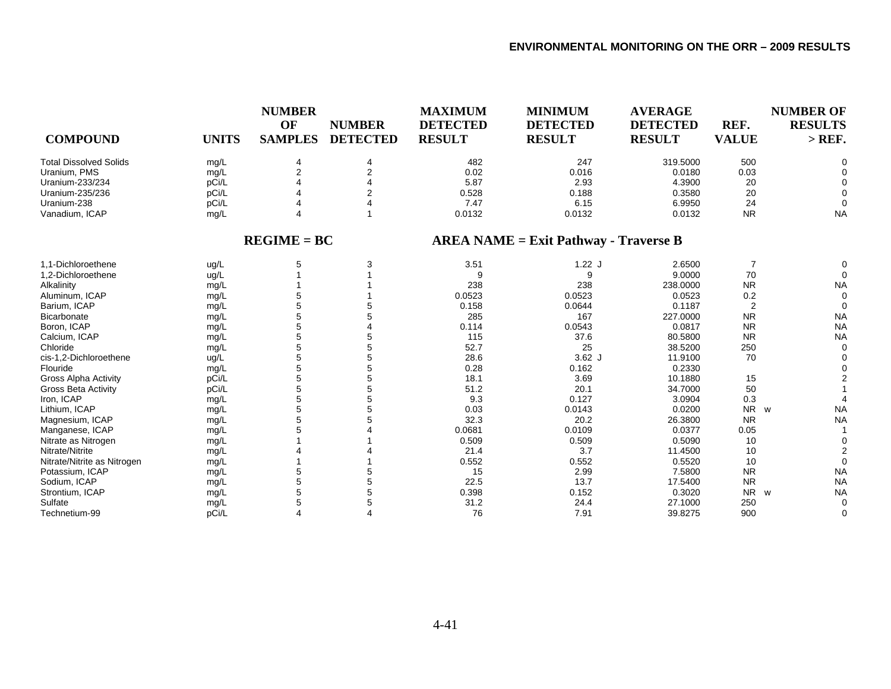| COMPOUND | UNITS | NUMBER OF SAMPLES | NUMBER DETECTED | MAXIMUM DETECTED RESULT | MINIMUM DETECTED RESULT | AVERAGE DETECTED RESULT | REF. VALUE | NUMBER OF RESULTS > REF. |
|---|---|---|---|---|---|---|---|---|
| Total Dissolved Solids | mg/L | 4 | 4 | 482 | 247 | 319.5000 | 500 | 0 |
| Uranium, PMS | mg/L | 2 | 2 | 0.02 | 0.016 | 0.0180 | 0.03 | 0 |
| Uranium-233/234 | pCi/L | 4 | 4 | 5.87 | 2.93 | 4.3900 | 20 | 0 |
| Uranium-235/236 | pCi/L | 4 | 2 | 0.528 | 0.188 | 0.3580 | 20 | 0 |
| Uranium-238 | pCi/L | 4 | 4 | 7.47 | 6.15 | 6.9950 | 24 | 0 |
| Vanadium, ICAP | mg/L | 4 | 1 | 0.0132 | 0.0132 | 0.0132 | NR | NA |

**REGIME = BC** **AREA NAME = Exit Pathway - Traverse B**

| COMPOUND | UNITS | NUMBER OF SAMPLES | NUMBER DETECTED | MAXIMUM DETECTED RESULT | MINIMUM DETECTED RESULT | AVERAGE DETECTED RESULT | REF. VALUE | NUMBER OF RESULTS > REF. |
|---|---|---|---|---|---|---|---|---|
| 1,1-Dichloroethene | ug/L | 5 | 3 | 3.51 | 1.22 J | 2.6500 | 7 | 0 |
| 1,2-Dichloroethene | ug/L | 1 | 1 | 9 | 9 | 9.0000 | 70 | 0 |
| Alkalinity | mg/L | 1 | 1 | 238 | 238 | 238.0000 | NR | NA |
| Aluminum, ICAP | mg/L | 5 | 1 | 0.0523 | 0.0523 | 0.0523 | 0.2 | 0 |
| Barium, ICAP | mg/L | 5 | 5 | 0.158 | 0.0644 | 0.1187 | 2 | 0 |
| Bicarbonate | mg/L | 5 | 5 | 285 | 167 | 227.0000 | NR | NA |
| Boron, ICAP | mg/L | 5 | 4 | 0.114 | 0.0543 | 0.0817 | NR | NA |
| Calcium, ICAP | mg/L | 5 | 5 | 115 | 37.6 | 80.5800 | NR | NA |
| Chloride | mg/L | 5 | 5 | 52.7 | 25 | 38.5200 | 250 | 0 |
| cis-1,2-Dichloroethene | ug/L | 5 | 5 | 28.6 | 3.62 J | 11.9100 | 70 | 0 |
| Flouride | mg/L | 5 | 5 | 0.28 | 0.162 | 0.2330 | | 0 |
| Gross Alpha Activity | pCi/L | 5 | 5 | 18.1 | 3.69 | 10.1880 | 15 | 2 |
| Gross Beta Activity | pCi/L | 5 | 5 | 51.2 | 20.1 | 34.7000 | 50 | 1 |
| Iron, ICAP | mg/L | 5 | 5 | 9.3 | 0.127 | 3.0904 | 0.3 | 4 |
| Lithium, ICAP | mg/L | 5 | 5 | 0.03 | 0.0143 | 0.0200 | NR w | NA |
| Magnesium, ICAP | mg/L | 5 | 5 | 32.3 | 20.2 | 26.3800 | NR | NA |
| Manganese, ICAP | mg/L | 5 | 4 | 0.0681 | 0.0109 | 0.0377 | 0.05 | 1 |
| Nitrate as Nitrogen | mg/L | 1 | 1 | 0.509 | 0.509 | 0.5090 | 10 | 0 |
| Nitrate/Nitrite | mg/L | 4 | 4 | 21.4 | 3.7 | 11.4500 | 10 | 2 |
| Nitrate/Nitrite as Nitrogen | mg/L | 1 | 1 | 0.552 | 0.552 | 0.5520 | 10 | 0 |
| Potassium, ICAP | mg/L | 5 | 5 | 15 | 2.99 | 7.5800 | NR | NA |
| Sodium, ICAP | mg/L | 5 | 5 | 22.5 | 13.7 | 17.5400 | NR | NA |
| Strontium, ICAP | mg/L | 5 | 5 | 0.398 | 0.152 | 0.3020 | NR w | NA |
| Sulfate | mg/L | 5 | 5 | 31.2 | 24.4 | 27.1000 | 250 | 0 |
| Technetium-99 | pCi/L | 4 | 4 | 76 | 7.91 | 39.8275 | 900 | 0 |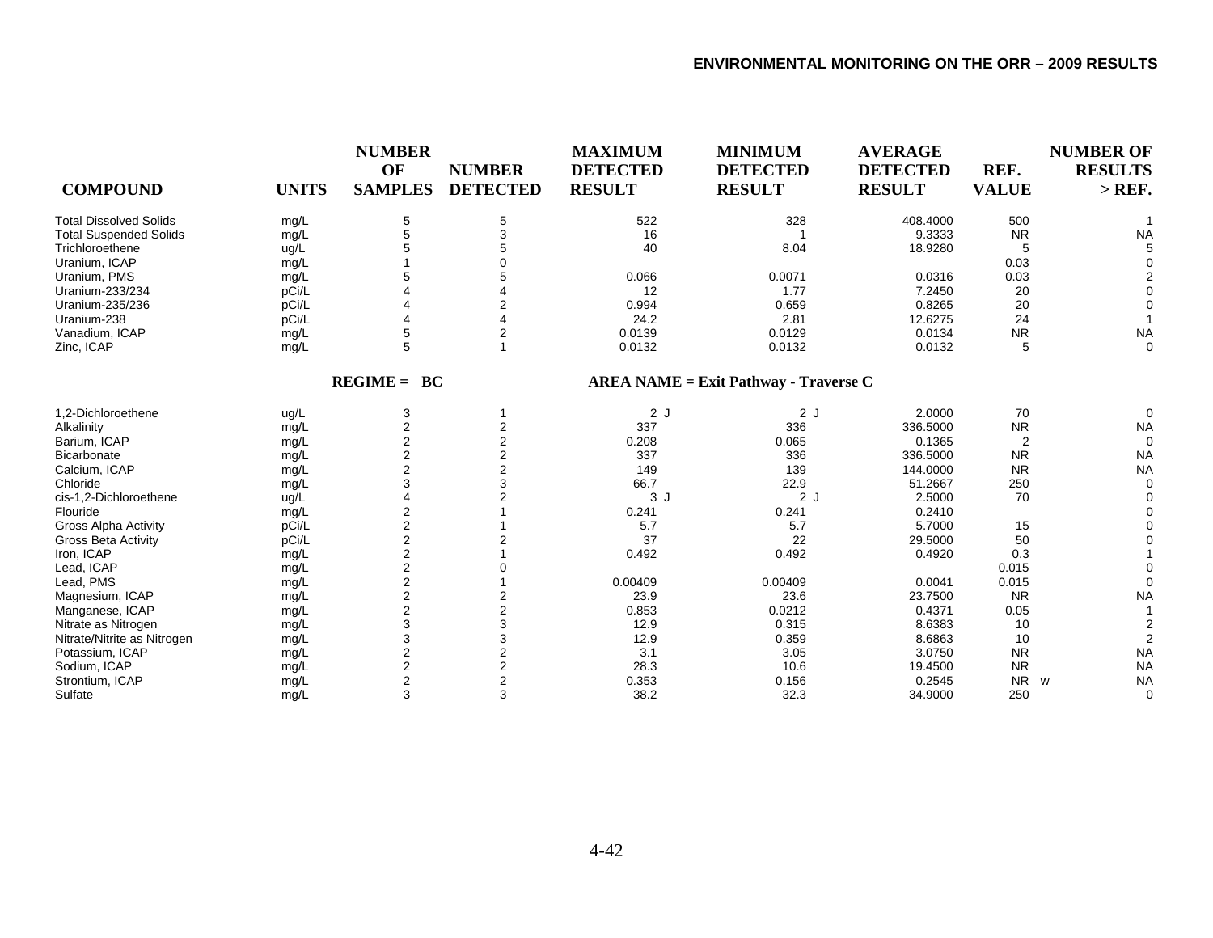| COMPOUND | UNITS | NUMBER OF SAMPLES | NUMBER DETECTED | MAXIMUM DETECTED RESULT | MINIMUM DETECTED RESULT | AVERAGE DETECTED RESULT | REF. VALUE | NUMBER OF RESULTS > REF. |
|---|---|---|---|---|---|---|---|---|
| Total Dissolved Solids | mg/L | 5 | 5 | 522 | 328 | 408.4000 | 500 | 1 |
| Total Suspended Solids | mg/L | 5 | 3 | 16 | 1 | 9.3333 | NR | NA |
| Trichloroethene | ug/L | 5 | 5 | 40 | 8.04 | 18.9280 | 5 | 5 |
| Uranium, ICAP | mg/L | 1 | 0 | | | | 0.03 | 0 |
| Uranium, PMS | mg/L | 5 | 5 | 0.066 | 0.0071 | 0.0316 | 0.03 | 2 |
| Uranium-233/234 | pCi/L | 4 | 4 | 12 | 1.77 | 7.2450 | 20 | 0 |
| Uranium-235/236 | pCi/L | 4 | 2 | 0.994 | 0.659 | 0.8265 | 20 | 0 |
| Uranium-238 | pCi/L | 4 | 4 | 24.2 | 2.81 | 12.6275 | 24 | 1 |
| Vanadium, ICAP | mg/L | 5 | 2 | 0.0139 | 0.0129 | 0.0134 | NR | NA |
| Zinc, ICAP | mg/L | 5 | 1 | 0.0132 | 0.0132 | 0.0132 | 5 | 0 |

**REGIME = BC** **AREA NAME = Exit Pathway - Traverse C**

| COMPOUND | UNITS | NUMBER OF SAMPLES | NUMBER DETECTED | MAXIMUM DETECTED RESULT | MINIMUM DETECTED RESULT | AVERAGE DETECTED RESULT | REF. VALUE | NUMBER OF RESULTS > REF. |
|---|---|---|---|---|---|---|---|---|
| 1,2-Dichloroethene | ug/L | 3 | 1 | 2 J | 2 J | 2.0000 | 70 | 0 |
| Alkalinity | mg/L | 2 | 2 | 337 | 336 | 336.5000 | NR | NA |
| Barium, ICAP | mg/L | 2 | 2 | 0.208 | 0.065 | 0.1365 | 2 | 0 |
| Bicarbonate | mg/L | 2 | 2 | 337 | 336 | 336.5000 | NR | NA |
| Calcium, ICAP | mg/L | 2 | 2 | 149 | 139 | 144.0000 | NR | NA |
| Chloride | mg/L | 3 | 3 | 66.7 | 22.9 | 51.2667 | 250 | 0 |
| cis-1,2-Dichloroethene | ug/L | 4 | 2 | 3 J | 2 J | 2.5000 | 70 | 0 |
| Flouride | mg/L | 2 | 1 | 0.241 | 0.241 | 0.2410 | | 0 |
| Gross Alpha Activity | pCi/L | 2 | 1 | 5.7 | 5.7 | 5.7000 | 15 | 0 |
| Gross Beta Activity | pCi/L | 2 | 2 | 37 | 22 | 29.5000 | 50 | 0 |
| Iron, ICAP | mg/L | 2 | 1 | 0.492 | 0.492 | 0.4920 | 0.3 | 1 |
| Lead, ICAP | mg/L | 2 | 0 | | | | 0.015 | 0 |
| Lead, PMS | mg/L | 2 | 1 | 0.00409 | 0.00409 | 0.0041 | 0.015 | 0 |
| Magnesium, ICAP | mg/L | 2 | 2 | 23.9 | 23.6 | 23.7500 | NR | NA |
| Manganese, ICAP | mg/L | 2 | 2 | 0.853 | 0.0212 | 0.4371 | 0.05 | 1 |
| Nitrate as Nitrogen | mg/L | 3 | 3 | 12.9 | 0.315 | 8.6383 | 10 | 2 |
| Nitrate/Nitrite as Nitrogen | mg/L | 3 | 3 | 12.9 | 0.359 | 8.6863 | 10 | 2 |
| Potassium, ICAP | mg/L | 2 | 2 | 3.1 | 3.05 | 3.0750 | NR | NA |
| Sodium, ICAP | mg/L | 2 | 2 | 28.3 | 10.6 | 19.4500 | NR | NA |
| Strontium, ICAP | mg/L | 2 | 2 | 0.353 | 0.156 | 0.2545 | NR w | NA |
| Sulfate | mg/L | 3 | 3 | 38.2 | 32.3 | 34.9000 | 250 | 0 |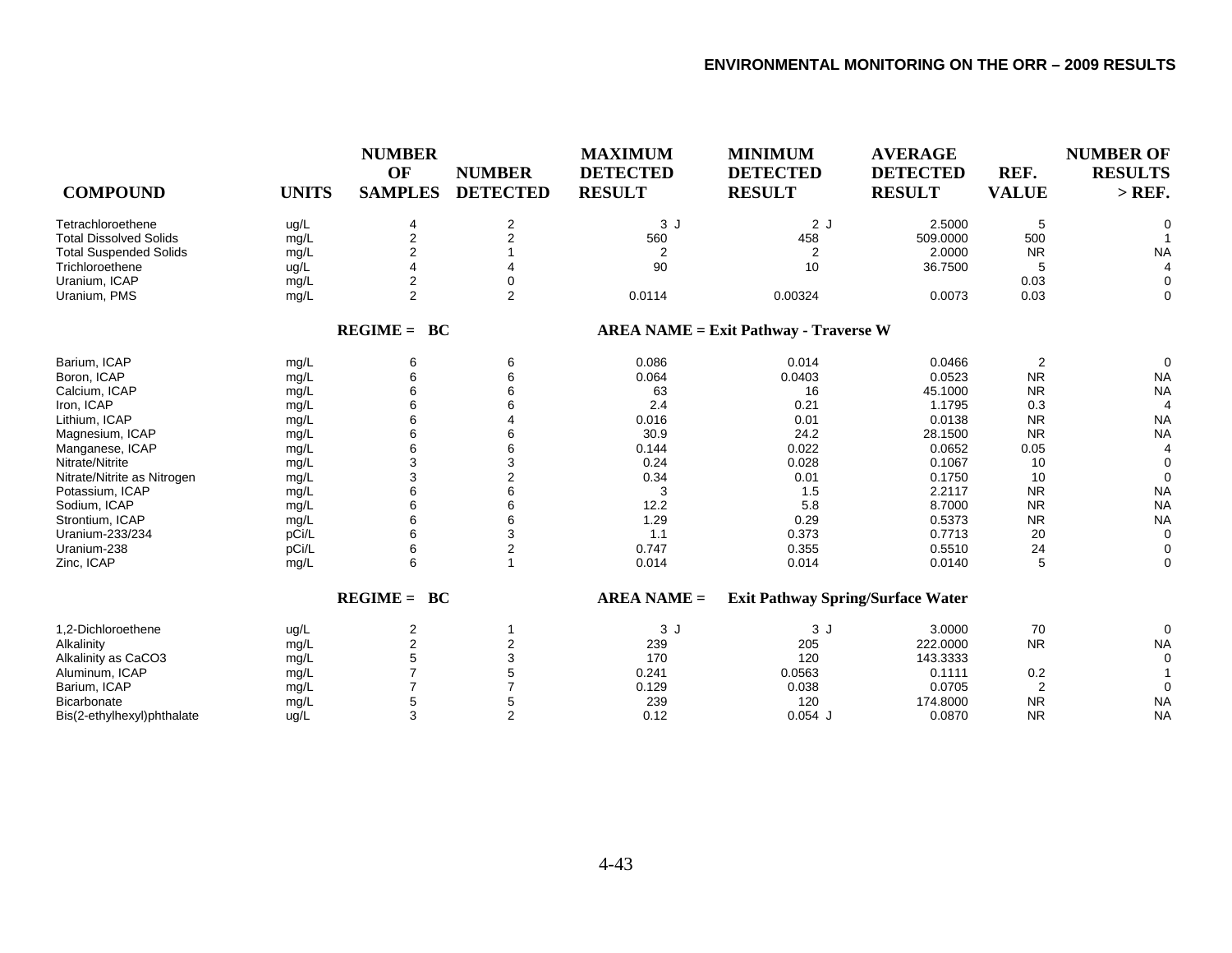| COMPOUND | UNITS | NUMBER OF SAMPLES | NUMBER DETECTED | MAXIMUM DETECTED RESULT | MINIMUM DETECTED RESULT | AVERAGE DETECTED RESULT | REF. VALUE | NUMBER OF RESULTS > REF. |
|---|---|---|---|---|---|---|---|---|
| Tetrachloroethene | ug/L | 4 | 2 | 3 J | 2 J | 2.5000 | 5 | 0 |
| Total Dissolved Solids | mg/L | 2 | 2 | 560 | 458 | 509.0000 | 500 | 1 |
| Total Suspended Solids | mg/L | 2 | 1 | 2 | 2 | 2.0000 | NR | NA |
| Trichloroethene | ug/L | 4 | 4 | 90 | 10 | 36.7500 | 5 | 4 |
| Uranium, ICAP | mg/L | 2 | 0 | | | | 0.03 | 0 |
| Uranium, PMS | mg/L | 2 | 2 | 0.0114 | 0.00324 | 0.0073 | 0.03 | 0 |
| | | **REGIME = BC** | | **AREA NAME = Exit Pathway - Traverse W** | | | | |
| Barium, ICAP | mg/L | 6 | 6 | 0.086 | 0.014 | 0.0466 | 2 | 0 |
| Boron, ICAP | mg/L | 6 | 6 | 0.064 | 0.0403 | 0.0523 | NR | NA |
| Calcium, ICAP | mg/L | 6 | 6 | 63 | 16 | 45.1000 | NR | NA |
| Iron, ICAP | mg/L | 6 | 6 | 2.4 | 0.21 | 1.1795 | 0.3 | 4 |
| Lithium, ICAP | mg/L | 6 | 4 | 0.016 | 0.01 | 0.0138 | NR | NA |
| Magnesium, ICAP | mg/L | 6 | 6 | 30.9 | 24.2 | 28.1500 | NR | NA |
| Manganese, ICAP | mg/L | 6 | 6 | 0.144 | 0.022 | 0.0652 | 0.05 | 4 |
| Nitrate/Nitrite | mg/L | 3 | 3 | 0.24 | 0.028 | 0.1067 | 10 | 0 |
| Nitrate/Nitrite as Nitrogen | mg/L | 3 | 2 | 0.34 | 0.01 | 0.1750 | 10 | 0 |
| Potassium, ICAP | mg/L | 6 | 6 | 3 | 1.5 | 2.2117 | NR | NA |
| Sodium, ICAP | mg/L | 6 | 6 | 12.2 | 5.8 | 8.7000 | NR | NA |
| Strontium, ICAP | mg/L | 6 | 6 | 1.29 | 0.29 | 0.5373 | NR | NA |
| Uranium-233/234 | pCi/L | 6 | 3 | 1.1 | 0.373 | 0.7713 | 20 | 0 |
| Uranium-238 | pCi/L | 6 | 2 | 0.747 | 0.355 | 0.5510 | 24 | 0 |
| Zinc, ICAP | mg/L | 6 | 1 | 0.014 | 0.014 | 0.0140 | 5 | 0 |
| | | **REGIME = BC** | | **AREA NAME =** | **Exit Pathway Spring/Surface Water** | | | |
| 1,2-Dichloroethene | ug/L | 2 | 1 | 3 J | 3 J | 3.0000 | 70 | 0 |
| Alkalinity | mg/L | 2 | 2 | 239 | 205 | 222.0000 | NR | NA |
| Alkalinity as CaCO3 | mg/L | 5 | 3 | 170 | 120 | 143.3333 | | 0 |
| Aluminum, ICAP | mg/L | 7 | 5 | 0.241 | 0.0563 | 0.1111 | 0.2 | 1 |
| Barium, ICAP | mg/L | 7 | 7 | 0.129 | 0.038 | 0.0705 | 2 | 0 |
| Bicarbonate | mg/L | 5 | 5 | 239 | 120 | 174.8000 | NR | NA |
| Bis(2-ethylhexyl)phthalate | ug/L | 3 | 2 | 0.12 | 0.054 J | 0.0870 | NR | NA |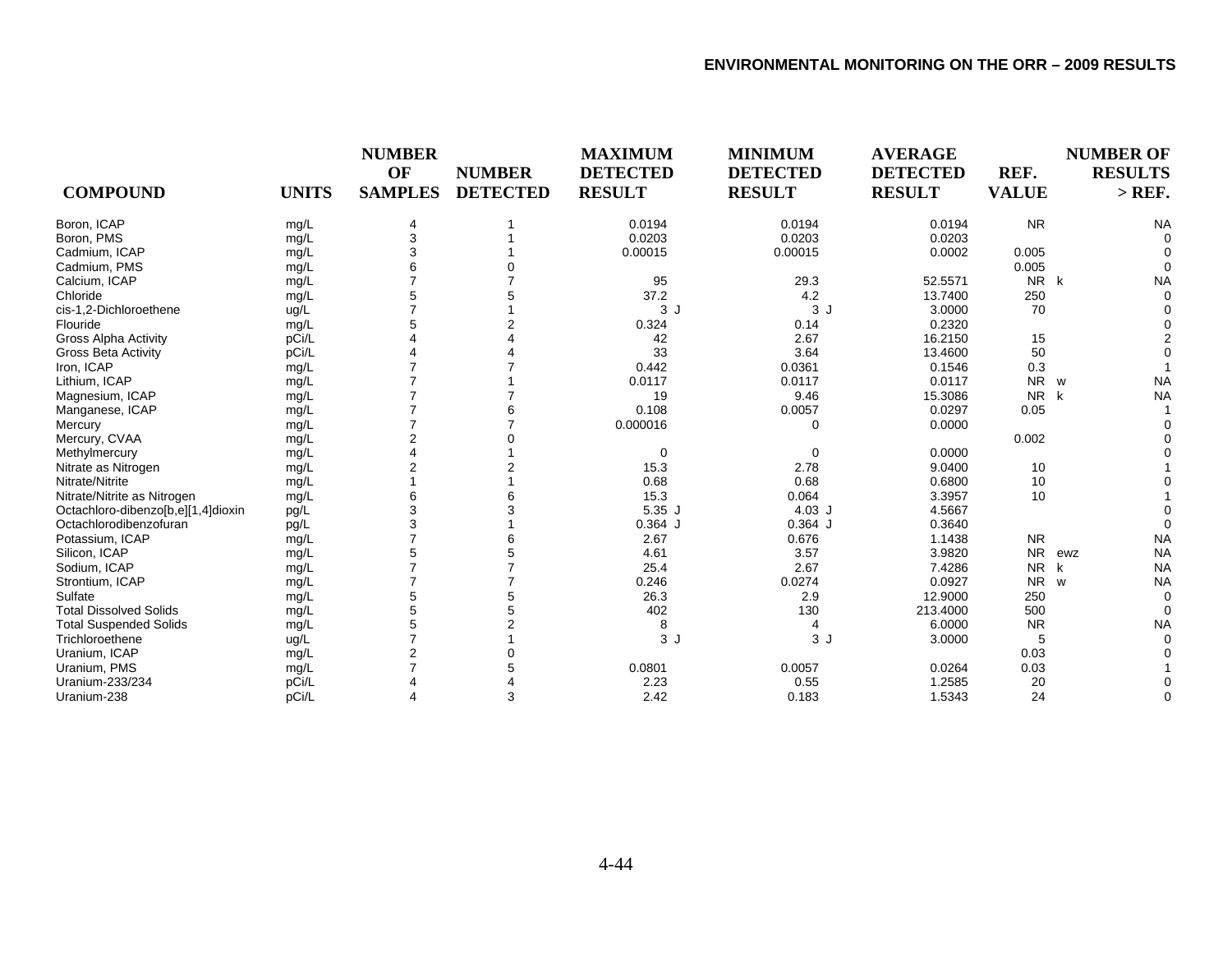| COMPOUND | UNITS | NUMBER OF SAMPLES | NUMBER DETECTED | MAXIMUM DETECTED RESULT | MINIMUM DETECTED RESULT | AVERAGE DETECTED RESULT | REF. VALUE | NUMBER OF RESULTS > REF. |
|---|---|---|---|---|---|---|---|---|
| Boron, ICAP | mg/L | 4 | 1 | 0.0194 | 0.0194 | 0.0194 | NR | NA |
| Boron, PMS | mg/L | 3 | 1 | 0.0203 | 0.0203 | 0.0203 | | 0 |
| Cadmium, ICAP | mg/L | 3 | 1 | 0.00015 | 0.00015 | 0.0002 | 0.005 | 0 |
| Cadmium, PMS | mg/L | 6 | 0 | | | | 0.005 | 0 |
| Calcium, ICAP | mg/L | 7 | 7 | 95 | 29.3 | 52.5571 | NR k | NA |
| Chloride | mg/L | 5 | 5 | 37.2 | 4.2 | 13.7400 | 250 | 0 |
| cis-1,2-Dichloroethene | ug/L | 7 | 1 | 3 J | 3 J | 3.0000 | 70 | 0 |
| Flouride | mg/L | 5 | 2 | 0.324 | 0.14 | 0.2320 | | 0 |
| Gross Alpha Activity | pCi/L | 4 | 4 | 42 | 2.67 | 16.2150 | 15 | 2 |
| Gross Beta Activity | pCi/L | 4 | 4 | 33 | 3.64 | 13.4600 | 50 | 0 |
| Iron, ICAP | mg/L | 7 | 7 | 0.442 | 0.0361 | 0.1546 | 0.3 | 1 |
| Lithium, ICAP | mg/L | 7 | 1 | 0.0117 | 0.0117 | 0.0117 | NR w | NA |
| Magnesium, ICAP | mg/L | 7 | 7 | 19 | 9.46 | 15.3086 | NR k | NA |
| Manganese, ICAP | mg/L | 7 | 6 | 0.108 | 0.0057 | 0.0297 | 0.05 | 1 |
| Mercury | mg/L | 7 | 7 | 0.000016 | 0 | 0.0000 | | 0 |
| Mercury, CVAA | mg/L | 2 | 0 | | | | 0.002 | 0 |
| Methylmercury | mg/L | 4 | 1 | 0 | 0 | 0.0000 | | 0 |
| Nitrate as Nitrogen | mg/L | 2 | 2 | 15.3 | 2.78 | 9.0400 | 10 | 1 |
| Nitrate/Nitrite | mg/L | 1 | 1 | 0.68 | 0.68 | 0.6800 | 10 | 0 |
| Nitrate/Nitrite as Nitrogen | mg/L | 6 | 6 | 15.3 | 0.064 | 3.3957 | 10 | 1 |
| Octachloro-dibenzo[b,e][1,4]dioxin | pg/L | 3 | 3 | 5.35 J | 4.03 J | 4.5667 | | 0 |
| Octachlorodibenzofuran | pg/L | 3 | 1 | 0.364 J | 0.364 J | 0.3640 | | 0 |
| Potassium, ICAP | mg/L | 7 | 6 | 2.67 | 0.676 | 1.1438 | NR | NA |
| Silicon, ICAP | mg/L | 5 | 5 | 4.61 | 3.57 | 3.9820 | NR ewz | NA |
| Sodium, ICAP | mg/L | 7 | 7 | 25.4 | 2.67 | 7.4286 | NR k | NA |
| Strontium, ICAP | mg/L | 7 | 7 | 0.246 | 0.0274 | 0.0927 | NR w | NA |
| Sulfate | mg/L | 5 | 5 | 26.3 | 2.9 | 12.9000 | 250 | 0 |
| Total Dissolved Solids | mg/L | 5 | 5 | 402 | 130 | 213.4000 | 500 | 0 |
| Total Suspended Solids | mg/L | 5 | 2 | 8 | 4 | 6.0000 | NR | NA |
| Trichloroethene | ug/L | 7 | 1 | 3 J | 3 J | 3.0000 | 5 | 0 |
| Uranium, ICAP | mg/L | 2 | 0 | | | | 0.03 | 0 |
| Uranium, PMS | mg/L | 7 | 5 | 0.0801 | 0.0057 | 0.0264 | 0.03 | 1 |
| Uranium-233/234 | pCi/L | 4 | 4 | 2.23 | 0.55 | 1.2585 | 20 | 0 |
| Uranium-238 | pCi/L | 4 | 3 | 2.42 | 0.183 | 1.5343 | 24 | 0 |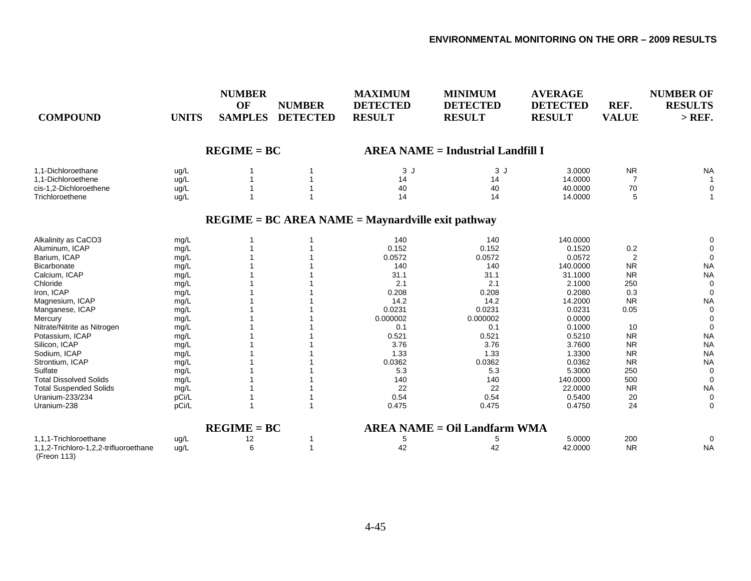| COMPOUND | UNITS | NUMBER OF SAMPLES | NUMBER DETECTED | MAXIMUM DETECTED RESULT | MINIMUM DETECTED RESULT | AVERAGE DETECTED RESULT | REF. VALUE | NUMBER OF RESULTS > REF. |
|---|---|---|---|---|---|---|---|---|
| **REGIME = BC** | | | | **AREA NAME = Industrial Landfill I** | | | | |
| 1,1-Dichloroethane | ug/L | 1 | 1 | 3 J | 3 J | 3.0000 | NR | NA |
| 1,1-Dichloroethene | ug/L | 1 | 1 | 14 | 14 | 14.0000 | 7 | 1 |
| cis-1,2-Dichloroethene | ug/L | 1 | 1 | 40 | 40 | 40.0000 | 70 | 0 |
| Trichloroethene | ug/L | 1 | 1 | 14 | 14 | 14.0000 | 5 | 1 |
| **REGIME = BC AREA NAME = Maynardville exit pathway** | | | | | | | | |
| Alkalinity as CaCO3 | mg/L | 1 | 1 | 140 | 140 | 140.0000 | | 0 |
| Aluminum, ICAP | mg/L | 1 | 1 | 0.152 | 0.152 | 0.1520 | 0.2 | 0 |
| Barium, ICAP | mg/L | 1 | 1 | 0.0572 | 0.0572 | 0.0572 | 2 | 0 |
| Bicarbonate | mg/L | 1 | 1 | 140 | 140 | 140.0000 | NR | NA |
| Calcium, ICAP | mg/L | 1 | 1 | 31.1 | 31.1 | 31.1000 | NR | NA |
| Chloride | mg/L | 1 | 1 | 2.1 | 2.1 | 2.1000 | 250 | 0 |
| Iron, ICAP | mg/L | 1 | 1 | 0.208 | 0.208 | 0.2080 | 0.3 | 0 |
| Magnesium, ICAP | mg/L | 1 | 1 | 14.2 | 14.2 | 14.2000 | NR | NA |
| Manganese, ICAP | mg/L | 1 | 1 | 0.0231 | 0.0231 | 0.0231 | 0.05 | 0 |
| Mercury | mg/L | 1 | 1 | 0.000002 | 0.000002 | 0.0000 | | 0 |
| Nitrate/Nitrite as Nitrogen | mg/L | 1 | 1 | 0.1 | 0.1 | 0.1000 | 10 | 0 |
| Potassium, ICAP | mg/L | 1 | 1 | 0.521 | 0.521 | 0.5210 | NR | NA |
| Silicon, ICAP | mg/L | 1 | 1 | 3.76 | 3.76 | 3.7600 | NR | NA |
| Sodium, ICAP | mg/L | 1 | 1 | 1.33 | 1.33 | 1.3300 | NR | NA |
| Strontium, ICAP | mg/L | 1 | 1 | 0.0362 | 0.0362 | 0.0362 | NR | NA |
| Sulfate | mg/L | 1 | 1 | 5.3 | 5.3 | 5.3000 | 250 | 0 |
| Total Dissolved Solids | mg/L | 1 | 1 | 140 | 140 | 140.0000 | 500 | 0 |
| Total Suspended Solids | mg/L | 1 | 1 | 22 | 22 | 22.0000 | NR | NA |
| Uranium-233/234 | pCi/L | 1 | 1 | 0.54 | 0.54 | 0.5400 | 20 | 0 |
| Uranium-238 | pCi/L | 1 | 1 | 0.475 | 0.475 | 0.4750 | 24 | 0 |
| **REGIME = BC** | | | | **AREA NAME = Oil Landfarm WMA** | | | | |
| 1,1,1-Trichloroethane | ug/L | 12 | 1 | 5 | 5 | 5.0000 | 200 | 0 |
| 1,1,2-Trichloro-1,2,2-trifluoroethane (Freon 113) | ug/L | 6 | 1 | 42 | 42 | 42.0000 | NR | NA |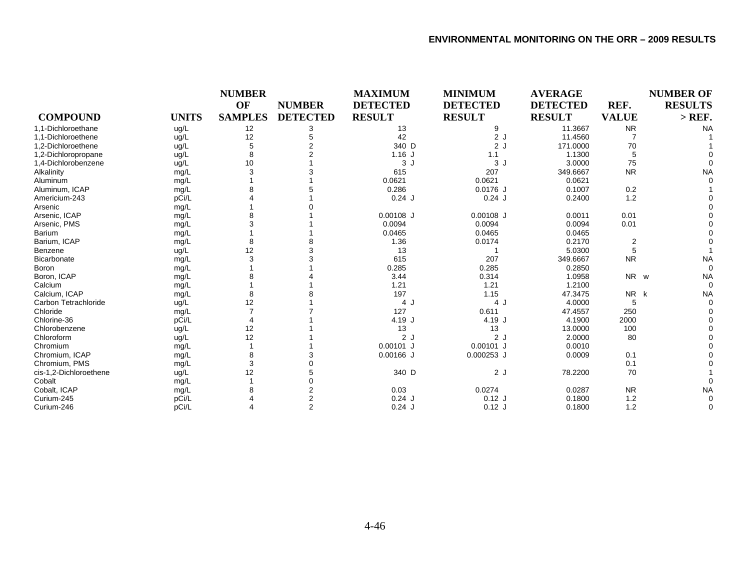| COMPOUND | UNITS | NUMBER OF SAMPLES | NUMBER DETECTED | MAXIMUM DETECTED RESULT | MINIMUM DETECTED RESULT | AVERAGE DETECTED RESULT | REF. VALUE | NUMBER OF RESULTS > REF. |
|---|---|---|---|---|---|---|---|---|
| 1,1-Dichloroethane | ug/L | 12 | 3 | 13 | 9 | 11.3667 | NR | NA |
| 1,1-Dichloroethene | ug/L | 12 | 5 | 42 | 2 J | 11.4560 | 7 | 1 |
| 1,2-Dichloroethene | ug/L | 5 | 2 | 340 D | 2 J | 171.0000 | 70 | 1 |
| 1,2-Dichloropropane | ug/L | 8 | 2 | 1.16 J | 1.1 | 1.1300 | 5 | 0 |
| 1,4-Dichlorobenzene | ug/L | 10 | 1 | 3 J | 3 J | 3.0000 | 75 | 0 |
| Alkalinity | mg/L | 3 | 3 | 615 | 207 | 349.6667 | NR | NA |
| Aluminum | mg/L | 1 | 1 | 0.0621 | 0.0621 | 0.0621 | | 0 |
| Aluminum, ICAP | mg/L | 8 | 5 | 0.286 | 0.0176 J | 0.1007 | 0.2 | 1 |
| Americium-243 | pCi/L | 4 | 1 | 0.24 J | 0.24 J | 0.2400 | 1.2 | 0 |
| Arsenic | mg/L | 1 | 0 | | | | | 0 |
| Arsenic, ICAP | mg/L | 8 | 1 | 0.00108 J | 0.00108 J | 0.0011 | 0.01 | 0 |
| Arsenic, PMS | mg/L | 3 | 1 | 0.0094 | 0.0094 | 0.0094 | 0.01 | 0 |
| Barium | mg/L | 1 | 1 | 0.0465 | 0.0465 | 0.0465 | | 0 |
| Barium, ICAP | mg/L | 8 | 8 | 1.36 | 0.0174 | 0.2170 | 2 | 0 |
| Benzene | ug/L | 12 | 3 | 13 | 1 | 5.0300 | 5 | 1 |
| Bicarbonate | mg/L | 3 | 3 | 615 | 207 | 349.6667 | NR | NA |
| Boron | mg/L | 1 | 1 | 0.285 | 0.285 | 0.2850 | | 0 |
| Boron, ICAP | mg/L | 8 | 4 | 3.44 | 0.314 | 1.0958 | NR w | NA |
| Calcium | mg/L | 1 | 1 | 1.21 | 1.21 | 1.2100 | | 0 |
| Calcium, ICAP | mg/L | 8 | 8 | 197 | 1.15 | 47.3475 | NR k | NA |
| Carbon Tetrachloride | ug/L | 12 | 1 | 4 J | 4 J | 4.0000 | 5 | 0 |
| Chloride | mg/L | 7 | 7 | 127 | 0.611 | 47.4557 | 250 | 0 |
| Chlorine-36 | pCi/L | 4 | 1 | 4.19 J | 4.19 J | 4.1900 | 2000 | 0 |
| Chlorobenzene | ug/L | 12 | 1 | 13 | 13 | 13.0000 | 100 | 0 |
| Chloroform | ug/L | 12 | 1 | 2 J | 2 J | 2.0000 | 80 | 0 |
| Chromium | mg/L | 1 | 1 | 0.00101 J | 0.00101 J | 0.0010 | | 0 |
| Chromium, ICAP | mg/L | 8 | 3 | 0.00166 J | 0.000253 J | 0.0009 | 0.1 | 0 |
| Chromium, PMS | mg/L | 3 | 0 | | | | 0.1 | 0 |
| cis-1,2-Dichloroethene | ug/L | 12 | 5 | 340 D | 2 J | 78.2200 | 70 | 1 |
| Cobalt | mg/L | 1 | 0 | | | | | 0 |
| Cobalt, ICAP | mg/L | 8 | 2 | 0.03 | 0.0274 | 0.0287 | NR | NA |
| Curium-245 | pCi/L | 4 | 2 | 0.24 J | 0.12 J | 0.1800 | 1.2 | 0 |
| Curium-246 | pCi/L | 4 | 2 | 0.24 J | 0.12 J | 0.1800 | 1.2 | 0 |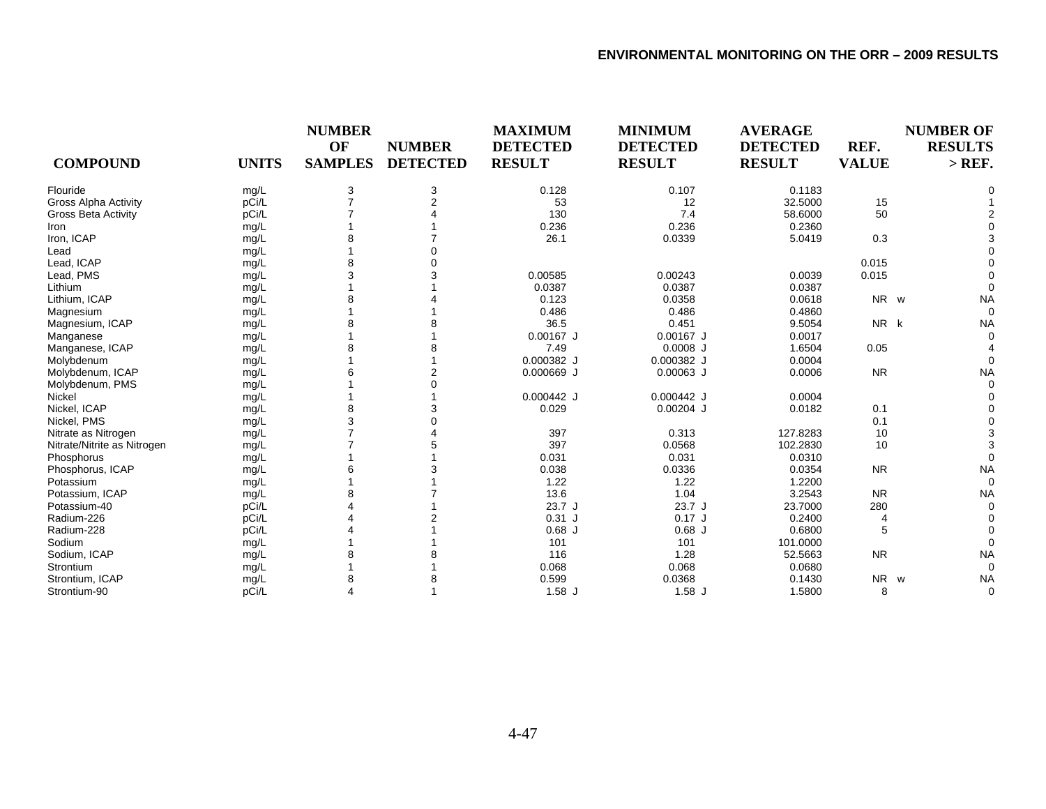| COMPOUND | UNITS | NUMBER OF SAMPLES | NUMBER DETECTED | MAXIMUM DETECTED RESULT | MINIMUM DETECTED RESULT | AVERAGE DETECTED RESULT | REF. VALUE | NUMBER OF RESULTS > REF. |
|---|---|---|---|---|---|---|---|---|
| Flouride | mg/L | 3 | 3 | 0.128 | 0.107 | 0.1183 | | 0 |
| Gross Alpha Activity | pCi/L | 7 | 2 | 53 | 12 | 32.5000 | 15 | 1 |
| Gross Beta Activity | pCi/L | 7 | 4 | 130 | 7.4 | 58.6000 | 50 | 2 |
| Iron | mg/L | 1 | 1 | 0.236 | 0.236 | 0.2360 | | 0 |
| Iron, ICAP | mg/L | 8 | 7 | 26.1 | 0.0339 | 5.0419 | 0.3 | 3 |
| Lead | mg/L | 1 | 0 | | | | | 0 |
| Lead, ICAP | mg/L | 8 | 0 | | | | 0.015 | 0 |
| Lead, PMS | mg/L | 3 | 3 | 0.00585 | 0.00243 | 0.0039 | 0.015 | 0 |
| Lithium | mg/L | 1 | 1 | 0.0387 | 0.0387 | 0.0387 | | 0 |
| Lithium, ICAP | mg/L | 8 | 4 | 0.123 | 0.0358 | 0.0618 | NR w | NA |
| Magnesium | mg/L | 1 | 1 | 0.486 | 0.486 | 0.4860 | | 0 |
| Magnesium, ICAP | mg/L | 8 | 8 | 36.5 | 0.451 | 9.5054 | NR k | NA |
| Manganese | mg/L | 1 | 1 | 0.00167 J | 0.00167 J | 0.0017 | | 0 |
| Manganese, ICAP | mg/L | 8 | 8 | 7.49 | 0.0008 J | 1.6504 | 0.05 | 4 |
| Molybdenum | mg/L | 1 | 1 | 0.000382 J | 0.000382 J | 0.0004 | | 0 |
| Molybdenum, ICAP | mg/L | 6 | 2 | 0.000669 J | 0.00063 J | 0.0006 | NR | NA |
| Molybdenum, PMS | mg/L | 1 | 0 | | | | | 0 |
| Nickel | mg/L | 1 | 1 | 0.000442 J | 0.000442 J | 0.0004 | | 0 |
| Nickel, ICAP | mg/L | 8 | 3 | 0.029 | 0.00204 J | 0.0182 | 0.1 | 0 |
| Nickel, PMS | mg/L | 3 | 0 | | | | 0.1 | 0 |
| Nitrate as Nitrogen | mg/L | 7 | 4 | 397 | 0.313 | 127.8283 | 10 | 3 |
| Nitrate/Nitrite as Nitrogen | mg/L | 7 | 5 | 397 | 0.0568 | 102.2830 | 10 | 3 |
| Phosphorus | mg/L | 1 | 1 | 0.031 | 0.031 | 0.0310 | | 0 |
| Phosphorus, ICAP | mg/L | 6 | 3 | 0.038 | 0.0336 | 0.0354 | NR | NA |
| Potassium | mg/L | 1 | 1 | 1.22 | 1.22 | 1.2200 | | 0 |
| Potassium, ICAP | mg/L | 8 | 7 | 13.6 | 1.04 | 3.2543 | NR | NA |
| Potassium-40 | pCi/L | 4 | 1 | 23.7 J | 23.7 J | 23.7000 | 280 | 0 |
| Radium-226 | pCi/L | 4 | 2 | 0.31 J | 0.17 J | 0.2400 | 4 | 0 |
| Radium-228 | pCi/L | 4 | 1 | 0.68 J | 0.68 J | 0.6800 | 5 | 0 |
| Sodium | mg/L | 1 | 1 | 101 | 101 | 101.0000 | | 0 |
| Sodium, ICAP | mg/L | 8 | 8 | 116 | 1.28 | 52.5663 | NR | NA |
| Strontium | mg/L | 1 | 1 | 0.068 | 0.068 | 0.0680 | | 0 |
| Strontium, ICAP | mg/L | 8 | 8 | 0.599 | 0.0368 | 0.1430 | NR w | NA |
| Strontium-90 | pCi/L | 4 | 1 | 1.58 J | 1.58 J | 1.5800 | 8 | 0 |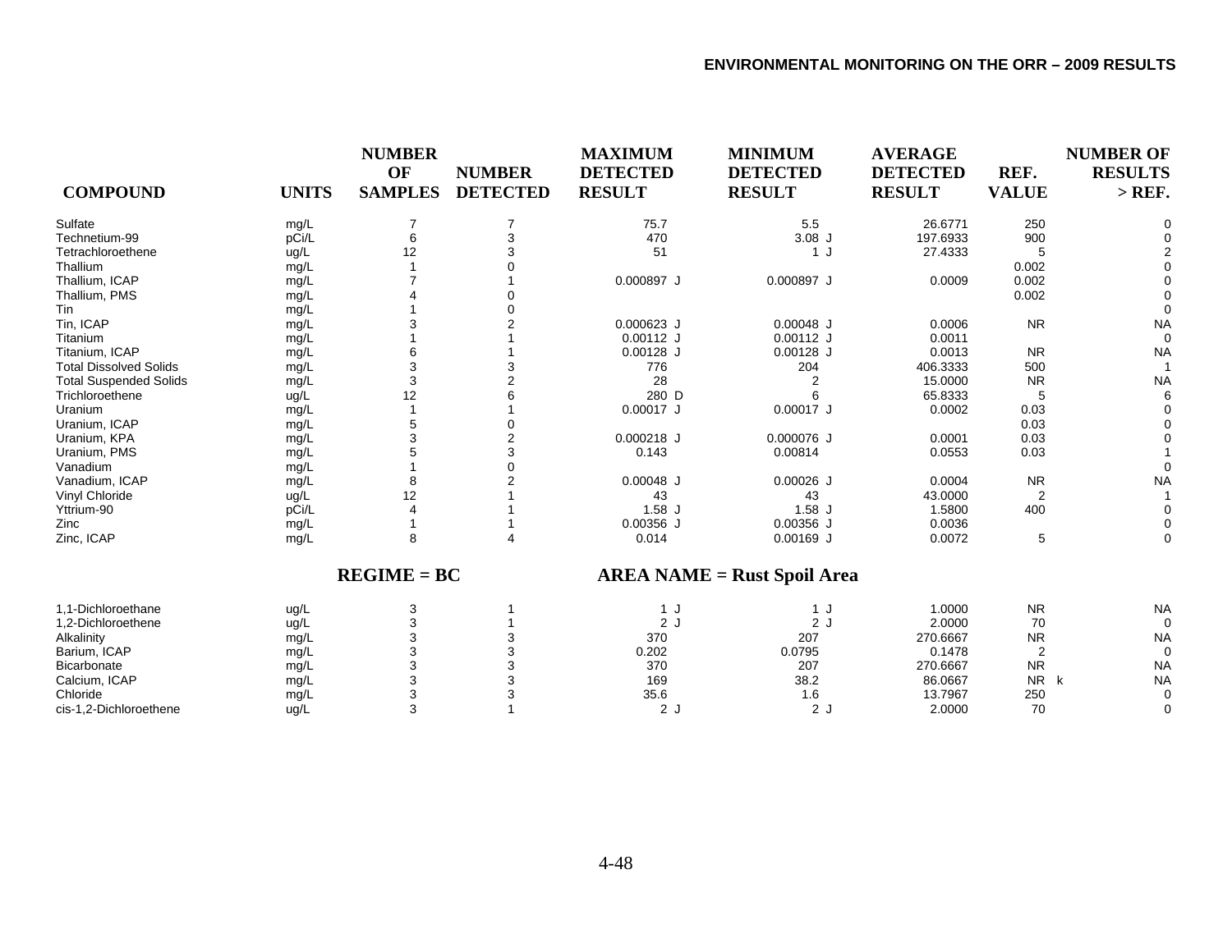| COMPOUND | UNITS | NUMBER OF SAMPLES | NUMBER DETECTED | MAXIMUM DETECTED RESULT | MINIMUM DETECTED RESULT | AVERAGE DETECTED RESULT | REF. VALUE | NUMBER OF RESULTS > REF. |
|---|---|---|---|---|---|---|---|---|
| Sulfate | mg/L | 7 | 7 | 75.7 | 5.5 | 26.6771 | 250 | 0 |
| Technetium-99 | pCi/L | 6 | 3 | 470 | 3.08 J | 197.6933 | 900 | 0 |
| Tetrachloroethene | ug/L | 12 | 3 | 51 | 1 J | 27.4333 | 5 | 2 |
| Thallium | mg/L | 1 | 0 | | | | 0.002 | 0 |
| Thallium, ICAP | mg/L | 7 | 1 | 0.000897 J | 0.000897 J | 0.0009 | 0.002 | 0 |
| Thallium, PMS | mg/L | 4 | 0 | | | | 0.002 | 0 |
| Tin | mg/L | 1 | 0 | | | | | 0 |
| Tin, ICAP | mg/L | 3 | 2 | 0.000623 J | 0.00048 J | 0.0006 | NR | NA |
| Titanium | mg/L | 1 | 1 | 0.00112 J | 0.00112 J | 0.0011 | | 0 |
| Titanium, ICAP | mg/L | 6 | 1 | 0.00128 J | 0.00128 J | 0.0013 | NR | NA |
| Total Dissolved Solids | mg/L | 3 | 3 | 776 | 204 | 406.3333 | 500 | 1 |
| Total Suspended Solids | mg/L | 3 | 2 | 28 | 2 | 15.0000 | NR | NA |
| Trichloroethene | ug/L | 12 | 6 | 280 D | 6 | 65.8333 | 5 | 6 |
| Uranium | mg/L | 1 | 1 | 0.00017 J | 0.00017 J | 0.0002 | 0.03 | 0 |
| Uranium, ICAP | mg/L | 5 | 0 | | | | 0.03 | 0 |
| Uranium, KPA | mg/L | 3 | 2 | 0.000218 J | 0.000076 J | 0.0001 | 0.03 | 0 |
| Uranium, PMS | mg/L | 5 | 3 | 0.143 | 0.00814 | 0.0553 | 0.03 | 1 |
| Vanadium | mg/L | 1 | 0 | | | | | 0 |
| Vanadium, ICAP | mg/L | 8 | 2 | 0.00048 J | 0.00026 J | 0.0004 | NR | NA |
| Vinyl Chloride | ug/L | 12 | 1 | 43 | 43 | 43.0000 | 2 | 1 |
| Yttrium-90 | pCi/L | 4 | 1 | 1.58 J | 1.58 J | 1.5800 | 400 | 0 |
| Zinc | mg/L | 1 | 1 | 0.00356 J | 0.00356 J | 0.0036 | | 0 |
| Zinc, ICAP | mg/L | 8 | 4 | 0.014 | 0.00169 J | 0.0072 | 5 | 0 |

**REGIME = BC** **AREA NAME = Rust Spoil Area**

| COMPOUND | UNITS | NUMBER OF SAMPLES | NUMBER DETECTED | MAXIMUM DETECTED RESULT | MINIMUM DETECTED RESULT | AVERAGE DETECTED RESULT | REF. VALUE | NUMBER OF RESULTS > REF. |
|---|---|---|---|---|---|---|---|---|
| 1,1-Dichloroethane | ug/L | 3 | 1 | 1 J | 1 J | 1.0000 | NR | NA |
| 1,2-Dichloroethene | ug/L | 3 | 1 | 2 J | 2 J | 2.0000 | 70 | 0 |
| Alkalinity | mg/L | 3 | 3 | 370 | 207 | 270.6667 | NR | NA |
| Barium, ICAP | mg/L | 3 | 3 | 0.202 | 0.0795 | 0.1478 | 2 | 0 |
| Bicarbonate | mg/L | 3 | 3 | 370 | 207 | 270.6667 | NR | NA |
| Calcium, ICAP | mg/L | 3 | 3 | 169 | 38.2 | 86.0667 | NR k | NA |
| Chloride | mg/L | 3 | 3 | 35.6 | 1.6 | 13.7967 | 250 | 0 |
| cis-1,2-Dichloroethene | ug/L | 3 | 1 | 2 J | 2 J | 2.0000 | 70 | 0 |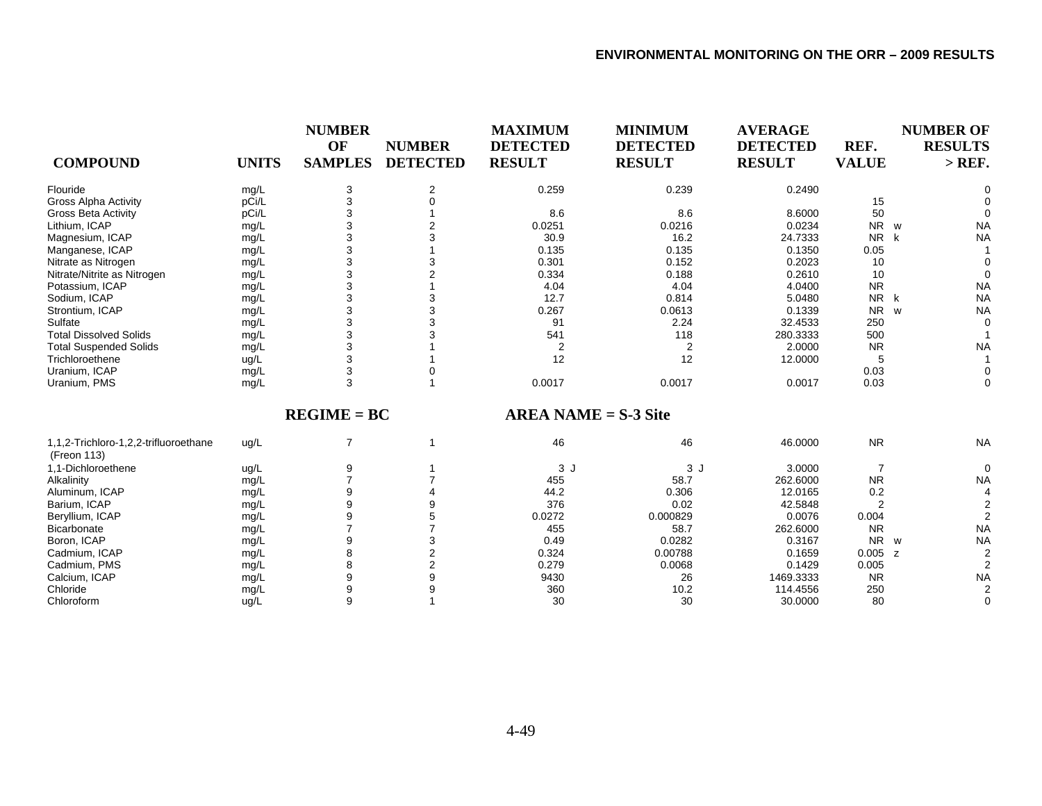| COMPOUND | UNITS | NUMBER OF SAMPLES | NUMBER DETECTED | MAXIMUM DETECTED RESULT | MINIMUM DETECTED RESULT | AVERAGE DETECTED RESULT | REF. VALUE | NUMBER OF RESULTS > REF. |
|---|---|---|---|---|---|---|---|---|
| Flouride | mg/L | 3 | 2 | 0.259 | 0.239 | 0.2490 | | 0 |
| Gross Alpha Activity | pCi/L | 3 | 0 | | | | 15 | 0 |
| Gross Beta Activity | pCi/L | 3 | 1 | 8.6 | 8.6 | 8.6000 | 50 | 0 |
| Lithium, ICAP | mg/L | 3 | 2 | 0.0251 | 0.0216 | 0.0234 | NR w | NA |
| Magnesium, ICAP | mg/L | 3 | 3 | 30.9 | 16.2 | 24.7333 | NR k | NA |
| Manganese, ICAP | mg/L | 3 | 1 | 0.135 | 0.135 | 0.1350 | 0.05 | 1 |
| Nitrate as Nitrogen | mg/L | 3 | 3 | 0.301 | 0.152 | 0.2023 | 10 | 0 |
| Nitrate/Nitrite as Nitrogen | mg/L | 3 | 2 | 0.334 | 0.188 | 0.2610 | 10 | 0 |
| Potassium, ICAP | mg/L | 3 | 1 | 4.04 | 4.04 | 4.0400 | NR | NA |
| Sodium, ICAP | mg/L | 3 | 3 | 12.7 | 0.814 | 5.0480 | NR k | NA |
| Strontium, ICAP | mg/L | 3 | 3 | 0.267 | 0.0613 | 0.1339 | NR w | NA |
| Sulfate | mg/L | 3 | 3 | 91 | 2.24 | 32.4533 | 250 | 0 |
| Total Dissolved Solids | mg/L | 3 | 3 | 541 | 118 | 280.3333 | 500 | 1 |
| Total Suspended Solids | mg/L | 3 | 1 | 2 | 2 | 2.0000 | NR | NA |
| Trichloroethene | ug/L | 3 | 1 | 12 | 12 | 12.0000 | 5 | 1 |
| Uranium, ICAP | mg/L | 3 | 0 | | | | 0.03 | 0 |
| Uranium, PMS | mg/L | 3 | 1 | 0.0017 | 0.0017 | 0.0017 | 0.03 | 0 |

**REGIME = BC** **AREA NAME = S-3 Site**

| COMPOUND | UNITS | NUMBER OF SAMPLES | NUMBER DETECTED | MAXIMUM DETECTED RESULT | MINIMUM DETECTED RESULT | AVERAGE DETECTED RESULT | REF. VALUE | NUMBER OF RESULTS > REF. |
|---|---|---|---|---|---|---|---|---|
| 1,1,2-Trichloro-1,2,2-trifluoroethane (Freon 113) | ug/L | 7 | 1 | 46 | 46 | 46.0000 | NR | NA |
| 1,1-Dichloroethene | ug/L | 9 | 1 | 3 J | 3 J | 3.0000 | 7 | 0 |
| Alkalinity | mg/L | 7 | 7 | 455 | 58.7 | 262.6000 | NR | NA |
| Aluminum, ICAP | mg/L | 9 | 4 | 44.2 | 0.306 | 12.0165 | 0.2 | 4 |
| Barium, ICAP | mg/L | 9 | 9 | 376 | 0.02 | 42.5848 | 2 | 2 |
| Beryllium, ICAP | mg/L | 9 | 5 | 0.0272 | 0.000829 | 0.0076 | 0.004 | 2 |
| Bicarbonate | mg/L | 7 | 7 | 455 | 58.7 | 262.6000 | NR | NA |
| Boron, ICAP | mg/L | 9 | 3 | 0.49 | 0.0282 | 0.3167 | NR w | NA |
| Cadmium, ICAP | mg/L | 8 | 2 | 0.324 | 0.00788 | 0.1659 | 0.005 z | 2 |
| Cadmium, PMS | mg/L | 8 | 2 | 0.279 | 0.0068 | 0.1429 | 0.005 | 2 |
| Calcium, ICAP | mg/L | 9 | 9 | 9430 | 26 | 1469.3333 | NR | NA |
| Chloride | mg/L | 9 | 9 | 360 | 10.2 | 114.4556 | 250 | 2 |
| Chloroform | ug/L | 9 | 1 | 30 | 30 | 30.0000 | 80 | 0 |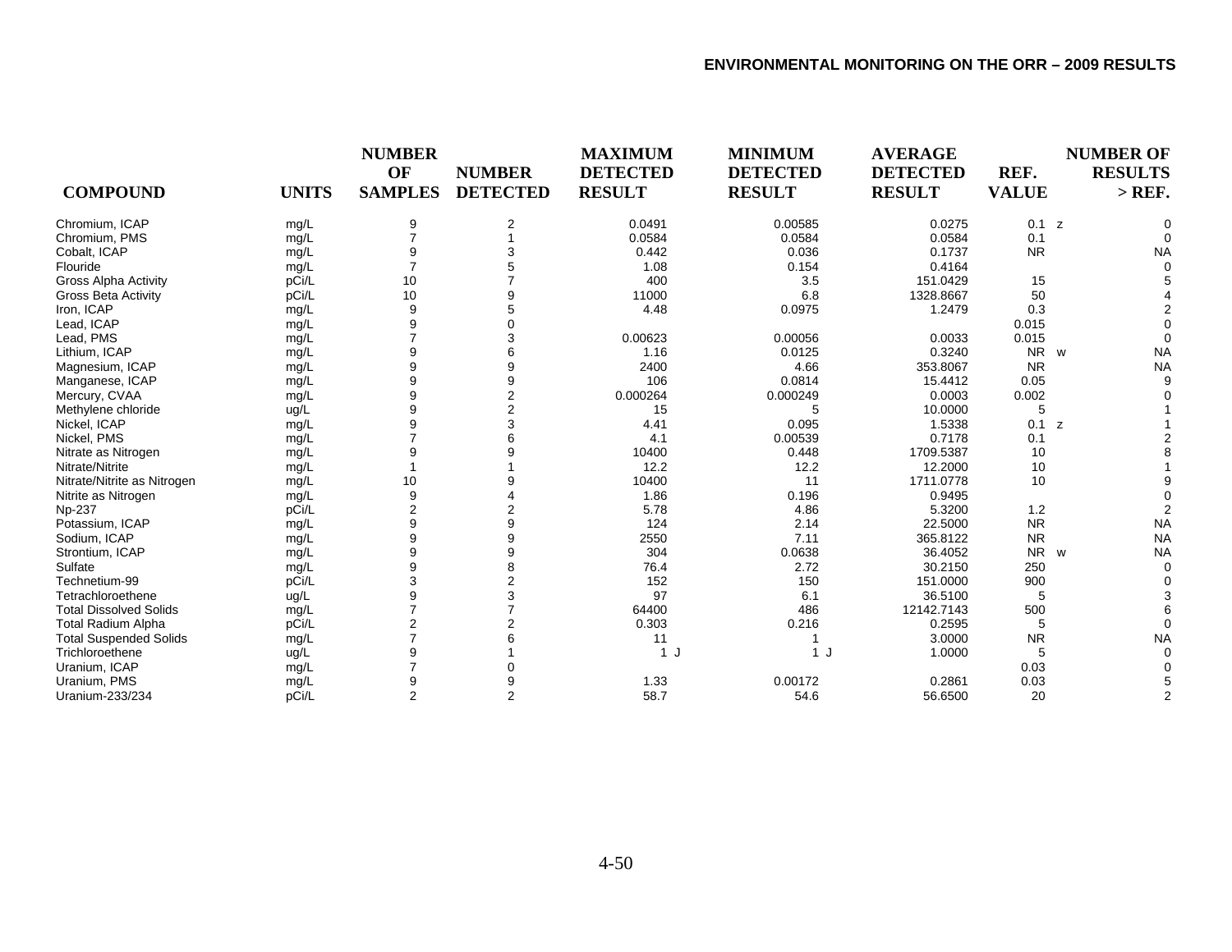| COMPOUND | UNITS | NUMBER OF SAMPLES | NUMBER DETECTED | MAXIMUM DETECTED RESULT | MINIMUM DETECTED RESULT | AVERAGE DETECTED RESULT | REF. VALUE | NUMBER OF RESULTS > REF. |
|---|---|---|---|---|---|---|---|---|
| Chromium, ICAP | mg/L | 9 | 2 | 0.0491 | 0.00585 | 0.0275 | 0.1 z | 0 |
| Chromium, PMS | mg/L | 7 | 1 | 0.0584 | 0.0584 | 0.0584 | 0.1 | 0 |
| Cobalt, ICAP | mg/L | 9 | 3 | 0.442 | 0.036 | 0.1737 | NR | NA |
| Flouride | mg/L | 7 | 5 | 1.08 | 0.154 | 0.4164 | | 0 |
| Gross Alpha Activity | pCi/L | 10 | 7 | 400 | 3.5 | 151.0429 | 15 | 5 |
| Gross Beta Activity | pCi/L | 10 | 9 | 11000 | 6.8 | 1328.8667 | 50 | 4 |
| Iron, ICAP | mg/L | 9 | 5 | 4.48 | 0.0975 | 1.2479 | 0.3 | 2 |
| Lead, ICAP | mg/L | 9 | 0 | | | | 0.015 | 0 |
| Lead, PMS | mg/L | 7 | 3 | 0.00623 | 0.00056 | 0.0033 | 0.015 | 0 |
| Lithium, ICAP | mg/L | 9 | 6 | 1.16 | 0.0125 | 0.3240 | NR w | NA |
| Magnesium, ICAP | mg/L | 9 | 9 | 2400 | 4.66 | 353.8067 | NR | NA |
| Manganese, ICAP | mg/L | 9 | 9 | 106 | 0.0814 | 15.4412 | 0.05 | 9 |
| Mercury, CVAA | mg/L | 9 | 2 | 0.000264 | 0.000249 | 0.0003 | 0.002 | 0 |
| Methylene chloride | ug/L | 9 | 2 | 15 | 5 | 10.0000 | 5 | 1 |
| Nickel, ICAP | mg/L | 9 | 3 | 4.41 | 0.095 | 1.5338 | 0.1 z | 1 |
| Nickel, PMS | mg/L | 7 | 6 | 4.1 | 0.00539 | 0.7178 | 0.1 | 2 |
| Nitrate as Nitrogen | mg/L | 9 | 9 | 10400 | 0.448 | 1709.5387 | 10 | 8 |
| Nitrate/Nitrite | mg/L | 1 | 1 | 12.2 | 12.2 | 12.2000 | 10 | 1 |
| Nitrate/Nitrite as Nitrogen | mg/L | 10 | 9 | 10400 | 11 | 1711.0778 | 10 | 9 |
| Nitrite as Nitrogen | mg/L | 9 | 4 | 1.86 | 0.196 | 0.9495 | | 0 |
| Np-237 | pCi/L | 2 | 2 | 5.78 | 4.86 | 5.3200 | 1.2 | 2 |
| Potassium, ICAP | mg/L | 9 | 9 | 124 | 2.14 | 22.5000 | NR | NA |
| Sodium, ICAP | mg/L | 9 | 9 | 2550 | 7.11 | 365.8122 | NR | NA |
| Strontium, ICAP | mg/L | 9 | 9 | 304 | 0.0638 | 36.4052 | NR w | NA |
| Sulfate | mg/L | 9 | 8 | 76.4 | 2.72 | 30.2150 | 250 | 0 |
| Technetium-99 | pCi/L | 3 | 2 | 152 | 150 | 151.0000 | 900 | 0 |
| Tetrachloroethene | ug/L | 9 | 3 | 97 | 6.1 | 36.5100 | 5 | 3 |
| Total Dissolved Solids | mg/L | 7 | 7 | 64400 | 486 | 12142.7143 | 500 | 6 |
| Total Radium Alpha | pCi/L | 2 | 2 | 0.303 | 0.216 | 0.2595 | 5 | 0 |
| Total Suspended Solids | mg/L | 7 | 6 | 11 | 1 | 3.0000 | NR | NA |
| Trichloroethene | ug/L | 9 | 1 | 1 J | 1 J | 1.0000 | 5 | 0 |
| Uranium, ICAP | mg/L | 7 | 0 | | | | 0.03 | 0 |
| Uranium, PMS | mg/L | 9 | 9 | 1.33 | 0.00172 | 0.2861 | 0.03 | 5 |
| Uranium-233/234 | pCi/L | 2 | 2 | 58.7 | 54.6 | 56.6500 | 20 | 2 |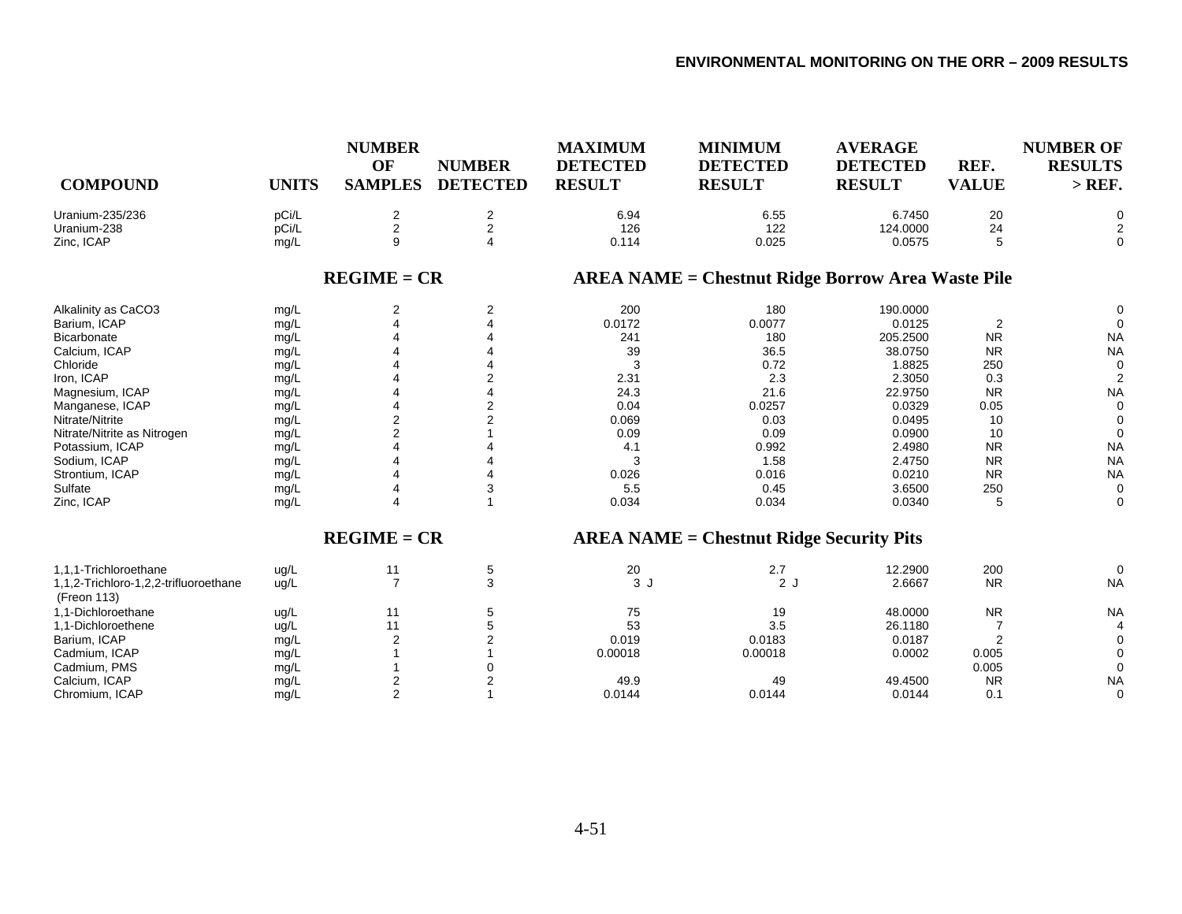| COMPOUND | UNITS | NUMBER OF SAMPLES | NUMBER DETECTED | MAXIMUM DETECTED RESULT | MINIMUM DETECTED RESULT | AVERAGE DETECTED RESULT | REF. VALUE | NUMBER OF RESULTS > REF. |
|---|---|---|---|---|---|---|---|---|
| Uranium-235/236 | pCi/L | 2 | 2 | 6.94 | 6.55 | 6.7450 | 20 | 0 |
| Uranium-238 | pCi/L | 2 | 2 | 126 | 122 | 124.0000 | 24 | 2 |
| Zinc, ICAP | mg/L | 9 | 4 | 0.114 | 0.025 | 0.0575 | 5 | 0 |
| **REGIME = CR** | | | | **AREA NAME = Chestnut Ridge Borrow Area Waste Pile** | | | | |
| Alkalinity as CaCO3 | mg/L | 2 | 2 | 200 | 180 | 190.0000 | | 0 |
| Barium, ICAP | mg/L | 4 | 4 | 0.0172 | 0.0077 | 0.0125 | 2 | 0 |
| Bicarbonate | mg/L | 4 | 4 | 241 | 180 | 205.2500 | NR | NA |
| Calcium, ICAP | mg/L | 4 | 4 | 39 | 36.5 | 38.0750 | NR | NA |
| Chloride | mg/L | 4 | 4 | 3 | 0.72 | 1.8825 | 250 | 0 |
| Iron, ICAP | mg/L | 4 | 2 | 2.31 | 2.3 | 2.3050 | 0.3 | 2 |
| Magnesium, ICAP | mg/L | 4 | 4 | 24.3 | 21.6 | 22.9750 | NR | NA |
| Manganese, ICAP | mg/L | 4 | 2 | 0.04 | 0.0257 | 0.0329 | 0.05 | 0 |
| Nitrate/Nitrite | mg/L | 2 | 2 | 0.069 | 0.03 | 0.0495 | 10 | 0 |
| Nitrate/Nitrite as Nitrogen | mg/L | 2 | 1 | 0.09 | 0.09 | 0.0900 | 10 | 0 |
| Potassium, ICAP | mg/L | 4 | 4 | 4.1 | 0.992 | 2.4980 | NR | NA |
| Sodium, ICAP | mg/L | 4 | 4 | 3 | 1.58 | 2.4750 | NR | NA |
| Strontium, ICAP | mg/L | 4 | 4 | 0.026 | 0.016 | 0.0210 | NR | NA |
| Sulfate | mg/L | 4 | 3 | 5.5 | 0.45 | 3.6500 | 250 | 0 |
| Zinc, ICAP | mg/L | 4 | 1 | 0.034 | 0.034 | 0.0340 | 5 | 0 |
| **REGIME = CR** | | | | **AREA NAME = Chestnut Ridge Security Pits** | | | | |
| 1,1,1-Trichloroethane | ug/L | 11 | 5 | 20 | 2.7 | 12.2900 | 200 | 0 |
| 1,1,2-Trichloro-1,2,2-trifluoroethane (Freon 113) | ug/L | 7 | 3 | 3 J | 2 J | 2.6667 | NR | NA |
| 1,1-Dichloroethane | ug/L | 11 | 5 | 75 | 19 | 48.0000 | NR | NA |
| 1,1-Dichloroethene | ug/L | 11 | 5 | 53 | 3.5 | 26.1180 | 7 | 4 |
| Barium, ICAP | mg/L | 2 | 2 | 0.019 | 0.0183 | 0.0187 | 2 | 0 |
| Cadmium, ICAP | mg/L | 1 | 1 | 0.00018 | 0.00018 | 0.0002 | 0.005 | 0 |
| Cadmium, PMS | mg/L | 1 | 0 | | | | 0.005 | 0 |
| Calcium, ICAP | mg/L | 2 | 2 | 49.9 | 49 | 49.4500 | NR | NA |
| Chromium, ICAP | mg/L | 2 | 1 | 0.0144 | 0.0144 | 0.0144 | 0.1 | 0 |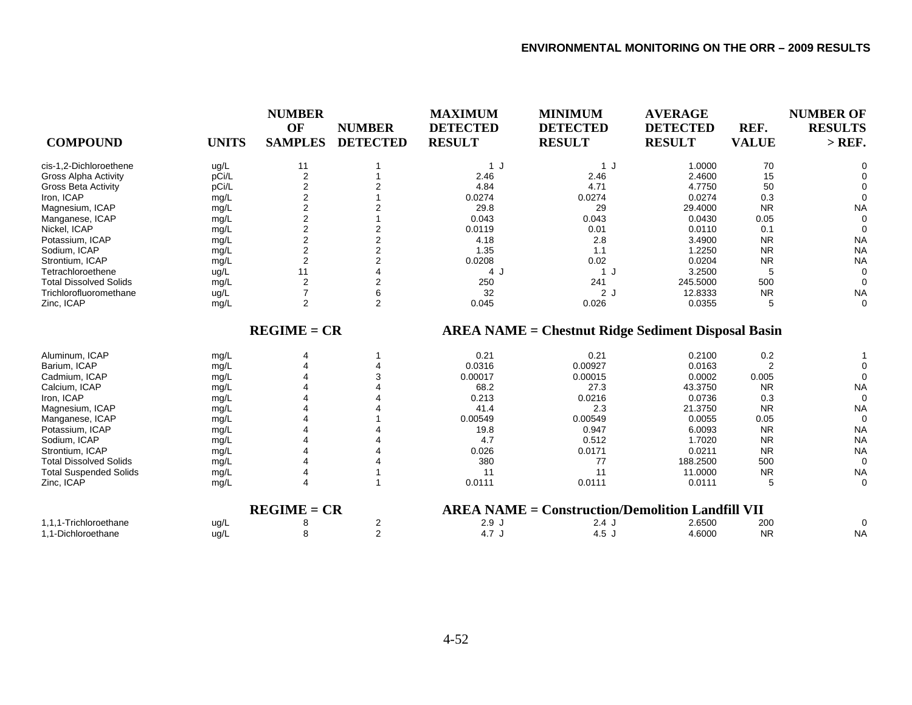| COMPOUND | UNITS | NUMBER OF SAMPLES | NUMBER DETECTED | MAXIMUM DETECTED RESULT | MINIMUM DETECTED RESULT | AVERAGE DETECTED RESULT | REF. VALUE | NUMBER OF RESULTS > REF. |
|---|---|---|---|---|---|---|---|---|
| cis-1,2-Dichloroethene | ug/L | 11 | 1 | 1 J | 1 J | 1.0000 | 70 | 0 |
| Gross Alpha Activity | pCi/L | 2 | 1 | 2.46 | 2.46 | 2.4600 | 15 | 0 |
| Gross Beta Activity | pCi/L | 2 | 2 | 4.84 | 4.71 | 4.7750 | 50 | 0 |
| Iron, ICAP | mg/L | 2 | 1 | 0.0274 | 0.0274 | 0.0274 | 0.3 | 0 |
| Magnesium, ICAP | mg/L | 2 | 2 | 29.8 | 29 | 29.4000 | NR | NA |
| Manganese, ICAP | mg/L | 2 | 1 | 0.043 | 0.043 | 0.0430 | 0.05 | 0 |
| Nickel, ICAP | mg/L | 2 | 2 | 0.0119 | 0.01 | 0.0110 | 0.1 | 0 |
| Potassium, ICAP | mg/L | 2 | 2 | 4.18 | 2.8 | 3.4900 | NR | NA |
| Sodium, ICAP | mg/L | 2 | 2 | 1.35 | 1.1 | 1.2250 | NR | NA |
| Strontium, ICAP | mg/L | 2 | 2 | 0.0208 | 0.02 | 0.0204 | NR | NA |
| Tetrachloroethene | ug/L | 11 | 4 | 4 J | 1 J | 3.2500 | 5 | 0 |
| Total Dissolved Solids | mg/L | 2 | 2 | 250 | 241 | 245.5000 | 500 | 0 |
| Trichlorofluoromethane | ug/L | 7 | 6 | 32 | 2 J | 12.8333 | NR | NA |
| Zinc, ICAP | mg/L | 2 | 2 | 0.045 | 0.026 | 0.0355 | 5 | 0 |

**REGIME = CR** **AREA NAME = Chestnut Ridge Sediment Disposal Basin**

| COMPOUND | UNITS | NUMBER OF SAMPLES | NUMBER DETECTED | MAXIMUM DETECTED RESULT | MINIMUM DETECTED RESULT | AVERAGE DETECTED RESULT | REF. VALUE | NUMBER OF RESULTS > REF. |
|---|---|---|---|---|---|---|---|---|
| Aluminum, ICAP | mg/L | 4 | 1 | 0.21 | 0.21 | 0.2100 | 0.2 | 1 |
| Barium, ICAP | mg/L | 4 | 4 | 0.0316 | 0.00927 | 0.0163 | 2 | 0 |
| Cadmium, ICAP | mg/L | 4 | 3 | 0.00017 | 0.00015 | 0.0002 | 0.005 | 0 |
| Calcium, ICAP | mg/L | 4 | 4 | 68.2 | 27.3 | 43.3750 | NR | NA |
| Iron, ICAP | mg/L | 4 | 4 | 0.213 | 0.0216 | 0.0736 | 0.3 | 0 |
| Magnesium, ICAP | mg/L | 4 | 4 | 41.4 | 2.3 | 21.3750 | NR | NA |
| Manganese, ICAP | mg/L | 4 | 1 | 0.00549 | 0.00549 | 0.0055 | 0.05 | 0 |
| Potassium, ICAP | mg/L | 4 | 4 | 19.8 | 0.947 | 6.0093 | NR | NA |
| Sodium, ICAP | mg/L | 4 | 4 | 4.7 | 0.512 | 1.7020 | NR | NA |
| Strontium, ICAP | mg/L | 4 | 4 | 0.026 | 0.0171 | 0.0211 | NR | NA |
| Total Dissolved Solids | mg/L | 4 | 4 | 380 | 77 | 188.2500 | 500 | 0 |
| Total Suspended Solids | mg/L | 4 | 1 | 11 | 11 | 11.0000 | NR | NA |
| Zinc, ICAP | mg/L | 4 | 1 | 0.0111 | 0.0111 | 0.0111 | 5 | 0 |

**REGIME = CR** **AREA NAME = Construction/Demolition Landfill VII**

| COMPOUND | UNITS | NUMBER OF SAMPLES | NUMBER DETECTED | MAXIMUM DETECTED RESULT | MINIMUM DETECTED RESULT | AVERAGE DETECTED RESULT | REF. VALUE | NUMBER OF RESULTS > REF. |
|---|---|---|---|---|---|---|---|---|
| 1,1,1-Trichloroethane | ug/L | 8 | 2 | 2.9 J | 2.4 J | 2.6500 | 200 | 0 |
| 1,1-Dichloroethane | ug/L | 8 | 2 | 4.7 J | 4.5 J | 4.6000 | NR | NA |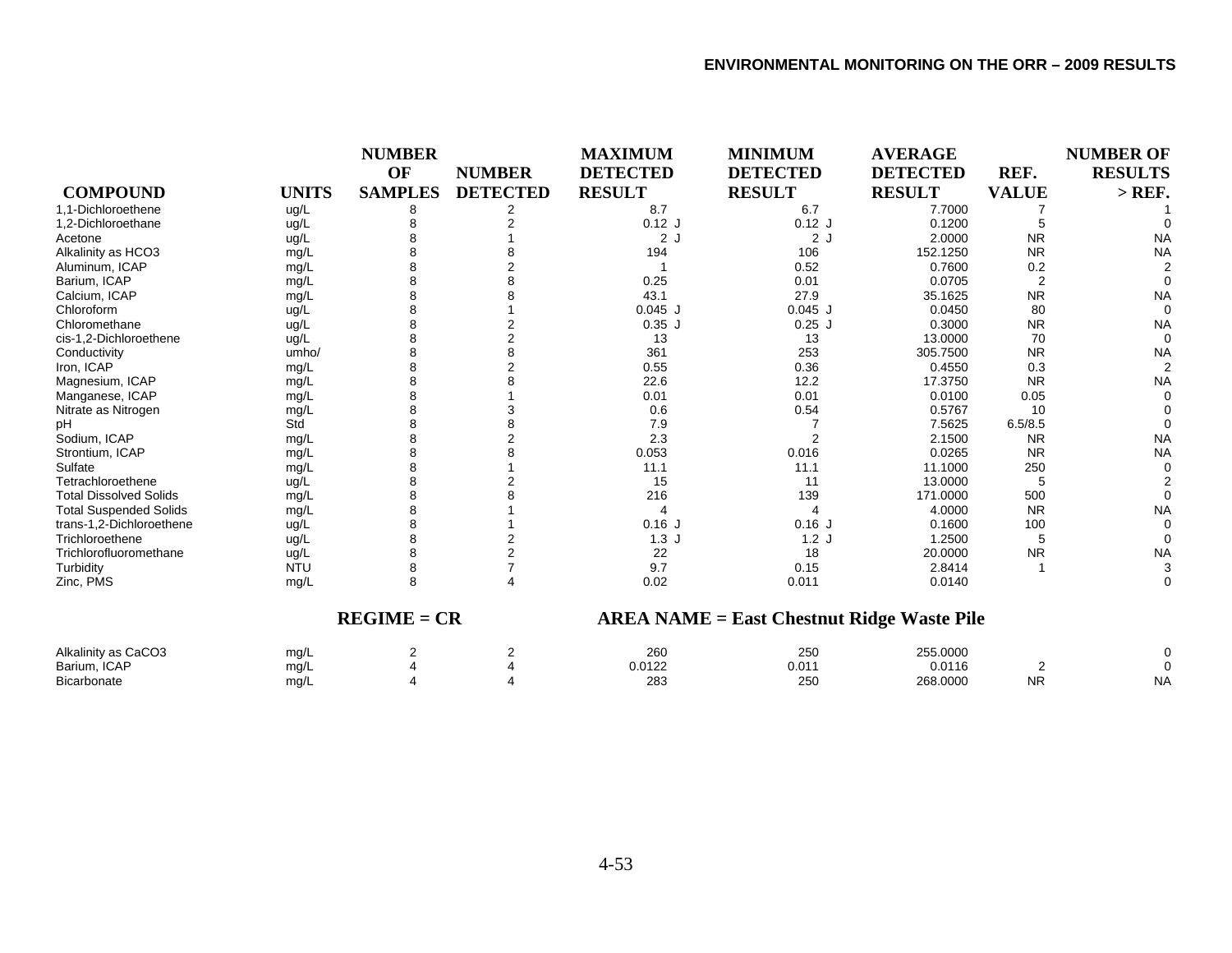| COMPOUND | UNITS | NUMBER OF SAMPLES | NUMBER DETECTED | MAXIMUM DETECTED RESULT | MINIMUM DETECTED RESULT | AVERAGE DETECTED RESULT | REF. VALUE | NUMBER OF RESULTS > REF. |
|---|---|---|---|---|---|---|---|---|
| 1,1-Dichloroethene | ug/L | 8 | 2 | 8.7 | 6.7 | 7.7000 | 7 | 1 |
| 1,2-Dichloroethane | ug/L | 8 | 2 | 0.12 J | 0.12 J | 0.1200 | 5 | 0 |
| Acetone | ug/L | 8 | 1 | 2 J | 2 J | 2.0000 | NR | NA |
| Alkalinity as HCO3 | mg/L | 8 | 8 | 194 | 106 | 152.1250 | NR | NA |
| Aluminum, ICAP | mg/L | 8 | 2 | 1 | 0.52 | 0.7600 | 0.2 | 2 |
| Barium, ICAP | mg/L | 8 | 8 | 0.25 | 0.01 | 0.0705 | 2 | 0 |
| Calcium, ICAP | mg/L | 8 | 8 | 43.1 | 27.9 | 35.1625 | NR | NA |
| Chloroform | ug/L | 8 | 1 | 0.045 J | 0.045 J | 0.0450 | 80 | 0 |
| Chloromethane | ug/L | 8 | 2 | 0.35 J | 0.25 J | 0.3000 | NR | NA |
| cis-1,2-Dichloroethene | ug/L | 8 | 2 | 13 | 13 | 13.0000 | 70 | 0 |
| Conductivity | umho/ | 8 | 8 | 361 | 253 | 305.7500 | NR | NA |
| Iron, ICAP | mg/L | 8 | 2 | 0.55 | 0.36 | 0.4550 | 0.3 | 2 |
| Magnesium, ICAP | mg/L | 8 | 8 | 22.6 | 12.2 | 17.3750 | NR | NA |
| Manganese, ICAP | mg/L | 8 | 1 | 0.01 | 0.01 | 0.0100 | 0.05 | 0 |
| Nitrate as Nitrogen | mg/L | 8 | 3 | 0.6 | 0.54 | 0.5767 | 10 | 0 |
| pH | Std | 8 | 8 | 7.9 | 7 | 7.5625 | 6.5/8.5 | 0 |
| Sodium, ICAP | mg/L | 8 | 2 | 2.3 | 2 | 2.1500 | NR | NA |
| Strontium, ICAP | mg/L | 8 | 8 | 0.053 | 0.016 | 0.0265 | NR | NA |
| Sulfate | mg/L | 8 | 1 | 11.1 | 11.1 | 11.1000 | 250 | 0 |
| Tetrachloroethene | ug/L | 8 | 2 | 15 | 11 | 13.0000 | 5 | 2 |
| Total Dissolved Solids | mg/L | 8 | 8 | 216 | 139 | 171.0000 | 500 | 0 |
| Total Suspended Solids | mg/L | 8 | 1 | 4 | 4 | 4.0000 | NR | NA |
| trans-1,2-Dichloroethene | ug/L | 8 | 1 | 0.16 J | 0.16 J | 0.1600 | 100 | 0 |
| Trichloroethene | ug/L | 8 | 2 | 1.3 J | 1.2 J | 1.2500 | 5 | 0 |
| Trichlorofluoromethane | ug/L | 8 | 2 | 22 | 18 | 20.0000 | NR | NA |
| Turbidity | NTU | 8 | 7 | 9.7 | 0.15 | 2.8414 | 1 | 3 |
| Zinc, PMS | mg/L | 8 | 4 | 0.02 | 0.011 | 0.0140 | | 0 |

**REGIME = CR** **AREA NAME = East Chestnut Ridge Waste Pile**

| COMPOUND | UNITS | NUMBER OF SAMPLES | NUMBER DETECTED | MAXIMUM DETECTED RESULT | MINIMUM DETECTED RESULT | AVERAGE DETECTED RESULT | REF. VALUE | NUMBER OF RESULTS > REF. |
|---|---|---|---|---|---|---|---|---|
| Alkalinity as CaCO3 | mg/L | 2 | 2 | 260 | 250 | 255.0000 | | 0 |
| Barium, ICAP | mg/L | 4 | 4 | 0.0122 | 0.011 | 0.0116 | 2 | 0 |
| Bicarbonate | mg/L | 4 | 4 | 283 | 250 | 268.0000 | NR | NA |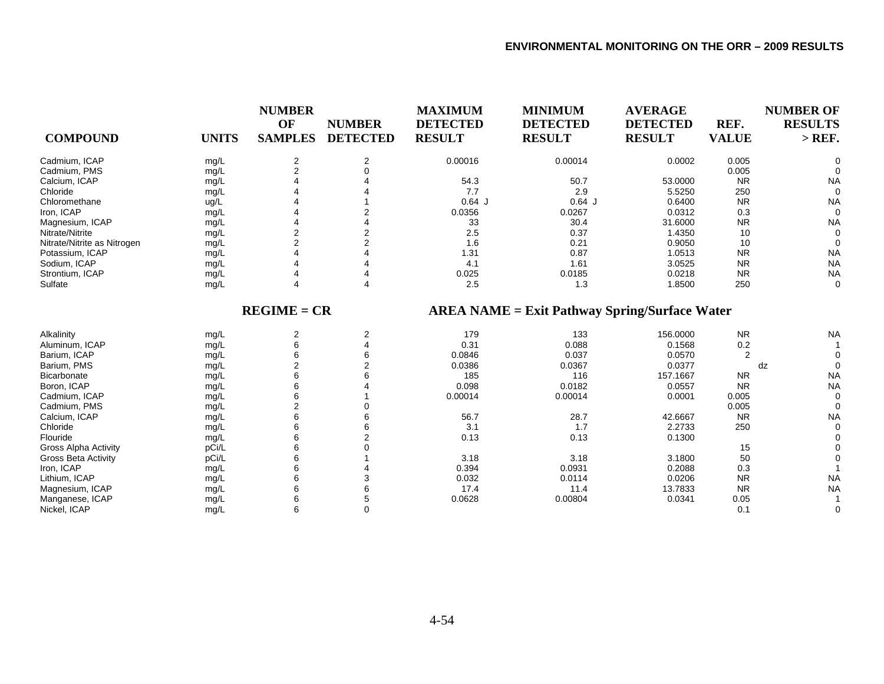| COMPOUND | UNITS | NUMBER OF SAMPLES | NUMBER DETECTED | MAXIMUM DETECTED RESULT | MINIMUM DETECTED RESULT | AVERAGE DETECTED RESULT | REF. VALUE | NUMBER OF RESULTS > REF. |
|---|---|---|---|---|---|---|---|---|
| Cadmium, ICAP | mg/L | 2 | 2 | 0.00016 | 0.00014 | 0.0002 | 0.005 | 0 |
| Cadmium, PMS | mg/L | 2 | 0 | | | | 0.005 | 0 |
| Calcium, ICAP | mg/L | 4 | 4 | 54.3 | 50.7 | 53.0000 | NR | NA |
| Chloride | mg/L | 4 | 4 | 7.7 | 2.9 | 5.5250 | 250 | 0 |
| Chloromethane | ug/L | 4 | 1 | 0.64 J | 0.64 J | 0.6400 | NR | NA |
| Iron, ICAP | mg/L | 4 | 2 | 0.0356 | 0.0267 | 0.0312 | 0.3 | 0 |
| Magnesium, ICAP | mg/L | 4 | 4 | 33 | 30.4 | 31.6000 | NR | NA |
| Nitrate/Nitrite | mg/L | 2 | 2 | 2.5 | 0.37 | 1.4350 | 10 | 0 |
| Nitrate/Nitrite as Nitrogen | mg/L | 2 | 2 | 1.6 | 0.21 | 0.9050 | 10 | 0 |
| Potassium, ICAP | mg/L | 4 | 4 | 1.31 | 0.87 | 1.0513 | NR | NA |
| Sodium, ICAP | mg/L | 4 | 4 | 4.1 | 1.61 | 3.0525 | NR | NA |
| Strontium, ICAP | mg/L | 4 | 4 | 0.025 | 0.0185 | 0.0218 | NR | NA |
| Sulfate | mg/L | 4 | 4 | 2.5 | 1.3 | 1.8500 | 250 | 0 |

**REGIME = CR** **AREA NAME = Exit Pathway Spring/Surface Water**

| COMPOUND | UNITS | NUMBER OF SAMPLES | NUMBER DETECTED | MAXIMUM DETECTED RESULT | MINIMUM DETECTED RESULT | AVERAGE DETECTED RESULT | REF. VALUE | NUMBER OF RESULTS > REF. |
|---|---|---|---|---|---|---|---|---|
| Alkalinity | mg/L | 2 | 2 | 179 | 133 | 156.0000 | NR | NA |
| Aluminum, ICAP | mg/L | 6 | 4 | 0.31 | 0.088 | 0.1568 | 0.2 | 1 |
| Barium, ICAP | mg/L | 6 | 6 | 0.0846 | 0.037 | 0.0570 | 2 | 0 |
| Barium, PMS | mg/L | 2 | 2 | 0.0386 | 0.0367 | 0.0377 | dz | 0 |
| Bicarbonate | mg/L | 6 | 6 | 185 | 116 | 157.1667 | NR | NA |
| Boron, ICAP | mg/L | 6 | 4 | 0.098 | 0.0182 | 0.0557 | NR | NA |
| Cadmium, ICAP | mg/L | 6 | 1 | 0.00014 | 0.00014 | 0.0001 | 0.005 | 0 |
| Cadmium, PMS | mg/L | 2 | 0 | | | | 0.005 | 0 |
| Calcium, ICAP | mg/L | 6 | 6 | 56.7 | 28.7 | 42.6667 | NR | NA |
| Chloride | mg/L | 6 | 6 | 3.1 | 1.7 | 2.2733 | 250 | 0 |
| Flouride | mg/L | 6 | 2 | 0.13 | 0.13 | 0.1300 | | 0 |
| Gross Alpha Activity | pCi/L | 6 | 0 | | | | 15 | 0 |
| Gross Beta Activity | pCi/L | 6 | 1 | 3.18 | 3.18 | 3.1800 | 50 | 0 |
| Iron, ICAP | mg/L | 6 | 4 | 0.394 | 0.0931 | 0.2088 | 0.3 | 1 |
| Lithium, ICAP | mg/L | 6 | 3 | 0.032 | 0.0114 | 0.0206 | NR | NA |
| Magnesium, ICAP | mg/L | 6 | 6 | 17.4 | 11.4 | 13.7833 | NR | NA |
| Manganese, ICAP | mg/L | 6 | 5 | 0.0628 | 0.00804 | 0.0341 | 0.05 | 1 |
| Nickel, ICAP | mg/L | 6 | 0 | | | | 0.1 | 0 |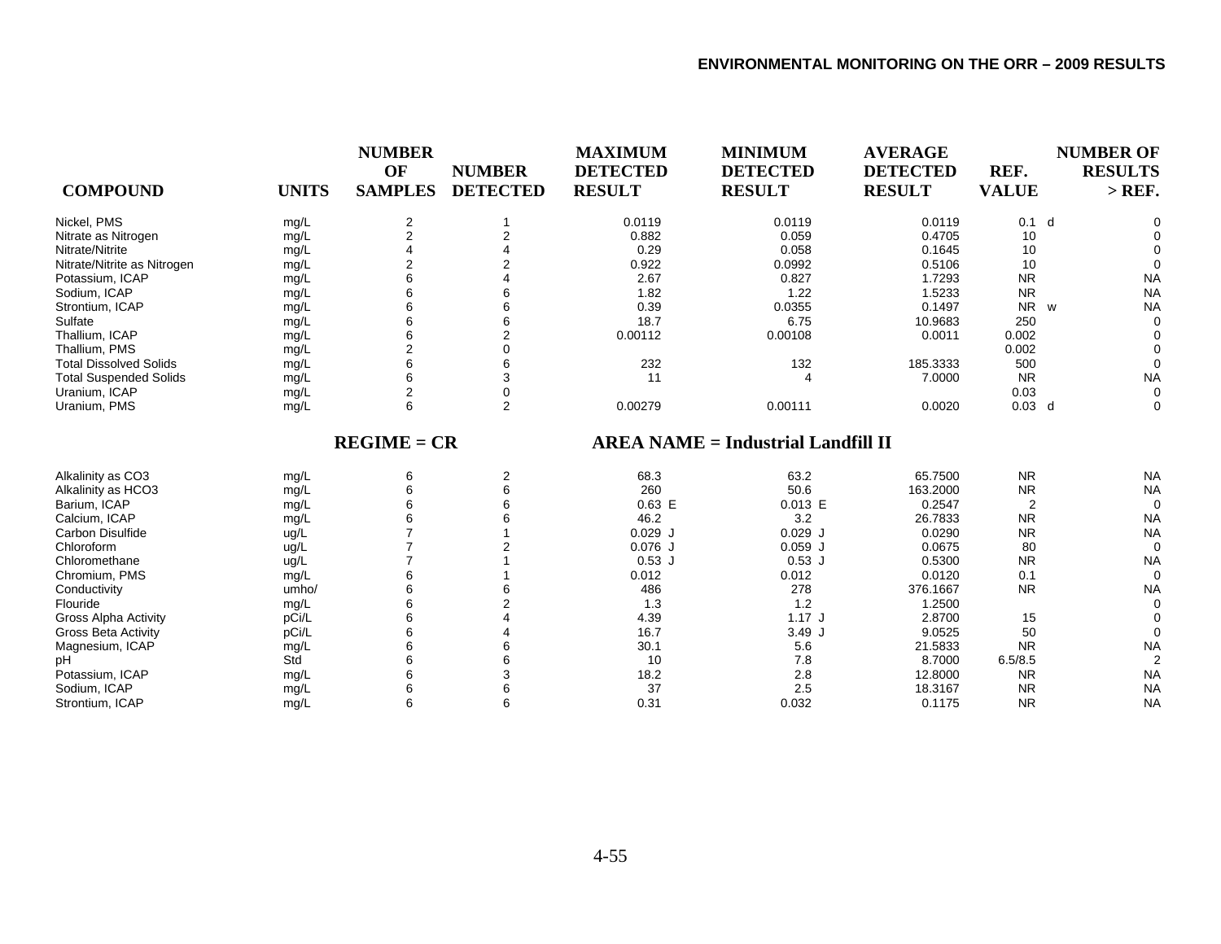| COMPOUND | UNITS | NUMBER OF SAMPLES | NUMBER DETECTED | MAXIMUM DETECTED RESULT | MINIMUM DETECTED RESULT | AVERAGE DETECTED RESULT | REF. VALUE | NUMBER OF RESULTS > REF. |
|---|---|---|---|---|---|---|---|---|
| Nickel, PMS | mg/L | 2 | 1 | 0.0119 | 0.0119 | 0.0119 | 0.1 d | 0 |
| Nitrate as Nitrogen | mg/L | 2 | 2 | 0.882 | 0.059 | 0.4705 | 10 | 0 |
| Nitrate/Nitrite | mg/L | 4 | 4 | 0.29 | 0.058 | 0.1645 | 10 | 0 |
| Nitrate/Nitrite as Nitrogen | mg/L | 2 | 2 | 0.922 | 0.0992 | 0.5106 | 10 | 0 |
| Potassium, ICAP | mg/L | 6 | 4 | 2.67 | 0.827 | 1.7293 | NR | NA |
| Sodium, ICAP | mg/L | 6 | 6 | 1.82 | 1.22 | 1.5233 | NR | NA |
| Strontium, ICAP | mg/L | 6 | 6 | 0.39 | 0.0355 | 0.1497 | NR w | NA |
| Sulfate | mg/L | 6 | 6 | 18.7 | 6.75 | 10.9683 | 250 | 0 |
| Thallium, ICAP | mg/L | 6 | 2 | 0.00112 | 0.00108 | 0.0011 | 0.002 | 0 |
| Thallium, PMS | mg/L | 2 | 0 | | | | 0.002 | 0 |
| Total Dissolved Solids | mg/L | 6 | 6 | 232 | 132 | 185.3333 | 500 | 0 |
| Total Suspended Solids | mg/L | 6 | 3 | 11 | 4 | 7.0000 | NR | NA |
| Uranium, ICAP | mg/L | 2 | 0 | | | | 0.03 | 0 |
| Uranium, PMS | mg/L | 6 | 2 | 0.00279 | 0.00111 | 0.0020 | 0.03 d | 0 |

**REGIME = CR** **AREA NAME = Industrial Landfill II**

| COMPOUND | UNITS | NUMBER OF SAMPLES | NUMBER DETECTED | MAXIMUM DETECTED RESULT | MINIMUM DETECTED RESULT | AVERAGE DETECTED RESULT | REF. VALUE | NUMBER OF RESULTS > REF. |
|---|---|---|---|---|---|---|---|---|
| Alkalinity as CO3 | mg/L | 6 | 2 | 68.3 | 63.2 | 65.7500 | NR | NA |
| Alkalinity as HCO3 | mg/L | 6 | 6 | 260 | 50.6 | 163.2000 | NR | NA |
| Barium, ICAP | mg/L | 6 | 6 | 0.63 E | 0.013 E | 0.2547 | 2 | 0 |
| Calcium, ICAP | mg/L | 6 | 6 | 46.2 | 3.2 | 26.7833 | NR | NA |
| Carbon Disulfide | ug/L | 7 | 1 | 0.029 J | 0.029 J | 0.0290 | NR | NA |
| Chloroform | ug/L | 7 | 2 | 0.076 J | 0.059 J | 0.0675 | 80 | 0 |
| Chloromethane | ug/L | 7 | 1 | 0.53 J | 0.53 J | 0.5300 | NR | NA |
| Chromium, PMS | mg/L | 6 | 1 | 0.012 | 0.012 | 0.0120 | 0.1 | 0 |
| Conductivity | umho/ | 6 | 6 | 486 | 278 | 376.1667 | NR | NA |
| Flouride | mg/L | 6 | 2 | 1.3 | 1.2 | 1.2500 | | 0 |
| Gross Alpha Activity | pCi/L | 6 | 4 | 4.39 | 1.17 J | 2.8700 | 15 | 0 |
| Gross Beta Activity | pCi/L | 6 | 4 | 16.7 | 3.49 J | 9.0525 | 50 | 0 |
| Magnesium, ICAP | mg/L | 6 | 6 | 30.1 | 5.6 | 21.5833 | NR | NA |
| pH | Std | 6 | 6 | 10 | 7.8 | 8.7000 | 6.5/8.5 | 2 |
| Potassium, ICAP | mg/L | 6 | 3 | 18.2 | 2.8 | 12.8000 | NR | NA |
| Sodium, ICAP | mg/L | 6 | 6 | 37 | 2.5 | 18.3167 | NR | NA |
| Strontium, ICAP | mg/L | 6 | 6 | 0.31 | 0.032 | 0.1175 | NR | NA |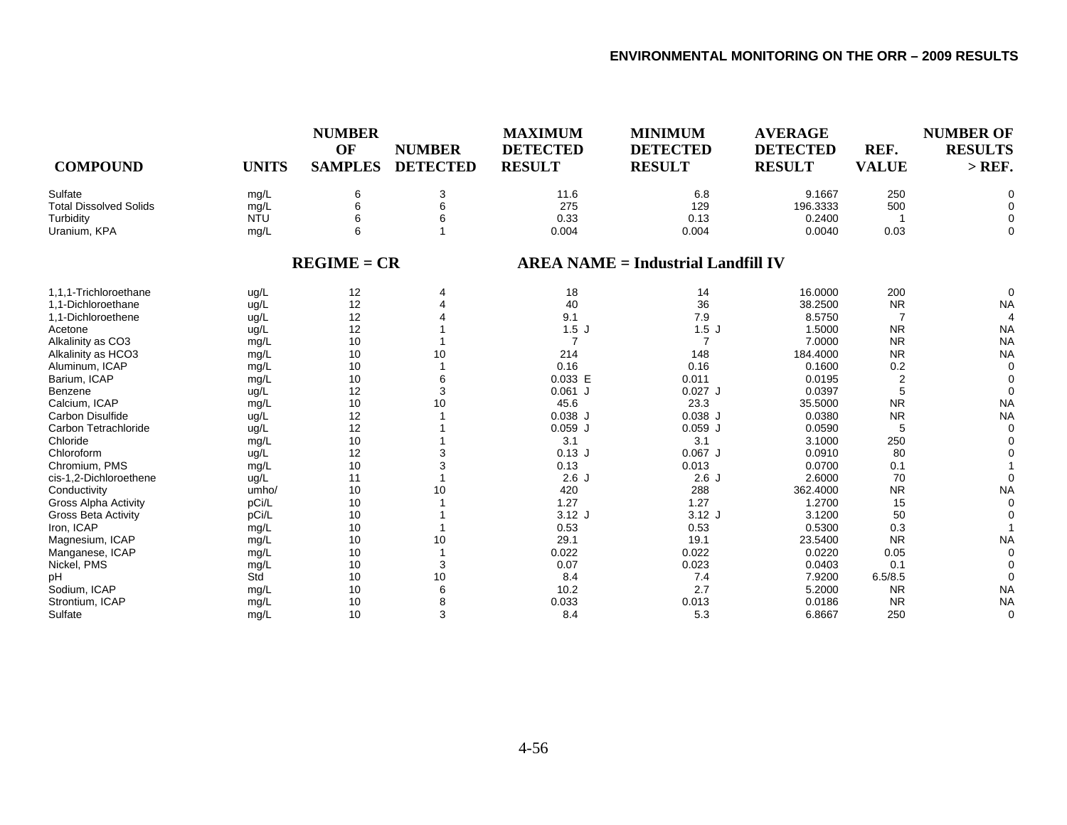| COMPOUND | UNITS | NUMBER OF SAMPLES | NUMBER DETECTED | MAXIMUM DETECTED RESULT | MINIMUM DETECTED RESULT | AVERAGE DETECTED RESULT | REF. VALUE | NUMBER OF RESULTS > REF. |
|---|---|---|---|---|---|---|---|---|
| Sulfate | mg/L | 6 | 3 | 11.6 | 6.8 | 9.1667 | 250 | 0 |
| Total Dissolved Solids | mg/L | 6 | 6 | 275 | 129 | 196.3333 | 500 | 0 |
| Turbidity | NTU | 6 | 6 | 0.33 | 0.13 | 0.2400 | 1 | 0 |
| Uranium, KPA | mg/L | 6 | 1 | 0.004 | 0.004 | 0.0040 | 0.03 | 0 |

**REGIME = CR** **AREA NAME = Industrial Landfill IV**

| COMPOUND | UNITS | NUMBER OF SAMPLES | NUMBER DETECTED | MAXIMUM DETECTED RESULT | MINIMUM DETECTED RESULT | AVERAGE DETECTED RESULT | REF. VALUE | NUMBER OF RESULTS > REF. |
|---|---|---|---|---|---|---|---|---|
| 1,1,1-Trichloroethane | ug/L | 12 | 4 | 18 | 14 | 16.0000 | 200 | 0 |
| 1,1-Dichloroethane | ug/L | 12 | 4 | 40 | 36 | 38.2500 | NR | NA |
| 1,1-Dichloroethene | ug/L | 12 | 4 | 9.1 | 7.9 | 8.5750 | 7 | 4 |
| Acetone | ug/L | 12 | 1 | 1.5 J | 1.5 J | 1.5000 | NR | NA |
| Alkalinity as CO3 | mg/L | 10 | 1 | 7 | 7 | 7.0000 | NR | NA |
| Alkalinity as HCO3 | mg/L | 10 | 10 | 214 | 148 | 184.4000 | NR | NA |
| Aluminum, ICAP | mg/L | 10 | 1 | 0.16 | 0.16 | 0.1600 | 0.2 | 0 |
| Barium, ICAP | mg/L | 10 | 6 | 0.033 E | 0.011 | 0.0195 | 2 | 0 |
| Benzene | ug/L | 12 | 3 | 0.061 J | 0.027 J | 0.0397 | 5 | 0 |
| Calcium, ICAP | mg/L | 10 | 10 | 45.6 | 23.3 | 35.5000 | NR | NA |
| Carbon Disulfide | ug/L | 12 | 1 | 0.038 J | 0.038 J | 0.0380 | NR | NA |
| Carbon Tetrachloride | ug/L | 12 | 1 | 0.059 J | 0.059 J | 0.0590 | 5 | 0 |
| Chloride | mg/L | 10 | 1 | 3.1 | 3.1 | 3.1000 | 250 | 0 |
| Chloroform | ug/L | 12 | 3 | 0.13 J | 0.067 J | 0.0910 | 80 | 0 |
| Chromium, PMS | mg/L | 10 | 3 | 0.13 | 0.013 | 0.0700 | 0.1 | 1 |
| cis-1,2-Dichloroethene | ug/L | 11 | 1 | 2.6 J | 2.6 J | 2.6000 | 70 | 0 |
| Conductivity | umho/ | 10 | 10 | 420 | 288 | 362.4000 | NR | NA |
| Gross Alpha Activity | pCi/L | 10 | 1 | 1.27 | 1.27 | 1.2700 | 15 | 0 |
| Gross Beta Activity | pCi/L | 10 | 1 | 3.12 J | 3.12 J | 3.1200 | 50 | 0 |
| Iron, ICAP | mg/L | 10 | 1 | 0.53 | 0.53 | 0.5300 | 0.3 | 1 |
| Magnesium, ICAP | mg/L | 10 | 10 | 29.1 | 19.1 | 23.5400 | NR | NA |
| Manganese, ICAP | mg/L | 10 | 1 | 0.022 | 0.022 | 0.0220 | 0.05 | 0 |
| Nickel, PMS | mg/L | 10 | 3 | 0.07 | 0.023 | 0.0403 | 0.1 | 0 |
| pH | Std | 10 | 10 | 8.4 | 7.4 | 7.9200 | 6.5/8.5 | 0 |
| Sodium, ICAP | mg/L | 10 | 6 | 10.2 | 2.7 | 5.2000 | NR | NA |
| Strontium, ICAP | mg/L | 10 | 8 | 0.033 | 0.013 | 0.0186 | NR | NA |
| Sulfate | mg/L | 10 | 3 | 8.4 | 5.3 | 6.8667 | 250 | 0 |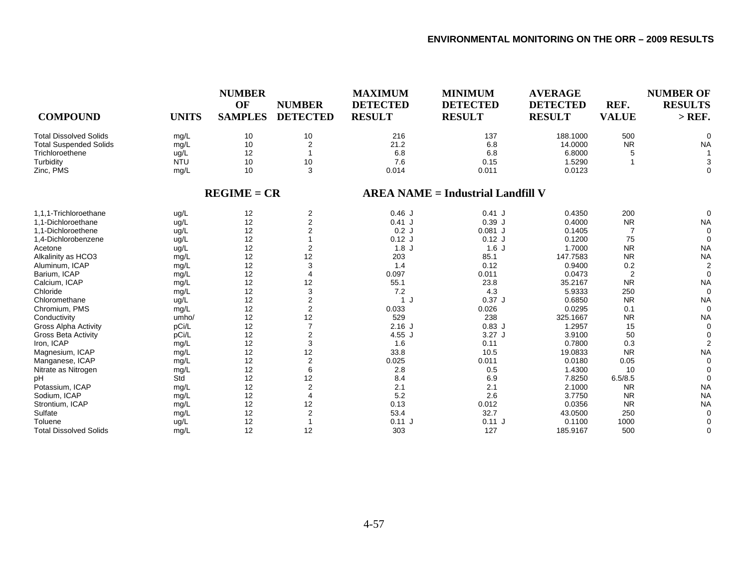| COMPOUND | UNITS | NUMBER OF SAMPLES | NUMBER DETECTED | MAXIMUM DETECTED RESULT | MINIMUM DETECTED RESULT | AVERAGE DETECTED RESULT | REF. VALUE | NUMBER OF RESULTS > REF. |
|---|---|---|---|---|---|---|---|---|
| Total Dissolved Solids | mg/L | 10 | 10 | 216 | 137 | 188.1000 | 500 | 0 |
| Total Suspended Solids | mg/L | 10 | 2 | 21.2 | 6.8 | 14.0000 | NR | NA |
| Trichloroethene | ug/L | 12 | 1 | 6.8 | 6.8 | 6.8000 | 5 | 1 |
| Turbidity | NTU | 10 | 10 | 7.6 | 0.15 | 1.5290 | 1 | 3 |
| Zinc, PMS | mg/L | 10 | 3 | 0.014 | 0.011 | 0.0123 | | 0 |

**REGIME = CR** **AREA NAME = Industrial Landfill V**

| COMPOUND | UNITS | NUMBER OF SAMPLES | NUMBER DETECTED | MAXIMUM DETECTED RESULT | MINIMUM DETECTED RESULT | AVERAGE DETECTED RESULT | REF. VALUE | NUMBER OF RESULTS > REF. |
|---|---|---|---|---|---|---|---|---|
| 1,1,1-Trichloroethane | ug/L | 12 | 2 | 0.46 J | 0.41 J | 0.4350 | 200 | 0 |
| 1,1-Dichloroethane | ug/L | 12 | 2 | 0.41 J | 0.39 J | 0.4000 | NR | NA |
| 1,1-Dichloroethene | ug/L | 12 | 2 | 0.2 J | 0.081 J | 0.1405 | 7 | 0 |
| 1,4-Dichlorobenzene | ug/L | 12 | 1 | 0.12 J | 0.12 J | 0.1200 | 75 | 0 |
| Acetone | ug/L | 12 | 2 | 1.8 J | 1.6 J | 1.7000 | NR | NA |
| Alkalinity as HCO3 | mg/L | 12 | 12 | 203 | 85.1 | 147.7583 | NR | NA |
| Aluminum, ICAP | mg/L | 12 | 3 | 1.4 | 0.12 | 0.9400 | 0.2 | 2 |
| Barium, ICAP | mg/L | 12 | 4 | 0.097 | 0.011 | 0.0473 | 2 | 0 |
| Calcium, ICAP | mg/L | 12 | 12 | 55.1 | 23.8 | 35.2167 | NR | NA |
| Chloride | mg/L | 12 | 3 | 7.2 | 4.3 | 5.9333 | 250 | 0 |
| Chloromethane | ug/L | 12 | 2 | 1 J | 0.37 J | 0.6850 | NR | NA |
| Chromium, PMS | mg/L | 12 | 2 | 0.033 | 0.026 | 0.0295 | 0.1 | 0 |
| Conductivity | umho/ | 12 | 12 | 529 | 238 | 325.1667 | NR | NA |
| Gross Alpha Activity | pCi/L | 12 | 7 | 2.16 J | 0.83 J | 1.2957 | 15 | 0 |
| Gross Beta Activity | pCi/L | 12 | 2 | 4.55 J | 3.27 J | 3.9100 | 50 | 0 |
| Iron, ICAP | mg/L | 12 | 3 | 1.6 | 0.11 | 0.7800 | 0.3 | 2 |
| Magnesium, ICAP | mg/L | 12 | 12 | 33.8 | 10.5 | 19.0833 | NR | NA |
| Manganese, ICAP | mg/L | 12 | 2 | 0.025 | 0.011 | 0.0180 | 0.05 | 0 |
| Nitrate as Nitrogen | mg/L | 12 | 6 | 2.8 | 0.5 | 1.4300 | 10 | 0 |
| pH | Std | 12 | 12 | 8.4 | 6.9 | 7.8250 | 6.5/8.5 | 0 |
| Potassium, ICAP | mg/L | 12 | 2 | 2.1 | 2.1 | 2.1000 | NR | NA |
| Sodium, ICAP | mg/L | 12 | 4 | 5.2 | 2.6 | 3.7750 | NR | NA |
| Strontium, ICAP | mg/L | 12 | 12 | 0.13 | 0.012 | 0.0356 | NR | NA |
| Sulfate | mg/L | 12 | 2 | 53.4 | 32.7 | 43.0500 | 250 | 0 |
| Toluene | ug/L | 12 | 1 | 0.11 J | 0.11 J | 0.1100 | 1000 | 0 |
| Total Dissolved Solids | mg/L | 12 | 12 | 303 | 127 | 185.9167 | 500 | 0 |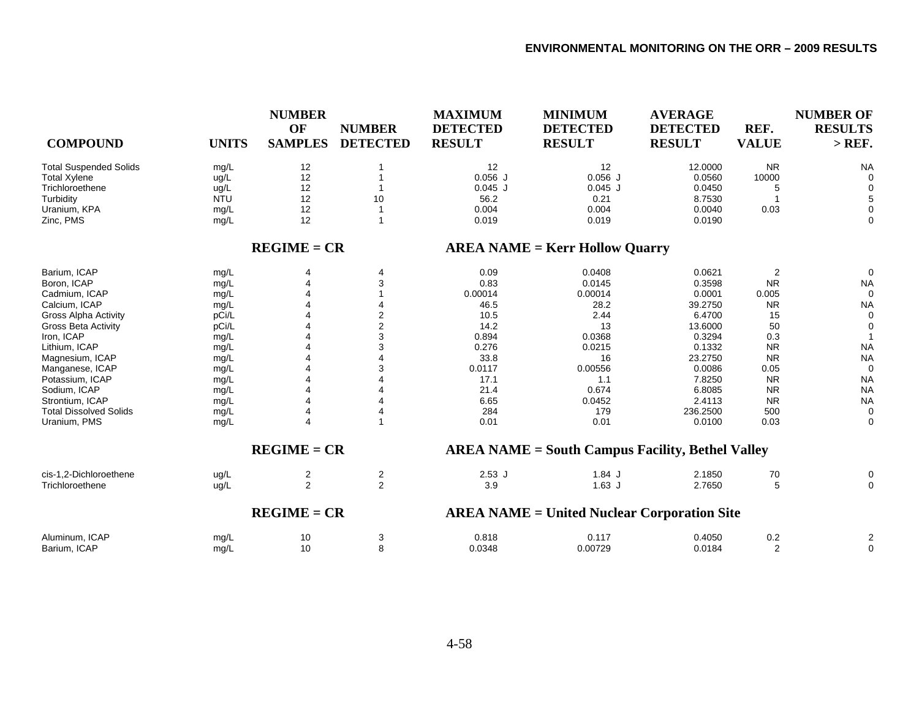| COMPOUND | UNITS | NUMBER OF SAMPLES | NUMBER DETECTED | MAXIMUM DETECTED RESULT | MINIMUM DETECTED RESULT | AVERAGE DETECTED RESULT | REF. VALUE | NUMBER OF RESULTS > REF. |
|---|---|---|---|---|---|---|---|---|
| Total Suspended Solids | mg/L | 12 | 1 | 12 | 12 | 12.0000 | NR | NA |
| Total Xylene | ug/L | 12 | 1 | 0.056 J | 0.056 J | 0.0560 | 10000 | 0 |
| Trichloroethene | ug/L | 12 | 1 | 0.045 J | 0.045 J | 0.0450 | 5 | 0 |
| Turbidity | NTU | 12 | 10 | 56.2 | 0.21 | 8.7530 | 1 | 5 |
| Uranium, KPA | mg/L | 12 | 1 | 0.004 | 0.004 | 0.0040 | 0.03 | 0 |
| Zinc, PMS | mg/L | 12 | 1 | 0.019 | 0.019 | 0.0190 | | 0 |
| | | **REGIME = CR** | | **AREA NAME = Kerr Hollow Quarry** | | | | |
| Barium, ICAP | mg/L | 4 | 4 | 0.09 | 0.0408 | 0.0621 | 2 | 0 |
| Boron, ICAP | mg/L | 4 | 3 | 0.83 | 0.0145 | 0.3598 | NR | NA |
| Cadmium, ICAP | mg/L | 4 | 1 | 0.00014 | 0.00014 | 0.0001 | 0.005 | 0 |
| Calcium, ICAP | mg/L | 4 | 4 | 46.5 | 28.2 | 39.2750 | NR | NA |
| Gross Alpha Activity | pCi/L | 4 | 2 | 10.5 | 2.44 | 6.4700 | 15 | 0 |
| Gross Beta Activity | pCi/L | 4 | 2 | 14.2 | 13 | 13.6000 | 50 | 0 |
| Iron, ICAP | mg/L | 4 | 3 | 0.894 | 0.0368 | 0.3294 | 0.3 | 1 |
| Lithium, ICAP | mg/L | 4 | 3 | 0.276 | 0.0215 | 0.1332 | NR | NA |
| Magnesium, ICAP | mg/L | 4 | 4 | 33.8 | 16 | 23.2750 | NR | NA |
| Manganese, ICAP | mg/L | 4 | 3 | 0.0117 | 0.00556 | 0.0086 | 0.05 | 0 |
| Potassium, ICAP | mg/L | 4 | 4 | 17.1 | 1.1 | 7.8250 | NR | NA |
| Sodium, ICAP | mg/L | 4 | 4 | 21.4 | 0.674 | 6.8085 | NR | NA |
| Strontium, ICAP | mg/L | 4 | 4 | 6.65 | 0.0452 | 2.4113 | NR | NA |
| Total Dissolved Solids | mg/L | 4 | 4 | 284 | 179 | 236.2500 | 500 | 0 |
| Uranium, PMS | mg/L | 4 | 1 | 0.01 | 0.01 | 0.0100 | 0.03 | 0 |
| | | **REGIME = CR** | | **AREA NAME = South Campus Facility, Bethel Valley** | | | | |
| cis-1,2-Dichloroethene | ug/L | 2 | 2 | 2.53 J | 1.84 J | 2.1850 | 70 | 0 |
| Trichloroethene | ug/L | 2 | 2 | 3.9 | 1.63 J | 2.7650 | 5 | 0 |
| | | **REGIME = CR** | | **AREA NAME = United Nuclear Corporation Site** | | | | |
| Aluminum, ICAP | mg/L | 10 | 3 | 0.818 | 0.117 | 0.4050 | 0.2 | 2 |
| Barium, ICAP | mg/L | 10 | 8 | 0.0348 | 0.00729 | 0.0184 | 2 | 0 |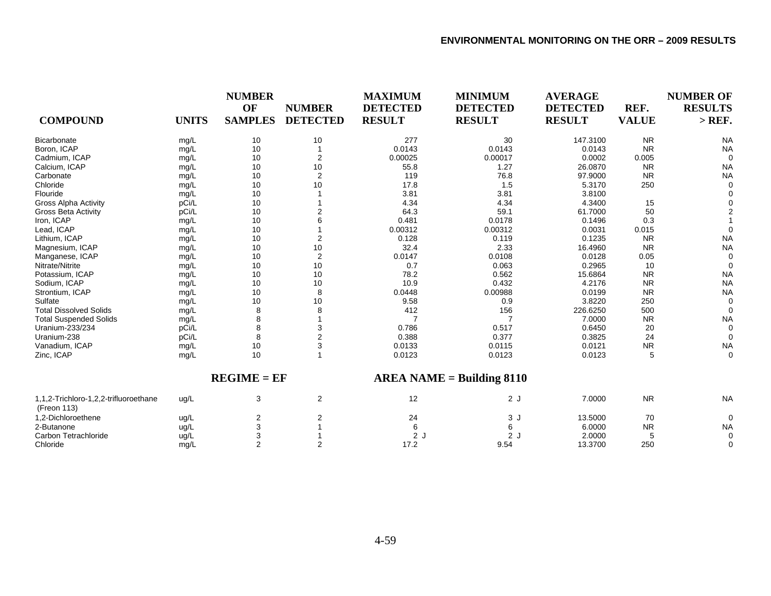| COMPOUND | UNITS | NUMBER OF SAMPLES | NUMBER DETECTED | MAXIMUM DETECTED RESULT | MINIMUM DETECTED RESULT | AVERAGE DETECTED RESULT | REF. VALUE | NUMBER OF RESULTS > REF. |
|---|---|---|---|---|---|---|---|---|
| Bicarbonate | mg/L | 10 | 10 | 277 | 30 | 147.3100 | NR | NA |
| Boron, ICAP | mg/L | 10 | 1 | 0.0143 | 0.0143 | 0.0143 | NR | NA |
| Cadmium, ICAP | mg/L | 10 | 2 | 0.00025 | 0.00017 | 0.0002 | 0.005 | 0 |
| Calcium, ICAP | mg/L | 10 | 10 | 55.8 | 1.27 | 26.0870 | NR | NA |
| Carbonate | mg/L | 10 | 2 | 119 | 76.8 | 97.9000 | NR | NA |
| Chloride | mg/L | 10 | 10 | 17.8 | 1.5 | 5.3170 | 250 | 0 |
| Flouride | mg/L | 10 | 1 | 3.81 | 3.81 | 3.8100 | | 0 |
| Gross Alpha Activity | pCi/L | 10 | 1 | 4.34 | 4.34 | 4.3400 | 15 | 0 |
| Gross Beta Activity | pCi/L | 10 | 2 | 64.3 | 59.1 | 61.7000 | 50 | 2 |
| Iron, ICAP | mg/L | 10 | 6 | 0.481 | 0.0178 | 0.1496 | 0.3 | 1 |
| Lead, ICAP | mg/L | 10 | 1 | 0.00312 | 0.00312 | 0.0031 | 0.015 | 0 |
| Lithium, ICAP | mg/L | 10 | 2 | 0.128 | 0.119 | 0.1235 | NR | NA |
| Magnesium, ICAP | mg/L | 10 | 10 | 32.4 | 2.33 | 16.4960 | NR | NA |
| Manganese, ICAP | mg/L | 10 | 2 | 0.0147 | 0.0108 | 0.0128 | 0.05 | 0 |
| Nitrate/Nitrite | mg/L | 10 | 10 | 0.7 | 0.063 | 0.2965 | 10 | 0 |
| Potassium, ICAP | mg/L | 10 | 10 | 78.2 | 0.562 | 15.6864 | NR | NA |
| Sodium, ICAP | mg/L | 10 | 10 | 10.9 | 0.432 | 4.2176 | NR | NA |
| Strontium, ICAP | mg/L | 10 | 8 | 0.0448 | 0.00988 | 0.0199 | NR | NA |
| Sulfate | mg/L | 10 | 10 | 9.58 | 0.9 | 3.8220 | 250 | 0 |
| Total Dissolved Solids | mg/L | 8 | 8 | 412 | 156 | 226.6250 | 500 | 0 |
| Total Suspended Solids | mg/L | 8 | 1 | 7 | 7 | 7.0000 | NR | NA |
| Uranium-233/234 | pCi/L | 8 | 3 | 0.786 | 0.517 | 0.6450 | 20 | 0 |
| Uranium-238 | pCi/L | 8 | 2 | 0.388 | 0.377 | 0.3825 | 24 | 0 |
| Vanadium, ICAP | mg/L | 10 | 3 | 0.0133 | 0.0115 | 0.0121 | NR | NA |
| Zinc, ICAP | mg/L | 10 | 1 | 0.0123 | 0.0123 | 0.0123 | 5 | 0 |

**REGIME = EF** **AREA NAME = Building 8110**

| COMPOUND | UNITS | NUMBER OF SAMPLES | NUMBER DETECTED | MAXIMUM DETECTED RESULT | MINIMUM DETECTED RESULT | AVERAGE DETECTED RESULT | REF. VALUE | NUMBER OF RESULTS > REF. |
|---|---|---|---|---|---|---|---|---|
| 1,1,2-Trichloro-1,2,2-trifluoroethane (Freon 113) | ug/L | 3 | 2 | 12 | 2 J | 7.0000 | NR | NA |
| 1,2-Dichloroethene | ug/L | 2 | 2 | 24 | 3 J | 13.5000 | 70 | 0 |
| 2-Butanone | ug/L | 3 | 1 | 6 | 6 | 6.0000 | NR | NA |
| Carbon Tetrachloride | ug/L | 3 | 1 | 2 J | 2 J | 2.0000 | 5 | 0 |
| Chloride | mg/L | 2 | 2 | 17.2 | 9.54 | 13.3700 | 250 | 0 |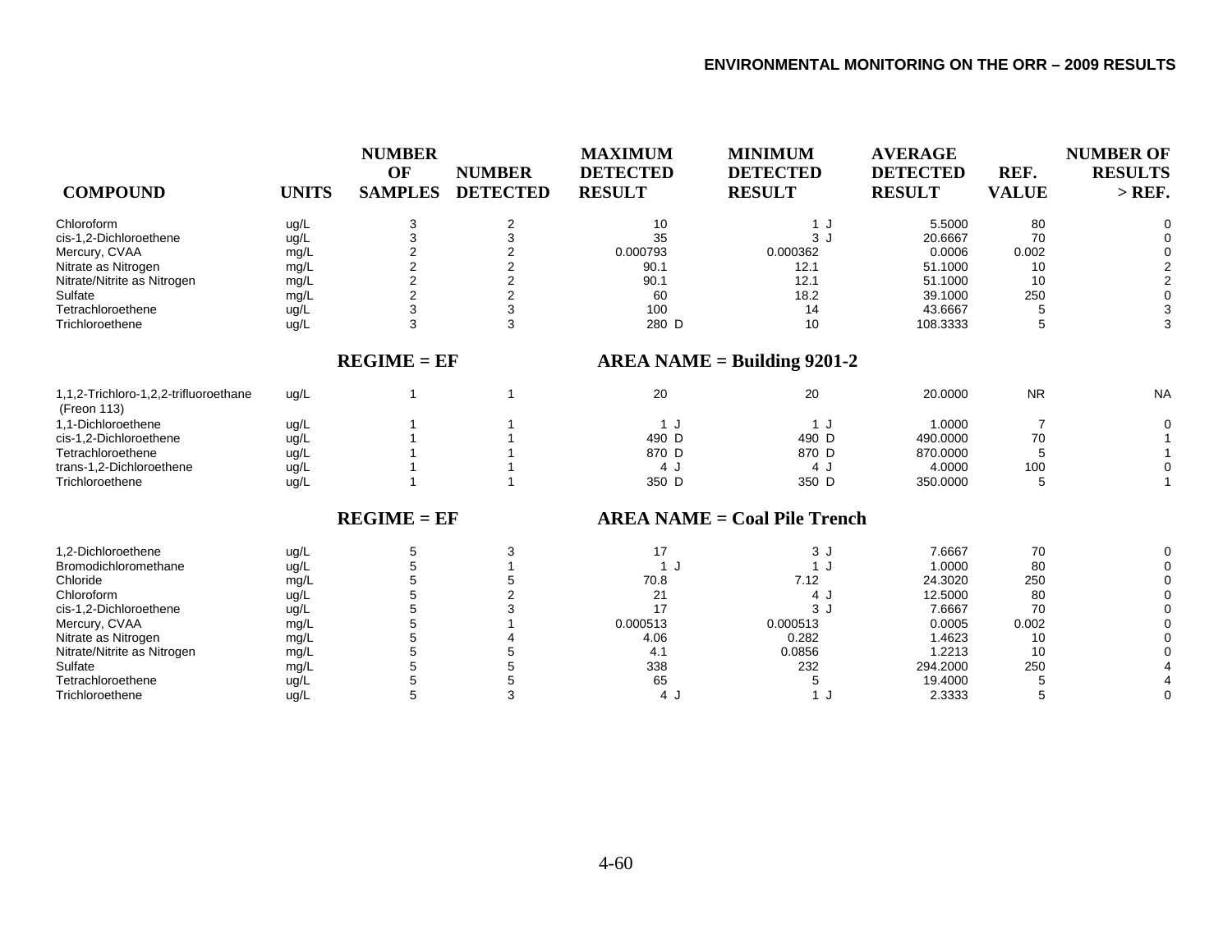| COMPOUND | UNITS | NUMBER OF SAMPLES | NUMBER DETECTED | MAXIMUM DETECTED RESULT | MINIMUM DETECTED RESULT | AVERAGE DETECTED RESULT | REF. VALUE | NUMBER OF RESULTS > REF. |
|---|---|---|---|---|---|---|---|---|
| Chloroform | ug/L | 3 | 2 | 10 | 1 J | 5.5000 | 80 | 0 |
| cis-1,2-Dichloroethene | ug/L | 3 | 3 | 35 | 3 J | 20.6667 | 70 | 0 |
| Mercury, CVAA | mg/L | 2 | 2 | 0.000793 | 0.000362 | 0.0006 | 0.002 | 0 |
| Nitrate as Nitrogen | mg/L | 2 | 2 | 90.1 | 12.1 | 51.1000 | 10 | 2 |
| Nitrate/Nitrite as Nitrogen | mg/L | 2 | 2 | 90.1 | 12.1 | 51.1000 | 10 | 2 |
| Sulfate | mg/L | 2 | 2 | 60 | 18.2 | 39.1000 | 250 | 0 |
| Tetrachloroethene | ug/L | 3 | 3 | 100 | 14 | 43.6667 | 5 | 3 |
| Trichloroethene | ug/L | 3 | 3 | 280 D | 10 | 108.3333 | 5 | 3 |
| **REGIME = EF** | | | **AREA NAME = Building 9201-2** | | | | | |
| 1,1,2-Trichloro-1,2,2-trifluoroethane (Freon 113) | ug/L | 1 | 1 | 20 | 20 | 20.0000 | NR | NA |
| 1,1-Dichloroethene | ug/L | 1 | 1 | 1 J | 1 J | 1.0000 | 7 | 0 |
| cis-1,2-Dichloroethene | ug/L | 1 | 1 | 490 D | 490 D | 490.0000 | 70 | 1 |
| Tetrachloroethene | ug/L | 1 | 1 | 870 D | 870 D | 870.0000 | 5 | 1 |
| trans-1,2-Dichloroethene | ug/L | 1 | 1 | 4 J | 4 J | 4.0000 | 100 | 0 |
| Trichloroethene | ug/L | 1 | 1 | 350 D | 350 D | 350.0000 | 5 | 1 |
| **REGIME = EF** | | | **AREA NAME = Coal Pile Trench** | | | | | |
| 1,2-Dichloroethene | ug/L | 5 | 3 | 17 | 3 J | 7.6667 | 70 | 0 |
| Bromodichloromethane | ug/L | 5 | 1 | 1 J | 1 J | 1.0000 | 80 | 0 |
| Chloride | mg/L | 5 | 5 | 70.8 | 7.12 | 24.3020 | 250 | 0 |
| Chloroform | ug/L | 5 | 2 | 21 | 4 J | 12.5000 | 80 | 0 |
| cis-1,2-Dichloroethene | ug/L | 5 | 3 | 17 | 3 J | 7.6667 | 70 | 0 |
| Mercury, CVAA | mg/L | 5 | 1 | 0.000513 | 0.000513 | 0.0005 | 0.002 | 0 |
| Nitrate as Nitrogen | mg/L | 5 | 4 | 4.06 | 0.282 | 1.4623 | 10 | 0 |
| Nitrate/Nitrite as Nitrogen | mg/L | 5 | 5 | 4.1 | 0.0856 | 1.2213 | 10 | 0 |
| Sulfate | mg/L | 5 | 5 | 338 | 232 | 294.2000 | 250 | 4 |
| Tetrachloroethene | ug/L | 5 | 5 | 65 | 5 | 19.4000 | 5 | 4 |
| Trichloroethene | ug/L | 5 | 3 | 4 J | 1 J | 2.3333 | 5 | 0 |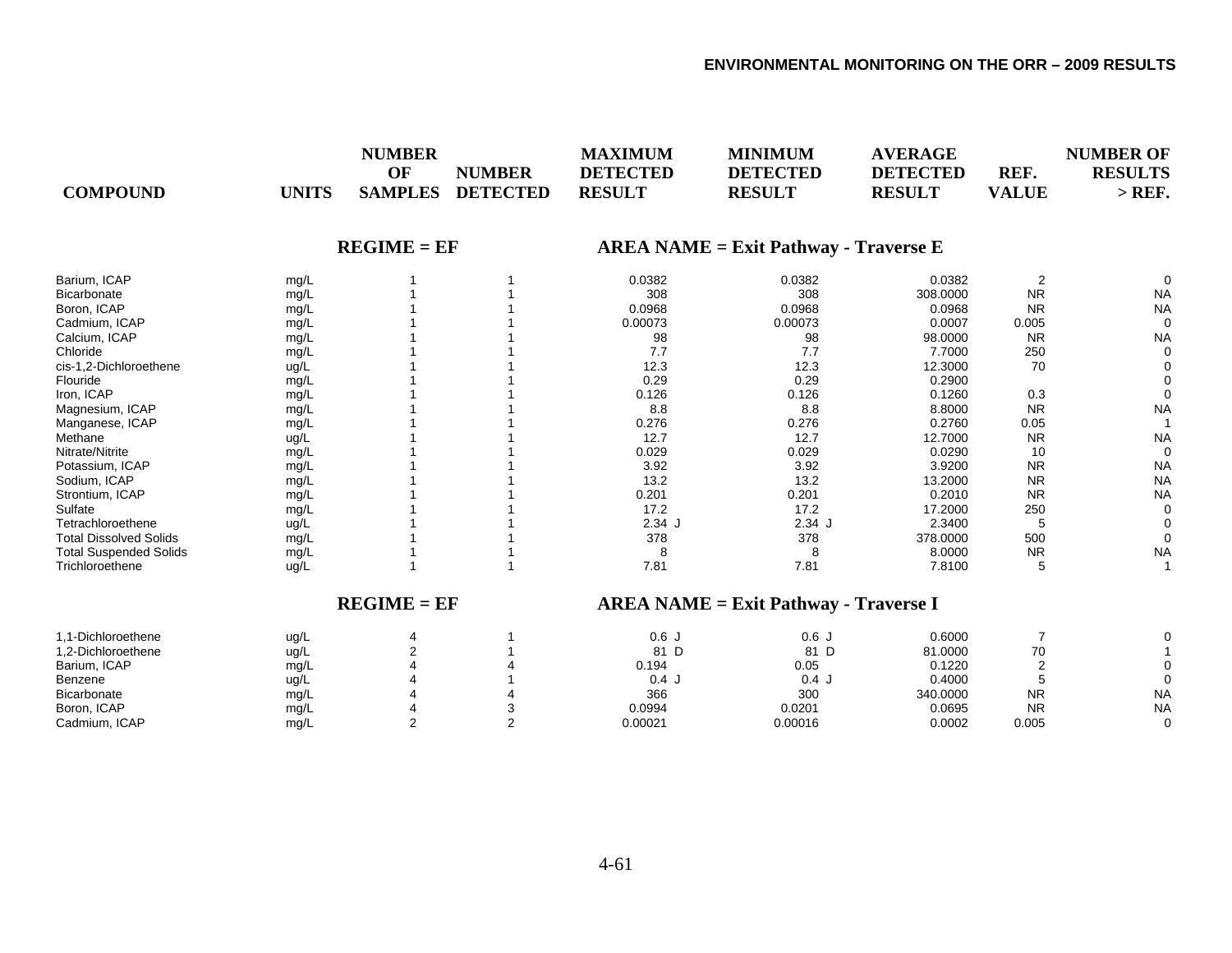| COMPOUND | UNITS | NUMBER OF SAMPLES | NUMBER DETECTED | MAXIMUM DETECTED RESULT | MINIMUM DETECTED RESULT | AVERAGE DETECTED RESULT | REF. VALUE | NUMBER OF RESULTS > REF. |
|---|---|---|---|---|---|---|---|---|
| | | **REGIME = EF** | | **AREA NAME = Exit Pathway - Traverse E** | | | | |
| Barium, ICAP | mg/L | 1 | 1 | 0.0382 | 0.0382 | 0.0382 | 2 | 0 |
| Bicarbonate | mg/L | 1 | 1 | 308 | 308 | 308.0000 | NR | NA |
| Boron, ICAP | mg/L | 1 | 1 | 0.0968 | 0.0968 | 0.0968 | NR | NA |
| Cadmium, ICAP | mg/L | 1 | 1 | 0.00073 | 0.00073 | 0.0007 | 0.005 | 0 |
| Calcium, ICAP | mg/L | 1 | 1 | 98 | 98 | 98.0000 | NR | NA |
| Chloride | mg/L | 1 | 1 | 7.7 | 7.7 | 7.7000 | 250 | 0 |
| cis-1,2-Dichloroethene | ug/L | 1 | 1 | 12.3 | 12.3 | 12.3000 | 70 | 0 |
| Flouride | mg/L | 1 | 1 | 0.29 | 0.29 | 0.2900 | | 0 |
| Iron, ICAP | mg/L | 1 | 1 | 0.126 | 0.126 | 0.1260 | 0.3 | 0 |
| Magnesium, ICAP | mg/L | 1 | 1 | 8.8 | 8.8 | 8.8000 | NR | NA |
| Manganese, ICAP | mg/L | 1 | 1 | 0.276 | 0.276 | 0.2760 | 0.05 | 1 |
| Methane | ug/L | 1 | 1 | 12.7 | 12.7 | 12.7000 | NR | NA |
| Nitrate/Nitrite | mg/L | 1 | 1 | 0.029 | 0.029 | 0.0290 | 10 | 0 |
| Potassium, ICAP | mg/L | 1 | 1 | 3.92 | 3.92 | 3.9200 | NR | NA |
| Sodium, ICAP | mg/L | 1 | 1 | 13.2 | 13.2 | 13.2000 | NR | NA |
| Strontium, ICAP | mg/L | 1 | 1 | 0.201 | 0.201 | 0.2010 | NR | NA |
| Sulfate | mg/L | 1 | 1 | 17.2 | 17.2 | 17.2000 | 250 | 0 |
| Tetrachloroethene | ug/L | 1 | 1 | 2.34 J | 2.34 J | 2.3400 | 5 | 0 |
| Total Dissolved Solids | mg/L | 1 | 1 | 378 | 378 | 378.0000 | 500 | 0 |
| Total Suspended Solids | mg/L | 1 | 1 | 8 | 8 | 8.0000 | NR | NA |
| Trichloroethene | ug/L | 1 | 1 | 7.81 | 7.81 | 7.8100 | 5 | 1 |
| | | **REGIME = EF** | | **AREA NAME = Exit Pathway - Traverse I** | | | | |
| 1,1-Dichloroethene | ug/L | 4 | 1 | 0.6 J | 0.6 J | 0.6000 | 7 | 0 |
| 1,2-Dichloroethene | ug/L | 2 | 1 | 81 D | 81 D | 81.0000 | 70 | 1 |
| Barium, ICAP | mg/L | 4 | 4 | 0.194 | 0.05 | 0.1220 | 2 | 0 |
| Benzene | ug/L | 4 | 1 | 0.4 J | 0.4 J | 0.4000 | 5 | 0 |
| Bicarbonate | mg/L | 4 | 4 | 366 | 300 | 340.0000 | NR | NA |
| Boron, ICAP | mg/L | 4 | 3 | 0.0994 | 0.0201 | 0.0695 | NR | NA |
| Cadmium, ICAP | mg/L | 2 | 2 | 0.00021 | 0.00016 | 0.0002 | 0.005 | 0 |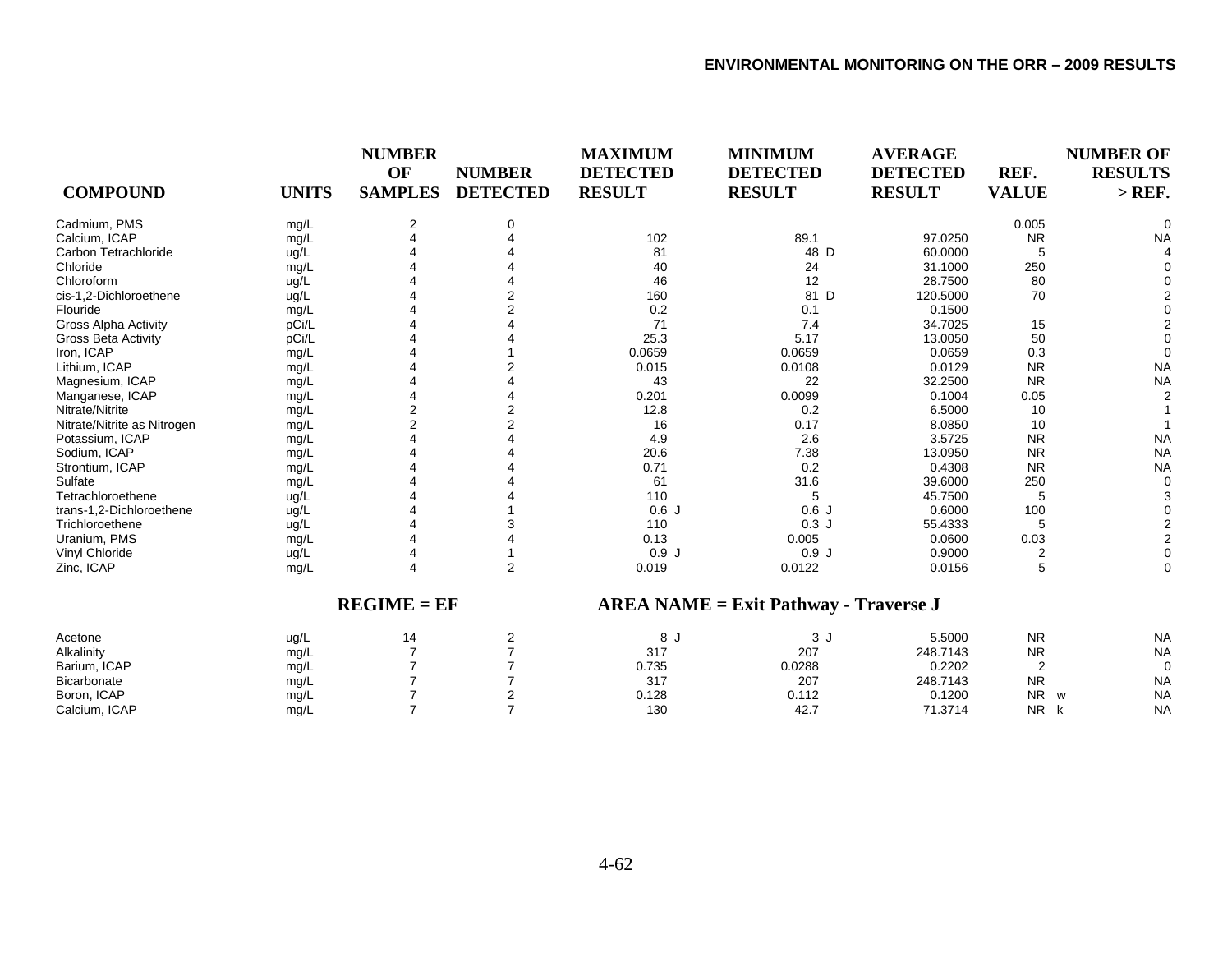| COMPOUND | UNITS | NUMBER OF SAMPLES | NUMBER DETECTED | MAXIMUM DETECTED RESULT | MINIMUM DETECTED RESULT | AVERAGE DETECTED RESULT | REF. VALUE | NUMBER OF RESULTS > REF. |
|---|---|---|---|---|---|---|---|---|
| Cadmium, PMS | mg/L | 2 | 0 | | | | 0.005 | 0 |
| Calcium, ICAP | mg/L | 4 | 4 | 102 | 89.1 | 97.0250 | NR | NA |
| Carbon Tetrachloride | ug/L | 4 | 4 | 81 | 48 D | 60.0000 | 5 | 4 |
| Chloride | mg/L | 4 | 4 | 40 | 24 | 31.1000 | 250 | 0 |
| Chloroform | ug/L | 4 | 4 | 46 | 12 | 28.7500 | 80 | 0 |
| cis-1,2-Dichloroethene | ug/L | 4 | 2 | 160 | 81 D | 120.5000 | 70 | 2 |
| Flouride | mg/L | 4 | 2 | 0.2 | 0.1 | 0.1500 | | 0 |
| Gross Alpha Activity | pCi/L | 4 | 4 | 71 | 7.4 | 34.7025 | 15 | 2 |
| Gross Beta Activity | pCi/L | 4 | 4 | 25.3 | 5.17 | 13.0050 | 50 | 0 |
| Iron, ICAP | mg/L | 4 | 1 | 0.0659 | 0.0659 | 0.0659 | 0.3 | 0 |
| Lithium, ICAP | mg/L | 4 | 2 | 0.015 | 0.0108 | 0.0129 | NR | NA |
| Magnesium, ICAP | mg/L | 4 | 4 | 43 | 22 | 32.2500 | NR | NA |
| Manganese, ICAP | mg/L | 4 | 4 | 0.201 | 0.0099 | 0.1004 | 0.05 | 2 |
| Nitrate/Nitrite | mg/L | 2 | 2 | 12.8 | 0.2 | 6.5000 | 10 | 1 |
| Nitrate/Nitrite as Nitrogen | mg/L | 2 | 2 | 16 | 0.17 | 8.0850 | 10 | 1 |
| Potassium, ICAP | mg/L | 4 | 4 | 4.9 | 2.6 | 3.5725 | NR | NA |
| Sodium, ICAP | mg/L | 4 | 4 | 20.6 | 7.38 | 13.0950 | NR | NA |
| Strontium, ICAP | mg/L | 4 | 4 | 0.71 | 0.2 | 0.4308 | NR | NA |
| Sulfate | mg/L | 4 | 4 | 61 | 31.6 | 39.6000 | 250 | 0 |
| Tetrachloroethene | ug/L | 4 | 4 | 110 | 5 | 45.7500 | 5 | 3 |
| trans-1,2-Dichloroethene | ug/L | 4 | 1 | 0.6 J | 0.6 J | 0.6000 | 100 | 0 |
| Trichloroethene | ug/L | 4 | 3 | 110 | 0.3 J | 55.4333 | 5 | 2 |
| Uranium, PMS | mg/L | 4 | 4 | 0.13 | 0.005 | 0.0600 | 0.03 | 2 |
| Vinyl Chloride | ug/L | 4 | 1 | 0.9 J | 0.9 J | 0.9000 | 2 | 0 |
| Zinc, ICAP | mg/L | 4 | 2 | 0.019 | 0.0122 | 0.0156 | 5 | 0 |

**REGIME = EF** **AREA NAME = Exit Pathway - Traverse J**

| COMPOUND | UNITS | NUMBER OF SAMPLES | NUMBER DETECTED | MAXIMUM DETECTED RESULT | MINIMUM DETECTED RESULT | AVERAGE DETECTED RESULT | REF. VALUE | NUMBER OF RESULTS > REF. |
|---|---|---|---|---|---|---|---|---|
| Acetone | ug/L | 14 | 2 | 8 J | 3 J | 5.5000 | NR | NA |
| Alkalinity | mg/L | 7 | 7 | 317 | 207 | 248.7143 | NR | NA |
| Barium, ICAP | mg/L | 7 | 7 | 0.735 | 0.0288 | 0.2202 | 2 | 0 |
| Bicarbonate | mg/L | 7 | 7 | 317 | 207 | 248.7143 | NR | NA |
| Boron, ICAP | mg/L | 7 | 2 | 0.128 | 0.112 | 0.1200 | NR w | NA |
| Calcium, ICAP | mg/L | 7 | 7 | 130 | 42.7 | 71.3714 | NR k | NA |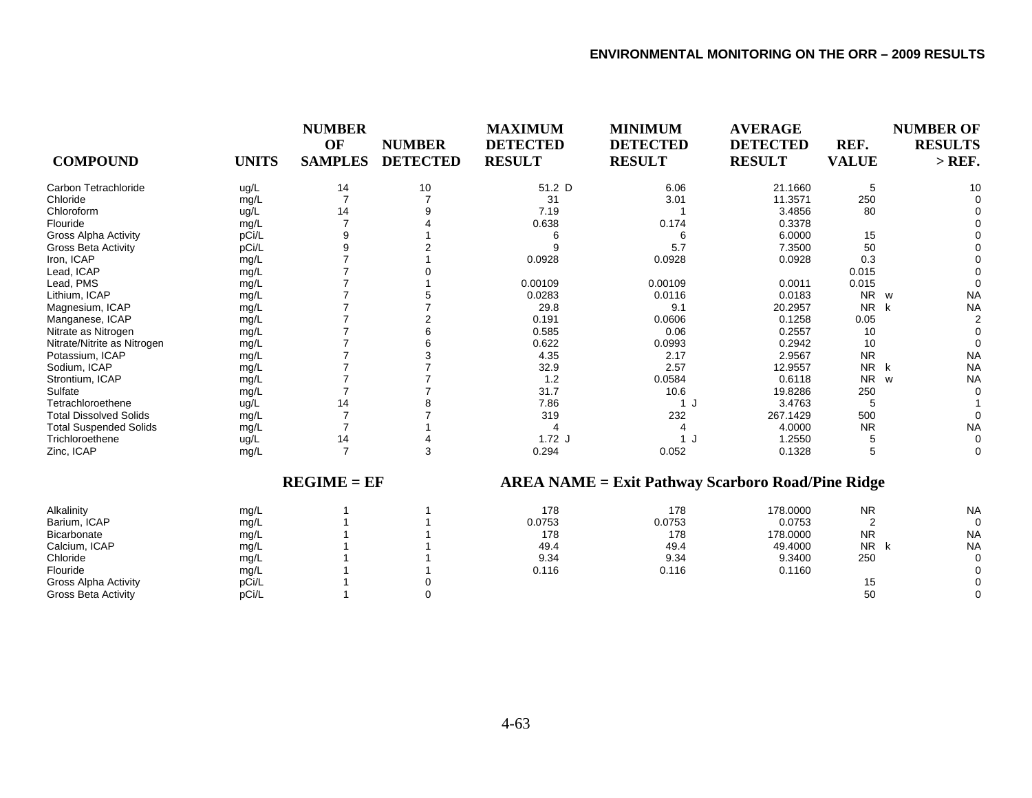| COMPOUND | UNITS | NUMBER OF SAMPLES | NUMBER DETECTED | MAXIMUM DETECTED RESULT | MINIMUM DETECTED RESULT | AVERAGE DETECTED RESULT | REF. VALUE | NUMBER OF RESULTS > REF. |
|---|---|---|---|---|---|---|---|---|
| Carbon Tetrachloride | ug/L | 14 | 10 | 51.2 D | 6.06 | 21.1660 | 5 | 10 |
| Chloride | mg/L | 7 | 7 | 31 | 3.01 | 11.3571 | 250 | 0 |
| Chloroform | ug/L | 14 | 9 | 7.19 | 1 | 3.4856 | 80 | 0 |
| Flouride | mg/L | 7 | 4 | 0.638 | 0.174 | 0.3378 | | 0 |
| Gross Alpha Activity | pCi/L | 9 | 1 | 6 | 6 | 6.0000 | 15 | 0 |
| Gross Beta Activity | pCi/L | 9 | 2 | 9 | 5.7 | 7.3500 | 50 | 0 |
| Iron, ICAP | mg/L | 7 | 1 | 0.0928 | 0.0928 | 0.0928 | 0.3 | 0 |
| Lead, ICAP | mg/L | 7 | 0 | | | | 0.015 | 0 |
| Lead, PMS | mg/L | 7 | 1 | 0.00109 | 0.00109 | 0.0011 | 0.015 | 0 |
| Lithium, ICAP | mg/L | 7 | 5 | 0.0283 | 0.0116 | 0.0183 | NR w | NA |
| Magnesium, ICAP | mg/L | 7 | 7 | 29.8 | 9.1 | 20.2957 | NR k | NA |
| Manganese, ICAP | mg/L | 7 | 2 | 0.191 | 0.0606 | 0.1258 | 0.05 | 2 |
| Nitrate as Nitrogen | mg/L | 7 | 6 | 0.585 | 0.06 | 0.2557 | 10 | 0 |
| Nitrate/Nitrite as Nitrogen | mg/L | 7 | 6 | 0.622 | 0.0993 | 0.2942 | 10 | 0 |
| Potassium, ICAP | mg/L | 7 | 3 | 4.35 | 2.17 | 2.9567 | NR | NA |
| Sodium, ICAP | mg/L | 7 | 7 | 32.9 | 2.57 | 12.9557 | NR k | NA |
| Strontium, ICAP | mg/L | 7 | 7 | 1.2 | 0.0584 | 0.6118 | NR w | NA |
| Sulfate | mg/L | 7 | 7 | 31.7 | 10.6 | 19.8286 | 250 | 0 |
| Tetrachloroethene | ug/L | 14 | 8 | 7.86 | 1 J | 3.4763 | 5 | 1 |
| Total Dissolved Solids | mg/L | 7 | 7 | 319 | 232 | 267.1429 | 500 | 0 |
| Total Suspended Solids | mg/L | 7 | 1 | 4 | 4 | 4.0000 | NR | NA |
| Trichloroethene | ug/L | 14 | 4 | 1.72 J | 1 J | 1.2550 | 5 | 0 |
| Zinc, ICAP | mg/L | 7 | 3 | 0.294 | 0.052 | 0.1328 | 5 | 0 |

**REGIME = EF** **AREA NAME = Exit Pathway Scarboro Road/Pine Ridge**

| COMPOUND | UNITS | NUMBER OF SAMPLES | NUMBER DETECTED | MAXIMUM DETECTED RESULT | MINIMUM DETECTED RESULT | AVERAGE DETECTED RESULT | REF. VALUE | NUMBER OF RESULTS > REF. |
|---|---|---|---|---|---|---|---|---|
| Alkalinity | mg/L | 1 | 1 | 178 | 178 | 178.0000 | NR | NA |
| Barium, ICAP | mg/L | 1 | 1 | 0.0753 | 0.0753 | 0.0753 | 2 | 0 |
| Bicarbonate | mg/L | 1 | 1 | 178 | 178 | 178.0000 | NR | NA |
| Calcium, ICAP | mg/L | 1 | 1 | 49.4 | 49.4 | 49.4000 | NR k | NA |
| Chloride | mg/L | 1 | 1 | 9.34 | 9.34 | 9.3400 | 250 | 0 |
| Flouride | mg/L | 1 | 1 | 0.116 | 0.116 | 0.1160 | | 0 |
| Gross Alpha Activity | pCi/L | 1 | 0 | | | | 15 | 0 |
| Gross Beta Activity | pCi/L | 1 | 0 | | | | 50 | 0 |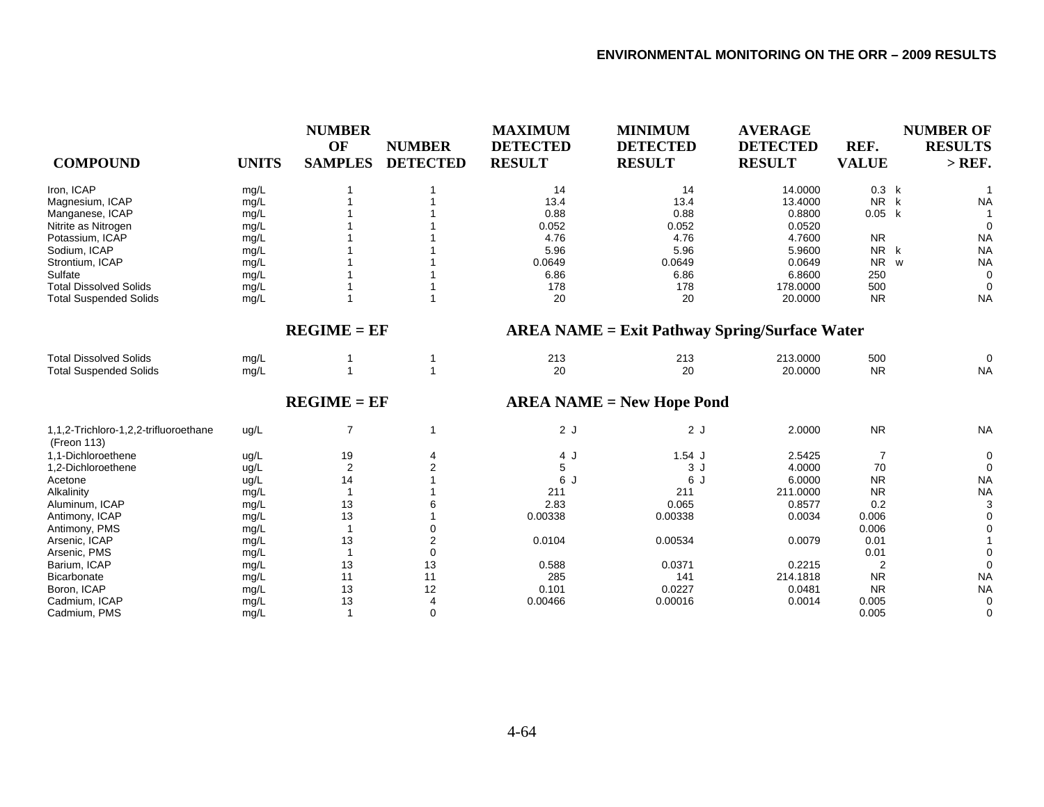| COMPOUND | UNITS | NUMBER OF SAMPLES | NUMBER DETECTED | MAXIMUM DETECTED RESULT | MINIMUM DETECTED RESULT | AVERAGE DETECTED RESULT | REF. VALUE | NUMBER OF RESULTS > REF. |
|---|---|---|---|---|---|---|---|---|
| Iron, ICAP | mg/L | 1 | 1 | 14 | 14 | 14.0000 | 0.3 k | 1 |
| Magnesium, ICAP | mg/L | 1 | 1 | 13.4 | 13.4 | 13.4000 | NR k | NA |
| Manganese, ICAP | mg/L | 1 | 1 | 0.88 | 0.88 | 0.8800 | 0.05 k | 1 |
| Nitrite as Nitrogen | mg/L | 1 | 1 | 0.052 | 0.052 | 0.0520 | | 0 |
| Potassium, ICAP | mg/L | 1 | 1 | 4.76 | 4.76 | 4.7600 | NR | NA |
| Sodium, ICAP | mg/L | 1 | 1 | 5.96 | 5.96 | 5.9600 | NR k | NA |
| Strontium, ICAP | mg/L | 1 | 1 | 0.0649 | 0.0649 | 0.0649 | NR w | NA |
| Sulfate | mg/L | 1 | 1 | 6.86 | 6.86 | 6.8600 | 250 | 0 |
| Total Dissolved Solids | mg/L | 1 | 1 | 178 | 178 | 178.0000 | 500 | 0 |
| Total Suspended Solids | mg/L | 1 | 1 | 20 | 20 | 20.0000 | NR | NA |

**REGIME = EF** **AREA NAME = Exit Pathway Spring/Surface Water**

| COMPOUND | UNITS | NUMBER OF SAMPLES | NUMBER DETECTED | MAXIMUM DETECTED RESULT | MINIMUM DETECTED RESULT | AVERAGE DETECTED RESULT | REF. VALUE | NUMBER OF RESULTS > REF. |
|---|---|---|---|---|---|---|---|---|
| Total Dissolved Solids | mg/L | 1 | 1 | 213 | 213 | 213.0000 | 500 | 0 |
| Total Suspended Solids | mg/L | 1 | 1 | 20 | 20 | 20.0000 | NR | NA |

**REGIME = EF** **AREA NAME = New Hope Pond**

| COMPOUND | UNITS | NUMBER OF SAMPLES | NUMBER DETECTED | MAXIMUM DETECTED RESULT | MINIMUM DETECTED RESULT | AVERAGE DETECTED RESULT | REF. VALUE | NUMBER OF RESULTS > REF. |
|---|---|---|---|---|---|---|---|---|
| 1,1,2-Trichloro-1,2,2-trifluoroethane (Freon 113) | ug/L | 7 | 1 | 2 J | 2 J | 2.0000 | NR | NA |
| 1,1-Dichloroethene | ug/L | 19 | 4 | 4 J | 1.54 J | 2.5425 | 7 | 0 |
| 1,2-Dichloroethene | ug/L | 2 | 2 | 5 | 3 J | 4.0000 | 70 | 0 |
| Acetone | ug/L | 14 | 1 | 6 J | 6 J | 6.0000 | NR | NA |
| Alkalinity | mg/L | 1 | 1 | 211 | 211 | 211.0000 | NR | NA |
| Aluminum, ICAP | mg/L | 13 | 6 | 2.83 | 0.065 | 0.8577 | 0.2 | 3 |
| Antimony, ICAP | mg/L | 13 | 1 | 0.00338 | 0.00338 | 0.0034 | 0.006 | 0 |
| Antimony, PMS | mg/L | 1 | 0 | | | | 0.006 | 0 |
| Arsenic, ICAP | mg/L | 13 | 2 | 0.0104 | 0.00534 | 0.0079 | 0.01 | 1 |
| Arsenic, PMS | mg/L | 1 | 0 | | | | 0.01 | 0 |
| Barium, ICAP | mg/L | 13 | 13 | 0.588 | 0.0371 | 0.2215 | 2 | 0 |
| Bicarbonate | mg/L | 11 | 11 | 285 | 141 | 214.1818 | NR | NA |
| Boron, ICAP | mg/L | 13 | 12 | 0.101 | 0.0227 | 0.0481 | NR | NA |
| Cadmium, ICAP | mg/L | 13 | 4 | 0.00466 | 0.00016 | 0.0014 | 0.005 | 0 |
| Cadmium, PMS | mg/L | 1 | 0 | | | | 0.005 | 0 |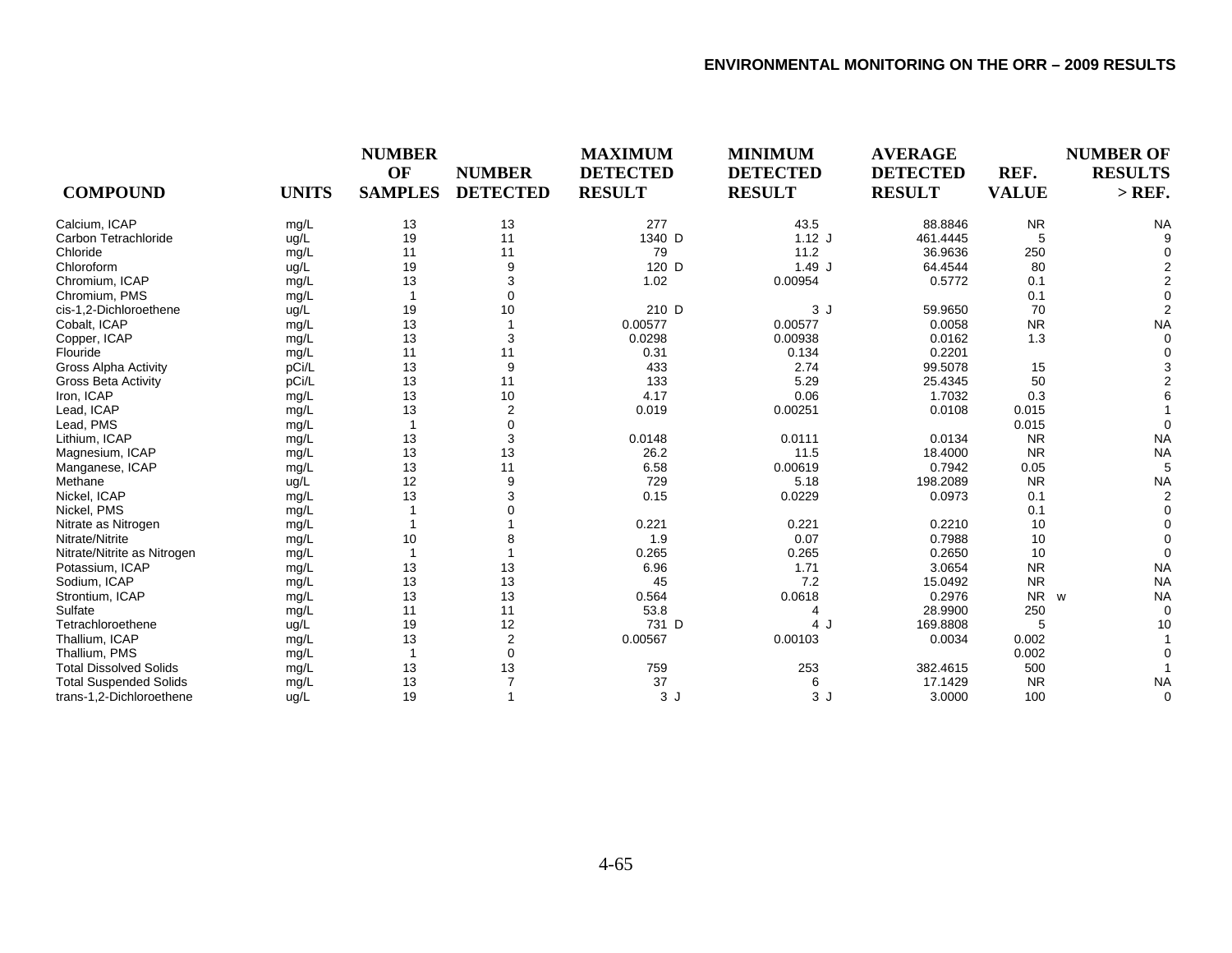| COMPOUND | UNITS | NUMBER OF SAMPLES | NUMBER DETECTED | MAXIMUM DETECTED RESULT | MINIMUM DETECTED RESULT | AVERAGE DETECTED RESULT | REF. VALUE | NUMBER OF RESULTS > REF. |
|---|---|---|---|---|---|---|---|---|
| Calcium, ICAP | mg/L | 13 | 13 | 277 | 43.5 | 88.8846 | NR | NA |
| Carbon Tetrachloride | ug/L | 19 | 11 | 1340 D | 1.12 J | 461.4445 | 5 | 9 |
| Chloride | mg/L | 11 | 11 | 79 | 11.2 | 36.9636 | 250 | 0 |
| Chloroform | ug/L | 19 | 9 | 120 D | 1.49 J | 64.4544 | 80 | 2 |
| Chromium, ICAP | mg/L | 13 | 3 | 1.02 | 0.00954 | 0.5772 | 0.1 | 2 |
| Chromium, PMS | mg/L | 1 | 0 | | | | 0.1 | 0 |
| cis-1,2-Dichloroethene | ug/L | 19 | 10 | 210 D | 3 J | 59.9650 | 70 | 2 |
| Cobalt, ICAP | mg/L | 13 | 1 | 0.00577 | 0.00577 | 0.0058 | NR | NA |
| Copper, ICAP | mg/L | 13 | 3 | 0.0298 | 0.00938 | 0.0162 | 1.3 | 0 |
| Flouride | mg/L | 11 | 11 | 0.31 | 0.134 | 0.2201 | | 0 |
| Gross Alpha Activity | pCi/L | 13 | 9 | 433 | 2.74 | 99.5078 | 15 | 3 |
| Gross Beta Activity | pCi/L | 13 | 11 | 133 | 5.29 | 25.4345 | 50 | 2 |
| Iron, ICAP | mg/L | 13 | 10 | 4.17 | 0.06 | 1.7032 | 0.3 | 6 |
| Lead, ICAP | mg/L | 13 | 2 | 0.019 | 0.00251 | 0.0108 | 0.015 | 1 |
| Lead, PMS | mg/L | 1 | 0 | | | | 0.015 | 0 |
| Lithium, ICAP | mg/L | 13 | 3 | 0.0148 | 0.0111 | 0.0134 | NR | NA |
| Magnesium, ICAP | mg/L | 13 | 13 | 26.2 | 11.5 | 18.4000 | NR | NA |
| Manganese, ICAP | mg/L | 13 | 11 | 6.58 | 0.00619 | 0.7942 | 0.05 | 5 |
| Methane | ug/L | 12 | 9 | 729 | 5.18 | 198.2089 | NR | NA |
| Nickel, ICAP | mg/L | 13 | 3 | 0.15 | 0.0229 | 0.0973 | 0.1 | 2 |
| Nickel, PMS | mg/L | 1 | 0 | | | | 0.1 | 0 |
| Nitrate as Nitrogen | mg/L | 1 | 1 | 0.221 | 0.221 | 0.2210 | 10 | 0 |
| Nitrate/Nitrite | mg/L | 10 | 8 | 1.9 | 0.07 | 0.7988 | 10 | 0 |
| Nitrate/Nitrite as Nitrogen | mg/L | 1 | 1 | 0.265 | 0.265 | 0.2650 | 10 | 0 |
| Potassium, ICAP | mg/L | 13 | 13 | 6.96 | 1.71 | 3.0654 | NR | NA |
| Sodium, ICAP | mg/L | 13 | 13 | 45 | 7.2 | 15.0492 | NR | NA |
| Strontium, ICAP | mg/L | 13 | 13 | 0.564 | 0.0618 | 0.2976 | NR w | NA |
| Sulfate | mg/L | 11 | 11 | 53.8 | 4 | 28.9900 | 250 | 0 |
| Tetrachloroethene | ug/L | 19 | 12 | 731 D | 4 J | 169.8808 | 5 | 10 |
| Thallium, ICAP | mg/L | 13 | 2 | 0.00567 | 0.00103 | 0.0034 | 0.002 | 1 |
| Thallium, PMS | mg/L | 1 | 0 | | | | 0.002 | 0 |
| Total Dissolved Solids | mg/L | 13 | 13 | 759 | 253 | 382.4615 | 500 | 1 |
| Total Suspended Solids | mg/L | 13 | 7 | 37 | 6 | 17.1429 | NR | NA |
| trans-1,2-Dichloroethene | ug/L | 19 | 1 | 3 J | 3 J | 3.0000 | 100 | 0 |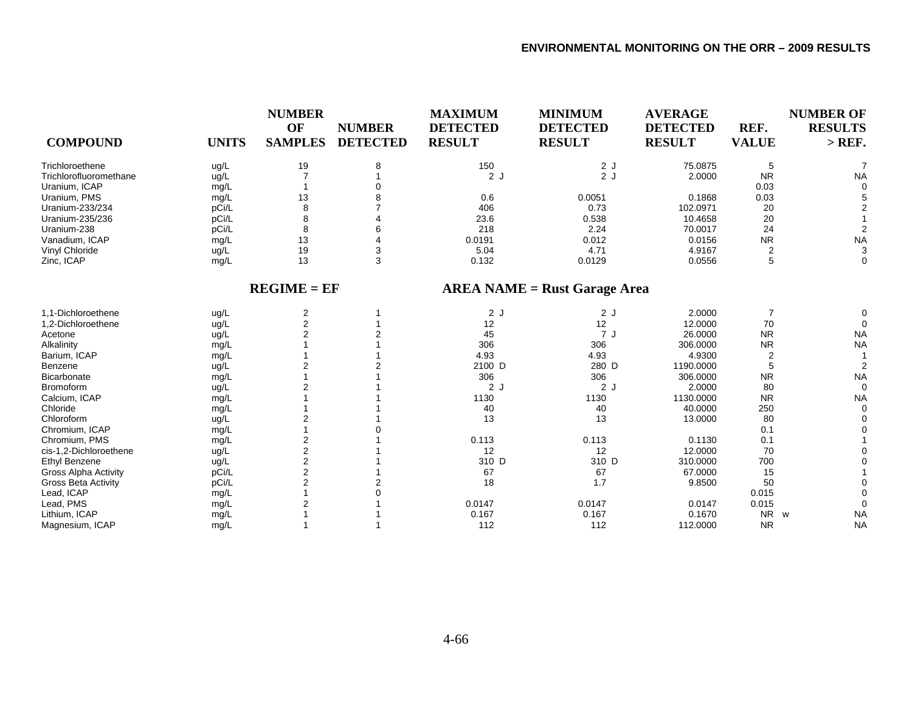| COMPOUND | UNITS | NUMBER OF SAMPLES | NUMBER DETECTED | MAXIMUM DETECTED RESULT | MINIMUM DETECTED RESULT | AVERAGE DETECTED RESULT | REF. VALUE | NUMBER OF RESULTS > REF. |
|---|---|---|---|---|---|---|---|---|
| Trichloroethene | ug/L | 19 | 8 | 150 | 2 J | 75.0875 | 5 | 7 |
| Trichlorofluoromethane | ug/L | 7 | 1 | 2 J | 2 J | 2.0000 | NR | NA |
| Uranium, ICAP | mg/L | 1 | 0 | | | | 0.03 | 0 |
| Uranium, PMS | mg/L | 13 | 8 | 0.6 | 0.0051 | 0.1868 | 0.03 | 5 |
| Uranium-233/234 | pCi/L | 8 | 7 | 406 | 0.73 | 102.0971 | 20 | 2 |
| Uranium-235/236 | pCi/L | 8 | 4 | 23.6 | 0.538 | 10.4658 | 20 | 1 |
| Uranium-238 | pCi/L | 8 | 6 | 218 | 2.24 | 70.0017 | 24 | 2 |
| Vanadium, ICAP | mg/L | 13 | 4 | 0.0191 | 0.012 | 0.0156 | NR | NA |
| Vinyl Chloride | ug/L | 19 | 3 | 5.04 | 4.71 | 4.9167 | 2 | 3 |
| Zinc, ICAP | mg/L | 13 | 3 | 0.132 | 0.0129 | 0.0556 | 5 | 0 |

**REGIME = EF** **AREA NAME = Rust Garage Area**

| COMPOUND | UNITS | NUMBER OF SAMPLES | NUMBER DETECTED | MAXIMUM DETECTED RESULT | MINIMUM DETECTED RESULT | AVERAGE DETECTED RESULT | REF. VALUE | NUMBER OF RESULTS > REF. |
|---|---|---|---|---|---|---|---|---|
| 1,1-Dichloroethene | ug/L | 2 | 1 | 2 J | 2 J | 2.0000 | 7 | 0 |
| 1,2-Dichloroethene | ug/L | 2 | 1 | 12 | 12 | 12.0000 | 70 | 0 |
| Acetone | ug/L | 2 | 2 | 45 | 7 J | 26.0000 | NR | NA |
| Alkalinity | mg/L | 1 | 1 | 306 | 306 | 306.0000 | NR | NA |
| Barium, ICAP | mg/L | 1 | 1 | 4.93 | 4.93 | 4.9300 | 2 | 1 |
| Benzene | ug/L | 2 | 2 | 2100 D | 280 D | 1190.0000 | 5 | 2 |
| Bicarbonate | mg/L | 1 | 1 | 306 | 306 | 306.0000 | NR | NA |
| Bromoform | ug/L | 2 | 1 | 2 J | 2 J | 2.0000 | 80 | 0 |
| Calcium, ICAP | mg/L | 1 | 1 | 1130 | 1130 | 1130.0000 | NR | NA |
| Chloride | mg/L | 1 | 1 | 40 | 40 | 40.0000 | 250 | 0 |
| Chloroform | ug/L | 2 | 1 | 13 | 13 | 13.0000 | 80 | 0 |
| Chromium, ICAP | mg/L | 1 | 0 | | | | 0.1 | 0 |
| Chromium, PMS | mg/L | 2 | 1 | 0.113 | 0.113 | 0.1130 | 0.1 | 1 |
| cis-1,2-Dichloroethene | ug/L | 2 | 1 | 12 | 12 | 12.0000 | 70 | 0 |
| Ethyl Benzene | ug/L | 2 | 1 | 310 D | 310 D | 310.0000 | 700 | 0 |
| Gross Alpha Activity | pCi/L | 2 | 1 | 67 | 67 | 67.0000 | 15 | 1 |
| Gross Beta Activity | pCi/L | 2 | 2 | 18 | 1.7 | 9.8500 | 50 | 0 |
| Lead, ICAP | mg/L | 1 | 0 | | | | 0.015 | 0 |
| Lead, PMS | mg/L | 2 | 1 | 0.0147 | 0.0147 | 0.0147 | 0.015 | 0 |
| Lithium, ICAP | mg/L | 1 | 1 | 0.167 | 0.167 | 0.1670 | NR w | NA |
| Magnesium, ICAP | mg/L | 1 | 1 | 112 | 112 | 112.0000 | NR | NA |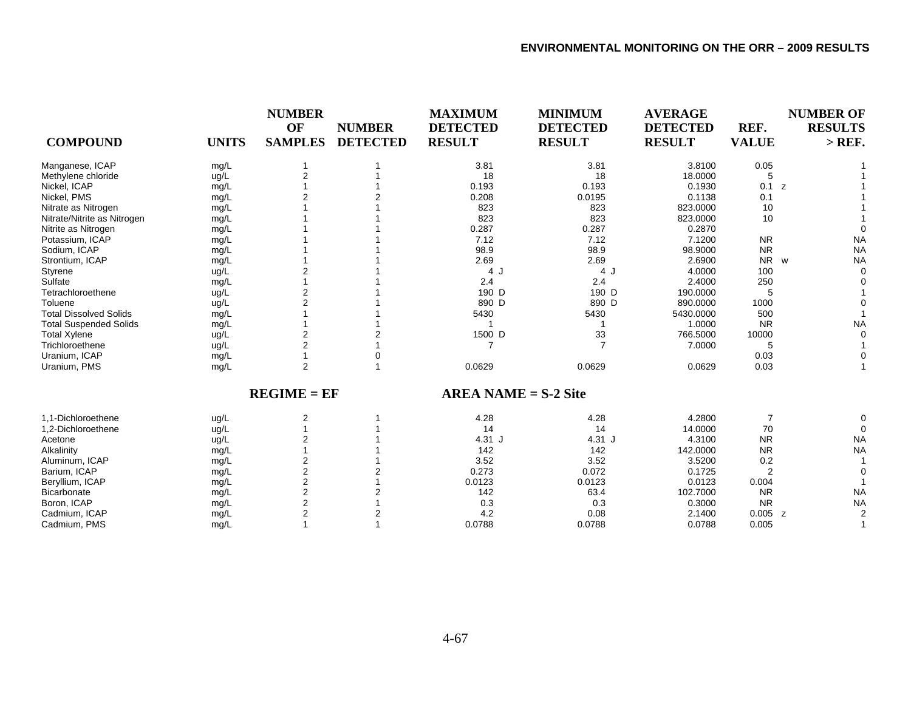| COMPOUND | UNITS | NUMBER OF SAMPLES | NUMBER DETECTED | MAXIMUM DETECTED RESULT | MINIMUM DETECTED RESULT | AVERAGE DETECTED RESULT | REF. VALUE | NUMBER OF RESULTS > REF. |
|---|---|---|---|---|---|---|---|---|
| Manganese, ICAP | mg/L | 1 | 1 | 3.81 | 3.81 | 3.8100 | 0.05 | 1 |
| Methylene chloride | ug/L | 2 | 1 | 18 | 18 | 18.0000 | 5 | 1 |
| Nickel, ICAP | mg/L | 1 | 1 | 0.193 | 0.193 | 0.1930 | 0.1 z | 1 |
| Nickel, PMS | mg/L | 2 | 2 | 0.208 | 0.0195 | 0.1138 | 0.1 | 1 |
| Nitrate as Nitrogen | mg/L | 1 | 1 | 823 | 823 | 823.0000 | 10 | 1 |
| Nitrate/Nitrite as Nitrogen | mg/L | 1 | 1 | 823 | 823 | 823.0000 | 10 | 1 |
| Nitrite as Nitrogen | mg/L | 1 | 1 | 0.287 | 0.287 | 0.2870 | | 0 |
| Potassium, ICAP | mg/L | 1 | 1 | 7.12 | 7.12 | 7.1200 | NR | NA |
| Sodium, ICAP | mg/L | 1 | 1 | 98.9 | 98.9 | 98.9000 | NR | NA |
| Strontium, ICAP | mg/L | 1 | 1 | 2.69 | 2.69 | 2.6900 | NR w | NA |
| Styrene | ug/L | 2 | 1 | 4 J | 4 J | 4.0000 | 100 | 0 |
| Sulfate | mg/L | 1 | 1 | 2.4 | 2.4 | 2.4000 | 250 | 0 |
| Tetrachloroethene | ug/L | 2 | 1 | 190 D | 190 D | 190.0000 | 5 | 1 |
| Toluene | ug/L | 2 | 1 | 890 D | 890 D | 890.0000 | 1000 | 0 |
| Total Dissolved Solids | mg/L | 1 | 1 | 5430 | 5430 | 5430.0000 | 500 | 1 |
| Total Suspended Solids | mg/L | 1 | 1 | 1 | 1 | 1.0000 | NR | NA |
| Total Xylene | ug/L | 2 | 2 | 1500 D | 33 | 766.5000 | 10000 | 0 |
| Trichloroethene | ug/L | 2 | 1 | 7 | 7 | 7.0000 | 5 | 1 |
| Uranium, ICAP | mg/L | 1 | 0 | | | | 0.03 | 0 |
| Uranium, PMS | mg/L | 2 | 1 | 0.0629 | 0.0629 | 0.0629 | 0.03 | 1 |

**REGIME = EF** **AREA NAME = S-2 Site**

| COMPOUND | UNITS | NUMBER OF SAMPLES | NUMBER DETECTED | MAXIMUM DETECTED RESULT | MINIMUM DETECTED RESULT | AVERAGE DETECTED RESULT | REF. VALUE | NUMBER OF RESULTS > REF. |
|---|---|---|---|---|---|---|---|---|
| 1,1-Dichloroethene | ug/L | 2 | 1 | 4.28 | 4.28 | 4.2800 | 7 | 0 |
| 1,2-Dichloroethene | ug/L | 1 | 1 | 14 | 14 | 14.0000 | 70 | 0 |
| Acetone | ug/L | 2 | 1 | 4.31 J | 4.31 J | 4.3100 | NR | NA |
| Alkalinity | mg/L | 1 | 1 | 142 | 142 | 142.0000 | NR | NA |
| Aluminum, ICAP | mg/L | 2 | 1 | 3.52 | 3.52 | 3.5200 | 0.2 | 1 |
| Barium, ICAP | mg/L | 2 | 2 | 0.273 | 0.072 | 0.1725 | 2 | 0 |
| Beryllium, ICAP | mg/L | 2 | 1 | 0.0123 | 0.0123 | 0.0123 | 0.004 | 1 |
| Bicarbonate | mg/L | 2 | 2 | 142 | 63.4 | 102.7000 | NR | NA |
| Boron, ICAP | mg/L | 2 | 1 | 0.3 | 0.3 | 0.3000 | NR | NA |
| Cadmium, ICAP | mg/L | 2 | 2 | 4.2 | 0.08 | 2.1400 | 0.005 z | 2 |
| Cadmium, PMS | mg/L | 1 | 1 | 0.0788 | 0.0788 | 0.0788 | 0.005 | 1 |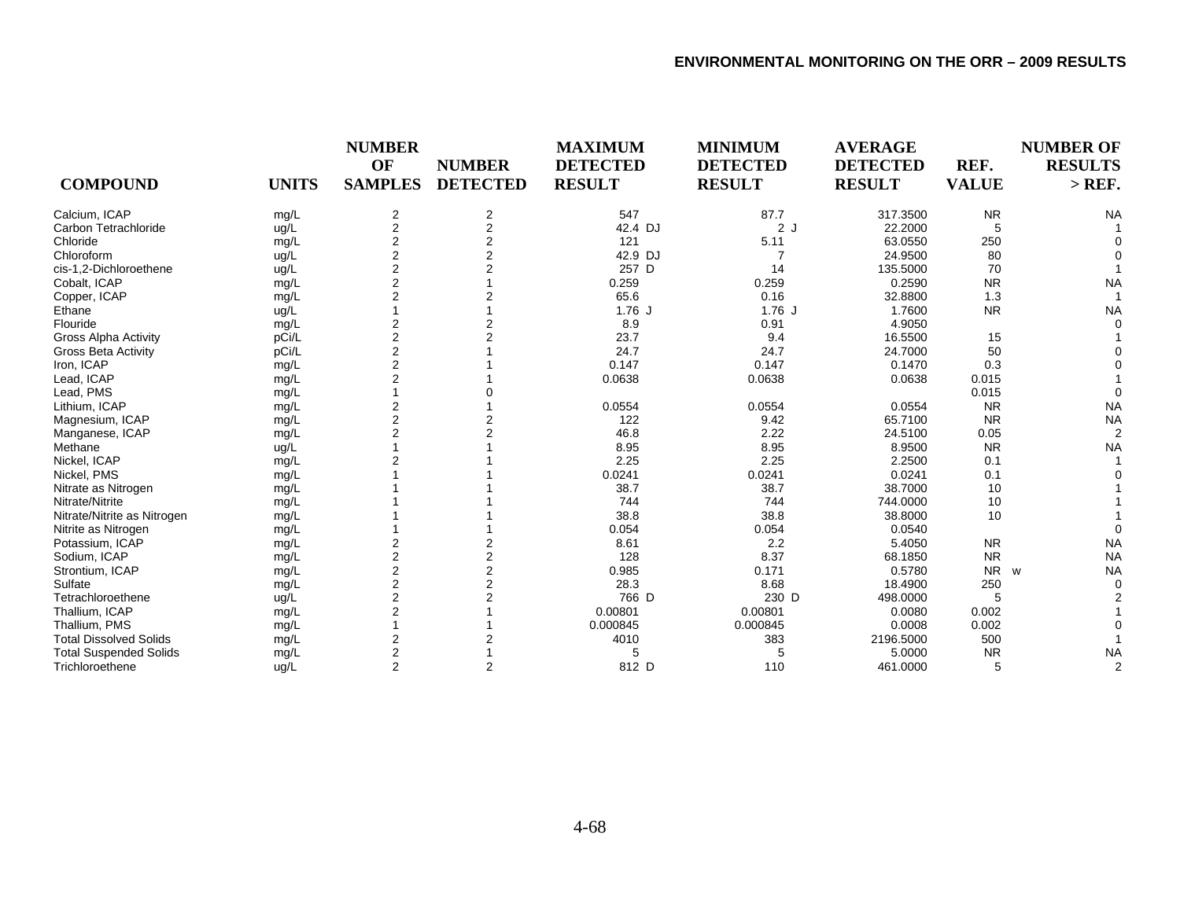| COMPOUND | UNITS | NUMBER OF SAMPLES | NUMBER DETECTED | MAXIMUM DETECTED RESULT | MINIMUM DETECTED RESULT | AVERAGE DETECTED RESULT | REF. VALUE | NUMBER OF RESULTS > REF. |
|---|---|---|---|---|---|---|---|---|
| Calcium, ICAP | mg/L | 2 | 2 | 547 | 87.7 | 317.3500 | NR | NA |
| Carbon Tetrachloride | ug/L | 2 | 2 | 42.4 DJ | 2 J | 22.2000 | 5 | 1 |
| Chloride | mg/L | 2 | 2 | 121 | 5.11 | 63.0550 | 250 | 0 |
| Chloroform | ug/L | 2 | 2 | 42.9 DJ | 7 | 24.9500 | 80 | 0 |
| cis-1,2-Dichloroethene | ug/L | 2 | 2 | 257 D | 14 | 135.5000 | 70 | 1 |
| Cobalt, ICAP | mg/L | 2 | 1 | 0.259 | 0.259 | 0.2590 | NR | NA |
| Copper, ICAP | mg/L | 2 | 2 | 65.6 | 0.16 | 32.8800 | 1.3 | 1 |
| Ethane | ug/L | 1 | 1 | 1.76 J | 1.76 J | 1.7600 | NR | NA |
| Flouride | mg/L | 2 | 2 | 8.9 | 0.91 | 4.9050 | | 0 |
| Gross Alpha Activity | pCi/L | 2 | 2 | 23.7 | 9.4 | 16.5500 | 15 | 1 |
| Gross Beta Activity | pCi/L | 2 | 1 | 24.7 | 24.7 | 24.7000 | 50 | 0 |
| Iron, ICAP | mg/L | 2 | 1 | 0.147 | 0.147 | 0.1470 | 0.3 | 0 |
| Lead, ICAP | mg/L | 2 | 1 | 0.0638 | 0.0638 | 0.0638 | 0.015 | 1 |
| Lead, PMS | mg/L | 1 | 0 | | | | 0.015 | 0 |
| Lithium, ICAP | mg/L | 2 | 1 | 0.0554 | 0.0554 | 0.0554 | NR | NA |
| Magnesium, ICAP | mg/L | 2 | 2 | 122 | 9.42 | 65.7100 | NR | NA |
| Manganese, ICAP | mg/L | 2 | 2 | 46.8 | 2.22 | 24.5100 | 0.05 | 2 |
| Methane | ug/L | 1 | 1 | 8.95 | 8.95 | 8.9500 | NR | NA |
| Nickel, ICAP | mg/L | 2 | 1 | 2.25 | 2.25 | 2.2500 | 0.1 | 1 |
| Nickel, PMS | mg/L | 1 | 1 | 0.0241 | 0.0241 | 0.0241 | 0.1 | 0 |
| Nitrate as Nitrogen | mg/L | 1 | 1 | 38.7 | 38.7 | 38.7000 | 10 | 1 |
| Nitrate/Nitrite | mg/L | 1 | 1 | 744 | 744 | 744.0000 | 10 | 1 |
| Nitrate/Nitrite as Nitrogen | mg/L | 1 | 1 | 38.8 | 38.8 | 38.8000 | 10 | 1 |
| Nitrite as Nitrogen | mg/L | 1 | 1 | 0.054 | 0.054 | 0.0540 | | 0 |
| Potassium, ICAP | mg/L | 2 | 2 | 8.61 | 2.2 | 5.4050 | NR | NA |
| Sodium, ICAP | mg/L | 2 | 2 | 128 | 8.37 | 68.1850 | NR | NA |
| Strontium, ICAP | mg/L | 2 | 2 | 0.985 | 0.171 | 0.5780 | NR w | NA |
| Sulfate | mg/L | 2 | 2 | 28.3 | 8.68 | 18.4900 | 250 | 0 |
| Tetrachloroethene | ug/L | 2 | 2 | 766 D | 230 D | 498.0000 | 5 | 2 |
| Thallium, ICAP | mg/L | 2 | 1 | 0.00801 | 0.00801 | 0.0080 | 0.002 | 1 |
| Thallium, PMS | mg/L | 1 | 1 | 0.000845 | 0.000845 | 0.0008 | 0.002 | 0 |
| Total Dissolved Solids | mg/L | 2 | 2 | 4010 | 383 | 2196.5000 | 500 | 1 |
| Total Suspended Solids | mg/L | 2 | 1 | 5 | 5 | 5.0000 | NR | NA |
| Trichloroethene | ug/L | 2 | 2 | 812 D | 110 | 461.0000 | 5 | 2 |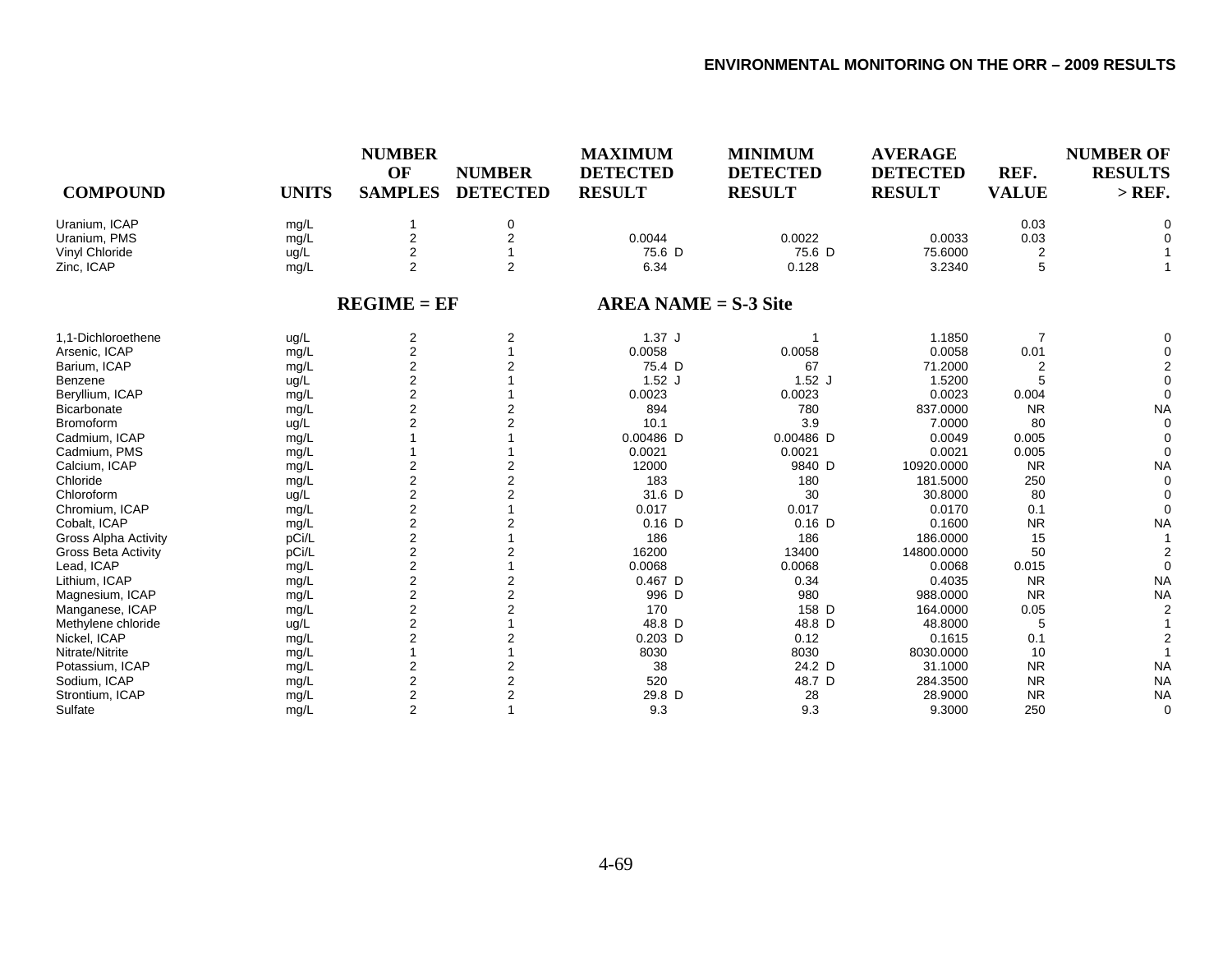| COMPOUND | UNITS | NUMBER OF SAMPLES | NUMBER DETECTED | MAXIMUM DETECTED RESULT | MINIMUM DETECTED RESULT | AVERAGE DETECTED RESULT | REF. VALUE | NUMBER OF RESULTS > REF. |
|---|---|---|---|---|---|---|---|---|
| Uranium, ICAP | mg/L | 1 | 0 | | | | 0.03 | 0 |
| Uranium, PMS | mg/L | 2 | 2 | 0.0044 | 0.0022 | 0.0033 | 0.03 | 0 |
| Vinyl Chloride | ug/L | 2 | 1 | 75.6 D | 75.6 D | 75.6000 | 2 | 1 |
| Zinc, ICAP | mg/L | 2 | 2 | 6.34 | 0.128 | 3.2340 | 5 | 1 |

**REGIME = EF** **AREA NAME = S-3 Site**

| COMPOUND | UNITS | NUMBER OF SAMPLES | NUMBER DETECTED | MAXIMUM DETECTED RESULT | MINIMUM DETECTED RESULT | AVERAGE DETECTED RESULT | REF. VALUE | NUMBER OF RESULTS > REF. |
|---|---|---|---|---|---|---|---|---|
| 1,1-Dichloroethene | ug/L | 2 | 2 | 1.37 J | 1 | 1.1850 | 7 | 0 |
| Arsenic, ICAP | mg/L | 2 | 1 | 0.0058 | 0.0058 | 0.0058 | 0.01 | 0 |
| Barium, ICAP | mg/L | 2 | 2 | 75.4 D | 67 | 71.2000 | 2 | 2 |
| Benzene | ug/L | 2 | 1 | 1.52 J | 1.52 J | 1.5200 | 5 | 0 |
| Beryllium, ICAP | mg/L | 2 | 1 | 0.0023 | 0.0023 | 0.0023 | 0.004 | 0 |
| Bicarbonate | mg/L | 2 | 2 | 894 | 780 | 837.0000 | NR | NA |
| Bromoform | ug/L | 2 | 2 | 10.1 | 3.9 | 7.0000 | 80 | 0 |
| Cadmium, ICAP | mg/L | 1 | 1 | 0.00486 D | 0.00486 D | 0.0049 | 0.005 | 0 |
| Cadmium, PMS | mg/L | 1 | 1 | 0.0021 | 0.0021 | 0.0021 | 0.005 | 0 |
| Calcium, ICAP | mg/L | 2 | 2 | 12000 | 9840 D | 10920.0000 | NR | NA |
| Chloride | mg/L | 2 | 2 | 183 | 180 | 181.5000 | 250 | 0 |
| Chloroform | ug/L | 2 | 2 | 31.6 D | 30 | 30.8000 | 80 | 0 |
| Chromium, ICAP | mg/L | 2 | 1 | 0.017 | 0.017 | 0.0170 | 0.1 | 0 |
| Cobalt, ICAP | mg/L | 2 | 2 | 0.16 D | 0.16 D | 0.1600 | NR | NA |
| Gross Alpha Activity | pCi/L | 2 | 1 | 186 | 186 | 186.0000 | 15 | 1 |
| Gross Beta Activity | pCi/L | 2 | 2 | 16200 | 13400 | 14800.0000 | 50 | 2 |
| Lead, ICAP | mg/L | 2 | 1 | 0.0068 | 0.0068 | 0.0068 | 0.015 | 0 |
| Lithium, ICAP | mg/L | 2 | 2 | 0.467 D | 0.34 | 0.4035 | NR | NA |
| Magnesium, ICAP | mg/L | 2 | 2 | 996 D | 980 | 988.0000 | NR | NA |
| Manganese, ICAP | mg/L | 2 | 2 | 170 | 158 D | 164.0000 | 0.05 | 2 |
| Methylene chloride | ug/L | 2 | 1 | 48.8 D | 48.8 D | 48.8000 | 5 | 1 |
| Nickel, ICAP | mg/L | 2 | 2 | 0.203 D | 0.12 | 0.1615 | 0.1 | 2 |
| Nitrate/Nitrite | mg/L | 1 | 1 | 8030 | 8030 | 8030.0000 | 10 | 1 |
| Potassium, ICAP | mg/L | 2 | 2 | 38 | 24.2 D | 31.1000 | NR | NA |
| Sodium, ICAP | mg/L | 2 | 2 | 520 | 48.7 D | 284.3500 | NR | NA |
| Strontium, ICAP | mg/L | 2 | 2 | 29.8 D | 28 | 28.9000 | NR | NA |
| Sulfate | mg/L | 2 | 1 | 9.3 | 9.3 | 9.3000 | 250 | 0 |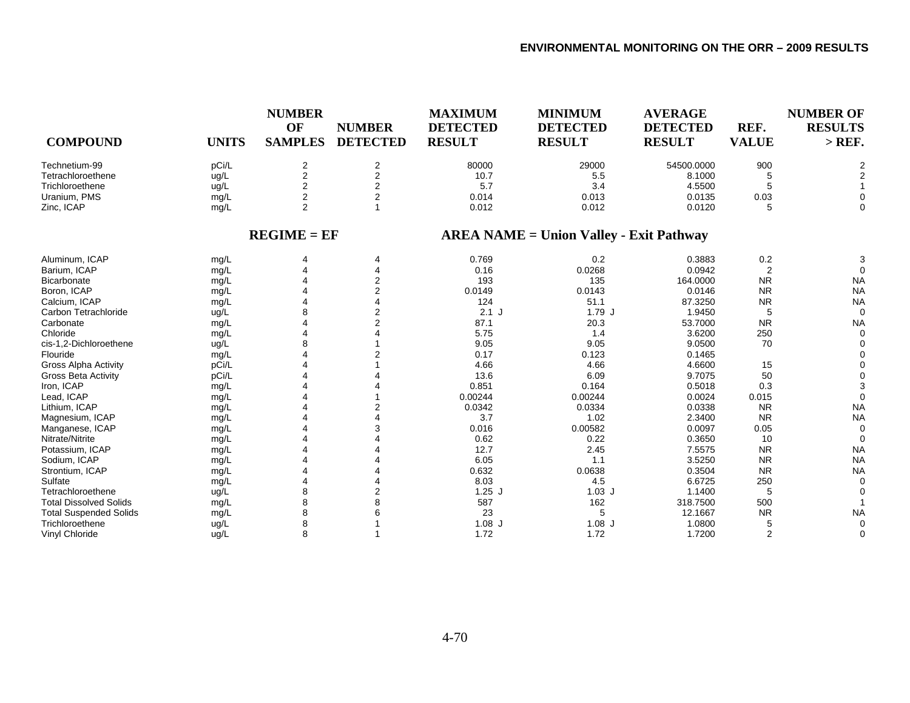| COMPOUND | UNITS | NUMBER OF SAMPLES | NUMBER DETECTED | MAXIMUM DETECTED RESULT | MINIMUM DETECTED RESULT | AVERAGE DETECTED RESULT | REF. VALUE | NUMBER OF RESULTS > REF. |
|---|---|---|---|---|---|---|---|---|
| Technetium-99 | pCi/L | 2 | 2 | 80000 | 29000 | 54500.0000 | 900 | 2 |
| Tetrachloroethene | ug/L | 2 | 2 | 10.7 | 5.5 | 8.1000 | 5 | 2 |
| Trichloroethene | ug/L | 2 | 2 | 5.7 | 3.4 | 4.5500 | 5 | 1 |
| Uranium, PMS | mg/L | 2 | 2 | 0.014 | 0.013 | 0.0135 | 0.03 | 0 |
| Zinc, ICAP | mg/L | 2 | 1 | 0.012 | 0.012 | 0.0120 | 5 | 0 |

**REGIME = EF** **AREA NAME = Union Valley - Exit Pathway**

| COMPOUND | UNITS | NUMBER OF SAMPLES | NUMBER DETECTED | MAXIMUM DETECTED RESULT | MINIMUM DETECTED RESULT | AVERAGE DETECTED RESULT | REF. VALUE | NUMBER OF RESULTS > REF. |
|---|---|---|---|---|---|---|---|---|
| Aluminum, ICAP | mg/L | 4 | 4 | 0.769 | 0.2 | 0.3883 | 0.2 | 3 |
| Barium, ICAP | mg/L | 4 | 4 | 0.16 | 0.0268 | 0.0942 | 2 | 0 |
| Bicarbonate | mg/L | 4 | 2 | 193 | 135 | 164.0000 | NR | NA |
| Boron, ICAP | mg/L | 4 | 2 | 0.0149 | 0.0143 | 0.0146 | NR | NA |
| Calcium, ICAP | mg/L | 4 | 4 | 124 | 51.1 | 87.3250 | NR | NA |
| Carbon Tetrachloride | ug/L | 8 | 2 | 2.1 J | 1.79 J | 1.9450 | 5 | 0 |
| Carbonate | mg/L | 4 | 2 | 87.1 | 20.3 | 53.7000 | NR | NA |
| Chloride | mg/L | 4 | 4 | 5.75 | 1.4 | 3.6200 | 250 | 0 |
| cis-1,2-Dichloroethene | ug/L | 8 | 1 | 9.05 | 9.05 | 9.0500 | 70 | 0 |
| Flouride | mg/L | 4 | 2 | 0.17 | 0.123 | 0.1465 | | 0 |
| Gross Alpha Activity | pCi/L | 4 | 1 | 4.66 | 4.66 | 4.6600 | 15 | 0 |
| Gross Beta Activity | pCi/L | 4 | 4 | 13.6 | 6.09 | 9.7075 | 50 | 0 |
| Iron, ICAP | mg/L | 4 | 4 | 0.851 | 0.164 | 0.5018 | 0.3 | 3 |
| Lead, ICAP | mg/L | 4 | 1 | 0.00244 | 0.00244 | 0.0024 | 0.015 | 0 |
| Lithium, ICAP | mg/L | 4 | 2 | 0.0342 | 0.0334 | 0.0338 | NR | NA |
| Magnesium, ICAP | mg/L | 4 | 4 | 3.7 | 1.02 | 2.3400 | NR | NA |
| Manganese, ICAP | mg/L | 4 | 3 | 0.016 | 0.00582 | 0.0097 | 0.05 | 0 |
| Nitrate/Nitrite | mg/L | 4 | 4 | 0.62 | 0.22 | 0.3650 | 10 | 0 |
| Potassium, ICAP | mg/L | 4 | 4 | 12.7 | 2.45 | 7.5575 | NR | NA |
| Sodium, ICAP | mg/L | 4 | 4 | 6.05 | 1.1 | 3.5250 | NR | NA |
| Strontium, ICAP | mg/L | 4 | 4 | 0.632 | 0.0638 | 0.3504 | NR | NA |
| Sulfate | mg/L | 4 | 4 | 8.03 | 4.5 | 6.6725 | 250 | 0 |
| Tetrachloroethene | ug/L | 8 | 2 | 1.25 J | 1.03 J | 1.1400 | 5 | 0 |
| Total Dissolved Solids | mg/L | 8 | 8 | 587 | 162 | 318.7500 | 500 | 1 |
| Total Suspended Solids | mg/L | 8 | 6 | 23 | 5 | 12.1667 | NR | NA |
| Trichloroethene | ug/L | 8 | 1 | 1.08 J | 1.08 J | 1.0800 | 5 | 0 |
| Vinyl Chloride | ug/L | 8 | 1 | 1.72 | 1.72 | 1.7200 | 2 | 0 |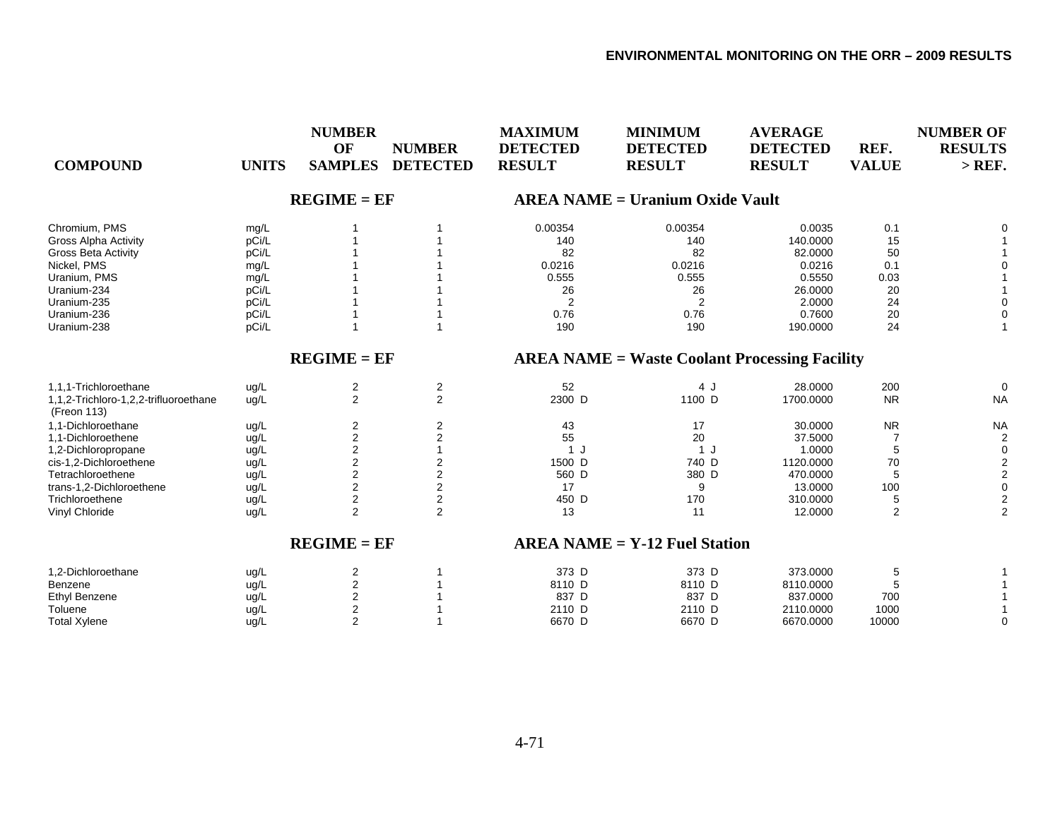| COMPOUND | UNITS | NUMBER OF SAMPLES | NUMBER DETECTED | MAXIMUM DETECTED RESULT | MINIMUM DETECTED RESULT | AVERAGE DETECTED RESULT | REF. VALUE | NUMBER OF RESULTS > REF. |
|---|---|---|---|---|---|---|---|---|
| **REGIME = EF** | | | | **AREA NAME = Uranium Oxide Vault** | | | | |
| Chromium, PMS | mg/L | 1 | 1 | 0.00354 | 0.00354 | 0.0035 | 0.1 | 0 |
| Gross Alpha Activity | pCi/L | 1 | 1 | 140 | 140 | 140.0000 | 15 | 1 |
| Gross Beta Activity | pCi/L | 1 | 1 | 82 | 82 | 82.0000 | 50 | 1 |
| Nickel, PMS | mg/L | 1 | 1 | 0.0216 | 0.0216 | 0.0216 | 0.1 | 0 |
| Uranium, PMS | mg/L | 1 | 1 | 0.555 | 0.555 | 0.5550 | 0.03 | 1 |
| Uranium-234 | pCi/L | 1 | 1 | 26 | 26 | 26.0000 | 20 | 1 |
| Uranium-235 | pCi/L | 1 | 1 | 2 | 2 | 2.0000 | 24 | 0 |
| Uranium-236 | pCi/L | 1 | 1 | 0.76 | 0.76 | 0.7600 | 20 | 0 |
| Uranium-238 | pCi/L | 1 | 1 | 190 | 190 | 190.0000 | 24 | 1 |
| **REGIME = EF** | | | | **AREA NAME = Waste Coolant Processing Facility** | | | | |
| 1,1,1-Trichloroethane | ug/L | 2 | 2 | 52 | 4 J | 28.0000 | 200 | 0 |
| 1,1,2-Trichloro-1,2,2-trifluoroethane (Freon 113) | ug/L | 2 | 2 | 2300 D | 1100 D | 1700.0000 | NR | NA |
| 1,1-Dichloroethane | ug/L | 2 | 2 | 43 | 17 | 30.0000 | NR | NA |
| 1,1-Dichloroethene | ug/L | 2 | 2 | 55 | 20 | 37.5000 | 7 | 2 |
| 1,2-Dichloropropane | ug/L | 2 | 1 | 1 J | 1 J | 1.0000 | 5 | 0 |
| cis-1,2-Dichloroethene | ug/L | 2 | 2 | 1500 D | 740 D | 1120.0000 | 70 | 2 |
| Tetrachloroethene | ug/L | 2 | 2 | 560 D | 380 D | 470.0000 | 5 | 2 |
| trans-1,2-Dichloroethene | ug/L | 2 | 2 | 17 | 9 | 13.0000 | 100 | 0 |
| Trichloroethene | ug/L | 2 | 2 | 450 D | 170 | 310.0000 | 5 | 2 |
| Vinyl Chloride | ug/L | 2 | 2 | 13 | 11 | 12.0000 | 2 | 2 |
| **REGIME = EF** | | | | **AREA NAME = Y-12 Fuel Station** | | | | |
| 1,2-Dichloroethane | ug/L | 2 | 1 | 373 D | 373 D | 373.0000 | 5 | 1 |
| Benzene | ug/L | 2 | 1 | 8110 D | 8110 D | 8110.0000 | 5 | 1 |
| Ethyl Benzene | ug/L | 2 | 1 | 837 D | 837 D | 837.0000 | 700 | 1 |
| Toluene | ug/L | 2 | 1 | 2110 D | 2110 D | 2110.0000 | 1000 | 1 |
| Total Xylene | ug/L | 2 | 1 | 6670 D | 6670 D | 6670.0000 | 10000 | 0 |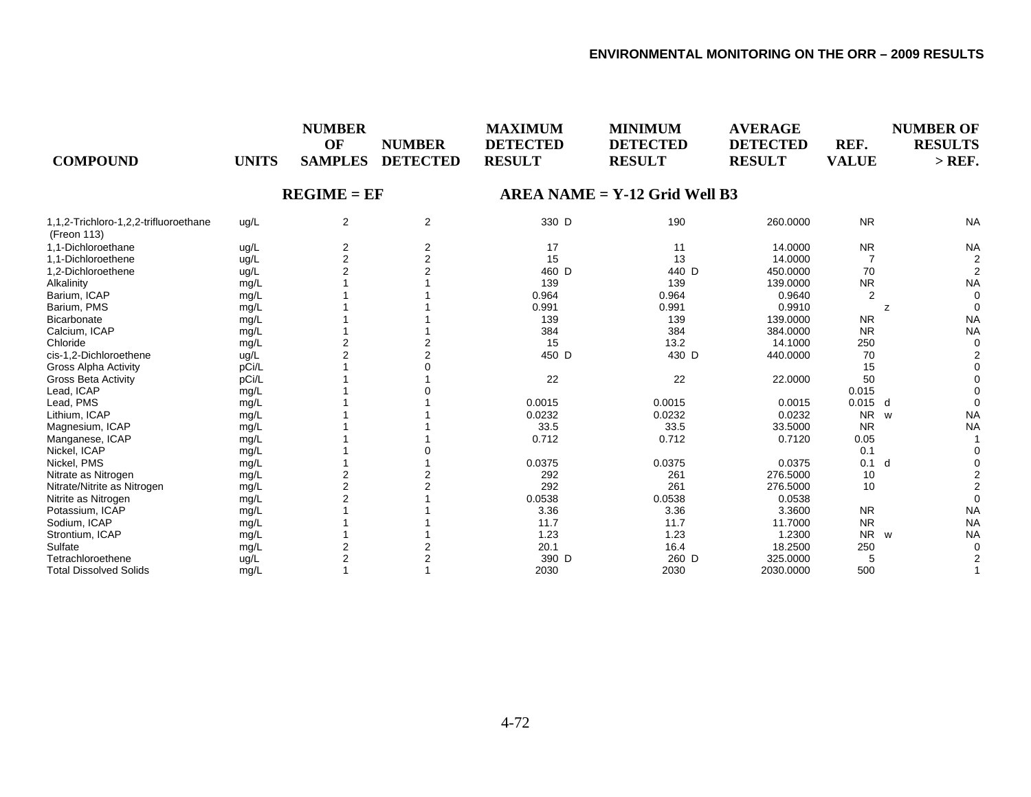| COMPOUND | UNITS | NUMBER OF SAMPLES | NUMBER DETECTED | MAXIMUM DETECTED RESULT | MINIMUM DETECTED RESULT | AVERAGE DETECTED RESULT | REF. VALUE | NUMBER OF RESULTS > REF. |
|---|---|---|---|---|---|---|---|---|
| **REGIME = EF** | | | | **AREA NAME = Y-12 Grid Well B3** | | | | |
| 1,1,2-Trichloro-1,2,2-trifluoroethane (Freon 113) | ug/L | 2 | 2 | 330 D | 190 | 260.0000 | NR | NA |
| 1,1-Dichloroethane | ug/L | 2 | 2 | 17 | 11 | 14.0000 | NR | NA |
| 1,1-Dichloroethene | ug/L | 2 | 2 | 15 | 13 | 14.0000 | 7 | 2 |
| 1,2-Dichloroethene | ug/L | 2 | 2 | 460 D | 440 D | 450.0000 | 70 | 2 |
| Alkalinity | mg/L | 1 | 1 | 139 | 139 | 139.0000 | NR | NA |
| Barium, ICAP | mg/L | 1 | 1 | 0.964 | 0.964 | 0.9640 | 2 | 0 |
| Barium, PMS | mg/L | 1 | 1 | 0.991 | 0.991 | 0.9910 | z | 0 |
| Bicarbonate | mg/L | 1 | 1 | 139 | 139 | 139.0000 | NR | NA |
| Calcium, ICAP | mg/L | 1 | 1 | 384 | 384 | 384.0000 | NR | NA |
| Chloride | mg/L | 2 | 2 | 15 | 13.2 | 14.1000 | 250 | 0 |
| cis-1,2-Dichloroethene | ug/L | 2 | 2 | 450 D | 430 D | 440.0000 | 70 | 2 |
| Gross Alpha Activity | pCi/L | 1 | 0 | | | | 15 | 0 |
| Gross Beta Activity | pCi/L | 1 | 1 | 22 | 22 | 22.0000 | 50 | 0 |
| Lead, ICAP | mg/L | 1 | 0 | | | | 0.015 | 0 |
| Lead, PMS | mg/L | 1 | 1 | 0.0015 | 0.0015 | 0.0015 | 0.015 d | 0 |
| Lithium, ICAP | mg/L | 1 | 1 | 0.0232 | 0.0232 | 0.0232 | NR w | NA |
| Magnesium, ICAP | mg/L | 1 | 1 | 33.5 | 33.5 | 33.5000 | NR | NA |
| Manganese, ICAP | mg/L | 1 | 1 | 0.712 | 0.712 | 0.7120 | 0.05 | 1 |
| Nickel, ICAP | mg/L | 1 | 0 | | | | 0.1 | 0 |
| Nickel, PMS | mg/L | 1 | 1 | 0.0375 | 0.0375 | 0.0375 | 0.1 d | 0 |
| Nitrate as Nitrogen | mg/L | 2 | 2 | 292 | 261 | 276.5000 | 10 | 2 |
| Nitrate/Nitrite as Nitrogen | mg/L | 2 | 2 | 292 | 261 | 276.5000 | 10 | 2 |
| Nitrite as Nitrogen | mg/L | 2 | 1 | 0.0538 | 0.0538 | 0.0538 | | 0 |
| Potassium, ICAP | mg/L | 1 | 1 | 3.36 | 3.36 | 3.3600 | NR | NA |
| Sodium, ICAP | mg/L | 1 | 1 | 11.7 | 11.7 | 11.7000 | NR | NA |
| Strontium, ICAP | mg/L | 1 | 1 | 1.23 | 1.23 | 1.2300 | NR w | NA |
| Sulfate | mg/L | 2 | 2 | 20.1 | 16.4 | 18.2500 | 250 | 0 |
| Tetrachloroethene | ug/L | 2 | 2 | 390 D | 260 D | 325.0000 | 5 | 2 |
| Total Dissolved Solids | mg/L | 1 | 1 | 2030 | 2030 | 2030.0000 | 500 | 1 |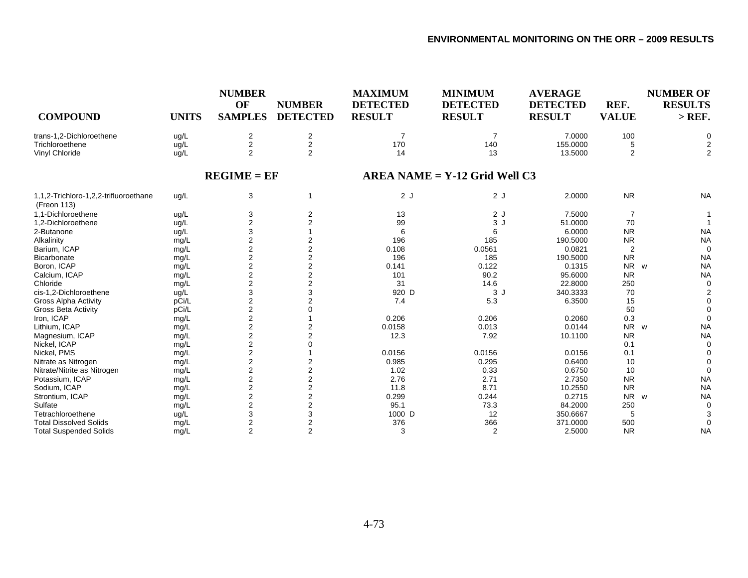| COMPOUND | UNITS | NUMBER OF SAMPLES | NUMBER DETECTED | MAXIMUM DETECTED RESULT | MINIMUM DETECTED RESULT | AVERAGE DETECTED RESULT | REF. VALUE | NUMBER OF RESULTS > REF. |
|---|---|---|---|---|---|---|---|---|
| trans-1,2-Dichloroethene | ug/L | 2 | 2 | 7 | 7 | 7.0000 | 100 | 0 |
| Trichloroethene | ug/L | 2 | 2 | 170 | 140 | 155.0000 | 5 | 2 |
| Vinyl Chloride | ug/L | 2 | 2 | 14 | 13 | 13.5000 | 2 | 2 |

**REGIME = EF** **AREA NAME = Y-12 Grid Well C3**

| COMPOUND | UNITS | NUMBER OF SAMPLES | NUMBER DETECTED | MAXIMUM DETECTED RESULT | MINIMUM DETECTED RESULT | AVERAGE DETECTED RESULT | REF. VALUE | NUMBER OF RESULTS > REF. |
|---|---|---|---|---|---|---|---|---|
| 1,1,2-Trichloro-1,2,2-trifluoroethane (Freon 113) | ug/L | 3 | 1 | 2 J | 2 J | 2.0000 | NR | NA |
| 1,1-Dichloroethene | ug/L | 3 | 2 | 13 | 2 J | 7.5000 | 7 | 1 |
| 1,2-Dichloroethene | ug/L | 2 | 2 | 99 | 3 J | 51.0000 | 70 | 1 |
| 2-Butanone | ug/L | 3 | 1 | 6 | 6 | 6.0000 | NR | NA |
| Alkalinity | mg/L | 2 | 2 | 196 | 185 | 190.5000 | NR | NA |
| Barium, ICAP | mg/L | 2 | 2 | 0.108 | 0.0561 | 0.0821 | 2 | 0 |
| Bicarbonate | mg/L | 2 | 2 | 196 | 185 | 190.5000 | NR | NA |
| Boron, ICAP | mg/L | 2 | 2 | 0.141 | 0.122 | 0.1315 | NR w | NA |
| Calcium, ICAP | mg/L | 2 | 2 | 101 | 90.2 | 95.6000 | NR | NA |
| Chloride | mg/L | 2 | 2 | 31 | 14.6 | 22.8000 | 250 | 0 |
| cis-1,2-Dichloroethene | ug/L | 3 | 3 | 920 D | 3 J | 340.3333 | 70 | 2 |
| Gross Alpha Activity | pCi/L | 2 | 2 | 7.4 | 5.3 | 6.3500 | 15 | 0 |
| Gross Beta Activity | pCi/L | 2 | 0 | | | | 50 | 0 |
| Iron, ICAP | mg/L | 2 | 1 | 0.206 | 0.206 | 0.2060 | 0.3 | 0 |
| Lithium, ICAP | mg/L | 2 | 2 | 0.0158 | 0.013 | 0.0144 | NR w | NA |
| Magnesium, ICAP | mg/L | 2 | 2 | 12.3 | 7.92 | 10.1100 | NR | NA |
| Nickel, ICAP | mg/L | 2 | 0 | | | | 0.1 | 0 |
| Nickel, PMS | mg/L | 2 | 1 | 0.0156 | 0.0156 | 0.0156 | 0.1 | 0 |
| Nitrate as Nitrogen | mg/L | 2 | 2 | 0.985 | 0.295 | 0.6400 | 10 | 0 |
| Nitrate/Nitrite as Nitrogen | mg/L | 2 | 2 | 1.02 | 0.33 | 0.6750 | 10 | 0 |
| Potassium, ICAP | mg/L | 2 | 2 | 2.76 | 2.71 | 2.7350 | NR | NA |
| Sodium, ICAP | mg/L | 2 | 2 | 11.8 | 8.71 | 10.2550 | NR | NA |
| Strontium, ICAP | mg/L | 2 | 2 | 0.299 | 0.244 | 0.2715 | NR w | NA |
| Sulfate | mg/L | 2 | 2 | 95.1 | 73.3 | 84.2000 | 250 | 0 |
| Tetrachloroethene | ug/L | 3 | 3 | 1000 D | 12 | 350.6667 | 5 | 3 |
| Total Dissolved Solids | mg/L | 2 | 2 | 376 | 366 | 371.0000 | 500 | 0 |
| Total Suspended Solids | mg/L | 2 | 2 | 3 | 2 | 2.5000 | NR | NA |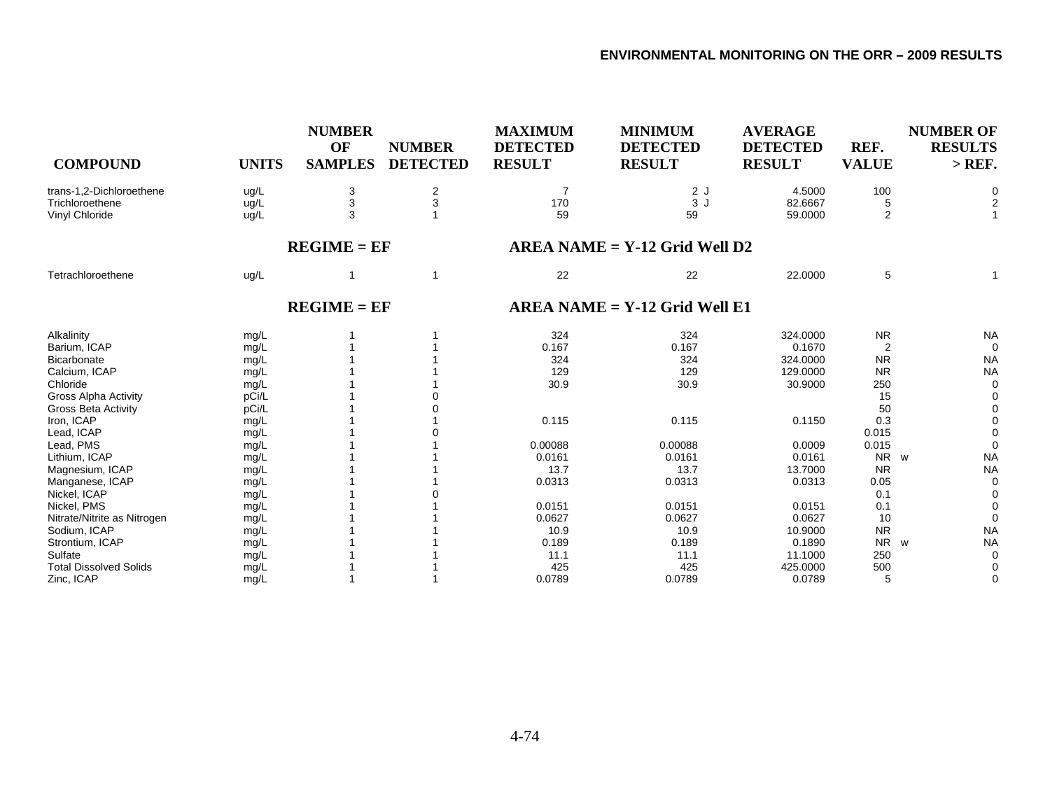| COMPOUND | UNITS | NUMBER OF SAMPLES | NUMBER DETECTED | MAXIMUM DETECTED RESULT | MINIMUM DETECTED RESULT | AVERAGE DETECTED RESULT | REF. VALUE | NUMBER OF RESULTS > REF. |
|---|---|---|---|---|---|---|---|---|
| trans-1,2-Dichloroethene | ug/L | 3 | 2 | 7 | 2 J | 4.5000 | 100 | 0 |
| Trichloroethene | ug/L | 3 | 3 | 170 | 3 J | 82.6667 | 5 | 2 |
| Vinyl Chloride | ug/L | 3 | 1 | 59 | 59 | 59.0000 | 2 | 1 |

**REGIME = EF** **AREA NAME = Y-12 Grid Well D2**

| COMPOUND | UNITS | NUMBER OF SAMPLES | NUMBER DETECTED | MAXIMUM DETECTED RESULT | MINIMUM DETECTED RESULT | AVERAGE DETECTED RESULT | REF. VALUE | NUMBER OF RESULTS > REF. |
|---|---|---|---|---|---|---|---|---|
| Tetrachloroethene | ug/L | 1 | 1 | 22 | 22 | 22.0000 | 5 | 1 |

**REGIME = EF** **AREA NAME = Y-12 Grid Well E1**

| COMPOUND | UNITS | NUMBER OF SAMPLES | NUMBER DETECTED | MAXIMUM DETECTED RESULT | MINIMUM DETECTED RESULT | AVERAGE DETECTED RESULT | REF. VALUE | NUMBER OF RESULTS > REF. |
|---|---|---|---|---|---|---|---|---|
| Alkalinity | mg/L | 1 | 1 | 324 | 324 | 324.0000 | NR | NA |
| Barium, ICAP | mg/L | 1 | 1 | 0.167 | 0.167 | 0.1670 | 2 | 0 |
| Bicarbonate | mg/L | 1 | 1 | 324 | 324 | 324.0000 | NR | NA |
| Calcium, ICAP | mg/L | 1 | 1 | 129 | 129 | 129.0000 | NR | NA |
| Chloride | mg/L | 1 | 1 | 30.9 | 30.9 | 30.9000 | 250 | 0 |
| Gross Alpha Activity | pCi/L | 1 | 0 | | | | 15 | 0 |
| Gross Beta Activity | pCi/L | 1 | 0 | | | | 50 | 0 |
| Iron, ICAP | mg/L | 1 | 1 | 0.115 | 0.115 | 0.1150 | 0.3 | 0 |
| Lead, ICAP | mg/L | 1 | 0 | | | | 0.015 | 0 |
| Lead, PMS | mg/L | 1 | 1 | 0.00088 | 0.00088 | 0.0009 | 0.015 | 0 |
| Lithium, ICAP | mg/L | 1 | 1 | 0.0161 | 0.0161 | 0.0161 | NR w | NA |
| Magnesium, ICAP | mg/L | 1 | 1 | 13.7 | 13.7 | 13.7000 | NR | NA |
| Manganese, ICAP | mg/L | 1 | 1 | 0.0313 | 0.0313 | 0.0313 | 0.05 | 0 |
| Nickel, ICAP | mg/L | 1 | 0 | | | | 0.1 | 0 |
| Nickel, PMS | mg/L | 1 | 1 | 0.0151 | 0.0151 | 0.0151 | 0.1 | 0 |
| Nitrate/Nitrite as Nitrogen | mg/L | 1 | 1 | 0.0627 | 0.0627 | 0.0627 | 10 | 0 |
| Sodium, ICAP | mg/L | 1 | 1 | 10.9 | 10.9 | 10.9000 | NR | NA |
| Strontium, ICAP | mg/L | 1 | 1 | 0.189 | 0.189 | 0.1890 | NR w | NA |
| Sulfate | mg/L | 1 | 1 | 11.1 | 11.1 | 11.1000 | 250 | 0 |
| Total Dissolved Solids | mg/L | 1 | 1 | 425 | 425 | 425.0000 | 500 | 0 |
| Zinc, ICAP | mg/L | 1 | 1 | 0.0789 | 0.0789 | 0.0789 | 5 | 0 |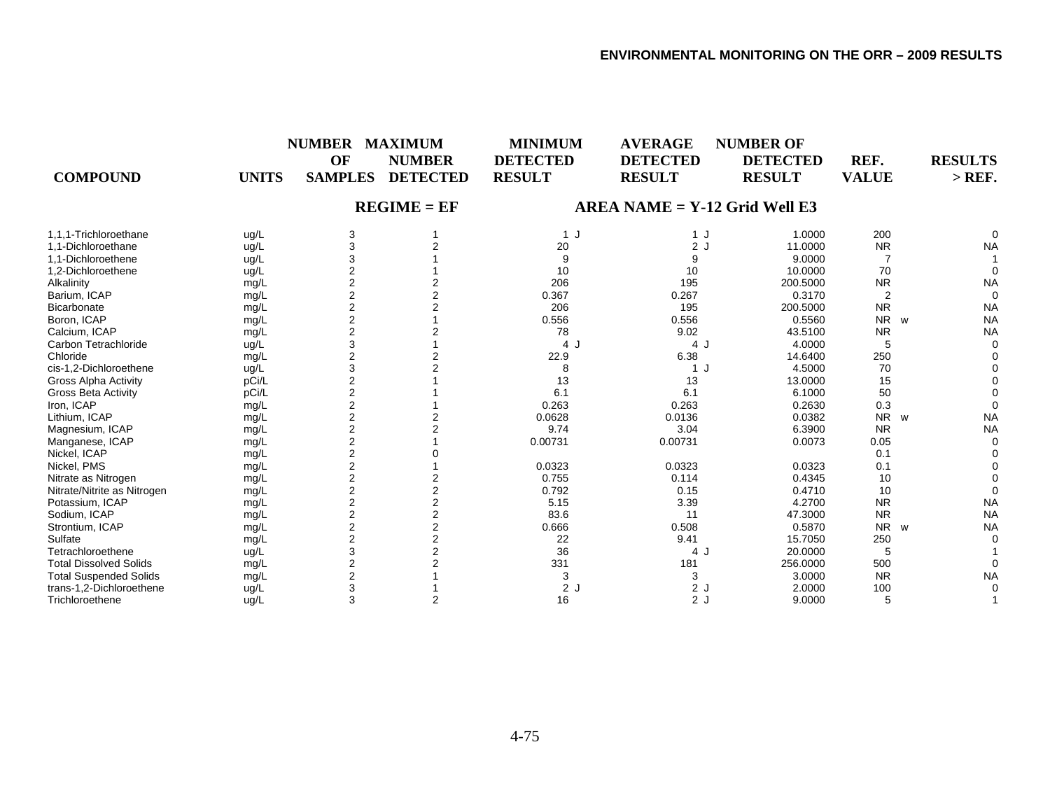| COMPOUND | UNITS | NUMBER OF SAMPLES | MAXIMUM NUMBER DETECTED | MINIMUM DETECTED RESULT | AVERAGE DETECTED RESULT | NUMBER OF DETECTED RESULT | REF. VALUE | RESULTS > REF. |
|---|---|---|---|---|---|---|---|---|
| | | | **REGIME = EF** | | **AREA NAME = Y-12 Grid Well E3** | | | |
| 1,1,1-Trichloroethane | ug/L | 3 | 1 | 1 J | 1 J | 1.0000 | 200 | 0 |
| 1,1-Dichloroethane | ug/L | 3 | 2 | 20 | 2 J | 11.0000 | NR | NA |
| 1,1-Dichloroethene | ug/L | 3 | 1 | 9 | 9 | 9.0000 | 7 | 1 |
| 1,2-Dichloroethene | ug/L | 2 | 1 | 10 | 10 | 10.0000 | 70 | 0 |
| Alkalinity | mg/L | 2 | 2 | 206 | 195 | 200.5000 | NR | NA |
| Barium, ICAP | mg/L | 2 | 2 | 0.367 | 0.267 | 0.3170 | 2 | 0 |
| Bicarbonate | mg/L | 2 | 2 | 206 | 195 | 200.5000 | NR | NA |
| Boron, ICAP | mg/L | 2 | 1 | 0.556 | 0.556 | 0.5560 | NR w | NA |
| Calcium, ICAP | mg/L | 2 | 2 | 78 | 9.02 | 43.5100 | NR | NA |
| Carbon Tetrachloride | ug/L | 3 | 1 | 4 J | 4 J | 4.0000 | 5 | 0 |
| Chloride | mg/L | 2 | 2 | 22.9 | 6.38 | 14.6400 | 250 | 0 |
| cis-1,2-Dichloroethene | ug/L | 3 | 2 | 8 | 1 J | 4.5000 | 70 | 0 |
| Gross Alpha Activity | pCi/L | 2 | 1 | 13 | 13 | 13.0000 | 15 | 0 |
| Gross Beta Activity | pCi/L | 2 | 1 | 6.1 | 6.1 | 6.1000 | 50 | 0 |
| Iron, ICAP | mg/L | 2 | 1 | 0.263 | 0.263 | 0.2630 | 0.3 | 0 |
| Lithium, ICAP | mg/L | 2 | 2 | 0.0628 | 0.0136 | 0.0382 | NR w | NA |
| Magnesium, ICAP | mg/L | 2 | 2 | 9.74 | 3.04 | 6.3900 | NR | NA |
| Manganese, ICAP | mg/L | 2 | 1 | 0.00731 | 0.00731 | 0.0073 | 0.05 | 0 |
| Nickel, ICAP | mg/L | 2 | 0 | | | | 0.1 | 0 |
| Nickel, PMS | mg/L | 2 | 1 | 0.0323 | 0.0323 | 0.0323 | 0.1 | 0 |
| Nitrate as Nitrogen | mg/L | 2 | 2 | 0.755 | 0.114 | 0.4345 | 10 | 0 |
| Nitrate/Nitrite as Nitrogen | mg/L | 2 | 2 | 0.792 | 0.15 | 0.4710 | 10 | 0 |
| Potassium, ICAP | mg/L | 2 | 2 | 5.15 | 3.39 | 4.2700 | NR | NA |
| Sodium, ICAP | mg/L | 2 | 2 | 83.6 | 11 | 47.3000 | NR | NA |
| Strontium, ICAP | mg/L | 2 | 2 | 0.666 | 0.508 | 0.5870 | NR w | NA |
| Sulfate | mg/L | 2 | 2 | 22 | 9.41 | 15.7050 | 250 | 0 |
| Tetrachloroethene | ug/L | 3 | 2 | 36 | 4 J | 20.0000 | 5 | 1 |
| Total Dissolved Solids | mg/L | 2 | 2 | 331 | 181 | 256.0000 | 500 | 0 |
| Total Suspended Solids | mg/L | 2 | 1 | 3 | 3 | 3.0000 | NR | NA |
| trans-1,2-Dichloroethene | ug/L | 3 | 1 | 2 J | 2 J | 2.0000 | 100 | 0 |
| Trichloroethene | ug/L | 3 | 2 | 16 | 2 J | 9.0000 | 5 | 1 |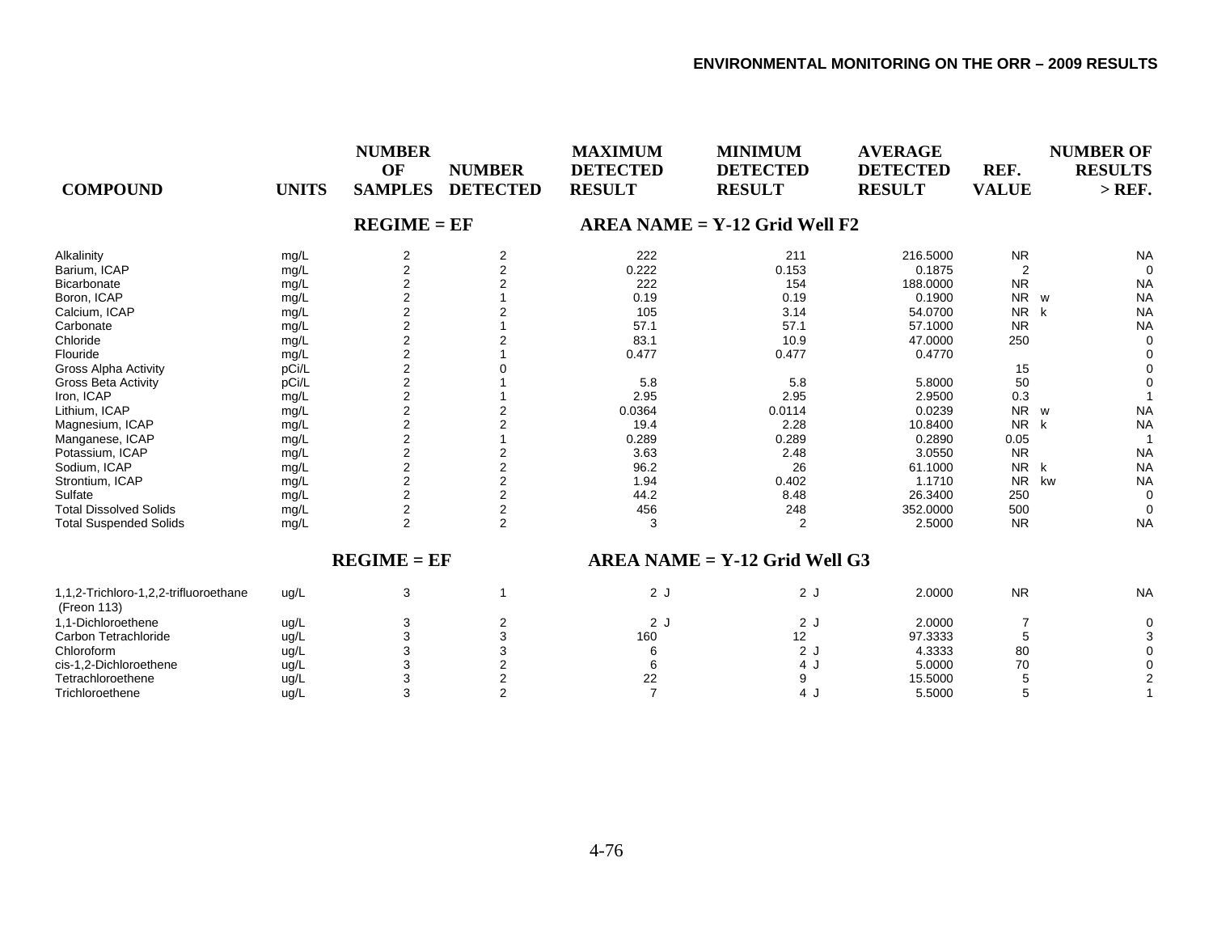| COMPOUND | UNITS | NUMBER OF SAMPLES | NUMBER DETECTED | MAXIMUM DETECTED RESULT | MINIMUM DETECTED RESULT | AVERAGE DETECTED RESULT | REF. VALUE | | NUMBER OF RESULTS > REF. |
|---|---|---|---|---|---|---|---|---|---|
| | | **REGIME = EF** | | **AREA NAME = Y-12 Grid Well F2** | | | | | |
| Alkalinity | mg/L | 2 | 2 | 222 | 211 | 216.5000 | NR | | NA |
| Barium, ICAP | mg/L | 2 | 2 | 0.222 | 0.153 | 0.1875 | 2 | | 0 |
| Bicarbonate | mg/L | 2 | 2 | 222 | 154 | 188.0000 | NR | | NA |
| Boron, ICAP | mg/L | 2 | 1 | 0.19 | 0.19 | 0.1900 | NR | w | NA |
| Calcium, ICAP | mg/L | 2 | 2 | 105 | 3.14 | 54.0700 | NR | k | NA |
| Carbonate | mg/L | 2 | 1 | 57.1 | 57.1 | 57.1000 | NR | | NA |
| Chloride | mg/L | 2 | 2 | 83.1 | 10.9 | 47.0000 | 250 | | 0 |
| Flouride | mg/L | 2 | 1 | 0.477 | 0.477 | 0.4770 | | | 0 |
| Gross Alpha Activity | pCi/L | 2 | 0 | | | | 15 | | 0 |
| Gross Beta Activity | pCi/L | 2 | 1 | 5.8 | 5.8 | 5.8000 | 50 | | 0 |
| Iron, ICAP | mg/L | 2 | 1 | 2.95 | 2.95 | 2.9500 | 0.3 | | 1 |
| Lithium, ICAP | mg/L | 2 | 2 | 0.0364 | 0.0114 | 0.0239 | NR | w | NA |
| Magnesium, ICAP | mg/L | 2 | 2 | 19.4 | 2.28 | 10.8400 | NR | k | NA |
| Manganese, ICAP | mg/L | 2 | 1 | 0.289 | 0.289 | 0.2890 | 0.05 | | 1 |
| Potassium, ICAP | mg/L | 2 | 2 | 3.63 | 2.48 | 3.0550 | NR | | NA |
| Sodium, ICAP | mg/L | 2 | 2 | 96.2 | 26 | 61.1000 | NR | k | NA |
| Strontium, ICAP | mg/L | 2 | 2 | 1.94 | 0.402 | 1.1710 | NR | kw | NA |
| Sulfate | mg/L | 2 | 2 | 44.2 | 8.48 | 26.3400 | 250 | | 0 |
| Total Dissolved Solids | mg/L | 2 | 2 | 456 | 248 | 352.0000 | 500 | | 0 |
| Total Suspended Solids | mg/L | 2 | 2 | 3 | 2 | 2.5000 | NR | | NA |
| | | **REGIME = EF** | | **AREA NAME = Y-12 Grid Well G3** | | | | | |
| 1,1,2-Trichloro-1,2,2-trifluoroethane (Freon 113) | ug/L | 3 | 1 | 2 J | 2 J | 2.0000 | NR | | NA |
| 1,1-Dichloroethene | ug/L | 3 | 2 | 2 J | 2 J | 2.0000 | 7 | | 0 |
| Carbon Tetrachloride | ug/L | 3 | 3 | 160 | 12 | 97.3333 | 5 | | 3 |
| Chloroform | ug/L | 3 | 3 | 6 | 2 J | 4.3333 | 80 | | 0 |
| cis-1,2-Dichloroethene | ug/L | 3 | 2 | 6 | 4 J | 5.0000 | 70 | | 0 |
| Tetrachloroethene | ug/L | 3 | 2 | 22 | 9 | 15.5000 | 5 | | 2 |
| Trichloroethene | ug/L | 3 | 2 | 7 | 4 J | 5.5000 | 5 | | 1 |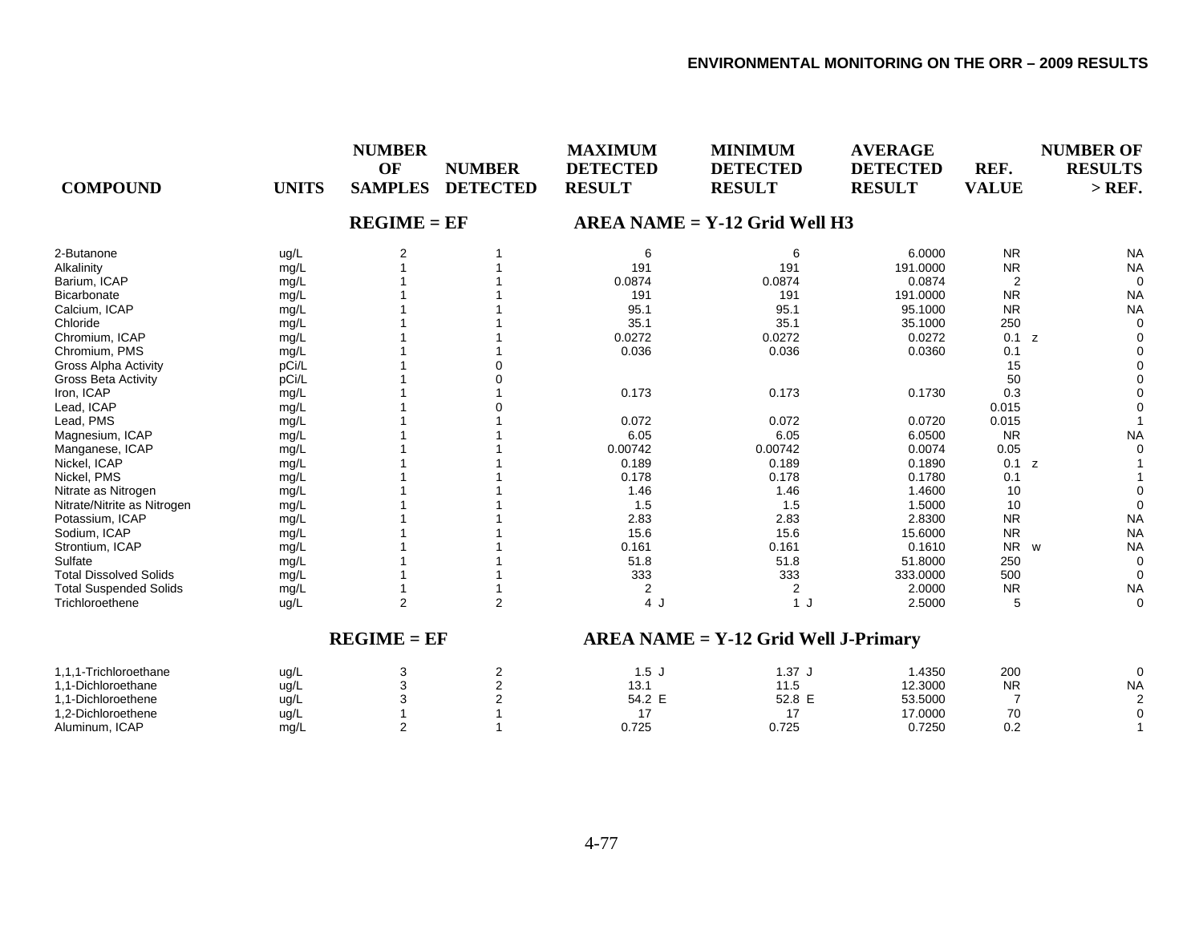| COMPOUND | UNITS | NUMBER OF SAMPLES | NUMBER DETECTED | MAXIMUM DETECTED RESULT | MINIMUM DETECTED RESULT | AVERAGE DETECTED RESULT | REF. VALUE | NUMBER OF RESULTS > REF. |
|---|---|---|---|---|---|---|---|---|
| | | **REGIME = EF** | | **AREA NAME = Y-12 Grid Well H3** | | | | |
| 2-Butanone | ug/L | 2 | 1 | 6 | 6 | 6.0000 | NR | NA |
| Alkalinity | mg/L | 1 | 1 | 191 | 191 | 191.0000 | NR | NA |
| Barium, ICAP | mg/L | 1 | 1 | 0.0874 | 0.0874 | 0.0874 | 2 | 0 |
| Bicarbonate | mg/L | 1 | 1 | 191 | 191 | 191.0000 | NR | NA |
| Calcium, ICAP | mg/L | 1 | 1 | 95.1 | 95.1 | 95.1000 | NR | NA |
| Chloride | mg/L | 1 | 1 | 35.1 | 35.1 | 35.1000 | 250 | 0 |
| Chromium, ICAP | mg/L | 1 | 1 | 0.0272 | 0.0272 | 0.0272 | 0.1 z | 0 |
| Chromium, PMS | mg/L | 1 | 1 | 0.036 | 0.036 | 0.0360 | 0.1 | 0 |
| Gross Alpha Activity | pCi/L | 1 | 0 | | | | 15 | 0 |
| Gross Beta Activity | pCi/L | 1 | 0 | | | | 50 | 0 |
| Iron, ICAP | mg/L | 1 | 1 | 0.173 | 0.173 | 0.1730 | 0.3 | 0 |
| Lead, ICAP | mg/L | 1 | 0 | | | | 0.015 | 0 |
| Lead, PMS | mg/L | 1 | 1 | 0.072 | 0.072 | 0.0720 | 0.015 | 1 |
| Magnesium, ICAP | mg/L | 1 | 1 | 6.05 | 6.05 | 6.0500 | NR | NA |
| Manganese, ICAP | mg/L | 1 | 1 | 0.00742 | 0.00742 | 0.0074 | 0.05 | 0 |
| Nickel, ICAP | mg/L | 1 | 1 | 0.189 | 0.189 | 0.1890 | 0.1 z | 1 |
| Nickel, PMS | mg/L | 1 | 1 | 0.178 | 0.178 | 0.1780 | 0.1 | 1 |
| Nitrate as Nitrogen | mg/L | 1 | 1 | 1.46 | 1.46 | 1.4600 | 10 | 0 |
| Nitrate/Nitrite as Nitrogen | mg/L | 1 | 1 | 1.5 | 1.5 | 1.5000 | 10 | 0 |
| Potassium, ICAP | mg/L | 1 | 1 | 2.83 | 2.83 | 2.8300 | NR | NA |
| Sodium, ICAP | mg/L | 1 | 1 | 15.6 | 15.6 | 15.6000 | NR | NA |
| Strontium, ICAP | mg/L | 1 | 1 | 0.161 | 0.161 | 0.1610 | NR w | NA |
| Sulfate | mg/L | 1 | 1 | 51.8 | 51.8 | 51.8000 | 250 | 0 |
| Total Dissolved Solids | mg/L | 1 | 1 | 333 | 333 | 333.0000 | 500 | 0 |
| Total Suspended Solids | mg/L | 1 | 1 | 2 | 2 | 2.0000 | NR | NA |
| Trichloroethene | ug/L | 2 | 2 | 4 J | 1 J | 2.5000 | 5 | 0 |
| | | **REGIME = EF** | | **AREA NAME = Y-12 Grid Well J-Primary** | | | | |
| 1,1,1-Trichloroethane | ug/L | 3 | 2 | 1.5 J | 1.37 J | 1.4350 | 200 | 0 |
| 1,1-Dichloroethane | ug/L | 3 | 2 | 13.1 | 11.5 | 12.3000 | NR | NA |
| 1,1-Dichloroethene | ug/L | 3 | 2 | 54.2 E | 52.8 E | 53.5000 | 7 | 2 |
| 1,2-Dichloroethene | ug/L | 1 | 1 | 17 | 17 | 17.0000 | 70 | 0 |
| Aluminum, ICAP | mg/L | 2 | 1 | 0.725 | 0.725 | 0.7250 | 0.2 | 1 |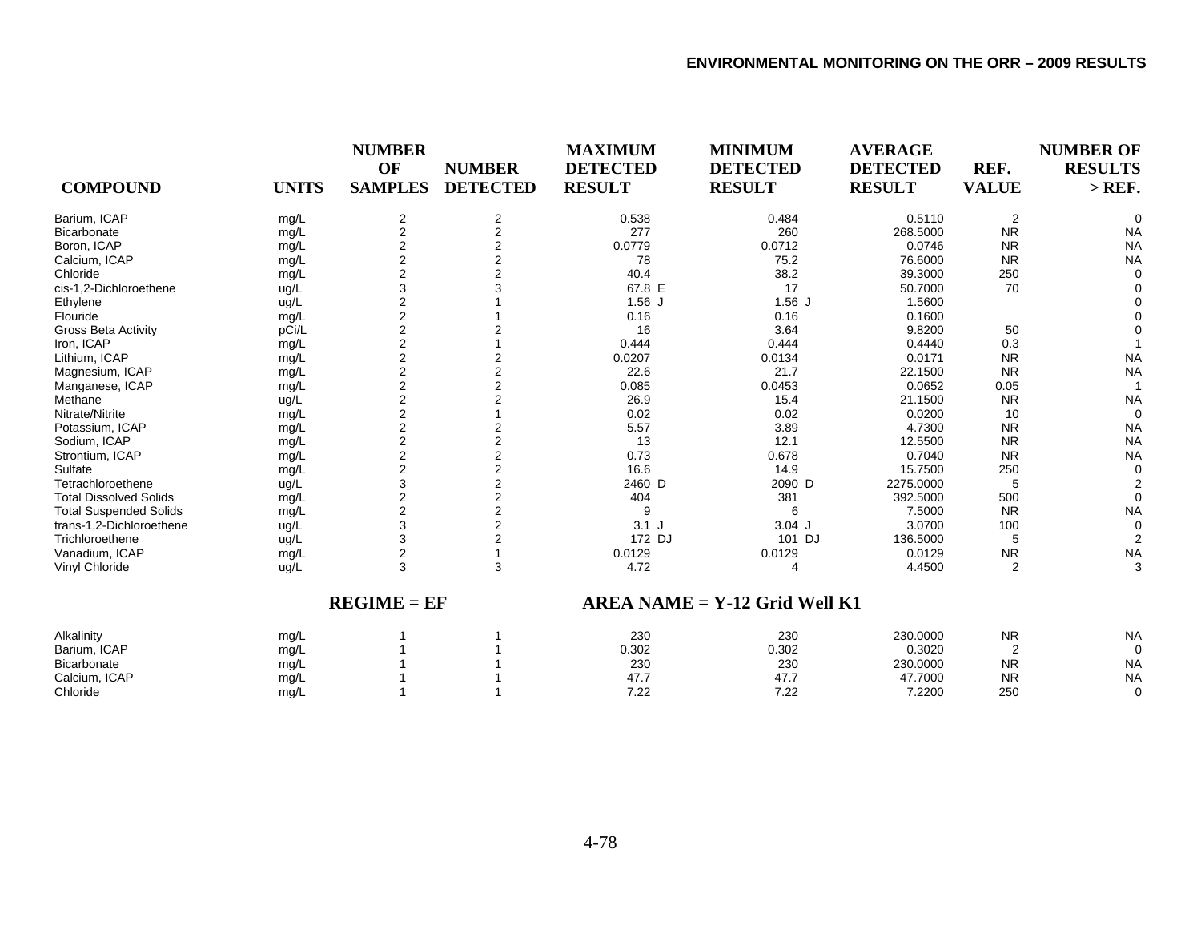| COMPOUND | UNITS | NUMBER OF SAMPLES | NUMBER DETECTED | MAXIMUM DETECTED RESULT | MINIMUM DETECTED RESULT | AVERAGE DETECTED RESULT | REF. VALUE | NUMBER OF RESULTS > REF. |
|---|---|---|---|---|---|---|---|---|
| Barium, ICAP | mg/L | 2 | 2 | 0.538 | 0.484 | 0.5110 | 2 | 0 |
| Bicarbonate | mg/L | 2 | 2 | 277 | 260 | 268.5000 | NR | NA |
| Boron, ICAP | mg/L | 2 | 2 | 0.0779 | 0.0712 | 0.0746 | NR | NA |
| Calcium, ICAP | mg/L | 2 | 2 | 78 | 75.2 | 76.6000 | NR | NA |
| Chloride | mg/L | 2 | 2 | 40.4 | 38.2 | 39.3000 | 250 | 0 |
| cis-1,2-Dichloroethene | ug/L | 3 | 3 | 67.8 E | 17 | 50.7000 | 70 | 0 |
| Ethylene | ug/L | 2 | 1 | 1.56 J | 1.56 J | 1.5600 | | 0 |
| Flouride | mg/L | 2 | 1 | 0.16 | 0.16 | 0.1600 | | 0 |
| Gross Beta Activity | pCi/L | 2 | 2 | 16 | 3.64 | 9.8200 | 50 | 0 |
| Iron, ICAP | mg/L | 2 | 1 | 0.444 | 0.444 | 0.4440 | 0.3 | 1 |
| Lithium, ICAP | mg/L | 2 | 2 | 0.0207 | 0.0134 | 0.0171 | NR | NA |
| Magnesium, ICAP | mg/L | 2 | 2 | 22.6 | 21.7 | 22.1500 | NR | NA |
| Manganese, ICAP | mg/L | 2 | 2 | 0.085 | 0.0453 | 0.0652 | 0.05 | 1 |
| Methane | ug/L | 2 | 2 | 26.9 | 15.4 | 21.1500 | NR | NA |
| Nitrate/Nitrite | mg/L | 2 | 1 | 0.02 | 0.02 | 0.0200 | 10 | 0 |
| Potassium, ICAP | mg/L | 2 | 2 | 5.57 | 3.89 | 4.7300 | NR | NA |
| Sodium, ICAP | mg/L | 2 | 2 | 13 | 12.1 | 12.5500 | NR | NA |
| Strontium, ICAP | mg/L | 2 | 2 | 0.73 | 0.678 | 0.7040 | NR | NA |
| Sulfate | mg/L | 2 | 2 | 16.6 | 14.9 | 15.7500 | 250 | 0 |
| Tetrachloroethene | ug/L | 3 | 2 | 2460 D | 2090 D | 2275.0000 | 5 | 2 |
| Total Dissolved Solids | mg/L | 2 | 2 | 404 | 381 | 392.5000 | 500 | 0 |
| Total Suspended Solids | mg/L | 2 | 2 | 9 | 6 | 7.5000 | NR | NA |
| trans-1,2-Dichloroethene | ug/L | 3 | 2 | 3.1 J | 3.04 J | 3.0700 | 100 | 0 |
| Trichloroethene | ug/L | 3 | 2 | 172 DJ | 101 DJ | 136.5000 | 5 | 2 |
| Vanadium, ICAP | mg/L | 2 | 1 | 0.0129 | 0.0129 | 0.0129 | NR | NA |
| Vinyl Chloride | ug/L | 3 | 3 | 4.72 | 4 | 4.4500 | 2 | 3 |

**REGIME = EF** **AREA NAME = Y-12 Grid Well K1**

| COMPOUND | UNITS | NUMBER OF SAMPLES | NUMBER DETECTED | MAXIMUM DETECTED RESULT | MINIMUM DETECTED RESULT | AVERAGE DETECTED RESULT | REF. VALUE | NUMBER OF RESULTS > REF. |
|---|---|---|---|---|---|---|---|---|
| Alkalinity | mg/L | 1 | 1 | 230 | 230 | 230.0000 | NR | NA |
| Barium, ICAP | mg/L | 1 | 1 | 0.302 | 0.302 | 0.3020 | 2 | 0 |
| Bicarbonate | mg/L | 1 | 1 | 230 | 230 | 230.0000 | NR | NA |
| Calcium, ICAP | mg/L | 1 | 1 | 47.7 | 47.7 | 47.7000 | NR | NA |
| Chloride | mg/L | 1 | 1 | 7.22 | 7.22 | 7.2200 | 250 | 0 |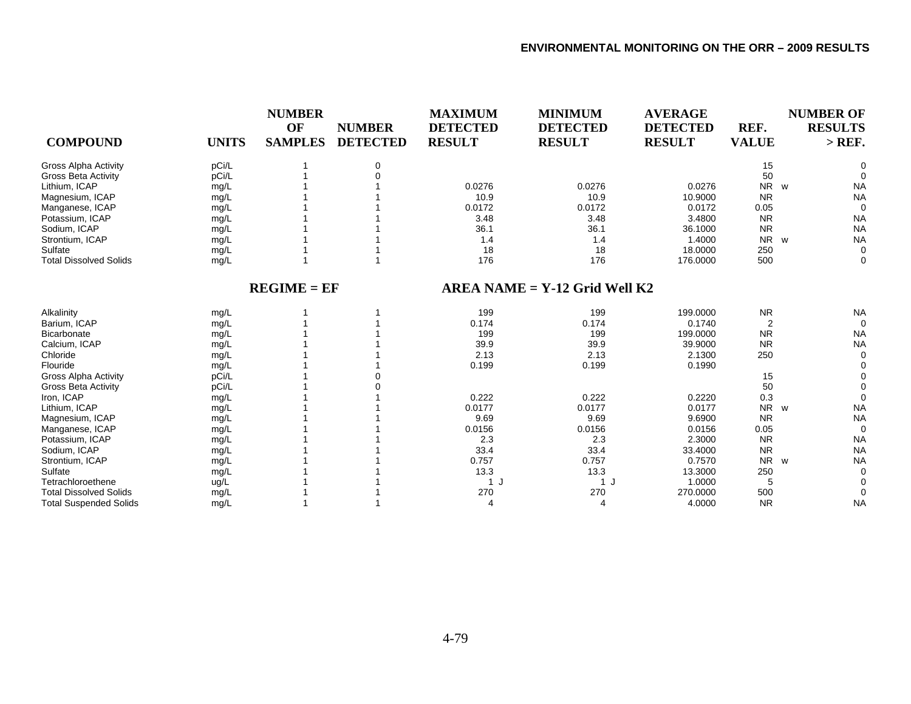| COMPOUND | UNITS | NUMBER OF SAMPLES | NUMBER DETECTED | MAXIMUM DETECTED RESULT | MINIMUM DETECTED RESULT | AVERAGE DETECTED RESULT | REF. VALUE | NUMBER OF RESULTS > REF. |
|---|---|---|---|---|---|---|---|---|
| Gross Alpha Activity | pCi/L | 1 | 0 | | | | 15 | 0 |
| Gross Beta Activity | pCi/L | 1 | 0 | | | | 50 | 0 |
| Lithium, ICAP | mg/L | 1 | 1 | 0.0276 | 0.0276 | 0.0276 | NR w | NA |
| Magnesium, ICAP | mg/L | 1 | 1 | 10.9 | 10.9 | 10.9000 | NR | NA |
| Manganese, ICAP | mg/L | 1 | 1 | 0.0172 | 0.0172 | 0.0172 | 0.05 | 0 |
| Potassium, ICAP | mg/L | 1 | 1 | 3.48 | 3.48 | 3.4800 | NR | NA |
| Sodium, ICAP | mg/L | 1 | 1 | 36.1 | 36.1 | 36.1000 | NR | NA |
| Strontium, ICAP | mg/L | 1 | 1 | 1.4 | 1.4 | 1.4000 | NR w | NA |
| Sulfate | mg/L | 1 | 1 | 18 | 18 | 18.0000 | 250 | 0 |
| Total Dissolved Solids | mg/L | 1 | 1 | 176 | 176 | 176.0000 | 500 | 0 |

**REGIME = EF** **AREA NAME = Y-12 Grid Well K2**

| COMPOUND | UNITS | NUMBER OF SAMPLES | NUMBER DETECTED | MAXIMUM DETECTED RESULT | MINIMUM DETECTED RESULT | AVERAGE DETECTED RESULT | REF. VALUE | NUMBER OF RESULTS > REF. |
|---|---|---|---|---|---|---|---|---|
| Alkalinity | mg/L | 1 | 1 | 199 | 199 | 199.0000 | NR | NA |
| Barium, ICAP | mg/L | 1 | 1 | 0.174 | 0.174 | 0.1740 | 2 | 0 |
| Bicarbonate | mg/L | 1 | 1 | 199 | 199 | 199.0000 | NR | NA |
| Calcium, ICAP | mg/L | 1 | 1 | 39.9 | 39.9 | 39.9000 | NR | NA |
| Chloride | mg/L | 1 | 1 | 2.13 | 2.13 | 2.1300 | 250 | 0 |
| Flouride | mg/L | 1 | 1 | 0.199 | 0.199 | 0.1990 | | 0 |
| Gross Alpha Activity | pCi/L | 1 | 0 | | | | 15 | 0 |
| Gross Beta Activity | pCi/L | 1 | 0 | | | | 50 | 0 |
| Iron, ICAP | mg/L | 1 | 1 | 0.222 | 0.222 | 0.2220 | 0.3 | 0 |
| Lithium, ICAP | mg/L | 1 | 1 | 0.0177 | 0.0177 | 0.0177 | NR w | NA |
| Magnesium, ICAP | mg/L | 1 | 1 | 9.69 | 9.69 | 9.6900 | NR | NA |
| Manganese, ICAP | mg/L | 1 | 1 | 0.0156 | 0.0156 | 0.0156 | 0.05 | 0 |
| Potassium, ICAP | mg/L | 1 | 1 | 2.3 | 2.3 | 2.3000 | NR | NA |
| Sodium, ICAP | mg/L | 1 | 1 | 33.4 | 33.4 | 33.4000 | NR | NA |
| Strontium, ICAP | mg/L | 1 | 1 | 0.757 | 0.757 | 0.7570 | NR w | NA |
| Sulfate | mg/L | 1 | 1 | 13.3 | 13.3 | 13.3000 | 250 | 0 |
| Tetrachloroethene | ug/L | 1 | 1 | 1 J | 1 J | 1.0000 | 5 | 0 |
| Total Dissolved Solids | mg/L | 1 | 1 | 270 | 270 | 270.0000 | 500 | 0 |
| Total Suspended Solids | mg/L | 1 | 1 | 4 | 4 | 4.0000 | NR | NA |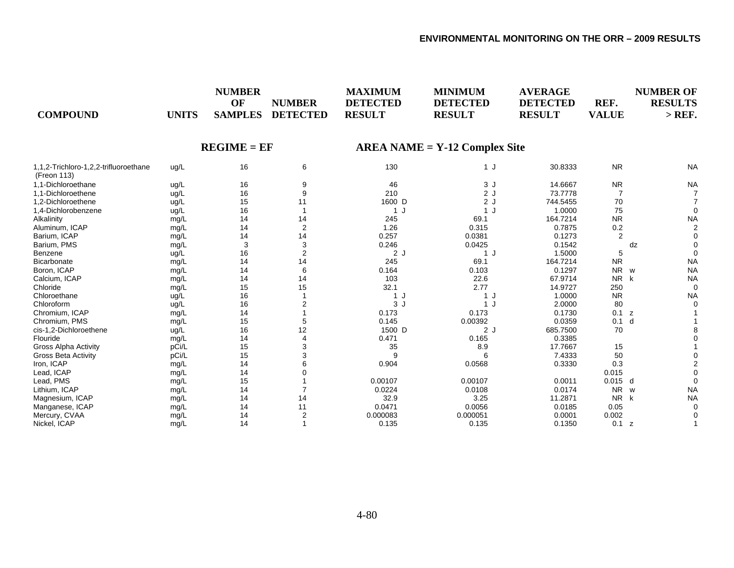**REGIME = EF** **AREA NAME = Y-12 Complex Site**

| COMPOUND | UNITS | NUMBER OF SAMPLES | NUMBER DETECTED | MAXIMUM DETECTED RESULT | MINIMUM DETECTED RESULT | AVERAGE DETECTED RESULT | REF. VALUE | NUMBER OF RESULTS > REF. |
|---|---|---|---|---|---|---|---|---|
| 1,1,2-Trichloro-1,2,2-trifluoroethane (Freon 113) | ug/L | 16 | 6 | 130 | 1 J | 30.8333 | NR | NA |
| 1,1-Dichloroethane | ug/L | 16 | 9 | 46 | 3 J | 14.6667 | NR | NA |
| 1,1-Dichloroethene | ug/L | 16 | 9 | 210 | 2 J | 73.7778 | 7 | 7 |
| 1,2-Dichloroethene | ug/L | 15 | 11 | 1600 D | 2 J | 744.5455 | 70 | 7 |
| 1,4-Dichlorobenzene | ug/L | 16 | 1 | 1 J | 1 J | 1.0000 | 75 | 0 |
| Alkalinity | mg/L | 14 | 14 | 245 | 69.1 | 164.7214 | NR | NA |
| Aluminum, ICAP | mg/L | 14 | 2 | 1.26 | 0.315 | 0.7875 | 0.2 | 2 |
| Barium, ICAP | mg/L | 14 | 14 | 0.257 | 0.0381 | 0.1273 | 2 | 0 |
| Barium, PMS | mg/L | 3 | 3 | 0.246 | 0.0425 | 0.1542 | dz | 0 |
| Benzene | ug/L | 16 | 2 | 2 J | 1 J | 1.5000 | 5 | 0 |
| Bicarbonate | mg/L | 14 | 14 | 245 | 69.1 | 164.7214 | NR | NA |
| Boron, ICAP | mg/L | 14 | 6 | 0.164 | 0.103 | 0.1297 | NR w | NA |
| Calcium, ICAP | mg/L | 14 | 14 | 103 | 22.6 | 67.9714 | NR k | NA |
| Chloride | mg/L | 15 | 15 | 32.1 | 2.77 | 14.9727 | 250 | 0 |
| Chloroethane | ug/L | 16 | 1 | 1 J | 1 J | 1.0000 | NR | NA |
| Chloroform | ug/L | 16 | 2 | 3 J | 1 J | 2.0000 | 80 | 0 |
| Chromium, ICAP | mg/L | 14 | 1 | 0.173 | 0.173 | 0.1730 | 0.1 z | 1 |
| Chromium, PMS | mg/L | 15 | 5 | 0.145 | 0.00392 | 0.0359 | 0.1 d | 1 |
| cis-1,2-Dichloroethene | ug/L | 16 | 12 | 1500 D | 2 J | 685.7500 | 70 | 8 |
| Flouride | mg/L | 14 | 4 | 0.471 | 0.165 | 0.3385 | | 0 |
| Gross Alpha Activity | pCi/L | 15 | 3 | 35 | 8.9 | 17.7667 | 15 | 1 |
| Gross Beta Activity | pCi/L | 15 | 3 | 9 | 6 | 7.4333 | 50 | 0 |
| Iron, ICAP | mg/L | 14 | 6 | 0.904 | 0.0568 | 0.3330 | 0.3 | 2 |
| Lead, ICAP | mg/L | 14 | 0 | | | | 0.015 | 0 |
| Lead, PMS | mg/L | 15 | 1 | 0.00107 | 0.00107 | 0.0011 | 0.015 d | 0 |
| Lithium, ICAP | mg/L | 14 | 7 | 0.0224 | 0.0108 | 0.0174 | NR w | NA |
| Magnesium, ICAP | mg/L | 14 | 14 | 32.9 | 3.25 | 11.2871 | NR k | NA |
| Manganese, ICAP | mg/L | 14 | 11 | 0.0471 | 0.0056 | 0.0185 | 0.05 | 0 |
| Mercury, CVAA | mg/L | 14 | 2 | 0.000083 | 0.000051 | 0.0001 | 0.002 | 0 |
| Nickel, ICAP | mg/L | 14 | 1 | 0.135 | 0.135 | 0.1350 | 0.1 z | 1 |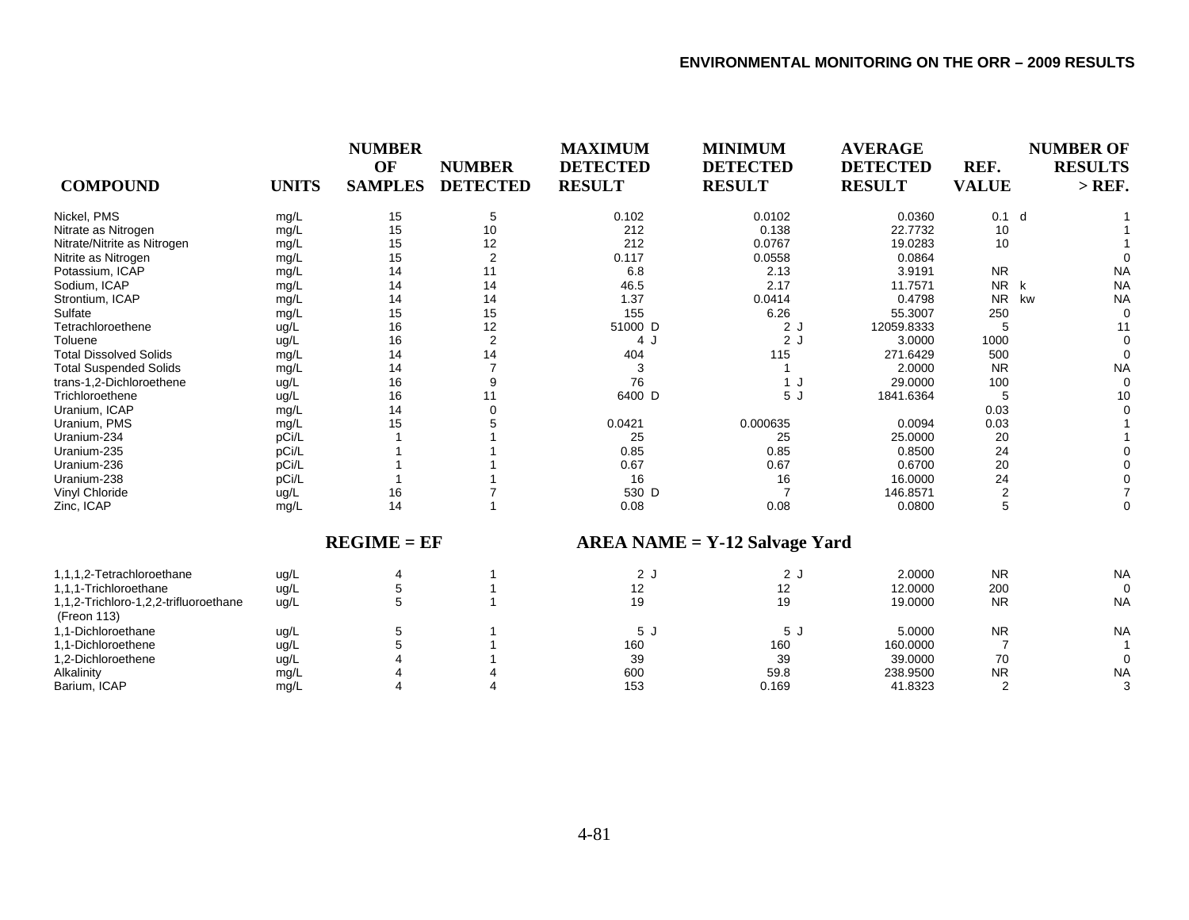| COMPOUND | UNITS | NUMBER OF SAMPLES | NUMBER DETECTED | MAXIMUM DETECTED RESULT | MINIMUM DETECTED RESULT | AVERAGE DETECTED RESULT | REF. VALUE | NUMBER OF RESULTS > REF. |
|---|---|---|---|---|---|---|---|---|
| Nickel, PMS | mg/L | 15 | 5 | 0.102 | 0.0102 | 0.0360 | 0.1 d | 1 |
| Nitrate as Nitrogen | mg/L | 15 | 10 | 212 | 0.138 | 22.7732 | 10 | 1 |
| Nitrate/Nitrite as Nitrogen | mg/L | 15 | 12 | 212 | 0.0767 | 19.0283 | 10 | 1 |
| Nitrite as Nitrogen | mg/L | 15 | 2 | 0.117 | 0.0558 | 0.0864 | | 0 |
| Potassium, ICAP | mg/L | 14 | 11 | 6.8 | 2.13 | 3.9191 | NR | NA |
| Sodium, ICAP | mg/L | 14 | 14 | 46.5 | 2.17 | 11.7571 | NR k | NA |
| Strontium, ICAP | mg/L | 14 | 14 | 1.37 | 0.0414 | 0.4798 | NR kw | NA |
| Sulfate | mg/L | 15 | 15 | 155 | 6.26 | 55.3007 | 250 | 0 |
| Tetrachloroethene | ug/L | 16 | 12 | 51000 D | 2 J | 12059.8333 | 5 | 11 |
| Toluene | ug/L | 16 | 2 | 4 J | 2 J | 3.0000 | 1000 | 0 |
| Total Dissolved Solids | mg/L | 14 | 14 | 404 | 115 | 271.6429 | 500 | 0 |
| Total Suspended Solids | mg/L | 14 | 7 | 3 | 1 | 2.0000 | NR | NA |
| trans-1,2-Dichloroethene | ug/L | 16 | 9 | 76 | 1 J | 29.0000 | 100 | 0 |
| Trichloroethene | ug/L | 16 | 11 | 6400 D | 5 J | 1841.6364 | 5 | 10 |
| Uranium, ICAP | mg/L | 14 | 0 | | | | 0.03 | 0 |
| Uranium, PMS | mg/L | 15 | 5 | 0.0421 | 0.000635 | 0.0094 | 0.03 | 1 |
| Uranium-234 | pCi/L | 1 | 1 | 25 | 25 | 25.0000 | 20 | 1 |
| Uranium-235 | pCi/L | 1 | 1 | 0.85 | 0.85 | 0.8500 | 24 | 0 |
| Uranium-236 | pCi/L | 1 | 1 | 0.67 | 0.67 | 0.6700 | 20 | 0 |
| Uranium-238 | pCi/L | 1 | 1 | 16 | 16 | 16.0000 | 24 | 0 |
| Vinyl Chloride | ug/L | 16 | 7 | 530 D | 7 | 146.8571 | 2 | 7 |
| Zinc, ICAP | mg/L | 14 | 1 | 0.08 | 0.08 | 0.0800 | 5 | 0 |

**REGIME = EF** **AREA NAME = Y-12 Salvage Yard**

| COMPOUND | UNITS | NUMBER OF SAMPLES | NUMBER DETECTED | MAXIMUM DETECTED RESULT | MINIMUM DETECTED RESULT | AVERAGE DETECTED RESULT | REF. VALUE | NUMBER OF RESULTS > REF. |
|---|---|---|---|---|---|---|---|---|
| 1,1,1,2-Tetrachloroethane | ug/L | 4 | 1 | 2 J | 2 J | 2.0000 | NR | NA |
| 1,1,1-Trichloroethane | ug/L | 5 | 1 | 12 | 12 | 12.0000 | 200 | 0 |
| 1,1,2-Trichloro-1,2,2-trifluoroethane (Freon 113) | ug/L | 5 | 1 | 19 | 19 | 19.0000 | NR | NA |
| 1,1-Dichloroethane | ug/L | 5 | 1 | 5 J | 5 J | 5.0000 | NR | NA |
| 1,1-Dichloroethene | ug/L | 5 | 1 | 160 | 160 | 160.0000 | 7 | 1 |
| 1,2-Dichloroethene | ug/L | 4 | 1 | 39 | 39 | 39.0000 | 70 | 0 |
| Alkalinity | mg/L | 4 | 4 | 600 | 59.8 | 238.9500 | NR | NA |
| Barium, ICAP | mg/L | 4 | 4 | 153 | 0.169 | 41.8323 | 2 | 3 |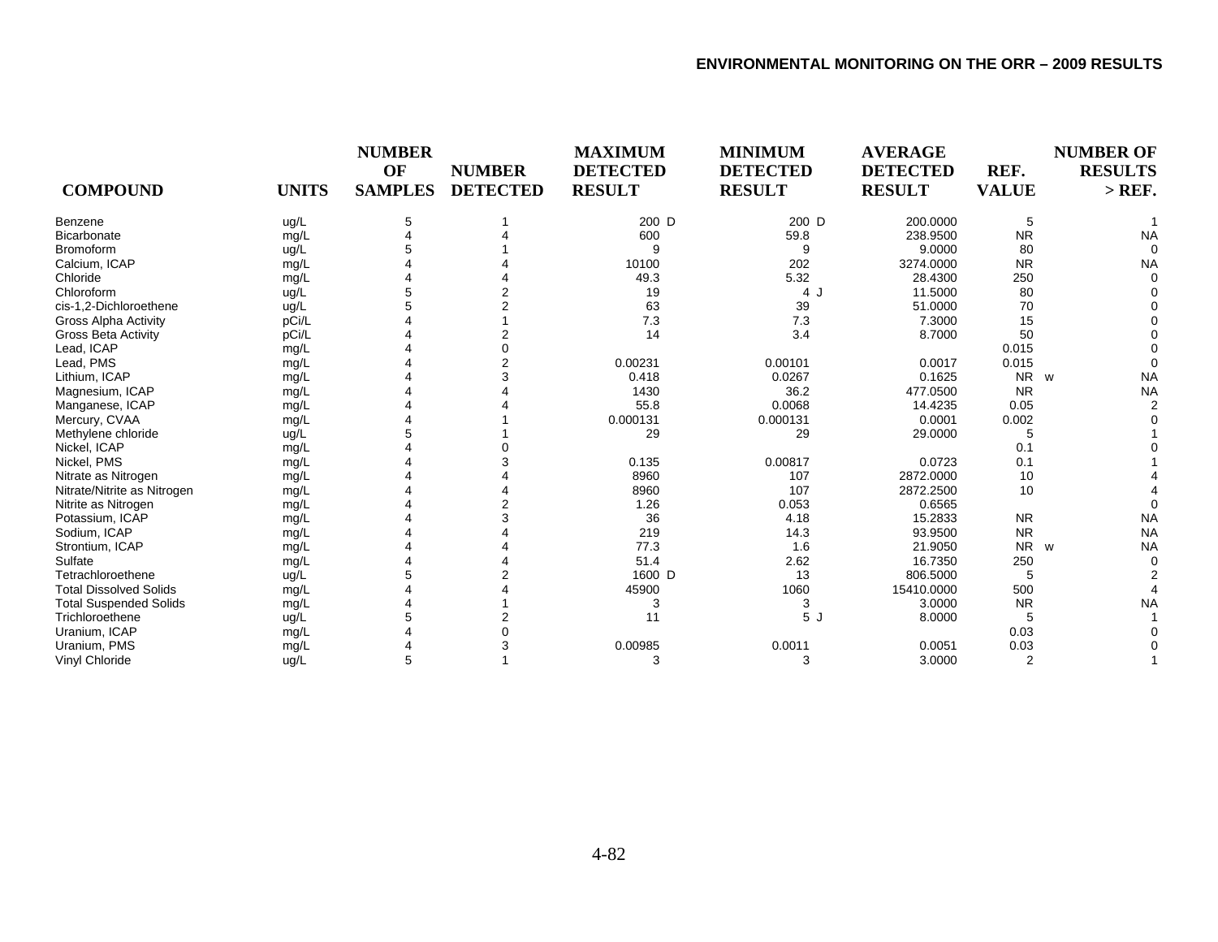| COMPOUND | UNITS | NUMBER OF SAMPLES | NUMBER DETECTED | MAXIMUM DETECTED RESULT | MINIMUM DETECTED RESULT | AVERAGE DETECTED RESULT | REF. VALUE | NUMBER OF RESULTS > REF. |
|---|---|---|---|---|---|---|---|---|
| Benzene | ug/L | 5 | 1 | 200 D | 200 D | 200.0000 | 5 | 1 |
| Bicarbonate | mg/L | 4 | 4 | 600 | 59.8 | 238.9500 | NR | NA |
| Bromoform | ug/L | 5 | 1 | 9 | 9 | 9.0000 | 80 | 0 |
| Calcium, ICAP | mg/L | 4 | 4 | 10100 | 202 | 3274.0000 | NR | NA |
| Chloride | mg/L | 4 | 4 | 49.3 | 5.32 | 28.4300 | 250 | 0 |
| Chloroform | ug/L | 5 | 2 | 19 | 4 J | 11.5000 | 80 | 0 |
| cis-1,2-Dichloroethene | ug/L | 5 | 2 | 63 | 39 | 51.0000 | 70 | 0 |
| Gross Alpha Activity | pCi/L | 4 | 1 | 7.3 | 7.3 | 7.3000 | 15 | 0 |
| Gross Beta Activity | pCi/L | 4 | 2 | 14 | 3.4 | 8.7000 | 50 | 0 |
| Lead, ICAP | mg/L | 4 | 0 | | | | 0.015 | 0 |
| Lead, PMS | mg/L | 4 | 2 | 0.00231 | 0.00101 | 0.0017 | 0.015 | 0 |
| Lithium, ICAP | mg/L | 4 | 3 | 0.418 | 0.0267 | 0.1625 | NR w | NA |
| Magnesium, ICAP | mg/L | 4 | 4 | 1430 | 36.2 | 477.0500 | NR | NA |
| Manganese, ICAP | mg/L | 4 | 4 | 55.8 | 0.0068 | 14.4235 | 0.05 | 2 |
| Mercury, CVAA | mg/L | 4 | 1 | 0.000131 | 0.000131 | 0.0001 | 0.002 | 0 |
| Methylene chloride | ug/L | 5 | 1 | 29 | 29 | 29.0000 | 5 | 1 |
| Nickel, ICAP | mg/L | 4 | 0 | | | | 0.1 | 0 |
| Nickel, PMS | mg/L | 4 | 3 | 0.135 | 0.00817 | 0.0723 | 0.1 | 1 |
| Nitrate as Nitrogen | mg/L | 4 | 4 | 8960 | 107 | 2872.0000 | 10 | 4 |
| Nitrate/Nitrite as Nitrogen | mg/L | 4 | 4 | 8960 | 107 | 2872.2500 | 10 | 4 |
| Nitrite as Nitrogen | mg/L | 4 | 2 | 1.26 | 0.053 | 0.6565 | | 0 |
| Potassium, ICAP | mg/L | 4 | 3 | 36 | 4.18 | 15.2833 | NR | NA |
| Sodium, ICAP | mg/L | 4 | 4 | 219 | 14.3 | 93.9500 | NR | NA |
| Strontium, ICAP | mg/L | 4 | 4 | 77.3 | 1.6 | 21.9050 | NR w | NA |
| Sulfate | mg/L | 4 | 4 | 51.4 | 2.62 | 16.7350 | 250 | 0 |
| Tetrachloroethene | ug/L | 5 | 2 | 1600 D | 13 | 806.5000 | 5 | 2 |
| Total Dissolved Solids | mg/L | 4 | 4 | 45900 | 1060 | 15410.0000 | 500 | 4 |
| Total Suspended Solids | mg/L | 4 | 1 | 3 | 3 | 3.0000 | NR | NA |
| Trichloroethene | ug/L | 5 | 2 | 11 | 5 J | 8.0000 | 5 | 1 |
| Uranium, ICAP | mg/L | 4 | 0 | | | | 0.03 | 0 |
| Uranium, PMS | mg/L | 4 | 3 | 0.00985 | 0.0011 | 0.0051 | 0.03 | 0 |
| Vinyl Chloride | ug/L | 5 | 1 | 3 | 3 | 3.0000 | 2 | 1 |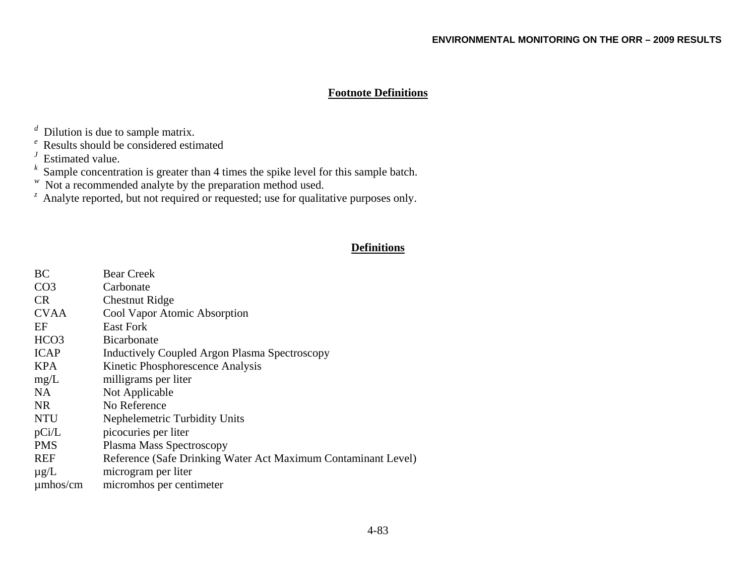## Footnote Definitions

[d] Dilution is due to sample matrix.
[e] Results should be considered estimated
[J] Estimated value.
[k] Sample concentration is greater than 4 times the spike level for this sample batch.
[w] Not a recommended analyte by the preparation method used.
[z] Analyte reported, but not required or requested; use for qualitative purposes only.

## Definitions

| | |
|---|---|
| BC | Bear Creek |
| CO3 | Carbonate |
| CR | Chestnut Ridge |
| CVAA | Cool Vapor Atomic Absorption |
| EF | East Fork |
| HCO3 | Bicarbonate |
| ICAP | Inductively Coupled Argon Plasma Spectroscopy |
| KPA | Kinetic Phosphorescence Analysis |
| mg/L | milligrams per liter |
| NA | Not Applicable |
| NR | No Reference |
| NTU | Nephelemetric Turbidity Units |
| pCi/L | picocuries per liter |
| PMS | Plasma Mass Spectroscopy |
| REF | Reference (Safe Drinking Water Act Maximum Contaminant Level) |
| µg/L | microgram per liter |
| µmhos/cm | micromhos per centimeter |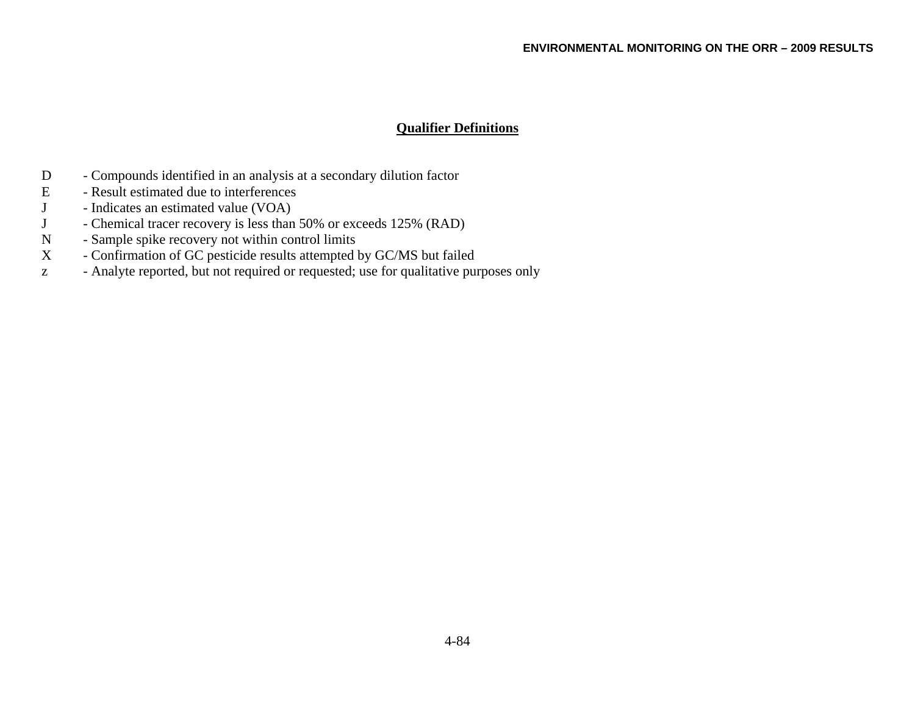## Qualifier Definitions

D - Compounds identified in an analysis at a secondary dilution factor
E - Result estimated due to interferences
J - Indicates an estimated value (VOA)
J - Chemical tracer recovery is less than 50% or exceeds 125% (RAD)
N - Sample spike recovery not within control limits
X - Confirmation of GC pesticide results attempted by GC/MS but failed
z - Analyte reported, but not required or requested; use for qualitative purposes only